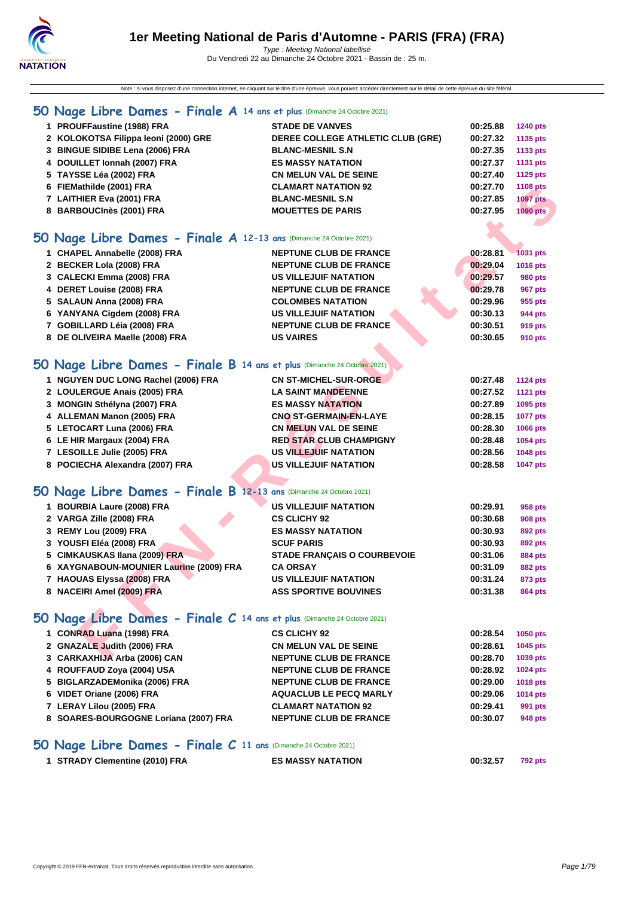# 1er Meeting National de Paris d'Automne - PARIS (FRA) (FRA)

*Type : Meeting National labellisé*

Du Vendredi 22 au Dimanche 24 Octobre 2021 - Bassin de : 25 m.

Note : si vous disposez d'une connection internet, en cliquant sur le titre d'une épreuve, vous pouvez accéder directement sur le détail de cette épreuve du site féféral.

## 50 Nage Libre Dames - Finale A 14 ans et plus (Dimanche 24 Octobre 2021)

| | | | | |
|---|---|---|---|---|
| 1 | PROUFFaustine (1988) FRA | STADE DE VANVES | 00:25.88 | 1240 pts |
| 2 | KOLOKOTSA Filippa Ioeni (2000) GRE | DEREE COLLEGE ATHLETIC CLUB (GRE) | 00:27.32 | 1135 pts |
| 3 | BINGUE SIDIBE Lena (2006) FRA | BLANC-MESNIL S.N | 00:27.35 | 1133 pts |
| 4 | DOUILLET Ionnah (2007) FRA | ES MASSY NATATION | 00:27.37 | 1131 pts |
| 5 | TAYSSE Léa (2002) FRA | CN MELUN VAL DE SEINE | 00:27.40 | 1129 pts |
| 6 | FIEMathilde (2001) FRA | CLAMART NATATION 92 | 00:27.70 | 1108 pts |
| 7 | LAITHIER Eva (2001) FRA | BLANC-MESNIL S.N | 00:27.85 | 1097 pts |
| 8 | BARBOUCInès (2001) FRA | MOUETTES DE PARIS | 00:27.95 | 1090 pts |

## 50 Nage Libre Dames - Finale A 12-13 ans (Dimanche 24 Octobre 2021)

| | | | | |
|---|---|---|---|---|
| 1 | CHAPEL Annabelle (2008) FRA | NEPTUNE CLUB DE FRANCE | 00:28.81 | 1031 pts |
| 2 | BECKER Lola (2008) FRA | NEPTUNE CLUB DE FRANCE | 00:29.04 | 1016 pts |
| 3 | CALECKI Emma (2008) FRA | US VILLEJUIF NATATION | 00:29.57 | 980 pts |
| 4 | DERET Louise (2008) FRA | NEPTUNE CLUB DE FRANCE | 00:29.78 | 967 pts |
| 5 | SALAUN Anna (2008) FRA | COLOMBES NATATION | 00:29.96 | 955 pts |
| 6 | YANYANA Cigdem (2008) FRA | US VILLEJUIF NATATION | 00:30.13 | 944 pts |
| 7 | GOBILLARD Léia (2008) FRA | NEPTUNE CLUB DE FRANCE | 00:30.51 | 919 pts |
| 8 | DE OLIVEIRA Maelle (2008) FRA | US VAIRES | 00:30.65 | 910 pts |

## 50 Nage Libre Dames - Finale B 14 ans et plus (Dimanche 24 Octobre 2021)

| | | | | |
|---|---|---|---|---|
| 1 | NGUYEN DUC LONG Rachel (2006) FRA | CN ST-MICHEL-SUR-ORGE | 00:27.48 | 1124 pts |
| 2 | LOULERGUE Anais (2005) FRA | LA SAINT MANDEENNE | 00:27.52 | 1121 pts |
| 3 | MONGIN Sthélyna (2007) FRA | ES MASSY NATATION | 00:27.89 | 1095 pts |
| 4 | ALLEMAN Manon (2005) FRA | CNO ST-GERMAIN-EN-LAYE | 00:28.15 | 1077 pts |
| 5 | LETOCART Luna (2006) FRA | CN MELUN VAL DE SEINE | 00:28.30 | 1066 pts |
| 6 | LE HIR Margaux (2004) FRA | RED STAR CLUB CHAMPIGNY | 00:28.48 | 1054 pts |
| 7 | LESOILLE Julie (2005) FRA | US VILLEJUIF NATATION | 00:28.56 | 1048 pts |
| 8 | POCIECHA Alexandra (2007) FRA | US VILLEJUIF NATATION | 00:28.58 | 1047 pts |

## 50 Nage Libre Dames - Finale B 12-13 ans (Dimanche 24 Octobre 2021)

| | | | | |
|---|---|---|---|---|
| 1 | BOURBIA Laure (2008) FRA | US VILLEJUIF NATATION | 00:29.91 | 958 pts |
| 2 | VARGA Zille (2008) FRA | CS CLICHY 92 | 00:30.68 | 908 pts |
| 3 | REMY Lou (2009) FRA | ES MASSY NATATION | 00:30.93 | 892 pts |
| 3 | YOUSFI Eléa (2008) FRA | SCUF PARIS | 00:30.93 | 892 pts |
| 5 | CIMKAUSKAS Ilana (2009) FRA | STADE FRANÇAIS O COURBEVOIE | 00:31.06 | 884 pts |
| 6 | XAYGNABOUN-MOUNIER Laurine (2009) FRA | CA ORSAY | 00:31.09 | 882 pts |
| 7 | HAOUAS Elyssa (2008) FRA | US VILLEJUIF NATATION | 00:31.24 | 873 pts |
| 8 | NACEIRI Amel (2009) FRA | ASS SPORTIVE BOUVINES | 00:31.38 | 864 pts |

## 50 Nage Libre Dames - Finale C 14 ans et plus (Dimanche 24 Octobre 2021)

| | | | | |
|---|---|---|---|---|
| 1 | CONRAD Luana (1998) FRA | CS CLICHY 92 | 00:28.54 | 1050 pts |
| 2 | GNAZALE Judith (2006) FRA | CN MELUN VAL DE SEINE | 00:28.61 | 1045 pts |
| 3 | CARKAXHIJA Arba (2006) CAN | NEPTUNE CLUB DE FRANCE | 00:28.70 | 1039 pts |
| 4 | ROUFFAUD Zoya (2004) USA | NEPTUNE CLUB DE FRANCE | 00:28.92 | 1024 pts |
| 5 | BIGLARZADEMonika (2006) FRA | NEPTUNE CLUB DE FRANCE | 00:29.00 | 1018 pts |
| 6 | VIDET Oriane (2006) FRA | AQUACLUB LE PECQ MARLY | 00:29.06 | 1014 pts |
| 7 | LERAY Lilou (2005) FRA | CLAMART NATATION 92 | 00:29.41 | 991 pts |
| 8 | SOARES-BOURGOGNE Loriana (2007) FRA | NEPTUNE CLUB DE FRANCE | 00:30.07 | 948 pts |

## 50 Nage Libre Dames - Finale C 11 ans (Dimanche 24 Octobre 2021)

| | | | | |
|---|---|---|---|---|
| 1 | STRADY Clementine (2010) FRA | ES MASSY NATATION | 00:32.57 | 792 pts |

Copyright © 2019 FFN-extraNat. Tous droits réservés reproduction interdite sans autorisation.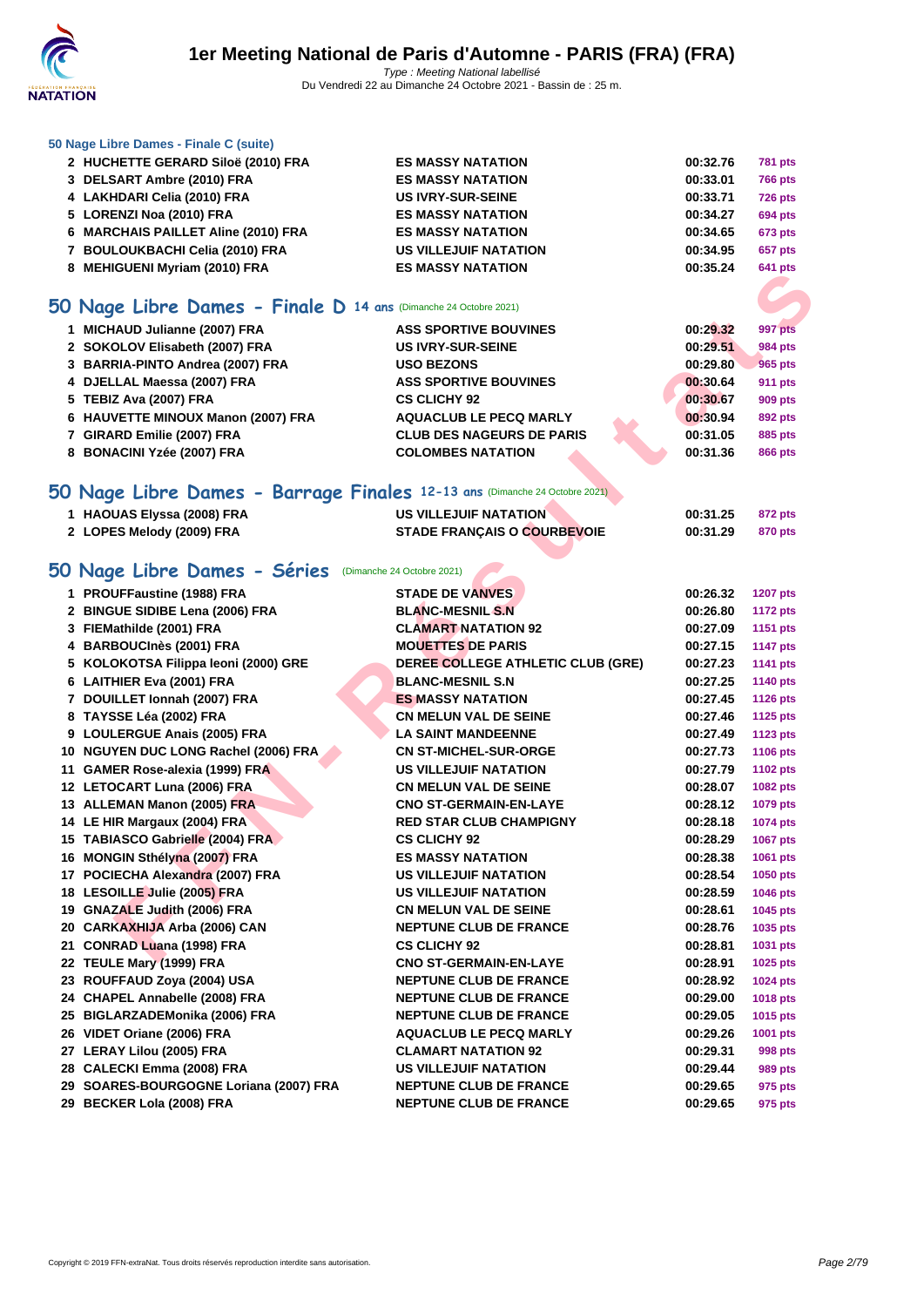### 50 Nage Libre Dames - Finale C (suite)

| | | | | |
|---|---|---|---|---|
| 2 | HUCHETTE GERARD Siloë (2010) FRA | ES MASSY NATATION | 00:32.76 | 781 pts |
| 3 | DELSART Ambre (2010) FRA | ES MASSY NATATION | 00:33.01 | 766 pts |
| 4 | LAKHDARI Celia (2010) FRA | US IVRY-SUR-SEINE | 00:33.71 | 726 pts |
| 5 | LORENZI Noa (2010) FRA | ES MASSY NATATION | 00:34.27 | 694 pts |
| 6 | MARCHAIS PAILLET Aline (2010) FRA | ES MASSY NATATION | 00:34.65 | 673 pts |
| 7 | BOULOUKBACHI Celia (2010) FRA | US VILLEJUIF NATATION | 00:34.95 | 657 pts |
| 8 | MEHIGUENI Myriam (2010) FRA | ES MASSY NATATION | 00:35.24 | 641 pts |

## 50 Nage Libre Dames - Finale D 14 ans (Dimanche 24 Octobre 2021)

| | | | | |
|---|---|---|---|---|
| 1 | MICHAUD Julianne (2007) FRA | ASS SPORTIVE BOUVINES | 00:29.32 | 997 pts |
| 2 | SOKOLOV Elisabeth (2007) FRA | US IVRY-SUR-SEINE | 00:29.51 | 984 pts |
| 3 | BARRIA-PINTO Andrea (2007) FRA | USO BEZONS | 00:29.80 | 965 pts |
| 4 | DJELLAL Maessa (2007) FRA | ASS SPORTIVE BOUVINES | 00:30.64 | 911 pts |
| 5 | TEBIZ Ava (2007) FRA | CS CLICHY 92 | 00:30.67 | 909 pts |
| 6 | HAUVETTE MINOUX Manon (2007) FRA | AQUACLUB LE PECQ MARLY | 00:30.94 | 892 pts |
| 7 | GIRARD Emilie (2007) FRA | CLUB DES NAGEURS DE PARIS | 00:31.05 | 885 pts |
| 8 | BONACINI Yzée (2007) FRA | COLOMBES NATATION | 00:31.36 | 866 pts |

## 50 Nage Libre Dames - Barrage Finales 12-13 ans (Dimanche 24 Octobre 2021)

| | | | | |
|---|---|---|---|---|
| 1 | HAOUAS Elyssa (2008) FRA | US VILLEJUIF NATATION | 00:31.25 | 872 pts |
| 2 | LOPES Melody (2009) FRA | STADE FRANÇAIS O COURBEVOIE | 00:31.29 | 870 pts |

## 50 Nage Libre Dames - Séries (Dimanche 24 Octobre 2021)

| | | | | |
|---|---|---|---|---|
| 1 | PROUFFaustine (1988) FRA | STADE DE VANVES | 00:26.32 | 1207 pts |
| 2 | BINGUE SIDIBE Lena (2006) FRA | BLANC-MESNIL S.N | 00:26.80 | 1172 pts |
| 3 | FIEMathilde (2001) FRA | CLAMART NATATION 92 | 00:27.09 | 1151 pts |
| 4 | BARBOUCInès (2001) FRA | MOUETTES DE PARIS | 00:27.15 | 1147 pts |
| 5 | KOLOKOTSA Filippa leoni (2000) GRE | DEREE COLLEGE ATHLETIC CLUB (GRE) | 00:27.23 | 1141 pts |
| 6 | LAITHIER Eva (2001) FRA | BLANC-MESNIL S.N | 00:27.25 | 1140 pts |
| 7 | DOUILLET Ionnah (2007) FRA | ES MASSY NATATION | 00:27.45 | 1126 pts |
| 8 | TAYSSE Léa (2002) FRA | CN MELUN VAL DE SEINE | 00:27.46 | 1125 pts |
| 9 | LOULERGUE Anais (2005) FRA | LA SAINT MANDEENNE | 00:27.49 | 1123 pts |
| 10 | NGUYEN DUC LONG Rachel (2006) FRA | CN ST-MICHEL-SUR-ORGE | 00:27.73 | 1106 pts |
| 11 | GAMER Rose-alexia (1999) FRA | US VILLEJUIF NATATION | 00:27.79 | 1102 pts |
| 12 | LETOCART Luna (2006) FRA | CN MELUN VAL DE SEINE | 00:28.07 | 1082 pts |
| 13 | ALLEMAN Manon (2005) FRA | CNO ST-GERMAIN-EN-LAYE | 00:28.12 | 1079 pts |
| 14 | LE HIR Margaux (2004) FRA | RED STAR CLUB CHAMPIGNY | 00:28.18 | 1074 pts |
| 15 | TABIASCO Gabrielle (2004) FRA | CS CLICHY 92 | 00:28.29 | 1067 pts |
| 16 | MONGIN Sthélyna (2007) FRA | ES MASSY NATATION | 00:28.38 | 1061 pts |
| 17 | POCIECHA Alexandra (2007) FRA | US VILLEJUIF NATATION | 00:28.54 | 1050 pts |
| 18 | LESOILLE Julie (2005) FRA | US VILLEJUIF NATATION | 00:28.59 | 1046 pts |
| 19 | GNAZALE Judith (2006) FRA | CN MELUN VAL DE SEINE | 00:28.61 | 1045 pts |
| 20 | CARKAXHIJA Arba (2006) CAN | NEPTUNE CLUB DE FRANCE | 00:28.76 | 1035 pts |
| 21 | CONRAD Luana (1998) FRA | CS CLICHY 92 | 00:28.81 | 1031 pts |
| 22 | TEULE Mary (1999) FRA | CNO ST-GERMAIN-EN-LAYE | 00:28.91 | 1025 pts |
| 23 | ROUFFAUD Zoya (2004) USA | NEPTUNE CLUB DE FRANCE | 00:28.92 | 1024 pts |
| 24 | CHAPEL Annabelle (2008) FRA | NEPTUNE CLUB DE FRANCE | 00:29.00 | 1018 pts |
| 25 | BIGLARZADEMonika (2006) FRA | NEPTUNE CLUB DE FRANCE | 00:29.05 | 1015 pts |
| 26 | VIDET Oriane (2006) FRA | AQUACLUB LE PECQ MARLY | 00:29.26 | 1001 pts |
| 27 | LERAY Lilou (2005) FRA | CLAMART NATATION 92 | 00:29.31 | 998 pts |
| 28 | CALECKI Emma (2008) FRA | US VILLEJUIF NATATION | 00:29.44 | 989 pts |
| 29 | SOARES-BOURGOGNE Loriana (2007) FRA | NEPTUNE CLUB DE FRANCE | 00:29.65 | 975 pts |
| 29 | BECKER Lola (2008) FRA | NEPTUNE CLUB DE FRANCE | 00:29.65 | 975 pts |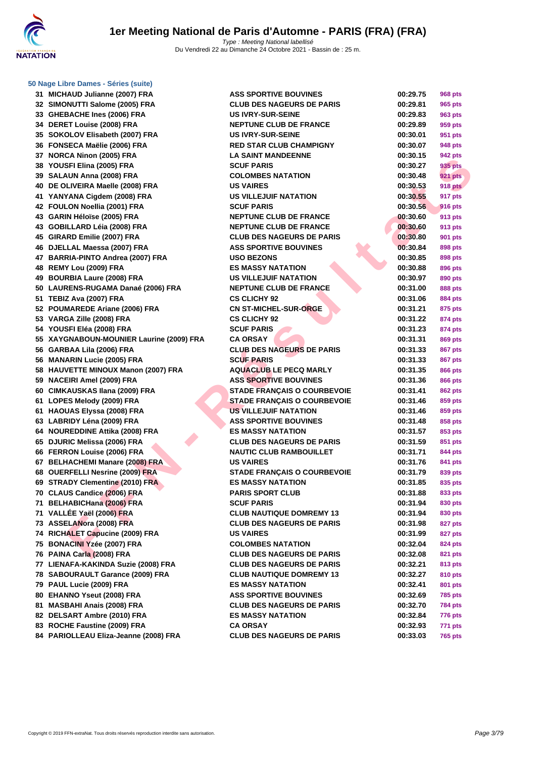### 50 Nage Libre Dames - Séries (suite)

| | | | | |
|---|---|---|---|---|
| 31 | MICHAUD Julianne (2007) FRA | ASS SPORTIVE BOUVINES | 00:29.75 | 968 pts |
| 32 | SIMONUTTI Salome (2005) FRA | CLUB DES NAGEURS DE PARIS | 00:29.81 | 965 pts |
| 33 | GHEBACHE Ines (2006) FRA | US IVRY-SUR-SEINE | 00:29.83 | 963 pts |
| 34 | DERET Louise (2008) FRA | NEPTUNE CLUB DE FRANCE | 00:29.89 | 959 pts |
| 35 | SOKOLOV Elisabeth (2007) FRA | US IVRY-SUR-SEINE | 00:30.01 | 951 pts |
| 36 | FONSECA Maëlie (2006) FRA | RED STAR CLUB CHAMPIGNY | 00:30.07 | 948 pts |
| 37 | NORCA Ninon (2005) FRA | LA SAINT MANDEENNE | 00:30.15 | 942 pts |
| 38 | YOUSFI Elina (2005) FRA | SCUF PARIS | 00:30.27 | 935 pts |
| 39 | SALAUN Anna (2008) FRA | COLOMBES NATATION | 00:30.48 | 921 pts |
| 40 | DE OLIVEIRA Maelle (2008) FRA | US VAIRES | 00:30.53 | 918 pts |
| 41 | YANYANA Cigdem (2008) FRA | US VILLEJUIF NATATION | 00:30.55 | 917 pts |
| 42 | FOULON Noellia (2001) FRA | SCUF PARIS | 00:30.56 | 916 pts |
| 43 | GARIN Héloïse (2005) FRA | NEPTUNE CLUB DE FRANCE | 00:30.60 | 913 pts |
| 43 | GOBILLARD Léia (2008) FRA | NEPTUNE CLUB DE FRANCE | 00:30.60 | 913 pts |
| 45 | GIRARD Emilie (2007) FRA | CLUB DES NAGEURS DE PARIS | 00:30.80 | 901 pts |
| 46 | DJELLAL Maessa (2007) FRA | ASS SPORTIVE BOUVINES | 00:30.84 | 898 pts |
| 47 | BARRIA-PINTO Andrea (2007) FRA | USO BEZONS | 00:30.85 | 898 pts |
| 48 | REMY Lou (2009) FRA | ES MASSY NATATION | 00:30.88 | 896 pts |
| 49 | BOURBIA Laure (2008) FRA | US VILLEJUIF NATATION | 00:30.97 | 890 pts |
| 50 | LAURENS-RUGAMA Danaé (2006) FRA | NEPTUNE CLUB DE FRANCE | 00:31.00 | 888 pts |
| 51 | TEBIZ Ava (2007) FRA | CS CLICHY 92 | 00:31.06 | 884 pts |
| 52 | POUMAREDE Ariane (2006) FRA | CN ST-MICHEL-SUR-ORGE | 00:31.21 | 875 pts |
| 53 | VARGA Zille (2008) FRA | CS CLICHY 92 | 00:31.22 | 874 pts |
| 54 | YOUSFI Eléa (2008) FRA | SCUF PARIS | 00:31.23 | 874 pts |
| 55 | XAYGNABOUN-MOUNIER Laurine (2009) FRA | CA ORSAY | 00:31.31 | 869 pts |
| 56 | GARBAA Lila (2006) FRA | CLUB DES NAGEURS DE PARIS | 00:31.33 | 867 pts |
| 56 | MANARIN Lucie (2005) FRA | SCUF PARIS | 00:31.33 | 867 pts |
| 58 | HAUVETTE MINOUX Manon (2007) FRA | AQUACLUB LE PECQ MARLY | 00:31.35 | 866 pts |
| 59 | NACEIRI Amel (2009) FRA | ASS SPORTIVE BOUVINES | 00:31.36 | 866 pts |
| 60 | CIMKAUSKAS Ilana (2009) FRA | STADE FRANÇAIS O COURBEVOIE | 00:31.41 | 862 pts |
| 61 | LOPES Melody (2009) FRA | STADE FRANÇAIS O COURBEVOIE | 00:31.46 | 859 pts |
| 61 | HAOUAS Elyssa (2008) FRA | US VILLEJUIF NATATION | 00:31.46 | 859 pts |
| 63 | LABRIDY Léna (2009) FRA | ASS SPORTIVE BOUVINES | 00:31.48 | 858 pts |
| 64 | NOUREDDINE Attika (2008) FRA | ES MASSY NATATION | 00:31.57 | 853 pts |
| 65 | DJURIC Melissa (2006) FRA | CLUB DES NAGEURS DE PARIS | 00:31.59 | 851 pts |
| 66 | FERRON Louise (2006) FRA | NAUTIC CLUB RAMBOUILLET | 00:31.71 | 844 pts |
| 67 | BELHACHEMI Manare (2008) FRA | US VAIRES | 00:31.76 | 841 pts |
| 68 | OUERFELLI Nesrine (2009) FRA | STADE FRANÇAIS O COURBEVOIE | 00:31.79 | 839 pts |
| 69 | STRADY Clementine (2010) FRA | ES MASSY NATATION | 00:31.85 | 835 pts |
| 70 | CLAUS Candice (2006) FRA | PARIS SPORT CLUB | 00:31.88 | 833 pts |
| 71 | BELHABICHana (2006) FRA | SCUF PARIS | 00:31.94 | 830 pts |
| 71 | VALLÉE Yaël (2006) FRA | CLUB NAUTIQUE DOMREMY 13 | 00:31.94 | 830 pts |
| 73 | ASSELANora (2008) FRA | CLUB DES NAGEURS DE PARIS | 00:31.98 | 827 pts |
| 74 | RICHALET Capucine (2009) FRA | US VAIRES | 00:31.99 | 827 pts |
| 75 | BONACINI Yzée (2007) FRA | COLOMBES NATATION | 00:32.04 | 824 pts |
| 76 | PAINA Carla (2008) FRA | CLUB DES NAGEURS DE PARIS | 00:32.08 | 821 pts |
| 77 | LIENAFA-KAKINDA Suzie (2008) FRA | CLUB DES NAGEURS DE PARIS | 00:32.21 | 813 pts |
| 78 | SABOURAULT Garance (2009) FRA | CLUB NAUTIQUE DOMREMY 13 | 00:32.27 | 810 pts |
| 79 | PAUL Lucie (2009) FRA | ES MASSY NATATION | 00:32.41 | 801 pts |
| 80 | EHANNO Yseut (2008) FRA | ASS SPORTIVE BOUVINES | 00:32.69 | 785 pts |
| 81 | MASBAHI Anais (2008) FRA | CLUB DES NAGEURS DE PARIS | 00:32.70 | 784 pts |
| 82 | DELSART Ambre (2010) FRA | ES MASSY NATATION | 00:32.84 | 776 pts |
| 83 | ROCHE Faustine (2009) FRA | CA ORSAY | 00:32.93 | 771 pts |
| 84 | PARIOLLEAU Eliza-Jeanne (2008) FRA | CLUB DES NAGEURS DE PARIS | 00:33.03 | 765 pts |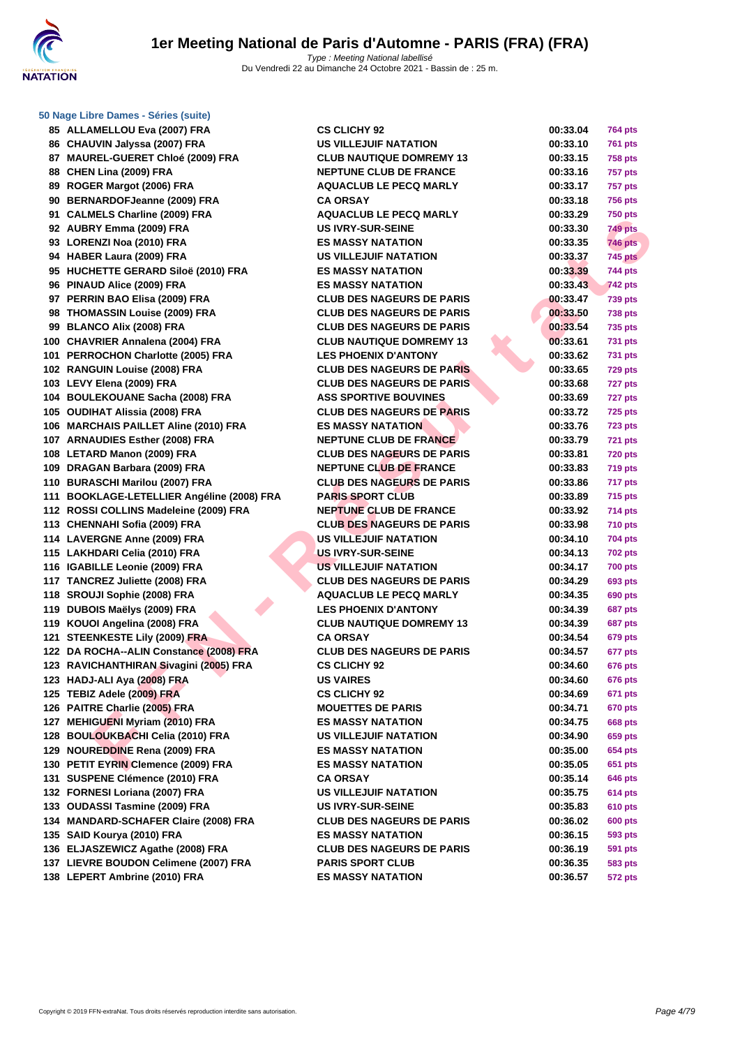### 50 Nage Libre Dames - Séries (suite)

| | | | | |
|---|---|---|---|---|
| 85 | ALLAMELLOU Eva (2007) FRA | CS CLICHY 92 | 00:33.04 | 764 pts |
| 86 | CHAUVIN Jalyssa (2007) FRA | US VILLEJUIF NATATION | 00:33.10 | 761 pts |
| 87 | MAUREL-GUERET Chloé (2009) FRA | CLUB NAUTIQUE DOMREMY 13 | 00:33.15 | 758 pts |
| 88 | CHEN Lina (2009) FRA | NEPTUNE CLUB DE FRANCE | 00:33.16 | 757 pts |
| 89 | ROGER Margot (2006) FRA | AQUACLUB LE PECQ MARLY | 00:33.17 | 757 pts |
| 90 | BERNARDOFJeanne (2009) FRA | CA ORSAY | 00:33.18 | 756 pts |
| 91 | CALMELS Charline (2009) FRA | AQUACLUB LE PECQ MARLY | 00:33.29 | 750 pts |
| 92 | AUBRY Emma (2009) FRA | US IVRY-SUR-SEINE | 00:33.30 | 749 pts |
| 93 | LORENZI Noa (2010) FRA | ES MASSY NATATION | 00:33.35 | 746 pts |
| 94 | HABER Laura (2009) FRA | US VILLEJUIF NATATION | 00:33.37 | 745 pts |
| 95 | HUCHETTE GERARD Siloë (2010) FRA | ES MASSY NATATION | 00:33.39 | 744 pts |
| 96 | PINAUD Alice (2009) FRA | ES MASSY NATATION | 00:33.43 | 742 pts |
| 97 | PERRIN BAO Elisa (2009) FRA | CLUB DES NAGEURS DE PARIS | 00:33.47 | 739 pts |
| 98 | THOMASSIN Louise (2009) FRA | CLUB DES NAGEURS DE PARIS | 00:33.50 | 738 pts |
| 99 | BLANCO Alix (2008) FRA | CLUB DES NAGEURS DE PARIS | 00:33.54 | 735 pts |
| 100 | CHAVRIER Annalena (2004) FRA | CLUB NAUTIQUE DOMREMY 13 | 00:33.61 | 731 pts |
| 101 | PERROCHON Charlotte (2005) FRA | LES PHOENIX D'ANTONY | 00:33.62 | 731 pts |
| 102 | RANGUIN Louise (2008) FRA | CLUB DES NAGEURS DE PARIS | 00:33.65 | 729 pts |
| 103 | LEVY Elena (2009) FRA | CLUB DES NAGEURS DE PARIS | 00:33.68 | 727 pts |
| 104 | BOULEKOUANE Sacha (2008) FRA | ASS SPORTIVE BOUVINES | 00:33.69 | 727 pts |
| 105 | OUDIHAT Alissia (2008) FRA | CLUB DES NAGEURS DE PARIS | 00:33.72 | 725 pts |
| 106 | MARCHAIS PAILLET Aline (2010) FRA | ES MASSY NATATION | 00:33.76 | 723 pts |
| 107 | ARNAUDIES Esther (2008) FRA | NEPTUNE CLUB DE FRANCE | 00:33.79 | 721 pts |
| 108 | LETARD Manon (2009) FRA | CLUB DES NAGEURS DE PARIS | 00:33.81 | 720 pts |
| 109 | DRAGAN Barbara (2009) FRA | NEPTUNE CLUB DE FRANCE | 00:33.83 | 719 pts |
| 110 | BURASCHI Marilou (2007) FRA | CLUB DES NAGEURS DE PARIS | 00:33.86 | 717 pts |
| 111 | BOOKLAGE-LETELLIER Angéline (2008) FRA | PARIS SPORT CLUB | 00:33.89 | 715 pts |
| 112 | ROSSI COLLINS Madeleine (2009) FRA | NEPTUNE CLUB DE FRANCE | 00:33.92 | 714 pts |
| 113 | CHENNAHI Sofia (2009) FRA | CLUB DES NAGEURS DE PARIS | 00:33.98 | 710 pts |
| 114 | LAVERGNE Anne (2009) FRA | US VILLEJUIF NATATION | 00:34.10 | 704 pts |
| 115 | LAKHDARI Celia (2010) FRA | US IVRY-SUR-SEINE | 00:34.13 | 702 pts |
| 116 | IGABILLE Leonie (2009) FRA | US VILLEJUIF NATATION | 00:34.17 | 700 pts |
| 117 | TANCREZ Juliette (2008) FRA | CLUB DES NAGEURS DE PARIS | 00:34.29 | 693 pts |
| 118 | SROUJI Sophie (2008) FRA | AQUACLUB LE PECQ MARLY | 00:34.35 | 690 pts |
| 119 | DUBOIS Maëlys (2009) FRA | LES PHOENIX D'ANTONY | 00:34.39 | 687 pts |
| 119 | KOUOI Angelina (2008) FRA | CLUB NAUTIQUE DOMREMY 13 | 00:34.39 | 687 pts |
| 121 | STEENKESTE Lily (2009) FRA | CA ORSAY | 00:34.54 | 679 pts |
| 122 | DA ROCHA--ALIN Constance (2008) FRA | CLUB DES NAGEURS DE PARIS | 00:34.57 | 677 pts |
| 123 | RAVICHANTHIRAN Sivagini (2005) FRA | CS CLICHY 92 | 00:34.60 | 676 pts |
| 123 | HADJ-ALI Aya (2008) FRA | US VAIRES | 00:34.60 | 676 pts |
| 125 | TEBIZ Adele (2009) FRA | CS CLICHY 92 | 00:34.69 | 671 pts |
| 126 | PAITRE Charlie (2005) FRA | MOUETTES DE PARIS | 00:34.71 | 670 pts |
| 127 | MEHIGUENI Myriam (2010) FRA | ES MASSY NATATION | 00:34.75 | 668 pts |
| 128 | BOULOUKBACHI Celia (2010) FRA | US VILLEJUIF NATATION | 00:34.90 | 659 pts |
| 129 | NOUREDDINE Rena (2009) FRA | ES MASSY NATATION | 00:35.00 | 654 pts |
| 130 | PETIT EYRIN Clemence (2009) FRA | ES MASSY NATATION | 00:35.05 | 651 pts |
| 131 | SUSPENE Clémence (2010) FRA | CA ORSAY | 00:35.14 | 646 pts |
| 132 | FORNESI Loriana (2007) FRA | US VILLEJUIF NATATION | 00:35.75 | 614 pts |
| 133 | OUDASSI Tasmine (2009) FRA | US IVRY-SUR-SEINE | 00:35.83 | 610 pts |
| 134 | MANDARD-SCHAFER Claire (2008) FRA | CLUB DES NAGEURS DE PARIS | 00:36.02 | 600 pts |
| 135 | SAID Kourya (2010) FRA | ES MASSY NATATION | 00:36.15 | 593 pts |
| 136 | ELJASZEWICZ Agathe (2008) FRA | CLUB DES NAGEURS DE PARIS | 00:36.19 | 591 pts |
| 137 | LIEVRE BOUDON Celimene (2007) FRA | PARIS SPORT CLUB | 00:36.35 | 583 pts |
| 138 | LEPERT Ambrine (2010) FRA | ES MASSY NATATION | 00:36.57 | 572 pts |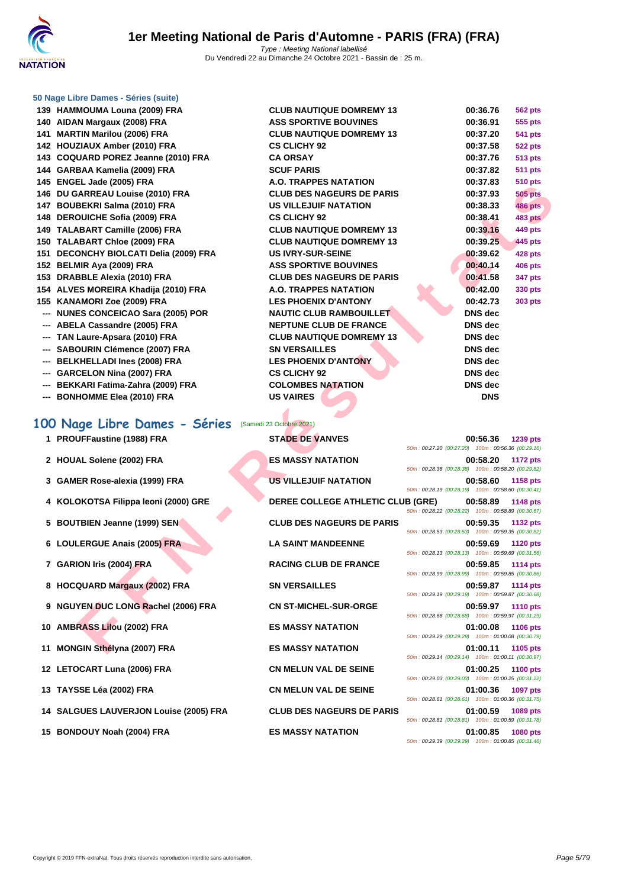### 50 Nage Libre Dames - Séries (suite)

| | | | | |
|---|---|---|---|---|
| 139 | HAMMOUMA Louna (2009) FRA | CLUB NAUTIQUE DOMREMY 13 | 00:36.76 | 562 pts |
| 140 | AIDAN Margaux (2008) FRA | ASS SPORTIVE BOUVINES | 00:36.91 | 555 pts |
| 141 | MARTIN Marilou (2006) FRA | CLUB NAUTIQUE DOMREMY 13 | 00:37.20 | 541 pts |
| 142 | HOUZIAUX Amber (2010) FRA | CS CLICHY 92 | 00:37.58 | 522 pts |
| 143 | COQUARD POREZ Jeanne (2010) FRA | CA ORSAY | 00:37.76 | 513 pts |
| 144 | GARBAA Kamelia (2009) FRA | SCUF PARIS | 00:37.82 | 511 pts |
| 145 | ENGEL Jade (2005) FRA | A.O. TRAPPES NATATION | 00:37.83 | 510 pts |
| 146 | DU GARREAU Louise (2010) FRA | CLUB DES NAGEURS DE PARIS | 00:37.93 | 505 pts |
| 147 | BOUBEKRI Salma (2010) FRA | US VILLEJUIF NATATION | 00:38.33 | 486 pts |
| 148 | DEROUICHE Sofia (2009) FRA | CS CLICHY 92 | 00:38.41 | 483 pts |
| 149 | TALABART Camille (2006) FRA | CLUB NAUTIQUE DOMREMY 13 | 00:39.16 | 449 pts |
| 150 | TALABART Chloe (2009) FRA | CLUB NAUTIQUE DOMREMY 13 | 00:39.25 | 445 pts |
| 151 | DECONCHY BIOLCATI Delia (2009) FRA | US IVRY-SUR-SEINE | 00:39.62 | 428 pts |
| 152 | BELMIR Aya (2009) FRA | ASS SPORTIVE BOUVINES | 00:40.14 | 406 pts |
| 153 | DRABBLE Alexia (2010) FRA | CLUB DES NAGEURS DE PARIS | 00:41.58 | 347 pts |
| 154 | ALVES MOREIRA Khadija (2010) FRA | A.O. TRAPPES NATATION | 00:42.00 | 330 pts |
| 155 | KANAMORI Zoe (2009) FRA | LES PHOENIX D'ANTONY | 00:42.73 | 303 pts |
| --- | NUNES CONCEICAO Sara (2005) POR | NAUTIC CLUB RAMBOUILLET | DNS dec | |
| --- | ABELA Cassandre (2005) FRA | NEPTUNE CLUB DE FRANCE | DNS dec | |
| --- | TAN Laure-Apsara (2010) FRA | CLUB NAUTIQUE DOMREMY 13 | DNS dec | |
| --- | SABOURIN Clémence (2007) FRA | SN VERSAILLES | DNS dec | |
| --- | BELKHELLADI Ines (2008) FRA | LES PHOENIX D'ANTONY | DNS dec | |
| --- | GARCELON Nina (2007) FRA | CS CLICHY 92 | DNS dec | |
| --- | BEKKARI Fatima-Zahra (2009) FRA | COLOMBES NATATION | DNS dec | |
| --- | BONHOMME Elea (2010) FRA | US VAIRES | DNS | |

## 100 Nage Libre Dames - Séries (Samedi 23 Octobre 2021)

| | | | | | |
|---|---|---|---|---|---|
| 1 | PROUFFaustine (1988) FRA | STADE DE VANVES | 00:56.36 | 1239 pts | 50m : 00:27.20 (00:27.20) 100m : 00:56.36 (00:29.16) |
| 2 | HOUAL Solene (2002) FRA | ES MASSY NATATION | 00:58.20 | 1172 pts | 50m : 00:28.38 (00:28.38) 100m : 00:58.20 (00:29.82) |
| 3 | GAMER Rose-alexia (1999) FRA | US VILLEJUIF NATATION | 00:58.60 | 1158 pts | 50m : 00:28.19 (00:28.19) 100m : 00:58.60 (00:30.41) |
| 4 | KOLOKOTSA Filippa leoni (2000) GRE | DEREE COLLEGE ATHLETIC CLUB (GRE) | 00:58.89 | 1148 pts | 50m : 00:28.22 (00:28.22) 100m : 00:58.89 (00:30.67) |
| 5 | BOUTBIEN Jeanne (1999) SEN | CLUB DES NAGEURS DE PARIS | 00:59.35 | 1132 pts | 50m : 00:28.53 (00:28.53) 100m : 00:59.35 (00:30.82) |
| 6 | LOULERGUE Anais (2005) FRA | LA SAINT MANDEENNE | 00:59.69 | 1120 pts | 50m : 00:28.13 (00:28.13) 100m : 00:59.69 (00:31.56) |
| 7 | GARION Iris (2004) FRA | RACING CLUB DE FRANCE | 00:59.85 | 1114 pts | 50m : 00:28.99 (00:28.99) 100m : 00:59.85 (00:30.86) |
| 8 | HOCQUARD Margaux (2002) FRA | SN VERSAILLES | 00:59.87 | 1114 pts | 50m : 00:29.19 (00:29.19) 100m : 00:59.87 (00:30.68) |
| 9 | NGUYEN DUC LONG Rachel (2006) FRA | CN ST-MICHEL-SUR-ORGE | 00:59.97 | 1110 pts | 50m : 00:28.68 (00:28.68) 100m : 00:59.97 (00:31.29) |
| 10 | AMBRASS Lilou (2002) FRA | ES MASSY NATATION | 01:00.08 | 1106 pts | 50m : 00:29.29 (00:29.29) 100m : 01:00.08 (00:30.79) |
| 11 | MONGIN Sthélyna (2007) FRA | ES MASSY NATATION | 01:00.11 | 1105 pts | 50m : 00:29.14 (00:29.14) 100m : 01:00.11 (00:30.97) |
| 12 | LETOCART Luna (2006) FRA | CN MELUN VAL DE SEINE | 01:00.25 | 1100 pts | 50m : 00:29.03 (00:29.03) 100m : 01:00.25 (00:31.22) |
| 13 | TAYSSE Léa (2002) FRA | CN MELUN VAL DE SEINE | 01:00.36 | 1097 pts | 50m : 00:28.61 (00:28.61) 100m : 01:00.36 (00:31.75) |
| 14 | SALGUES LAUVERJON Louise (2005) FRA | CLUB DES NAGEURS DE PARIS | 01:00.59 | 1089 pts | 50m : 00:28.81 (00:28.81) 100m : 01:00.59 (00:31.78) |
| 15 | BONDOUY Noah (2004) FRA | ES MASSY NATATION | 01:00.85 | 1080 pts | 50m : 00:29.39 (00:29.39) 100m : 01:00.85 (00:31.46) |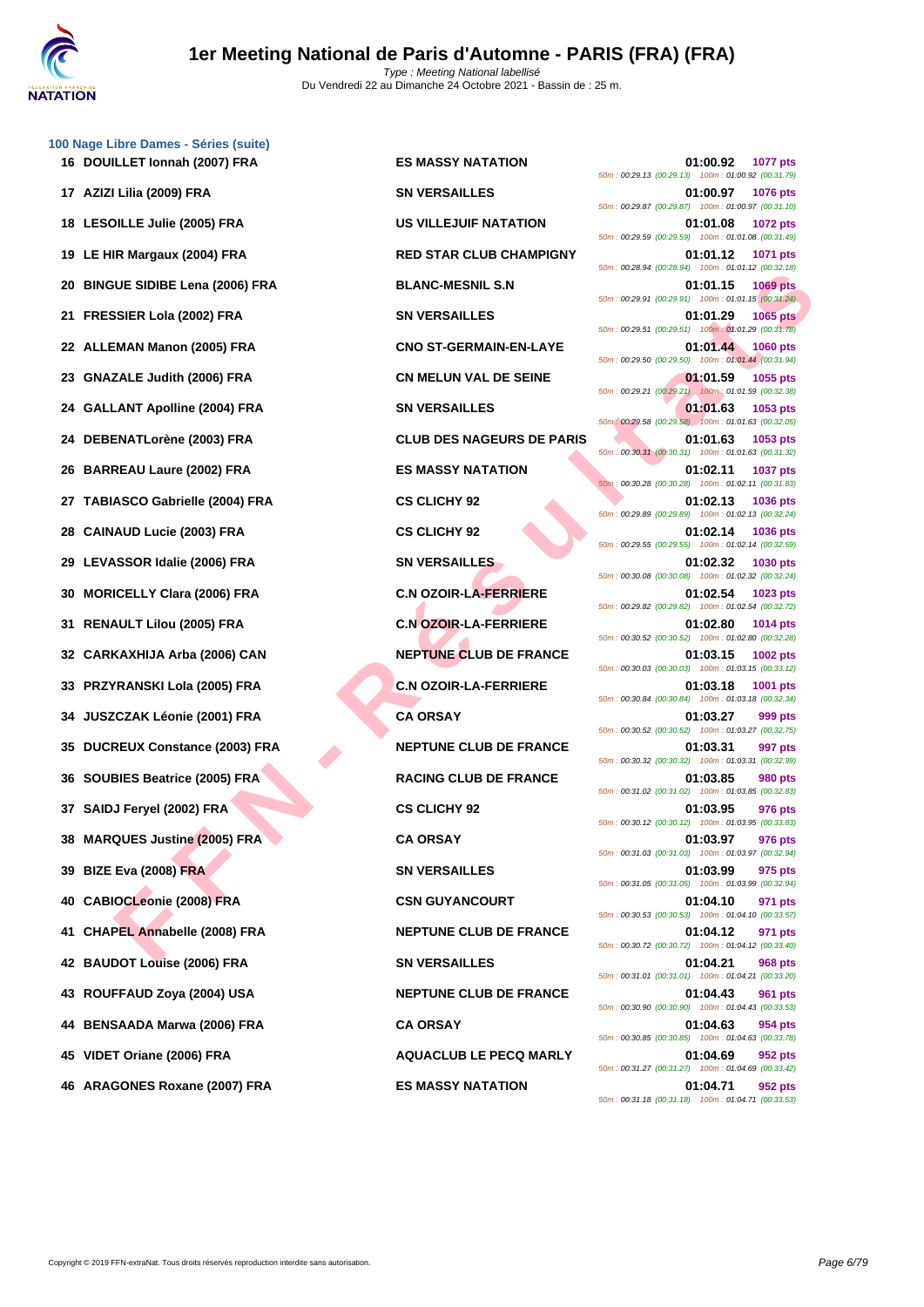### 100 Nage Libre Dames - Séries (suite)

| Rang | Nom | Club | Temps | Points | Splits |
|---|---|---|---|---|---|
| 16 | DOUILLET Ionnah (2007) FRA | ES MASSY NATATION | 01:00.92 | 1077 pts | 50m : 00:29.13 (00:29.13) 100m : 01:00.92 (00:31.79) |
| 17 | AZIZI Lilia (2009) FRA | SN VERSAILLES | 01:00.97 | 1076 pts | 50m : 00:29.87 (00:29.87) 100m : 01:00.97 (00:31.10) |
| 18 | LESOILLE Julie (2005) FRA | US VILLEJUIF NATATION | 01:01.08 | 1072 pts | 50m : 00:29.59 (00:29.59) 100m : 01:01.08 (00:31.49) |
| 19 | LE HIR Margaux (2004) FRA | RED STAR CLUB CHAMPIGNY | 01:01.12 | 1071 pts | 50m : 00:28.94 (00:28.94) 100m : 01:01.12 (00:32.18) |
| 20 | BINGUE SIDIBE Lena (2006) FRA | BLANC-MESNIL S.N | 01:01.15 | 1069 pts | 50m : 00:29.91 (00:29.91) 100m : 01:01.15 (00:31.24) |
| 21 | FRESSIER Lola (2002) FRA | SN VERSAILLES | 01:01.29 | 1065 pts | 50m : 00:29.51 (00:29.51) 100m : 01:01.29 (00:31.78) |
| 22 | ALLEMAN Manon (2005) FRA | CNO ST-GERMAIN-EN-LAYE | 01:01.44 | 1060 pts | 50m : 00:29.50 (00:29.50) 100m : 01:01.44 (00:31.94) |
| 23 | GNAZALE Judith (2006) FRA | CN MELUN VAL DE SEINE | 01:01.59 | 1055 pts | 50m : 00:29.21 (00:29.21) 100m : 01:01.59 (00:32.38) |
| 24 | GALLANT Apolline (2004) FRA | SN VERSAILLES | 01:01.63 | 1053 pts | 50m : 00:29.58 (00:29.58) 100m : 01:01.63 (00:32.05) |
| 24 | DEBENATLorène (2003) FRA | CLUB DES NAGEURS DE PARIS | 01:01.63 | 1053 pts | 50m : 00:30.31 (00:30.31) 100m : 01:01.63 (00:31.32) |
| 26 | BARREAU Laure (2002) FRA | ES MASSY NATATION | 01:02.11 | 1037 pts | 50m : 00:30.28 (00:30.28) 100m : 01:02.11 (00:31.83) |
| 27 | TABIASCO Gabrielle (2004) FRA | CS CLICHY 92 | 01:02.13 | 1036 pts | 50m : 00:29.89 (00:29.89) 100m : 01:02.13 (00:32.24) |
| 28 | CAINAUD Lucie (2003) FRA | CS CLICHY 92 | 01:02.14 | 1036 pts | 50m : 00:29.55 (00:29.55) 100m : 01:02.14 (00:32.59) |
| 29 | LEVASSOR Idalie (2006) FRA | SN VERSAILLES | 01:02.32 | 1030 pts | 50m : 00:30.08 (00:30.08) 100m : 01:02.32 (00:32.24) |
| 30 | MORICELLY Clara (2006) FRA | C.N OZOIR-LA-FERRIERE | 01:02.54 | 1023 pts | 50m : 00:29.82 (00:29.82) 100m : 01:02.54 (00:32.72) |
| 31 | RENAULT Lilou (2005) FRA | C.N OZOIR-LA-FERRIERE | 01:02.80 | 1014 pts | 50m : 00:30.52 (00:30.52) 100m : 01:02.80 (00:32.28) |
| 32 | CARKAXHIJA Arba (2006) CAN | NEPTUNE CLUB DE FRANCE | 01:03.15 | 1002 pts | 50m : 00:30.03 (00:30.03) 100m : 01:03.15 (00:33.12) |
| 33 | PRZYRANSKI Lola (2005) FRA | C.N OZOIR-LA-FERRIERE | 01:03.18 | 1001 pts | 50m : 00:30.84 (00:30.84) 100m : 01:03.18 (00:32.34) |
| 34 | JUSZCZAK Léonie (2001) FRA | CA ORSAY | 01:03.27 | 999 pts | 50m : 00:30.52 (00:30.52) 100m : 01:03.27 (00:32.75) |
| 35 | DUCREUX Constance (2003) FRA | NEPTUNE CLUB DE FRANCE | 01:03.31 | 997 pts | 50m : 00:30.32 (00:30.32) 100m : 01:03.31 (00:32.99) |
| 36 | SOUBIES Beatrice (2005) FRA | RACING CLUB DE FRANCE | 01:03.85 | 980 pts | 50m : 00:31.02 (00:31.02) 100m : 01:03.85 (00:32.83) |
| 37 | SAIDJ Feryel (2002) FRA | CS CLICHY 92 | 01:03.95 | 976 pts | 50m : 00:30.12 (00:30.12) 100m : 01:03.95 (00:33.83) |
| 38 | MARQUES Justine (2005) FRA | CA ORSAY | 01:03.97 | 976 pts | 50m : 00:31.03 (00:31.03) 100m : 01:03.97 (00:32.94) |
| 39 | BIZE Eva (2008) FRA | SN VERSAILLES | 01:03.99 | 975 pts | 50m : 00:31.05 (00:31.05) 100m : 01:03.99 (00:32.94) |
| 40 | CABIOCLeonie (2008) FRA | CSN GUYANCOURT | 01:04.10 | 971 pts | 50m : 00:30.53 (00:30.53) 100m : 01:04.10 (00:33.57) |
| 41 | CHAPEL Annabelle (2008) FRA | NEPTUNE CLUB DE FRANCE | 01:04.12 | 971 pts | 50m : 00:30.72 (00:30.72) 100m : 01:04.12 (00:33.40) |
| 42 | BAUDOT Louise (2006) FRA | SN VERSAILLES | 01:04.21 | 968 pts | 50m : 00:31.01 (00:31.01) 100m : 01:04.21 (00:33.20) |
| 43 | ROUFFAUD Zoya (2004) USA | NEPTUNE CLUB DE FRANCE | 01:04.43 | 961 pts | 50m : 00:30.90 (00:30.90) 100m : 01:04.43 (00:33.53) |
| 44 | BENSAADA Marwa (2006) FRA | CA ORSAY | 01:04.63 | 954 pts | 50m : 00:30.85 (00:30.85) 100m : 01:04.63 (00:33.78) |
| 45 | VIDET Oriane (2006) FRA | AQUACLUB LE PECQ MARLY | 01:04.69 | 952 pts | 50m : 00:31.27 (00:31.27) 100m : 01:04.69 (00:33.42) |
| 46 | ARAGONES Roxane (2007) FRA | ES MASSY NATATION | 01:04.71 | 952 pts | 50m : 00:31.18 (00:31.18) 100m : 01:04.71 (00:33.53) |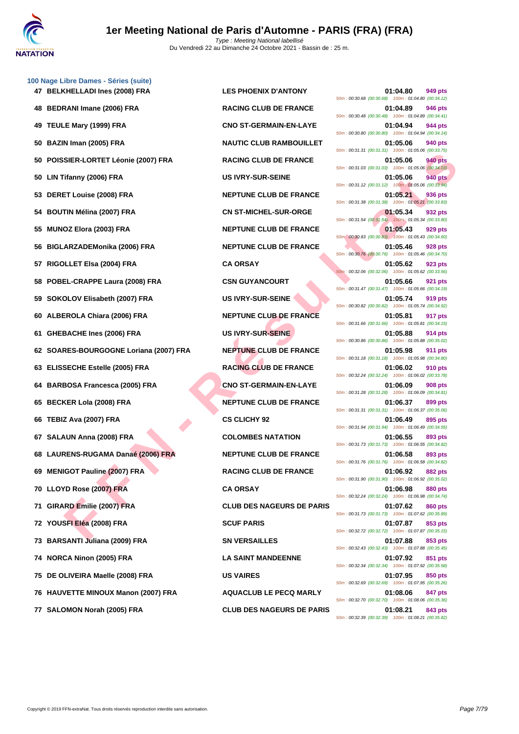# 1er Meeting National de Paris d'Automne - PARIS (FRA) (FRA)

Type : Meeting National labellisé
Du Vendredi 22 au Dimanche 24 Octobre 2021 - Bassin de : 25 m.

## 100 Nage Libre Dames - Séries (suite)

| Rang | Nom | Club | Temps | Points | Intermédiaires |
|---|---|---|---|---|---|
| 47 | BELKHELLADI Ines (2008) FRA | LES PHOENIX D'ANTONY | 01:04.80 | 949 pts | 50m : 00:30.68 (00:30.68) 100m : 01:04.80 (00:34.12) |
| 48 | BEDRANI Imane (2006) FRA | RACING CLUB DE FRANCE | 01:04.89 | 946 pts | 50m : 00:30.48 (00:30.48) 100m : 01:04.89 (00:34.41) |
| 49 | TEULE Mary (1999) FRA | CNO ST-GERMAIN-EN-LAYE | 01:04.94 | 944 pts | 50m : 00:30.80 (00:30.80) 100m : 01:04.94 (00:34.14) |
| 50 | BAZIN Iman (2005) FRA | NAUTIC CLUB RAMBOUILLET | 01:05.06 | 940 pts | 50m : 00:31.31 (00:31.31) 100m : 01:05.06 (00:33.75) |
| 50 | POISSIER-LORTET Léonie (2007) FRA | RACING CLUB DE FRANCE | 01:05.06 | 940 pts | 50m : 00:31.03 (00:31.03) 100m : 01:05.06 (00:34.03) |
| 50 | LIN Tifanny (2006) FRA | US IVRY-SUR-SEINE | 01:05.06 | 940 pts | 50m : 00:31.12 (00:31.12) 100m : 01:05.06 (00:33.94) |
| 53 | DERET Louise (2008) FRA | NEPTUNE CLUB DE FRANCE | 01:05.21 | 936 pts | 50m : 00:31.38 (00:31.38) 100m : 01:05.21 (00:33.83) |
| 54 | BOUTIN Mélina (2007) FRA | CN ST-MICHEL-SUR-ORGE | 01:05.34 | 932 pts | 50m : 00:31.54 (00:31.54) 100m : 01:05.34 (00:33.80) |
| 55 | MUNOZ Elora (2003) FRA | NEPTUNE CLUB DE FRANCE | 01:05.43 | 929 pts | 50m : 00:30.83 (00:30.83) 100m : 01:05.43 (00:34.60) |
| 56 | BIGLARZADEMonika (2006) FRA | NEPTUNE CLUB DE FRANCE | 01:05.46 | 928 pts | 50m : 00:30.76 (00:30.76) 100m : 01:05.46 (00:34.70) |
| 57 | RIGOLLET Elsa (2004) FRA | CA ORSAY | 01:05.62 | 923 pts | 50m : 00:32.06 (00:32.06) 100m : 01:05.62 (00:33.56) |
| 58 | POBEL-CRAPPE Laura (2008) FRA | CSN GUYANCOURT | 01:05.66 | 921 pts | 50m : 00:31.47 (00:31.47) 100m : 01:05.66 (00:34.19) |
| 59 | SOKOLOV Elisabeth (2007) FRA | US IVRY-SUR-SEINE | 01:05.74 | 919 pts | 50m : 00:30.82 (00:30.82) 100m : 01:05.74 (00:34.92) |
| 60 | ALBEROLA Chiara (2006) FRA | NEPTUNE CLUB DE FRANCE | 01:05.81 | 917 pts | 50m : 00:31.66 (00:31.66) 100m : 01:05.81 (00:34.15) |
| 61 | GHEBACHE Ines (2006) FRA | US IVRY-SUR-SEINE | 01:05.88 | 914 pts | 50m : 00:30.86 (00:30.86) 100m : 01:05.88 (00:35.02) |
| 62 | SOARES-BOURGOGNE Loriana (2007) FRA | NEPTUNE CLUB DE FRANCE | 01:05.98 | 911 pts | 50m : 00:31.18 (00:31.18) 100m : 01:05.98 (00:34.80) |
| 63 | ELISSECHE Estelle (2005) FRA | RACING CLUB DE FRANCE | 01:06.02 | 910 pts | 50m : 00:32.24 (00:32.24) 100m : 01:06.02 (00:33.78) |
| 64 | BARBOSA Francesca (2005) FRA | CNO ST-GERMAIN-EN-LAYE | 01:06.09 | 908 pts | 50m : 00:31.28 (00:31.28) 100m : 01:06.09 (00:34.81) |
| 65 | BECKER Lola (2008) FRA | NEPTUNE CLUB DE FRANCE | 01:06.37 | 899 pts | 50m : 00:31.31 (00:31.31) 100m : 01:06.37 (00:35.06) |
| 66 | TEBIZ Ava (2007) FRA | CS CLICHY 92 | 01:06.49 | 895 pts | 50m : 00:31.94 (00:31.94) 100m : 01:06.49 (00:34.55) |
| 67 | SALAUN Anna (2008) FRA | COLOMBES NATATION | 01:06.55 | 893 pts | 50m : 00:31.73 (00:31.73) 100m : 01:06.55 (00:34.82) |
| 68 | LAURENS-RUGAMA Danaé (2006) FRA | NEPTUNE CLUB DE FRANCE | 01:06.58 | 893 pts | 50m : 00:31.76 (00:31.76) 100m : 01:06.58 (00:34.82) |
| 69 | MENIGOT Pauline (2007) FRA | RACING CLUB DE FRANCE | 01:06.92 | 882 pts | 50m : 00:31.90 (00:31.90) 100m : 01:06.92 (00:35.02) |
| 70 | LLOYD Rose (2007) FRA | CA ORSAY | 01:06.98 | 880 pts | 50m : 00:32.24 (00:32.24) 100m : 01:06.98 (00:34.74) |
| 71 | GIRARD Emilie (2007) FRA | CLUB DES NAGEURS DE PARIS | 01:07.62 | 860 pts | 50m : 00:31.73 (00:31.73) 100m : 01:07.62 (00:35.89) |
| 72 | YOUSFI Eléa (2008) FRA | SCUF PARIS | 01:07.87 | 853 pts | 50m : 00:32.72 (00:32.72) 100m : 01:07.87 (00:35.15) |
| 73 | BARSANTI Juliana (2009) FRA | SN VERSAILLES | 01:07.88 | 853 pts | 50m : 00:32.43 (00:32.43) 100m : 01:07.88 (00:35.45) |
| 74 | NORCA Ninon (2005) FRA | LA SAINT MANDEENNE | 01:07.92 | 851 pts | 50m : 00:32.34 (00:32.34) 100m : 01:07.92 (00:35.58) |
| 75 | DE OLIVEIRA Maelle (2008) FRA | US VAIRES | 01:07.95 | 850 pts | 50m : 00:32.69 (00:32.69) 100m : 01:07.95 (00:35.26) |
| 76 | HAUVETTE MINOUX Manon (2007) FRA | AQUACLUB LE PECQ MARLY | 01:08.06 | 847 pts | 50m : 00:32.70 (00:32.70) 100m : 01:08.06 (00:35.36) |
| 77 | SALOMON Norah (2005) FRA | CLUB DES NAGEURS DE PARIS | 01:08.21 | 843 pts | 50m : 00:32.39 (00:32.39) 100m : 01:08.21 (00:35.82) |

Copyright © 2019 FFN-extraNat. Tous droits réservés reproduction interdite sans autorisation.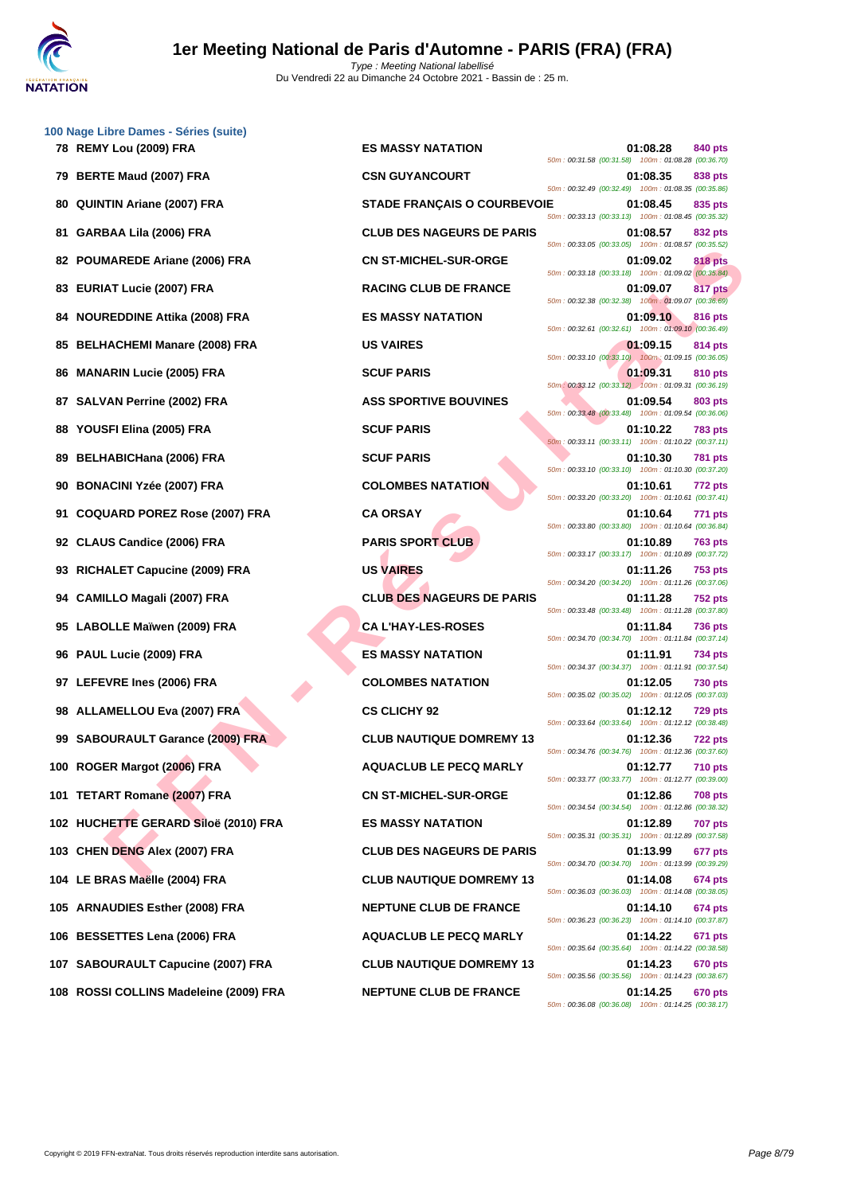# 1er Meeting National de Paris d'Automne - PARIS (FRA) (FRA)

*Type : Meeting National labellisé*
Du Vendredi 22 au Dimanche 24 Octobre 2021 - Bassin de : 25 m.

### 100 Nage Libre Dames - Séries (suite)

| Rang | Nom | Club | Temps | Points | Splits |
|---|---|---|---|---|---|
| 78 | REMY Lou (2009) FRA | ES MASSY NATATION | 01:08.28 | 840 pts | 50m : 00:31.58 (00:31.58) 100m : 01:08.28 (00:36.70) |
| 79 | BERTE Maud (2007) FRA | CSN GUYANCOURT | 01:08.35 | 838 pts | 50m : 00:32.49 (00:32.49) 100m : 01:08.35 (00:35.86) |
| 80 | QUINTIN Ariane (2007) FRA | STADE FRANÇAIS O COURBEVOIE | 01:08.45 | 835 pts | 50m : 00:33.13 (00:33.13) 100m : 01:08.45 (00:35.32) |
| 81 | GARBAA Lila (2006) FRA | CLUB DES NAGEURS DE PARIS | 01:08.57 | 832 pts | 50m : 00:33.05 (00:33.05) 100m : 01:08.57 (00:35.52) |
| 82 | POUMAREDE Ariane (2006) FRA | CN ST-MICHEL-SUR-ORGE | 01:09.02 | 818 pts | 50m : 00:33.18 (00:33.18) 100m : 01:09.02 (00:35.84) |
| 83 | EURIAT Lucie (2007) FRA | RACING CLUB DE FRANCE | 01:09.07 | 817 pts | 50m : 00:32.38 (00:32.38) 100m : 01:09.07 (00:36.69) |
| 84 | NOUREDDINE Attika (2008) FRA | ES MASSY NATATION | 01:09.10 | 816 pts | 50m : 00:32.61 (00:32.61) 100m : 01:09.10 (00:36.49) |
| 85 | BELHACHEMI Manare (2008) FRA | US VAIRES | 01:09.15 | 814 pts | 50m : 00:33.10 (00:33.10) 100m : 01:09.15 (00:36.05) |
| 86 | MANARIN Lucie (2005) FRA | SCUF PARIS | 01:09.31 | 810 pts | 50m : 00:33.12 (00:33.12) 100m : 01:09.31 (00:36.19) |
| 87 | SALVAN Perrine (2002) FRA | ASS SPORTIVE BOUVINES | 01:09.54 | 803 pts | 50m : 00:33.48 (00:33.48) 100m : 01:09.54 (00:36.06) |
| 88 | YOUSFI Elina (2005) FRA | SCUF PARIS | 01:10.22 | 783 pts | 50m : 00:33.11 (00:33.11) 100m : 01:10.22 (00:37.11) |
| 89 | BELHABICHana (2006) FRA | SCUF PARIS | 01:10.30 | 781 pts | 50m : 00:33.10 (00:33.10) 100m : 01:10.30 (00:37.20) |
| 90 | BONACINI Yzée (2007) FRA | COLOMBES NATATION | 01:10.61 | 772 pts | 50m : 00:33.20 (00:33.20) 100m : 01:10.61 (00:37.41) |
| 91 | COQUARD POREZ Rose (2007) FRA | CA ORSAY | 01:10.64 | 771 pts | 50m : 00:33.80 (00:33.80) 100m : 01:10.64 (00:36.84) |
| 92 | CLAUS Candice (2006) FRA | PARIS SPORT CLUB | 01:10.89 | 763 pts | 50m : 00:33.17 (00:33.17) 100m : 01:10.89 (00:37.72) |
| 93 | RICHALET Capucine (2009) FRA | US VAIRES | 01:11.26 | 753 pts | 50m : 00:34.20 (00:34.20) 100m : 01:11.26 (00:37.06) |
| 94 | CAMILLO Magali (2007) FRA | CLUB DES NAGEURS DE PARIS | 01:11.28 | 752 pts | 50m : 00:33.48 (00:33.48) 100m : 01:11.28 (00:37.80) |
| 95 | LABOLLE Maïwen (2009) FRA | CA L'HAY-LES-ROSES | 01:11.84 | 736 pts | 50m : 00:34.70 (00:34.70) 100m : 01:11.84 (00:37.14) |
| 96 | PAUL Lucie (2009) FRA | ES MASSY NATATION | 01:11.91 | 734 pts | 50m : 00:34.37 (00:34.37) 100m : 01:11.91 (00:37.54) |
| 97 | LEFEVRE Ines (2006) FRA | COLOMBES NATATION | 01:12.05 | 730 pts | 50m : 00:35.02 (00:35.02) 100m : 01:12.05 (00:37.03) |
| 98 | ALLAMELLOU Eva (2007) FRA | CS CLICHY 92 | 01:12.12 | 729 pts | 50m : 00:33.64 (00:33.64) 100m : 01:12.12 (00:38.48) |
| 99 | SABOURAULT Garance (2009) FRA | CLUB NAUTIQUE DOMREMY 13 | 01:12.36 | 722 pts | 50m : 00:34.76 (00:34.76) 100m : 01:12.36 (00:37.60) |
| 100 | ROGER Margot (2006) FRA | AQUACLUB LE PECQ MARLY | 01:12.77 | 710 pts | 50m : 00:33.77 (00:33.77) 100m : 01:12.77 (00:39.00) |
| 101 | TETART Romane (2007) FRA | CN ST-MICHEL-SUR-ORGE | 01:12.86 | 708 pts | 50m : 00:34.54 (00:34.54) 100m : 01:12.86 (00:38.32) |
| 102 | HUCHETTE GERARD Siloë (2010) FRA | ES MASSY NATATION | 01:12.89 | 707 pts | 50m : 00:35.31 (00:35.31) 100m : 01:12.89 (00:37.58) |
| 103 | CHEN DENG Alex (2007) FRA | CLUB DES NAGEURS DE PARIS | 01:13.99 | 677 pts | 50m : 00:34.70 (00:34.70) 100m : 01:13.99 (00:39.29) |
| 104 | LE BRAS Maëlle (2004) FRA | CLUB NAUTIQUE DOMREMY 13 | 01:14.08 | 674 pts | 50m : 00:36.03 (00:36.03) 100m : 01:14.08 (00:38.05) |
| 105 | ARNAUDIES Esther (2008) FRA | NEPTUNE CLUB DE FRANCE | 01:14.10 | 674 pts | 50m : 00:36.23 (00:36.23) 100m : 01:14.10 (00:37.87) |
| 106 | BESSETTES Lena (2006) FRA | AQUACLUB LE PECQ MARLY | 01:14.22 | 671 pts | 50m : 00:35.64 (00:35.64) 100m : 01:14.22 (00:38.58) |
| 107 | SABOURAULT Capucine (2007) FRA | CLUB NAUTIQUE DOMREMY 13 | 01:14.23 | 670 pts | 50m : 00:35.56 (00:35.56) 100m : 01:14.23 (00:38.67) |
| 108 | ROSSI COLLINS Madeleine (2009) FRA | NEPTUNE CLUB DE FRANCE | 01:14.25 | 670 pts | 50m : 00:36.08 (00:36.08) 100m : 01:14.25 (00:38.17) |

Copyright © 2019 FFN-extraNat. Tous droits réservés reproduction interdite sans autorisation.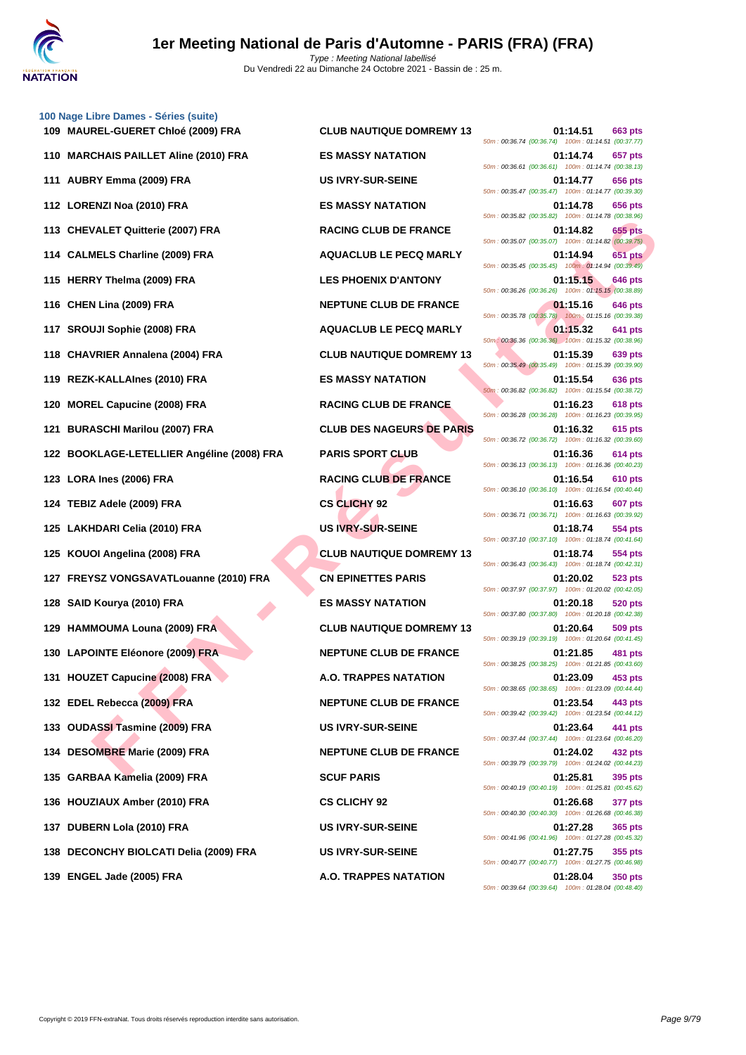### 100 Nage Libre Dames - Séries (suite)

| Rang | Nom | Club | Temps | Points | Splits |
|---|---|---|---|---|---|
| 109 | MAUREL-GUERET Chloé (2009) FRA | CLUB NAUTIQUE DOMREMY 13 | 01:14.51 | 663 pts | 50m : 00:36.74 (00:36.74) 100m : 01:14.51 (00:37.77) |
| 110 | MARCHAIS PAILLET Aline (2010) FRA | ES MASSY NATATION | 01:14.74 | 657 pts | 50m : 00:36.61 (00:36.61) 100m : 01:14.74 (00:38.13) |
| 111 | AUBRY Emma (2009) FRA | US IVRY-SUR-SEINE | 01:14.77 | 656 pts | 50m : 00:35.47 (00:35.47) 100m : 01:14.77 (00:39.30) |
| 112 | LORENZI Noa (2010) FRA | ES MASSY NATATION | 01:14.78 | 656 pts | 50m : 00:35.82 (00:35.82) 100m : 01:14.78 (00:38.96) |
| 113 | CHEVALET Quitterie (2007) FRA | RACING CLUB DE FRANCE | 01:14.82 | 655 pts | 50m : 00:35.07 (00:35.07) 100m : 01:14.82 (00:39.75) |
| 114 | CALMELS Charline (2009) FRA | AQUACLUB LE PECQ MARLY | 01:14.94 | 651 pts | 50m : 00:35.45 (00:35.45) 100m : 01:14.94 (00:39.49) |
| 115 | HERRY Thelma (2009) FRA | LES PHOENIX D'ANTONY | 01:15.15 | 646 pts | 50m : 00:36.26 (00:36.26) 100m : 01:15.15 (00:38.89) |
| 116 | CHEN Lina (2009) FRA | NEPTUNE CLUB DE FRANCE | 01:15.16 | 646 pts | 50m : 00:35.78 (00:35.78) 100m : 01:15.16 (00:39.38) |
| 117 | SROUJI Sophie (2008) FRA | AQUACLUB LE PECQ MARLY | 01:15.32 | 641 pts | 50m : 00:36.36 (00:36.36) 100m : 01:15.32 (00:38.96) |
| 118 | CHAVRIER Annalena (2004) FRA | CLUB NAUTIQUE DOMREMY 13 | 01:15.39 | 639 pts | 50m : 00:35.49 (00:35.49) 100m : 01:15.39 (00:39.90) |
| 119 | REZK-KALLAInes (2010) FRA | ES MASSY NATATION | 01:15.54 | 636 pts | 50m : 00:36.82 (00:36.82) 100m : 01:15.54 (00:38.72) |
| 120 | MOREL Capucine (2008) FRA | RACING CLUB DE FRANCE | 01:16.23 | 618 pts | 50m : 00:36.28 (00:36.28) 100m : 01:16.23 (00:39.95) |
| 121 | BURASCHI Marilou (2007) FRA | CLUB DES NAGEURS DE PARIS | 01:16.32 | 615 pts | 50m : 00:36.72 (00:36.72) 100m : 01:16.32 (00:39.60) |
| 122 | BOOKLAGE-LETELLIER Angéline (2008) FRA | PARIS SPORT CLUB | 01:16.36 | 614 pts | 50m : 00:36.13 (00:36.13) 100m : 01:16.36 (00:40.23) |
| 123 | LORA Ines (2006) FRA | RACING CLUB DE FRANCE | 01:16.54 | 610 pts | 50m : 00:36.10 (00:36.10) 100m : 01:16.54 (00:40.44) |
| 124 | TEBIZ Adele (2009) FRA | CS CLICHY 92 | 01:16.63 | 607 pts | 50m : 00:36.71 (00:36.71) 100m : 01:16.63 (00:39.92) |
| 125 | LAKHDARI Celia (2010) FRA | US IVRY-SUR-SEINE | 01:18.74 | 554 pts | 50m : 00:37.10 (00:37.10) 100m : 01:18.74 (00:41.64) |
| 125 | KOUOI Angelina (2008) FRA | CLUB NAUTIQUE DOMREMY 13 | 01:18.74 | 554 pts | 50m : 00:36.43 (00:36.43) 100m : 01:18.74 (00:42.31) |
| 127 | FREYSZ VONGSAVATLouanne (2010) FRA | CN EPINETTES PARIS | 01:20.02 | 523 pts | 50m : 00:37.97 (00:37.97) 100m : 01:20.02 (00:42.05) |
| 128 | SAID Kourya (2010) FRA | ES MASSY NATATION | 01:20.18 | 520 pts | 50m : 00:37.80 (00:37.80) 100m : 01:20.18 (00:42.38) |
| 129 | HAMMOUMA Louna (2009) FRA | CLUB NAUTIQUE DOMREMY 13 | 01:20.64 | 509 pts | 50m : 00:39.19 (00:39.19) 100m : 01:20.64 (00:41.45) |
| 130 | LAPOINTE Eléonore (2009) FRA | NEPTUNE CLUB DE FRANCE | 01:21.85 | 481 pts | 50m : 00:38.25 (00:38.25) 100m : 01:21.85 (00:43.60) |
| 131 | HOUZET Capucine (2008) FRA | A.O. TRAPPES NATATION | 01:23.09 | 453 pts | 50m : 00:38.65 (00:38.65) 100m : 01:23.09 (00:44.44) |
| 132 | EDEL Rebecca (2009) FRA | NEPTUNE CLUB DE FRANCE | 01:23.54 | 443 pts | 50m : 00:39.42 (00:39.42) 100m : 01:23.54 (00:44.12) |
| 133 | OUDASSI Tasmine (2009) FRA | US IVRY-SUR-SEINE | 01:23.64 | 441 pts | 50m : 00:37.44 (00:37.44) 100m : 01:23.64 (00:46.20) |
| 134 | DESOMBRE Marie (2009) FRA | NEPTUNE CLUB DE FRANCE | 01:24.02 | 432 pts | 50m : 00:39.79 (00:39.79) 100m : 01:24.02 (00:44.23) |
| 135 | GARBAA Kamelia (2009) FRA | SCUF PARIS | 01:25.81 | 395 pts | 50m : 00:40.19 (00:40.19) 100m : 01:25.81 (00:45.62) |
| 136 | HOUZIAUX Amber (2010) FRA | CS CLICHY 92 | 01:26.68 | 377 pts | 50m : 00:40.30 (00:40.30) 100m : 01:26.68 (00:46.38) |
| 137 | DUBERN Lola (2010) FRA | US IVRY-SUR-SEINE | 01:27.28 | 365 pts | 50m : 00:41.96 (00:41.96) 100m : 01:27.28 (00:45.32) |
| 138 | DECONCHY BIOLCATI Delia (2009) FRA | US IVRY-SUR-SEINE | 01:27.75 | 355 pts | 50m : 00:40.77 (00:40.77) 100m : 01:27.75 (00:46.98) |
| 139 | ENGEL Jade (2005) FRA | A.O. TRAPPES NATATION | 01:28.04 | 350 pts | 50m : 00:39.64 (00:39.64) 100m : 01:28.04 (00:48.40) |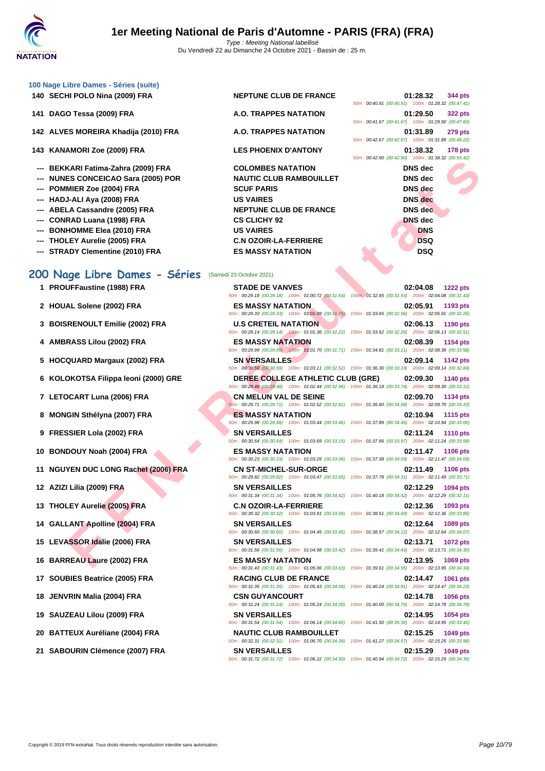### 100 Nage Libre Dames - Séries (suite)

| Rang | Nom | Club | Temps | Points |
|---|---|---|---|---|
| 140 | SECHI POLO Nina (2009) FRA | NEPTUNE CLUB DE FRANCE | 01:28.32 | 344 pts |
| | | | 50m : 00:40.91 (00:40.91) 100m : 01:28.32 (00:47.41) | |
| 141 | DAGO Tessa (2009) FRA | A.O. TRAPPES NATATION | 01:29.50 | 322 pts |
| | | | 50m : 00:41.67 (00:41.67) 100m : 01:29.50 (00:47.83) | |
| 142 | ALVES MOREIRA Khadija (2010) FRA | A.O. TRAPPES NATATION | 01:31.89 | 279 pts |
| | | | 50m : 00:42.67 (00:42.67) 100m : 01:31.89 (00:49.22) | |
| 143 | KANAMORI Zoe (2009) FRA | LES PHOENIX D'ANTONY | 01:38.32 | 178 pts |
| | | | 50m : 00:42.90 (00:42.90) 100m : 01:38.32 (00:55.42) | |
| --- | BEKKARI Fatima-Zahra (2009) FRA | COLOMBES NATATION | DNS dec | |
| --- | NUNES CONCEICAO Sara (2005) POR | NAUTIC CLUB RAMBOUILLET | DNS dec | |
| --- | POMMIER Zoe (2004) FRA | SCUF PARIS | DNS dec | |
| --- | HADJ-ALI Aya (2008) FRA | US VAIRES | DNS dec | |
| --- | ABELA Cassandre (2005) FRA | NEPTUNE CLUB DE FRANCE | DNS dec | |
| --- | CONRAD Luana (1998) FRA | CS CLICHY 92 | DNS dec | |
| --- | BONHOMME Elea (2010) FRA | US VAIRES | DNS | |
| --- | THOLEY Aurelie (2005) FRA | C.N OZOIR-LA-FERRIERE | DSQ | |
| --- | STRADY Clementine (2010) FRA | ES MASSY NATATION | DSQ | |

## 200 Nage Libre Dames - Séries (Samedi 23 Octobre 2021)

| Rang | Nom | Club | Temps | Points |
|---|---|---|---|---|
| 1 | PROUFFaustine (1988) FRA | STADE DE VANVES | 02:04.08 | 1222 pts |
| | | | 50m : 00:29.18 (00:29.18) 100m : 01:00.72 (00:31.54) 150m : 01:32.65 (00:31.93) 200m : 02:04.08 (00:31.43) | |
| 2 | HOUAL Solene (2002) FRA | ES MASSY NATATION | 02:05.91 | 1193 pts |
| | | | 50m : 00:29.33 (00:29.33) 100m : 01:01.09 (00:31.76) 150m : 01:33.65 (00:32.56) 200m : 02:05.91 (00:32.26) | |
| 3 | BOISRENOULT Emilie (2002) FRA | U.S CRETEIL NATATION | 02:06.13 | 1190 pts |
| | | | 50m : 00:29.14 (00:29.14) 100m : 01:01.36 (00:32.22) 150m : 01:33.62 (00:32.26) 200m : 02:06.13 (00:32.51) | |
| 4 | AMBRASS Lilou (2002) FRA | ES MASSY NATATION | 02:08.39 | 1154 pts |
| | | | 50m : 00:29.99 (00:29.99) 100m : 01:01.70 (00:31.71) 150m : 01:34.81 (00:33.11) 200m : 02:08.39 (00:33.58) | |
| 5 | HOCQUARD Margaux (2002) FRA | SN VERSAILLES | 02:09.14 | 1142 pts |
| | | | 50m : 00:30.59 (00:30.59) 100m : 01:03.11 (00:32.52) 150m : 01:36.30 (00:33.19) 200m : 02:09.14 (00:32.84) | |
| 6 | KOLOKOTSA Filippa leoni (2000) GRE | DEREE COLLEGE ATHLETIC CLUB (GRE) | 02:09.30 | 1140 pts |
| | | | 50m : 00:29.48 (00:29.48) 100m : 01:02.44 (00:32.96) 150m : 01:36.18 (00:33.74) 200m : 02:09.30 (00:33.12) | |
| 7 | LETOCART Luna (2006) FRA | CN MELUN VAL DE SEINE | 02:09.70 | 1134 pts |
| | | | 50m : 00:29.71 (00:29.71) 100m : 01:02.52 (00:32.81) 150m : 01:36.60 (00:34.08) 200m : 02:09.70 (00:33.10) | |
| 8 | MONGIN Sthélyna (2007) FRA | ES MASSY NATATION | 02:10.94 | 1115 pts |
| | | | 50m : 00:29.98 (00:29.98) 100m : 01:03.44 (00:33.46) 150m : 01:37.89 (00:34.45) 200m : 02:10.94 (00:33.05) | |
| 9 | FRESSIER Lola (2002) FRA | SN VERSAILLES | 02:11.24 | 1110 pts |
| | | | 50m : 00:30.54 (00:30.54) 100m : 01:03.69 (00:33.15) 150m : 01:37.66 (00:33.97) 200m : 02:11.24 (00:33.58) | |
| 10 | BONDOUY Noah (2004) FRA | ES MASSY NATATION | 02:11.47 | 1106 pts |
| | | | 50m : 00:30.23 (00:30.23) 100m : 01:03.29 (00:33.06) 150m : 01:37.38 (00:34.09) 200m : 02:11.47 (00:34.09) | |
| 11 | NGUYEN DUC LONG Rachel (2006) FRA | CN ST-MICHEL-SUR-ORGE | 02:11.49 | 1106 pts |
| | | | 50m : 00:29.82 (00:29.82) 100m : 01:03.47 (00:33.65) 150m : 01:37.78 (00:34.31) 200m : 02:11.49 (00:33.71) | |
| 12 | AZIZI Lilia (2009) FRA | SN VERSAILLES | 02:12.29 | 1094 pts |
| | | | 50m : 00:31.34 (00:31.34) 100m : 01:05.76 (00:34.42) 150m : 01:40.18 (00:34.42) 200m : 02:12.29 (00:32.11) | |
| 13 | THOLEY Aurelie (2005) FRA | C.N OZOIR-LA-FERRIERE | 02:12.36 | 1093 pts |
| | | | 50m : 00:30.32 (00:30.32) 100m : 01:03.91 (00:33.59) 150m : 01:38.51 (00:34.60) 200m : 02:12.36 (00:33.85) | |
| 14 | GALLANT Apolline (2004) FRA | SN VERSAILLES | 02:12.64 | 1089 pts |
| | | | 50m : 00:30.60 (00:30.60) 100m : 01:04.45 (00:33.85) 150m : 01:38.57 (00:34.12) 200m : 02:12.64 (00:34.07) | |
| 15 | LEVASSOR Idalie (2006) FRA | SN VERSAILLES | 02:13.71 | 1072 pts |
| | | | 50m : 00:31.56 (00:31.56) 100m : 01:04.98 (00:33.42) 150m : 01:39.41 (00:34.43) 200m : 02:13.71 (00:34.30) | |
| 16 | BARREAU Laure (2002) FRA | ES MASSY NATATION | 02:13.95 | 1069 pts |
| | | | 50m : 00:31.43 (00:31.43) 100m : 01:05.06 (00:33.63) 150m : 01:39.61 (00:34.55) 200m : 02:13.95 (00:34.34) | |
| 17 | SOUBIES Beatrice (2005) FRA | RACING CLUB DE FRANCE | 02:14.47 | 1061 pts |
| | | | 50m : 00:31.35 (00:31.35) 100m : 01:05.43 (00:34.08) 150m : 01:40.24 (00:34.81) 200m : 02:14.47 (00:34.23) | |
| 18 | JENVRIN Malia (2004) FRA | CSN GUYANCOURT | 02:14.78 | 1056 pts |
| | | | 50m : 00:31.24 (00:31.24) 100m : 01:05.24 (00:34.00) 150m : 01:40.00 (00:34.76) 200m : 02:14.78 (00:34.78) | |
| 19 | SAUZEAU Lilou (2009) FRA | SN VERSAILLES | 02:14.95 | 1054 pts |
| | | | 50m : 00:31.54 (00:31.54) 100m : 01:06.14 (00:34.60) 150m : 01:41.50 (00:35.36) 200m : 02:14.95 (00:33.45) | |
| 20 | BATTEUX Auréliane (2004) FRA | NAUTIC CLUB RAMBOUILLET | 02:15.25 | 1049 pts |
| | | | 50m : 00:32.31 (00:32.31) 100m : 01:06.70 (00:34.39) 150m : 01:41.27 (00:34.57) 200m : 02:15.25 (00:33.98) | |
| 21 | SABOURIN Clémence (2007) FRA | SN VERSAILLES | 02:15.29 | 1049 pts |
| | | | 50m : 00:31.72 (00:31.72) 100m : 01:06.22 (00:34.50) 150m : 01:40.94 (00:34.72) 200m : 02:15.29 (00:34.35) | |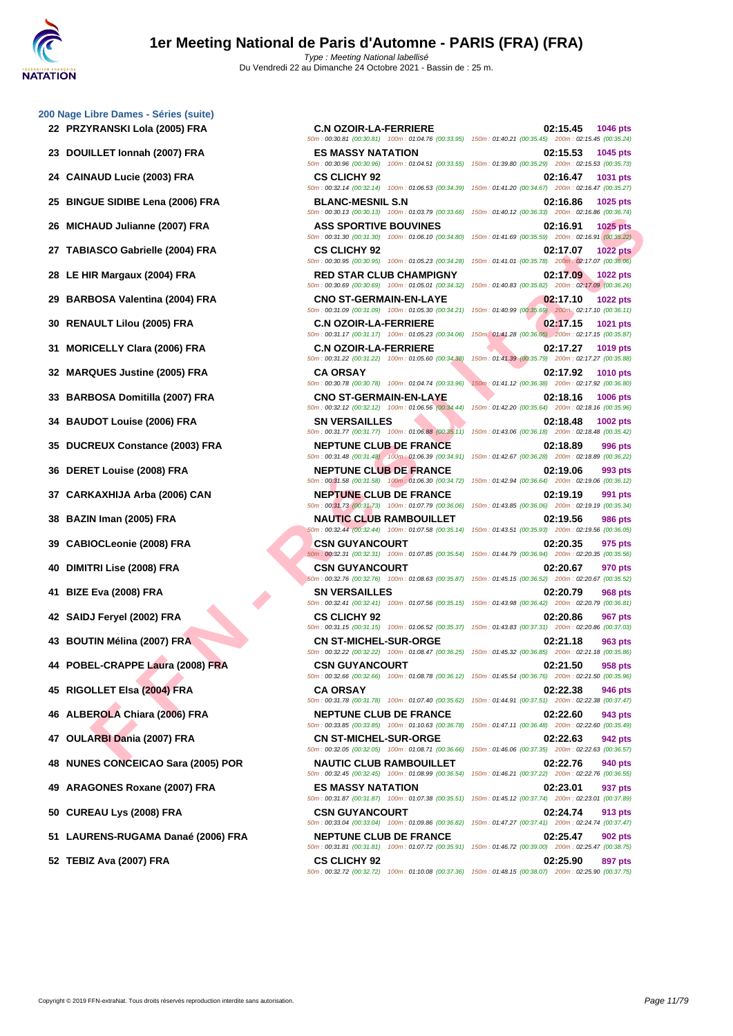## 200 Nage Libre Dames - Séries (suite)

| Rang | Nom | Club | Temps | Points |
|---|---|---|---|---|
| 22 | PRZYRANSKI Lola (2005) FRA | C.N OZOIR-LA-FERRIERE | 02:15.45 | 1046 pts |
| | | 50m : 00:30.81 (00:30.81) 100m : 01:04.76 (00:33.95) 150m : 01:40.21 (00:35.45) 200m : 02:15.45 (00:35.24) | | |
| 23 | DOUILLET Ionnah (2007) FRA | ES MASSY NATATION | 02:15.53 | 1045 pts |
| | | 50m : 00:30.96 (00:30.96) 100m : 01:04.51 (00:33.55) 150m : 01:39.80 (00:35.29) 200m : 02:15.53 (00:35.73) | | |
| 24 | CAINAUD Lucie (2003) FRA | CS CLICHY 92 | 02:16.47 | 1031 pts |
| | | 50m : 00:32.14 (00:32.14) 100m : 01:06.53 (00:34.39) 150m : 01:41.20 (00:34.67) 200m : 02:16.47 (00:35.27) | | |
| 25 | BINGUE SIDIBE Lena (2006) FRA | BLANC-MESNIL S.N | 02:16.86 | 1025 pts |
| | | 50m : 00:30.13 (00:30.13) 100m : 01:03.79 (00:33.66) 150m : 01:40.12 (00:36.33) 200m : 02:16.86 (00:36.74) | | |
| 26 | MICHAUD Julianne (2007) FRA | ASS SPORTIVE BOUVINES | 02:16.91 | 1025 pts |
| | | 50m : 00:31.30 (00:31.30) 100m : 01:06.10 (00:34.80) 150m : 01:41.69 (00:35.59) 200m : 02:16.91 (00:35.22) | | |
| 27 | TABIASCO Gabrielle (2004) FRA | CS CLICHY 92 | 02:17.07 | 1022 pts |
| | | 50m : 00:30.95 (00:30.95) 100m : 01:05.23 (00:34.28) 150m : 01:41.01 (00:35.78) 200m : 02:17.07 (00:36.06) | | |
| 28 | LE HIR Margaux (2004) FRA | RED STAR CLUB CHAMPIGNY | 02:17.09 | 1022 pts |
| | | 50m : 00:30.69 (00:30.69) 100m : 01:05.01 (00:34.32) 150m : 01:40.83 (00:35.82) 200m : 02:17.09 (00:36.26) | | |
| 29 | BARBOSA Valentina (2004) FRA | CNO ST-GERMAIN-EN-LAYE | 02:17.10 | 1022 pts |
| | | 50m : 00:31.09 (00:31.09) 100m : 01:05.30 (00:34.21) 150m : 01:40.99 (00:35.69) 200m : 02:17.10 (00:36.11) | | |
| 30 | RENAULT Lilou (2005) FRA | C.N OZOIR-LA-FERRIERE | 02:17.15 | 1021 pts |
| | | 50m : 00:31.17 (00:31.17) 100m : 01:05.23 (00:34.06) 150m : 01:41.28 (00:36.05) 200m : 02:17.15 (00:35.87) | | |
| 31 | MORICELLY Clara (2006) FRA | C.N OZOIR-LA-FERRIERE | 02:17.27 | 1019 pts |
| | | 50m : 00:31.22 (00:31.22) 100m : 01:05.60 (00:34.38) 150m : 01:41.39 (00:35.79) 200m : 02:17.27 (00:35.88) | | |
| 32 | MARQUES Justine (2005) FRA | CA ORSAY | 02:17.92 | 1010 pts |
| | | 50m : 00:30.78 (00:30.78) 100m : 01:04.74 (00:33.96) 150m : 01:41.12 (00:36.38) 200m : 02:17.92 (00:36.80) | | |
| 33 | BARBOSA Domitilla (2007) FRA | CNO ST-GERMAIN-EN-LAYE | 02:18.16 | 1006 pts |
| | | 50m : 00:32.12 (00:32.12) 100m : 01:06.56 (00:34.44) 150m : 01:42.20 (00:35.64) 200m : 02:18.16 (00:35.96) | | |
| 34 | BAUDOT Louise (2006) FRA | SN VERSAILLES | 02:18.48 | 1002 pts |
| | | 50m : 00:31.77 (00:31.77) 100m : 01:06.88 (00:35.11) 150m : 01:43.06 (00:36.18) 200m : 02:18.48 (00:35.42) | | |
| 35 | DUCREUX Constance (2003) FRA | NEPTUNE CLUB DE FRANCE | 02:18.89 | 996 pts |
| | | 50m : 00:31.48 (00:31.48) 100m : 01:06.39 (00:34.91) 150m : 01:42.67 (00:36.28) 200m : 02:18.89 (00:36.22) | | |
| 36 | DERET Louise (2008) FRA | NEPTUNE CLUB DE FRANCE | 02:19.06 | 993 pts |
| | | 50m : 00:31.58 (00:31.58) 100m : 01:06.30 (00:34.72) 150m : 01:42.94 (00:36.64) 200m : 02:19.06 (00:36.12) | | |
| 37 | CARKAXHIJA Arba (2006) CAN | NEPTUNE CLUB DE FRANCE | 02:19.19 | 991 pts |
| | | 50m : 00:31.73 (00:31.73) 100m : 01:07.79 (00:36.06) 150m : 01:43.85 (00:36.06) 200m : 02:19.19 (00:35.34) | | |
| 38 | BAZIN Iman (2005) FRA | NAUTIC CLUB RAMBOUILLET | 02:19.56 | 986 pts |
| | | 50m : 00:32.44 (00:32.44) 100m : 01:07.58 (00:35.14) 150m : 01:43.51 (00:35.93) 200m : 02:19.56 (00:36.05) | | |
| 39 | CABIOCLeonie (2008) FRA | CSN GUYANCOURT | 02:20.35 | 975 pts |
| | | 50m : 00:32.31 (00:32.31) 100m : 01:07.85 (00:35.54) 150m : 01:44.79 (00:36.94) 200m : 02:20.35 (00:35.56) | | |
| 40 | DIMITRI Lise (2008) FRA | CSN GUYANCOURT | 02:20.67 | 970 pts |
| | | 50m : 00:32.76 (00:32.76) 100m : 01:08.63 (00:35.87) 150m : 01:45.15 (00:36.52) 200m : 02:20.67 (00:35.52) | | |
| 41 | BIZE Eva (2008) FRA | SN VERSAILLES | 02:20.79 | 968 pts |
| | | 50m : 00:32.41 (00:32.41) 100m : 01:07.56 (00:35.15) 150m : 01:43.98 (00:36.42) 200m : 02:20.79 (00:36.81) | | |
| 42 | SAIDJ Feryel (2002) FRA | CS CLICHY 92 | 02:20.86 | 967 pts |
| | | 50m : 00:31.15 (00:31.15) 100m : 01:06.52 (00:35.37) 150m : 01:43.83 (00:37.31) 200m : 02:20.86 (00:37.03) | | |
| 43 | BOUTIN Mélina (2007) FRA | CN ST-MICHEL-SUR-ORGE | 02:21.18 | 963 pts |
| | | 50m : 00:32.22 (00:32.22) 100m : 01:08.47 (00:36.25) 150m : 01:45.32 (00:36.85) 200m : 02:21.18 (00:35.86) | | |
| 44 | POBEL-CRAPPE Laura (2008) FRA | CSN GUYANCOURT | 02:21.50 | 958 pts |
| | | 50m : 00:32.66 (00:32.66) 100m : 01:08.78 (00:36.12) 150m : 01:45.54 (00:36.76) 200m : 02:21.50 (00:35.96) | | |
| 45 | RIGOLLET Elsa (2004) FRA | CA ORSAY | 02:22.38 | 946 pts |
| | | 50m : 00:31.78 (00:31.78) 100m : 01:07.40 (00:35.62) 150m : 01:44.91 (00:37.51) 200m : 02:22.38 (00:37.47) | | |
| 46 | ALBEROLA Chiara (2006) FRA | NEPTUNE CLUB DE FRANCE | 02:22.60 | 943 pts |
| | | 50m : 00:33.85 (00:33.85) 100m : 01:10.63 (00:36.78) 150m : 01:47.11 (00:36.48) 200m : 02:22.60 (00:35.49) | | |
| 47 | OULARBI Dania (2007) FRA | CN ST-MICHEL-SUR-ORGE | 02:22.63 | 942 pts |
| | | 50m : 00:32.05 (00:32.05) 100m : 01:08.71 (00:36.66) 150m : 01:46.06 (00:37.35) 200m : 02:22.63 (00:36.57) | | |
| 48 | NUNES CONCEICAO Sara (2005) POR | NAUTIC CLUB RAMBOUILLET | 02:22.76 | 940 pts |
| | | 50m : 00:32.45 (00:32.45) 100m : 01:08.99 (00:36.54) 150m : 01:46.21 (00:37.22) 200m : 02:22.76 (00:36.55) | | |
| 49 | ARAGONES Roxane (2007) FRA | ES MASSY NATATION | 02:23.01 | 937 pts |
| | | 50m : 00:31.87 (00:31.87) 100m : 01:07.38 (00:35.51) 150m : 01:45.12 (00:37.74) 200m : 02:23.01 (00:37.89) | | |
| 50 | CUREAU Lys (2008) FRA | CSN GUYANCOURT | 02:24.74 | 913 pts |
| | | 50m : 00:33.04 (00:33.04) 100m : 01:09.86 (00:36.82) 150m : 01:47.27 (00:37.41) 200m : 02:24.74 (00:37.47) | | |
| 51 | LAURENS-RUGAMA Danaé (2006) FRA | NEPTUNE CLUB DE FRANCE | 02:25.47 | 902 pts |
| | | 50m : 00:31.81 (00:31.81) 100m : 01:07.72 (00:35.91) 150m : 01:46.72 (00:39.00) 200m : 02:25.47 (00:38.75) | | |
| 52 | TEBIZ Ava (2007) FRA | CS CLICHY 92 | 02:25.90 | 897 pts |
| | | 50m : 00:32.72 (00:32.72) 100m : 01:10.08 (00:37.36) 150m : 01:48.15 (00:38.07) 200m : 02:25.90 (00:37.75) | | |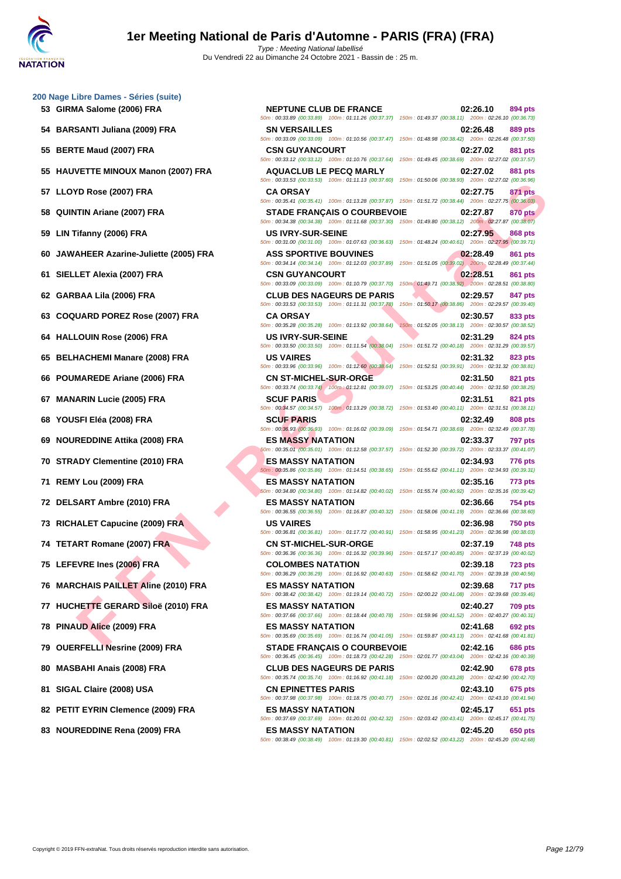## 200 Nage Libre Dames - Séries (suite)

| Rang | Nom | Club | Temps | Points |
|---|---|---|---|---|
| 53 | GIRMA Salome (2006) FRA | NEPTUNE CLUB DE FRANCE | 02:26.10 | 894 pts |
| | | 50m : 00:33.89 (00:33.89) 100m : 01:11.26 (00:37.37) 150m : 01:49.37 (00:38.11) 200m : 02:26.10 (00:36.73) | | |
| 54 | BARSANTI Juliana (2009) FRA | SN VERSAILLES | 02:26.48 | 889 pts |
| | | 50m : 00:33.09 (00:33.09) 100m : 01:10.56 (00:37.47) 150m : 01:48.98 (00:38.42) 200m : 02:26.48 (00:37.50) | | |
| 55 | BERTE Maud (2007) FRA | CSN GUYANCOURT | 02:27.02 | 881 pts |
| | | 50m : 00:33.12 (00:33.12) 100m : 01:10.76 (00:37.64) 150m : 01:49.45 (00:38.69) 200m : 02:27.02 (00:37.57) | | |
| 55 | HAUVETTE MINOUX Manon (2007) FRA | AQUACLUB LE PECQ MARLY | 02:27.02 | 881 pts |
| | | 50m : 00:33.53 (00:33.53) 100m : 01:11.13 (00:37.60) 150m : 01:50.06 (00:38.93) 200m : 02:27.02 (00:36.96) | | |
| 57 | LLOYD Rose (2007) FRA | CA ORSAY | 02:27.75 | 871 pts |
| | | 50m : 00:35.41 (00:35.41) 100m : 01:13.28 (00:37.87) 150m : 01:51.72 (00:38.44) 200m : 02:27.75 (00:36.03) | | |
| 58 | QUINTIN Ariane (2007) FRA | STADE FRANÇAIS O COURBEVOIE | 02:27.87 | 870 pts |
| | | 50m : 00:34.38 (00:34.38) 100m : 01:11.68 (00:37.30) 150m : 01:49.80 (00:38.12) 200m : 02:27.87 (00:38.07) | | |
| 59 | LIN Tifanny (2006) FRA | US IVRY-SUR-SEINE | 02:27.95 | 868 pts |
| | | 50m : 00:31.00 (00:31.00) 100m : 01:07.63 (00:36.63) 150m : 01:48.24 (00:40.61) 200m : 02:27.95 (00:39.71) | | |
| 60 | JAWAHEER Azarine-Juliette (2005) FRA | ASS SPORTIVE BOUVINES | 02:28.49 | 861 pts |
| | | 50m : 00:34.14 (00:34.14) 100m : 01:12.03 (00:37.89) 150m : 01:51.05 (00:39.02) 200m : 02:28.49 (00:37.44) | | |
| 61 | SIELLET Alexia (2007) FRA | CSN GUYANCOURT | 02:28.51 | 861 pts |
| | | 50m : 00:33.09 (00:33.09) 100m : 01:10.79 (00:37.70) 150m : 01:49.71 (00:38.92) 200m : 02:28.51 (00:38.80) | | |
| 62 | GARBAA Lila (2006) FRA | CLUB DES NAGEURS DE PARIS | 02:29.57 | 847 pts |
| | | 50m : 00:33.53 (00:33.53) 100m : 01:11.31 (00:37.78) 150m : 01:50.17 (00:38.86) 200m : 02:29.57 (00:39.40) | | |
| 63 | COQUARD POREZ Rose (2007) FRA | CA ORSAY | 02:30.57 | 833 pts |
| | | 50m : 00:35.28 (00:35.28) 100m : 01:13.92 (00:38.64) 150m : 01:52.05 (00:38.13) 200m : 02:30.57 (00:38.52) | | |
| 64 | HALLOUIN Rose (2006) FRA | US IVRY-SUR-SEINE | 02:31.29 | 824 pts |
| | | 50m : 00:33.50 (00:33.50) 100m : 01:11.54 (00:38.04) 150m : 01:51.72 (00:40.18) 200m : 02:31.29 (00:39.57) | | |
| 65 | BELHACHEMI Manare (2008) FRA | US VAIRES | 02:31.32 | 823 pts |
| | | 50m : 00:33.96 (00:33.96) 100m : 01:12.60 (00:38.64) 150m : 01:52.51 (00:39.91) 200m : 02:31.32 (00:38.81) | | |
| 66 | POUMAREDE Ariane (2006) FRA | CN ST-MICHEL-SUR-ORGE | 02:31.50 | 821 pts |
| | | 50m : 00:33.74 (00:33.74) 100m : 01:12.81 (00:39.07) 150m : 01:53.25 (00:40.44) 200m : 02:31.50 (00:38.25) | | |
| 67 | MANARIN Lucie (2005) FRA | SCUF PARIS | 02:31.51 | 821 pts |
| | | 50m : 00:34.57 (00:34.57) 100m : 01:13.29 (00:38.72) 150m : 01:53.40 (00:40.11) 200m : 02:31.51 (00:38.11) | | |
| 68 | YOUSFI Eléa (2008) FRA | SCUF PARIS | 02:32.49 | 808 pts |
| | | 50m : 00:36.93 (00:36.93) 100m : 01:16.02 (00:39.09) 150m : 01:54.71 (00:38.69) 200m : 02:32.49 (00:37.78) | | |
| 69 | NOUREDDINE Attika (2008) FRA | ES MASSY NATATION | 02:33.37 | 797 pts |
| | | 50m : 00:35.01 (00:35.01) 100m : 01:12.58 (00:37.57) 150m : 01:52.30 (00:39.72) 200m : 02:33.37 (00:41.07) | | |
| 70 | STRADY Clementine (2010) FRA | ES MASSY NATATION | 02:34.93 | 776 pts |
| | | 50m : 00:35.86 (00:35.86) 100m : 01:14.51 (00:38.65) 150m : 01:55.62 (00:41.11) 200m : 02:34.93 (00:39.31) | | |
| 71 | REMY Lou (2009) FRA | ES MASSY NATATION | 02:35.16 | 773 pts |
| | | 50m : 00:34.80 (00:34.80) 100m : 01:14.82 (00:40.02) 150m : 01:55.74 (00:40.92) 200m : 02:35.16 (00:39.42) | | |
| 72 | DELSART Ambre (2010) FRA | ES MASSY NATATION | 02:36.66 | 754 pts |
| | | 50m : 00:36.55 (00:36.55) 100m : 01:16.87 (00:40.32) 150m : 01:58.06 (00:41.19) 200m : 02:36.66 (00:38.60) | | |
| 73 | RICHALET Capucine (2009) FRA | US VAIRES | 02:36.98 | 750 pts |
| | | 50m : 00:36.81 (00:36.81) 100m : 01:17.72 (00:40.91) 150m : 01:58.95 (00:41.23) 200m : 02:36.98 (00:38.03) | | |
| 74 | TETART Romane (2007) FRA | CN ST-MICHEL-SUR-ORGE | 02:37.19 | 748 pts |
| | | 50m : 00:36.36 (00:36.36) 100m : 01:16.32 (00:39.96) 150m : 01:57.17 (00:40.85) 200m : 02:37.19 (00:40.02) | | |
| 75 | LEFEVRE Ines (2006) FRA | COLOMBES NATATION | 02:39.18 | 723 pts |
| | | 50m : 00:36.29 (00:36.29) 100m : 01:16.92 (00:40.63) 150m : 01:58.62 (00:41.70) 200m : 02:39.18 (00:40.56) | | |
| 76 | MARCHAIS PAILLET Aline (2010) FRA | ES MASSY NATATION | 02:39.68 | 717 pts |
| | | 50m : 00:38.42 (00:38.42) 100m : 01:19.14 (00:40.72) 150m : 02:00.22 (00:41.08) 200m : 02:39.68 (00:39.46) | | |
| 77 | HUCHETTE GERARD Siloë (2010) FRA | ES MASSY NATATION | 02:40.27 | 709 pts |
| | | 50m : 00:37.66 (00:37.66) 100m : 01:18.44 (00:40.78) 150m : 01:59.96 (00:41.52) 200m : 02:40.27 (00:40.31) | | |
| 78 | PINAUD Alice (2009) FRA | ES MASSY NATATION | 02:41.68 | 692 pts |
| | | 50m : 00:35.69 (00:35.69) 100m : 01:16.74 (00:41.05) 150m : 01:59.87 (00:43.13) 200m : 02:41.68 (00:41.81) | | |
| 79 | OUERFELLI Nesrine (2009) FRA | STADE FRANÇAIS O COURBEVOIE | 02:42.16 | 686 pts |
| | | 50m : 00:36.45 (00:36.45) 100m : 01:18.73 (00:42.28) 150m : 02:01.77 (00:43.04) 200m : 02:42.16 (00:40.39) | | |
| 80 | MASBAHI Anais (2008) FRA | CLUB DES NAGEURS DE PARIS | 02:42.90 | 678 pts |
| | | 50m : 00:35.74 (00:35.74) 100m : 01:16.92 (00:41.18) 150m : 02:00.20 (00:43.28) 200m : 02:42.90 (00:42.70) | | |
| 81 | SIGAL Claire (2008) USA | CN EPINETTES PARIS | 02:43.10 | 675 pts |
| | | 50m : 00:37.98 (00:37.98) 100m : 01:18.75 (00:40.77) 150m : 02:01.16 (00:42.41) 200m : 02:43.10 (00:41.94) | | |
| 82 | PETIT EYRIN Clemence (2009) FRA | ES MASSY NATATION | 02:45.17 | 651 pts |
| | | 50m : 00:37.69 (00:37.69) 100m : 01:20.01 (00:42.32) 150m : 02:03.42 (00:43.41) 200m : 02:45.17 (00:41.75) | | |
| 83 | NOUREDDINE Rena (2009) FRA | ES MASSY NATATION | 02:45.20 | 650 pts |
| | | 50m : 00:38.49 (00:38.49) 100m : 01:19.30 (00:40.81) 150m : 02:02.52 (00:43.22) 200m : 02:45.20 (00:42.68) | | |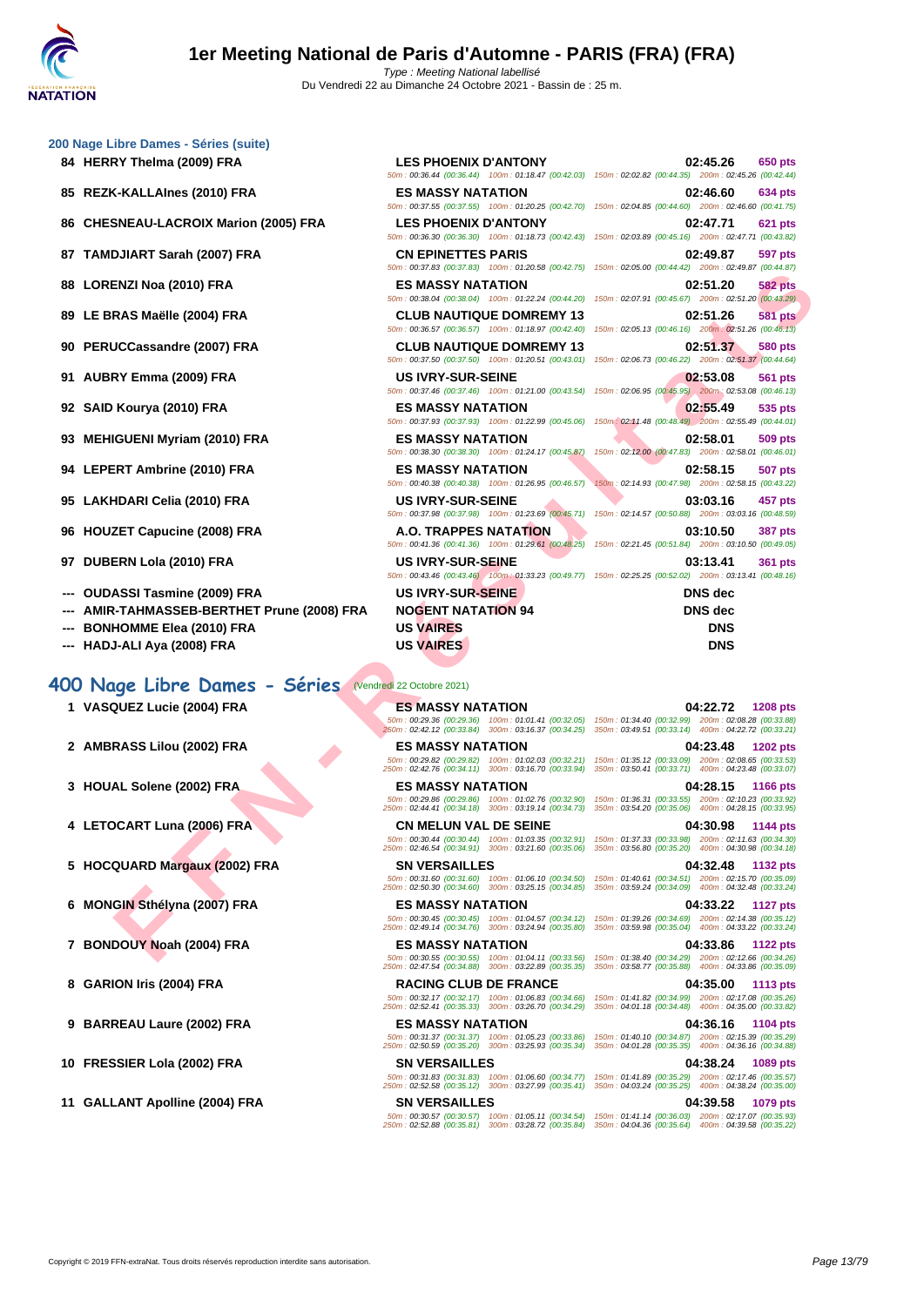# 1er Meeting National de Paris d'Automne - PARIS (FRA) (FRA)

*Type : Meeting National labellisé*

Du Vendredi 22 au Dimanche 24 Octobre 2021 - Bassin de : 25 m.

## 200 Nage Libre Dames - Séries (suite)

| Rang | Nom | Club | Temps | Points | Splits |
|---|---|---|---|---|---|
| 84 | HERRY Thelma (2009) FRA | LES PHOENIX D'ANTONY | 02:45.26 | 650 pts | 50m : 00:36.44 (00:36.44) 100m : 01:18.47 (00:42.03) 150m : 02:02.82 (00:44.35) 200m : 02:45.26 (00:42.44) |
| 85 | REZK-KALLAInes (2010) FRA | ES MASSY NATATION | 02:46.60 | 634 pts | 50m : 00:37.55 (00:37.55) 100m : 01:20.25 (00:42.70) 150m : 02:04.85 (00:44.60) 200m : 02:46.60 (00:41.75) |
| 86 | CHESNEAU-LACROIX Marion (2005) FRA | LES PHOENIX D'ANTONY | 02:47.71 | 621 pts | 50m : 00:36.30 (00:36.30) 100m : 01:18.73 (00:42.43) 150m : 02:03.89 (00:45.16) 200m : 02:47.71 (00:43.82) |
| 87 | TAMDJIART Sarah (2007) FRA | CN EPINETTES PARIS | 02:49.87 | 597 pts | 50m : 00:37.83 (00:37.83) 100m : 01:20.58 (00:42.75) 150m : 02:05.00 (00:44.42) 200m : 02:49.87 (00:44.87) |
| 88 | LORENZI Noa (2010) FRA | ES MASSY NATATION | 02:51.20 | 582 pts | 50m : 00:38.04 (00:38.04) 100m : 01:22.24 (00:44.20) 150m : 02:07.91 (00:45.67) 200m : 02:51.20 (00:43.29) |
| 89 | LE BRAS Maëlle (2004) FRA | CLUB NAUTIQUE DOMREMY 13 | 02:51.26 | 581 pts | 50m : 00:36.57 (00:36.57) 100m : 01:18.97 (00:42.40) 150m : 02:05.13 (00:46.16) 200m : 02:51.26 (00:46.13) |
| 90 | PERUCCassandre (2007) FRA | CLUB NAUTIQUE DOMREMY 13 | 02:51.37 | 580 pts | 50m : 00:37.50 (00:37.50) 100m : 01:20.51 (00:43.01) 150m : 02:06.73 (00:46.22) 200m : 02:51.37 (00:44.64) |
| 91 | AUBRY Emma (2009) FRA | US IVRY-SUR-SEINE | 02:53.08 | 561 pts | 50m : 00:37.46 (00:37.46) 100m : 01:21.00 (00:43.54) 150m : 02:06.95 (00:45.95) 200m : 02:53.08 (00:46.13) |
| 92 | SAID Kourya (2010) FRA | ES MASSY NATATION | 02:55.49 | 535 pts | 50m : 00:37.93 (00:37.93) 100m : 01:22.99 (00:45.06) 150m : 02:11.48 (00:48.49) 200m : 02:55.49 (00:44.01) |
| 93 | MEHIGUENI Myriam (2010) FRA | ES MASSY NATATION | 02:58.01 | 509 pts | 50m : 00:38.30 (00:38.30) 100m : 01:24.17 (00:45.87) 150m : 02:12.00 (00:47.83) 200m : 02:58.01 (00:46.01) |
| 94 | LEPERT Ambrine (2010) FRA | ES MASSY NATATION | 02:58.15 | 507 pts | 50m : 00:40.38 (00:40.38) 100m : 01:26.95 (00:46.57) 150m : 02:14.93 (00:47.98) 200m : 02:58.15 (00:43.22) |
| 95 | LAKHDARI Celia (2010) FRA | US IVRY-SUR-SEINE | 03:03.16 | 457 pts | 50m : 00:37.98 (00:37.98) 100m : 01:23.69 (00:45.71) 150m : 02:14.57 (00:50.88) 200m : 03:03.16 (00:48.59) |
| 96 | HOUZET Capucine (2008) FRA | A.O. TRAPPES NATATION | 03:10.50 | 387 pts | 50m : 00:41.36 (00:41.36) 100m : 01:29.61 (00:48.25) 150m : 02:21.45 (00:51.84) 200m : 03:10.50 (00:49.05) |
| 97 | DUBERN Lola (2010) FRA | US IVRY-SUR-SEINE | 03:13.41 | 361 pts | 50m : 00:43.46 (00:43.46) 100m : 01:33.23 (00:49.77) 150m : 02:25.25 (00:52.02) 200m : 03:13.41 (00:48.16) |
| --- | OUDASSI Tasmine (2009) FRA | US IVRY-SUR-SEINE | DNS dec | | |
| --- | AMIR-TAHMASSEB-BERTHET Prune (2008) FRA | NOGENT NATATION 94 | DNS dec | | |
| --- | BONHOMME Elea (2010) FRA | US VAIRES | DNS | | |
| --- | HADJ-ALI Aya (2008) FRA | US VAIRES | DNS | | |

## 400 Nage Libre Dames - Séries (Vendredi 22 Octobre 2021)

| Rang | Nom | Club | Temps | Points | Splits |
|---|---|---|---|---|---|
| 1 | VASQUEZ Lucie (2004) FRA | ES MASSY NATATION | 04:22.72 | 1208 pts | 50m : 00:29.36 (00:29.36) 100m : 01:01.41 (00:32.05) 150m : 01:34.40 (00:32.99) 200m : 02:08.28 (00:33.88) 250m : 02:42.12 (00:33.84) 300m : 03:16.37 (00:34.25) 350m : 03:49.51 (00:33.14) 400m : 04:22.72 (00:33.21) |
| 2 | AMBRASS Lilou (2002) FRA | ES MASSY NATATION | 04:23.48 | 1202 pts | 50m : 00:29.82 (00:29.82) 100m : 01:02.03 (00:32.21) 150m : 01:35.12 (00:33.09) 200m : 02:08.65 (00:33.53) 250m : 02:42.76 (00:34.11) 300m : 03:16.70 (00:33.94) 350m : 03:50.41 (00:33.71) 400m : 04:23.48 (00:33.07) |
| 3 | HOUAL Solene (2002) FRA | ES MASSY NATATION | 04:28.15 | 1166 pts | 50m : 00:29.86 (00:29.86) 100m : 01:02.76 (00:32.90) 150m : 01:36.31 (00:33.55) 200m : 02:10.23 (00:33.92) 250m : 02:44.41 (00:34.18) 300m : 03:19.14 (00:34.73) 350m : 03:54.20 (00:35.06) 400m : 04:28.15 (00:33.95) |
| 4 | LETOCART Luna (2006) FRA | CN MELUN VAL DE SEINE | 04:30.98 | 1144 pts | 50m : 00:30.44 (00:30.44) 100m : 01:03.35 (00:32.91) 150m : 01:37.33 (00:33.98) 200m : 02:11.63 (00:34.30) 250m : 02:46.54 (00:34.91) 300m : 03:21.60 (00:35.06) 350m : 03:56.80 (00:35.20) 400m : 04:30.98 (00:34.18) |
| 5 | HOCQUARD Margaux (2002) FRA | SN VERSAILLES | 04:32.48 | 1132 pts | 50m : 00:31.60 (00:31.60) 100m : 01:06.10 (00:34.50) 150m : 01:40.61 (00:34.51) 200m : 02:15.70 (00:35.09) 250m : 02:50.30 (00:34.60) 300m : 03:25.15 (00:34.85) 350m : 03:59.24 (00:34.09) 400m : 04:32.48 (00:33.24) |
| 6 | MONGIN Sthélyna (2007) FRA | ES MASSY NATATION | 04:33.22 | 1127 pts | 50m : 00:30.45 (00:30.45) 100m : 01:04.57 (00:34.12) 150m : 01:39.26 (00:34.69) 200m : 02:14.38 (00:35.12) 250m : 02:49.14 (00:34.76) 300m : 03:24.94 (00:35.80) 350m : 03:59.98 (00:35.04) 400m : 04:33.22 (00:33.24) |
| 7 | BONDOUY Noah (2004) FRA | ES MASSY NATATION | 04:33.86 | 1122 pts | 50m : 00:30.55 (00:30.55) 100m : 01:04.11 (00:33.56) 150m : 01:38.40 (00:34.29) 200m : 02:12.66 (00:34.26) 250m : 02:47.54 (00:34.88) 300m : 03:22.89 (00:35.35) 350m : 03:58.77 (00:35.88) 400m : 04:33.86 (00:35.09) |
| 8 | GARION Iris (2004) FRA | RACING CLUB DE FRANCE | 04:35.00 | 1113 pts | 50m : 00:32.17 (00:32.17) 100m : 01:06.83 (00:34.66) 150m : 01:41.82 (00:34.99) 200m : 02:17.08 (00:35.26) 250m : 02:52.41 (00:35.33) 300m : 03:26.70 (00:34.29) 350m : 04:01.18 (00:34.48) 400m : 04:35.00 (00:33.82) |
| 9 | BARREAU Laure (2002) FRA | ES MASSY NATATION | 04:36.16 | 1104 pts | 50m : 00:31.37 (00:31.37) 100m : 01:05.23 (00:33.86) 150m : 01:40.10 (00:34.87) 200m : 02:15.39 (00:35.29) 250m : 02:50.59 (00:35.20) 300m : 03:25.93 (00:35.34) 350m : 04:01.28 (00:35.35) 400m : 04:36.16 (00:34.88) |
| 10 | FRESSIER Lola (2002) FRA | SN VERSAILLES | 04:38.24 | 1089 pts | 50m : 00:31.83 (00:31.83) 100m : 01:06.60 (00:34.77) 150m : 01:41.89 (00:35.29) 200m : 02:17.46 (00:35.57) 250m : 02:52.58 (00:35.12) 300m : 03:27.99 (00:35.41) 350m : 04:03.24 (00:35.25) 400m : 04:38.24 (00:35.00) |
| 11 | GALLANT Apolline (2004) FRA | SN VERSAILLES | 04:39.58 | 1079 pts | 50m : 00:30.57 (00:30.57) 100m : 01:05.11 (00:34.54) 150m : 01:41.14 (00:36.03) 200m : 02:17.07 (00:35.93) 250m : 02:52.88 (00:35.81) 300m : 03:28.72 (00:35.84) 350m : 04:04.36 (00:35.64) 400m : 04:39.58 (00:35.22) |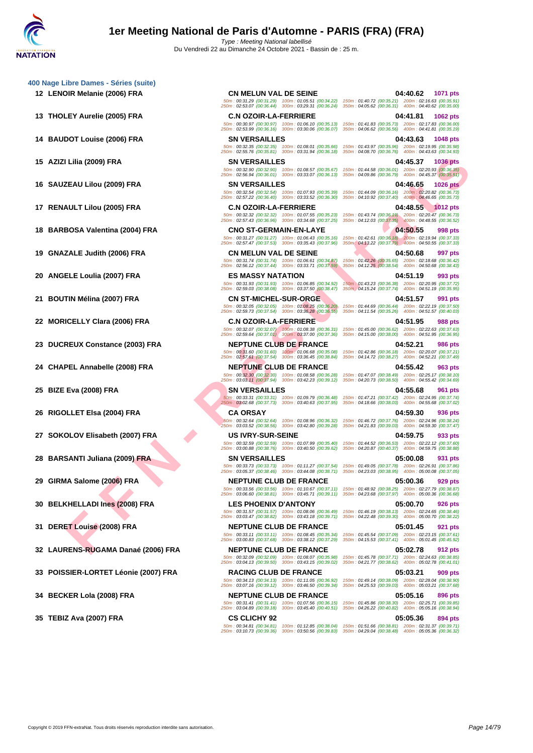## 400 Nage Libre Dames - Séries (suite)

| Rang | Nom | Club | Temps | Points |
|---|---|---|---|---|
| 12 | LENOIR Melanie (2006) FRA | CN MELUN VAL DE SEINE | 04:40.62 | 1071 pts |
| | 50m : 00:31.29 (00:31.29) 100m : 01:05.51 (00:34.22) 150m : 01:40.72 (00:35.21) 200m : 02:16.63 (00:35.91) 250m : 02:53.07 (00:36.44) 300m : 03:29.31 (00:36.24) 350m : 04:05.62 (00:36.31) 400m : 04:40.62 (00:35.00) | | | |
| 13 | THOLEY Aurelie (2005) FRA | C.N OZOIR-LA-FERRIERE | 04:41.81 | 1062 pts |
| | 50m : 00:30.97 (00:30.97) 100m : 01:06.10 (00:35.13) 150m : 01:41.83 (00:35.73) 200m : 02:17.83 (00:36.00) 250m : 02:53.99 (00:36.16) 300m : 03:30.06 (00:36.07) 350m : 04:06.62 (00:36.56) 400m : 04:41.81 (00:35.19) | | | |
| 14 | BAUDOT Louise (2006) FRA | SN VERSAILLES | 04:43.63 | 1048 pts |
| | 50m : 00:32.35 (00:32.35) 100m : 01:08.01 (00:35.66) 150m : 01:43.97 (00:35.96) 200m : 02:19.95 (00:35.98) 250m : 02:55.76 (00:35.81) 300m : 03:31.94 (00:36.18) 350m : 04:08.70 (00:36.76) 400m : 04:43.63 (00:34.93) | | | |
| 15 | AZIZI Lilia (2009) FRA | SN VERSAILLES | 04:45.37 | 1036 pts |
| | 50m : 00:32.90 (00:32.90) 100m : 01:08.57 (00:35.67) 150m : 01:44.58 (00:36.01) 200m : 02:20.93 (00:36.35) 250m : 02:56.94 (00:36.01) 300m : 03:33.07 (00:36.13) 350m : 04:09.86 (00:36.79) 400m : 04:45.37 (00:35.51) | | | |
| 16 | SAUZEAU Lilou (2009) FRA | SN VERSAILLES | 04:46.65 | 1026 pts |
| | 50m : 00:32.54 (00:32.54) 100m : 01:07.93 (00:35.39) 150m : 01:44.09 (00:36.16) 200m : 02:20.82 (00:36.73) 250m : 02:57.22 (00:36.40) 300m : 03:33.52 (00:36.30) 350m : 04:10.92 (00:37.40) 400m : 04:46.65 (00:35.73) | | | |
| 17 | RENAULT Lilou (2005) FRA | C.N OZOIR-LA-FERRIERE | 04:48.55 | 1012 pts |
| | 50m : 00:32.32 (00:32.32) 100m : 01:07.55 (00:35.23) 150m : 01:43.74 (00:36.19) 200m : 02:20.47 (00:36.73) 250m : 02:57.43 (00:36.96) 300m : 03:34.68 (00:37.25) 350m : 04:12.03 (00:37.35) 400m : 04:48.55 (00:36.52) | | | |
| 18 | BARBOSA Valentina (2004) FRA | CNO ST-GERMAIN-EN-LAYE | 04:50.55 | 998 pts |
| | 50m : 00:31.27 (00:31.27) 100m : 01:06.43 (00:35.16) 150m : 01:42.61 (00:36.18) 200m : 02:19.94 (00:37.33) 250m : 02:57.47 (00:37.53) 300m : 03:35.43 (00:37.96) 350m : 04:13.22 (00:37.79) 400m : 04:50.55 (00:37.33) | | | |
| 19 | GNAZALE Judith (2006) FRA | CN MELUN VAL DE SEINE | 04:50.68 | 997 pts |
| | 50m : 00:31.74 (00:31.74) 100m : 01:06.61 (00:34.87) 150m : 01:42.26 (00:35.65) 200m : 02:18.68 (00:36.42) 250m : 02:56.12 (00:37.44) 300m : 03:33.71 (00:37.59) 350m : 04:12.25 (00:38.54) 400m : 04:50.68 (00:38.43) | | | |
| 20 | ANGELE Loulia (2007) FRA | ES MASSY NATATION | 04:51.19 | 993 pts |
| | 50m : 00:31.93 (00:31.93) 100m : 01:06.85 (00:34.92) 150m : 01:43.23 (00:36.38) 200m : 02:20.95 (00:37.72) 250m : 02:59.03 (00:38.08) 300m : 03:37.50 (00:38.47) 350m : 04:15.24 (00:37.74) 400m : 04:51.19 (00:35.95) | | | |
| 21 | BOUTIN Mélina (2007) FRA | CN ST-MICHEL-SUR-ORGE | 04:51.57 | 991 pts |
| | 50m : 00:32.05 (00:32.05) 100m : 01:08.25 (00:36.20) 150m : 01:44.69 (00:36.44) 200m : 02:22.19 (00:37.50) 250m : 02:59.73 (00:37.54) 300m : 03:36.28 (00:36.55) 350m : 04:11.54 (00:35.26) 400m : 04:51.57 (00:40.03) | | | |
| 22 | MORICELLY Clara (2006) FRA | C.N OZOIR-LA-FERRIERE | 04:51.95 | 988 pts |
| | 50m : 00:32.07 (00:32.07) 100m : 01:08.38 (00:36.31) 150m : 01:45.00 (00:36.62) 200m : 02:22.63 (00:37.63) 250m : 02:59.64 (00:37.01) 300m : 03:37.00 (00:37.36) 350m : 04:15.00 (00:38.00) 400m : 04:51.95 (00:36.95) | | | |
| 23 | DUCREUX Constance (2003) FRA | NEPTUNE CLUB DE FRANCE | 04:52.21 | 986 pts |
| | 50m : 00:31.60 (00:31.60) 100m : 01:06.68 (00:35.08) 150m : 01:42.86 (00:36.18) 200m : 02:20.07 (00:37.21) 250m : 02:57.61 (00:37.54) 300m : 03:36.45 (00:38.84) 350m : 04:14.72 (00:38.27) 400m : 04:52.21 (00:37.49) | | | |
| 24 | CHAPEL Annabelle (2008) FRA | NEPTUNE CLUB DE FRANCE | 04:55.42 | 963 pts |
| | 50m : 00:32.30 (00:32.30) 100m : 01:08.58 (00:36.28) 150m : 01:47.07 (00:38.49) 200m : 02:25.17 (00:38.10) 250m : 03:03.11 (00:37.94) 300m : 03:42.23 (00:39.12) 350m : 04:20.73 (00:38.50) 400m : 04:55.42 (00:34.69) | | | |
| 25 | BIZE Eva (2008) FRA | SN VERSAILLES | 04:55.68 | 961 pts |
| | 50m : 00:33.31 (00:33.31) 100m : 01:09.79 (00:36.48) 150m : 01:47.21 (00:37.42) 200m : 02:24.95 (00:37.74) 250m : 03:02.68 (00:37.73) 300m : 03:40.63 (00:37.95) 350m : 04:18.66 (00:38.03) 400m : 04:55.68 (00:37.02) | | | |
| 26 | RIGOLLET Elsa (2004) FRA | CA ORSAY | 04:59.30 | 936 pts |
| | 50m : 00:32.64 (00:32.64) 100m : 01:08.96 (00:36.32) 150m : 01:46.72 (00:37.76) 200m : 02:24.96 (00:38.24) 250m : 03:03.52 (00:38.56) 300m : 03:42.80 (00:39.28) 350m : 04:21.83 (00:39.03) 400m : 04:59.30 (00:37.47) | | | |
| 27 | SOKOLOV Elisabeth (2007) FRA | US IVRY-SUR-SEINE | 04:59.75 | 933 pts |
| | 50m : 00:32.59 (00:32.59) 100m : 01:07.99 (00:35.40) 150m : 01:44.52 (00:36.53) 200m : 02:22.12 (00:37.60) 250m : 03:00.88 (00:38.76) 300m : 03:40.50 (00:39.62) 350m : 04:20.87 (00:40.37) 400m : 04:59.75 (00:38.88) | | | |
| 28 | BARSANTI Juliana (2009) FRA | SN VERSAILLES | 05:00.08 | 931 pts |
| | 50m : 00:33.73 (00:33.73) 100m : 01:11.27 (00:37.54) 150m : 01:49.05 (00:37.78) 200m : 02:26.91 (00:37.86) 250m : 03:05.37 (00:38.46) 300m : 03:44.08 (00:38.71) 350m : 04:23.03 (00:38.95) 400m : 05:00.08 (00:37.05) | | | |
| 29 | GIRMA Salome (2006) FRA | NEPTUNE CLUB DE FRANCE | 05:00.36 | 929 pts |
| | 50m : 00:33.56 (00:33.56) 100m : 01:10.67 (00:37.11) 150m : 01:48.92 (00:38.25) 200m : 02:27.79 (00:38.87) 250m : 03:06.60 (00:38.81) 300m : 03:45.71 (00:39.11) 350m : 04:23.68 (00:37.97) 400m : 05:00.36 (00:36.68) | | | |
| 30 | BELKHELLADI Ines (2008) FRA | LES PHOENIX D'ANTONY | 05:00.70 | 926 pts |
| | 50m : 00:31.57 (00:31.57) 100m : 01:08.06 (00:36.49) 150m : 01:46.19 (00:38.13) 200m : 02:24.65 (00:38.46) 250m : 03:03.47 (00:38.82) 300m : 03:43.18 (00:39.71) 350m : 04:22.48 (00:39.30) 400m : 05:00.70 (00:38.22) | | | |
| 31 | DERET Louise (2008) FRA | NEPTUNE CLUB DE FRANCE | 05:01.45 | 921 pts |
| | 50m : 00:33.11 (00:33.11) 100m : 01:08.45 (00:35.34) 150m : 01:45.54 (00:37.09) 200m : 02:23.15 (00:37.61) 250m : 03:00.83 (00:37.68) 300m : 03:38.12 (00:37.29) 350m : 04:15.53 (00:37.41) 400m : 05:01.45 (00:45.92) | | | |
| 32 | LAURENS-RUGAMA Danaé (2006) FRA | NEPTUNE CLUB DE FRANCE | 05:02.78 | 912 pts |
| | 50m : 00:32.09 (00:32.09) 100m : 01:08.07 (00:35.98) 150m : 01:45.78 (00:37.71) 200m : 02:24.63 (00:38.85) 250m : 03:04.13 (00:39.50) 300m : 03:43.15 (00:39.02) 350m : 04:21.77 (00:38.62) 400m : 05:02.78 (00:41.01) | | | |
| 33 | POISSIER-LORTET Léonie (2007) FRA | RACING CLUB DE FRANCE | 05:03.21 | 909 pts |
| | 50m : 00:34.13 (00:34.13) 100m : 01:11.05 (00:36.92) 150m : 01:49.14 (00:38.09) 200m : 02:28.04 (00:38.90) 250m : 03:07.16 (00:39.12) 300m : 03:46.50 (00:39.34) 350m : 04:25.53 (00:39.03) 400m : 05:03.21 (00:37.68) | | | |
| 34 | BECKER Lola (2008) FRA | NEPTUNE CLUB DE FRANCE | 05:05.16 | 896 pts |
| | 50m : 00:31.41 (00:31.41) 100m : 01:07.56 (00:36.15) 150m : 01:45.86 (00:38.30) 200m : 02:25.71 (00:39.85) 250m : 03:04.89 (00:39.18) 300m : 03:45.40 (00:40.51) 350m : 04:26.22 (00:40.82) 400m : 05:05.16 (00:38.94) | | | |
| 35 | TEBIZ Ava (2007) FRA | CS CLICHY 92 | 05:05.36 | 894 pts |
| | 50m : 00:34.81 (00:34.81) 100m : 01:12.85 (00:38.04) 150m : 01:51.66 (00:38.81) 200m : 02:31.37 (00:39.71) 250m : 03:10.73 (00:39.36) 300m : 03:50.56 (00:39.83) 350m : 04:29.04 (00:38.48) 400m : 05:05.36 (00:36.32) | | | |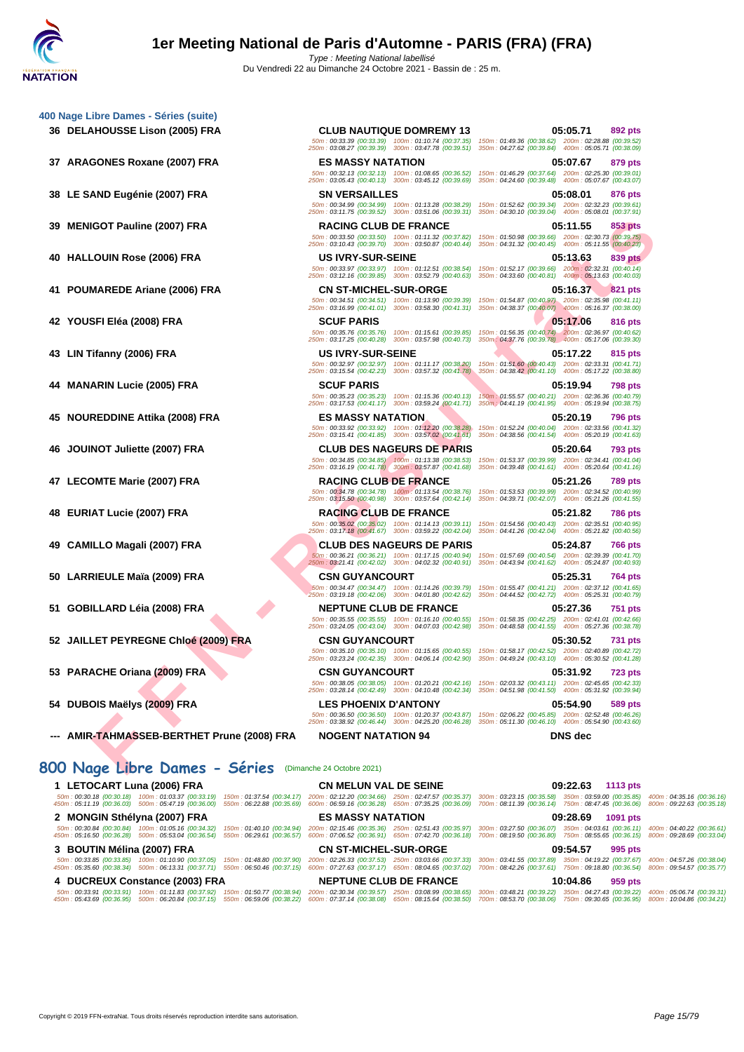### 400 Nage Libre Dames - Séries (suite)

| Rang | Nom | Club | Temps | Points |
|---|---|---|---|---|
| 36 | DELAHOUSSE Lison (2005) FRA | CLUB NAUTIQUE DOMREMY 13 | 05:05.71 | 892 pts |
| | 50m : 00:33.39 (00:33.39) 100m : 01:10.74 (00:37.35) 150m : 01:49.36 (00:38.62) 200m : 02:28.88 (00:39.52) 250m : 03:08.27 (00:39.39) 300m : 03:47.78 (00:39.51) 350m : 04:27.62 (00:39.84) 400m : 05:05.71 (00:38.09) | | | |
| 37 | ARAGONES Roxane (2007) FRA | ES MASSY NATATION | 05:07.67 | 879 pts |
| | 50m : 00:32.13 (00:32.13) 100m : 01:08.65 (00:36.52) 150m : 01:46.29 (00:37.64) 200m : 02:25.30 (00:39.01) 250m : 03:05.43 (00:40.13) 300m : 03:45.12 (00:39.69) 350m : 04:24.60 (00:39.48) 400m : 05:07.67 (00:43.07) | | | |
| 38 | LE SAND Eugénie (2007) FRA | SN VERSAILLES | 05:08.01 | 876 pts |
| | 50m : 00:34.99 (00:34.99) 100m : 01:13.28 (00:38.29) 150m : 01:52.62 (00:39.34) 200m : 02:32.23 (00:39.61) 250m : 03:11.75 (00:39.52) 300m : 03:51.06 (00:39.31) 350m : 04:30.10 (00:39.04) 400m : 05:08.01 (00:37.91) | | | |
| 39 | MENIGOT Pauline (2007) FRA | RACING CLUB DE FRANCE | 05:11.55 | 853 pts |
| | 50m : 00:33.50 (00:33.50) 100m : 01:11.32 (00:37.82) 150m : 01:50.98 (00:39.66) 200m : 02:30.73 (00:39.75) 250m : 03:10.43 (00:39.70) 300m : 03:50.87 (00:40.44) 350m : 04:31.32 (00:40.45) 400m : 05:11.55 (00:40.23) | | | |
| 40 | HALLOUIN Rose (2006) FRA | US IVRY-SUR-SEINE | 05:13.63 | 839 pts |
| | 50m : 00:33.97 (00:33.97) 100m : 01:12.51 (00:38.54) 150m : 01:52.17 (00:39.66) 200m : 02:32.31 (00:40.14) 250m : 03:12.16 (00:39.85) 300m : 03:52.79 (00:40.63) 350m : 04:33.60 (00:40.81) 400m : 05:13.63 (00:40.03) | | | |
| 41 | POUMAREDE Ariane (2006) FRA | CN ST-MICHEL-SUR-ORGE | 05:16.37 | 821 pts |
| | 50m : 00:34.51 (00:34.51) 100m : 01:13.90 (00:39.39) 150m : 01:54.87 (00:40.97) 200m : 02:35.98 (00:41.11) 250m : 03:16.99 (00:41.01) 300m : 03:58.30 (00:41.31) 350m : 04:38.37 (00:40.07) 400m : 05:16.37 (00:38.00) | | | |
| 42 | YOUSFI Eléa (2008) FRA | SCUF PARIS | 05:17.06 | 816 pts |
| | 50m : 00:35.76 (00:35.76) 100m : 01:15.61 (00:39.85) 150m : 01:56.35 (00:40.74) 200m : 02:36.97 (00:40.62) 250m : 03:17.25 (00:40.28) 300m : 03:57.98 (00:40.73) 350m : 04:37.76 (00:39.78) 400m : 05:17.06 (00:39.30) | | | |
| 43 | LIN Tifanny (2006) FRA | US IVRY-SUR-SEINE | 05:17.22 | 815 pts |
| | 50m : 00:32.97 (00:32.97) 100m : 01:11.17 (00:38.20) 150m : 01:51.60 (00:40.43) 200m : 02:33.31 (00:41.71) 250m : 03:15.54 (00:42.23) 300m : 03:57.32 (00:41.78) 350m : 04:38.42 (00:41.10) 400m : 05:17.22 (00:38.80) | | | |
| 44 | MANARIN Lucie (2005) FRA | SCUF PARIS | 05:19.94 | 798 pts |
| | 50m : 00:35.23 (00:35.23) 100m : 01:15.36 (00:40.13) 150m : 01:55.57 (00:40.21) 200m : 02:36.36 (00:40.79) 250m : 03:17.53 (00:41.17) 300m : 03:59.24 (00:41.71) 350m : 04:41.19 (00:41.95) 400m : 05:19.94 (00:38.75) | | | |
| 45 | NOUREDDINE Attika (2008) FRA | ES MASSY NATATION | 05:20.19 | 796 pts |
| | 50m : 00:33.92 (00:33.92) 100m : 01:12.20 (00:38.28) 150m : 01:52.24 (00:40.04) 200m : 02:33.56 (00:41.32) 250m : 03:15.41 (00:41.85) 300m : 03:57.02 (00:41.61) 350m : 04:38.56 (00:41.54) 400m : 05:20.19 (00:41.63) | | | |
| 46 | JOUINOT Juliette (2007) FRA | CLUB DES NAGEURS DE PARIS | 05:20.64 | 793 pts |
| | 50m : 00:34.85 (00:34.85) 100m : 01:13.38 (00:38.53) 150m : 01:53.37 (00:39.99) 200m : 02:34.41 (00:41.04) 250m : 03:16.19 (00:41.78) 300m : 03:57.87 (00:41.68) 350m : 04:39.48 (00:41.61) 400m : 05:20.64 (00:41.16) | | | |
| 47 | LECOMTE Marie (2007) FRA | RACING CLUB DE FRANCE | 05:21.26 | 789 pts |
| | 50m : 00:34.78 (00:34.78) 100m : 01:13.54 (00:38.76) 150m : 01:53.53 (00:39.99) 200m : 02:34.52 (00:40.99) 250m : 03:15.50 (00:40.98) 300m : 03:57.64 (00:42.14) 350m : 04:39.71 (00:42.07) 400m : 05:21.26 (00:41.55) | | | |
| 48 | EURIAT Lucie (2007) FRA | RACING CLUB DE FRANCE | 05:21.82 | 786 pts |
| | 50m : 00:35.02 (00:35.02) 100m : 01:14.13 (00:39.11) 150m : 01:54.56 (00:40.43) 200m : 02:35.51 (00:40.95) 250m : 03:17.18 (00:41.67) 300m : 03:59.22 (00:42.04) 350m : 04:41.26 (00:42.04) 400m : 05:21.82 (00:40.56) | | | |
| 49 | CAMILLO Magali (2007) FRA | CLUB DES NAGEURS DE PARIS | 05:24.87 | 766 pts |
| | 50m : 00:36.21 (00:36.21) 100m : 01:17.15 (00:40.94) 150m : 01:57.69 (00:40.54) 200m : 02:39.39 (00:41.70) 250m : 03:21.41 (00:42.02) 300m : 04:02.32 (00:40.91) 350m : 04:43.94 (00:41.62) 400m : 05:24.87 (00:40.93) | | | |
| 50 | LARRIEULE Maïa (2009) FRA | CSN GUYANCOURT | 05:25.31 | 764 pts |
| | 50m : 00:34.47 (00:34.47) 100m : 01:14.26 (00:39.79) 150m : 01:55.47 (00:41.21) 200m : 02:37.12 (00:41.65) 250m : 03:19.18 (00:42.06) 300m : 04:01.80 (00:42.62) 350m : 04:44.52 (00:42.72) 400m : 05:25.31 (00:40.79) | | | |
| 51 | GOBILLARD Léia (2008) FRA | NEPTUNE CLUB DE FRANCE | 05:27.36 | 751 pts |
| | 50m : 00:35.55 (00:35.55) 100m : 01:16.10 (00:40.55) 150m : 01:58.35 (00:42.25) 200m : 02:41.01 (00:42.66) 250m : 03:24.05 (00:43.04) 300m : 04:07.03 (00:42.98) 350m : 04:48.58 (00:41.55) 400m : 05:27.36 (00:38.78) | | | |
| 52 | JAILLET PEYREGNE Chloé (2009) FRA | CSN GUYANCOURT | 05:30.52 | 731 pts |
| | 50m : 00:35.10 (00:35.10) 100m : 01:15.65 (00:40.55) 150m : 01:58.17 (00:42.52) 200m : 02:40.89 (00:42.72) 250m : 03:23.24 (00:42.35) 300m : 04:06.14 (00:42.90) 350m : 04:49.24 (00:43.10) 400m : 05:30.52 (00:41.28) | | | |
| 53 | PARACHE Oriana (2009) FRA | CSN GUYANCOURT | 05:31.92 | 723 pts |
| | 50m : 00:38.05 (00:38.05) 100m : 01:20.21 (00:42.16) 150m : 02:03.32 (00:43.11) 200m : 02:45.65 (00:42.33) 250m : 03:28.14 (00:42.49) 300m : 04:10.48 (00:42.34) 350m : 04:51.98 (00:41.50) 400m : 05:31.92 (00:39.94) | | | |
| 54 | DUBOIS Maëlys (2009) FRA | LES PHOENIX D'ANTONY | 05:54.90 | 589 pts |
| | 50m : 00:36.50 (00:36.50) 100m : 01:20.37 (00:43.87) 150m : 02:06.22 (00:45.85) 200m : 02:52.48 (00:46.26) 250m : 03:38.92 (00:46.44) 300m : 04:25.20 (00:46.28) 350m : 05:11.30 (00:46.10) 400m : 05:54.90 (00:43.60) | | | |
| --- | AMIR-TAHMASSEB-BERTHET Prune (2008) FRA | NOGENT NATATION 94 | DNS dec | |

## 800 Nage Libre Dames - Séries (Dimanche 24 Octobre 2021)

| Rang | Nom | Club | Temps | Points |
|---|---|---|---|---|
| 1 | LETOCART Luna (2006) FRA | CN MELUN VAL DE SEINE | 09:22.63 | 1113 pts |
| | 50m : 00:30.18 (00:30.18) 100m : 01:03.37 (00:33.19) 150m : 01:37.54 (00:34.17) 200m : 02:12.20 (00:34.66) 250m : 02:47.57 (00:35.37) 300m : 03:23.15 (00:35.58) 350m : 03:59.00 (00:35.85) 400m : 04:35.16 (00:36.16) 450m : 05:11.19 (00:36.03) 500m : 05:47.19 (00:36.00) 550m : 06:22.88 (00:35.69) 600m : 06:59.16 (00:36.28) 650m : 07:35.25 (00:36.09) 700m : 08:11.39 (00:36.14) 750m : 08:47.45 (00:36.06) 800m : 09:22.63 (00:35.18) | | | |
| 2 | MONGIN Sthélyna (2007) FRA | ES MASSY NATATION | 09:28.69 | 1091 pts |
| | 50m : 00:30.84 (00:30.84) 100m : 01:05.16 (00:34.32) 150m : 01:40.10 (00:34.94) 200m : 02:15.46 (00:35.36) 250m : 02:51.43 (00:35.97) 300m : 03:27.50 (00:36.07) 350m : 04:03.61 (00:36.11) 400m : 04:40.22 (00:36.61) 450m : 05:16.50 (00:36.28) 500m : 05:53.04 (00:36.54) 550m : 06:29.61 (00:36.57) 600m : 07:06.52 (00:36.91) 650m : 07:42.70 (00:36.18) 700m : 08:19.50 (00:36.80) 750m : 08:55.65 (00:36.15) 800m : 09:28.69 (00:33.04) | | | |
| 3 | BOUTIN Mélina (2007) FRA | CN ST-MICHEL-SUR-ORGE | 09:54.57 | 995 pts |
| | 50m : 00:33.85 (00:33.85) 100m : 01:10.90 (00:37.05) 150m : 01:48.80 (00:37.90) 200m : 02:26.33 (00:37.53) 250m : 03:03.66 (00:37.33) 300m : 03:41.55 (00:37.89) 350m : 04:19.22 (00:37.67) 400m : 04:57.26 (00:38.04) 450m : 05:35.60 (00:38.34) 500m : 06:13.31 (00:37.71) 550m : 06:50.46 (00:37.15) 600m : 07:27.63 (00:37.17) 650m : 08:04.65 (00:37.02) 700m : 08:42.26 (00:37.61) 750m : 09:18.80 (00:36.54) 800m : 09:54.57 (00:35.77) | | | |
| 4 | DUCREUX Constance (2003) FRA | NEPTUNE CLUB DE FRANCE | 10:04.86 | 959 pts |
| | 50m : 00:33.91 (00:33.91) 100m : 01:11.83 (00:37.92) 150m : 01:50.77 (00:38.94) 200m : 02:30.34 (00:39.57) 250m : 03:08.99 (00:38.65) 300m : 03:48.21 (00:39.22) 350m : 04:27.43 (00:39.22) 400m : 05:06.74 (00:39.31) 450m : 05:43.69 (00:36.95) 500m : 06:20.84 (00:37.15) 550m : 06:59.06 (00:38.22) 600m : 07:37.14 (00:38.08) 650m : 08:15.64 (00:38.50) 700m : 08:53.70 (00:38.06) 750m : 09:30.65 (00:36.95) 800m : 10:04.86 (00:34.21) | | | |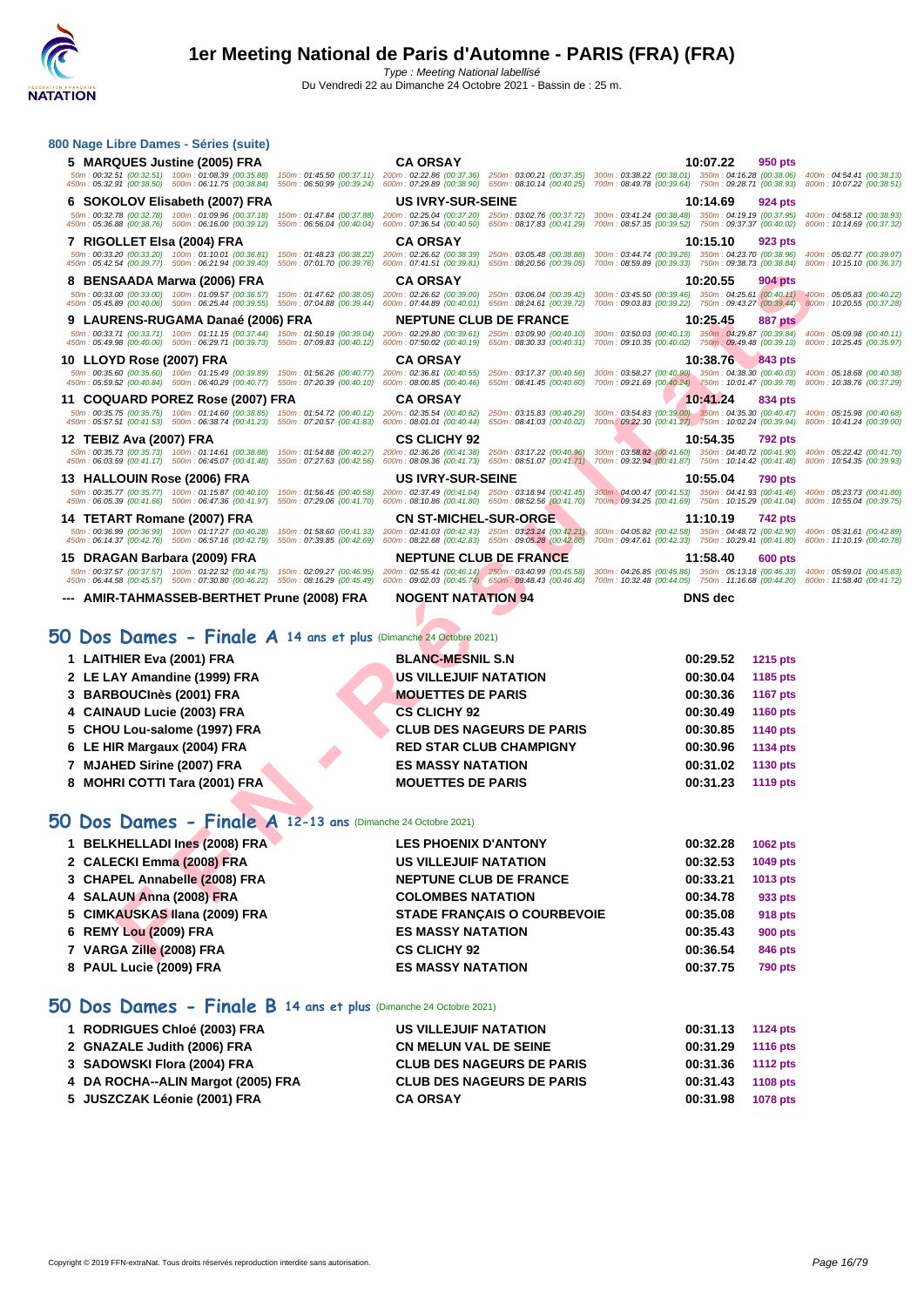## 800 Nage Libre Dames - Séries (suite)

| Place | Nom | Club | Temps | Points |
|---|---|---|---|---|
| 5 | MARQUES Justine (2005) FRA | CA ORSAY | 10:07.22 | 950 pts |
| | 50m : 00:32.51 (00:32.51) 100m : 01:08.39 (00:35.88) 150m : 01:45.50 (00:37.11) 200m : 02:22.86 (00:37.36) 250m : 03:00.21 (00:37.35) 300m : 03:38.22 (00:38.01) 350m : 04:16.28 (00:38.06) 400m : 04:54.41 (00:38.13) 450m : 05:32.91 (00:38.50) 500m : 06:11.75 (00:38.84) 550m : 06:50.99 (00:39.24) 600m : 07:29.89 (00:38.90) 650m : 08:10.14 (00:40.25) 700m : 08:49.78 (00:39.64) 750m : 09:28.71 (00:38.93) 800m : 10:07.22 (00:38.51) | | | |
| 6 | SOKOLOV Elisabeth (2007) FRA | US IVRY-SUR-SEINE | 10:14.69 | 924 pts |
| | 50m : 00:32.78 (00:32.78) 100m : 01:09.96 (00:37.18) 150m : 01:47.84 (00:37.88) 200m : 02:25.04 (00:37.20) 250m : 03:02.76 (00:37.72) 300m : 03:41.24 (00:38.48) 350m : 04:19.19 (00:37.95) 400m : 04:58.12 (00:38.93) 450m : 05:36.88 (00:38.76) 500m : 06:16.00 (00:39.12) 550m : 06:56.04 (00:40.04) 600m : 07:36.54 (00:40.50) 650m : 08:17.83 (00:41.29) 700m : 08:57.35 (00:39.52) 750m : 09:37.37 (00:40.02) 800m : 10:14.69 (00:37.32) | | | |
| 7 | RIGOLLET Elsa (2004) FRA | CA ORSAY | 10:15.10 | 923 pts |
| | 50m : 00:33.20 (00:33.20) 100m : 01:10.01 (00:36.81) 150m : 01:48.23 (00:38.22) 200m : 02:26.62 (00:38.39) 250m : 03:05.48 (00:38.86) 300m : 03:44.74 (00:39.26) 350m : 04:23.70 (00:38.96) 400m : 05:02.77 (00:39.07) 450m : 05:42.54 (00:39.77) 500m : 06:21.94 (00:39.40) 550m : 07:01.70 (00:39.76) 600m : 07:41.51 (00:39.81) 650m : 08:20.56 (00:39.05) 700m : 08:59.89 (00:39.33) 750m : 09:38.73 (00:38.84) 800m : 10:15.10 (00:36.37) | | | |
| 8 | BENSAADA Marwa (2006) FRA | CA ORSAY | 10:20.55 | 904 pts |
| | 50m : 00:33.00 (00:33.00) 100m : 01:09.57 (00:36.57) 150m : 01:47.62 (00:38.05) 200m : 02:26.62 (00:39.00) 250m : 03:06.04 (00:39.42) 300m : 03:45.50 (00:39.46) 350m : 04:25.61 (00:40.11) 400m : 05:05.83 (00:40.22) 450m : 05:45.89 (00:40.06) 500m : 06:25.44 (00:39.55) 550m : 07:04.88 (00:39.44) 600m : 07:44.89 (00:40.01) 650m : 08:24.61 (00:39.72) 700m : 09:03.83 (00:39.22) 750m : 09:43.27 (00:39.44) 800m : 10:20.55 (00:37.28) | | | |
| 9 | LAURENS-RUGAMA Danaé (2006) FRA | NEPTUNE CLUB DE FRANCE | 10:25.45 | 887 pts |
| | 50m : 00:33.71 (00:33.71) 100m : 01:11.15 (00:37.44) 150m : 01:50.19 (00:39.04) 200m : 02:29.80 (00:39.61) 250m : 03:09.90 (00:40.10) 300m : 03:50.03 (00:40.13) 350m : 04:29.87 (00:39.84) 400m : 05:09.98 (00:40.11) 450m : 05:49.98 (00:40.00) 500m : 06:29.71 (00:39.73) 550m : 07:09.83 (00:40.12) 600m : 07:50.02 (00:40.19) 650m : 08:30.33 (00:40.31) 700m : 09:10.35 (00:40.02) 750m : 09:49.48 (00:39.13) 800m : 10:25.45 (00:35.97) | | | |
| 10 | LLOYD Rose (2007) FRA | CA ORSAY | 10:38.76 | 843 pts |
| | 50m : 00:35.60 (00:35.60) 100m : 01:15.49 (00:39.89) 150m : 01:56.26 (00:40.77) 200m : 02:36.81 (00:40.55) 250m : 03:17.37 (00:40.56) 300m : 03:58.27 (00:40.90) 350m : 04:38.30 (00:40.03) 400m : 05:18.68 (00:40.38) 450m : 05:59.52 (00:40.84) 500m : 06:40.29 (00:40.77) 550m : 07:20.39 (00:40.10) 600m : 08:00.85 (00:40.46) 650m : 08:41.45 (00:40.60) 700m : 09:21.69 (00:40.24) 750m : 10:01.47 (00:39.78) 800m : 10:38.76 (00:37.29) | | | |
| 11 | COQUARD POREZ Rose (2007) FRA | CA ORSAY | 10:41.24 | 834 pts |
| | 50m : 00:35.75 (00:35.75) 100m : 01:14.60 (00:38.85) 150m : 01:54.72 (00:40.12) 200m : 02:35.54 (00:40.82) 250m : 03:15.83 (00:40.29) 300m : 03:54.83 (00:39.00) 350m : 04:35.30 (00:40.47) 400m : 05:15.98 (00:40.68) 450m : 05:57.51 (00:41.53) 500m : 06:38.74 (00:41.23) 550m : 07:20.57 (00:41.83) 600m : 08:01.01 (00:40.44) 650m : 08:41.03 (00:40.02) 700m : 09:22.30 (00:41.27) 750m : 10:02.24 (00:39.94) 800m : 10:41.24 (00:39.00) | | | |
| 12 | TEBIZ Ava (2007) FRA | CS CLICHY 92 | 10:54.35 | 792 pts |
| | 50m : 00:35.73 (00:35.73) 100m : 01:14.61 (00:38.88) 150m : 01:54.88 (00:40.27) 200m : 02:36.26 (00:41.38) 250m : 03:17.22 (00:40.96) 300m : 03:58.82 (00:41.60) 350m : 04:40.72 (00:41.90) 400m : 05:22.42 (00:41.70) 450m : 06:03.59 (00:41.17) 500m : 06:45.07 (00:41.48) 550m : 07:27.63 (00:42.56) 600m : 08:09.36 (00:41.73) 650m : 08:51.07 (00:41.71) 700m : 09:32.94 (00:41.87) 750m : 10:14.42 (00:41.48) 800m : 10:54.35 (00:39.93) | | | |
| 13 | HALLOUIN Rose (2006) FRA | US IVRY-SUR-SEINE | 10:55.04 | 790 pts |
| | 50m : 00:35.77 (00:35.77) 100m : 01:15.87 (00:40.10) 150m : 01:56.45 (00:40.58) 200m : 02:37.49 (00:41.04) 250m : 03:18.94 (00:41.45) 300m : 04:00.47 (00:41.53) 350m : 04:41.93 (00:41.46) 400m : 05:23.73 (00:41.80) 450m : 06:05.39 (00:41.66) 500m : 06:47.36 (00:41.97) 550m : 07:29.06 (00:41.70) 600m : 08:10.86 (00:41.80) 650m : 08:52.56 (00:41.70) 700m : 09:34.25 (00:41.69) 750m : 10:15.29 (00:41.04) 800m : 10:55.04 (00:39.75) | | | |
| 14 | TETART Romane (2007) FRA | CN ST-MICHEL-SUR-ORGE | 11:10.19 | 742 pts |
| | 50m : 00:36.99 (00:36.99) 100m : 01:17.27 (00:40.28) 150m : 01:58.60 (00:41.33) 200m : 02:41.03 (00:42.43) 250m : 03:23.24 (00:42.21) 300m : 04:05.82 (00:42.58) 350m : 04:48.72 (00:42.90) 400m : 05:31.61 (00:42.89) 450m : 06:14.37 (00:42.76) 500m : 06:57.16 (00:42.79) 550m : 07:39.85 (00:42.69) 600m : 08:22.68 (00:42.83) 650m : 09:05.28 (00:42.60) 700m : 09:47.61 (00:42.33) 750m : 10:29.41 (00:41.80) 800m : 11:10.19 (00:40.78) | | | |
| 15 | DRAGAN Barbara (2009) FRA | NEPTUNE CLUB DE FRANCE | 11:58.40 | 600 pts |
| | 50m : 00:37.57 (00:37.57) 100m : 01:22.32 (00:44.75) 150m : 02:09.27 (00:46.95) 200m : 02:55.41 (00:46.14) 250m : 03:40.99 (00:45.58) 300m : 04:26.85 (00:45.86) 350m : 05:13.18 (00:46.33) 400m : 05:59.01 (00:45.83) 450m : 06:44.58 (00:45.57) 500m : 07:30.80 (00:46.22) 550m : 08:16.29 (00:45.49) 600m : 09:02.03 (00:45.74) 650m : 09:48.43 (00:46.40) 700m : 10:32.48 (00:44.05) 750m : 11:16.68 (00:44.20) 800m : 11:58.40 (00:41.72) | | | |
| --- | AMIR-TAHMASSEB-BERTHET Prune (2008) FRA | NOGENT NATATION 94 | DNS dec | |

## 50 Dos Dames - Finale A 14 ans et plus (Dimanche 24 Octobre 2021)

| Place | Nom | Club | Temps | Points |
|---|---|---|---|---|
| 1 | LAITHIER Eva (2001) FRA | BLANC-MESNIL S.N | 00:29.52 | 1215 pts |
| 2 | LE LAY Amandine (1999) FRA | US VILLEJUIF NATATION | 00:30.04 | 1185 pts |
| 3 | BARBOUCInès (2001) FRA | MOUETTES DE PARIS | 00:30.36 | 1167 pts |
| 4 | CAINAUD Lucie (2003) FRA | CS CLICHY 92 | 00:30.49 | 1160 pts |
| 5 | CHOU Lou-salome (1997) FRA | CLUB DES NAGEURS DE PARIS | 00:30.85 | 1140 pts |
| 6 | LE HIR Margaux (2004) FRA | RED STAR CLUB CHAMPIGNY | 00:30.96 | 1134 pts |
| 7 | MJAHED Sirine (2007) FRA | ES MASSY NATATION | 00:31.02 | 1130 pts |
| 8 | MOHRI COTTI Tara (2001) FRA | MOUETTES DE PARIS | 00:31.23 | 1119 pts |

## 50 Dos Dames - Finale A 12-13 ans (Dimanche 24 Octobre 2021)

| Place | Nom | Club | Temps | Points |
|---|---|---|---|---|
| 1 | BELKHELLADI Ines (2008) FRA | LES PHOENIX D'ANTONY | 00:32.28 | 1062 pts |
| 2 | CALECKI Emma (2008) FRA | US VILLEJUIF NATATION | 00:32.53 | 1049 pts |
| 3 | CHAPEL Annabelle (2008) FRA | NEPTUNE CLUB DE FRANCE | 00:33.21 | 1013 pts |
| 4 | SALAUN Anna (2008) FRA | COLOMBES NATATION | 00:34.78 | 933 pts |
| 5 | CIMKAUSKAS Ilana (2009) FRA | STADE FRANÇAIS O COURBEVOIE | 00:35.08 | 918 pts |
| 6 | REMY Lou (2009) FRA | ES MASSY NATATION | 00:35.43 | 900 pts |
| 7 | VARGA Zille (2008) FRA | CS CLICHY 92 | 00:36.54 | 846 pts |
| 8 | PAUL Lucie (2009) FRA | ES MASSY NATATION | 00:37.75 | 790 pts |

## 50 Dos Dames - Finale B 14 ans et plus (Dimanche 24 Octobre 2021)

| Place | Nom | Club | Temps | Points |
|---|---|---|---|---|
| 1 | RODRIGUES Chloé (2003) FRA | US VILLEJUIF NATATION | 00:31.13 | 1124 pts |
| 2 | GNAZALE Judith (2006) FRA | CN MELUN VAL DE SEINE | 00:31.29 | 1116 pts |
| 3 | SADOWSKI Flora (2004) FRA | CLUB DES NAGEURS DE PARIS | 00:31.36 | 1112 pts |
| 4 | DA ROCHA--ALIX Margot (2005) FRA | CLUB DES NAGEURS DE PARIS | 00:31.43 | 1108 pts |
| 5 | JUSZCZAK Léonie (2001) FRA | CA ORSAY | 00:31.98 | 1078 pts |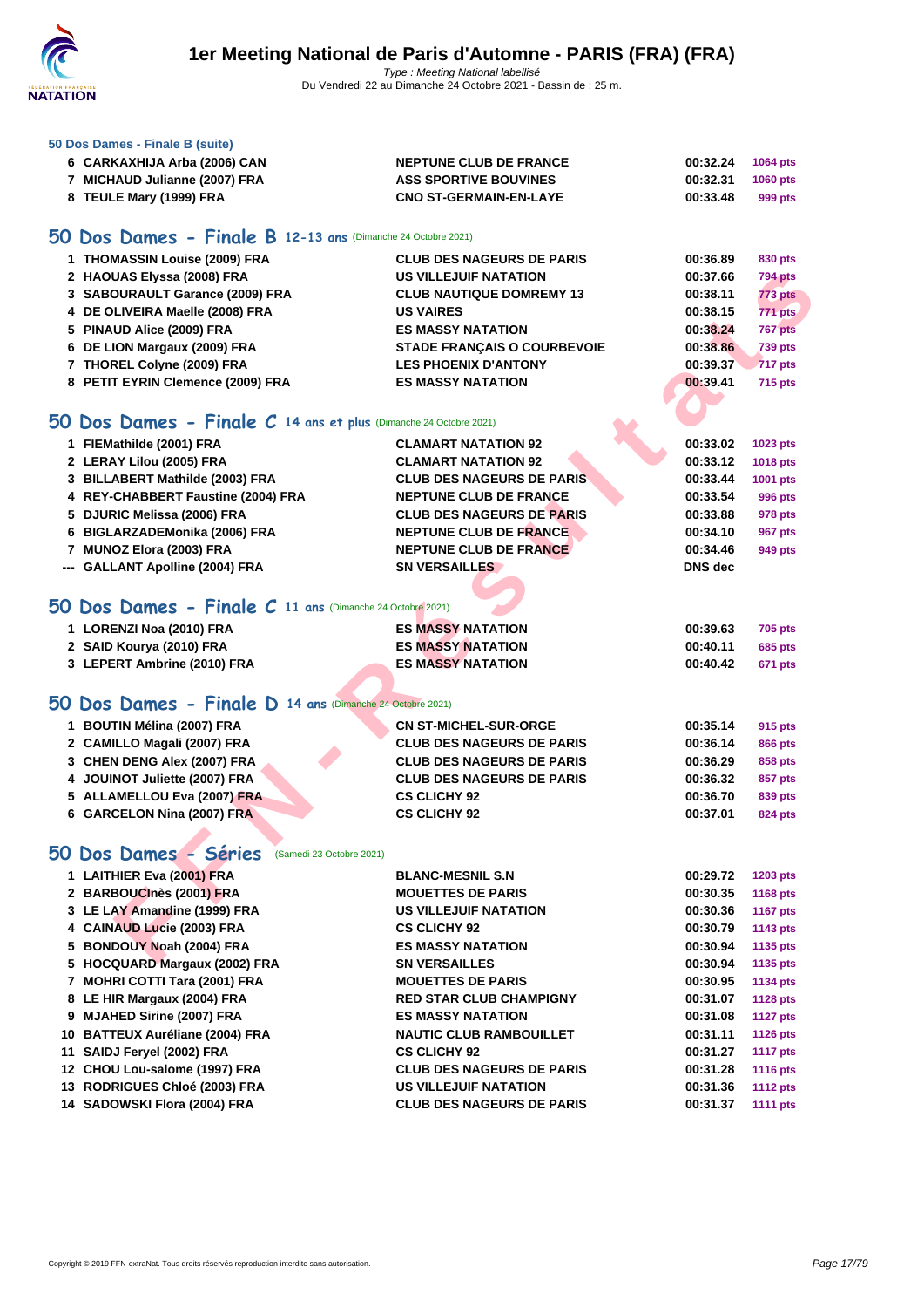### 50 Dos Dames - Finale B (suite)

| | | | | |
|---|---|---|---|---|
| 6 | CARKAXHIJA Arba (2006) CAN | NEPTUNE CLUB DE FRANCE | 00:32.24 | 1064 pts |
| 7 | MICHAUD Julianne (2007) FRA | ASS SPORTIVE BOUVINES | 00:32.31 | 1060 pts |
| 8 | TEULE Mary (1999) FRA | CNO ST-GERMAIN-EN-LAYE | 00:33.48 | 999 pts |

## 50 Dos Dames - Finale B 12-13 ans (Dimanche 24 Octobre 2021)

| | | | | |
|---|---|---|---|---|
| 1 | THOMASSIN Louise (2009) FRA | CLUB DES NAGEURS DE PARIS | 00:36.89 | 830 pts |
| 2 | HAOUAS Elyssa (2008) FRA | US VILLEJUIF NATATION | 00:37.66 | 794 pts |
| 3 | SABOURAULT Garance (2009) FRA | CLUB NAUTIQUE DOMREMY 13 | 00:38.11 | 773 pts |
| 4 | DE OLIVEIRA Maelle (2008) FRA | US VAIRES | 00:38.15 | 771 pts |
| 5 | PINAUD Alice (2009) FRA | ES MASSY NATATION | 00:38.24 | 767 pts |
| 6 | DE LION Margaux (2009) FRA | STADE FRANÇAIS O COURBEVOIE | 00:38.86 | 739 pts |
| 7 | THOREL Colyne (2009) FRA | LES PHOENIX D'ANTONY | 00:39.37 | 717 pts |
| 8 | PETIT EYRIN Clemence (2009) FRA | ES MASSY NATATION | 00:39.41 | 715 pts |

## 50 Dos Dames - Finale C 14 ans et plus (Dimanche 24 Octobre 2021)

| | | | | |
|---|---|---|---|---|
| 1 | FIEMathilde (2001) FRA | CLAMART NATATION 92 | 00:33.02 | 1023 pts |
| 2 | LERAY Lilou (2005) FRA | CLAMART NATATION 92 | 00:33.12 | 1018 pts |
| 3 | BILLABERT Mathilde (2003) FRA | CLUB DES NAGEURS DE PARIS | 00:33.44 | 1001 pts |
| 4 | REY-CHABBERT Faustine (2004) FRA | NEPTUNE CLUB DE FRANCE | 00:33.54 | 996 pts |
| 5 | DJURIC Melissa (2006) FRA | CLUB DES NAGEURS DE PARIS | 00:33.88 | 978 pts |
| 6 | BIGLARZADEMonika (2006) FRA | NEPTUNE CLUB DE FRANCE | 00:34.10 | 967 pts |
| 7 | MUNOZ Elora (2003) FRA | NEPTUNE CLUB DE FRANCE | 00:34.46 | 949 pts |
| --- | GALLANT Apolline (2004) FRA | SN VERSAILLES | DNS dec | |

## 50 Dos Dames - Finale C 11 ans (Dimanche 24 Octobre 2021)

| | | | | |
|---|---|---|---|---|
| 1 | LORENZI Noa (2010) FRA | ES MASSY NATATION | 00:39.63 | 705 pts |
| 2 | SAID Kourya (2010) FRA | ES MASSY NATATION | 00:40.11 | 685 pts |
| 3 | LEPERT Ambrine (2010) FRA | ES MASSY NATATION | 00:40.42 | 671 pts |

## 50 Dos Dames - Finale D 14 ans (Dimanche 24 Octobre 2021)

| | | | | |
|---|---|---|---|---|
| 1 | BOUTIN Mélina (2007) FRA | CN ST-MICHEL-SUR-ORGE | 00:35.14 | 915 pts |
| 2 | CAMILLO Magali (2007) FRA | CLUB DES NAGEURS DE PARIS | 00:36.14 | 866 pts |
| 3 | CHEN DENG Alex (2007) FRA | CLUB DES NAGEURS DE PARIS | 00:36.29 | 858 pts |
| 4 | JOUINOT Juliette (2007) FRA | CLUB DES NAGEURS DE PARIS | 00:36.32 | 857 pts |
| 5 | ALLAMELLOU Eva (2007) FRA | CS CLICHY 92 | 00:36.70 | 839 pts |
| 6 | GARCELON Nina (2007) FRA | CS CLICHY 92 | 00:37.01 | 824 pts |

## 50 Dos Dames - Séries (Samedi 23 Octobre 2021)

| | | | | |
|---|---|---|---|---|
| 1 | LAITHIER Eva (2001) FRA | BLANC-MESNIL S.N | 00:29.72 | 1203 pts |
| 2 | BARBOUCInès (2001) FRA | MOUETTES DE PARIS | 00:30.35 | 1168 pts |
| 3 | LE LAY Amandine (1999) FRA | US VILLEJUIF NATATION | 00:30.36 | 1167 pts |
| 4 | CAINAUD Lucie (2003) FRA | CS CLICHY 92 | 00:30.79 | 1143 pts |
| 5 | BONDOUY Noah (2004) FRA | ES MASSY NATATION | 00:30.94 | 1135 pts |
| 5 | HOCQUARD Margaux (2002) FRA | SN VERSAILLES | 00:30.94 | 1135 pts |
| 7 | MOHRI COTTI Tara (2001) FRA | MOUETTES DE PARIS | 00:30.95 | 1134 pts |
| 8 | LE HIR Margaux (2004) FRA | RED STAR CLUB CHAMPIGNY | 00:31.07 | 1128 pts |
| 9 | MJAHED Sirine (2007) FRA | ES MASSY NATATION | 00:31.08 | 1127 pts |
| 10 | BATTEUX Auréliane (2004) FRA | NAUTIC CLUB RAMBOUILLET | 00:31.11 | 1126 pts |
| 11 | SAIDJ Feryel (2002) FRA | CS CLICHY 92 | 00:31.27 | 1117 pts |
| 12 | CHOU Lou-salome (1997) FRA | CLUB DES NAGEURS DE PARIS | 00:31.28 | 1116 pts |
| 13 | RODRIGUES Chloé (2003) FRA | US VILLEJUIF NATATION | 00:31.36 | 1112 pts |
| 14 | SADOWSKI Flora (2004) FRA | CLUB DES NAGEURS DE PARIS | 00:31.37 | 1111 pts |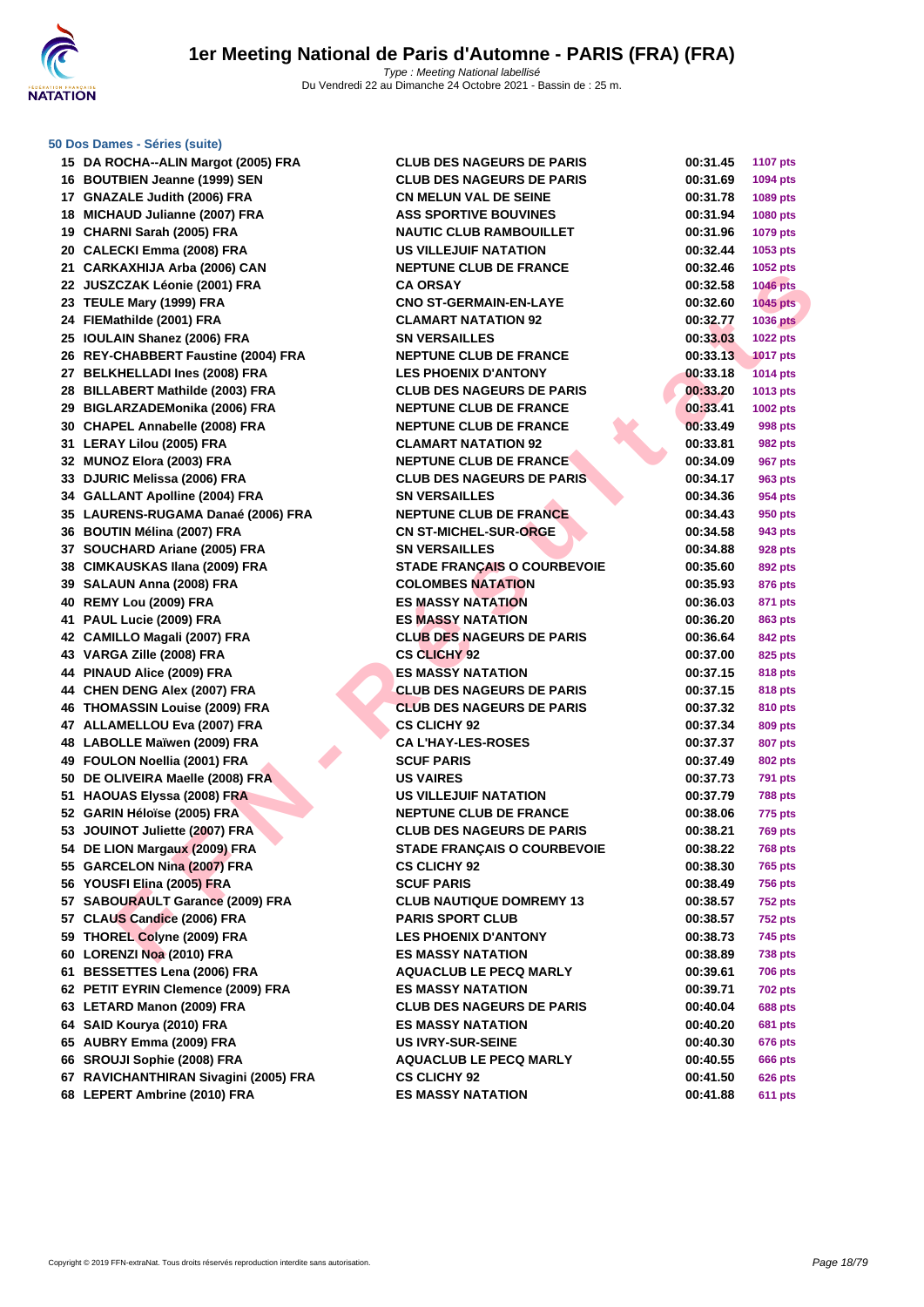# 1er Meeting National de Paris d'Automne - PARIS (FRA) (FRA)

*Type : Meeting National labellisé*
Du Vendredi 22 au Dimanche 24 Octobre 2021 - Bassin de : 25 m.

### 50 Dos Dames - Séries (suite)

| | | | | |
|---|---|---|---|---|
| 15 | DA ROCHA--ALIN Margot (2005) FRA | CLUB DES NAGEURS DE PARIS | 00:31.45 | 1107 pts |
| 16 | BOUTBIEN Jeanne (1999) SEN | CLUB DES NAGEURS DE PARIS | 00:31.69 | 1094 pts |
| 17 | GNAZALE Judith (2006) FRA | CN MELUN VAL DE SEINE | 00:31.78 | 1089 pts |
| 18 | MICHAUD Julianne (2007) FRA | ASS SPORTIVE BOUVINES | 00:31.94 | 1080 pts |
| 19 | CHARNI Sarah (2005) FRA | NAUTIC CLUB RAMBOUILLET | 00:31.96 | 1079 pts |
| 20 | CALECKI Emma (2008) FRA | US VILLEJUIF NATATION | 00:32.44 | 1053 pts |
| 21 | CARKAXHIJA Arba (2006) CAN | NEPTUNE CLUB DE FRANCE | 00:32.46 | 1052 pts |
| 22 | JUSZCZAK Léonie (2001) FRA | CA ORSAY | 00:32.58 | 1046 pts |
| 23 | TEULE Mary (1999) FRA | CNO ST-GERMAIN-EN-LAYE | 00:32.60 | 1045 pts |
| 24 | FIEMathilde (2001) FRA | CLAMART NATATION 92 | 00:32.77 | 1036 pts |
| 25 | IOULAIN Shanez (2006) FRA | SN VERSAILLES | 00:33.03 | 1022 pts |
| 26 | REY-CHABBERT Faustine (2004) FRA | NEPTUNE CLUB DE FRANCE | 00:33.13 | 1017 pts |
| 27 | BELKHELLADI Ines (2008) FRA | LES PHOENIX D'ANTONY | 00:33.18 | 1014 pts |
| 28 | BILLABERT Mathilde (2003) FRA | CLUB DES NAGEURS DE PARIS | 00:33.20 | 1013 pts |
| 29 | BIGLARZADEMonika (2006) FRA | NEPTUNE CLUB DE FRANCE | 00:33.41 | 1002 pts |
| 30 | CHAPEL Annabelle (2008) FRA | NEPTUNE CLUB DE FRANCE | 00:33.49 | 998 pts |
| 31 | LERAY Lilou (2005) FRA | CLAMART NATATION 92 | 00:33.81 | 982 pts |
| 32 | MUNOZ Elora (2003) FRA | NEPTUNE CLUB DE FRANCE | 00:34.09 | 967 pts |
| 33 | DJURIC Melissa (2006) FRA | CLUB DES NAGEURS DE PARIS | 00:34.17 | 963 pts |
| 34 | GALLANT Apolline (2004) FRA | SN VERSAILLES | 00:34.36 | 954 pts |
| 35 | LAURENS-RUGAMA Danaé (2006) FRA | NEPTUNE CLUB DE FRANCE | 00:34.43 | 950 pts |
| 36 | BOUTIN Mélina (2007) FRA | CN ST-MICHEL-SUR-ORGE | 00:34.58 | 943 pts |
| 37 | SOUCHARD Ariane (2005) FRA | SN VERSAILLES | 00:34.88 | 928 pts |
| 38 | CIMKAUSKAS Ilana (2009) FRA | STADE FRANÇAIS O COURBEVOIE | 00:35.60 | 892 pts |
| 39 | SALAUN Anna (2008) FRA | COLOMBES NATATION | 00:35.93 | 876 pts |
| 40 | REMY Lou (2009) FRA | ES MASSY NATATION | 00:36.03 | 871 pts |
| 41 | PAUL Lucie (2009) FRA | ES MASSY NATATION | 00:36.20 | 863 pts |
| 42 | CAMILLO Magali (2007) FRA | CLUB DES NAGEURS DE PARIS | 00:36.64 | 842 pts |
| 43 | VARGA Zille (2008) FRA | CS CLICHY 92 | 00:37.00 | 825 pts |
| 44 | PINAUD Alice (2009) FRA | ES MASSY NATATION | 00:37.15 | 818 pts |
| 44 | CHEN DENG Alex (2007) FRA | CLUB DES NAGEURS DE PARIS | 00:37.15 | 818 pts |
| 46 | THOMASSIN Louise (2009) FRA | CLUB DES NAGEURS DE PARIS | 00:37.32 | 810 pts |
| 47 | ALLAMELLOU Eva (2007) FRA | CS CLICHY 92 | 00:37.34 | 809 pts |
| 48 | LABOLLE Maïwen (2009) FRA | CA L'HAY-LES-ROSES | 00:37.37 | 807 pts |
| 49 | FOULON Noellia (2001) FRA | SCUF PARIS | 00:37.49 | 802 pts |
| 50 | DE OLIVEIRA Maelle (2008) FRA | US VAIRES | 00:37.73 | 791 pts |
| 51 | HAOUAS Elyssa (2008) FRA | US VILLEJUIF NATATION | 00:37.79 | 788 pts |
| 52 | GARIN Héloïse (2005) FRA | NEPTUNE CLUB DE FRANCE | 00:38.06 | 775 pts |
| 53 | JOUINOT Juliette (2007) FRA | CLUB DES NAGEURS DE PARIS | 00:38.21 | 769 pts |
| 54 | DE LION Margaux (2009) FRA | STADE FRANÇAIS O COURBEVOIE | 00:38.22 | 768 pts |
| 55 | GARCELON Nina (2007) FRA | CS CLICHY 92 | 00:38.30 | 765 pts |
| 56 | YOUSFI Elina (2005) FRA | SCUF PARIS | 00:38.49 | 756 pts |
| 57 | SABOURAULT Garance (2009) FRA | CLUB NAUTIQUE DOMREMY 13 | 00:38.57 | 752 pts |
| 57 | CLAUS Candice (2006) FRA | PARIS SPORT CLUB | 00:38.57 | 752 pts |
| 59 | THOREL Colyne (2009) FRA | LES PHOENIX D'ANTONY | 00:38.73 | 745 pts |
| 60 | LORENZI Noa (2010) FRA | ES MASSY NATATION | 00:38.89 | 738 pts |
| 61 | BESSETTES Lena (2006) FRA | AQUACLUB LE PECQ MARLY | 00:39.61 | 706 pts |
| 62 | PETIT EYRIN Clemence (2009) FRA | ES MASSY NATATION | 00:39.71 | 702 pts |
| 63 | LETARD Manon (2009) FRA | CLUB DES NAGEURS DE PARIS | 00:40.04 | 688 pts |
| 64 | SAID Kourya (2010) FRA | ES MASSY NATATION | 00:40.20 | 681 pts |
| 65 | AUBRY Emma (2009) FRA | US IVRY-SUR-SEINE | 00:40.30 | 676 pts |
| 66 | SROUJI Sophie (2008) FRA | AQUACLUB LE PECQ MARLY | 00:40.55 | 666 pts |
| 67 | RAVICHANTHIRAN Sivagini (2005) FRA | CS CLICHY 92 | 00:41.50 | 626 pts |
| 68 | LEPERT Ambrine (2010) FRA | ES MASSY NATATION | 00:41.88 | 611 pts |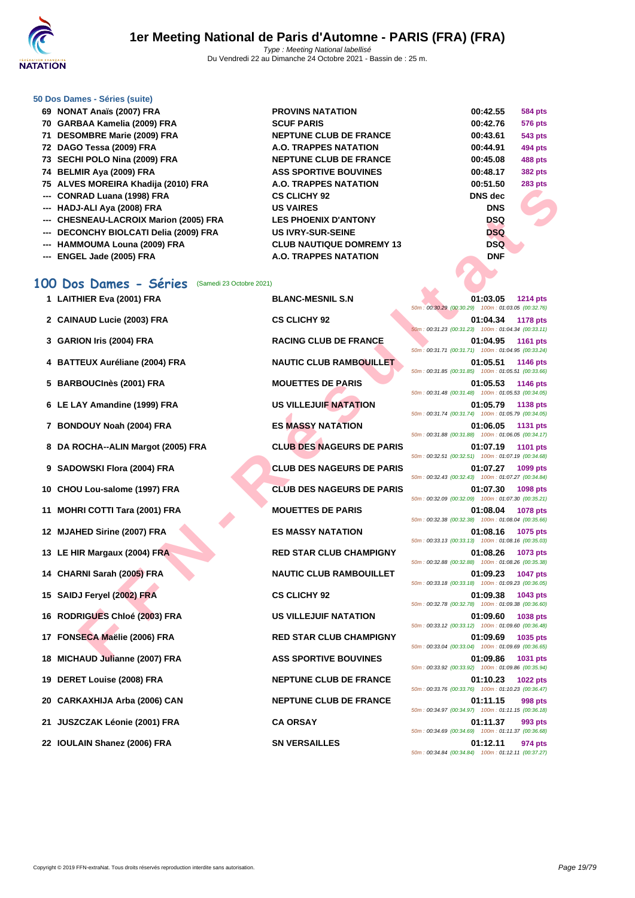### 50 Dos Dames - Séries (suite)

| | | | | |
|---|---|---|---|---|
| 69 | NONAT Anaïs (2007) FRA | PROVINS NATATION | 00:42.55 | 584 pts |
| 70 | GARBAA Kamelia (2009) FRA | SCUF PARIS | 00:42.76 | 576 pts |
| 71 | DESOMBRE Marie (2009) FRA | NEPTUNE CLUB DE FRANCE | 00:43.61 | 543 pts |
| 72 | DAGO Tessa (2009) FRA | A.O. TRAPPES NATATION | 00:44.91 | 494 pts |
| 73 | SECHI POLO Nina (2009) FRA | NEPTUNE CLUB DE FRANCE | 00:45.08 | 488 pts |
| 74 | BELMIR Aya (2009) FRA | ASS SPORTIVE BOUVINES | 00:48.17 | 382 pts |
| 75 | ALVES MOREIRA Khadija (2010) FRA | A.O. TRAPPES NATATION | 00:51.50 | 283 pts |
| --- | CONRAD Luana (1998) FRA | CS CLICHY 92 | DNS dec | |
| --- | HADJ-ALI Aya (2008) FRA | US VAIRES | DNS | |
| --- | CHESNEAU-LACROIX Marion (2005) FRA | LES PHOENIX D'ANTONY | DSQ | |
| --- | DECONCHY BIOLCATI Delia (2009) FRA | US IVRY-SUR-SEINE | DSQ | |
| --- | HAMMOUMA Louna (2009) FRA | CLUB NAUTIQUE DOMREMY 13 | DSQ | |
| --- | ENGEL Jade (2005) FRA | A.O. TRAPPES NATATION | DNF | |

## 100 Dos Dames - Séries (Samedi 23 Octobre 2021)

| | | | | | |
|---|---|---|---|---|---|
| 1 | LAITHIER Eva (2001) FRA | BLANC-MESNIL S.N | 01:03.05 | 1214 pts | 50m : 00:30.29 (00:30.29) 100m : 01:03.05 (00:32.76) |
| 2 | CAINAUD Lucie (2003) FRA | CS CLICHY 92 | 01:04.34 | 1178 pts | 50m : 00:31.23 (00:31.23) 100m : 01:04.34 (00:33.11) |
| 3 | GARION Iris (2004) FRA | RACING CLUB DE FRANCE | 01:04.95 | 1161 pts | 50m : 00:31.71 (00:31.71) 100m : 01:04.95 (00:33.24) |
| 4 | BATTEUX Auréliane (2004) FRA | NAUTIC CLUB RAMBOUILLET | 01:05.51 | 1146 pts | 50m : 00:31.85 (00:31.85) 100m : 01:05.51 (00:33.66) |
| 5 | BARBOUCInès (2001) FRA | MOUETTES DE PARIS | 01:05.53 | 1146 pts | 50m : 00:31.48 (00:31.48) 100m : 01:05.53 (00:34.05) |
| 6 | LE LAY Amandine (1999) FRA | US VILLEJUIF NATATION | 01:05.79 | 1138 pts | 50m : 00:31.74 (00:31.74) 100m : 01:05.79 (00:34.05) |
| 7 | BONDOUY Noah (2004) FRA | ES MASSY NATATION | 01:06.05 | 1131 pts | 50m : 00:31.88 (00:31.88) 100m : 01:06.05 (00:34.17) |
| 8 | DA ROCHA--ALIN Margot (2005) FRA | CLUB DES NAGEURS DE PARIS | 01:07.19 | 1101 pts | 50m : 00:32.51 (00:32.51) 100m : 01:07.19 (00:34.68) |
| 9 | SADOWSKI Flora (2004) FRA | CLUB DES NAGEURS DE PARIS | 01:07.27 | 1099 pts | 50m : 00:32.43 (00:32.43) 100m : 01:07.27 (00:34.84) |
| 10 | CHOU Lou-salome (1997) FRA | CLUB DES NAGEURS DE PARIS | 01:07.30 | 1098 pts | 50m : 00:32.09 (00:32.09) 100m : 01:07.30 (00:35.21) |
| 11 | MOHRI COTTI Tara (2001) FRA | MOUETTES DE PARIS | 01:08.04 | 1078 pts | 50m : 00:32.38 (00:32.38) 100m : 01:08.04 (00:35.66) |
| 12 | MJAHED Sirine (2007) FRA | ES MASSY NATATION | 01:08.16 | 1075 pts | 50m : 00:33.13 (00:33.13) 100m : 01:08.16 (00:35.03) |
| 13 | LE HIR Margaux (2004) FRA | RED STAR CLUB CHAMPIGNY | 01:08.26 | 1073 pts | 50m : 00:32.88 (00:32.88) 100m : 01:08.26 (00:35.38) |
| 14 | CHARNI Sarah (2005) FRA | NAUTIC CLUB RAMBOUILLET | 01:09.23 | 1047 pts | 50m : 00:33.18 (00:33.18) 100m : 01:09.23 (00:36.05) |
| 15 | SAIDJ Feryel (2002) FRA | CS CLICHY 92 | 01:09.38 | 1043 pts | 50m : 00:32.78 (00:32.78) 100m : 01:09.38 (00:36.60) |
| 16 | RODRIGUES Chloé (2003) FRA | US VILLEJUIF NATATION | 01:09.60 | 1038 pts | 50m : 00:33.12 (00:33.12) 100m : 01:09.60 (00:36.48) |
| 17 | FONSECA Maëlie (2006) FRA | RED STAR CLUB CHAMPIGNY | 01:09.69 | 1035 pts | 50m : 00:33.04 (00:33.04) 100m : 01:09.69 (00:36.65) |
| 18 | MICHAUD Julianne (2007) FRA | ASS SPORTIVE BOUVINES | 01:09.86 | 1031 pts | 50m : 00:33.92 (00:33.92) 100m : 01:09.86 (00:35.94) |
| 19 | DERET Louise (2008) FRA | NEPTUNE CLUB DE FRANCE | 01:10.23 | 1022 pts | 50m : 00:33.76 (00:33.76) 100m : 01:10.23 (00:36.47) |
| 20 | CARKAXHIJA Arba (2006) CAN | NEPTUNE CLUB DE FRANCE | 01:11.15 | 998 pts | 50m : 00:34.97 (00:34.97) 100m : 01:11.15 (00:36.18) |
| 21 | JUSZCZAK Léonie (2001) FRA | CA ORSAY | 01:11.37 | 993 pts | 50m : 00:34.69 (00:34.69) 100m : 01:11.37 (00:36.68) |
| 22 | IOULAIN Shanez (2006) FRA | SN VERSAILLES | 01:12.11 | 974 pts | 50m : 00:34.84 (00:34.84) 100m : 01:12.11 (00:37.27) |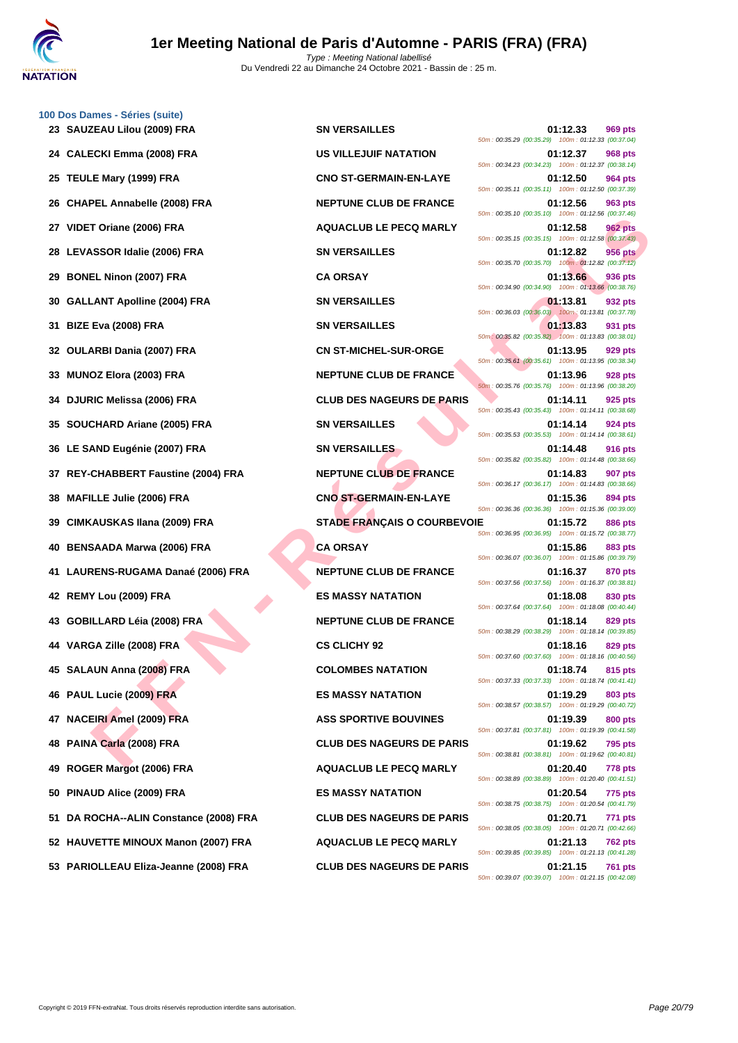### 100 Dos Dames - Séries (suite)

| Rang | Nom | Club | Temps | Points | Splits |
|---|---|---|---|---|---|
| 23 | SAUZEAU Lilou (2009) FRA | SN VERSAILLES | 01:12.33 | 969 pts | 50m : 00:35.29 (00:35.29) 100m : 01:12.33 (00:37.04) |
| 24 | CALECKI Emma (2008) FRA | US VILLEJUIF NATATION | 01:12.37 | 968 pts | 50m : 00:34.23 (00:34.23) 100m : 01:12.37 (00:38.14) |
| 25 | TEULE Mary (1999) FRA | CNO ST-GERMAIN-EN-LAYE | 01:12.50 | 964 pts | 50m : 00:35.11 (00:35.11) 100m : 01:12.50 (00:37.39) |
| 26 | CHAPEL Annabelle (2008) FRA | NEPTUNE CLUB DE FRANCE | 01:12.56 | 963 pts | 50m : 00:35.10 (00:35.10) 100m : 01:12.56 (00:37.46) |
| 27 | VIDET Oriane (2006) FRA | AQUACLUB LE PECQ MARLY | 01:12.58 | 962 pts | 50m : 00:35.15 (00:35.15) 100m : 01:12.58 (00:37.43) |
| 28 | LEVASSOR Idalie (2006) FRA | SN VERSAILLES | 01:12.82 | 956 pts | 50m : 00:35.70 (00:35.70) 100m : 01:12.82 (00:37.12) |
| 29 | BONEL Ninon (2007) FRA | CA ORSAY | 01:13.66 | 936 pts | 50m : 00:34.90 (00:34.90) 100m : 01:13.66 (00:38.76) |
| 30 | GALLANT Apolline (2004) FRA | SN VERSAILLES | 01:13.81 | 932 pts | 50m : 00:36.03 (00:36.03) 100m : 01:13.81 (00:37.78) |
| 31 | BIZE Eva (2008) FRA | SN VERSAILLES | 01:13.83 | 931 pts | 50m : 00:35.82 (00:35.82) 100m : 01:13.83 (00:38.01) |
| 32 | OULARBI Dania (2007) FRA | CN ST-MICHEL-SUR-ORGE | 01:13.95 | 929 pts | 50m : 00:35.61 (00:35.61) 100m : 01:13.95 (00:38.34) |
| 33 | MUNOZ Elora (2003) FRA | NEPTUNE CLUB DE FRANCE | 01:13.96 | 928 pts | 50m : 00:35.76 (00:35.76) 100m : 01:13.96 (00:38.20) |
| 34 | DJURIC Melissa (2006) FRA | CLUB DES NAGEURS DE PARIS | 01:14.11 | 925 pts | 50m : 00:35.43 (00:35.43) 100m : 01:14.11 (00:38.68) |
| 35 | SOUCHARD Ariane (2005) FRA | SN VERSAILLES | 01:14.14 | 924 pts | 50m : 00:35.53 (00:35.53) 100m : 01:14.14 (00:38.61) |
| 36 | LE SAND Eugénie (2007) FRA | SN VERSAILLES | 01:14.48 | 916 pts | 50m : 00:35.82 (00:35.82) 100m : 01:14.48 (00:38.66) |
| 37 | REY-CHABBERT Faustine (2004) FRA | NEPTUNE CLUB DE FRANCE | 01:14.83 | 907 pts | 50m : 00:36.17 (00:36.17) 100m : 01:14.83 (00:38.66) |
| 38 | MAFILLE Julie (2006) FRA | CNO ST-GERMAIN-EN-LAYE | 01:15.36 | 894 pts | 50m : 00:36.36 (00:36.36) 100m : 01:15.36 (00:39.00) |
| 39 | CIMKAUSKAS Ilana (2009) FRA | STADE FRANÇAIS O COURBEVOIE | 01:15.72 | 886 pts | 50m : 00:36.95 (00:36.95) 100m : 01:15.72 (00:38.77) |
| 40 | BENSAADA Marwa (2006) FRA | CA ORSAY | 01:15.86 | 883 pts | 50m : 00:36.07 (00:36.07) 100m : 01:15.86 (00:39.79) |
| 41 | LAURENS-RUGAMA Danaé (2006) FRA | NEPTUNE CLUB DE FRANCE | 01:16.37 | 870 pts | 50m : 00:37.56 (00:37.56) 100m : 01:16.37 (00:38.81) |
| 42 | REMY Lou (2009) FRA | ES MASSY NATATION | 01:18.08 | 830 pts | 50m : 00:37.64 (00:37.64) 100m : 01:18.08 (00:40.44) |
| 43 | GOBILLARD Léia (2008) FRA | NEPTUNE CLUB DE FRANCE | 01:18.14 | 829 pts | 50m : 00:38.29 (00:38.29) 100m : 01:18.14 (00:39.85) |
| 44 | VARGA Zille (2008) FRA | CS CLICHY 92 | 01:18.16 | 829 pts | 50m : 00:37.60 (00:37.60) 100m : 01:18.16 (00:40.56) |
| 45 | SALAUN Anna (2008) FRA | COLOMBES NATATION | 01:18.74 | 815 pts | 50m : 00:37.33 (00:37.33) 100m : 01:18.74 (00:41.41) |
| 46 | PAUL Lucie (2009) FRA | ES MASSY NATATION | 01:19.29 | 803 pts | 50m : 00:38.57 (00:38.57) 100m : 01:19.29 (00:40.72) |
| 47 | NACEIRI Amel (2009) FRA | ASS SPORTIVE BOUVINES | 01:19.39 | 800 pts | 50m : 00:37.81 (00:37.81) 100m : 01:19.39 (00:41.58) |
| 48 | PAINA Carla (2008) FRA | CLUB DES NAGEURS DE PARIS | 01:19.62 | 795 pts | 50m : 00:38.81 (00:38.81) 100m : 01:19.62 (00:40.81) |
| 49 | ROGER Margot (2006) FRA | AQUACLUB LE PECQ MARLY | 01:20.40 | 778 pts | 50m : 00:38.89 (00:38.89) 100m : 01:20.40 (00:41.51) |
| 50 | PINAUD Alice (2009) FRA | ES MASSY NATATION | 01:20.54 | 775 pts | 50m : 00:38.75 (00:38.75) 100m : 01:20.54 (00:41.79) |
| 51 | DA ROCHA--ALIN Constance (2008) FRA | CLUB DES NAGEURS DE PARIS | 01:20.71 | 771 pts | 50m : 00:38.05 (00:38.05) 100m : 01:20.71 (00:42.66) |
| 52 | HAUVETTE MINOUX Manon (2007) FRA | AQUACLUB LE PECQ MARLY | 01:21.13 | 762 pts | 50m : 00:39.85 (00:39.85) 100m : 01:21.13 (00:41.28) |
| 53 | PARIOLLEAU Eliza-Jeanne (2008) FRA | CLUB DES NAGEURS DE PARIS | 01:21.15 | 761 pts | 50m : 00:39.07 (00:39.07) 100m : 01:21.15 (00:42.08) |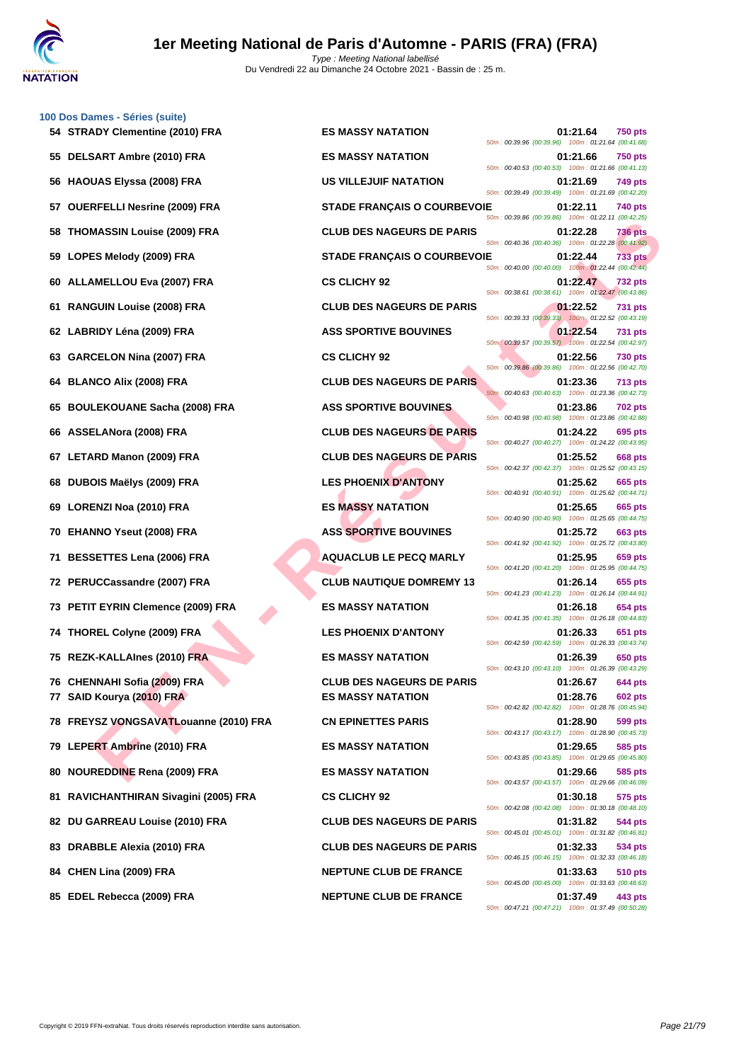### 100 Dos Dames - Séries (suite)

| Place | Nom | Club | Temps | Points | Splits |
|---|---|---|---|---|---|
| 54 | STRADY Clementine (2010) FRA | ES MASSY NATATION | 01:21.64 | 750 pts | 50m : 00:39.96 (00:39.96) 100m : 01:21.64 (00:41.68) |
| 55 | DELSART Ambre (2010) FRA | ES MASSY NATATION | 01:21.66 | 750 pts | 50m : 00:40.53 (00:40.53) 100m : 01:21.66 (00:41.13) |
| 56 | HAOUAS Elyssa (2008) FRA | US VILLEJUIF NATATION | 01:21.69 | 749 pts | 50m : 00:39.49 (00:39.49) 100m : 01:21.69 (00:42.20) |
| 57 | OUERFELLI Nesrine (2009) FRA | STADE FRANÇAIS O COURBEVOIE | 01:22.11 | 740 pts | 50m : 00:39.86 (00:39.86) 100m : 01:22.11 (00:42.25) |
| 58 | THOMASSIN Louise (2009) FRA | CLUB DES NAGEURS DE PARIS | 01:22.28 | 736 pts | 50m : 00:40.36 (00:40.36) 100m : 01:22.28 (00:41.92) |
| 59 | LOPES Melody (2009) FRA | STADE FRANÇAIS O COURBEVOIE | 01:22.44 | 733 pts | 50m : 00:40.00 (00:40.00) 100m : 01:22.44 (00:42.44) |
| 60 | ALLAMELLOU Eva (2007) FRA | CS CLICHY 92 | 01:22.47 | 732 pts | 50m : 00:38.61 (00:38.61) 100m : 01:22.47 (00:43.86) |
| 61 | RANGUIN Louise (2008) FRA | CLUB DES NAGEURS DE PARIS | 01:22.52 | 731 pts | 50m : 00:39.33 (00:39.33) 100m : 01:22.52 (00:43.19) |
| 62 | LABRIDY Léna (2009) FRA | ASS SPORTIVE BOUVINES | 01:22.54 | 731 pts | 50m : 00:39.57 (00:39.57) 100m : 01:22.54 (00:42.97) |
| 63 | GARCELON Nina (2007) FRA | CS CLICHY 92 | 01:22.56 | 730 pts | 50m : 00:39.86 (00:39.86) 100m : 01:22.56 (00:42.70) |
| 64 | BLANCO Alix (2008) FRA | CLUB DES NAGEURS DE PARIS | 01:23.36 | 713 pts | 50m : 00:40.63 (00:40.63) 100m : 01:23.36 (00:42.73) |
| 65 | BOULEKOUANE Sacha (2008) FRA | ASS SPORTIVE BOUVINES | 01:23.86 | 702 pts | 50m : 00:40.98 (00:40.98) 100m : 01:23.86 (00:42.88) |
| 66 | ASSELANora (2008) FRA | CLUB DES NAGEURS DE PARIS | 01:24.22 | 695 pts | 50m : 00:40.27 (00:40.27) 100m : 01:24.22 (00:43.95) |
| 67 | LETARD Manon (2009) FRA | CLUB DES NAGEURS DE PARIS | 01:25.52 | 668 pts | 50m : 00:42.37 (00:42.37) 100m : 01:25.52 (00:43.15) |
| 68 | DUBOIS Maëlys (2009) FRA | LES PHOENIX D'ANTONY | 01:25.62 | 665 pts | 50m : 00:40.91 (00:40.91) 100m : 01:25.62 (00:44.71) |
| 69 | LORENZI Noa (2010) FRA | ES MASSY NATATION | 01:25.65 | 665 pts | 50m : 00:40.90 (00:40.90) 100m : 01:25.65 (00:44.75) |
| 70 | EHANNO Yseut (2008) FRA | ASS SPORTIVE BOUVINES | 01:25.72 | 663 pts | 50m : 00:41.92 (00:41.92) 100m : 01:25.72 (00:43.80) |
| 71 | BESSETTES Lena (2006) FRA | AQUACLUB LE PECQ MARLY | 01:25.95 | 659 pts | 50m : 00:41.20 (00:41.20) 100m : 01:25.95 (00:44.75) |
| 72 | PERUCCassandre (2007) FRA | CLUB NAUTIQUE DOMREMY 13 | 01:26.14 | 655 pts | 50m : 00:41.23 (00:41.23) 100m : 01:26.14 (00:44.91) |
| 73 | PETIT EYRIN Clemence (2009) FRA | ES MASSY NATATION | 01:26.18 | 654 pts | 50m : 00:41.35 (00:41.35) 100m : 01:26.18 (00:44.83) |
| 74 | THOREL Colyne (2009) FRA | LES PHOENIX D'ANTONY | 01:26.33 | 651 pts | 50m : 00:42.59 (00:42.59) 100m : 01:26.33 (00:43.74) |
| 75 | REZK-KALLAInes (2010) FRA | ES MASSY NATATION | 01:26.39 | 650 pts | 50m : 00:43.10 (00:43.10) 100m : 01:26.39 (00:43.29) |
| 76 | CHENNAHI Sofia (2009) FRA | CLUB DES NAGEURS DE PARIS | 01:26.67 | 644 pts | |
| 77 | SAID Kourya (2010) FRA | ES MASSY NATATION | 01:28.76 | 602 pts | 50m : 00:42.82 (00:42.82) 100m : 01:28.76 (00:45.94) |
| 78 | FREYSZ VONGSAVATLouanne (2010) FRA | CN EPINETTES PARIS | 01:28.90 | 599 pts | 50m : 00:43.17 (00:43.17) 100m : 01:28.90 (00:45.73) |
| 79 | LEPERT Ambrine (2010) FRA | ES MASSY NATATION | 01:29.65 | 585 pts | 50m : 00:43.85 (00:43.85) 100m : 01:29.65 (00:45.80) |
| 80 | NOUREDDINE Rena (2009) FRA | ES MASSY NATATION | 01:29.66 | 585 pts | 50m : 00:43.57 (00:43.57) 100m : 01:29.66 (00:46.09) |
| 81 | RAVICHANTHIRAN Sivagini (2005) FRA | CS CLICHY 92 | 01:30.18 | 575 pts | 50m : 00:42.08 (00:42.08) 100m : 01:30.18 (00:48.10) |
| 82 | DU GARREAU Louise (2010) FRA | CLUB DES NAGEURS DE PARIS | 01:31.82 | 544 pts | 50m : 00:45.01 (00:45.01) 100m : 01:31.82 (00:46.81) |
| 83 | DRABBLE Alexia (2010) FRA | CLUB DES NAGEURS DE PARIS | 01:32.33 | 534 pts | 50m : 00:46.15 (00:46.15) 100m : 01:32.33 (00:46.18) |
| 84 | CHEN Lina (2009) FRA | NEPTUNE CLUB DE FRANCE | 01:33.63 | 510 pts | 50m : 00:45.00 (00:45.00) 100m : 01:33.63 (00:48.63) |
| 85 | EDEL Rebecca (2009) FRA | NEPTUNE CLUB DE FRANCE | 01:37.49 | 443 pts | 50m : 00:47.21 (00:47.21) 100m : 01:37.49 (00:50.28) |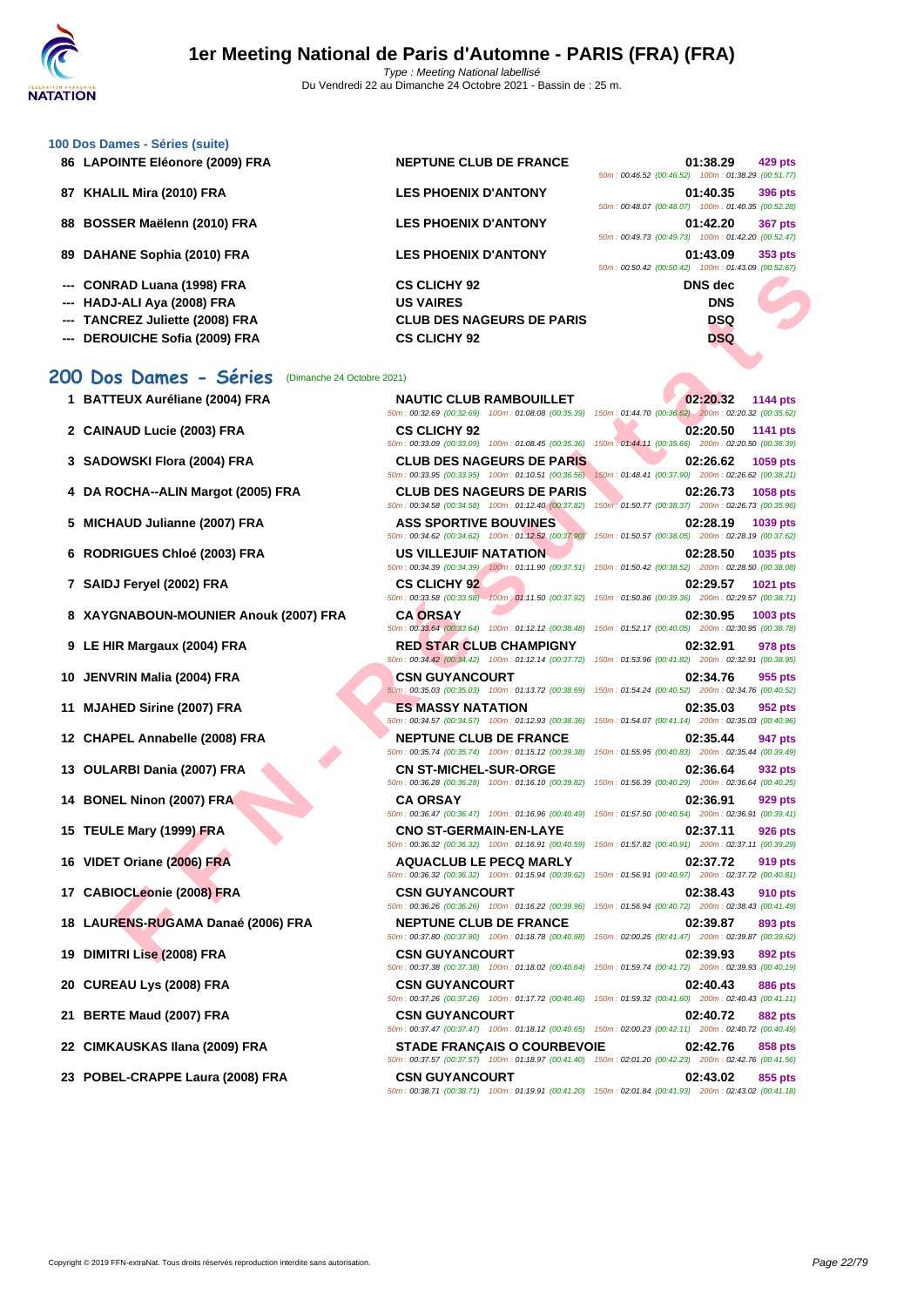# 1er Meeting National de Paris d'Automne - PARIS (FRA) (FRA)

Type : Meeting National labellisé
Du Vendredi 22 au Dimanche 24 Octobre 2021 - Bassin de : 25 m.

### 100 Dos Dames - Séries (suite)

| Rang | Nageur | Club | Temps | Points |
|---|---|---|---|---|
| 86 | LAPOINTE Eléonore (2009) FRA | NEPTUNE CLUB DE FRANCE | 01:38.29 | 429 pts |
| | | 50m : 00:46.52 (00:46.52) 100m : 01:38.29 (00:51.77) | | |
| 87 | KHALIL Mira (2010) FRA | LES PHOENIX D'ANTONY | 01:40.35 | 396 pts |
| | | 50m : 00:48.07 (00:48.07) 100m : 01:40.35 (00:52.28) | | |
| 88 | BOSSER Maëlenn (2010) FRA | LES PHOENIX D'ANTONY | 01:42.20 | 367 pts |
| | | 50m : 00:49.73 (00:49.73) 100m : 01:42.20 (00:52.47) | | |
| 89 | DAHANE Sophia (2010) FRA | LES PHOENIX D'ANTONY | 01:43.09 | 353 pts |
| | | 50m : 00:50.42 (00:50.42) 100m : 01:43.09 (00:52.67) | | |
| --- | CONRAD Luana (1998) FRA | CS CLICHY 92 | DNS dec | |
| --- | HADJ-ALI Aya (2008) FRA | US VAIRES | DNS | |
| --- | TANCREZ Juliette (2008) FRA | CLUB DES NAGEURS DE PARIS | DSQ | |
| --- | DEROUICHE Sofia (2009) FRA | CS CLICHY 92 | DSQ | |

## 200 Dos Dames - Séries (Dimanche 24 Octobre 2021)

| Rang | Nageur | Club | Temps | Points |
|---|---|---|---|---|
| 1 | BATTEUX Auréliane (2004) FRA | NAUTIC CLUB RAMBOUILLET | 02:20.32 | 1144 pts |
| | | 50m : 00:32.69 (00:32.69) 100m : 01:08.08 (00:35.39) 150m : 01:44.70 (00:36.62) 200m : 02:20.32 (00:35.62) | | |
| 2 | CAINAUD Lucie (2003) FRA | CS CLICHY 92 | 02:20.50 | 1141 pts |
| | | 50m : 00:33.09 (00:33.09) 100m : 01:08.45 (00:35.36) 150m : 01:44.11 (00:35.66) 200m : 02:20.50 (00:36.39) | | |
| 3 | SADOWSKI Flora (2004) FRA | CLUB DES NAGEURS DE PARIS | 02:26.62 | 1059 pts |
| | | 50m : 00:33.95 (00:33.95) 100m : 01:10.51 (00:36.56) 150m : 01:48.41 (00:37.90) 200m : 02:26.62 (00:38.21) | | |
| 4 | DA ROCHA--ALIN Margot (2005) FRA | CLUB DES NAGEURS DE PARIS | 02:26.73 | 1058 pts |
| | | 50m : 00:34.58 (00:34.58) 100m : 01:12.40 (00:37.82) 150m : 01:50.77 (00:38.37) 200m : 02:26.73 (00:35.96) | | |
| 5 | MICHAUD Julianne (2007) FRA | ASS SPORTIVE BOUVINES | 02:28.19 | 1039 pts |
| | | 50m : 00:34.62 (00:34.62) 100m : 01:12.52 (00:37.90) 150m : 01:50.57 (00:38.05) 200m : 02:28.19 (00:37.62) | | |
| 6 | RODRIGUES Chloé (2003) FRA | US VILLEJUIF NATATION | 02:28.50 | 1035 pts |
| | | 50m : 00:34.39 (00:34.39) 100m : 01:11.90 (00:37.51) 150m : 01:50.42 (00:38.52) 200m : 02:28.50 (00:38.08) | | |
| 7 | SAIDJ Feryel (2002) FRA | CS CLICHY 92 | 02:29.57 | 1021 pts |
| | | 50m : 00:33.58 (00:33.58) 100m : 01:11.50 (00:37.92) 150m : 01:50.86 (00:39.36) 200m : 02:29.57 (00:38.71) | | |
| 8 | XAYGNABOUN-MOUNIER Anouk (2007) FRA | CA ORSAY | 02:30.95 | 1003 pts |
| | | 50m : 00:33.64 (00:33.64) 100m : 01:12.12 (00:38.48) 150m : 01:52.17 (00:40.05) 200m : 02:30.95 (00:38.78) | | |
| 9 | LE HIR Margaux (2004) FRA | RED STAR CLUB CHAMPIGNY | 02:32.91 | 978 pts |
| | | 50m : 00:34.42 (00:34.42) 100m : 01:12.14 (00:37.72) 150m : 01:53.96 (00:41.82) 200m : 02:32.91 (00:38.95) | | |
| 10 | JENVRIN Malia (2004) FRA | CSN GUYANCOURT | 02:34.76 | 955 pts |
| | | 50m : 00:35.03 (00:35.03) 100m : 01:13.72 (00:38.69) 150m : 01:54.24 (00:40.52) 200m : 02:34.76 (00:40.52) | | |
| 11 | MJAHED Sirine (2007) FRA | ES MASSY NATATION | 02:35.03 | 952 pts |
| | | 50m : 00:34.57 (00:34.57) 100m : 01:12.93 (00:38.36) 150m : 01:54.07 (00:41.14) 200m : 02:35.03 (00:40.96) | | |
| 12 | CHAPEL Annabelle (2008) FRA | NEPTUNE CLUB DE FRANCE | 02:35.44 | 947 pts |
| | | 50m : 00:35.74 (00:35.74) 100m : 01:15.12 (00:39.38) 150m : 01:55.95 (00:40.83) 200m : 02:35.44 (00:39.49) | | |
| 13 | OULARBI Dania (2007) FRA | CN ST-MICHEL-SUR-ORGE | 02:36.64 | 932 pts |
| | | 50m : 00:36.28 (00:36.28) 100m : 01:16.10 (00:39.82) 150m : 01:56.39 (00:40.29) 200m : 02:36.64 (00:40.25) | | |
| 14 | BONEL Ninon (2007) FRA | CA ORSAY | 02:36.91 | 929 pts |
| | | 50m : 00:36.47 (00:36.47) 100m : 01:16.96 (00:40.49) 150m : 01:57.50 (00:40.54) 200m : 02:36.91 (00:39.41) | | |
| 15 | TEULE Mary (1999) FRA | CNO ST-GERMAIN-EN-LAYE | 02:37.11 | 926 pts |
| | | 50m : 00:36.32 (00:36.32) 100m : 01:16.91 (00:40.59) 150m : 01:57.82 (00:40.91) 200m : 02:37.11 (00:39.29) | | |
| 16 | VIDET Oriane (2006) FRA | AQUACLUB LE PECQ MARLY | 02:37.72 | 919 pts |
| | | 50m : 00:36.32 (00:36.32) 100m : 01:15.94 (00:39.62) 150m : 01:56.91 (00:40.97) 200m : 02:37.72 (00:40.81) | | |
| 17 | CABIOCLeonie (2008) FRA | CSN GUYANCOURT | 02:38.43 | 910 pts |
| | | 50m : 00:36.26 (00:36.26) 100m : 01:16.22 (00:39.96) 150m : 01:56.94 (00:40.72) 200m : 02:38.43 (00:41.49) | | |
| 18 | LAURENS-RUGAMA Danaé (2006) FRA | NEPTUNE CLUB DE FRANCE | 02:39.87 | 893 pts |
| | | 50m : 00:37.80 (00:37.80) 100m : 01:18.78 (00:40.98) 150m : 02:00.25 (00:41.47) 200m : 02:39.87 (00:39.62) | | |
| 19 | DIMITRI Lise (2008) FRA | CSN GUYANCOURT | 02:39.93 | 892 pts |
| | | 50m : 00:37.38 (00:37.38) 100m : 01:18.02 (00:40.64) 150m : 01:59.74 (00:41.72) 200m : 02:39.93 (00:40.19) | | |
| 20 | CUREAU Lys (2008) FRA | CSN GUYANCOURT | 02:40.43 | 886 pts |
| | | 50m : 00:37.26 (00:37.26) 100m : 01:17.72 (00:40.46) 150m : 01:59.32 (00:41.60) 200m : 02:40.43 (00:41.11) | | |
| 21 | BERTE Maud (2007) FRA | CSN GUYANCOURT | 02:40.72 | 882 pts |
| | | 50m : 00:37.47 (00:37.47) 100m : 01:18.12 (00:40.65) 150m : 02:00.23 (00:42.11) 200m : 02:40.72 (00:40.49) | | |
| 22 | CIMKAUSKAS Ilana (2009) FRA | STADE FRANÇAIS O COURBEVOIE | 02:42.76 | 858 pts |
| | | 50m : 00:37.57 (00:37.57) 100m : 01:18.97 (00:41.40) 150m : 02:01.20 (00:42.23) 200m : 02:42.76 (00:41.56) | | |
| 23 | POBEL-CRAPPE Laura (2008) FRA | CSN GUYANCOURT | 02:43.02 | 855 pts |
| | | 50m : 00:38.71 (00:38.71) 100m : 01:19.91 (00:41.20) 150m : 02:01.84 (00:41.93) 200m : 02:43.02 (00:41.18) | | |

Copyright © 2019 FFN-extraNat. Tous droits réservés reproduction interdite sans autorisation.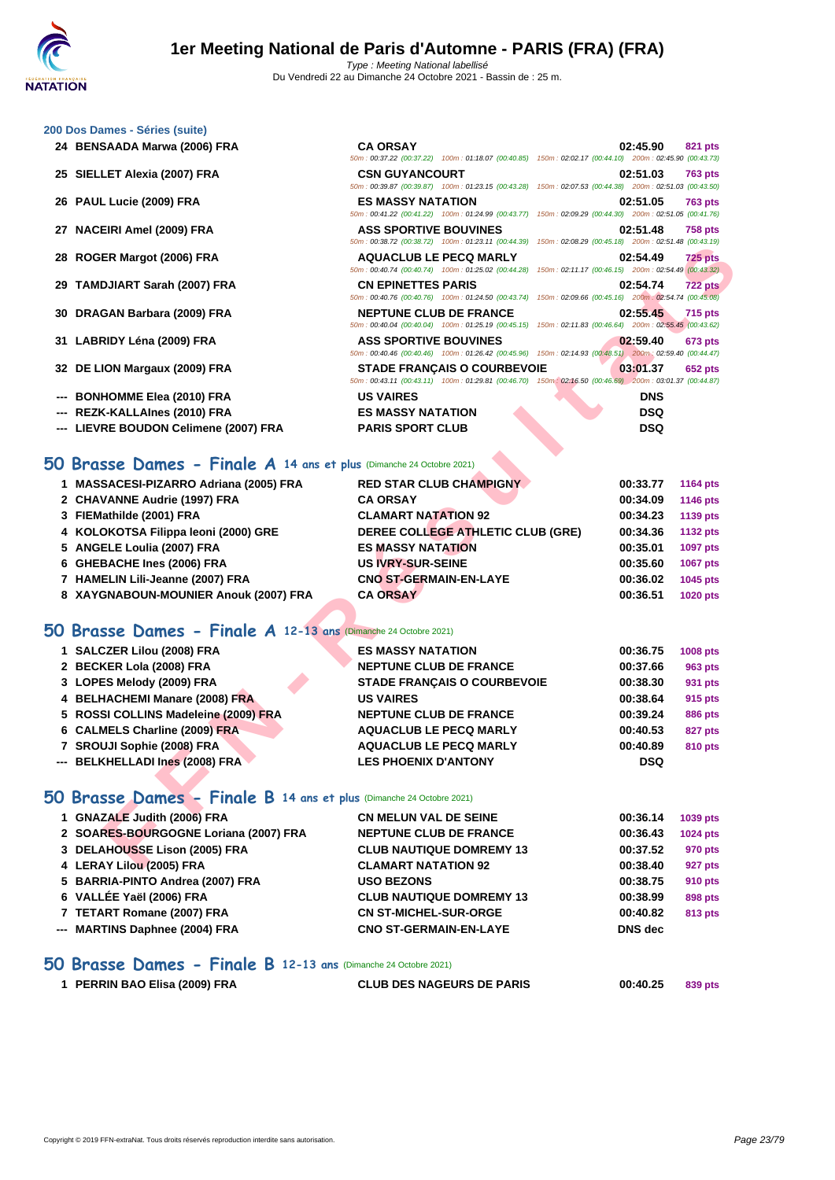### 200 Dos Dames - Séries (suite)

| Rang | Nom | Club | Temps | Points |
|---|---|---|---|---|
| 24 | BENSAADA Marwa (2006) FRA | CA ORSAY | 02:45.90 | 821 pts |
| | | 50m : 00:37.22 (00:37.22) 100m : 01:18.07 (00:40.85) 150m : 02:02.17 (00:44.10) 200m : 02:45.90 (00:43.73) | | |
| 25 | SIELLET Alexia (2007) FRA | CSN GUYANCOURT | 02:51.03 | 763 pts |
| | | 50m : 00:39.87 (00:39.87) 100m : 01:23.15 (00:43.28) 150m : 02:07.53 (00:44.38) 200m : 02:51.03 (00:43.50) | | |
| 26 | PAUL Lucie (2009) FRA | ES MASSY NATATION | 02:51.05 | 763 pts |
| | | 50m : 00:41.22 (00:41.22) 100m : 01:24.99 (00:43.77) 150m : 02:09.29 (00:44.30) 200m : 02:51.05 (00:41.76) | | |
| 27 | NACEIRI Amel (2009) FRA | ASS SPORTIVE BOUVINES | 02:51.48 | 758 pts |
| | | 50m : 00:38.72 (00:38.72) 100m : 01:23.11 (00:44.39) 150m : 02:08.29 (00:45.18) 200m : 02:51.48 (00:43.19) | | |
| 28 | ROGER Margot (2006) FRA | AQUACLUB LE PECQ MARLY | 02:54.49 | 725 pts |
| | | 50m : 00:40.74 (00:40.74) 100m : 01:25.02 (00:44.28) 150m : 02:11.17 (00:46.15) 200m : 02:54.49 (00:43.32) | | |
| 29 | TAMDJIART Sarah (2007) FRA | CN EPINETTES PARIS | 02:54.74 | 722 pts |
| | | 50m : 00:40.76 (00:40.76) 100m : 01:24.50 (00:43.74) 150m : 02:09.66 (00:45.16) 200m : 02:54.74 (00:45.08) | | |
| 30 | DRAGAN Barbara (2009) FRA | NEPTUNE CLUB DE FRANCE | 02:55.45 | 715 pts |
| | | 50m : 00:40.04 (00:40.04) 100m : 01:25.19 (00:45.15) 150m : 02:11.83 (00:46.64) 200m : 02:55.45 (00:43.62) | | |
| 31 | LABRIDY Léna (2009) FRA | ASS SPORTIVE BOUVINES | 02:59.40 | 673 pts |
| | | 50m : 00:40.46 (00:40.46) 100m : 01:26.42 (00:45.96) 150m : 02:14.93 (00:48.51) 200m : 02:59.40 (00:44.47) | | |
| 32 | DE LION Margaux (2009) FRA | STADE FRANÇAIS O COURBEVOIE | 03:01.37 | 652 pts |
| | | 50m : 00:43.11 (00:43.11) 100m : 01:29.81 (00:46.70) 150m : 02:16.50 (00:46.69) 200m : 03:01.37 (00:44.87) | | |
| --- | BONHOMME Elea (2010) FRA | US VAIRES | DNS | |
| --- | REZK-KALLAInes (2010) FRA | ES MASSY NATATION | DSQ | |
| --- | LIEVRE BOUDON Celimene (2007) FRA | PARIS SPORT CLUB | DSQ | |

## 50 Brasse Dames - Finale A 14 ans et plus (Dimanche 24 Octobre 2021)

| Rang | Nom | Club | Temps | Points |
|---|---|---|---|---|
| 1 | MASSACESI-PIZARRO Adriana (2005) FRA | RED STAR CLUB CHAMPIGNY | 00:33.77 | 1164 pts |
| 2 | CHAVANNE Audrie (1997) FRA | CA ORSAY | 00:34.09 | 1146 pts |
| 3 | FIEMathilde (2001) FRA | CLAMART NATATION 92 | 00:34.23 | 1139 pts |
| 4 | KOLOKOTSA Filippa Ieoni (2000) GRE | DEREE COLLEGE ATHLETIC CLUB (GRE) | 00:34.36 | 1132 pts |
| 5 | ANGELE Loulia (2007) FRA | ES MASSY NATATION | 00:35.01 | 1097 pts |
| 6 | GHEBACHE Ines (2006) FRA | US IVRY-SUR-SEINE | 00:35.60 | 1067 pts |
| 7 | HAMELIN Lili-Jeanne (2007) FRA | CNO ST-GERMAIN-EN-LAYE | 00:36.02 | 1045 pts |
| 8 | XAYGNABOUN-MOUNIER Anouk (2007) FRA | CA ORSAY | 00:36.51 | 1020 pts |

## 50 Brasse Dames - Finale A 12-13 ans (Dimanche 24 Octobre 2021)

| Rang | Nom | Club | Temps | Points |
|---|---|---|---|---|
| 1 | SALCZER Lilou (2008) FRA | ES MASSY NATATION | 00:36.75 | 1008 pts |
| 2 | BECKER Lola (2008) FRA | NEPTUNE CLUB DE FRANCE | 00:37.66 | 963 pts |
| 3 | LOPES Melody (2009) FRA | STADE FRANÇAIS O COURBEVOIE | 00:38.30 | 931 pts |
| 4 | BELHACHEMI Manare (2008) FRA | US VAIRES | 00:38.64 | 915 pts |
| 5 | ROSSI COLLINS Madeleine (2009) FRA | NEPTUNE CLUB DE FRANCE | 00:39.24 | 886 pts |
| 6 | CALMELS Charline (2009) FRA | AQUACLUB LE PECQ MARLY | 00:40.53 | 827 pts |
| 7 | SROUJI Sophie (2008) FRA | AQUACLUB LE PECQ MARLY | 00:40.89 | 810 pts |
| --- | BELKHELLADI Ines (2008) FRA | LES PHOENIX D'ANTONY | DSQ | |

## 50 Brasse Dames - Finale B 14 ans et plus (Dimanche 24 Octobre 2021)

| Rang | Nom | Club | Temps | Points |
|---|---|---|---|---|
| 1 | GNAZALE Judith (2006) FRA | CN MELUN VAL DE SEINE | 00:36.14 | 1039 pts |
| 2 | SOARES-BOURGOGNE Loriana (2007) FRA | NEPTUNE CLUB DE FRANCE | 00:36.43 | 1024 pts |
| 3 | DELAHOUSSE Lison (2005) FRA | CLUB NAUTIQUE DOMREMY 13 | 00:37.52 | 970 pts |
| 4 | LERAY Lilou (2005) FRA | CLAMART NATATION 92 | 00:38.40 | 927 pts |
| 5 | BARRIA-PINTO Andrea (2007) FRA | USO BEZONS | 00:38.75 | 910 pts |
| 6 | VALLÉE Yaël (2006) FRA | CLUB NAUTIQUE DOMREMY 13 | 00:38.99 | 898 pts |
| 7 | TETART Romane (2007) FRA | CN ST-MICHEL-SUR-ORGE | 00:40.82 | 813 pts |
| --- | MARTINS Daphnee (2004) FRA | CNO ST-GERMAIN-EN-LAYE | DNS dec | |

## 50 Brasse Dames - Finale B 12-13 ans (Dimanche 24 Octobre 2021)

| Rang | Nom | Club | Temps | Points |
|---|---|---|---|---|
| 1 | PERRIN BAO Elisa (2009) FRA | CLUB DES NAGEURS DE PARIS | 00:40.25 | 839 pts |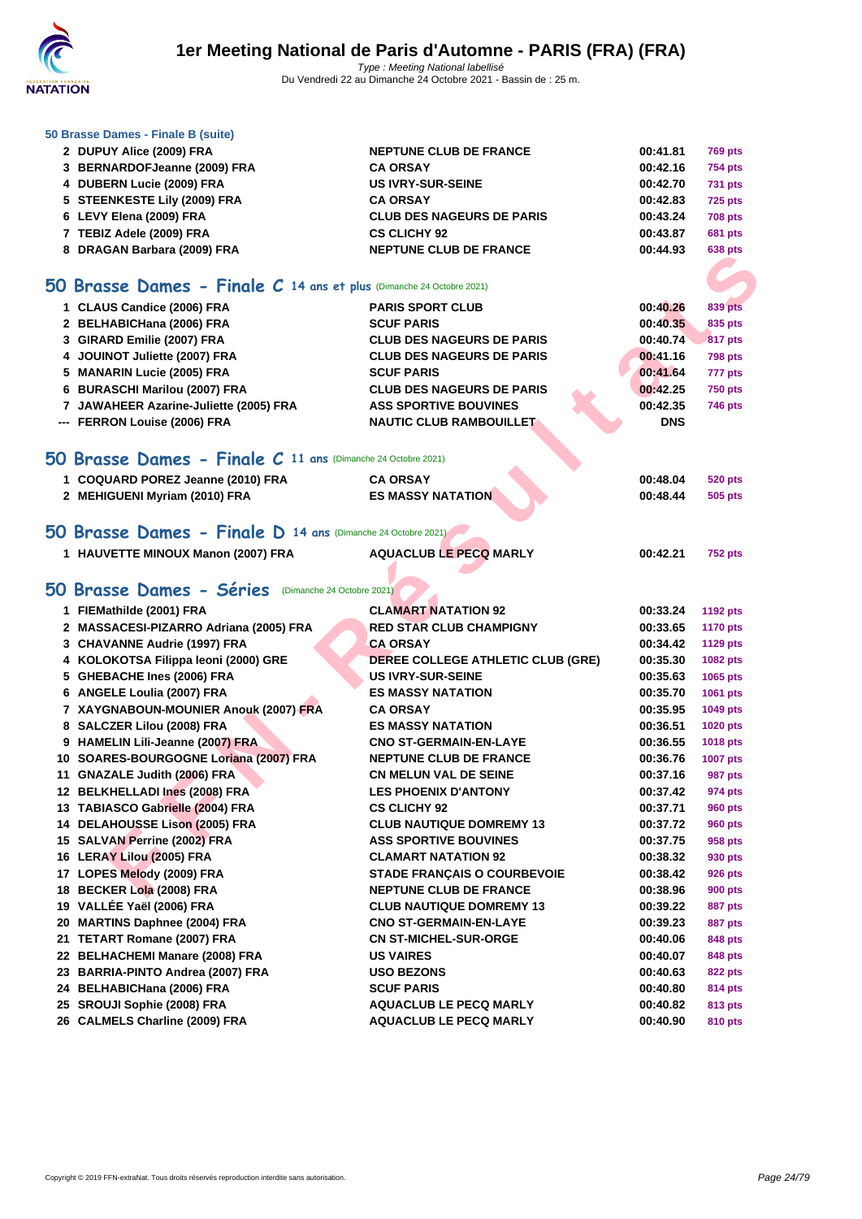### 50 Brasse Dames - Finale B (suite)

| | | | | |
|---|---|---|---|---|
| 2 | DUPUY Alice (2009) FRA | NEPTUNE CLUB DE FRANCE | 00:41.81 | 769 pts |
| 3 | BERNARDOFJeanne (2009) FRA | CA ORSAY | 00:42.16 | 754 pts |
| 4 | DUBERN Lucie (2009) FRA | US IVRY-SUR-SEINE | 00:42.70 | 731 pts |
| 5 | STEENKESTE Lily (2009) FRA | CA ORSAY | 00:42.83 | 725 pts |
| 6 | LEVY Elena (2009) FRA | CLUB DES NAGEURS DE PARIS | 00:43.24 | 708 pts |
| 7 | TEBIZ Adele (2009) FRA | CS CLICHY 92 | 00:43.87 | 681 pts |
| 8 | DRAGAN Barbara (2009) FRA | NEPTUNE CLUB DE FRANCE | 00:44.93 | 638 pts |

## 50 Brasse Dames - Finale C 14 ans et plus (Dimanche 24 Octobre 2021)

| | | | | |
|---|---|---|---|---|
| 1 | CLAUS Candice (2006) FRA | PARIS SPORT CLUB | 00:40.26 | 839 pts |
| 2 | BELHABICHana (2006) FRA | SCUF PARIS | 00:40.35 | 835 pts |
| 3 | GIRARD Emilie (2007) FRA | CLUB DES NAGEURS DE PARIS | 00:40.74 | 817 pts |
| 4 | JOUINOT Juliette (2007) FRA | CLUB DES NAGEURS DE PARIS | 00:41.16 | 798 pts |
| 5 | MANARIN Lucie (2005) FRA | SCUF PARIS | 00:41.64 | 777 pts |
| 6 | BURASCHI Marilou (2007) FRA | CLUB DES NAGEURS DE PARIS | 00:42.25 | 750 pts |
| 7 | JAWAHEER Azarine-Juliette (2005) FRA | ASS SPORTIVE BOUVINES | 00:42.35 | 746 pts |
| --- | FERRON Louise (2006) FRA | NAUTIC CLUB RAMBOUILLET | DNS | |

## 50 Brasse Dames - Finale C 11 ans (Dimanche 24 Octobre 2021)

| | | | | |
|---|---|---|---|---|
| 1 | COQUARD POREZ Jeanne (2010) FRA | CA ORSAY | 00:48.04 | 520 pts |
| 2 | MEHIGUENI Myriam (2010) FRA | ES MASSY NATATION | 00:48.44 | 505 pts |

## 50 Brasse Dames - Finale D 14 ans (Dimanche 24 Octobre 2021)

| | | | | |
|---|---|---|---|---|
| 1 | HAUVETTE MINOUX Manon (2007) FRA | AQUACLUB LE PECQ MARLY | 00:42.21 | 752 pts |

## 50 Brasse Dames - Séries (Dimanche 24 Octobre 2021)

| | | | | |
|---|---|---|---|---|
| 1 | FIEMathilde (2001) FRA | CLAMART NATATION 92 | 00:33.24 | 1192 pts |
| 2 | MASSACESI-PIZARRO Adriana (2005) FRA | RED STAR CLUB CHAMPIGNY | 00:33.65 | 1170 pts |
| 3 | CHAVANNE Audrie (1997) FRA | CA ORSAY | 00:34.42 | 1129 pts |
| 4 | KOLOKOTSA Filippa leoni (2000) GRE | DEREE COLLEGE ATHLETIC CLUB (GRE) | 00:35.30 | 1082 pts |
| 5 | GHEBACHE Ines (2006) FRA | US IVRY-SUR-SEINE | 00:35.63 | 1065 pts |
| 6 | ANGELE Loulia (2007) FRA | ES MASSY NATATION | 00:35.70 | 1061 pts |
| 7 | XAYGNABOUN-MOUNIER Anouk (2007) FRA | CA ORSAY | 00:35.95 | 1049 pts |
| 8 | SALCZER Lilou (2008) FRA | ES MASSY NATATION | 00:36.51 | 1020 pts |
| 9 | HAMELIN Lili-Jeanne (2007) FRA | CNO ST-GERMAIN-EN-LAYE | 00:36.55 | 1018 pts |
| 10 | SOARES-BOURGOGNE Loriana (2007) FRA | NEPTUNE CLUB DE FRANCE | 00:36.76 | 1007 pts |
| 11 | GNAZALE Judith (2006) FRA | CN MELUN VAL DE SEINE | 00:37.16 | 987 pts |
| 12 | BELKHELLADI Ines (2008) FRA | LES PHOENIX D'ANTONY | 00:37.42 | 974 pts |
| 13 | TABIASCO Gabrielle (2004) FRA | CS CLICHY 92 | 00:37.71 | 960 pts |
| 14 | DELAHOUSSE Lison (2005) FRA | CLUB NAUTIQUE DOMREMY 13 | 00:37.72 | 960 pts |
| 15 | SALVAN Perrine (2002) FRA | ASS SPORTIVE BOUVINES | 00:37.75 | 958 pts |
| 16 | LERAY Lilou (2005) FRA | CLAMART NATATION 92 | 00:38.32 | 930 pts |
| 17 | LOPES Melody (2009) FRA | STADE FRANÇAIS O COURBEVOIE | 00:38.42 | 926 pts |
| 18 | BECKER Lola (2008) FRA | NEPTUNE CLUB DE FRANCE | 00:38.96 | 900 pts |
| 19 | VALLÉE Yaël (2006) FRA | CLUB NAUTIQUE DOMREMY 13 | 00:39.22 | 887 pts |
| 20 | MARTINS Daphnee (2004) FRA | CNO ST-GERMAIN-EN-LAYE | 00:39.23 | 887 pts |
| 21 | TETART Romane (2007) FRA | CN ST-MICHEL-SUR-ORGE | 00:40.06 | 848 pts |
| 22 | BELHACHEMI Manare (2008) FRA | US VAIRES | 00:40.07 | 848 pts |
| 23 | BARRIA-PINTO Andrea (2007) FRA | USO BEZONS | 00:40.63 | 822 pts |
| 24 | BELHABICHana (2006) FRA | SCUF PARIS | 00:40.80 | 814 pts |
| 25 | SROUJI Sophie (2008) FRA | AQUACLUB LE PECQ MARLY | 00:40.82 | 813 pts |
| 26 | CALMELS Charline (2009) FRA | AQUACLUB LE PECQ MARLY | 00:40.90 | 810 pts |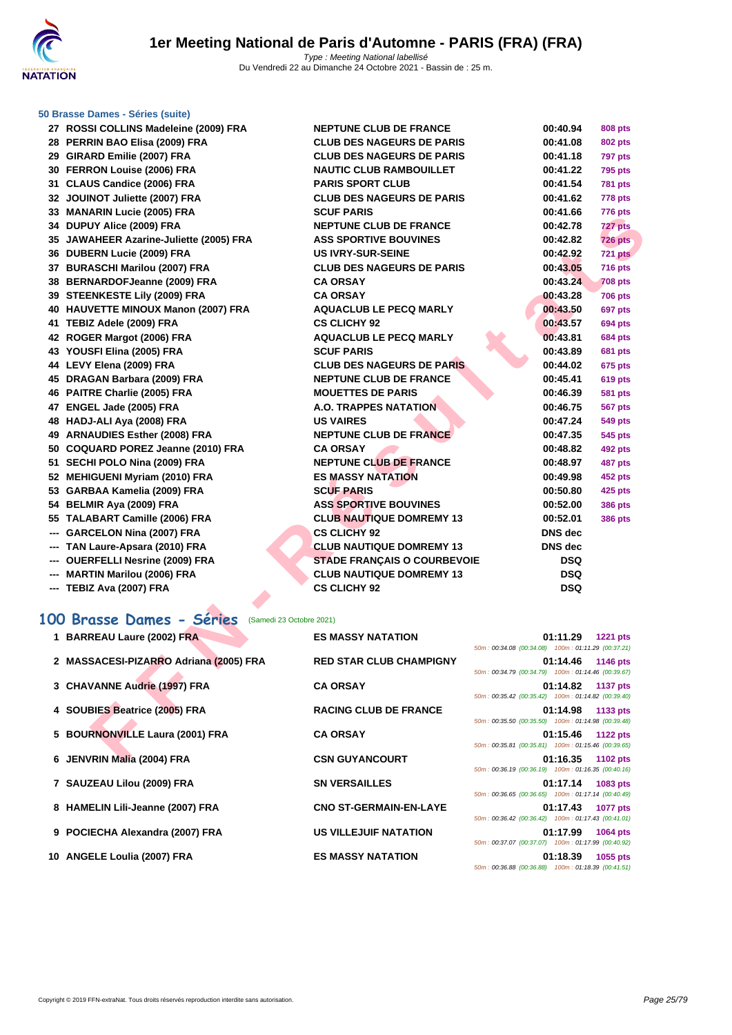### 50 Brasse Dames - Séries (suite)

| Rang | Nom | Club | Temps | Points |
|---|---|---|---|---|
| 27 | ROSSI COLLINS Madeleine (2009) FRA | NEPTUNE CLUB DE FRANCE | 00:40.94 | 808 pts |
| 28 | PERRIN BAO Elisa (2009) FRA | CLUB DES NAGEURS DE PARIS | 00:41.08 | 802 pts |
| 29 | GIRARD Emilie (2007) FRA | CLUB DES NAGEURS DE PARIS | 00:41.18 | 797 pts |
| 30 | FERRON Louise (2006) FRA | NAUTIC CLUB RAMBOUILLET | 00:41.22 | 795 pts |
| 31 | CLAUS Candice (2006) FRA | PARIS SPORT CLUB | 00:41.54 | 781 pts |
| 32 | JOUINOT Juliette (2007) FRA | CLUB DES NAGEURS DE PARIS | 00:41.62 | 778 pts |
| 33 | MANARIN Lucie (2005) FRA | SCUF PARIS | 00:41.66 | 776 pts |
| 34 | DUPUY Alice (2009) FRA | NEPTUNE CLUB DE FRANCE | 00:42.78 | 727 pts |
| 35 | JAWAHEER Azarine-Juliette (2005) FRA | ASS SPORTIVE BOUVINES | 00:42.82 | 726 pts |
| 36 | DUBERN Lucie (2009) FRA | US IVRY-SUR-SEINE | 00:42.92 | 721 pts |
| 37 | BURASCHI Marilou (2007) FRA | CLUB DES NAGEURS DE PARIS | 00:43.05 | 716 pts |
| 38 | BERNARDOFJeanne (2009) FRA | CA ORSAY | 00:43.24 | 708 pts |
| 39 | STEENKESTE Lily (2009) FRA | CA ORSAY | 00:43.28 | 706 pts |
| 40 | HAUVETTE MINOUX Manon (2007) FRA | AQUACLUB LE PECQ MARLY | 00:43.50 | 697 pts |
| 41 | TEBIZ Adele (2009) FRA | CS CLICHY 92 | 00:43.57 | 694 pts |
| 42 | ROGER Margot (2006) FRA | AQUACLUB LE PECQ MARLY | 00:43.81 | 684 pts |
| 43 | YOUSFI Elina (2005) FRA | SCUF PARIS | 00:43.89 | 681 pts |
| 44 | LEVY Elena (2009) FRA | CLUB DES NAGEURS DE PARIS | 00:44.02 | 675 pts |
| 45 | DRAGAN Barbara (2009) FRA | NEPTUNE CLUB DE FRANCE | 00:45.41 | 619 pts |
| 46 | PAITRE Charlie (2005) FRA | MOUETTES DE PARIS | 00:46.39 | 581 pts |
| 47 | ENGEL Jade (2005) FRA | A.O. TRAPPES NATATION | 00:46.75 | 567 pts |
| 48 | HADJ-ALI Aya (2008) FRA | US VAIRES | 00:47.24 | 549 pts |
| 49 | ARNAUDIES Esther (2008) FRA | NEPTUNE CLUB DE FRANCE | 00:47.35 | 545 pts |
| 50 | COQUARD POREZ Jeanne (2010) FRA | CA ORSAY | 00:48.82 | 492 pts |
| 51 | SECHI POLO Nina (2009) FRA | NEPTUNE CLUB DE FRANCE | 00:48.97 | 487 pts |
| 52 | MEHIGUENI Myriam (2010) FRA | ES MASSY NATATION | 00:49.98 | 452 pts |
| 53 | GARBAA Kamelia (2009) FRA | SCUF PARIS | 00:50.80 | 425 pts |
| 54 | BELMIR Aya (2009) FRA | ASS SPORTIVE BOUVINES | 00:52.00 | 386 pts |
| 55 | TALABART Camille (2006) FRA | CLUB NAUTIQUE DOMREMY 13 | 00:52.01 | 386 pts |
| --- | GARCELON Nina (2007) FRA | CS CLICHY 92 | DNS dec | |
| --- | TAN Laure-Apsara (2010) FRA | CLUB NAUTIQUE DOMREMY 13 | DNS dec | |
| --- | OUERFELLI Nesrine (2009) FRA | STADE FRANÇAIS O COURBEVOIE | DSQ | |
| --- | MARTIN Marilou (2006) FRA | CLUB NAUTIQUE DOMREMY 13 | DSQ | |
| --- | TEBIZ Ava (2007) FRA | CS CLICHY 92 | DSQ | |

## 100 Brasse Dames - Séries (Samedi 23 Octobre 2021)

| Rang | Nom | Club | Temps | Points | Intermédiaires |
|---|---|---|---|---|---|
| 1 | BARREAU Laure (2002) FRA | ES MASSY NATATION | 01:11.29 | 1221 pts | 50m : 00:34.08 (00:34.08) 100m : 01:11.29 (00:37.21) |
| 2 | MASSACESI-PIZARRO Adriana (2005) FRA | RED STAR CLUB CHAMPIGNY | 01:14.46 | 1146 pts | 50m : 00:34.79 (00:34.79) 100m : 01:14.46 (00:39.67) |
| 3 | CHAVANNE Audrie (1997) FRA | CA ORSAY | 01:14.82 | 1137 pts | 50m : 00:35.42 (00:35.42) 100m : 01:14.82 (00:39.40) |
| 4 | SOUBIES Beatrice (2005) FRA | RACING CLUB DE FRANCE | 01:14.98 | 1133 pts | 50m : 00:35.50 (00:35.50) 100m : 01:14.98 (00:39.48) |
| 5 | BOURNONVILLE Laura (2001) FRA | CA ORSAY | 01:15.46 | 1122 pts | 50m : 00:35.81 (00:35.81) 100m : 01:15.46 (00:39.65) |
| 6 | JENVRIN Malia (2004) FRA | CSN GUYANCOURT | 01:16.35 | 1102 pts | 50m : 00:36.19 (00:36.19) 100m : 01:16.35 (00:40.16) |
| 7 | SAUZEAU Lilou (2009) FRA | SN VERSAILLES | 01:17.14 | 1083 pts | 50m : 00:36.65 (00:36.65) 100m : 01:17.14 (00:40.49) |
| 8 | HAMELIN Lili-Jeanne (2007) FRA | CNO ST-GERMAIN-EN-LAYE | 01:17.43 | 1077 pts | 50m : 00:36.42 (00:36.42) 100m : 01:17.43 (00:41.01) |
| 9 | POCIECHA Alexandra (2007) FRA | US VILLEJUIF NATATION | 01:17.99 | 1064 pts | 50m : 00:37.07 (00:37.07) 100m : 01:17.99 (00:40.92) |
| 10 | ANGELE Loulia (2007) FRA | ES MASSY NATATION | 01:18.39 | 1055 pts | 50m : 00:36.88 (00:36.88) 100m : 01:18.39 (00:41.51) |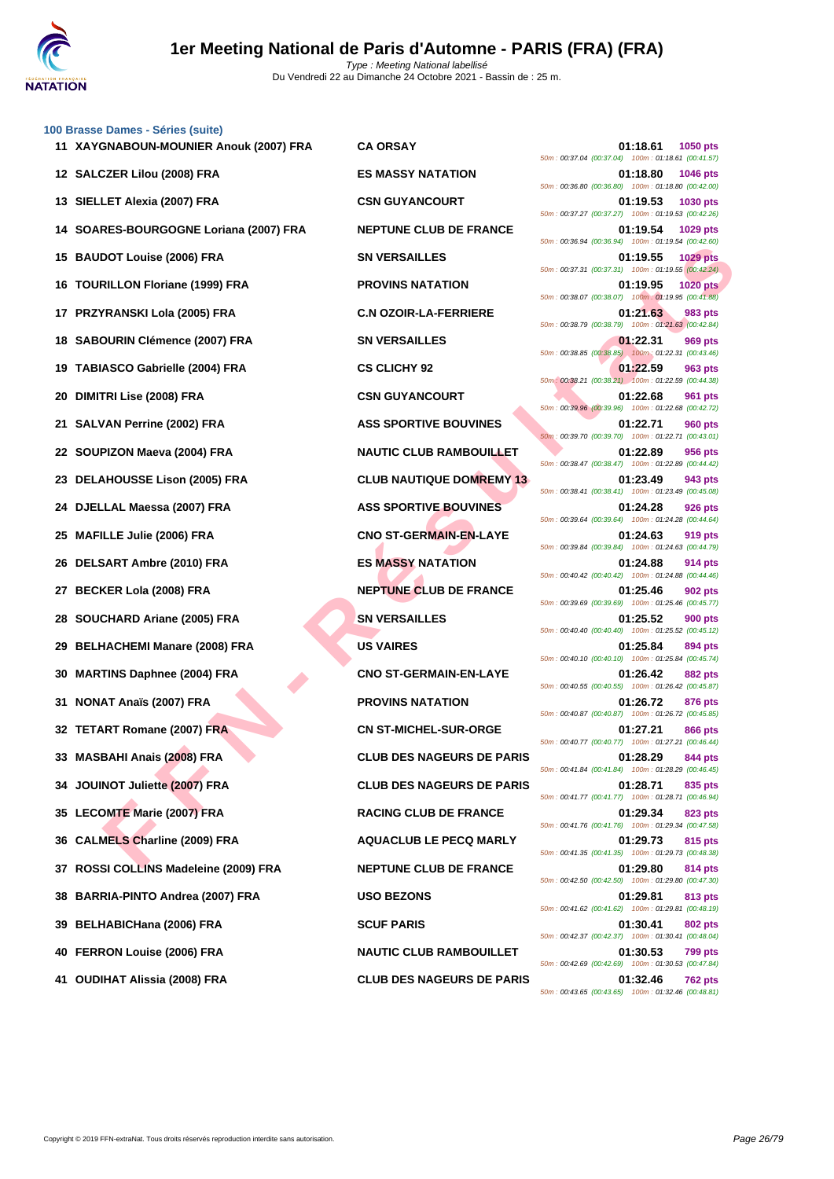### 100 Brasse Dames - Séries (suite)

| Rang | Nom | Club | Temps | Points | Splits |
|---|---|---|---|---|---|
| 11 | XAYGNABOUN-MOUNIER Anouk (2007) FRA | CA ORSAY | 01:18.61 | 1050 pts | 50m : 00:37.04 (00:37.04) 100m : 01:18.61 (00:41.57) |
| 12 | SALCZER Lilou (2008) FRA | ES MASSY NATATION | 01:18.80 | 1046 pts | 50m : 00:36.80 (00:36.80) 100m : 01:18.80 (00:42.00) |
| 13 | SIELLET Alexia (2007) FRA | CSN GUYANCOURT | 01:19.53 | 1030 pts | 50m : 00:37.27 (00:37.27) 100m : 01:19.53 (00:42.26) |
| 14 | SOARES-BOURGOGNE Loriana (2007) FRA | NEPTUNE CLUB DE FRANCE | 01:19.54 | 1029 pts | 50m : 00:36.94 (00:36.94) 100m : 01:19.54 (00:42.60) |
| 15 | BAUDOT Louise (2006) FRA | SN VERSAILLES | 01:19.55 | 1029 pts | 50m : 00:37.31 (00:37.31) 100m : 01:19.55 (00:42.24) |
| 16 | TOURILLON Floriane (1999) FRA | PROVINS NATATION | 01:19.95 | 1020 pts | 50m : 00:38.07 (00:38.07) 100m : 01:19.95 (00:41.88) |
| 17 | PRZYRANSKI Lola (2005) FRA | C.N OZOIR-LA-FERRIERE | 01:21.63 | 983 pts | 50m : 00:38.79 (00:38.79) 100m : 01:21.63 (00:42.84) |
| 18 | SABOURIN Clémence (2007) FRA | SN VERSAILLES | 01:22.31 | 969 pts | 50m : 00:38.85 (00:38.85) 100m : 01:22.31 (00:43.46) |
| 19 | TABIASCO Gabrielle (2004) FRA | CS CLICHY 92 | 01:22.59 | 963 pts | 50m : 00:38.21 (00:38.21) 100m : 01:22.59 (00:44.38) |
| 20 | DIMITRI Lise (2008) FRA | CSN GUYANCOURT | 01:22.68 | 961 pts | 50m : 00:39.96 (00:39.96) 100m : 01:22.68 (00:42.72) |
| 21 | SALVAN Perrine (2002) FRA | ASS SPORTIVE BOUVINES | 01:22.71 | 960 pts | 50m : 00:39.70 (00:39.70) 100m : 01:22.71 (00:43.01) |
| 22 | SOUPIZON Maeva (2004) FRA | NAUTIC CLUB RAMBOUILLET | 01:22.89 | 956 pts | 50m : 00:38.47 (00:38.47) 100m : 01:22.89 (00:44.42) |
| 23 | DELAHOUSSE Lison (2005) FRA | CLUB NAUTIQUE DOMREMY 13 | 01:23.49 | 943 pts | 50m : 00:38.41 (00:38.41) 100m : 01:23.49 (00:45.08) |
| 24 | DJELLAL Maessa (2007) FRA | ASS SPORTIVE BOUVINES | 01:24.28 | 926 pts | 50m : 00:39.64 (00:39.64) 100m : 01:24.28 (00:44.64) |
| 25 | MAFILLE Julie (2006) FRA | CNO ST-GERMAIN-EN-LAYE | 01:24.63 | 919 pts | 50m : 00:39.84 (00:39.84) 100m : 01:24.63 (00:44.79) |
| 26 | DELSART Ambre (2010) FRA | ES MASSY NATATION | 01:24.88 | 914 pts | 50m : 00:40.42 (00:40.42) 100m : 01:24.88 (00:44.46) |
| 27 | BECKER Lola (2008) FRA | NEPTUNE CLUB DE FRANCE | 01:25.46 | 902 pts | 50m : 00:39.69 (00:39.69) 100m : 01:25.46 (00:45.77) |
| 28 | SOUCHARD Ariane (2005) FRA | SN VERSAILLES | 01:25.52 | 900 pts | 50m : 00:40.40 (00:40.40) 100m : 01:25.52 (00:45.12) |
| 29 | BELHACHEMI Manare (2008) FRA | US VAIRES | 01:25.84 | 894 pts | 50m : 00:40.10 (00:40.10) 100m : 01:25.84 (00:45.74) |
| 30 | MARTINS Daphnee (2004) FRA | CNO ST-GERMAIN-EN-LAYE | 01:26.42 | 882 pts | 50m : 00:40.55 (00:40.55) 100m : 01:26.42 (00:45.87) |
| 31 | NONAT Anaïs (2007) FRA | PROVINS NATATION | 01:26.72 | 876 pts | 50m : 00:40.87 (00:40.87) 100m : 01:26.72 (00:45.85) |
| 32 | TETART Romane (2007) FRA | CN ST-MICHEL-SUR-ORGE | 01:27.21 | 866 pts | 50m : 00:40.77 (00:40.77) 100m : 01:27.21 (00:46.44) |
| 33 | MASBAHI Anais (2008) FRA | CLUB DES NAGEURS DE PARIS | 01:28.29 | 844 pts | 50m : 00:41.84 (00:41.84) 100m : 01:28.29 (00:46.45) |
| 34 | JOUINOT Juliette (2007) FRA | CLUB DES NAGEURS DE PARIS | 01:28.71 | 835 pts | 50m : 00:41.77 (00:41.77) 100m : 01:28.71 (00:46.94) |
| 35 | LECOMTE Marie (2007) FRA | RACING CLUB DE FRANCE | 01:29.34 | 823 pts | 50m : 00:41.76 (00:41.76) 100m : 01:29.34 (00:47.58) |
| 36 | CALMELS Charline (2009) FRA | AQUACLUB LE PECQ MARLY | 01:29.73 | 815 pts | 50m : 00:41.35 (00:41.35) 100m : 01:29.73 (00:48.38) |
| 37 | ROSSI COLLINS Madeleine (2009) FRA | NEPTUNE CLUB DE FRANCE | 01:29.80 | 814 pts | 50m : 00:42.50 (00:42.50) 100m : 01:29.80 (00:47.30) |
| 38 | BARRIA-PINTO Andrea (2007) FRA | USO BEZONS | 01:29.81 | 813 pts | 50m : 00:41.62 (00:41.62) 100m : 01:29.81 (00:48.19) |
| 39 | BELHABICHana (2006) FRA | SCUF PARIS | 01:30.41 | 802 pts | 50m : 00:42.37 (00:42.37) 100m : 01:30.41 (00:48.04) |
| 40 | FERRON Louise (2006) FRA | NAUTIC CLUB RAMBOUILLET | 01:30.53 | 799 pts | 50m : 00:42.69 (00:42.69) 100m : 01:30.53 (00:47.84) |
| 41 | OUDIHAT Alissia (2008) FRA | CLUB DES NAGEURS DE PARIS | 01:32.46 | 762 pts | 50m : 00:43.65 (00:43.65) 100m : 01:32.46 (00:48.81) |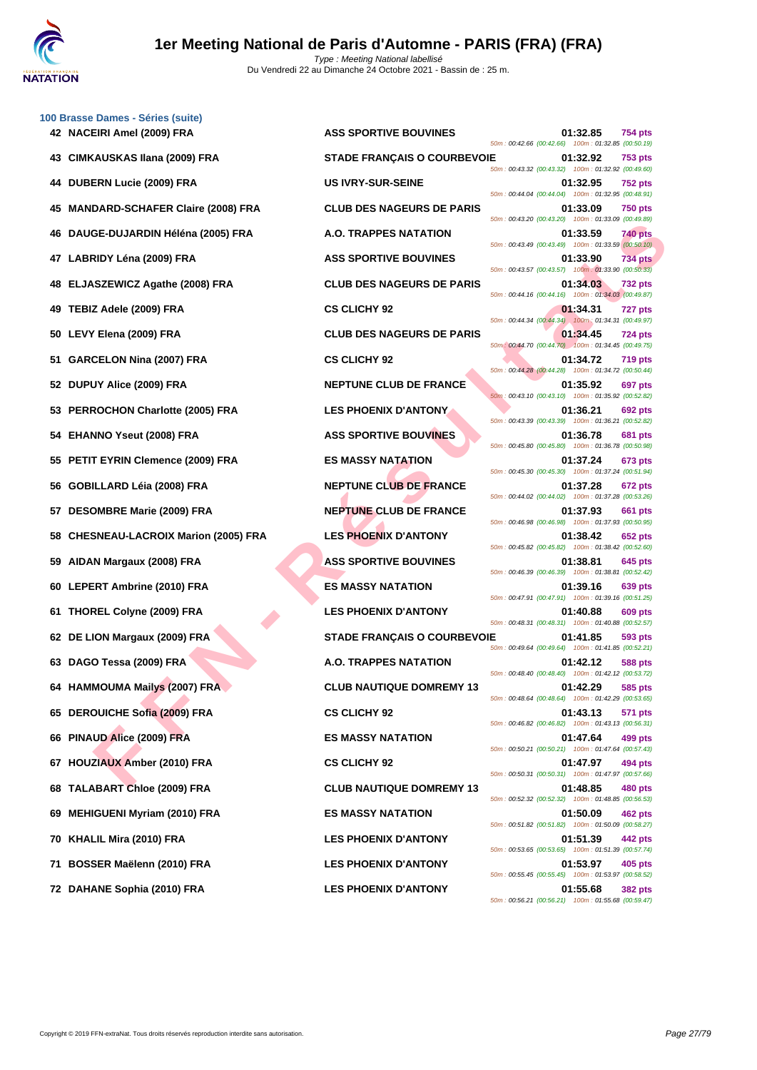### 100 Brasse Dames - Séries (suite)

| Rang | Nom | Club | Temps | Points | Splits |
|---|---|---|---|---|---|
| 42 | NACEIRI Amel (2009) FRA | ASS SPORTIVE BOUVINES | 01:32.85 | 754 pts | 50m : 00:42.66 (00:42.66) 100m : 01:32.85 (00:50.19) |
| 43 | CIMKAUSKAS Ilana (2009) FRA | STADE FRANÇAIS O COURBEVOIE | 01:32.92 | 753 pts | 50m : 00:43.32 (00:43.32) 100m : 01:32.92 (00:49.60) |
| 44 | DUBERN Lucie (2009) FRA | US IVRY-SUR-SEINE | 01:32.95 | 752 pts | 50m : 00:44.04 (00:44.04) 100m : 01:32.95 (00:48.91) |
| 45 | MANDARD-SCHAFER Claire (2008) FRA | CLUB DES NAGEURS DE PARIS | 01:33.09 | 750 pts | 50m : 00:43.20 (00:43.20) 100m : 01:33.09 (00:49.89) |
| 46 | DAUGE-DUJARDIN Héléna (2005) FRA | A.O. TRAPPES NATATION | 01:33.59 | 740 pts | 50m : 00:43.49 (00:43.49) 100m : 01:33.59 (00:50.10) |
| 47 | LABRIDY Léna (2009) FRA | ASS SPORTIVE BOUVINES | 01:33.90 | 734 pts | 50m : 00:43.57 (00:43.57) 100m : 01:33.90 (00:50.33) |
| 48 | ELJASZEWICZ Agathe (2008) FRA | CLUB DES NAGEURS DE PARIS | 01:34.03 | 732 pts | 50m : 00:44.16 (00:44.16) 100m : 01:34.03 (00:49.87) |
| 49 | TEBIZ Adele (2009) FRA | CS CLICHY 92 | 01:34.31 | 727 pts | 50m : 00:44.34 (00:44.34) 100m : 01:34.31 (00:49.97) |
| 50 | LEVY Elena (2009) FRA | CLUB DES NAGEURS DE PARIS | 01:34.45 | 724 pts | 50m : 00:44.70 (00:44.70) 100m : 01:34.45 (00:49.75) |
| 51 | GARCELON Nina (2007) FRA | CS CLICHY 92 | 01:34.72 | 719 pts | 50m : 00:44.28 (00:44.28) 100m : 01:34.72 (00:50.44) |
| 52 | DUPUY Alice (2009) FRA | NEPTUNE CLUB DE FRANCE | 01:35.92 | 697 pts | 50m : 00:43.10 (00:43.10) 100m : 01:35.92 (00:52.82) |
| 53 | PERROCHON Charlotte (2005) FRA | LES PHOENIX D'ANTONY | 01:36.21 | 692 pts | 50m : 00:43.39 (00:43.39) 100m : 01:36.21 (00:52.82) |
| 54 | EHANNO Yseut (2008) FRA | ASS SPORTIVE BOUVINES | 01:36.78 | 681 pts | 50m : 00:45.80 (00:45.80) 100m : 01:36.78 (00:50.98) |
| 55 | PETIT EYRIN Clemence (2009) FRA | ES MASSY NATATION | 01:37.24 | 673 pts | 50m : 00:45.30 (00:45.30) 100m : 01:37.24 (00:51.94) |
| 56 | GOBILLARD Léia (2008) FRA | NEPTUNE CLUB DE FRANCE | 01:37.28 | 672 pts | 50m : 00:44.02 (00:44.02) 100m : 01:37.28 (00:53.26) |
| 57 | DESOMBRE Marie (2009) FRA | NEPTUNE CLUB DE FRANCE | 01:37.93 | 661 pts | 50m : 00:46.98 (00:46.98) 100m : 01:37.93 (00:50.95) |
| 58 | CHESNEAU-LACROIX Marion (2005) FRA | LES PHOENIX D'ANTONY | 01:38.42 | 652 pts | 50m : 00:45.82 (00:45.82) 100m : 01:38.42 (00:52.60) |
| 59 | AIDAN Margaux (2008) FRA | ASS SPORTIVE BOUVINES | 01:38.81 | 645 pts | 50m : 00:46.39 (00:46.39) 100m : 01:38.81 (00:52.42) |
| 60 | LEPERT Ambrine (2010) FRA | ES MASSY NATATION | 01:39.16 | 639 pts | 50m : 00:47.91 (00:47.91) 100m : 01:39.16 (00:51.25) |
| 61 | THOREL Colyne (2009) FRA | LES PHOENIX D'ANTONY | 01:40.88 | 609 pts | 50m : 00:48.31 (00:48.31) 100m : 01:40.88 (00:52.57) |
| 62 | DE LION Margaux (2009) FRA | STADE FRANÇAIS O COURBEVOIE | 01:41.85 | 593 pts | 50m : 00:49.64 (00:49.64) 100m : 01:41.85 (00:52.21) |
| 63 | DAGO Tessa (2009) FRA | A.O. TRAPPES NATATION | 01:42.12 | 588 pts | 50m : 00:48.40 (00:48.40) 100m : 01:42.12 (00:53.72) |
| 64 | HAMMOUMA Mailys (2007) FRA | CLUB NAUTIQUE DOMREMY 13 | 01:42.29 | 585 pts | 50m : 00:48.64 (00:48.64) 100m : 01:42.29 (00:53.65) |
| 65 | DEROUICHE Sofia (2009) FRA | CS CLICHY 92 | 01:43.13 | 571 pts | 50m : 00:46.82 (00:46.82) 100m : 01:43.13 (00:56.31) |
| 66 | PINAUD Alice (2009) FRA | ES MASSY NATATION | 01:47.64 | 499 pts | 50m : 00:50.21 (00:50.21) 100m : 01:47.64 (00:57.43) |
| 67 | HOUZIAUX Amber (2010) FRA | CS CLICHY 92 | 01:47.97 | 494 pts | 50m : 00:50.31 (00:50.31) 100m : 01:47.97 (00:57.66) |
| 68 | TALABART Chloe (2009) FRA | CLUB NAUTIQUE DOMREMY 13 | 01:48.85 | 480 pts | 50m : 00:52.32 (00:52.32) 100m : 01:48.85 (00:56.53) |
| 69 | MEHIGUENI Myriam (2010) FRA | ES MASSY NATATION | 01:50.09 | 462 pts | 50m : 00:51.82 (00:51.82) 100m : 01:50.09 (00:58.27) |
| 70 | KHALIL Mira (2010) FRA | LES PHOENIX D'ANTONY | 01:51.39 | 442 pts | 50m : 00:53.65 (00:53.65) 100m : 01:51.39 (00:57.74) |
| 71 | BOSSER Maëlenn (2010) FRA | LES PHOENIX D'ANTONY | 01:53.97 | 405 pts | 50m : 00:55.45 (00:55.45) 100m : 01:53.97 (00:58.52) |
| 72 | DAHANE Sophia (2010) FRA | LES PHOENIX D'ANTONY | 01:55.68 | 382 pts | 50m : 00:56.21 (00:56.21) 100m : 01:55.68 (00:59.47) |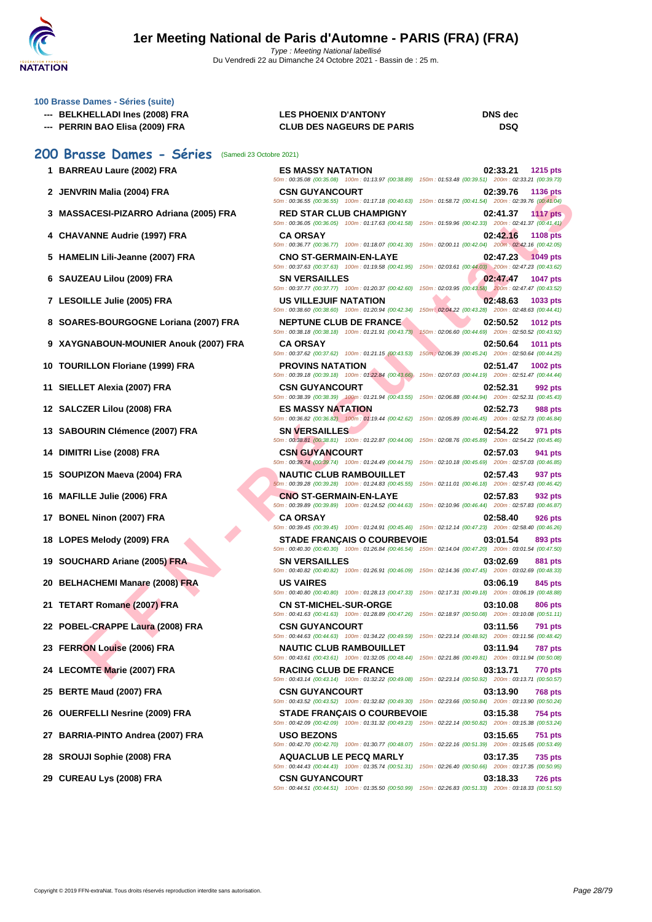# 1er Meeting National de Paris d'Automne - PARIS (FRA) (FRA)

*Type : Meeting National labellisé*

Du Vendredi 22 au Dimanche 24 Octobre 2021 - Bassin de : 25 m.

### 100 Brasse Dames - Séries (suite)

| | Nom | Club | Temps |
|---|---|---|---|
| --- | BELKHELLADI Ines (2008) FRA | LES PHOENIX D'ANTONY | DNS dec |
| --- | PERRIN BAO Elisa (2009) FRA | CLUB DES NAGEURS DE PARIS | DSQ |

## 200 Brasse Dames - Séries (Samedi 23 Octobre 2021)

| Rang | Nom | Club | Temps | Points |
|---|---|---|---|---|
| 1 | BARREAU Laure (2002) FRA | ES MASSY NATATION | 02:33.21 | 1215 pts |
| | | 50m : 00:35.08 (00:35.08) 100m : 01:13.97 (00:38.89) 150m : 01:53.48 (00:39.51) 200m : 02:33.21 (00:39.73) | | |
| 2 | JENVRIN Malia (2004) FRA | CSN GUYANCOURT | 02:39.76 | 1136 pts |
| | | 50m : 00:36.55 (00:36.55) 100m : 01:17.18 (00:40.63) 150m : 01:58.72 (00:41.54) 200m : 02:39.76 (00:41.04) | | |
| 3 | MASSACESI-PIZARRO Adriana (2005) FRA | RED STAR CLUB CHAMPIGNY | 02:41.37 | 1117 pts |
| | | 50m : 00:36.05 (00:36.05) 100m : 01:17.63 (00:41.58) 150m : 01:59.96 (00:42.33) 200m : 02:41.37 (00:41.41) | | |
| 4 | CHAVANNE Audrie (1997) FRA | CA ORSAY | 02:42.16 | 1108 pts |
| | | 50m : 00:36.77 (00:36.77) 100m : 01:18.07 (00:41.30) 150m : 02:00.11 (00:42.04) 200m : 02:42.16 (00:42.05) | | |
| 5 | HAMELIN Lili-Jeanne (2007) FRA | CNO ST-GERMAIN-EN-LAYE | 02:47.23 | 1049 pts |
| | | 50m : 00:37.63 (00:37.63) 100m : 01:19.58 (00:41.95) 150m : 02:03.61 (00:44.03) 200m : 02:47.23 (00:43.62) | | |
| 6 | SAUZEAU Lilou (2009) FRA | SN VERSAILLES | 02:47.47 | 1047 pts |
| | | 50m : 00:37.77 (00:37.77) 100m : 01:20.37 (00:42.60) 150m : 02:03.95 (00:43.58) 200m : 02:47.47 (00:43.52) | | |
| 7 | LESOILLE Julie (2005) FRA | US VILLEJUIF NATATION | 02:48.63 | 1033 pts |
| | | 50m : 00:38.60 (00:38.60) 100m : 01:20.94 (00:42.34) 150m : 02:04.22 (00:43.28) 200m : 02:48.63 (00:44.41) | | |
| 8 | SOARES-BOURGOGNE Loriana (2007) FRA | NEPTUNE CLUB DE FRANCE | 02:50.52 | 1012 pts |
| | | 50m : 00:38.18 (00:38.18) 100m : 01:21.91 (00:43.73) 150m : 02:06.60 (00:44.69) 200m : 02:50.52 (00:43.92) | | |
| 9 | XAYGNABOUN-MOUNIER Anouk (2007) FRA | CA ORSAY | 02:50.64 | 1011 pts |
| | | 50m : 00:37.62 (00:37.62) 100m : 01:21.15 (00:43.53) 150m : 02:06.39 (00:45.24) 200m : 02:50.64 (00:44.25) | | |
| 10 | TOURILLON Floriane (1999) FRA | PROVINS NATATION | 02:51.47 | 1002 pts |
| | | 50m : 00:39.18 (00:39.18) 100m : 01:22.84 (00:43.66) 150m : 02:07.03 (00:44.19) 200m : 02:51.47 (00:44.44) | | |
| 11 | SIELLET Alexia (2007) FRA | CSN GUYANCOURT | 02:52.31 | 992 pts |
| | | 50m : 00:38.39 (00:38.39) 100m : 01:21.94 (00:43.55) 150m : 02:06.88 (00:44.94) 200m : 02:52.31 (00:45.43) | | |
| 12 | SALCZER Lilou (2008) FRA | ES MASSY NATATION | 02:52.73 | 988 pts |
| | | 50m : 00:36.82 (00:36.82) 100m : 01:19.44 (00:42.62) 150m : 02:05.89 (00:46.45) 200m : 02:52.73 (00:46.84) | | |
| 13 | SABOURIN Clémence (2007) FRA | SN VERSAILLES | 02:54.22 | 971 pts |
| | | 50m : 00:38.81 (00:38.81) 100m : 01:22.87 (00:44.06) 150m : 02:08.76 (00:45.89) 200m : 02:54.22 (00:45.46) | | |
| 14 | DIMITRI Lise (2008) FRA | CSN GUYANCOURT | 02:57.03 | 941 pts |
| | | 50m : 00:39.74 (00:39.74) 100m : 01:24.49 (00:44.75) 150m : 02:10.18 (00:45.69) 200m : 02:57.03 (00:46.85) | | |
| 15 | SOUPIZON Maeva (2004) FRA | NAUTIC CLUB RAMBOUILLET | 02:57.43 | 937 pts |
| | | 50m : 00:39.28 (00:39.28) 100m : 01:24.83 (00:45.55) 150m : 02:11.01 (00:46.18) 200m : 02:57.43 (00:46.42) | | |
| 16 | MAFILLE Julie (2006) FRA | CNO ST-GERMAIN-EN-LAYE | 02:57.83 | 932 pts |
| | | 50m : 00:39.89 (00:39.89) 100m : 01:24.52 (00:44.63) 150m : 02:10.96 (00:46.44) 200m : 02:57.83 (00:46.87) | | |
| 17 | BONEL Ninon (2007) FRA | CA ORSAY | 02:58.40 | 926 pts |
| | | 50m : 00:39.45 (00:39.45) 100m : 01:24.91 (00:45.46) 150m : 02:12.14 (00:47.23) 200m : 02:58.40 (00:46.26) | | |
| 18 | LOPES Melody (2009) FRA | STADE FRANÇAIS O COURBEVOIE | 03:01.54 | 893 pts |
| | | 50m : 00:40.30 (00:40.30) 100m : 01:26.84 (00:46.54) 150m : 02:14.04 (00:47.20) 200m : 03:01.54 (00:47.50) | | |
| 19 | SOUCHARD Ariane (2005) FRA | SN VERSAILLES | 03:02.69 | 881 pts |
| | | 50m : 00:40.82 (00:40.82) 100m : 01:26.91 (00:46.09) 150m : 02:14.36 (00:47.45) 200m : 03:02.69 (00:48.33) | | |
| 20 | BELHACHEMI Manare (2008) FRA | US VAIRES | 03:06.19 | 845 pts |
| | | 50m : 00:40.80 (00:40.80) 100m : 01:28.13 (00:47.33) 150m : 02:17.31 (00:49.18) 200m : 03:06.19 (00:48.88) | | |
| 21 | TETART Romane (2007) FRA | CN ST-MICHEL-SUR-ORGE | 03:10.08 | 806 pts |
| | | 50m : 00:41.63 (00:41.63) 100m : 01:28.89 (00:47.26) 150m : 02:18.97 (00:50.08) 200m : 03:10.08 (00:51.11) | | |
| 22 | POBEL-CRAPPE Laura (2008) FRA | CSN GUYANCOURT | 03:11.56 | 791 pts |
| | | 50m : 00:44.63 (00:44.63) 100m : 01:34.22 (00:49.59) 150m : 02:23.14 (00:48.92) 200m : 03:11.56 (00:48.42) | | |
| 23 | FERRON Louise (2006) FRA | NAUTIC CLUB RAMBOUILLET | 03:11.94 | 787 pts |
| | | 50m : 00:43.61 (00:43.61) 100m : 01:32.05 (00:48.44) 150m : 02:21.86 (00:49.81) 200m : 03:11.94 (00:50.08) | | |
| 24 | LECOMTE Marie (2007) FRA | RACING CLUB DE FRANCE | 03:13.71 | 770 pts |
| | | 50m : 00:43.14 (00:43.14) 100m : 01:32.22 (00:49.08) 150m : 02:23.14 (00:50.92) 200m : 03:13.71 (00:50.57) | | |
| 25 | BERTE Maud (2007) FRA | CSN GUYANCOURT | 03:13.90 | 768 pts |
| | | 50m : 00:43.52 (00:43.52) 100m : 01:32.82 (00:49.30) 150m : 02:23.66 (00:50.84) 200m : 03:13.90 (00:50.24) | | |
| 26 | OUERFELLI Nesrine (2009) FRA | STADE FRANÇAIS O COURBEVOIE | 03:15.38 | 754 pts |
| | | 50m : 00:42.09 (00:42.09) 100m : 01:32.14 (00:49.23) 150m : 02:22.14 (00:50.82) 200m : 03:15.38 (00:53.24) | | |
| 27 | BARRIA-PINTO Andrea (2007) FRA | USO BEZONS | 03:15.65 | 751 pts |
| | | 50m : 00:42.70 (00:42.70) 100m : 01:30.77 (00:48.07) 150m : 02:22.16 (00:51.39) 200m : 03:15.65 (00:53.49) | | |
| 28 | SROUJI Sophie (2008) FRA | AQUACLUB LE PECQ MARLY | 03:17.35 | 735 pts |
| | | 50m : 00:44.43 (00:44.43) 100m : 01:35.74 (00:51.31) 150m : 02:26.40 (00:50.66) 200m : 03:17.35 (00:50.95) | | |
| 29 | CUREAU Lys (2008) FRA | CSN GUYANCOURT | 03:18.33 | 726 pts |
| | | 50m : 00:44.51 (00:44.51) 100m : 01:35.50 (00:50.99) 150m : 02:26.83 (00:51.33) 200m : 03:18.33 (00:51.50) | | |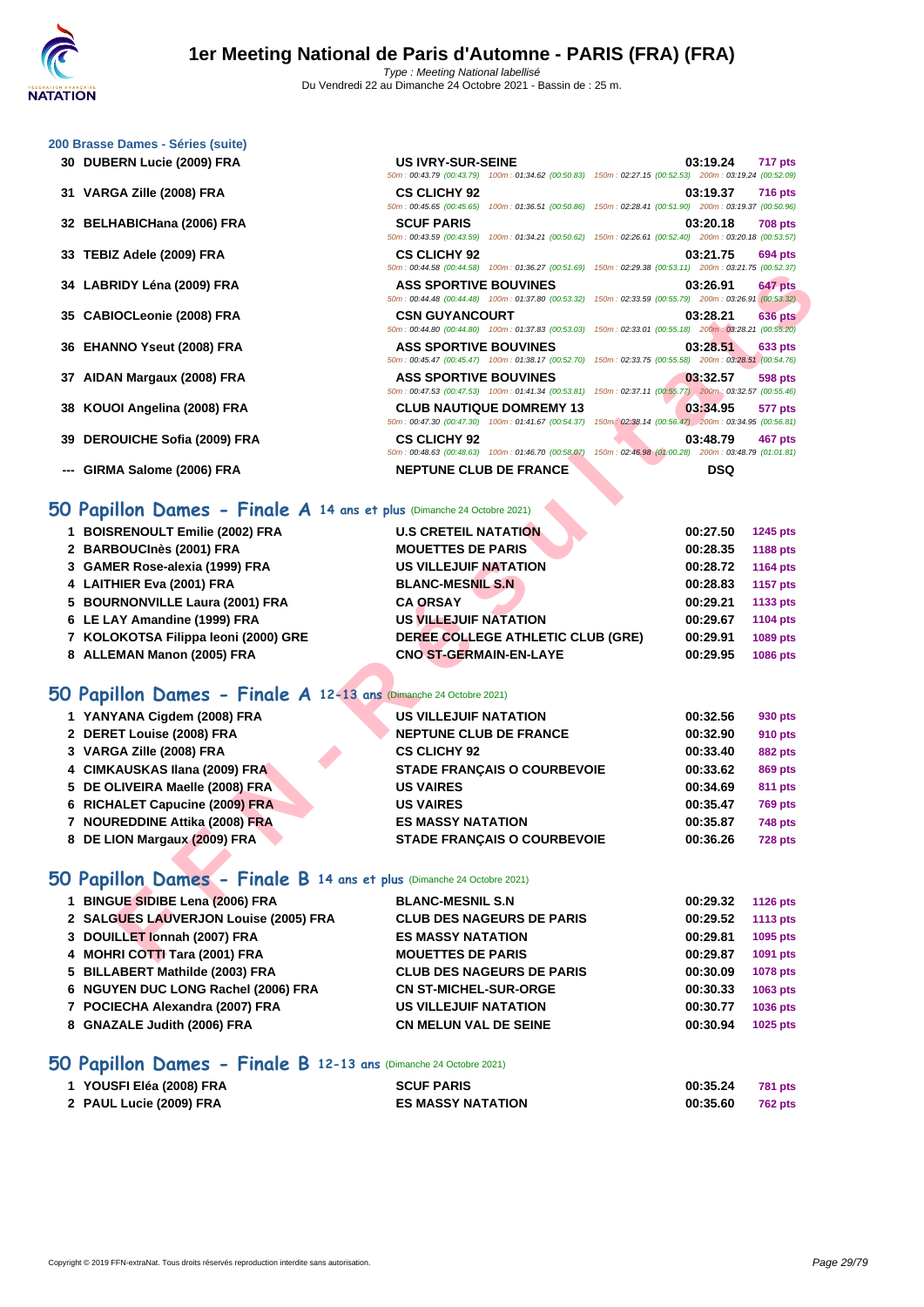# 1er Meeting National de Paris d'Automne - PARIS (FRA) (FRA)

*Type : Meeting National labellisé*
Du Vendredi 22 au Dimanche 24 Octobre 2021 - Bassin de : 25 m.

## 200 Brasse Dames - Séries (suite)

| Pl. | Nom | Club | Temps | Points |
|---|---|---|---|---|
| 30 | DUBERN Lucie (2009) FRA | US IVRY-SUR-SEINE | 03:19.24 | 717 pts |
| | | 50m : 00:43.79 (00:43.79) 100m : 01:34.62 (00:50.83) 150m : 02:27.15 (00:52.53) 200m : 03:19.24 (00:52.09) | | |
| 31 | VARGA Zille (2008) FRA | CS CLICHY 92 | 03:19.37 | 716 pts |
| | | 50m : 00:45.65 (00:45.65) 100m : 01:36.51 (00:50.86) 150m : 02:28.41 (00:51.90) 200m : 03:19.37 (00:50.96) | | |
| 32 | BELHABICHana (2006) FRA | SCUF PARIS | 03:20.18 | 708 pts |
| | | 50m : 00:43.59 (00:43.59) 100m : 01:34.21 (00:50.62) 150m : 02:26.61 (00:52.40) 200m : 03:20.18 (00:53.57) | | |
| 33 | TEBIZ Adele (2009) FRA | CS CLICHY 92 | 03:21.75 | 694 pts |
| | | 50m : 00:44.58 (00:44.58) 100m : 01:36.27 (00:51.69) 150m : 02:29.38 (00:53.11) 200m : 03:21.75 (00:52.37) | | |
| 34 | LABRIDY Léna (2009) FRA | ASS SPORTIVE BOUVINES | 03:26.91 | 647 pts |
| | | 50m : 00:44.48 (00:44.48) 100m : 01:37.80 (00:53.32) 150m : 02:33.59 (00:55.79) 200m : 03:26.91 (00:53.32) | | |
| 35 | CABIOCLeonie (2008) FRA | CSN GUYANCOURT | 03:28.21 | 636 pts |
| | | 50m : 00:44.80 (00:44.80) 100m : 01:37.83 (00:53.03) 150m : 02:33.01 (00:55.18) 200m : 03:28.21 (00:55.20) | | |
| 36 | EHANNO Yseut (2008) FRA | ASS SPORTIVE BOUVINES | 03:28.51 | 633 pts |
| | | 50m : 00:45.47 (00:45.47) 100m : 01:38.17 (00:52.70) 150m : 02:33.75 (00:55.58) 200m : 03:28.51 (00:54.76) | | |
| 37 | AIDAN Margaux (2008) FRA | ASS SPORTIVE BOUVINES | 03:32.57 | 598 pts |
| | | 50m : 00:47.53 (00:47.53) 100m : 01:41.34 (00:53.81) 150m : 02:37.11 (00:55.77) 200m : 03:32.57 (00:55.46) | | |
| 38 | KOUOI Angelina (2008) FRA | CLUB NAUTIQUE DOMREMY 13 | 03:34.95 | 577 pts |
| | | 50m : 00:47.30 (00:47.30) 100m : 01:41.67 (00:54.37) 150m : 02:38.14 (00:56.47) 200m : 03:34.95 (00:56.81) | | |
| 39 | DEROUICHE Sofia (2009) FRA | CS CLICHY 92 | 03:48.79 | 467 pts |
| | | 50m : 00:48.63 (00:48.63) 100m : 01:46.70 (00:58.07) 150m : 02:46.98 (01:00.28) 200m : 03:48.79 (01:01.81) | | |
| --- | GIRMA Salome (2006) FRA | NEPTUNE CLUB DE FRANCE | DSQ | |

## 50 Papillon Dames - Finale A 14 ans et plus (Dimanche 24 Octobre 2021)

| Pl. | Nom | Club | Temps | Points |
|---|---|---|---|---|
| 1 | BOISRENOULT Emilie (2002) FRA | U.S CRETEIL NATATION | 00:27.50 | 1245 pts |
| 2 | BARBOUCInès (2001) FRA | MOUETTES DE PARIS | 00:28.35 | 1188 pts |
| 3 | GAMER Rose-alexia (1999) FRA | US VILLEJUIF NATATION | 00:28.72 | 1164 pts |
| 4 | LAITHIER Eva (2001) FRA | BLANC-MESNIL S.N | 00:28.83 | 1157 pts |
| 5 | BOURNONVILLE Laura (2001) FRA | CA ORSAY | 00:29.21 | 1133 pts |
| 6 | LE LAY Amandine (1999) FRA | US VILLEJUIF NATATION | 00:29.67 | 1104 pts |
| 7 | KOLOKOTSA Filippa leoni (2000) GRE | DEREE COLEGE ATHLETIC CLUB (GRE) | 00:29.91 | 1089 pts |
| 8 | ALLEMAN Manon (2005) FRA | CNO ST-GERMAIN-EN-LAYE | 00:29.95 | 1086 pts |

## 50 Papillon Dames - Finale A 12-13 ans (Dimanche 24 Octobre 2021)

| Pl. | Nom | Club | Temps | Points |
|---|---|---|---|---|
| 1 | YANYANA Cigdem (2008) FRA | US VILLEJUIF NATATION | 00:32.56 | 930 pts |
| 2 | DERET Louise (2008) FRA | NEPTUNE CLUB DE FRANCE | 00:32.90 | 910 pts |
| 3 | VARGA Zille (2008) FRA | CS CLICHY 92 | 00:33.40 | 882 pts |
| 4 | CIMKAUSKAS Ilana (2009) FRA | STADE FRANÇAIS O COURBEVOIE | 00:33.62 | 869 pts |
| 5 | DE OLIVEIRA Maelle (2008) FRA | US VAIRES | 00:34.69 | 811 pts |
| 6 | RICHALET Capucine (2009) FRA | US VAIRES | 00:35.47 | 769 pts |
| 7 | NOUREDDINE Attika (2008) FRA | ES MASSY NATATION | 00:35.87 | 748 pts |
| 8 | DE LION Margaux (2009) FRA | STADE FRANÇAIS O COURBEVOIE | 00:36.26 | 728 pts |

## 50 Papillon Dames - Finale B 14 ans et plus (Dimanche 24 Octobre 2021)

| Pl. | Nom | Club | Temps | Points |
|---|---|---|---|---|
| 1 | BINGUE SIDIBE Lena (2006) FRA | BLANC-MESNIL S.N | 00:29.32 | 1126 pts |
| 2 | SALGUES LAUVERJON Louise (2005) FRA | CLUB DES NAGEURS DE PARIS | 00:29.52 | 1113 pts |
| 3 | DOUILLET Ionnah (2007) FRA | ES MASSY NATATION | 00:29.81 | 1095 pts |
| 4 | MOHRI COTTI Tara (2001) FRA | MOUETTES DE PARIS | 00:29.87 | 1091 pts |
| 5 | BILLABERT Mathilde (2003) FRA | CLUB DES NAGEURS DE PARIS | 00:30.09 | 1078 pts |
| 6 | NGUYEN DUC LONG Rachel (2006) FRA | CN ST-MICHEL-SUR-ORGE | 00:30.33 | 1063 pts |
| 7 | POCIECHA Alexandra (2007) FRA | US VILLEJUIF NATATION | 00:30.77 | 1036 pts |
| 8 | GNAZALE Judith (2006) FRA | CN MELUN VAL DE SEINE | 00:30.94 | 1025 pts |

## 50 Papillon Dames - Finale B 12-13 ans (Dimanche 24 Octobre 2021)

| Pl. | Nom | Club | Temps | Points |
|---|---|---|---|---|
| 1 | YOUSFI Eléa (2008) FRA | SCUF PARIS | 00:35.24 | 781 pts |
| 2 | PAUL Lucie (2009) FRA | ES MASSY NATATION | 00:35.60 | 762 pts |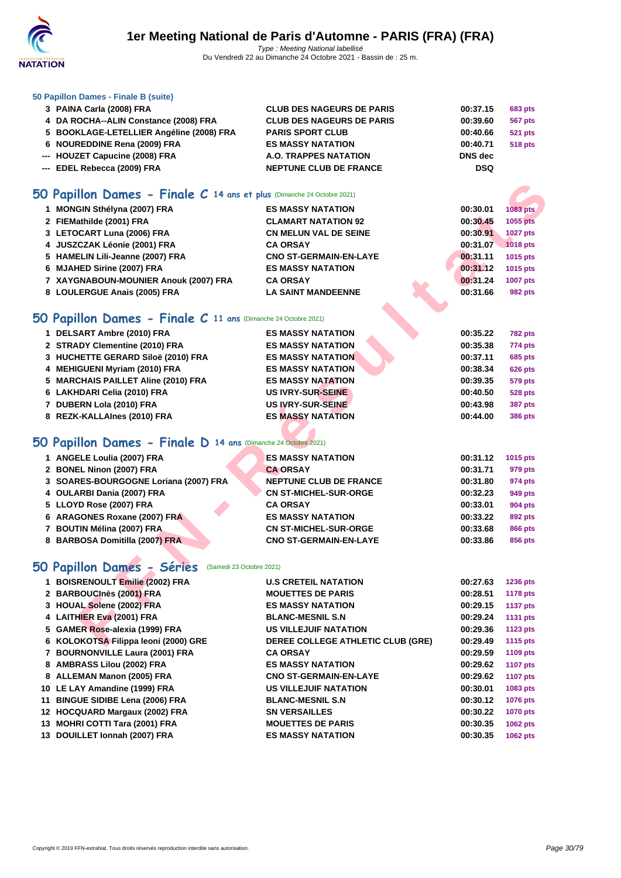### 50 Papillon Dames - Finale B (suite)

| | | | | |
|---|---|---|---|---|
| 3 | PAINA Carla (2008) FRA | CLUB DES NAGEURS DE PARIS | 00:37.15 | 683 pts |
| 4 | DA ROCHA--ALIN Constance (2008) FRA | CLUB DES NAGEURS DE PARIS | 00:39.60 | 567 pts |
| 5 | BOOKLAGE-LETELLIER Angéline (2008) FRA | PARIS SPORT CLUB | 00:40.66 | 521 pts |
| 6 | NOUREDDINE Rena (2009) FRA | ES MASSY NATATION | 00:40.71 | 518 pts |
| --- | HOUZET Capucine (2008) FRA | A.O. TRAPPES NATATION | DNS dec | |
| --- | EDEL Rebecca (2009) FRA | NEPTUNE CLUB DE FRANCE | DSQ | |

## 50 Papillon Dames - Finale C 14 ans et plus (Dimanche 24 Octobre 2021)

| | | | | |
|---|---|---|---|---|
| 1 | MONGIN Sthélyna (2007) FRA | ES MASSY NATATION | 00:30.01 | 1083 pts |
| 2 | FIEMathilde (2001) FRA | CLAMART NATATION 92 | 00:30.45 | 1055 pts |
| 3 | LETOCART Luna (2006) FRA | CN MELUN VAL DE SEINE | 00:30.91 | 1027 pts |
| 4 | JUSZCZAK Léonie (2001) FRA | CA ORSAY | 00:31.07 | 1018 pts |
| 5 | HAMELIN Lili-Jeanne (2007) FRA | CNO ST-GERMAIN-EN-LAYE | 00:31.11 | 1015 pts |
| 6 | MJAHED Sirine (2007) FRA | ES MASSY NATATION | 00:31.12 | 1015 pts |
| 7 | XAYGNABOUN-MOUNIER Anouk (2007) FRA | CA ORSAY | 00:31.24 | 1007 pts |
| 8 | LOULERGUE Anais (2005) FRA | LA SAINT MANDEENNE | 00:31.66 | 982 pts |

## 50 Papillon Dames - Finale C 11 ans (Dimanche 24 Octobre 2021)

| | | | | |
|---|---|---|---|---|
| 1 | DELSART Ambre (2010) FRA | ES MASSY NATATION | 00:35.22 | 782 pts |
| 2 | STRADY Clementine (2010) FRA | ES MASSY NATATION | 00:35.38 | 774 pts |
| 3 | HUCHETTE GERARD Siloë (2010) FRA | ES MASSY NATATION | 00:37.11 | 685 pts |
| 4 | MEHIGUENI Myriam (2010) FRA | ES MASSY NATATION | 00:38.34 | 626 pts |
| 5 | MARCHAIS PAILLET Aline (2010) FRA | ES MASSY NATATION | 00:39.35 | 579 pts |
| 6 | LAKHDARI Celia (2010) FRA | US IVRY-SUR-SEINE | 00:40.50 | 528 pts |
| 7 | DUBERN Lola (2010) FRA | US IVRY-SUR-SEINE | 00:43.98 | 387 pts |
| 8 | REZK-KALLAInes (2010) FRA | ES MASSY NATATION | 00:44.00 | 386 pts |

## 50 Papillon Dames - Finale D 14 ans (Dimanche 24 Octobre 2021)

| | | | | |
|---|---|---|---|---|
| 1 | ANGELE Loulia (2007) FRA | ES MASSY NATATION | 00:31.12 | 1015 pts |
| 2 | BONEL Ninon (2007) FRA | CA ORSAY | 00:31.71 | 979 pts |
| 3 | SOARES-BOURGOGNE Loriana (2007) FRA | NEPTUNE CLUB DE FRANCE | 00:31.80 | 974 pts |
| 4 | OULARBI Dania (2007) FRA | CN ST-MICHEL-SUR-ORGE | 00:32.23 | 949 pts |
| 5 | LLOYD Rose (2007) FRA | CA ORSAY | 00:33.01 | 904 pts |
| 6 | ARAGONES Roxane (2007) FRA | ES MASSY NATATION | 00:33.22 | 892 pts |
| 7 | BOUTIN Mélina (2007) FRA | CN ST-MICHEL-SUR-ORGE | 00:33.68 | 866 pts |
| 8 | BARBOSA Domitilla (2007) FRA | CNO ST-GERMAIN-EN-LAYE | 00:33.86 | 856 pts |

## 50 Papillon Dames - Séries (Samedi 23 Octobre 2021)

| | | | | |
|---|---|---|---|---|
| 1 | BOISRENOULT Emilie (2002) FRA | U.S CRETEIL NATATION | 00:27.63 | 1236 pts |
| 2 | BARBOUCInès (2001) FRA | MOUETTES DE PARIS | 00:28.51 | 1178 pts |
| 3 | HOUAL Solene (2002) FRA | ES MASSY NATATION | 00:29.15 | 1137 pts |
| 4 | LAITHIER Eva (2001) FRA | BLANC-MESNIL S.N | 00:29.24 | 1131 pts |
| 5 | GAMER Rose-alexia (1999) FRA | US VILLEJUIF NATATION | 00:29.36 | 1123 pts |
| 6 | KOLOKOTSA Filippa leoni (2000) GRE | DEREE COLLEGE ATHLETIC CLUB (GRE) | 00:29.49 | 1115 pts |
| 7 | BOURNONVILLE Laura (2001) FRA | CA ORSAY | 00:29.59 | 1109 pts |
| 8 | AMBRASS Lilou (2002) FRA | ES MASSY NATATION | 00:29.62 | 1107 pts |
| 8 | ALLEMAN Manon (2005) FRA | CNO ST-GERMAIN-EN-LAYE | 00:29.62 | 1107 pts |
| 10 | LE LAY Amandine (1999) FRA | US VILLEJUIF NATATION | 00:30.01 | 1083 pts |
| 11 | BINGUE SIDIBE Lena (2006) FRA | BLANC-MESNIL S.N | 00:30.12 | 1076 pts |
| 12 | HOCQUARD Margaux (2002) FRA | SN VERSAILLES | 00:30.22 | 1070 pts |
| 13 | MOHRI COTTI Tara (2001) FRA | MOUETTES DE PARIS | 00:30.35 | 1062 pts |
| 13 | DOUILLET Ionnah (2007) FRA | ES MASSY NATATION | 00:30.35 | 1062 pts |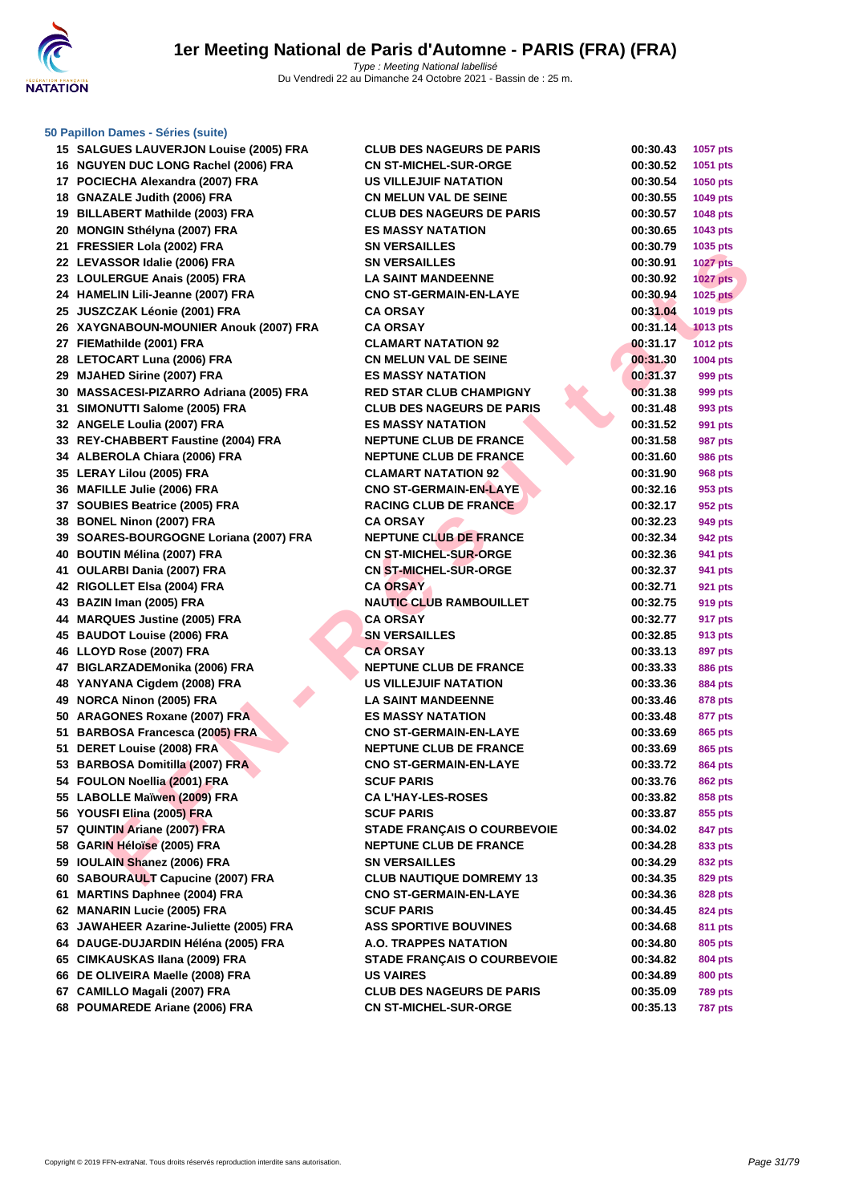## 50 Papillon Dames - Séries (suite)

| | | | | |
|---|---|---|---|---|
| 15 | SALGUES LAUVERJON Louise (2005) FRA | CLUB DES NAGEURS DE PARIS | 00:30.43 | 1057 pts |
| 16 | NGUYEN DUC LONG Rachel (2006) FRA | CN ST-MICHEL-SUR-ORGE | 00:30.52 | 1051 pts |
| 17 | POCIECHA Alexandra (2007) FRA | US VILLEJUIF NATATION | 00:30.54 | 1050 pts |
| 18 | GNAZALE Judith (2006) FRA | CN MELUN VAL DE SEINE | 00:30.55 | 1049 pts |
| 19 | BILLABERT Mathilde (2003) FRA | CLUB DES NAGEURS DE PARIS | 00:30.57 | 1048 pts |
| 20 | MONGIN Sthélyna (2007) FRA | ES MASSY NATATION | 00:30.65 | 1043 pts |
| 21 | FRESSIER Lola (2002) FRA | SN VERSAILLES | 00:30.79 | 1035 pts |
| 22 | LEVASSOR Idalie (2006) FRA | SN VERSAILLES | 00:30.91 | 1027 pts |
| 23 | LOULERGUE Anais (2005) FRA | LA SAINT MANDEENNE | 00:30.92 | 1027 pts |
| 24 | HAMELIN Lili-Jeanne (2007) FRA | CNO ST-GERMAIN-EN-LAYE | 00:30.94 | 1025 pts |
| 25 | JUSZCZAK Léonie (2001) FRA | CA ORSAY | 00:31.04 | 1019 pts |
| 26 | XAYGNABOUN-MOUNIER Anouk (2007) FRA | CA ORSAY | 00:31.14 | 1013 pts |
| 27 | FIEMathilde (2001) FRA | CLAMART NATATION 92 | 00:31.17 | 1012 pts |
| 28 | LETOCART Luna (2006) FRA | CN MELUN VAL DE SEINE | 00:31.30 | 1004 pts |
| 29 | MJAHED Sirine (2007) FRA | ES MASSY NATATION | 00:31.37 | 999 pts |
| 30 | MASSACESI-PIZARRO Adriana (2005) FRA | RED STAR CLUB CHAMPIGNY | 00:31.38 | 999 pts |
| 31 | SIMONUTTI Salome (2005) FRA | CLUB DES NAGEURS DE PARIS | 00:31.48 | 993 pts |
| 32 | ANGELE Loulia (2007) FRA | ES MASSY NATATION | 00:31.52 | 991 pts |
| 33 | REY-CHABBERT Faustine (2004) FRA | NEPTUNE CLUB DE FRANCE | 00:31.58 | 987 pts |
| 34 | ALBEROLA Chiara (2006) FRA | NEPTUNE CLUB DE FRANCE | 00:31.60 | 986 pts |
| 35 | LERAY Lilou (2005) FRA | CLAMART NATATION 92 | 00:31.90 | 968 pts |
| 36 | MAFILLE Julie (2006) FRA | CNO ST-GERMAIN-EN-LAYE | 00:32.16 | 953 pts |
| 37 | SOUBIES Beatrice (2005) FRA | RACING CLUB DE FRANCE | 00:32.17 | 952 pts |
| 38 | BONEL Ninon (2007) FRA | CA ORSAY | 00:32.23 | 949 pts |
| 39 | SOARES-BOURGOGNE Loriana (2007) FRA | NEPTUNE CLUB DE FRANCE | 00:32.34 | 942 pts |
| 40 | BOUTIN Mélina (2007) FRA | CN ST-MICHEL-SUR-ORGE | 00:32.36 | 941 pts |
| 41 | OULARBI Dania (2007) FRA | CN ST-MICHEL-SUR-ORGE | 00:32.37 | 941 pts |
| 42 | RIGOLLET Elsa (2004) FRA | CA ORSAY | 00:32.71 | 921 pts |
| 43 | BAZIN Iman (2005) FRA | NAUTIC CLUB RAMBOUILLET | 00:32.75 | 919 pts |
| 44 | MARQUES Justine (2005) FRA | CA ORSAY | 00:32.77 | 917 pts |
| 45 | BAUDOT Louise (2006) FRA | SN VERSAILLES | 00:32.85 | 913 pts |
| 46 | LLOYD Rose (2007) FRA | CA ORSAY | 00:33.13 | 897 pts |
| 47 | BIGLARZADEMonika (2006) FRA | NEPTUNE CLUB DE FRANCE | 00:33.33 | 886 pts |
| 48 | YANYANA Cigdem (2008) FRA | US VILLEJUIF NATATION | 00:33.36 | 884 pts |
| 49 | NORCA Ninon (2005) FRA | LA SAINT MANDEENNE | 00:33.46 | 878 pts |
| 50 | ARAGONES Roxane (2007) FRA | ES MASSY NATATION | 00:33.48 | 877 pts |
| 51 | BARBOSA Francesca (2005) FRA | CNO ST-GERMAIN-EN-LAYE | 00:33.69 | 865 pts |
| 51 | DERET Louise (2008) FRA | NEPTUNE CLUB DE FRANCE | 00:33.69 | 865 pts |
| 53 | BARBOSA Domitilla (2007) FRA | CNO ST-GERMAIN-EN-LAYE | 00:33.72 | 864 pts |
| 54 | FOULON Noellia (2001) FRA | SCUF PARIS | 00:33.76 | 862 pts |
| 55 | LABOLLE Maïwen (2009) FRA | CA L'HAY-LES-ROSES | 00:33.82 | 858 pts |
| 56 | YOUSFI Elina (2005) FRA | SCUF PARIS | 00:33.87 | 855 pts |
| 57 | QUINTIN Ariane (2007) FRA | STADE FRANÇAIS O COURBEVOIE | 00:34.02 | 847 pts |
| 58 | GARIN Héloïse (2005) FRA | NEPTUNE CLUB DE FRANCE | 00:34.28 | 833 pts |
| 59 | IOULAIN Shanez (2006) FRA | SN VERSAILLES | 00:34.29 | 832 pts |
| 60 | SABOURAULT Capucine (2007) FRA | CLUB NAUTIQUE DOMREMY 13 | 00:34.35 | 829 pts |
| 61 | MARTINS Daphnee (2004) FRA | CNO ST-GERMAIN-EN-LAYE | 00:34.36 | 828 pts |
| 62 | MANARIN Lucie (2005) FRA | SCUF PARIS | 00:34.45 | 824 pts |
| 63 | JAWAHEER Azarine-Juliette (2005) FRA | ASS SPORTIVE BOUVINES | 00:34.68 | 811 pts |
| 64 | DAUGE-DUJARDIN Héléna (2005) FRA | A.O. TRAPPES NATATION | 00:34.80 | 805 pts |
| 65 | CIMKAUSKAS Ilana (2009) FRA | STADE FRANÇAIS O COURBEVOIE | 00:34.82 | 804 pts |
| 66 | DE OLIVEIRA Maelle (2008) FRA | US VAIRES | 00:34.89 | 800 pts |
| 67 | CAMILLO Magali (2007) FRA | CLUB DES NAGEURS DE PARIS | 00:35.09 | 789 pts |
| 68 | POUMAREDE Ariane (2006) FRA | CN ST-MICHEL-SUR-ORGE | 00:35.13 | 787 pts |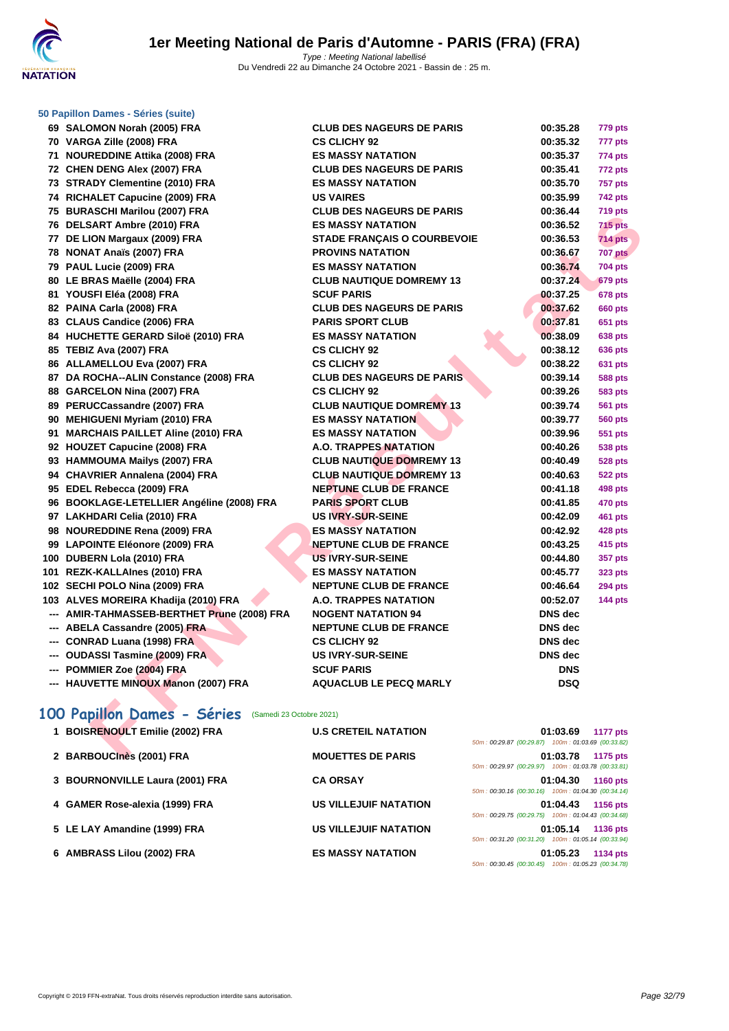### 50 Papillon Dames - Séries (suite)

| | | | | |
|---|---|---|---|---|
| 69 | SALOMON Norah (2005) FRA | CLUB DES NAGEURS DE PARIS | 00:35.28 | 779 pts |
| 70 | VARGA Zille (2008) FRA | CS CLICHY 92 | 00:35.32 | 777 pts |
| 71 | NOUREDDINE Attika (2008) FRA | ES MASSY NATATION | 00:35.37 | 774 pts |
| 72 | CHEN DENG Alex (2007) FRA | CLUB DES NAGEURS DE PARIS | 00:35.41 | 772 pts |
| 73 | STRADY Clementine (2010) FRA | ES MASSY NATATION | 00:35.70 | 757 pts |
| 74 | RICHALET Capucine (2009) FRA | US VAIRES | 00:35.99 | 742 pts |
| 75 | BURASCHI Marilou (2007) FRA | CLUB DES NAGEURS DE PARIS | 00:36.44 | 719 pts |
| 76 | DELSART Ambre (2010) FRA | ES MASSY NATATION | 00:36.52 | 715 pts |
| 77 | DE LION Margaux (2009) FRA | STADE FRANÇAIS O COURBEVOIE | 00:36.53 | 714 pts |
| 78 | NONAT Anaïs (2007) FRA | PROVINS NATATION | 00:36.67 | 707 pts |
| 79 | PAUL Lucie (2009) FRA | ES MASSY NATATION | 00:36.74 | 704 pts |
| 80 | LE BRAS Maëlle (2004) FRA | CLUB NAUTIQUE DOMREMY 13 | 00:37.24 | 679 pts |
| 81 | YOUSFI Eléa (2008) FRA | SCUF PARIS | 00:37.25 | 678 pts |
| 82 | PAINA Carla (2008) FRA | CLUB DES NAGEURS DE PARIS | 00:37.62 | 660 pts |
| 83 | CLAUS Candice (2006) FRA | PARIS SPORT CLUB | 00:37.81 | 651 pts |
| 84 | HUCHETTE GERARD Siloë (2010) FRA | ES MASSY NATATION | 00:38.09 | 638 pts |
| 85 | TEBIZ Ava (2007) FRA | CS CLICHY 92 | 00:38.12 | 636 pts |
| 86 | ALLAMELLOU Eva (2007) FRA | CS CLICHY 92 | 00:38.22 | 631 pts |
| 87 | DA ROCHA--ALIN Constance (2008) FRA | CLUB DES NAGEURS DE PARIS | 00:39.14 | 588 pts |
| 88 | GARCELON Nina (2007) FRA | CS CLICHY 92 | 00:39.26 | 583 pts |
| 89 | PERUCCassandre (2007) FRA | CLUB NAUTIQUE DOMREMY 13 | 00:39.74 | 561 pts |
| 90 | MEHIGUENI Myriam (2010) FRA | ES MASSY NATATION | 00:39.77 | 560 pts |
| 91 | MARCHAIS PAILLET Aline (2010) FRA | ES MASSY NATATION | 00:39.96 | 551 pts |
| 92 | HOUZET Capucine (2008) FRA | A.O. TRAPPES NATATION | 00:40.26 | 538 pts |
| 93 | HAMMOUMA Mailys (2007) FRA | CLUB NAUTIQUE DOMREMY 13 | 00:40.49 | 528 pts |
| 94 | CHAVRIER Annalena (2004) FRA | CLUB NAUTIQUE DOMREMY 13 | 00:40.63 | 522 pts |
| 95 | EDEL Rebecca (2009) FRA | NEPTUNE CLUB DE FRANCE | 00:41.18 | 498 pts |
| 96 | BOOKLAGE-LETELLIER Angéline (2008) FRA | PARIS SPORT CLUB | 00:41.85 | 470 pts |
| 97 | LAKHDARI Celia (2010) FRA | US IVRY-SUR-SEINE | 00:42.09 | 461 pts |
| 98 | NOUREDDINE Rena (2009) FRA | ES MASSY NATATION | 00:42.92 | 428 pts |
| 99 | LAPOINTE Eléonore (2009) FRA | NEPTUNE CLUB DE FRANCE | 00:43.25 | 415 pts |
| 100 | DUBERN Lola (2010) FRA | US IVRY-SUR-SEINE | 00:44.80 | 357 pts |
| 101 | REZK-KALLAInes (2010) FRA | ES MASSY NATATION | 00:45.77 | 323 pts |
| 102 | SECHI POLO Nina (2009) FRA | NEPTUNE CLUB DE FRANCE | 00:46.64 | 294 pts |
| 103 | ALVES MOREIRA Khadija (2010) FRA | A.O. TRAPPES NATATION | 00:52.07 | 144 pts |
| --- | AMIR-TAHMASSEB-BERTHET Prune (2008) FRA | NOGENT NATATION 94 | DNS dec | |
| --- | ABELA Cassandre (2005) FRA | NEPTUNE CLUB DE FRANCE | DNS dec | |
| --- | CONRAD Luana (1998) FRA | CS CLICHY 92 | DNS dec | |
| --- | OUDASSI Tasmine (2009) FRA | US IVRY-SUR-SEINE | DNS dec | |
| --- | POMMIER Zoe (2004) FRA | SCUF PARIS | DNS | |
| --- | HAUVETTE MINOUX Manon (2007) FRA | AQUACLUB LE PECQ MARLY | DSQ | |

## 100 Papillon Dames - Séries (Samedi 23 Octobre 2021)

| | | | | |
|---|---|---|---|---|
| 1 | BOISRENOULT Emilie (2002) FRA | U.S CRETEIL NATATION | 01:03.69<br>50m : 00:29.87 (00:29.87) 100m : 01:03.69 (00:33.82) | 1177 pts |
| 2 | BARBOUCInès (2001) FRA | MOUETTES DE PARIS | 01:03.78<br>50m : 00:29.97 (00:29.97) 100m : 01:03.78 (00:33.81) | 1175 pts |
| 3 | BOURNONVILLE Laura (2001) FRA | CA ORSAY | 01:04.30<br>50m : 00:30.16 (00:30.16) 100m : 01:04.30 (00:34.14) | 1160 pts |
| 4 | GAMER Rose-alexia (1999) FRA | US VILLEJUIF NATATION | 01:04.43<br>50m : 00:29.75 (00:29.75) 100m : 01:04.43 (00:34.68) | 1156 pts |
| 5 | LE LAY Amandine (1999) FRA | US VILLEJUIF NATATION | 01:05.14<br>50m : 00:31.20 (00:31.20) 100m : 01:05.14 (00:33.94) | 1136 pts |
| 6 | AMBRASS Lilou (2002) FRA | ES MASSY NATATION | 01:05.23<br>50m : 00:30.45 (00:30.45) 100m : 01:05.23 (00:34.78) | 1134 pts |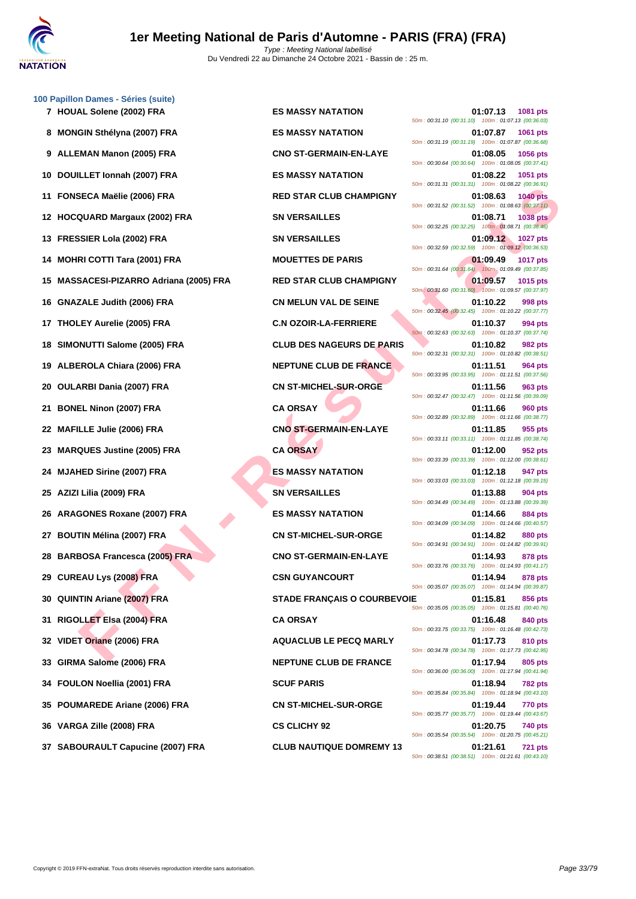# 1er Meeting National de Paris d'Automne - PARIS (FRA) (FRA)

*Type : Meeting National labellisé*
Du Vendredi 22 au Dimanche 24 Octobre 2021 - Bassin de : 25 m.

### 100 Papillon Dames - Séries (suite)

| Place | Nom | Club | Temps | Points | Splits |
|---|---|---|---|---|---|
| 7 | HOUAL Solene (2002) FRA | ES MASSY NATATION | 01:07.13 | 1081 pts | 50m : 00:31.10 (00:31.10) 100m : 01:07.13 (00:36.03) |
| 8 | MONGIN Sthélyna (2007) FRA | ES MASSY NATATION | 01:07.87 | 1061 pts | 50m : 00:31.19 (00:31.19) 100m : 01:07.87 (00:36.68) |
| 9 | ALLEMAN Manon (2005) FRA | CNO ST-GERMAIN-EN-LAYE | 01:08.05 | 1056 pts | 50m : 00:30.64 (00:30.64) 100m : 01:08.05 (00:37.41) |
| 10 | DOUILLET Ionnah (2007) FRA | ES MASSY NATATION | 01:08.22 | 1051 pts | 50m : 00:31.31 (00:31.31) 100m : 01:08.22 (00:36.91) |
| 11 | FONSECA Maëlie (2006) FRA | RED STAR CLUB CHAMPIGNY | 01:08.63 | 1040 pts | 50m : 00:31.52 (00:31.52) 100m : 01:08.63 (00:37.11) |
| 12 | HOCQUARD Margaux (2002) FRA | SN VERSAILLES | 01:08.71 | 1038 pts | 50m : 00:32.25 (00:32.25) 100m : 01:08.71 (00:36.46) |
| 13 | FRESSIER Lola (2002) FRA | SN VERSAILLES | 01:09.12 | 1027 pts | 50m : 00:32.59 (00:32.59) 100m : 01:09.12 (00:36.53) |
| 14 | MOHRI COTTI Tara (2001) FRA | MOUETTES DE PARIS | 01:09.49 | 1017 pts | 50m : 00:31.64 (00:31.64) 100m : 01:09.49 (00:37.85) |
| 15 | MASSACESI-PIZARRO Adriana (2005) FRA | RED STAR CLUB CHAMPIGNY | 01:09.57 | 1015 pts | 50m : 00:31.60 (00:31.60) 100m : 01:09.57 (00:37.97) |
| 16 | GNAZALE Judith (2006) FRA | CN MELUN VAL DE SEINE | 01:10.22 | 998 pts | 50m : 00:32.45 (00:32.45) 100m : 01:10.22 (00:37.77) |
| 17 | THOLEY Aurelie (2005) FRA | C.N OZOIR-LA-FERRIERE | 01:10.37 | 994 pts | 50m : 00:32.63 (00:32.63) 100m : 01:10.37 (00:37.74) |
| 18 | SIMONUTTI Salome (2005) FRA | CLUB DES NAGEURS DE PARIS | 01:10.82 | 982 pts | 50m : 00:32.31 (00:32.31) 100m : 01:10.82 (00:38.51) |
| 19 | ALBEROLA Chiara (2006) FRA | NEPTUNE CLUB DE FRANCE | 01:11.51 | 964 pts | 50m : 00:33.95 (00:33.95) 100m : 01:11.51 (00:37.56) |
| 20 | OULARBI Dania (2007) FRA | CN ST-MICHEL-SUR-ORGE | 01:11.56 | 963 pts | 50m : 00:32.47 (00:32.47) 100m : 01:11.56 (00:39.09) |
| 21 | BONEL Ninon (2007) FRA | CA ORSAY | 01:11.66 | 960 pts | 50m : 00:32.89 (00:32.89) 100m : 01:11.66 (00:38.77) |
| 22 | MAFILLE Julie (2006) FRA | CNO ST-GERMAIN-EN-LAYE | 01:11.85 | 955 pts | 50m : 00:33.11 (00:33.11) 100m : 01:11.85 (00:38.74) |
| 23 | MARQUES Justine (2005) FRA | CA ORSAY | 01:12.00 | 952 pts | 50m : 00:33.39 (00:33.39) 100m : 01:12.00 (00:38.61) |
| 24 | MJAHED Sirine (2007) FRA | ES MASSY NATATION | 01:12.18 | 947 pts | 50m : 00:33.03 (00:33.03) 100m : 01:12.18 (00:39.15) |
| 25 | AZIZI Lilia (2009) FRA | SN VERSAILLES | 01:13.88 | 904 pts | 50m : 00:34.49 (00:34.49) 100m : 01:13.88 (00:39.39) |
| 26 | ARAGONES Roxane (2007) FRA | ES MASSY NATATION | 01:14.66 | 884 pts | 50m : 00:34.09 (00:34.09) 100m : 01:14.66 (00:40.57) |
| 27 | BOUTIN Mélina (2007) FRA | CN ST-MICHEL-SUR-ORGE | 01:14.82 | 880 pts | 50m : 00:34.91 (00:34.91) 100m : 01:14.82 (00:39.91) |
| 28 | BARBOSA Francesca (2005) FRA | CNO ST-GERMAIN-EN-LAYE | 01:14.93 | 878 pts | 50m : 00:33.76 (00:33.76) 100m : 01:14.93 (00:41.17) |
| 29 | CUREAU Lys (2008) FRA | CSN GUYANCOURT | 01:14.94 | 878 pts | 50m : 00:35.07 (00:35.07) 100m : 01:14.94 (00:39.87) |
| 30 | QUINTIN Ariane (2007) FRA | STADE FRANÇAIS O COURBEVOIE | 01:15.81 | 856 pts | 50m : 00:35.05 (00:35.05) 100m : 01:15.81 (00:40.76) |
| 31 | RIGOLLET Elsa (2004) FRA | CA ORSAY | 01:16.48 | 840 pts | 50m : 00:33.75 (00:33.75) 100m : 01:16.48 (00:42.73) |
| 32 | VIDET Oriane (2006) FRA | AQUACLUB LE PECQ MARLY | 01:17.73 | 810 pts | 50m : 00:34.78 (00:34.78) 100m : 01:17.73 (00:42.95) |
| 33 | GIRMA Salome (2006) FRA | NEPTUNE CLUB DE FRANCE | 01:17.94 | 805 pts | 50m : 00:36.00 (00:36.00) 100m : 01:17.94 (00:41.94) |
| 34 | FOULON Noellia (2001) FRA | SCUF PARIS | 01:18.94 | 782 pts | 50m : 00:35.84 (00:35.84) 100m : 01:18.94 (00:43.10) |
| 35 | POUMAREDE Ariane (2006) FRA | CN ST-MICHEL-SUR-ORGE | 01:19.44 | 770 pts | 50m : 00:35.77 (00:35.77) 100m : 01:19.44 (00:43.67) |
| 36 | VARGA Zille (2008) FRA | CS CLICHY 92 | 01:20.75 | 740 pts | 50m : 00:35.54 (00:35.54) 100m : 01:20.75 (00:45.21) |
| 37 | SABOURAULT Capucine (2007) FRA | CLUB NAUTIQUE DOMREMY 13 | 01:21.61 | 721 pts | 50m : 00:38.51 (00:38.51) 100m : 01:21.61 (00:43.10) |

Copyright © 2019 FFN-extraNat. Tous droits réservés reproduction interdite sans autorisation.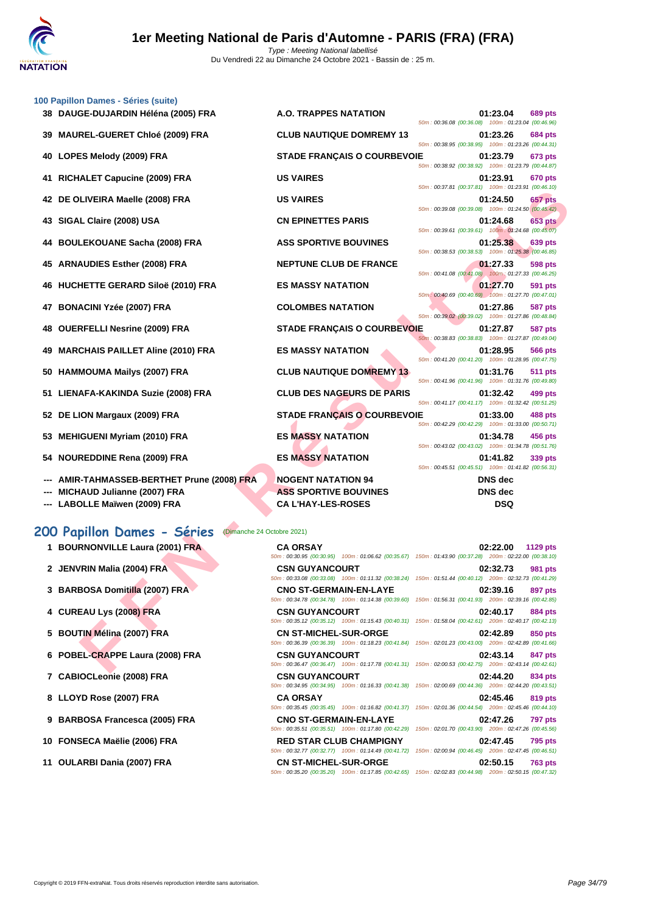### 100 Papillon Dames - Séries (suite)

| Rang | Nom | Club | Temps | Points | Splits |
|---|---|---|---|---|---|
| 38 | DAUGE-DUJARDIN Héléna (2005) FRA | A.O. TRAPPES NATATION | 01:23.04 | 689 pts | 50m : 00:36.08 (00:36.08) 100m : 01:23.04 (00:46.96) |
| 39 | MAUREL-GUERET Chloé (2009) FRA | CLUB NAUTIQUE DOMREMY 13 | 01:23.26 | 684 pts | 50m : 00:38.95 (00:38.95) 100m : 01:23.26 (00:44.31) |
| 40 | LOPES Melody (2009) FRA | STADE FRANÇAIS O COURBEVOIE | 01:23.79 | 673 pts | 50m : 00:38.92 (00:38.92) 100m : 01:23.79 (00:44.87) |
| 41 | RICHALET Capucine (2009) FRA | US VAIRES | 01:23.91 | 670 pts | 50m : 00:37.81 (00:37.81) 100m : 01:23.91 (00:46.10) |
| 42 | DE OLIVEIRA Maelle (2008) FRA | US VAIRES | 01:24.50 | 657 pts | 50m : 00:39.08 (00:39.08) 100m : 01:24.50 (00:45.42) |
| 43 | SIGAL Claire (2008) USA | CN EPINETTES PARIS | 01:24.68 | 653 pts | 50m : 00:39.61 (00:39.61) 100m : 01:24.68 (00:45.07) |
| 44 | BOULEKOUANE Sacha (2008) FRA | ASS SPORTIVE BOUVINES | 01:25.38 | 639 pts | 50m : 00:38.53 (00:38.53) 100m : 01:25.38 (00:46.85) |
| 45 | ARNAUDIES Esther (2008) FRA | NEPTUNE CLUB DE FRANCE | 01:27.33 | 598 pts | 50m : 00:41.08 (00:41.08) 100m : 01:27.33 (00:46.25) |
| 46 | HUCHETTE GERARD Siloë (2010) FRA | ES MASSY NATATION | 01:27.70 | 591 pts | 50m : 00:40.69 (00:40.69) 100m : 01:27.70 (00:47.01) |
| 47 | BONACINI Yzée (2007) FRA | COLOMBES NATATION | 01:27.86 | 587 pts | 50m : 00:39.02 (00:39.02) 100m : 01:27.86 (00:48.84) |
| 48 | OUERFELLI Nesrine (2009) FRA | STADE FRANÇAIS O COURBEVOIE | 01:27.87 | 587 pts | 50m : 00:38.83 (00:38.83) 100m : 01:27.87 (00:49.04) |
| 49 | MARCHAIS PAILLET Aline (2010) FRA | ES MASSY NATATION | 01:28.95 | 566 pts | 50m : 00:41.20 (00:41.20) 100m : 01:28.95 (00:47.75) |
| 50 | HAMMOUMA Mailys (2007) FRA | CLUB NAUTIQUE DOMREMY 13 | 01:31.76 | 511 pts | 50m : 00:41.96 (00:41.96) 100m : 01:31.76 (00:49.80) |
| 51 | LIENAFA-KAKINDA Suzie (2008) FRA | CLUB DES NAGEURS DE PARIS | 01:32.42 | 499 pts | 50m : 00:41.17 (00:41.17) 100m : 01:32.42 (00:51.25) |
| 52 | DE LION Margaux (2009) FRA | STADE FRANÇAIS O COURBEVOIE | 01:33.00 | 488 pts | 50m : 00:42.29 (00:42.29) 100m : 01:33.00 (00:50.71) |
| 53 | MEHIGUENI Myriam (2010) FRA | ES MASSY NATATION | 01:34.78 | 456 pts | 50m : 00:43.02 (00:43.02) 100m : 01:34.78 (00:51.76) |
| 54 | NOUREDDINE Rena (2009) FRA | ES MASSY NATATION | 01:41.82 | 339 pts | 50m : 00:45.51 (00:45.51) 100m : 01:41.82 (00:56.31) |
| --- | AMIR-TAHMASSEB-BERTHET Prune (2008) FRA | NOGENT NATATION 94 | DNS dec | | |
| --- | MICHAUD Julianne (2007) FRA | ASS SPORTIVE BOUVINES | DNS dec | | |
| --- | LABOLLE Maïwen (2009) FRA | CA L'HAY-LES-ROSES | DSQ | | |

## 200 Papillon Dames - Séries (Dimanche 24 Octobre 2021)

| Rang | Nom | Club | Temps | Points | Splits |
|---|---|---|---|---|---|
| 1 | BOURNONVILLE Laura (2001) FRA | CA ORSAY | 02:22.00 | 1129 pts | 50m : 00:30.95 (00:30.95) 100m : 01:06.62 (00:35.67) 150m : 01:43.90 (00:37.28) 200m : 02:22.00 (00:38.10) |
| 2 | JENVRIN Malia (2004) FRA | CSN GUYANCOURT | 02:32.73 | 981 pts | 50m : 00:33.08 (00:33.08) 100m : 01:11.32 (00:38.24) 150m : 01:51.44 (00:40.12) 200m : 02:32.73 (00:41.29) |
| 3 | BARBOSA Domitilla (2007) FRA | CNO ST-GERMAIN-EN-LAYE | 02:39.16 | 897 pts | 50m : 00:34.78 (00:34.78) 100m : 01:14.38 (00:39.60) 150m : 01:56.31 (00:41.93) 200m : 02:39.16 (00:42.85) |
| 4 | CUREAU Lys (2008) FRA | CSN GUYANCOURT | 02:40.17 | 884 pts | 50m : 00:35.12 (00:35.12) 100m : 01:15.43 (00:40.31) 150m : 01:58.04 (00:42.61) 200m : 02:40.17 (00:42.13) |
| 5 | BOUTIN Mélina (2007) FRA | CN ST-MICHEL-SUR-ORGE | 02:42.89 | 850 pts | 50m : 00:36.39 (00:36.39) 100m : 01:18.23 (00:41.84) 150m : 02:01.23 (00:43.00) 200m : 02:42.89 (00:41.66) |
| 6 | POBEL-CRAPPE Laura (2008) FRA | CSN GUYANCOURT | 02:43.14 | 847 pts | 50m : 00:36.47 (00:36.47) 100m : 01:17.78 (00:41.31) 150m : 02:00.53 (00:42.75) 200m : 02:43.14 (00:42.61) |
| 7 | CABIOCLeonie (2008) FRA | CSN GUYANCOURT | 02:44.20 | 834 pts | 50m : 00:34.95 (00:34.95) 100m : 01:16.33 (00:41.38) 150m : 02:00.69 (00:44.36) 200m : 02:44.20 (00:43.51) |
| 8 | LLOYD Rose (2007) FRA | CA ORSAY | 02:45.46 | 819 pts | 50m : 00:35.45 (00:35.45) 100m : 01:16.82 (00:41.37) 150m : 02:01.36 (00:44.54) 200m : 02:45.46 (00:44.10) |
| 9 | BARBOSA Francesca (2005) FRA | CNO ST-GERMAIN-EN-LAYE | 02:47.26 | 797 pts | 50m : 00:35.51 (00:35.51) 100m : 01:17.80 (00:42.29) 150m : 02:01.70 (00:43.90) 200m : 02:47.26 (00:45.56) |
| 10 | FONSECA Maëlie (2006) FRA | RED STAR CLUB CHAMPIGNY | 02:47.45 | 795 pts | 50m : 00:32.77 (00:32.77) 100m : 01:14.49 (00:41.72) 150m : 02:00.94 (00:46.45) 200m : 02:47.45 (00:46.51) |
| 11 | OULARBI Dania (2007) FRA | CN ST-MICHEL-SUR-ORGE | 02:50.15 | 763 pts | 50m : 00:35.20 (00:35.20) 100m : 01:17.85 (00:42.65) 150m : 02:02.83 (00:44.98) 200m : 02:50.15 (00:47.32) |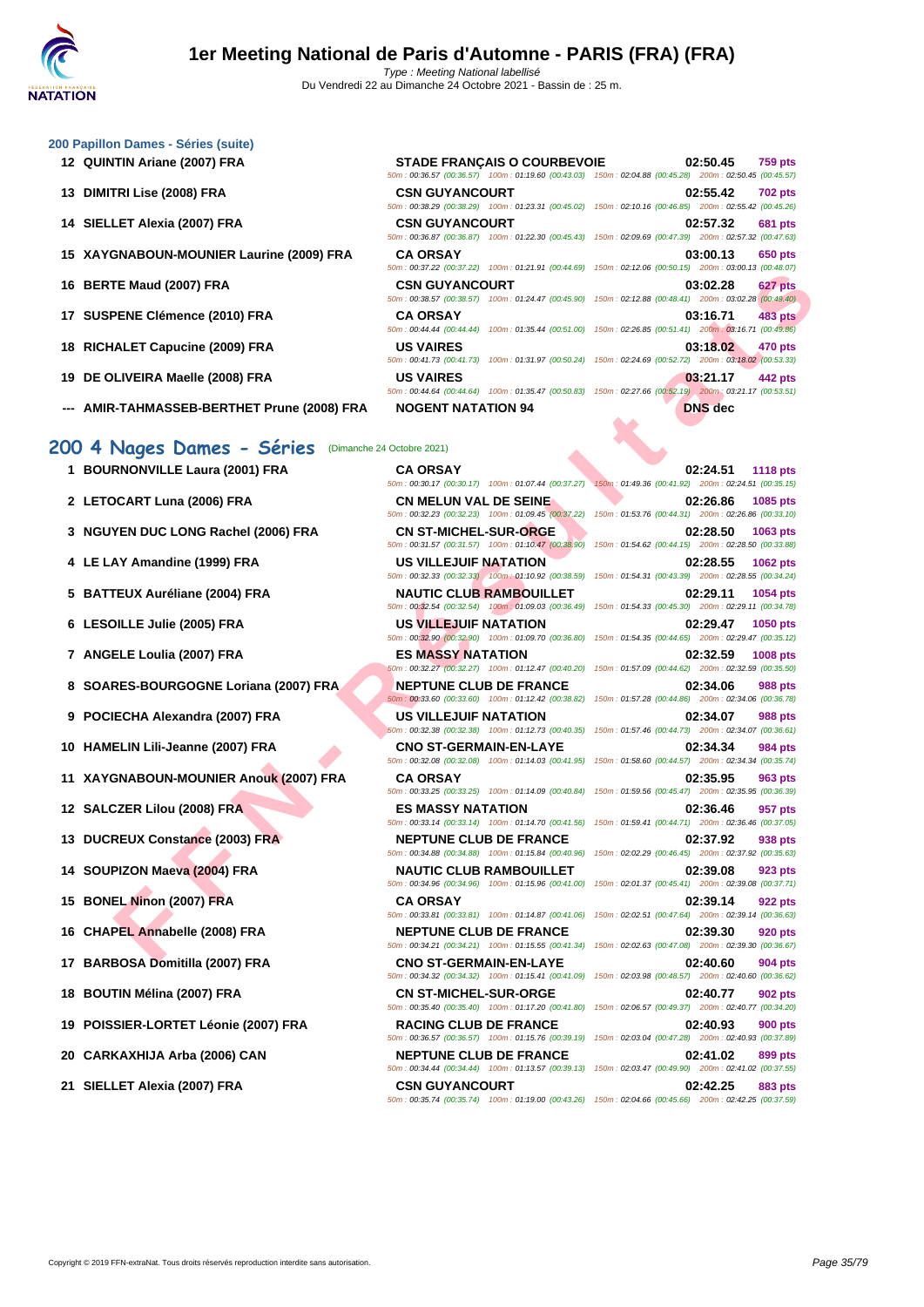# 1er Meeting National de Paris d'Automne - PARIS (FRA) (FRA)

*Type : Meeting National labellisé*
Du Vendredi 22 au Dimanche 24 Octobre 2021 - Bassin de : 25 m.

### 200 Papillon Dames - Séries (suite)

| Rang | Nom | Club | Temps | Points |
|---|---|---|---|---|
| 12 | QUINTIN Ariane (2007) FRA | STADE FRANÇAIS O COURBEVOIE | 02:50.45 | 759 pts |
| | | 50m : 00:36.57 (00:36.57) 100m : 01:19.60 (00:43.03) 150m : 02:04.88 (00:45.28) 200m : 02:50.45 (00:45.57) | | |
| 13 | DIMITRI Lise (2008) FRA | CSN GUYANCOURT | 02:55.42 | 702 pts |
| | | 50m : 00:38.29 (00:38.29) 100m : 01:23.31 (00:45.02) 150m : 02:10.16 (00:46.85) 200m : 02:55.42 (00:45.26) | | |
| 14 | SIELLET Alexia (2007) FRA | CSN GUYANCOURT | 02:57.32 | 681 pts |
| | | 50m : 00:36.87 (00:36.87) 100m : 01:22.30 (00:45.43) 150m : 02:09.69 (00:47.39) 200m : 02:57.32 (00:47.63) | | |
| 15 | XAYGNABOUN-MOUNIER Laurine (2009) FRA | CA ORSAY | 03:00.13 | 650 pts |
| | | 50m : 00:37.22 (00:37.22) 100m : 01:21.91 (00:44.69) 150m : 02:12.06 (00:50.15) 200m : 03:00.13 (00:48.07) | | |
| 16 | BERTE Maud (2007) FRA | CSN GUYANCOURT | 03:02.28 | 627 pts |
| | | 50m : 00:38.57 (00:38.57) 100m : 01:24.47 (00:45.90) 150m : 02:12.88 (00:48.41) 200m : 03:02.28 (00:49.40) | | |
| 17 | SUSPENE Clémence (2010) FRA | CA ORSAY | 03:16.71 | 483 pts |
| | | 50m : 00:44.44 (00:44.44) 100m : 01:35.44 (00:51.00) 150m : 02:26.85 (00:51.41) 200m : 03:16.71 (00:49.86) | | |
| 18 | RICHALET Capucine (2009) FRA | US VAIRES | 03:18.02 | 470 pts |
| | | 50m : 00:41.73 (00:41.73) 100m : 01:31.97 (00:50.24) 150m : 02:24.69 (00:52.72) 200m : 03:18.02 (00:53.33) | | |
| 19 | DE OLIVEIRA Maelle (2008) FRA | US VAIRES | 03:21.17 | 442 pts |
| | | 50m : 00:44.64 (00:44.64) 100m : 01:35.47 (00:50.83) 150m : 02:27.66 (00:52.19) 200m : 03:21.17 (00:53.51) | | |
| --- | AMIR-TAHMASSEB-BERTHET Prune (2008) FRA | NOGENT NATATION 94 | DNS dec | |

## 200 4 Nages Dames - Séries (Dimanche 24 Octobre 2021)

| Rang | Nom | Club | Temps | Points |
|---|---|---|---|---|
| 1 | BOURNONVILLE Laura (2001) FRA | CA ORSAY | 02:24.51 | 1118 pts |
| | | 50m : 00:30.17 (00:30.17) 100m : 01:07.44 (00:37.27) 150m : 01:49.36 (00:41.92) 200m : 02:24.51 (00:35.15) | | |
| 2 | LETOCART Luna (2006) FRA | CN MELUN VAL DE SEINE | 02:26.86 | 1085 pts |
| | | 50m : 00:32.23 (00:32.23) 100m : 01:09.45 (00:37.22) 150m : 01:53.76 (00:44.31) 200m : 02:26.86 (00:33.10) | | |
| 3 | NGUYEN DUC LONG Rachel (2006) FRA | CN ST-MICHEL-SUR-ORGE | 02:28.50 | 1063 pts |
| | | 50m : 00:31.57 (00:31.57) 100m : 01:10.47 (00:38.90) 150m : 01:54.62 (00:44.15) 200m : 02:28.50 (00:33.88) | | |
| 4 | LE LAY Amandine (1999) FRA | US VILLEJUIF NATATION | 02:28.55 | 1062 pts |
| | | 50m : 00:32.33 (00:32.33) 100m : 01:10.92 (00:38.59) 150m : 01:54.31 (00:43.39) 200m : 02:28.55 (00:34.24) | | |
| 5 | BATTEUX Auréliane (2004) FRA | NAUTIC CLUB RAMBOUILLET | 02:29.11 | 1054 pts |
| | | 50m : 00:32.54 (00:32.54) 100m : 01:09.03 (00:36.49) 150m : 01:54.33 (00:45.30) 200m : 02:29.11 (00:34.78) | | |
| 6 | LESOILLE Julie (2005) FRA | US VILLEJUIF NATATION | 02:29.47 | 1050 pts |
| | | 50m : 00:32.90 (00:32.90) 100m : 01:09.70 (00:36.80) 150m : 01:54.35 (00:44.65) 200m : 02:29.47 (00:35.12) | | |
| 7 | ANGELE Loulia (2007) FRA | ES MASSY NATATION | 02:32.59 | 1008 pts |
| | | 50m : 00:32.27 (00:32.27) 100m : 01:12.47 (00:40.20) 150m : 01:57.09 (00:44.62) 200m : 02:32.59 (00:35.50) | | |
| 8 | SOARES-BOURGOGNE Loriana (2007) FRA | NEPTUNE CLUB DE FRANCE | 02:34.06 | 988 pts |
| | | 50m : 00:33.60 (00:33.60) 100m : 01:12.42 (00:38.82) 150m : 01:57.28 (00:44.86) 200m : 02:34.06 (00:36.78) | | |
| 9 | POCIECHA Alexandra (2007) FRA | US VILLEJUIF NATATION | 02:34.07 | 988 pts |
| | | 50m : 00:32.38 (00:32.38) 100m : 01:12.73 (00:40.35) 150m : 01:57.46 (00:44.73) 200m : 02:34.07 (00:36.61) | | |
| 10 | HAMELIN Lili-Jeanne (2007) FRA | CNO ST-GERMAIN-EN-LAYE | 02:34.34 | 984 pts |
| | | 50m : 00:32.08 (00:32.08) 100m : 01:14.03 (00:41.95) 150m : 01:58.60 (00:44.57) 200m : 02:34.34 (00:35.74) | | |
| 11 | XAYGNABOUN-MOUNIER Anouk (2007) FRA | CA ORSAY | 02:35.95 | 963 pts |
| | | 50m : 00:33.25 (00:33.25) 100m : 01:14.09 (00:40.84) 150m : 01:59.56 (00:45.47) 200m : 02:35.95 (00:36.39) | | |
| 12 | SALCZER Lilou (2008) FRA | ES MASSY NATATION | 02:36.46 | 957 pts |
| | | 50m : 00:33.14 (00:33.14) 100m : 01:14.70 (00:41.56) 150m : 01:59.41 (00:44.71) 200m : 02:36.46 (00:37.05) | | |
| 13 | DUCREUX Constance (2003) FRA | NEPTUNE CLUB DE FRANCE | 02:37.92 | 938 pts |
| | | 50m : 00:34.88 (00:34.88) 100m : 01:15.84 (00:40.96) 150m : 02:02.29 (00:46.45) 200m : 02:37.92 (00:35.63) | | |
| 14 | SOUPIZON Maeva (2004) FRA | NAUTIC CLUB RAMBOUILLET | 02:39.08 | 923 pts |
| | | 50m : 00:34.96 (00:34.96) 100m : 01:15.96 (00:41.00) 150m : 02:01.37 (00:45.41) 200m : 02:39.08 (00:37.71) | | |
| 15 | BONEL Ninon (2007) FRA | CA ORSAY | 02:39.14 | 922 pts |
| | | 50m : 00:33.81 (00:33.81) 100m : 01:14.87 (00:41.06) 150m : 02:02.51 (00:47.64) 200m : 02:39.14 (00:36.63) | | |
| 16 | CHAPEL Annabelle (2008) FRA | NEPTUNE CLUB DE FRANCE | 02:39.30 | 920 pts |
| | | 50m : 00:34.21 (00:34.21) 100m : 01:15.55 (00:41.34) 150m : 02:02.63 (00:47.08) 200m : 02:39.30 (00:36.67) | | |
| 17 | BARBOSA Domitilla (2007) FRA | CNO ST-GERMAIN-EN-LAYE | 02:40.60 | 904 pts |
| | | 50m : 00:34.32 (00:34.32) 100m : 01:15.41 (00:41.09) 150m : 02:03.98 (00:48.57) 200m : 02:40.60 (00:36.62) | | |
| 18 | BOUTIN Mélina (2007) FRA | CN ST-MICHEL-SUR-ORGE | 02:40.77 | 902 pts |
| | | 50m : 00:35.40 (00:35.40) 100m : 01:17.20 (00:41.80) 150m : 02:06.57 (00:49.37) 200m : 02:40.77 (00:34.20) | | |
| 19 | POISSIER-LORTET Léonie (2007) FRA | RACING CLUB DE FRANCE | 02:40.93 | 900 pts |
| | | 50m : 00:36.57 (00:36.57) 100m : 01:15.76 (00:39.19) 150m : 02:03.04 (00:47.28) 200m : 02:40.93 (00:37.89) | | |
| 20 | CARKAXHIJA Arba (2006) CAN | NEPTUNE CLUB DE FRANCE | 02:41.02 | 899 pts |
| | | 50m : 00:34.44 (00:34.44) 100m : 01:13.57 (00:39.13) 150m : 02:03.47 (00:49.90) 200m : 02:41.02 (00:37.55) | | |
| 21 | SIELLET Alexia (2007) FRA | CSN GUYANCOURT | 02:42.25 | 883 pts |
| | | 50m : 00:35.74 (00:35.74) 100m : 01:19.00 (00:43.26) 150m : 02:04.66 (00:45.66) 200m : 02:42.25 (00:37.59) | | |

Copyright © 2019 FFN-extraNat. Tous droits réservés reproduction interdite sans autorisation.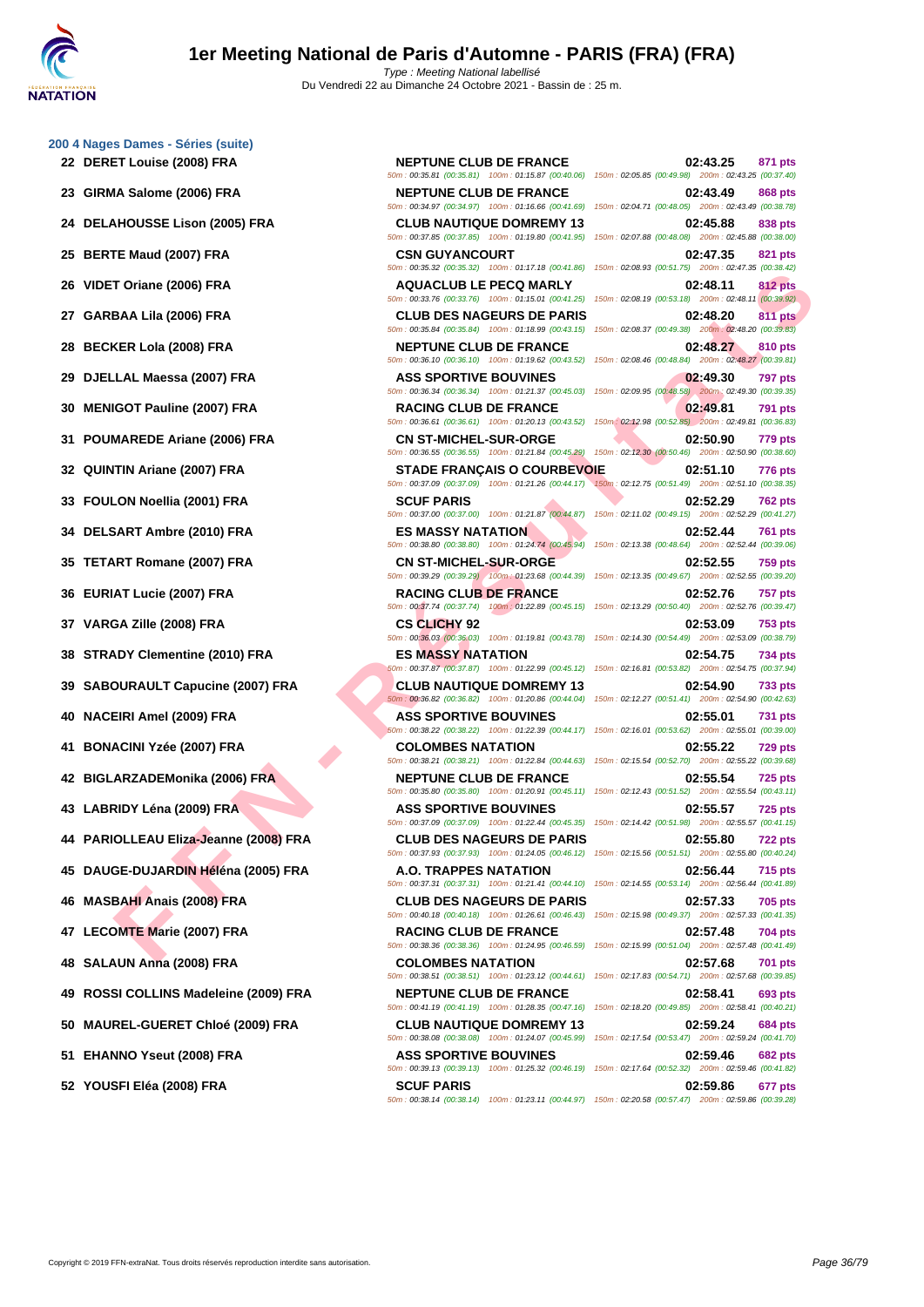## 200 4 Nages Dames - Séries (suite)

| Rang | Nom | Club | Temps | Points |
|---|---|---|---|---|
| 22 | DERET Louise (2008) FRA | NEPTUNE CLUB DE FRANCE | 02:43.25 | 871 pts |
| | | 50m : 00:35.81 (00:35.81) 100m : 01:15.87 (00:40.06) 150m : 02:05.85 (00:49.98) 200m : 02:43.25 (00:37.40) | | |
| 23 | GIRMA Salome (2006) FRA | NEPTUNE CLUB DE FRANCE | 02:43.49 | 868 pts |
| | | 50m : 00:34.97 (00:34.97) 100m : 01:16.66 (00:41.69) 150m : 02:04.71 (00:48.05) 200m : 02:43.49 (00:38.78) | | |
| 24 | DELAHOUSSE Lison (2005) FRA | CLUB NAUTIQUE DOMREMY 13 | 02:45.88 | 838 pts |
| | | 50m : 00:37.85 (00:37.85) 100m : 01:19.80 (00:41.95) 150m : 02:07.88 (00:48.08) 200m : 02:45.88 (00:38.00) | | |
| 25 | BERTE Maud (2007) FRA | CSN GUYANCOURT | 02:47.35 | 821 pts |
| | | 50m : 00:35.32 (00:35.32) 100m : 01:17.18 (00:41.86) 150m : 02:08.93 (00:51.75) 200m : 02:47.35 (00:38.42) | | |
| 26 | VIDET Oriane (2006) FRA | AQUACLUB LE PECQ MARLY | 02:48.11 | 812 pts |
| | | 50m : 00:33.76 (00:33.76) 100m : 01:15.01 (00:41.25) 150m : 02:08.19 (00:53.18) 200m : 02:48.11 (00:39.92) | | |
| 27 | GARBAA Lila (2006) FRA | CLUB DES NAGEURS DE PARIS | 02:48.20 | 811 pts |
| | | 50m : 00:35.84 (00:35.84) 100m : 01:18.99 (00:43.15) 150m : 02:08.37 (00:49.38) 200m : 02:48.20 (00:39.83) | | |
| 28 | BECKER Lola (2008) FRA | NEPTUNE CLUB DE FRANCE | 02:48.27 | 810 pts |
| | | 50m : 00:36.10 (00:36.10) 100m : 01:19.62 (00:43.52) 150m : 02:08.46 (00:48.84) 200m : 02:48.27 (00:39.81) | | |
| 29 | DJELLAL Maessa (2007) FRA | ASS SPORTIVE BOUVINES | 02:49.30 | 797 pts |
| | | 50m : 00:36.34 (00:36.34) 100m : 01:21.37 (00:45.03) 150m : 02:09.95 (00:48.58) 200m : 02:49.30 (00:39.35) | | |
| 30 | MENIGOT Pauline (2007) FRA | RACING CLUB DE FRANCE | 02:49.81 | 791 pts |
| | | 50m : 00:36.61 (00:36.61) 100m : 01:20.13 (00:43.52) 150m : 02:12.98 (00:52.85) 200m : 02:49.81 (00:36.83) | | |
| 31 | POUMAREDE Ariane (2006) FRA | CN ST-MICHEL-SUR-ORGE | 02:50.90 | 779 pts |
| | | 50m : 00:36.55 (00:36.55) 100m : 01:21.84 (00:45.29) 150m : 02:12.30 (00:50.46) 200m : 02:50.90 (00:38.60) | | |
| 32 | QUINTIN Ariane (2007) FRA | STADE FRANÇAIS O COURBEVOIE | 02:51.10 | 776 pts |
| | | 50m : 00:37.09 (00:37.09) 100m : 01:21.26 (00:44.17) 150m : 02:12.75 (00:51.49) 200m : 02:51.10 (00:38.35) | | |
| 33 | FOULON Noellia (2001) FRA | SCUF PARIS | 02:52.29 | 762 pts |
| | | 50m : 00:37.00 (00:37.00) 100m : 01:21.87 (00:44.87) 150m : 02:11.02 (00:49.15) 200m : 02:52.29 (00:41.27) | | |
| 34 | DELSART Ambre (2010) FRA | ES MASSY NATATION | 02:52.44 | 761 pts |
| | | 50m : 00:38.80 (00:38.80) 100m : 01:24.74 (00:45.94) 150m : 02:13.38 (00:48.64) 200m : 02:52.44 (00:39.06) | | |
| 35 | TETART Romane (2007) FRA | CN ST-MICHEL-SUR-ORGE | 02:52.55 | 759 pts |
| | | 50m : 00:39.29 (00:39.29) 100m : 01:23.68 (00:44.39) 150m : 02:13.35 (00:49.67) 200m : 02:52.55 (00:39.20) | | |
| 36 | EURIAT Lucie (2007) FRA | RACING CLUB DE FRANCE | 02:52.76 | 757 pts |
| | | 50m : 00:37.74 (00:37.74) 100m : 01:22.89 (00:45.15) 150m : 02:13.29 (00:50.40) 200m : 02:52.76 (00:39.47) | | |
| 37 | VARGA Zille (2008) FRA | CS CLICHY 92 | 02:53.09 | 753 pts |
| | | 50m : 00:36.03 (00:36.03) 100m : 01:19.81 (00:43.78) 150m : 02:14.30 (00:54.49) 200m : 02:53.09 (00:38.79) | | |
| 38 | STRADY Clementine (2010) FRA | ES MASSY NATATION | 02:54.75 | 734 pts |
| | | 50m : 00:37.87 (00:37.87) 100m : 01:22.99 (00:45.12) 150m : 02:16.81 (00:53.82) 200m : 02:54.75 (00:37.94) | | |
| 39 | SABOURAULT Capucine (2007) FRA | CLUB NAUTIQUE DOMREMY 13 | 02:54.90 | 733 pts |
| | | 50m : 00:36.82 (00:36.82) 100m : 01:20.86 (00:44.04) 150m : 02:12.27 (00:51.41) 200m : 02:54.90 (00:42.63) | | |
| 40 | NACEIRI Amel (2009) FRA | ASS SPORTIVE BOUVINES | 02:55.01 | 731 pts |
| | | 50m : 00:38.22 (00:38.22) 100m : 01:22.39 (00:44.17) 150m : 02:16.01 (00:53.62) 200m : 02:55.01 (00:39.00) | | |
| 41 | BONACINI Yzée (2007) FRA | COLOMBES NATATION | 02:55.22 | 729 pts |
| | | 50m : 00:38.21 (00:38.21) 100m : 01:22.84 (00:44.63) 150m : 02:15.54 (00:52.70) 200m : 02:55.22 (00:39.68) | | |
| 42 | BIGLARZADEMonika (2006) FRA | NEPTUNE CLUB DE FRANCE | 02:55.54 | 725 pts |
| | | 50m : 00:35.80 (00:35.80) 100m : 01:20.91 (00:45.11) 150m : 02:12.43 (00:51.52) 200m : 02:55.54 (00:43.11) | | |
| 43 | LABRIDY Léna (2009) FRA | ASS SPORTIVE BOUVINES | 02:55.57 | 725 pts |
| | | 50m : 00:37.09 (00:37.09) 100m : 01:22.44 (00:45.35) 150m : 02:14.42 (00:51.98) 200m : 02:55.57 (00:41.15) | | |
| 44 | PARIOLLEAU Eliza-Jeanne (2008) FRA | CLUB DES NAGEURS DE PARIS | 02:55.80 | 722 pts |
| | | 50m : 00:37.93 (00:37.93) 100m : 01:24.05 (00:46.12) 150m : 02:15.56 (00:51.51) 200m : 02:55.80 (00:40.24) | | |
| 45 | DAUGE-DUJARDIN Héléna (2005) FRA | A.O. TRAPPES NATATION | 02:56.44 | 715 pts |
| | | 50m : 00:37.31 (00:37.31) 100m : 01:21.41 (00:44.10) 150m : 02:14.55 (00:53.14) 200m : 02:56.44 (00:41.89) | | |
| 46 | MASBAHI Anais (2008) FRA | CLUB DES NAGEURS DE PARIS | 02:57.33 | 705 pts |
| | | 50m : 00:40.18 (00:40.18) 100m : 01:26.61 (00:46.43) 150m : 02:15.98 (00:49.37) 200m : 02:57.33 (00:41.35) | | |
| 47 | LECOMTE Marie (2007) FRA | RACING CLUB DE FRANCE | 02:57.48 | 704 pts |
| | | 50m : 00:38.36 (00:38.36) 100m : 01:24.95 (00:46.59) 150m : 02:15.99 (00:51.04) 200m : 02:57.48 (00:41.49) | | |
| 48 | SALAUN Anna (2008) FRA | COLOMBES NATATION | 02:57.68 | 701 pts |
| | | 50m : 00:38.51 (00:38.51) 100m : 01:23.12 (00:44.61) 150m : 02:17.83 (00:54.71) 200m : 02:57.68 (00:39.85) | | |
| 49 | ROSSI COLLINS Madeleine (2009) FRA | NEPTUNE CLUB DE FRANCE | 02:58.41 | 693 pts |
| | | 50m : 00:41.19 (00:41.19) 100m : 01:28.35 (00:47.16) 150m : 02:18.20 (00:49.85) 200m : 02:58.41 (00:40.21) | | |
| 50 | MAUREL-GUERET Chloé (2009) FRA | CLUB NAUTIQUE DOMREMY 13 | 02:59.24 | 684 pts |
| | | 50m : 00:38.08 (00:38.08) 100m : 01:24.07 (00:45.99) 150m : 02:17.54 (00:53.47) 200m : 02:59.24 (00:41.70) | | |
| 51 | EHANNO Yseut (2008) FRA | ASS SPORTIVE BOUVINES | 02:59.46 | 682 pts |
| | | 50m : 00:39.13 (00:39.13) 100m : 01:25.32 (00:46.19) 150m : 02:17.64 (00:52.32) 200m : 02:59.46 (00:41.82) | | |
| 52 | YOUSFI Eléa (2008) FRA | SCUF PARIS | 02:59.86 | 677 pts |
| | | 50m : 00:38.14 (00:38.14) 100m : 01:23.11 (00:44.97) 150m : 02:20.58 (00:57.47) 200m : 02:59.86 (00:39.28) | | |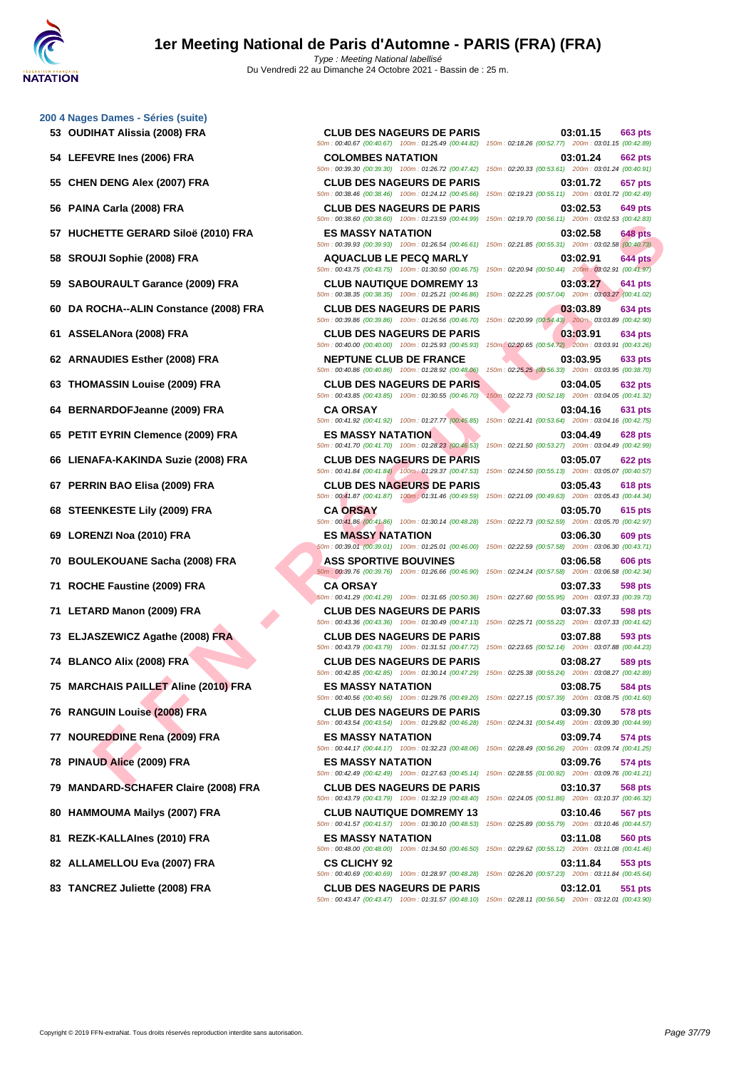# 1er Meeting National de Paris d'Automne - PARIS (FRA) (FRA)

*Type : Meeting National labellisé*
Du Vendredi 22 au Dimanche 24 Octobre 2021 - Bassin de : 25 m.

## 200 4 Nages Dames - Séries (suite)

| Rang | Nom | Club | Temps | Points | Splits |
|---|---|---|---|---|---|
| 53 | OUDIHAT Alissia (2008) FRA | CLUB DES NAGEURS DE PARIS | 03:01.15 | 663 pts | 50m : 00:40.67 (00:40.67) 100m : 01:25.49 (00:44.82) 150m : 02:18.26 (00:52.77) 200m : 03:01.15 (00:42.89) |
| 54 | LEFEVRE Ines (2006) FRA | COLOMBES NATATION | 03:01.24 | 662 pts | 50m : 00:39.30 (00:39.30) 100m : 01:26.72 (00:47.42) 150m : 02:20.33 (00:53.61) 200m : 03:01.24 (00:40.91) |
| 55 | CHEN DENG Alex (2007) FRA | CLUB DES NAGEURS DE PARIS | 03:01.72 | 657 pts | 50m : 00:38.46 (00:38.46) 100m : 01:24.12 (00:45.66) 150m : 02:19.23 (00:55.11) 200m : 03:01.72 (00:42.49) |
| 56 | PAINA Carla (2008) FRA | CLUB DES NAGEURS DE PARIS | 03:02.53 | 649 pts | 50m : 00:38.60 (00:38.60) 100m : 01:23.59 (00:44.99) 150m : 02:19.70 (00:56.11) 200m : 03:02.53 (00:42.83) |
| 57 | HUCHETTE GERARD Siloë (2010) FRA | ES MASSY NATATION | 03:02.58 | 648 pts | 50m : 00:39.93 (00:39.93) 100m : 01:26.54 (00:46.61) 150m : 02:21.85 (00:55.31) 200m : 03:02.58 (00:40.73) |
| 58 | SROUJI Sophie (2008) FRA | AQUACLUB LE PECQ MARLY | 03:02.91 | 644 pts | 50m : 00:43.75 (00:43.75) 100m : 01:30.50 (00:46.75) 150m : 02:20.94 (00:50.44) 200m : 03:02.91 (00:41.97) |
| 59 | SABOURAULT Garance (2009) FRA | CLUB NAUTIQUE DOMREMY 13 | 03:03.27 | 641 pts | 50m : 00:38.35 (00:38.35) 100m : 01:25.21 (00:46.86) 150m : 02:22.25 (00:57.04) 200m : 03:03.27 (00:41.02) |
| 60 | DA ROCHA--ALIN Constance (2008) FRA | CLUB DES NAGEURS DE PARIS | 03:03.89 | 634 pts | 50m : 00:39.86 (00:39.86) 100m : 01:26.56 (00:46.70) 150m : 02:20.99 (00:54.43) 200m : 03:03.89 (00:42.90) |
| 61 | ASSELANora (2008) FRA | CLUB DES NAGEURS DE PARIS | 03:03.91 | 634 pts | 50m : 00:40.00 (00:40.00) 100m : 01:25.93 (00:45.93) 150m : 02:20.65 (00:54.72) 200m : 03:03.91 (00:43.26) |
| 62 | ARNAUDIES Esther (2008) FRA | NEPTUNE CLUB DE FRANCE | 03:03.95 | 633 pts | 50m : 00:40.86 (00:40.86) 100m : 01:28.92 (00:48.06) 150m : 02:25.25 (00:56.33) 200m : 03:03.95 (00:38.70) |
| 63 | THOMASSIN Louise (2009) FRA | CLUB DES NAGEURS DE PARIS | 03:04.05 | 632 pts | 50m : 00:43.85 (00:43.85) 100m : 01:30.55 (00:46.70) 150m : 02:22.73 (00:52.18) 200m : 03:04.05 (00:41.32) |
| 64 | BERNARDOFJeanne (2009) FRA | CA ORSAY | 03:04.16 | 631 pts | 50m : 00:41.92 (00:41.92) 100m : 01:27.77 (00:45.85) 150m : 02:21.41 (00:53.64) 200m : 03:04.16 (00:42.75) |
| 65 | PETIT EYRIN Clemence (2009) FRA | ES MASSY NATATION | 03:04.49 | 628 pts | 50m : 00:41.70 (00:41.70) 100m : 01:28.23 (00:46.53) 150m : 02:21.50 (00:53.27) 200m : 03:04.49 (00:42.99) |
| 66 | LIENAFA-KAKINDA Suzie (2008) FRA | CLUB DES NAGEURS DE PARIS | 03:05.07 | 622 pts | 50m : 00:41.84 (00:41.84) 100m : 01:29.37 (00:47.53) 150m : 02:24.50 (00:55.13) 200m : 03:05.07 (00:40.57) |
| 67 | PERRIN BAO Elisa (2009) FRA | CLUB DES NAGEURS DE PARIS | 03:05.43 | 618 pts | 50m : 00:41.87 (00:41.87) 100m : 01:31.46 (00:49.59) 150m : 02:21.09 (00:49.63) 200m : 03:05.43 (00:44.34) |
| 68 | STEENKESTE Lily (2009) FRA | CA ORSAY | 03:05.70 | 615 pts | 50m : 00:41.86 (00:41.86) 100m : 01:30.14 (00:48.28) 150m : 02:22.73 (00:52.59) 200m : 03:05.70 (00:42.97) |
| 69 | LORENZI Noa (2010) FRA | ES MASSY NATATION | 03:06.30 | 609 pts | 50m : 00:39.01 (00:39.01) 100m : 01:25.01 (00:46.00) 150m : 02:22.59 (00:57.58) 200m : 03:06.30 (00:43.71) |
| 70 | BOULEKOUANE Sacha (2008) FRA | ASS SPORTIVE BOUVINES | 03:06.58 | 606 pts | 50m : 00:39.76 (00:39.76) 100m : 01:26.66 (00:46.90) 150m : 02:24.24 (00:57.58) 200m : 03:06.58 (00:42.34) |
| 71 | ROCHE Faustine (2009) FRA | CA ORSAY | 03:07.33 | 598 pts | 50m : 00:41.29 (00:41.29) 100m : 01:31.65 (00:50.36) 150m : 02:27.60 (00:55.95) 200m : 03:07.33 (00:39.73) |
| 71 | LETARD Manon (2009) FRA | CLUB DES NAGEURS DE PARIS | 03:07.33 | 598 pts | 50m : 00:43.36 (00:43.36) 100m : 01:30.49 (00:47.13) 150m : 02:25.71 (00:55.22) 200m : 03:07.33 (00:41.62) |
| 73 | ELJASZEWICZ Agathe (2008) FRA | CLUB DES NAGEURS DE PARIS | 03:07.88 | 593 pts | 50m : 00:43.79 (00:43.79) 100m : 01:31.51 (00:47.72) 150m : 02:23.65 (00:52.14) 200m : 03:07.88 (00:44.23) |
| 74 | BLANCO Alix (2008) FRA | CLUB DES NAGEURS DE PARIS | 03:08.27 | 589 pts | 50m : 00:42.85 (00:42.85) 100m : 01:30.14 (00:47.29) 150m : 02:25.38 (00:55.24) 200m : 03:08.27 (00:42.89) |
| 75 | MARCHAIS PAILLET Aline (2010) FRA | ES MASSY NATATION | 03:08.75 | 584 pts | 50m : 00:40.56 (00:40.56) 100m : 01:29.76 (00:49.20) 150m : 02:27.15 (00:57.39) 200m : 03:08.75 (00:41.60) |
| 76 | RANGUIN Louise (2008) FRA | CLUB DES NAGEURS DE PARIS | 03:09.30 | 578 pts | 50m : 00:43.54 (00:43.54) 100m : 01:29.82 (00:46.28) 150m : 02:24.31 (00:54.49) 200m : 03:09.30 (00:44.99) |
| 77 | NOUREDDINE Rena (2009) FRA | ES MASSY NATATION | 03:09.74 | 574 pts | 50m : 00:44.17 (00:44.17) 100m : 01:32.23 (00:48.06) 150m : 02:28.49 (00:56.26) 200m : 03:09.74 (00:41.25) |
| 78 | PINAUD Alice (2009) FRA | ES MASSY NATATION | 03:09.76 | 574 pts | 50m : 00:42.49 (00:42.49) 100m : 01:27.63 (00:45.14) 150m : 02:28.55 (01:00.92) 200m : 03:09.76 (00:41.21) |
| 79 | MANDARD-SCHAFER Claire (2008) FRA | CLUB DES NAGEURS DE PARIS | 03:10.37 | 568 pts | 50m : 00:43.79 (00:43.79) 100m : 01:32.19 (00:48.40) 150m : 02:24.05 (00:51.86) 200m : 03:10.37 (00:46.32) |
| 80 | HAMMOUMA Mailys (2007) FRA | CLUB NAUTIQUE DOMREMY 13 | 03:10.46 | 567 pts | 50m : 00:41.57 (00:41.57) 100m : 01:30.10 (00:48.53) 150m : 02:25.89 (00:55.79) 200m : 03:10.46 (00:44.57) |
| 81 | REZK-KALLAInes (2010) FRA | ES MASSY NATATION | 03:11.08 | 560 pts | 50m : 00:48.00 (00:48.00) 100m : 01:34.50 (00:46.50) 150m : 02:29.62 (00:55.12) 200m : 03:11.08 (00:41.46) |
| 82 | ALLAMELLOU Eva (2007) FRA | CS CLICHY 92 | 03:11.84 | 553 pts | 50m : 00:40.69 (00:40.69) 100m : 01:28.97 (00:48.28) 150m : 02:26.20 (00:57.23) 200m : 03:11.84 (00:45.64) |
| 83 | TANCREZ Juliette (2008) FRA | CLUB DES NAGEURS DE PARIS | 03:12.01 | 551 pts | 50m : 00:43.47 (00:43.47) 100m : 01:31.57 (00:48.10) 150m : 02:28.11 (00:56.54) 200m : 03:12.01 (00:43.90) |

Copyright © 2019 FFN-extraNat. Tous droits réservés reproduction interdite sans autorisation.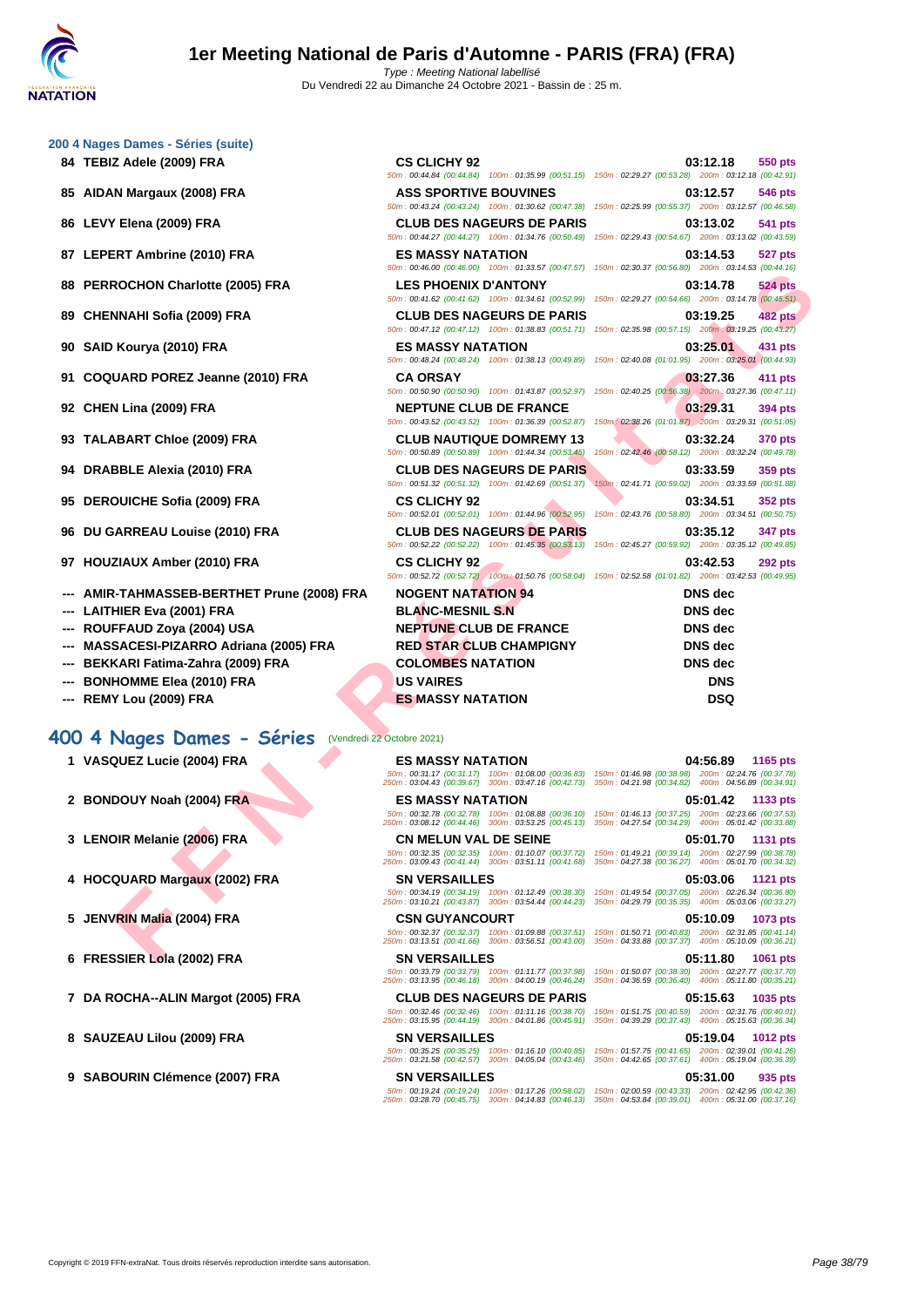### 200 4 Nages Dames - Séries (suite)

| Rang | Nom | Club | Temps | Points |
|---|---|---|---|---|
| 84 | TEBIZ Adele (2009) FRA | CS CLICHY 92 | 03:12.18 | 550 pts |
| | | 50m : 00:44.84 (00:44.84) 100m : 01:35.99 (00:51.15) 150m : 02:29.27 (00:53.28) 200m : 03:12.18 (00:42.91) | | |
| 85 | AIDAN Margaux (2008) FRA | ASS SPORTIVE BOUVINES | 03:12.57 | 546 pts |
| | | 50m : 00:43.24 (00:43.24) 100m : 01:30.62 (00:47.38) 150m : 02:25.99 (00:55.37) 200m : 03:12.57 (00:46.58) | | |
| 86 | LEVY Elena (2009) FRA | CLUB DES NAGEURS DE PARIS | 03:13.02 | 541 pts |
| | | 50m : 00:44.27 (00:44.27) 100m : 01:34.76 (00:50.49) 150m : 02:29.43 (00:54.67) 200m : 03:13.02 (00:43.59) | | |
| 87 | LEPERT Ambrine (2010) FRA | ES MASSY NATATION | 03:14.53 | 527 pts |
| | | 50m : 00:46.00 (00:46.00) 100m : 01:33.57 (00:47.57) 150m : 02:30.37 (00:56.80) 200m : 03:14.53 (00:44.16) | | |
| 88 | PERROCHON Charlotte (2005) FRA | LES PHOENIX D'ANTONY | 03:14.78 | 524 pts |
| | | 50m : 00:41.62 (00:41.62) 100m : 01:34.61 (00:52.99) 150m : 02:29.27 (00:54.66) 200m : 03:14.78 (00:45.51) | | |
| 89 | CHENNAHI Sofia (2009) FRA | CLUB DES NAGEURS DE PARIS | 03:19.25 | 482 pts |
| | | 50m : 00:47.12 (00:47.12) 100m : 01:38.83 (00:51.71) 150m : 02:35.98 (00:57.15) 200m : 03:19.25 (00:43.27) | | |
| 90 | SAID Kourya (2010) FRA | ES MASSY NATATION | 03:25.01 | 431 pts |
| | | 50m : 00:48.24 (00:48.24) 100m : 01:38.13 (00:49.89) 150m : 02:40.08 (01:01.95) 200m : 03:25.01 (00:44.93) | | |
| 91 | COQUARD POREZ Jeanne (2010) FRA | CA ORSAY | 03:27.36 | 411 pts |
| | | 50m : 00:50.90 (00:50.90) 100m : 01:43.87 (00:52.97) 150m : 02:40.25 (00:56.38) 200m : 03:27.36 (00:47.11) | | |
| 92 | CHEN Lina (2009) FRA | NEPTUNE CLUB DE FRANCE | 03:29.31 | 394 pts |
| | | 50m : 00:43.52 (00:43.52) 100m : 01:36.39 (00:52.87) 150m : 02:38.26 (01:01.87) 200m : 03:29.31 (00:51.05) | | |
| 93 | TALABART Chloe (2009) FRA | CLUB NAUTIQUE DOMREMY 13 | 03:32.24 | 370 pts |
| | | 50m : 00:50.89 (00:50.89) 100m : 01:44.34 (00:53.45) 150m : 02:42.46 (00:58.12) 200m : 03:32.24 (00:49.78) | | |
| 94 | DRABBLE Alexia (2010) FRA | CLUB DES NAGEURS DE PARIS | 03:33.59 | 359 pts |
| | | 50m : 00:51.32 (00:51.32) 100m : 01:42.69 (00:51.37) 150m : 02:41.71 (00:59.02) 200m : 03:33.59 (00:51.88) | | |
| 95 | DEROUICHE Sofia (2009) FRA | CS CLICHY 92 | 03:34.51 | 352 pts |
| | | 50m : 00:52.01 (00:52.01) 100m : 01:44.96 (00:52.95) 150m : 02:43.76 (00:58.80) 200m : 03:34.51 (00:50.75) | | |
| 96 | DU GARREAU Louise (2010) FRA | CLUB DES NAGEURS DE PARIS | 03:35.12 | 347 pts |
| | | 50m : 00:52.22 (00:52.22) 100m : 01:45.35 (00:53.13) 150m : 02:45.27 (00:59.92) 200m : 03:35.12 (00:49.85) | | |
| 97 | HOUZIAUX Amber (2010) FRA | CS CLICHY 92 | 03:42.53 | 292 pts |
| | | 50m : 00:52.72 (00:52.72) 100m : 01:50.76 (00:58.04) 150m : 02:52.58 (01:01.82) 200m : 03:42.53 (00:49.95) | | |
| --- | AMIR-TAHMASSEB-BERTHET Prune (2008) FRA | NOGENT NATATION 94 | DNS dec | |
| --- | LAITHIER Eva (2001) FRA | BLANC-MESNIL S.N | DNS dec | |
| --- | ROUFFAUD Zoya (2004) USA | NEPTUNE CLUB DE FRANCE | DNS dec | |
| --- | MASSACESI-PIZARRO Adriana (2005) FRA | RED STAR CLUB CHAMPIGNY | DNS dec | |
| --- | BEKKARI Fatima-Zahra (2009) FRA | COLOMBES NATATION | DNS dec | |
| --- | BONHOMME Elea (2010) FRA | US VAIRES | DNS | |
| --- | REMY Lou (2009) FRA | ES MASSY NATATION | DSQ | |

## 400 4 Nages Dames - Séries (Vendredi 22 Octobre 2021)

| Rang | Nom | Club | Temps | Points |
|---|---|---|---|---|
| 1 | VASQUEZ Lucie (2004) FRA | ES MASSY NATATION | 04:56.89 | 1165 pts |
| | | 50m : 00:31.17 (00:31.17) 100m : 01:08.00 (00:36.83) 150m : 01:46.98 (00:38.98) 200m : 02:24.76 (00:37.78) 250m : 03:04.43 (00:39.67) 300m : 03:47.16 (00:42.73) 350m : 04:21.98 (00:34.82) 400m : 04:56.89 (00:34.91) | | |
| 2 | BONDOUY Noah (2004) FRA | ES MASSY NATATION | 05:01.42 | 1133 pts |
| | | 50m : 00:32.78 (00:32.78) 100m : 01:08.88 (00:36.10) 150m : 01:46.13 (00:37.25) 200m : 02:23.66 (00:37.53) 250m : 03:08.12 (00:44.46) 300m : 03:53.25 (00:45.13) 350m : 04:27.54 (00:34.29) 400m : 05:01.42 (00:33.88) | | |
| 3 | LENOIR Melanie (2006) FRA | CN MELUN VAL DE SEINE | 05:01.70 | 1131 pts |
| | | 50m : 00:32.35 (00:32.35) 100m : 01:10.07 (00:37.72) 150m : 01:49.21 (00:39.14) 200m : 02:27.99 (00:38.78) 250m : 03:09.43 (00:41.44) 300m : 03:51.11 (00:41.68) 350m : 04:27.38 (00:36.27) 400m : 05:01.70 (00:34.32) | | |
| 4 | HOCQUARD Margaux (2002) FRA | SN VERSAILLES | 05:03.06 | 1121 pts |
| | | 50m : 00:34.19 (00:34.19) 100m : 01:12.49 (00:38.30) 150m : 01:49.54 (00:37.05) 200m : 02:26.34 (00:36.80) 250m : 03:10.21 (00:43.87) 300m : 03:54.44 (00:44.23) 350m : 04:29.79 (00:35.35) 400m : 05:03.06 (00:33.27) | | |
| 5 | JENVRIN Malia (2004) FRA | CSN GUYANCOURT | 05:10.09 | 1073 pts |
| | | 50m : 00:32.37 (00:32.37) 100m : 01:09.88 (00:37.51) 150m : 01:50.71 (00:40.83) 200m : 02:31.85 (00:41.14) 250m : 03:13.51 (00:41.66) 300m : 03:56.51 (00:43.00) 350m : 04:33.88 (00:37.37) 400m : 05:10.09 (00:36.21) | | |
| 6 | FRESSIER Lola (2002) FRA | SN VERSAILLES | 05:11.80 | 1061 pts |
| | | 50m : 00:33.79 (00:33.79) 100m : 01:11.77 (00:37.98) 150m : 01:50.07 (00:38.30) 200m : 02:27.77 (00:37.70) 250m : 03:13.95 (00:46.18) 300m : 04:00.19 (00:46.24) 350m : 04:36.59 (00:36.40) 400m : 05:11.80 (00:35.21) | | |
| 7 | DA ROCHA--ALIN Margot (2005) FRA | CLUB DES NAGEURS DE PARIS | 05:15.63 | 1035 pts |
| | | 50m : 00:32.46 (00:32.46) 100m : 01:11.16 (00:38.70) 150m : 01:51.75 (00:40.59) 200m : 02:31.76 (00:40.01) 250m : 03:15.95 (00:44.19) 300m : 04:01.86 (00:45.91) 350m : 04:39.29 (00:37.43) 400m : 05:15.63 (00:36.34) | | |
| 8 | SAUZEAU Lilou (2009) FRA | SN VERSAILLES | 05:19.04 | 1012 pts |
| | | 50m : 00:35.25 (00:35.25) 100m : 01:16.10 (00:40.85) 150m : 01:57.75 (00:41.65) 200m : 02:39.01 (00:41.26) 250m : 03:21.58 (00:42.57) 300m : 04:05.04 (00:43.46) 350m : 04:42.65 (00:37.61) 400m : 05:19.04 (00:36.39) | | |
| 9 | SABOURIN Clémence (2007) FRA | SN VERSAILLES | 05:31.00 | 935 pts |
| | | 50m : 00:19.24 (00:19.24) 100m : 01:17.26 (00:58.02) 150m : 02:00.59 (00:43.33) 200m : 02:42.95 (00:42.36) 250m : 03:28.70 (00:45.75) 300m : 04:14.83 (00:46.13) 350m : 04:53.84 (00:39.01) 400m : 05:31.00 (00:37.16) | | |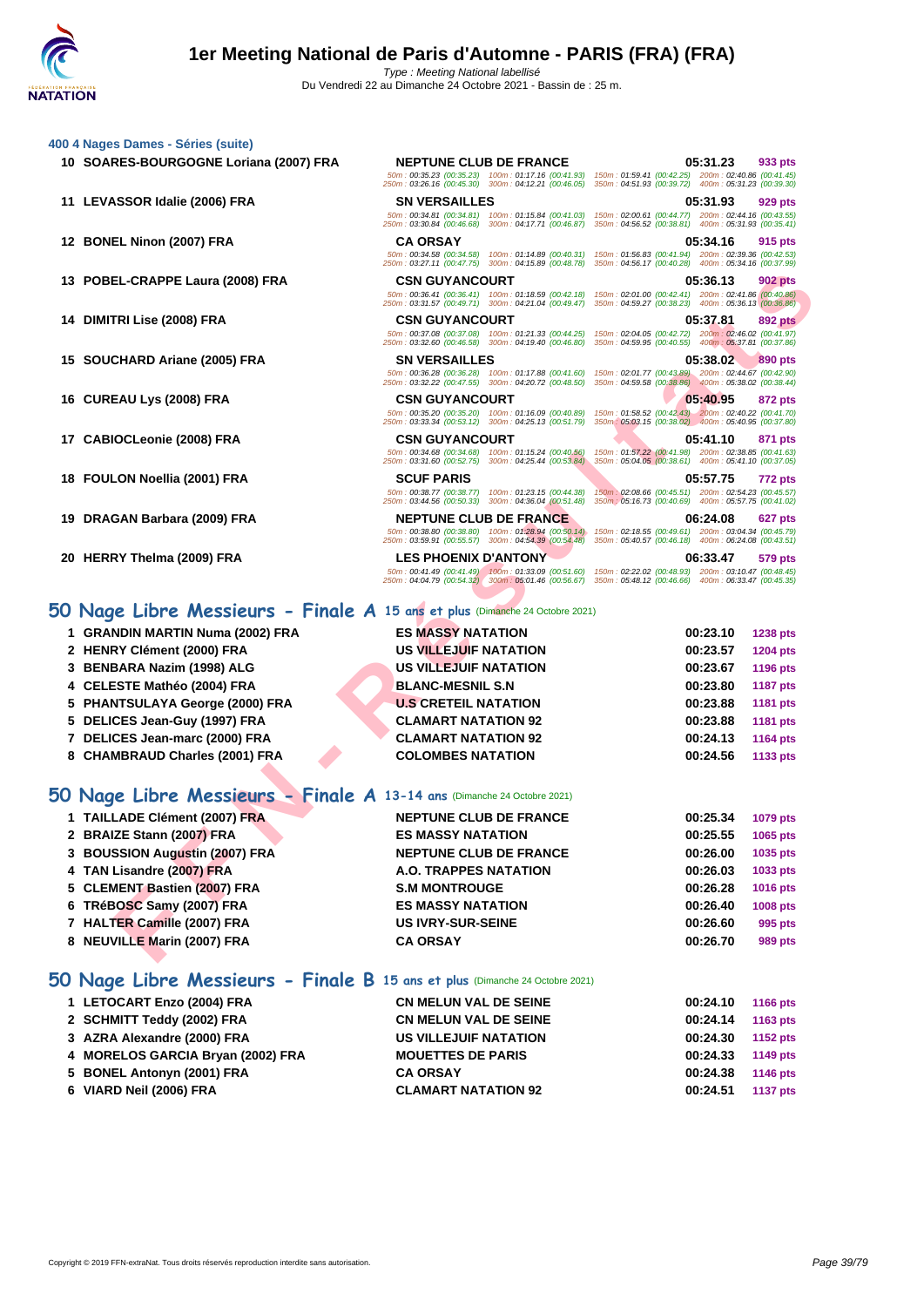### 400 4 Nages Dames - Séries (suite)

| Rang | Nom | Club | Temps | Points |
|---|---|---|---|---|
| 10 | SOARES-BOURGOGNE Loriana (2007) FRA | NEPTUNE CLUB DE FRANCE | 05:31.23 | 933 pts |
| | | 50m : 00:35.23 (00:35.23) 100m : 01:17.16 (00:41.93) 150m : 01:59.41 (00:42.25) 200m : 02:40.86 (00:41.45) 250m : 03:26.16 (00:45.30) 300m : 04:12.21 (00:46.05) 350m : 04:51.93 (00:39.72) 400m : 05:31.23 (00:39.30) | | |
| 11 | LEVASSOR Idalie (2006) FRA | SN VERSAILLES | 05:31.93 | 929 pts |
| | | 50m : 00:34.81 (00:34.81) 100m : 01:15.84 (00:41.03) 150m : 02:00.61 (00:44.77) 200m : 02:44.16 (00:43.55) 250m : 03:30.84 (00:46.68) 300m : 04:17.71 (00:46.87) 350m : 04:56.52 (00:38.81) 400m : 05:31.93 (00:35.41) | | |
| 12 | BONEL Ninon (2007) FRA | CA ORSAY | 05:34.16 | 915 pts |
| | | 50m : 00:34.58 (00:34.58) 100m : 01:14.89 (00:40.31) 150m : 01:56.83 (00:41.94) 200m : 02:39.36 (00:42.53) 250m : 03:27.11 (00:47.75) 300m : 04:15.89 (00:48.78) 350m : 04:56.17 (00:40.28) 400m : 05:34.16 (00:37.99) | | |
| 13 | POBEL-CRAPPE Laura (2008) FRA | CSN GUYANCOURT | 05:36.13 | 902 pts |
| | | 50m : 00:36.41 (00:36.41) 100m : 01:18.59 (00:42.18) 150m : 02:01.00 (00:42.41) 200m : 02:41.86 (00:40.86) 250m : 03:31.57 (00:49.71) 300m : 04:21.04 (00:49.47) 350m : 04:59.27 (00:38.23) 400m : 05:36.13 (00:36.86) | | |
| 14 | DIMITRI Lise (2008) FRA | CSN GUYANCOURT | 05:37.81 | 892 pts |
| | | 50m : 00:37.08 (00:37.08) 100m : 01:21.33 (00:44.25) 150m : 02:04.05 (00:42.72) 200m : 02:46.02 (00:41.97) 250m : 03:32.60 (00:46.58) 300m : 04:19.40 (00:46.80) 350m : 04:59.95 (00:40.55) 400m : 05:37.81 (00:37.86) | | |
| 15 | SOUCHARD Ariane (2005) FRA | SN VERSAILLES | 05:38.02 | 890 pts |
| | | 50m : 00:36.28 (00:36.28) 100m : 01:17.88 (00:41.60) 150m : 02:01.77 (00:43.89) 200m : 02:44.67 (00:42.90) 250m : 03:32.22 (00:47.55) 300m : 04:20.72 (00:48.50) 350m : 04:59.58 (00:38.86) 400m : 05:38.02 (00:38.44) | | |
| 16 | CUREAU Lys (2008) FRA | CSN GUYANCOURT | 05:40.95 | 872 pts |
| | | 50m : 00:35.20 (00:35.20) 100m : 01:16.09 (00:40.89) 150m : 01:58.52 (00:42.43) 200m : 02:40.22 (00:41.70) 250m : 03:33.34 (00:53.12) 300m : 04:25.13 (00:51.79) 350m : 05:03.15 (00:38.02) 400m : 05:40.95 (00:37.80) | | |
| 17 | CABIOCLeonie (2008) FRA | CSN GUYANCOURT | 05:41.10 | 871 pts |
| | | 50m : 00:34.68 (00:34.68) 100m : 01:15.24 (00:40.56) 150m : 01:57.22 (00:41.98) 200m : 02:38.85 (00:41.63) 250m : 03:31.60 (00:52.75) 300m : 04:25.44 (00:53.84) 350m : 05:04.05 (00:38.61) 400m : 05:41.10 (00:37.05) | | |
| 18 | FOULON Noellia (2001) FRA | SCUF PARIS | 05:57.75 | 772 pts |
| | | 50m : 00:38.77 (00:38.77) 100m : 01:23.15 (00:44.38) 150m : 02:08.66 (00:45.51) 200m : 02:54.23 (00:45.57) 250m : 03:44.56 (00:50.33) 300m : 04:36.04 (00:51.48) 350m : 05:16.73 (00:40.69) 400m : 05:57.75 (00:41.02) | | |
| 19 | DRAGAN Barbara (2009) FRA | NEPTUNE CLUB DE FRANCE | 06:24.08 | 627 pts |
| | | 50m : 00:38.80 (00:38.80) 100m : 01:28.94 (00:50.14) 150m : 02:18.55 (00:49.61) 200m : 03:04.34 (00:45.79) 250m : 03:59.91 (00:55.57) 300m : 04:54.39 (00:54.48) 350m : 05:40.57 (00:46.18) 400m : 06:24.08 (00:43.51) | | |
| 20 | HERRY Thelma (2009) FRA | LES PHOENIX D'ANTONY | 06:33.47 | 579 pts |
| | | 50m : 00:41.49 (00:41.49) 100m : 01:33.09 (00:51.60) 150m : 02:22.02 (00:48.93) 200m : 03:10.47 (00:48.45) 250m : 04:04.79 (00:54.32) 300m : 05:01.46 (00:56.67) 350m : 05:48.12 (00:46.66) 400m : 06:33.47 (00:45.35) | | |

## 50 Nage Libre Messieurs - Finale A 15 ans et plus (Dimanche 24 Octobre 2021)

| Rang | Nom | Club | Temps | Points |
|---|---|---|---|---|
| 1 | GRANDIN MARTIN Numa (2002) FRA | ES MASSY NATATION | 00:23.10 | 1238 pts |
| 2 | HENRY Clément (2000) FRA | US VILLEJUIF NATATION | 00:23.57 | 1204 pts |
| 3 | BENBARA Nazim (1998) ALG | US VILLEJUIF NATATION | 00:23.67 | 1196 pts |
| 4 | CELESTE Mathéo (2004) FRA | BLANC-MESNIL S.N | 00:23.80 | 1187 pts |
| 5 | PHANTSULAYA George (2000) FRA | U.S CRETEIL NATATION | 00:23.88 | 1181 pts |
| 5 | DELICES Jean-Guy (1997) FRA | CLAMART NATATION 92 | 00:23.88 | 1181 pts |
| 7 | DELICES Jean-marc (2000) FRA | CLAMART NATATION 92 | 00:24.13 | 1164 pts |
| 8 | CHAMBRAUD Charles (2001) FRA | COLOMBES NATATION | 00:24.56 | 1133 pts |

## 50 Nage Libre Messieurs - Finale A 13-14 ans (Dimanche 24 Octobre 2021)

| Rang | Nom | Club | Temps | Points |
|---|---|---|---|---|
| 1 | TAILLADE Clément (2007) FRA | NEPTUNE CLUB DE FRANCE | 00:25.34 | 1079 pts |
| 2 | BRAIZE Stann (2007) FRA | ES MASSY NATATION | 00:25.55 | 1065 pts |
| 3 | BOUSSION Augustin (2007) FRA | NEPTUNE CLUB DE FRANCE | 00:26.00 | 1035 pts |
| 4 | TAN Lisandre (2007) FRA | A.O. TRAPPES NATATION | 00:26.03 | 1033 pts |
| 5 | CLEMENT Bastien (2007) FRA | S.M MONTROUGE | 00:26.28 | 1016 pts |
| 6 | TRéBOSC Samy (2007) FRA | ES MASSY NATATION | 00:26.40 | 1008 pts |
| 7 | HALTER Camille (2007) FRA | US IVRY-SUR-SEINE | 00:26.60 | 995 pts |
| 8 | NEUVILLE Marin (2007) FRA | CA ORSAY | 00:26.70 | 989 pts |

## 50 Nage Libre Messieurs - Finale B 15 ans et plus (Dimanche 24 Octobre 2021)

| Rang | Nom | Club | Temps | Points |
|---|---|---|---|---|
| 1 | LETOCART Enzo (2004) FRA | CN MELUN VAL DE SEINE | 00:24.10 | 1166 pts |
| 2 | SCHMITT Teddy (2002) FRA | CN MELUN VAL DE SEINE | 00:24.14 | 1163 pts |
| 3 | AZRA Alexandre (2000) FRA | US VILLEJUIF NATATION | 00:24.30 | 1152 pts |
| 4 | MORELOS GARCIA Bryan (2002) FRA | MOUETTES DE PARIS | 00:24.33 | 1149 pts |
| 5 | BONEL Antonyn (2001) FRA | CA ORSAY | 00:24.38 | 1146 pts |
| 6 | VIARD Neil (2006) FRA | CLAMART NATATION 92 | 00:24.51 | 1137 pts |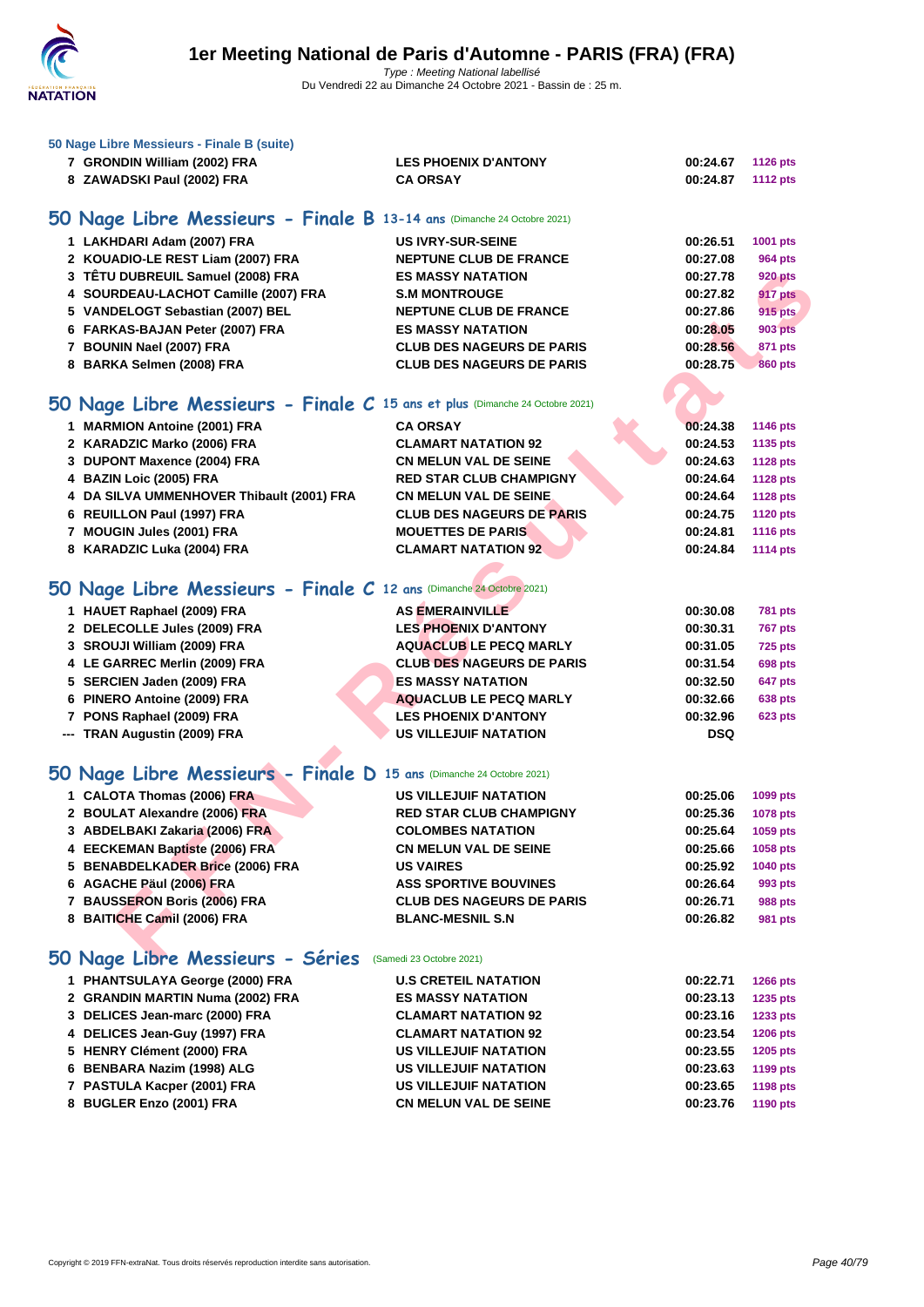### 50 Nage Libre Messieurs - Finale B (suite)

| | | | |
|---|---|---|---|
| 7 GRONDIN William (2002) FRA | LES PHOENIX D'ANTONY | 00:24.67 | 1126 pts |
| 8 ZAWADSKI Paul (2002) FRA | CA ORSAY | 00:24.87 | 1112 pts |

## 50 Nage Libre Messieurs - Finale B 13-14 ans (Dimanche 24 Octobre 2021)

| | | | |
|---|---|---|---|
| 1 LAKHDARI Adam (2007) FRA | US IVRY-SUR-SEINE | 00:26.51 | 1001 pts |
| 2 KOUADIO-LE REST Liam (2007) FRA | NEPTUNE CLUB DE FRANCE | 00:27.08 | 964 pts |
| 3 TÊTU DUBREUIL Samuel (2008) FRA | ES MASSY NATATION | 00:27.78 | 920 pts |
| 4 SOURDEAU-LACHOT Camille (2007) FRA | S.M MONTROUGE | 00:27.82 | 917 pts |
| 5 VANDELOGT Sebastian (2007) BEL | NEPTUNE CLUB DE FRANCE | 00:27.86 | 915 pts |
| 6 FARKAS-BAJAN Peter (2007) FRA | ES MASSY NATATION | 00:28.05 | 903 pts |
| 7 BOUNIN Nael (2007) FRA | CLUB DES NAGEURS DE PARIS | 00:28.56 | 871 pts |
| 8 BARKA Selmen (2008) FRA | CLUB DES NAGEURS DE PARIS | 00:28.75 | 860 pts |

## 50 Nage Libre Messieurs - Finale C 15 ans et plus (Dimanche 24 Octobre 2021)

| | | | |
|---|---|---|---|
| 1 MARMION Antoine (2001) FRA | CA ORSAY | 00:24.38 | 1146 pts |
| 2 KARADZIC Marko (2006) FRA | CLAMART NATATION 92 | 00:24.53 | 1135 pts |
| 3 DUPONT Maxence (2004) FRA | CN MELUN VAL DE SEINE | 00:24.63 | 1128 pts |
| 4 BAZIN Loic (2005) FRA | RED STAR CLUB CHAMPIGNY | 00:24.64 | 1128 pts |
| 4 DA SILVA UMMENHOVER Thibault (2001) FRA | CN MELUN VAL DE SEINE | 00:24.64 | 1128 pts |
| 6 REUILLON Paul (1997) FRA | CLUB DES NAGEURS DE PARIS | 00:24.75 | 1120 pts |
| 7 MOUGIN Jules (2001) FRA | MOUETTES DE PARIS | 00:24.81 | 1116 pts |
| 8 KARADZIC Luka (2004) FRA | CLAMART NATATION 92 | 00:24.84 | 1114 pts |

## 50 Nage Libre Messieurs - Finale C 12 ans (Dimanche 24 Octobre 2021)

| | | | |
|---|---|---|---|
| 1 HAUET Raphael (2009) FRA | AS EMERAINVILLE | 00:30.08 | 781 pts |
| 2 DELECOLLE Jules (2009) FRA | LES PHOENIX D'ANTONY | 00:30.31 | 767 pts |
| 3 SROUJI William (2009) FRA | AQUACLUB LE PECQ MARLY | 00:31.05 | 725 pts |
| 4 LE GARREC Merlin (2009) FRA | CLUB DES NAGEURS DE PARIS | 00:31.54 | 698 pts |
| 5 SERCIEN Jaden (2009) FRA | ES MASSY NATATION | 00:32.50 | 647 pts |
| 6 PINERO Antoine (2009) FRA | AQUACLUB LE PECQ MARLY | 00:32.66 | 638 pts |
| 7 PONS Raphael (2009) FRA | LES PHOENIX D'ANTONY | 00:32.96 | 623 pts |
| --- TRAN Augustin (2009) FRA | US VILLEJUIF NATATION | DSQ | |

## 50 Nage Libre Messieurs - Finale D 15 ans (Dimanche 24 Octobre 2021)

| | | | |
|---|---|---|---|
| 1 CALOTA Thomas (2006) FRA | US VILLEJUIF NATATION | 00:25.06 | 1099 pts |
| 2 BOULAT Alexandre (2006) FRA | RED STAR CLUB CHAMPIGNY | 00:25.36 | 1078 pts |
| 3 ABDELBAKI Zakaria (2006) FRA | COLOMBES NATATION | 00:25.64 | 1059 pts |
| 4 EECKEMAN Baptiste (2006) FRA | CN MELUN VAL DE SEINE | 00:25.66 | 1058 pts |
| 5 BENABDELKADER Brice (2006) FRA | US VAIRES | 00:25.92 | 1040 pts |
| 6 AGACHE Päul (2006) FRA | ASS SPORTIVE BOUVINES | 00:26.64 | 993 pts |
| 7 BAUSSERON Boris (2006) FRA | CLUB DES NAGEURS DE PARIS | 00:26.71 | 988 pts |
| 8 BAITICHE Camil (2006) FRA | BLANC-MESNIL S.N | 00:26.82 | 981 pts |

## 50 Nage Libre Messieurs - Séries (Samedi 23 Octobre 2021)

| | | | |
|---|---|---|---|
| 1 PHANTSULAYA George (2000) FRA | U.S CRETEIL NATATION | 00:22.71 | 1266 pts |
| 2 GRANDIN MARTIN Numa (2002) FRA | ES MASSY NATATION | 00:23.13 | 1235 pts |
| 3 DELICES Jean-marc (2000) FRA | CLAMART NATATION 92 | 00:23.16 | 1233 pts |
| 4 DELICES Jean-Guy (1997) FRA | CLAMART NATATION 92 | 00:23.54 | 1206 pts |
| 5 HENRY Clément (2000) FRA | US VILLEJUIF NATATION | 00:23.55 | 1205 pts |
| 6 BENBARA Nazim (1998) ALG | US VILLEJUIF NATATION | 00:23.63 | 1199 pts |
| 7 PASTULA Kacper (2001) FRA | US VILLEJUIF NATATION | 00:23.65 | 1198 pts |
| 8 BUGLER Enzo (2001) FRA | CN MELUN VAL DE SEINE | 00:23.76 | 1190 pts |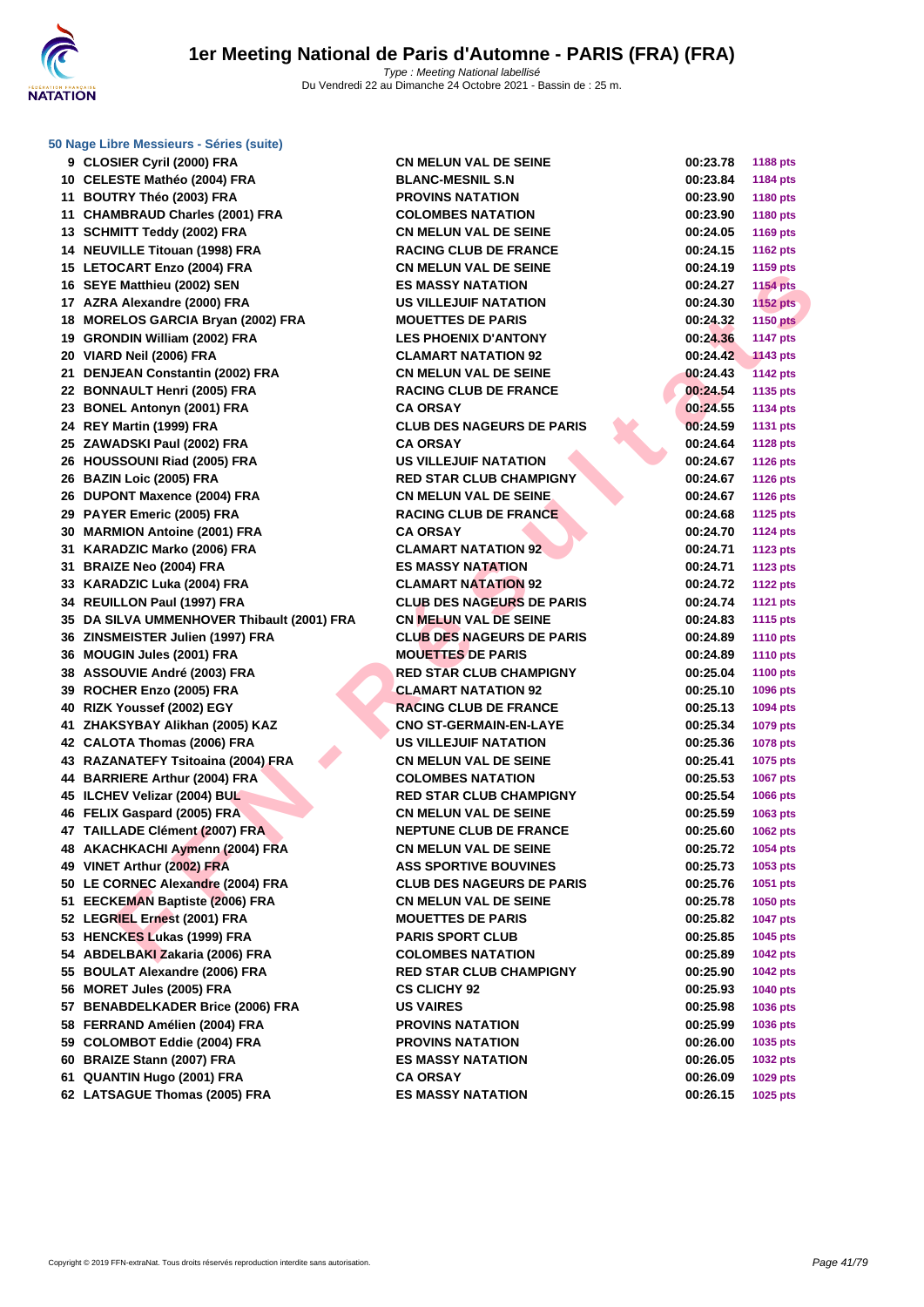### 50 Nage Libre Messieurs - Séries (suite)

| | | | | |
|---|---|---|---|---|
| 9 | CLOSIER Cyril (2000) FRA | CN MELUN VAL DE SEINE | 00:23.78 | 1188 pts |
| 10 | CELESTE Mathéo (2004) FRA | BLANC-MESNIL S.N | 00:23.84 | 1184 pts |
| 11 | BOUTRY Théo (2003) FRA | PROVINS NATATION | 00:23.90 | 1180 pts |
| 11 | CHAMBRAUD Charles (2001) FRA | COLOMBES NATATION | 00:23.90 | 1180 pts |
| 13 | SCHMITT Teddy (2002) FRA | CN MELUN VAL DE SEINE | 00:24.05 | 1169 pts |
| 14 | NEUVILLE Titouan (1998) FRA | RACING CLUB DE FRANCE | 00:24.15 | 1162 pts |
| 15 | LETOCART Enzo (2004) FRA | CN MELUN VAL DE SEINE | 00:24.19 | 1159 pts |
| 16 | SEYE Matthieu (2002) SEN | ES MASSY NATATION | 00:24.27 | 1154 pts |
| 17 | AZRA Alexandre (2000) FRA | US VILLEJUIF NATATION | 00:24.30 | 1152 pts |
| 18 | MORELOS GARCIA Bryan (2002) FRA | MOUETTES DE PARIS | 00:24.32 | 1150 pts |
| 19 | GRONDIN William (2002) FRA | LES PHOENIX D'ANTONY | 00:24.36 | 1147 pts |
| 20 | VIARD Neil (2006) FRA | CLAMART NATATION 92 | 00:24.42 | 1143 pts |
| 21 | DENJEAN Constantin (2002) FRA | CN MELUN VAL DE SEINE | 00:24.43 | 1142 pts |
| 22 | BONNAULT Henri (2005) FRA | RACING CLUB DE FRANCE | 00:24.54 | 1135 pts |
| 23 | BONEL Antonyn (2001) FRA | CA ORSAY | 00:24.55 | 1134 pts |
| 24 | REY Martin (1999) FRA | CLUB DES NAGEURS DE PARIS | 00:24.59 | 1131 pts |
| 25 | ZAWADSKI Paul (2002) FRA | CA ORSAY | 00:24.64 | 1128 pts |
| 26 | HOUSSOUNI Riad (2005) FRA | US VILLEJUIF NATATION | 00:24.67 | 1126 pts |
| 26 | BAZIN Loic (2005) FRA | RED STAR CLUB CHAMPIGNY | 00:24.67 | 1126 pts |
| 26 | DUPONT Maxence (2004) FRA | CN MELUN VAL DE SEINE | 00:24.67 | 1126 pts |
| 29 | PAYER Emeric (2005) FRA | RACING CLUB DE FRANCE | 00:24.68 | 1125 pts |
| 30 | MARMION Antoine (2001) FRA | CA ORSAY | 00:24.70 | 1124 pts |
| 31 | KARADZIC Marko (2006) FRA | CLAMART NATATION 92 | 00:24.71 | 1123 pts |
| 31 | BRAIZE Neo (2004) FRA | ES MASSY NATATION | 00:24.71 | 1123 pts |
| 33 | KARADZIC Luka (2004) FRA | CLAMART NATATION 92 | 00:24.72 | 1122 pts |
| 34 | REUILLON Paul (1997) FRA | CLUB DES NAGEURS DE PARIS | 00:24.74 | 1121 pts |
| 35 | DA SILVA UMMENHOVER Thibault (2001) FRA | CN MELUN VAL DE SEINE | 00:24.83 | 1115 pts |
| 36 | ZINSMEISTER Julien (1997) FRA | CLUB DES NAGEURS DE PARIS | 00:24.89 | 1110 pts |
| 36 | MOUGIN Jules (2001) FRA | MOUETTES DE PARIS | 00:24.89 | 1110 pts |
| 38 | ASSOUVIE André (2003) FRA | RED STAR CLUB CHAMPIGNY | 00:25.04 | 1100 pts |
| 39 | ROCHER Enzo (2005) FRA | CLAMART NATATION 92 | 00:25.10 | 1096 pts |
| 40 | RIZK Youssef (2002) EGY | RACING CLUB DE FRANCE | 00:25.13 | 1094 pts |
| 41 | ZHAKSYBAY Alikhan (2005) KAZ | CNO ST-GERMAIN-EN-LAYE | 00:25.34 | 1079 pts |
| 42 | CALOTA Thomas (2006) FRA | US VILLEJUIF NATATION | 00:25.36 | 1078 pts |
| 43 | RAZANATEFY Tsitoaina (2004) FRA | CN MELUN VAL DE SEINE | 00:25.41 | 1075 pts |
| 44 | BARRIERE Arthur (2004) FRA | COLOMBES NATATION | 00:25.53 | 1067 pts |
| 45 | ILCHEV Velizar (2004) BUL | RED STAR CLUB CHAMPIGNY | 00:25.54 | 1066 pts |
| 46 | FELIX Gaspard (2005) FRA | CN MELUN VAL DE SEINE | 00:25.59 | 1063 pts |
| 47 | TAILLADE Clément (2007) FRA | NEPTUNE CLUB DE FRANCE | 00:25.60 | 1062 pts |
| 48 | AKACHKACHI Aymenn (2004) FRA | CN MELUN VAL DE SEINE | 00:25.72 | 1054 pts |
| 49 | VINET Arthur (2002) FRA | ASS SPORTIVE BOUVINES | 00:25.73 | 1053 pts |
| 50 | LE CORNEC Alexandre (2004) FRA | CLUB DES NAGEURS DE PARIS | 00:25.76 | 1051 pts |
| 51 | EECKEMAN Baptiste (2006) FRA | CN MELUN VAL DE SEINE | 00:25.78 | 1050 pts |
| 52 | LEGRIEL Ernest (2001) FRA | MOUETTES DE PARIS | 00:25.82 | 1047 pts |
| 53 | HENCKES Lukas (1999) FRA | PARIS SPORT CLUB | 00:25.85 | 1045 pts |
| 54 | ABDELBAKI Zakaria (2006) FRA | COLOMBES NATATION | 00:25.89 | 1042 pts |
| 55 | BOULAT Alexandre (2006) FRA | RED STAR CLUB CHAMPIGNY | 00:25.90 | 1042 pts |
| 56 | MORET Jules (2005) FRA | CS CLICHY 92 | 00:25.93 | 1040 pts |
| 57 | BENABDELKADER Brice (2006) FRA | US VAIRES | 00:25.98 | 1036 pts |
| 58 | FERRAND Amélien (2004) FRA | PROVINS NATATION | 00:25.99 | 1036 pts |
| 59 | COLOMBOT Eddie (2004) FRA | PROVINS NATATION | 00:26.00 | 1035 pts |
| 60 | BRAIZE Stann (2007) FRA | ES MASSY NATATION | 00:26.05 | 1032 pts |
| 61 | QUANTIN Hugo (2001) FRA | CA ORSAY | 00:26.09 | 1029 pts |
| 62 | LATSAGUE Thomas (2005) FRA | ES MASSY NATATION | 00:26.15 | 1025 pts |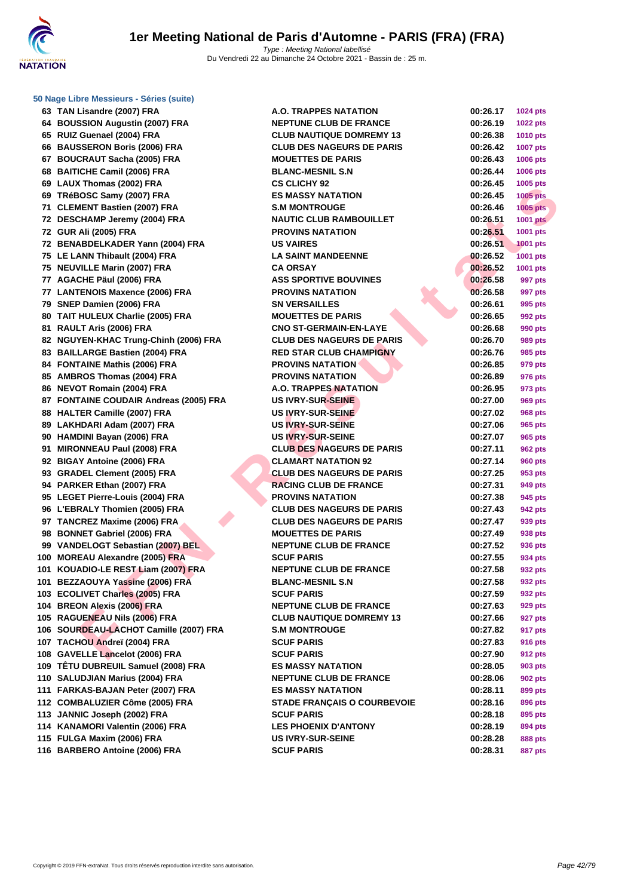# 1er Meeting National de Paris d'Automne - PARIS (FRA) (FRA)

*Type : Meeting National labellisé*
Du Vendredi 22 au Dimanche 24 Octobre 2021 - Bassin de : 25 m.

### 50 Nage Libre Messieurs - Séries (suite)

| Place | Nom | Club | Temps | Points |
|---|---|---|---|---|
| 63 | TAN Lisandre (2007) FRA | A.O. TRAPPES NATATION | 00:26.17 | 1024 pts |
| 64 | BOUSSION Augustin (2007) FRA | NEPTUNE CLUB DE FRANCE | 00:26.19 | 1022 pts |
| 65 | RUIZ Guenael (2004) FRA | CLUB NAUTIQUE DOMREMY 13 | 00:26.38 | 1010 pts |
| 66 | BAUSSERON Boris (2006) FRA | CLUB DES NAGEURS DE PARIS | 00:26.42 | 1007 pts |
| 67 | BOUCRAUT Sacha (2005) FRA | MOUETTES DE PARIS | 00:26.43 | 1006 pts |
| 68 | BAITICHE Camil (2006) FRA | BLANC-MESNIL S.N | 00:26.44 | 1006 pts |
| 69 | LAUX Thomas (2002) FRA | CS CLICHY 92 | 00:26.45 | 1005 pts |
| 69 | TRéBOSC Samy (2007) FRA | ES MASSY NATATION | 00:26.45 | 1005 pts |
| 71 | CLEMENT Bastien (2007) FRA | S.M MONTROUGE | 00:26.46 | 1005 pts |
| 72 | DESCHAMP Jeremy (2004) FRA | NAUTIC CLUB RAMBOUILLET | 00:26.51 | 1001 pts |
| 72 | GUR Ali (2005) FRA | PROVINS NATATION | 00:26.51 | 1001 pts |
| 72 | BENABDELKADER Yann (2004) FRA | US VAIRES | 00:26.51 | 1001 pts |
| 75 | LE LANN Thibault (2004) FRA | LA SAINT MANDEENNE | 00:26.52 | 1001 pts |
| 75 | NEUVILLE Marin (2007) FRA | CA ORSAY | 00:26.52 | 1001 pts |
| 77 | AGACHE Päul (2006) FRA | ASS SPORTIVE BOUVINES | 00:26.58 | 997 pts |
| 77 | LANTENOIS Maxence (2006) FRA | PROVINS NATATION | 00:26.58 | 997 pts |
| 79 | SNEP Damien (2006) FRA | SN VERSAILLES | 00:26.61 | 995 pts |
| 80 | TAIT HULEUX Charlie (2005) FRA | MOUETTES DE PARIS | 00:26.65 | 992 pts |
| 81 | RAULT Aris (2006) FRA | CNO ST-GERMAIN-EN-LAYE | 00:26.68 | 990 pts |
| 82 | NGUYEN-KHAC Trung-Chinh (2006) FRA | CLUB DES NAGEURS DE PARIS | 00:26.70 | 989 pts |
| 83 | BAILLARGE Bastien (2004) FRA | RED STAR CLUB CHAMPIGNY | 00:26.76 | 985 pts |
| 84 | FONTAINE Mathis (2006) FRA | PROVINS NATATION | 00:26.85 | 979 pts |
| 85 | AMBROS Thomas (2004) FRA | PROVINS NATATION | 00:26.89 | 976 pts |
| 86 | NEVOT Romain (2004) FRA | A.O. TRAPPES NATATION | 00:26.95 | 973 pts |
| 87 | FONTAINE COUDAIR Andreas (2005) FRA | US IVRY-SUR-SEINE | 00:27.00 | 969 pts |
| 88 | HALTER Camille (2007) FRA | US IVRY-SUR-SEINE | 00:27.02 | 968 pts |
| 89 | LAKHDARI Adam (2007) FRA | US IVRY-SUR-SEINE | 00:27.06 | 965 pts |
| 90 | HAMDINI Bayan (2006) FRA | US IVRY-SUR-SEINE | 00:27.07 | 965 pts |
| 91 | MIRONNEAU Paul (2008) FRA | CLUB DES NAGEURS DE PARIS | 00:27.11 | 962 pts |
| 92 | BIGAY Antoine (2006) FRA | CLAMART NATATION 92 | 00:27.14 | 960 pts |
| 93 | GRADEL Clement (2005) FRA | CLUB DES NAGEURS DE PARIS | 00:27.25 | 953 pts |
| 94 | PARKER Ethan (2007) FRA | RACING CLUB DE FRANCE | 00:27.31 | 949 pts |
| 95 | LEGET Pierre-Louis (2004) FRA | PROVINS NATATION | 00:27.38 | 945 pts |
| 96 | L'EBRALY Thomien (2005) FRA | CLUB DES NAGEURS DE PARIS | 00:27.43 | 942 pts |
| 97 | TANCREZ Maxime (2006) FRA | CLUB DES NAGEURS DE PARIS | 00:27.47 | 939 pts |
| 98 | BONNET Gabriel (2006) FRA | MOUETTES DE PARIS | 00:27.49 | 938 pts |
| 99 | VANDELOGT Sebastian (2007) BEL | NEPTUNE CLUB DE FRANCE | 00:27.52 | 936 pts |
| 100 | MOREAU Alexandre (2005) FRA | SCUF PARIS | 00:27.55 | 934 pts |
| 101 | KOUADIO-LE REST Liam (2007) FRA | NEPTUNE CLUB DE FRANCE | 00:27.58 | 932 pts |
| 101 | BEZZAOUYA Yassine (2006) FRA | BLANC-MESNIL S.N | 00:27.58 | 932 pts |
| 103 | ECOLIVET Charles (2005) FRA | SCUF PARIS | 00:27.59 | 932 pts |
| 104 | BREON Alexis (2006) FRA | NEPTUNE CLUB DE FRANCE | 00:27.63 | 929 pts |
| 105 | RAGUENEAU Nils (2006) FRA | CLUB NAUTIQUE DOMREMY 13 | 00:27.66 | 927 pts |
| 106 | SOURDEAU-LACHOT Camille (2007) FRA | S.M MONTROUGE | 00:27.82 | 917 pts |
| 107 | TACHOU Andreï (2004) FRA | SCUF PARIS | 00:27.83 | 916 pts |
| 108 | GAVELLE Lancelot (2006) FRA | SCUF PARIS | 00:27.90 | 912 pts |
| 109 | TÊTU DUBREUIL Samuel (2008) FRA | ES MASSY NATATION | 00:28.05 | 903 pts |
| 110 | SALUDJIAN Marius (2004) FRA | NEPTUNE CLUB DE FRANCE | 00:28.06 | 902 pts |
| 111 | FARKAS-BAJAN Peter (2007) FRA | ES MASSY NATATION | 00:28.11 | 899 pts |
| 112 | COMBALUZIER Côme (2005) FRA | STADE FRANÇAIS O COURBEVOIE | 00:28.16 | 896 pts |
| 113 | JANNIC Joseph (2002) FRA | SCUF PARIS | 00:28.18 | 895 pts |
| 114 | KANAMORI Valentin (2006) FRA | LES PHOENIX D'ANTONY | 00:28.19 | 894 pts |
| 115 | FULGA Maxim (2006) FRA | US IVRY-SUR-SEINE | 00:28.28 | 888 pts |
| 116 | BARBERO Antoine (2006) FRA | SCUF PARIS | 00:28.31 | 887 pts |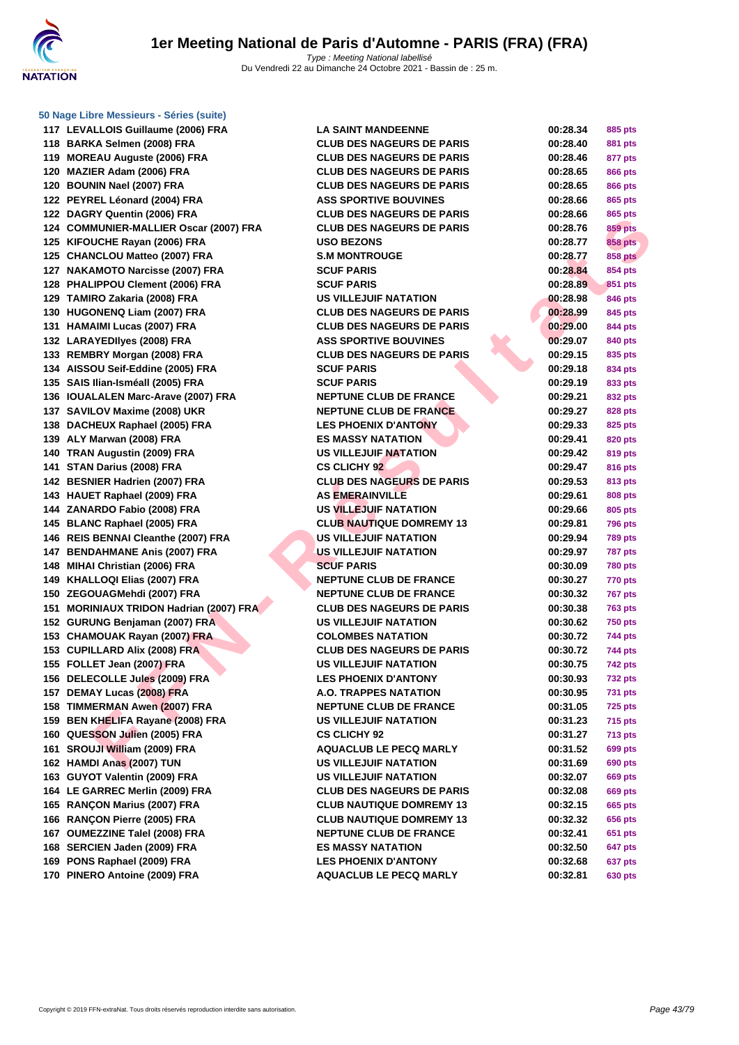### 50 Nage Libre Messieurs - Séries (suite)

| | | | | |
|---|---|---|---|---|
| 117 | LEVALLOIS Guillaume (2006) FRA | LA SAINT MANDEENNE | 00:28.34 | 885 pts |
| 118 | BARKA Selmen (2008) FRA | CLUB DES NAGEURS DE PARIS | 00:28.40 | 881 pts |
| 119 | MOREAU Auguste (2006) FRA | CLUB DES NAGEURS DE PARIS | 00:28.46 | 877 pts |
| 120 | MAZIER Adam (2006) FRA | CLUB DES NAGEURS DE PARIS | 00:28.65 | 866 pts |
| 120 | BOUNIN Nael (2007) FRA | CLUB DES NAGEURS DE PARIS | 00:28.65 | 866 pts |
| 122 | PEYREL Léonard (2004) FRA | ASS SPORTIVE BOUVINES | 00:28.66 | 865 pts |
| 122 | DAGRY Quentin (2006) FRA | CLUB DES NAGEURS DE PARIS | 00:28.66 | 865 pts |
| 124 | COMMUNIER-MALLIER Oscar (2007) FRA | CLUB DES NAGEURS DE PARIS | 00:28.76 | 859 pts |
| 125 | KIFOUCHE Rayan (2006) FRA | USO BEZONS | 00:28.77 | 858 pts |
| 125 | CHANCLOU Matteo (2007) FRA | S.M MONTROUGE | 00:28.77 | 858 pts |
| 127 | NAKAMOTO Narcisse (2007) FRA | SCUF PARIS | 00:28.84 | 854 pts |
| 128 | PHALIPPOU Clement (2006) FRA | SCUF PARIS | 00:28.89 | 851 pts |
| 129 | TAMIRO Zakaria (2008) FRA | US VILLEJUIF NATATION | 00:28.98 | 846 pts |
| 130 | HUGONENQ Liam (2007) FRA | CLUB DES NAGEURS DE PARIS | 00:28.99 | 845 pts |
| 131 | HAMAIMI Lucas (2007) FRA | CLUB DES NAGEURS DE PARIS | 00:29.00 | 844 pts |
| 132 | LARAYEDIlyes (2008) FRA | ASS SPORTIVE BOUVINES | 00:29.07 | 840 pts |
| 133 | REMBRY Morgan (2008) FRA | CLUB DES NAGEURS DE PARIS | 00:29.15 | 835 pts |
| 134 | AISSOU Seif-Eddine (2005) FRA | SCUF PARIS | 00:29.18 | 834 pts |
| 135 | SAIS Ilian-Isméall (2005) FRA | SCUF PARIS | 00:29.19 | 833 pts |
| 136 | IOUALALEN Marc-Arave (2007) FRA | NEPTUNE CLUB DE FRANCE | 00:29.21 | 832 pts |
| 137 | SAVILOV Maxime (2008) UKR | NEPTUNE CLUB DE FRANCE | 00:29.27 | 828 pts |
| 138 | DACHEUX Raphael (2005) FRA | LES PHOENIX D'ANTONY | 00:29.33 | 825 pts |
| 139 | ALY Marwan (2008) FRA | ES MASSY NATATION | 00:29.41 | 820 pts |
| 140 | TRAN Augustin (2009) FRA | US VILLEJUIF NATATION | 00:29.42 | 819 pts |
| 141 | STAN Darius (2008) FRA | CS CLICHY 92 | 00:29.47 | 816 pts |
| 142 | BESNIER Hadrien (2007) FRA | CLUB DES NAGEURS DE PARIS | 00:29.53 | 813 pts |
| 143 | HAUET Raphael (2009) FRA | AS EMERAINVILLE | 00:29.61 | 808 pts |
| 144 | ZANARDO Fabio (2008) FRA | US VILLEJUIF NATATION | 00:29.66 | 805 pts |
| 145 | BLANC Raphael (2005) FRA | CLUB NAUTIQUE DOMREMY 13 | 00:29.81 | 796 pts |
| 146 | REIS BENNAI Cleanthe (2007) FRA | US VILLEJUIF NATATION | 00:29.94 | 789 pts |
| 147 | BENDAHMANE Anis (2007) FRA | US VILLEJUIF NATATION | 00:29.97 | 787 pts |
| 148 | MIHAI Christian (2006) FRA | SCUF PARIS | 00:30.09 | 780 pts |
| 149 | KHALLOQI Elias (2007) FRA | NEPTUNE CLUB DE FRANCE | 00:30.27 | 770 pts |
| 150 | ZEGOUAGMehdi (2007) FRA | NEPTUNE CLUB DE FRANCE | 00:30.32 | 767 pts |
| 151 | MORINIAUX TRIDON Hadrian (2007) FRA | CLUB DES NAGEURS DE PARIS | 00:30.38 | 763 pts |
| 152 | GURUNG Benjaman (2007) FRA | US VILLEJUIF NATATION | 00:30.62 | 750 pts |
| 153 | CHAMOUAK Rayan (2007) FRA | COLOMBES NATATION | 00:30.72 | 744 pts |
| 153 | CUPILLARD Alix (2008) FRA | CLUB DES NAGEURS DE PARIS | 00:30.72 | 744 pts |
| 155 | FOLLET Jean (2007) FRA | US VILLEJUIF NATATION | 00:30.75 | 742 pts |
| 156 | DELECOLLE Jules (2009) FRA | LES PHOENIX D'ANTONY | 00:30.93 | 732 pts |
| 157 | DEMAY Lucas (2008) FRA | A.O. TRAPPES NATATION | 00:30.95 | 731 pts |
| 158 | TIMMERMAN Awen (2007) FRA | NEPTUNE CLUB DE FRANCE | 00:31.05 | 725 pts |
| 159 | BEN KHELIFA Rayane (2008) FRA | US VILLEJUIF NATATION | 00:31.23 | 715 pts |
| 160 | QUESSON Julien (2005) FRA | CS CLICHY 92 | 00:31.27 | 713 pts |
| 161 | SROUJI William (2009) FRA | AQUACLUB LE PECQ MARLY | 00:31.52 | 699 pts |
| 162 | HAMDI Anas (2007) TUN | US VILLEJUIF NATATION | 00:31.69 | 690 pts |
| 163 | GUYOT Valentin (2009) FRA | US VILLEJUIF NATATION | 00:32.07 | 669 pts |
| 164 | LE GARREC Merlin (2009) FRA | CLUB DES NAGEURS DE PARIS | 00:32.08 | 669 pts |
| 165 | RANÇON Marius (2007) FRA | CLUB NAUTIQUE DOMREMY 13 | 00:32.15 | 665 pts |
| 166 | RANÇON Pierre (2005) FRA | CLUB NAUTIQUE DOMREMY 13 | 00:32.32 | 656 pts |
| 167 | OUMEZZINE Talel (2008) FRA | NEPTUNE CLUB DE FRANCE | 00:32.41 | 651 pts |
| 168 | SERCIEN Jaden (2009) FRA | ES MASSY NATATION | 00:32.50 | 647 pts |
| 169 | PONS Raphael (2009) FRA | LES PHOENIX D'ANTONY | 00:32.68 | 637 pts |
| 170 | PINERO Antoine (2009) FRA | AQUACLUB LE PECQ MARLY | 00:32.81 | 630 pts |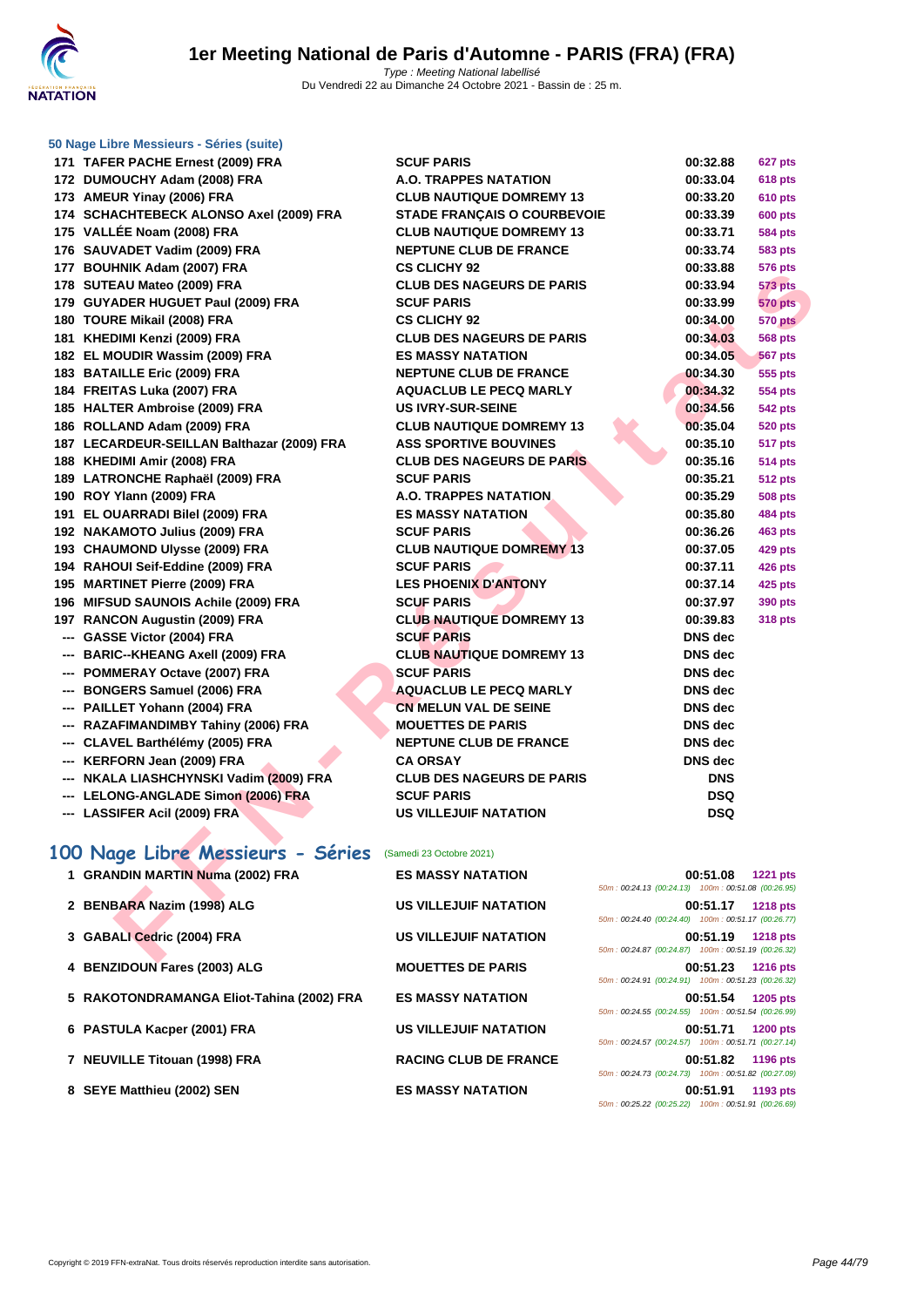### 50 Nage Libre Messieurs - Séries (suite)

| | | | | |
|---|---|---|---|---|
| 171 | TAFER PACHE Ernest (2009) FRA | SCUF PARIS | 00:32.88 | 627 pts |
| 172 | DUMOUCHY Adam (2008) FRA | A.O. TRAPPES NATATION | 00:33.04 | 618 pts |
| 173 | AMEUR Yinay (2006) FRA | CLUB NAUTIQUE DOMREMY 13 | 00:33.20 | 610 pts |
| 174 | SCHACHTEBECK ALONSO Axel (2009) FRA | STADE FRANÇAIS O COURBEVOIE | 00:33.39 | 600 pts |
| 175 | VALLÉE Noam (2008) FRA | CLUB NAUTIQUE DOMREMY 13 | 00:33.71 | 584 pts |
| 176 | SAUVADET Vadim (2009) FRA | NEPTUNE CLUB DE FRANCE | 00:33.74 | 583 pts |
| 177 | BOUHNIK Adam (2007) FRA | CS CLICHY 92 | 00:33.88 | 576 pts |
| 178 | SUTEAU Mateo (2009) FRA | CLUB DES NAGEURS DE PARIS | 00:33.94 | 573 pts |
| 179 | GUYADER HUGUET Paul (2009) FRA | SCUF PARIS | 00:33.99 | 570 pts |
| 180 | TOURE Mikail (2008) FRA | CS CLICHY 92 | 00:34.00 | 570 pts |
| 181 | KHEDIMI Kenzi (2009) FRA | CLUB DES NAGEURS DE PARIS | 00:34.03 | 568 pts |
| 182 | EL MOUDIR Wassim (2009) FRA | ES MASSY NATATION | 00:34.05 | 567 pts |
| 183 | BATAILLE Eric (2009) FRA | NEPTUNE CLUB DE FRANCE | 00:34.30 | 555 pts |
| 184 | FREITAS Luka (2007) FRA | AQUACLUB LE PECQ MARLY | 00:34.32 | 554 pts |
| 185 | HALTER Ambroise (2009) FRA | US IVRY-SUR-SEINE | 00:34.56 | 542 pts |
| 186 | ROLLAND Adam (2009) FRA | CLUB NAUTIQUE DOMREMY 13 | 00:35.04 | 520 pts |
| 187 | LECARDEUR-SEILLAN Balthazar (2009) FRA | ASS SPORTIVE BOUVINES | 00:35.10 | 517 pts |
| 188 | KHEDIMI Amir (2008) FRA | CLUB DES NAGEURS DE PARIS | 00:35.16 | 514 pts |
| 189 | LATRONCHE Raphaël (2009) FRA | SCUF PARIS | 00:35.21 | 512 pts |
| 190 | ROY Ylann (2009) FRA | A.O. TRAPPES NATATION | 00:35.29 | 508 pts |
| 191 | EL OUARRADI Bilel (2009) FRA | ES MASSY NATATION | 00:35.80 | 484 pts |
| 192 | NAKAMOTO Julius (2009) FRA | SCUF PARIS | 00:36.26 | 463 pts |
| 193 | CHAUMOND Ulysse (2009) FRA | CLUB NAUTIQUE DOMREMY 13 | 00:37.05 | 429 pts |
| 194 | RAHOUI Seif-Eddine (2009) FRA | SCUF PARIS | 00:37.11 | 426 pts |
| 195 | MARTINET Pierre (2009) FRA | LES PHOENIX D'ANTONY | 00:37.14 | 425 pts |
| 196 | MIFSUD SAUNOIS Achile (2009) FRA | SCUF PARIS | 00:37.97 | 390 pts |
| 197 | RANCON Augustin (2009) FRA | CLUB NAUTIQUE DOMREMY 13 | 00:39.83 | 318 pts |
| --- | GASSE Victor (2004) FRA | SCUF PARIS | DNS dec | |
| --- | BARIC--KHEANG Axell (2009) FRA | CLUB NAUTIQUE DOMREMY 13 | DNS dec | |
| --- | POMMERAY Octave (2007) FRA | SCUF PARIS | DNS dec | |
| --- | BONGERS Samuel (2006) FRA | AQUACLUB LE PECQ MARLY | DNS dec | |
| --- | PAILLET Yohann (2004) FRA | CN MELUN VAL DE SEINE | DNS dec | |
| --- | RAZAFIMANDIMBY Tahiny (2006) FRA | MOUETTES DE PARIS | DNS dec | |
| --- | CLAVEL Barthélémy (2005) FRA | NEPTUNE CLUB DE FRANCE | DNS dec | |
| --- | KERFORN Jean (2009) FRA | CA ORSAY | DNS dec | |
| --- | NKALA LIASHCHYNSKI Vadim (2009) FRA | CLUB DES NAGEURS DE PARIS | DNS | |
| --- | LELONG-ANGLADE Simon (2006) FRA | SCUF PARIS | DSQ | |
| --- | LASSIFER Acil (2009) FRA | US VILLEJUIF NATATION | DSQ | |

## 100 Nage Libre Messieurs - Séries (Samedi 23 Octobre 2021)

| | | | | |
|---|---|---|---|---|
| 1 | GRANDIN MARTIN Numa (2002) FRA | ES MASSY NATATION | 00:51.08 | 1221 pts |
| | | | 50m : 00:24.13 (00:24.13) 100m : 00:51.08 (00:26.95) | |
| 2 | BENBARA Nazim (1998) ALG | US VILLEJUIF NATATION | 00:51.17 | 1218 pts |
| | | | 50m : 00:24.40 (00:24.40) 100m : 00:51.17 (00:26.77) | |
| 3 | GABALI Cedric (2004) FRA | US VILLEJUIF NATATION | 00:51.19 | 1218 pts |
| | | | 50m : 00:24.87 (00:24.87) 100m : 00:51.19 (00:26.32) | |
| 4 | BENZIDOUN Fares (2003) ALG | MOUETTES DE PARIS | 00:51.23 | 1216 pts |
| | | | 50m : 00:24.91 (00:24.91) 100m : 00:51.23 (00:26.32) | |
| 5 | RAKOTONDRAMANGA Eliot-Tahina (2002) FRA | ES MASSY NATATION | 00:51.54 | 1205 pts |
| | | | 50m : 00:24.55 (00:24.55) 100m : 00:51.54 (00:26.99) | |
| 6 | PASTULA Kacper (2001) FRA | US VILLEJUIF NATATION | 00:51.71 | 1200 pts |
| | | | 50m : 00:24.57 (00:24.57) 100m : 00:51.71 (00:27.14) | |
| 7 | NEUVILLE Titouan (1998) FRA | RACING CLUB DE FRANCE | 00:51.82 | 1196 pts |
| | | | 50m : 00:24.73 (00:24.73) 100m : 00:51.82 (00:27.09) | |
| 8 | SEYE Matthieu (2002) SEN | ES MASSY NATATION | 00:51.91 | 1193 pts |
| | | | 50m : 00:25.22 (00:25.22) 100m : 00:51.91 (00:26.69) | |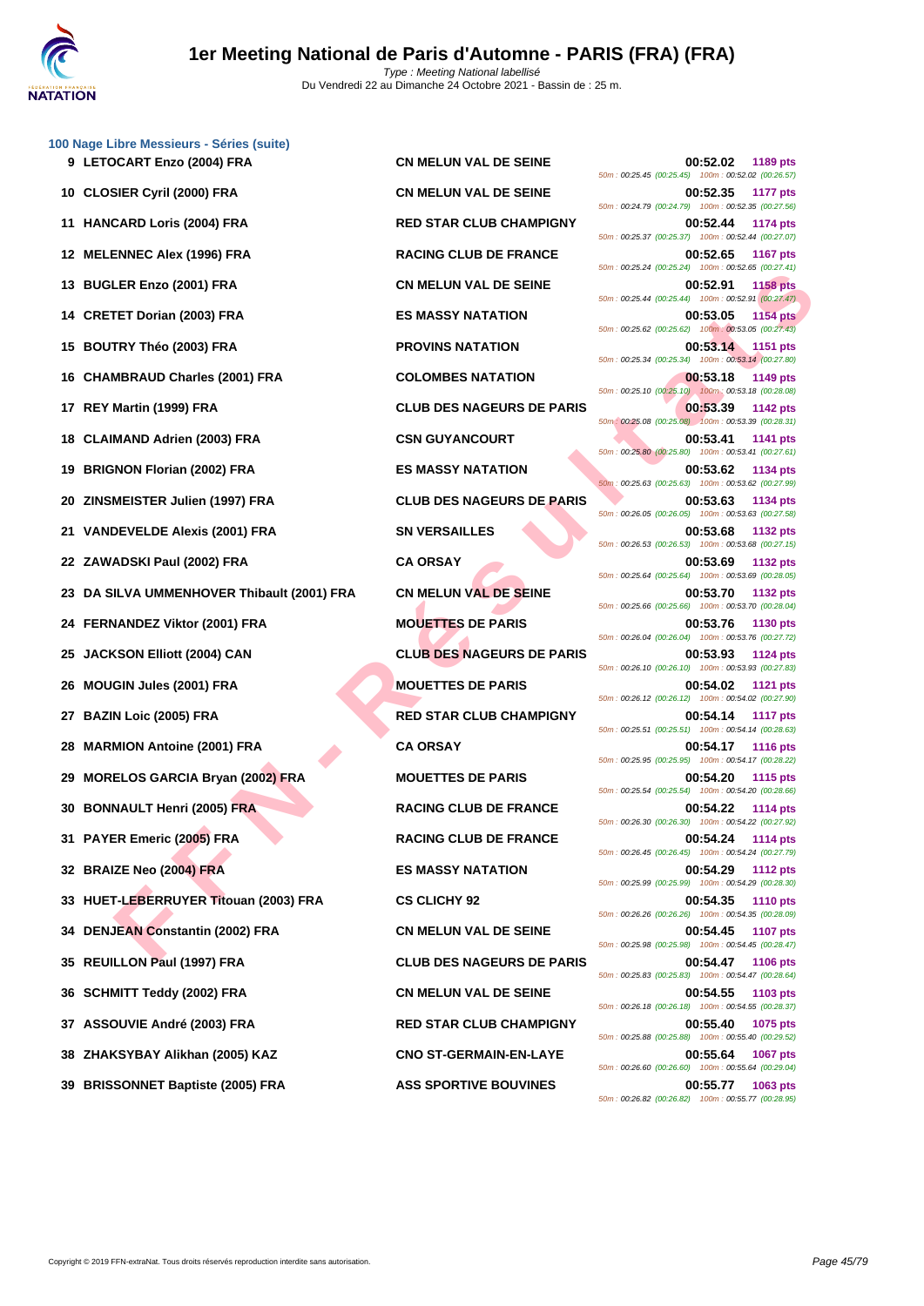### 100 Nage Libre Messieurs - Séries (suite)

| Rg | Nom | Club | Temps | Points | Splits |
|---|---|---|---|---|---|
| 9 | LETOCART Enzo (2004) FRA | CN MELUN VAL DE SEINE | 00:52.02 | 1189 pts | 50m : 00:25.45 (00:25.45) 100m : 00:52.02 (00:26.57) |
| 10 | CLOSIER Cyril (2000) FRA | CN MELUN VAL DE SEINE | 00:52.35 | 1177 pts | 50m : 00:24.79 (00:24.79) 100m : 00:52.35 (00:27.56) |
| 11 | HANCARD Loris (2004) FRA | RED STAR CLUB CHAMPIGNY | 00:52.44 | 1174 pts | 50m : 00:25.37 (00:25.37) 100m : 00:52.44 (00:27.07) |
| 12 | MELENNEC Alex (1996) FRA | RACING CLUB DE FRANCE | 00:52.65 | 1167 pts | 50m : 00:25.24 (00:25.24) 100m : 00:52.65 (00:27.41) |
| 13 | BUGLER Enzo (2001) FRA | CN MELUN VAL DE SEINE | 00:52.91 | 1158 pts | 50m : 00:25.44 (00:25.44) 100m : 00:52.91 (00:27.47) |
| 14 | CRETET Dorian (2003) FRA | ES MASSY NATATION | 00:53.05 | 1154 pts | 50m : 00:25.62 (00:25.62) 100m : 00:53.05 (00:27.43) |
| 15 | BOUTRY Théo (2003) FRA | PROVINS NATATION | 00:53.14 | 1151 pts | 50m : 00:25.34 (00:25.34) 100m : 00:53.14 (00:27.80) |
| 16 | CHAMBRAUD Charles (2001) FRA | COLOMBES NATATION | 00:53.18 | 1149 pts | 50m : 00:25.10 (00:25.10) 100m : 00:53.18 (00:28.08) |
| 17 | REY Martin (1999) FRA | CLUB DES NAGEURS DE PARIS | 00:53.39 | 1142 pts | 50m : 00:25.08 (00:25.08) 100m : 00:53.39 (00:28.31) |
| 18 | CLAIMAND Adrien (2003) FRA | CSN GUYANCOURT | 00:53.41 | 1141 pts | 50m : 00:25.80 (00:25.80) 100m : 00:53.41 (00:27.61) |
| 19 | BRIGNON Florian (2002) FRA | ES MASSY NATATION | 00:53.62 | 1134 pts | 50m : 00:25.63 (00:25.63) 100m : 00:53.62 (00:27.99) |
| 20 | ZINSMEISTER Julien (1997) FRA | CLUB DES NAGEURS DE PARIS | 00:53.63 | 1134 pts | 50m : 00:26.05 (00:26.05) 100m : 00:53.63 (00:27.58) |
| 21 | VANDEVELDE Alexis (2001) FRA | SN VERSAILLES | 00:53.68 | 1132 pts | 50m : 00:26.53 (00:26.53) 100m : 00:53.68 (00:27.15) |
| 22 | ZAWADSKI Paul (2002) FRA | CA ORSAY | 00:53.69 | 1132 pts | 50m : 00:25.64 (00:25.64) 100m : 00:53.69 (00:28.05) |
| 23 | DA SILVA UMMENHOVER Thibault (2001) FRA | CN MELUN VAL DE SEINE | 00:53.70 | 1132 pts | 50m : 00:25.66 (00:25.66) 100m : 00:53.70 (00:28.04) |
| 24 | FERNANDEZ Viktor (2001) FRA | MOUETTES DE PARIS | 00:53.76 | 1130 pts | 50m : 00:26.04 (00:26.04) 100m : 00:53.76 (00:27.72) |
| 25 | JACKSON Elliott (2004) CAN | CLUB DES NAGEURS DE PARIS | 00:53.93 | 1124 pts | 50m : 00:26.10 (00:26.10) 100m : 00:53.93 (00:27.83) |
| 26 | MOUGIN Jules (2001) FRA | MOUETTES DE PARIS | 00:54.02 | 1121 pts | 50m : 00:26.12 (00:26.12) 100m : 00:54.02 (00:27.90) |
| 27 | BAZIN Loic (2005) FRA | RED STAR CLUB CHAMPIGNY | 00:54.14 | 1117 pts | 50m : 00:25.51 (00:25.51) 100m : 00:54.14 (00:28.63) |
| 28 | MARMION Antoine (2001) FRA | CA ORSAY | 00:54.17 | 1116 pts | 50m : 00:25.95 (00:25.95) 100m : 00:54.17 (00:28.22) |
| 29 | MORELOS GARCIA Bryan (2002) FRA | MOUETTES DE PARIS | 00:54.20 | 1115 pts | 50m : 00:25.54 (00:25.54) 100m : 00:54.20 (00:28.66) |
| 30 | BONNAULT Henri (2005) FRA | RACING CLUB DE FRANCE | 00:54.22 | 1114 pts | 50m : 00:26.30 (00:26.30) 100m : 00:54.22 (00:27.92) |
| 31 | PAYER Emeric (2005) FRA | RACING CLUB DE FRANCE | 00:54.24 | 1114 pts | 50m : 00:26.45 (00:26.45) 100m : 00:54.24 (00:27.79) |
| 32 | BRAIZE Neo (2004) FRA | ES MASSY NATATION | 00:54.29 | 1112 pts | 50m : 00:25.99 (00:25.99) 100m : 00:54.29 (00:28.30) |
| 33 | HUET-LEBERRUYER Titouan (2003) FRA | CS CLICHY 92 | 00:54.35 | 1110 pts | 50m : 00:26.26 (00:26.26) 100m : 00:54.35 (00:28.09) |
| 34 | DENJEAN Constantin (2002) FRA | CN MELUN VAL DE SEINE | 00:54.45 | 1107 pts | 50m : 00:25.98 (00:25.98) 100m : 00:54.45 (00:28.47) |
| 35 | REUILLON Paul (1997) FRA | CLUB DES NAGEURS DE PARIS | 00:54.47 | 1106 pts | 50m : 00:25.83 (00:25.83) 100m : 00:54.47 (00:28.64) |
| 36 | SCHMITT Teddy (2002) FRA | CN MELUN VAL DE SEINE | 00:54.55 | 1103 pts | 50m : 00:26.18 (00:26.18) 100m : 00:54.55 (00:28.37) |
| 37 | ASSOUVIE André (2003) FRA | RED STAR CLUB CHAMPIGNY | 00:55.40 | 1075 pts | 50m : 00:25.88 (00:25.88) 100m : 00:55.40 (00:29.52) |
| 38 | ZHAKSYBAY Alikhan (2005) KAZ | CNO ST-GERMAIN-EN-LAYE | 00:55.64 | 1067 pts | 50m : 00:26.60 (00:26.60) 100m : 00:55.64 (00:29.04) |
| 39 | BRISSONNET Baptiste (2005) FRA | ASS SPORTIVE BOUVINES | 00:55.77 | 1063 pts | 50m : 00:26.82 (00:26.82) 100m : 00:55.77 (00:28.95) |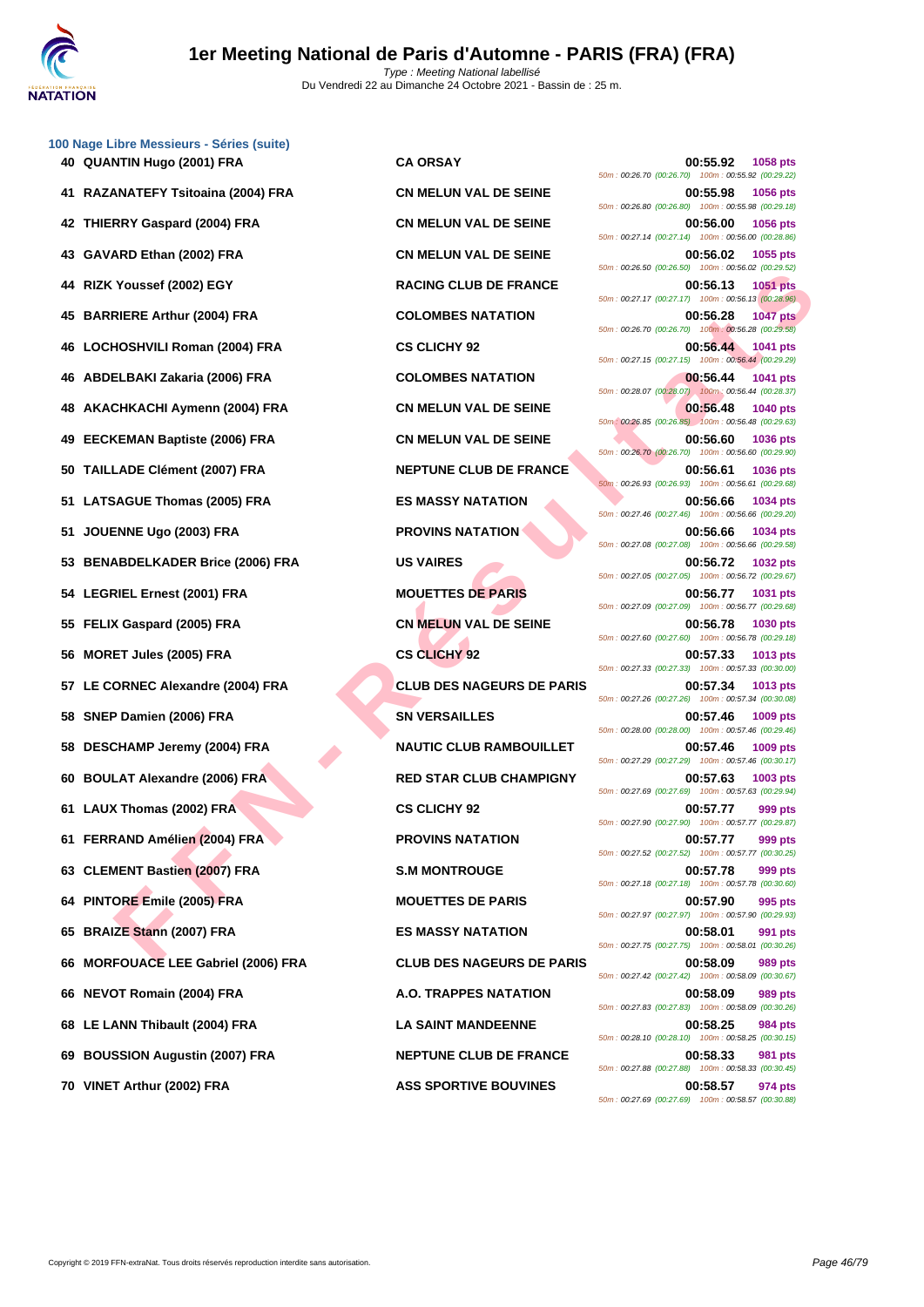### 100 Nage Libre Messieurs - Séries (suite)

| Rang | Nom | Club | Temps | Points | Splits |
|---|---|---|---|---|---|
| 40 | QUANTIN Hugo (2001) FRA | CA ORSAY | 00:55.92 | 1058 pts | 50m : 00:26.70 (00:26.70) 100m : 00:55.92 (00:29.22) |
| 41 | RAZANATEFY Tsitoaina (2004) FRA | CN MELUN VAL DE SEINE | 00:55.98 | 1056 pts | 50m : 00:26.80 (00:26.80) 100m : 00:55.98 (00:29.18) |
| 42 | THIERRY Gaspard (2004) FRA | CN MELUN VAL DE SEINE | 00:56.00 | 1056 pts | 50m : 00:27.14 (00:27.14) 100m : 00:56.00 (00:28.86) |
| 43 | GAVARD Ethan (2002) FRA | CN MELUN VAL DE SEINE | 00:56.02 | 1055 pts | 50m : 00:26.50 (00:26.50) 100m : 00:56.02 (00:29.52) |
| 44 | RIZK Youssef (2002) EGY | RACING CLUB DE FRANCE | 00:56.13 | 1051 pts | 50m : 00:27.17 (00:27.17) 100m : 00:56.13 (00:28.96) |
| 45 | BARRIERE Arthur (2004) FRA | COLOMBES NATATION | 00:56.28 | 1047 pts | 50m : 00:26.70 (00:26.70) 100m : 00:56.28 (00:29.58) |
| 46 | LOCHOSHVILI Roman (2004) FRA | CS CLICHY 92 | 00:56.44 | 1041 pts | 50m : 00:27.15 (00:27.15) 100m : 00:56.44 (00:29.29) |
| 46 | ABDELBAKI Zakaria (2006) FRA | COLOMBES NATATION | 00:56.44 | 1041 pts | 50m : 00:28.07 (00:28.07) 100m : 00:56.44 (00:28.37) |
| 48 | AKACHKACHI Aymenn (2004) FRA | CN MELUN VAL DE SEINE | 00:56.48 | 1040 pts | 50m : 00:26.85 (00:26.85) 100m : 00:56.48 (00:29.63) |
| 49 | EECKEMAN Baptiste (2006) FRA | CN MELUN VAL DE SEINE | 00:56.60 | 1036 pts | 50m : 00:26.70 (00:26.70) 100m : 00:56.60 (00:29.90) |
| 50 | TAILLADE Clément (2007) FRA | NEPTUNE CLUB DE FRANCE | 00:56.61 | 1036 pts | 50m : 00:26.93 (00:26.93) 100m : 00:56.61 (00:29.68) |
| 51 | LATSAGUE Thomas (2005) FRA | ES MASSY NATATION | 00:56.66 | 1034 pts | 50m : 00:27.46 (00:27.46) 100m : 00:56.66 (00:29.20) |
| 51 | JOUENNE Ugo (2003) FRA | PROVINS NATATION | 00:56.66 | 1034 pts | 50m : 00:27.08 (00:27.08) 100m : 00:56.66 (00:29.58) |
| 53 | BENABDELKADER Brice (2006) FRA | US VAIRES | 00:56.72 | 1032 pts | 50m : 00:27.05 (00:27.05) 100m : 00:56.72 (00:29.67) |
| 54 | LEGRIEL Ernest (2001) FRA | MOUETTES DE PARIS | 00:56.77 | 1031 pts | 50m : 00:27.09 (00:27.09) 100m : 00:56.77 (00:29.68) |
| 55 | FELIX Gaspard (2005) FRA | CN MELUN VAL DE SEINE | 00:56.78 | 1030 pts | 50m : 00:27.60 (00:27.60) 100m : 00:56.78 (00:29.18) |
| 56 | MORET Jules (2005) FRA | CS CLICHY 92 | 00:57.33 | 1013 pts | 50m : 00:27.33 (00:27.33) 100m : 00:57.33 (00:30.00) |
| 57 | LE CORNEC Alexandre (2004) FRA | CLUB DES NAGEURS DE PARIS | 00:57.34 | 1013 pts | 50m : 00:27.26 (00:27.26) 100m : 00:57.34 (00:30.08) |
| 58 | SNEP Damien (2006) FRA | SN VERSAILLES | 00:57.46 | 1009 pts | 50m : 00:28.00 (00:28.00) 100m : 00:57.46 (00:29.46) |
| 58 | DESCHAMP Jeremy (2004) FRA | NAUTIC CLUB RAMBOUILLET | 00:57.46 | 1009 pts | 50m : 00:27.29 (00:27.29) 100m : 00:57.46 (00:30.17) |
| 60 | BOULAT Alexandre (2006) FRA | RED STAR CLUB CHAMPIGNY | 00:57.63 | 1003 pts | 50m : 00:27.69 (00:27.69) 100m : 00:57.63 (00:29.94) |
| 61 | LAUX Thomas (2002) FRA | CS CLICHY 92 | 00:57.77 | 999 pts | 50m : 00:27.90 (00:27.90) 100m : 00:57.77 (00:29.87) |
| 61 | FERRAND Amélien (2004) FRA | PROVINS NATATION | 00:57.77 | 999 pts | 50m : 00:27.52 (00:27.52) 100m : 00:57.77 (00:30.25) |
| 63 | CLEMENT Bastien (2007) FRA | S.M MONTROUGE | 00:57.78 | 999 pts | 50m : 00:27.18 (00:27.18) 100m : 00:57.78 (00:30.60) |
| 64 | PINTORE Emile (2005) FRA | MOUETTES DE PARIS | 00:57.90 | 995 pts | 50m : 00:27.97 (00:27.97) 100m : 00:57.90 (00:29.93) |
| 65 | BRAIZE Stann (2007) FRA | ES MASSY NATATION | 00:58.01 | 991 pts | 50m : 00:27.75 (00:27.75) 100m : 00:58.01 (00:30.26) |
| 66 | MORFOUACE LEE Gabriel (2006) FRA | CLUB DES NAGEURS DE PARIS | 00:58.09 | 989 pts | 50m : 00:27.42 (00:27.42) 100m : 00:58.09 (00:30.67) |
| 66 | NEVOT Romain (2004) FRA | A.O. TRAPPES NATATION | 00:58.09 | 989 pts | 50m : 00:27.83 (00:27.83) 100m : 00:58.09 (00:30.26) |
| 68 | LE LANN Thibault (2004) FRA | LA SAINT MANDEENNE | 00:58.25 | 984 pts | 50m : 00:28.10 (00:28.10) 100m : 00:58.25 (00:30.15) |
| 69 | BOUSSION Augustin (2007) FRA | NEPTUNE CLUB DE FRANCE | 00:58.33 | 981 pts | 50m : 00:27.88 (00:27.88) 100m : 00:58.33 (00:30.45) |
| 70 | VINET Arthur (2002) FRA | ASS SPORTIVE BOUVINES | 00:58.57 | 974 pts | 50m : 00:27.69 (00:27.69) 100m : 00:58.57 (00:30.88) |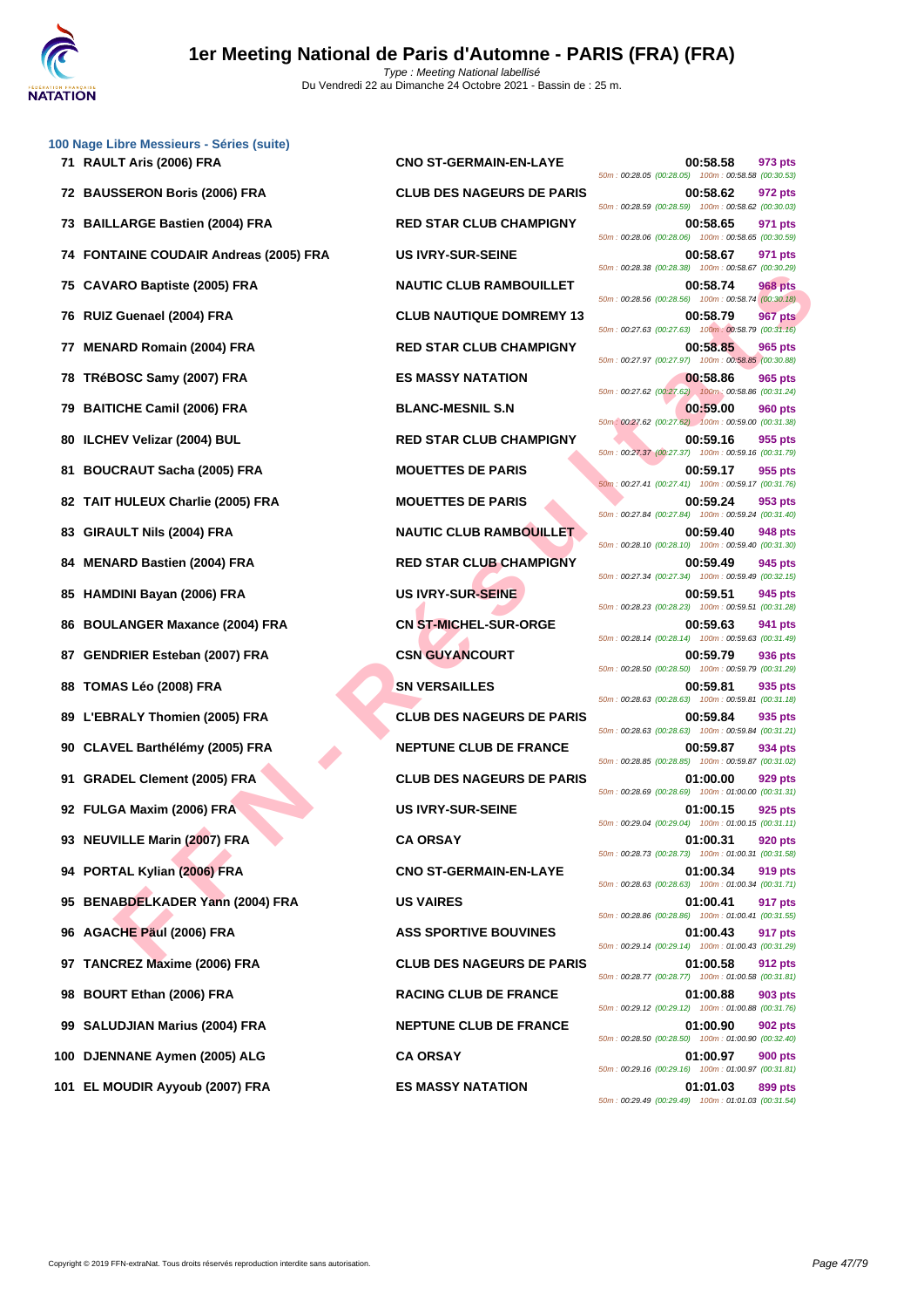# 1er Meeting National de Paris d'Automne - PARIS (FRA) (FRA)

*Type : Meeting National labellisé*
Du Vendredi 22 au Dimanche 24 Octobre 2021 - Bassin de : 25 m.

### 100 Nage Libre Messieurs - Séries (suite)

| Rang | Nom | Club | Temps | Points | Splits |
|---|---|---|---|---|---|
| 71 | RAULT Aris (2006) FRA | CNO ST-GERMAIN-EN-LAYE | 00:58.58 | 973 pts | 50m : 00:28.05 (00:28.05) 100m : 00:58.58 (00:30.53) |
| 72 | BAUSSERON Boris (2006) FRA | CLUB DES NAGEURS DE PARIS | 00:58.62 | 972 pts | 50m : 00:28.59 (00:28.59) 100m : 00:58.62 (00:30.03) |
| 73 | BAILLARGE Bastien (2004) FRA | RED STAR CLUB CHAMPIGNY | 00:58.65 | 971 pts | 50m : 00:28.06 (00:28.06) 100m : 00:58.65 (00:30.59) |
| 74 | FONTAINE COUDAIR Andreas (2005) FRA | US IVRY-SUR-SEINE | 00:58.67 | 971 pts | 50m : 00:28.38 (00:28.38) 100m : 00:58.67 (00:30.29) |
| 75 | CAVARO Baptiste (2005) FRA | NAUTIC CLUB RAMBOUILLET | 00:58.74 | 968 pts | 50m : 00:28.56 (00:28.56) 100m : 00:58.74 (00:30.18) |
| 76 | RUIZ Guenael (2004) FRA | CLUB NAUTIQUE DOMREMY 13 | 00:58.79 | 967 pts | 50m : 00:27.63 (00:27.63) 100m : 00:58.79 (00:31.16) |
| 77 | MENARD Romain (2004) FRA | RED STAR CLUB CHAMPIGNY | 00:58.85 | 965 pts | 50m : 00:27.97 (00:27.97) 100m : 00:58.85 (00:30.88) |
| 78 | TRéBOSC Samy (2007) FRA | ES MASSY NATATION | 00:58.86 | 965 pts | 50m : 00:27.62 (00:27.62) 100m : 00:58.86 (00:31.24) |
| 79 | BAITICHE Camil (2006) FRA | BLANC-MESNIL S.N | 00:59.00 | 960 pts | 50m : 00:27.62 (00:27.62) 100m : 00:59.00 (00:31.38) |
| 80 | ILCHEV Velizar (2004) BUL | RED STAR CLUB CHAMPIGNY | 00:59.16 | 955 pts | 50m : 00:27.37 (00:27.37) 100m : 00:59.16 (00:31.79) |
| 81 | BOUCRAUT Sacha (2005) FRA | MOUETTES DE PARIS | 00:59.17 | 955 pts | 50m : 00:27.41 (00:27.41) 100m : 00:59.17 (00:31.76) |
| 82 | TAIT HULEUX Charlie (2005) FRA | MOUETTES DE PARIS | 00:59.24 | 953 pts | 50m : 00:27.84 (00:27.84) 100m : 00:59.24 (00:31.40) |
| 83 | GIRAULT Nils (2004) FRA | NAUTIC CLUB RAMBOUILLET | 00:59.40 | 948 pts | 50m : 00:28.10 (00:28.10) 100m : 00:59.40 (00:31.30) |
| 84 | MENARD Bastien (2004) FRA | RED STAR CLUB CHAMPIGNY | 00:59.49 | 945 pts | 50m : 00:27.34 (00:27.34) 100m : 00:59.49 (00:32.15) |
| 85 | HAMDINI Bayan (2006) FRA | US IVRY-SUR-SEINE | 00:59.51 | 945 pts | 50m : 00:28.23 (00:28.23) 100m : 00:59.51 (00:31.28) |
| 86 | BOULANGER Maxance (2004) FRA | CN ST-MICHEL-SUR-ORGE | 00:59.63 | 941 pts | 50m : 00:28.14 (00:28.14) 100m : 00:59.63 (00:31.49) |
| 87 | GENDRIER Esteban (2007) FRA | CSN GUYANCOURT | 00:59.79 | 936 pts | 50m : 00:28.50 (00:28.50) 100m : 00:59.79 (00:31.29) |
| 88 | TOMAS Léo (2008) FRA | SN VERSAILLES | 00:59.81 | 935 pts | 50m : 00:28.63 (00:28.63) 100m : 00:59.81 (00:31.18) |
| 89 | L'EBRALY Thomien (2005) FRA | CLUB DES NAGEURS DE PARIS | 00:59.84 | 935 pts | 50m : 00:28.63 (00:28.63) 100m : 00:59.84 (00:31.21) |
| 90 | CLAVEL Barthélémy (2005) FRA | NEPTUNE CLUB DE FRANCE | 00:59.87 | 934 pts | 50m : 00:28.85 (00:28.85) 100m : 00:59.87 (00:31.02) |
| 91 | GRADEL Clement (2005) FRA | CLUB DES NAGEURS DE PARIS | 01:00.00 | 929 pts | 50m : 00:28.69 (00:28.69) 100m : 01:00.00 (00:31.31) |
| 92 | FULGA Maxim (2006) FRA | US IVRY-SUR-SEINE | 01:00.15 | 925 pts | 50m : 00:29.04 (00:29.04) 100m : 01:00.15 (00:31.11) |
| 93 | NEUVILLE Marin (2007) FRA | CA ORSAY | 01:00.31 | 920 pts | 50m : 00:28.73 (00:28.73) 100m : 01:00.31 (00:31.58) |
| 94 | PORTAL Kylian (2006) FRA | CNO ST-GERMAIN-EN-LAYE | 01:00.34 | 919 pts | 50m : 00:28.63 (00:28.63) 100m : 01:00.34 (00:31.71) |
| 95 | BENABDELKADER Yann (2004) FRA | US VAIRES | 01:00.41 | 917 pts | 50m : 00:28.86 (00:28.86) 100m : 01:00.41 (00:31.55) |
| 96 | AGACHE Paul (2006) FRA | ASS SPORTIVE BOUVINES | 01:00.43 | 917 pts | 50m : 00:29.14 (00:29.14) 100m : 01:00.43 (00:31.29) |
| 97 | TANCREZ Maxime (2006) FRA | CLUB DES NAGEURS DE PARIS | 01:00.58 | 912 pts | 50m : 00:28.77 (00:28.77) 100m : 01:00.58 (00:31.81) |
| 98 | BOURT Ethan (2006) FRA | RACING CLUB DE FRANCE | 01:00.88 | 903 pts | 50m : 00:29.12 (00:29.12) 100m : 01:00.88 (00:31.76) |
| 99 | SALUDJIAN Marius (2004) FRA | NEPTUNE CLUB DE FRANCE | 01:00.90 | 902 pts | 50m : 00:28.50 (00:28.50) 100m : 01:00.90 (00:32.40) |
| 100 | DJENNANE Aymen (2005) ALG | CA ORSAY | 01:00.97 | 900 pts | 50m : 00:29.16 (00:29.16) 100m : 01:00.97 (00:31.81) |
| 101 | EL MOUDIR Ayyoub (2007) FRA | ES MASSY NATATION | 01:01.03 | 899 pts | 50m : 00:29.49 (00:29.49) 100m : 01:01.03 (00:31.54) |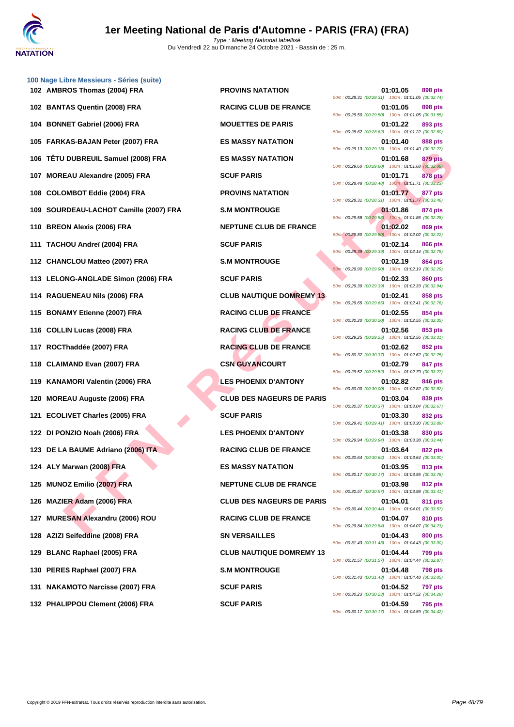### 100 Nage Libre Messieurs - Séries (suite)

| Rang | Nom | Club | Temps | Points | Splits |
|---|---|---|---|---|---|
| 102 | AMBROS Thomas (2004) FRA | PROVINS NATATION | 01:01.05 | 898 pts | 50m : 00:28.31 (00:28.31) 100m : 01:01.05 (00:32.74) |
| 102 | BANTAS Quentin (2008) FRA | RACING CLUB DE FRANCE | 01:01.05 | 898 pts | 50m : 00:29.50 (00:29.50) 100m : 01:01.05 (00:31.55) |
| 104 | BONNET Gabriel (2006) FRA | MOUETTES DE PARIS | 01:01.22 | 893 pts | 50m : 00:28.62 (00:28.62) 100m : 01:01.22 (00:32.60) |
| 105 | FARKAS-BAJAN Peter (2007) FRA | ES MASSY NATATION | 01:01.40 | 888 pts | 50m : 00:29.13 (00:29.13) 100m : 01:01.40 (00:32.27) |
| 106 | TÊTU DUBREUIL Samuel (2008) FRA | ES MASSY NATATION | 01:01.68 | 879 pts | 50m : 00:29.60 (00:29.60) 100m : 01:01.68 (00:32.08) |
| 107 | MOREAU Alexandre (2005) FRA | SCUF PARIS | 01:01.71 | 878 pts | 50m : 00:28.48 (00:28.48) 100m : 01:01.71 (00:33.23) |
| 108 | COLOMBOT Eddie (2004) FRA | PROVINS NATATION | 01:01.77 | 877 pts | 50m : 00:28.31 (00:28.31) 100m : 01:01.77 (00:33.46) |
| 109 | SOURDEAU-LACHOT Camille (2007) FRA | S.M MONTROUGE | 01:01.86 | 874 pts | 50m : 00:29.58 (00:29.58) 100m : 01:01.86 (00:32.28) |
| 110 | BREON Alexis (2006) FRA | NEPTUNE CLUB DE FRANCE | 01:02.02 | 869 pts | 50m : 00:29.80 (00:29.80) 100m : 01:02.02 (00:32.22) |
| 111 | TACHOU Andreï (2004) FRA | SCUF PARIS | 01:02.14 | 866 pts | 50m : 00:29.39 (00:29.39) 100m : 01:02.14 (00:32.75) |
| 112 | CHANCLOU Matteo (2007) FRA | S.M MONTROUGE | 01:02.19 | 864 pts | 50m : 00:29.90 (00:29.90) 100m : 01:02.19 (00:32.29) |
| 113 | LELONG-ANGLADE Simon (2006) FRA | SCUF PARIS | 01:02.33 | 860 pts | 50m : 00:29.39 (00:29.39) 100m : 01:02.33 (00:32.94) |
| 114 | RAGUENEAU Nils (2006) FRA | CLUB NAUTIQUE DOMREMY 13 | 01:02.41 | 858 pts | 50m : 00:29.65 (00:29.65) 100m : 01:02.41 (00:32.76) |
| 115 | BONAMY Etienne (2007) FRA | RACING CLUB DE FRANCE | 01:02.55 | 854 pts | 50m : 00:30.20 (00:30.20) 100m : 01:02.55 (00:32.35) |
| 116 | COLLIN Lucas (2008) FRA | RACING CLUB DE FRANCE | 01:02.56 | 853 pts | 50m : 00:29.25 (00:29.25) 100m : 01:02.56 (00:33.31) |
| 117 | ROCThaddée (2007) FRA | RACING CLUB DE FRANCE | 01:02.62 | 852 pts | 50m : 00:30.37 (00:30.37) 100m : 01:02.62 (00:32.25) |
| 118 | CLAIMAND Evan (2007) FRA | CSN GUYANCOURT | 01:02.79 | 847 pts | 50m : 00:29.52 (00:29.52) 100m : 01:02.79 (00:33.27) |
| 119 | KANAMORI Valentin (2006) FRA | LES PHOENIX D'ANTONY | 01:02.82 | 846 pts | 50m : 00:30.00 (00:30.00) 100m : 01:02.82 (00:32.82) |
| 120 | MOREAU Auguste (2006) FRA | CLUB DES NAGEURS DE PARIS | 01:03.04 | 839 pts | 50m : 00:30.37 (00:30.37) 100m : 01:03.04 (00:32.67) |
| 121 | ECOLIVET Charles (2005) FRA | SCUF PARIS | 01:03.30 | 832 pts | 50m : 00:29.41 (00:29.41) 100m : 01:03.30 (00:33.89) |
| 122 | DI PONZIO Noah (2006) FRA | LES PHOENIX D'ANTONY | 01:03.38 | 830 pts | 50m : 00:29.94 (00:29.94) 100m : 01:03.38 (00:33.44) |
| 123 | DE LA BAUME Adriano (2006) ITA | RACING CLUB DE FRANCE | 01:03.64 | 822 pts | 50m : 00:30.64 (00:30.64) 100m : 01:03.64 (00:33.00) |
| 124 | ALY Marwan (2008) FRA | ES MASSY NATATION | 01:03.95 | 813 pts | 50m : 00:30.17 (00:30.17) 100m : 01:03.95 (00:33.78) |
| 125 | MUNOZ Emilio (2007) FRA | NEPTUNE CLUB DE FRANCE | 01:03.98 | 812 pts | 50m : 00:30.57 (00:30.57) 100m : 01:03.98 (00:33.41) |
| 126 | MAZIER Adam (2006) FRA | CLUB DES NAGEURS DE PARIS | 01:04.01 | 811 pts | 50m : 00:30.44 (00:30.44) 100m : 01:04.01 (00:33.57) |
| 127 | MURESAN Alexandru (2006) ROU | RACING CLUB DE FRANCE | 01:04.07 | 810 pts | 50m : 00:29.84 (00:29.84) 100m : 01:04.07 (00:34.23) |
| 128 | AZIZI Seifeddine (2008) FRA | SN VERSAILLES | 01:04.43 | 800 pts | 50m : 00:31.43 (00:31.43) 100m : 01:04.43 (00:33.00) |
| 129 | BLANC Raphael (2005) FRA | CLUB NAUTIQUE DOMREMY 13 | 01:04.44 | 799 pts | 50m : 00:31.57 (00:31.57) 100m : 01:04.44 (00:32.87) |
| 130 | PERES Raphael (2007) FRA | S.M MONTROUGE | 01:04.48 | 798 pts | 50m : 00:31.43 (00:31.43) 100m : 01:04.48 (00:33.05) |
| 131 | NAKAMOTO Narcisse (2007) FRA | SCUF PARIS | 01:04.52 | 797 pts | 50m : 00:30.23 (00:30.23) 100m : 01:04.52 (00:34.29) |
| 132 | PHALIPPOU Clement (2006) FRA | SCUF PARIS | 01:04.59 | 795 pts | 50m : 00:30.17 (00:30.17) 100m : 01:04.59 (00:34.42) |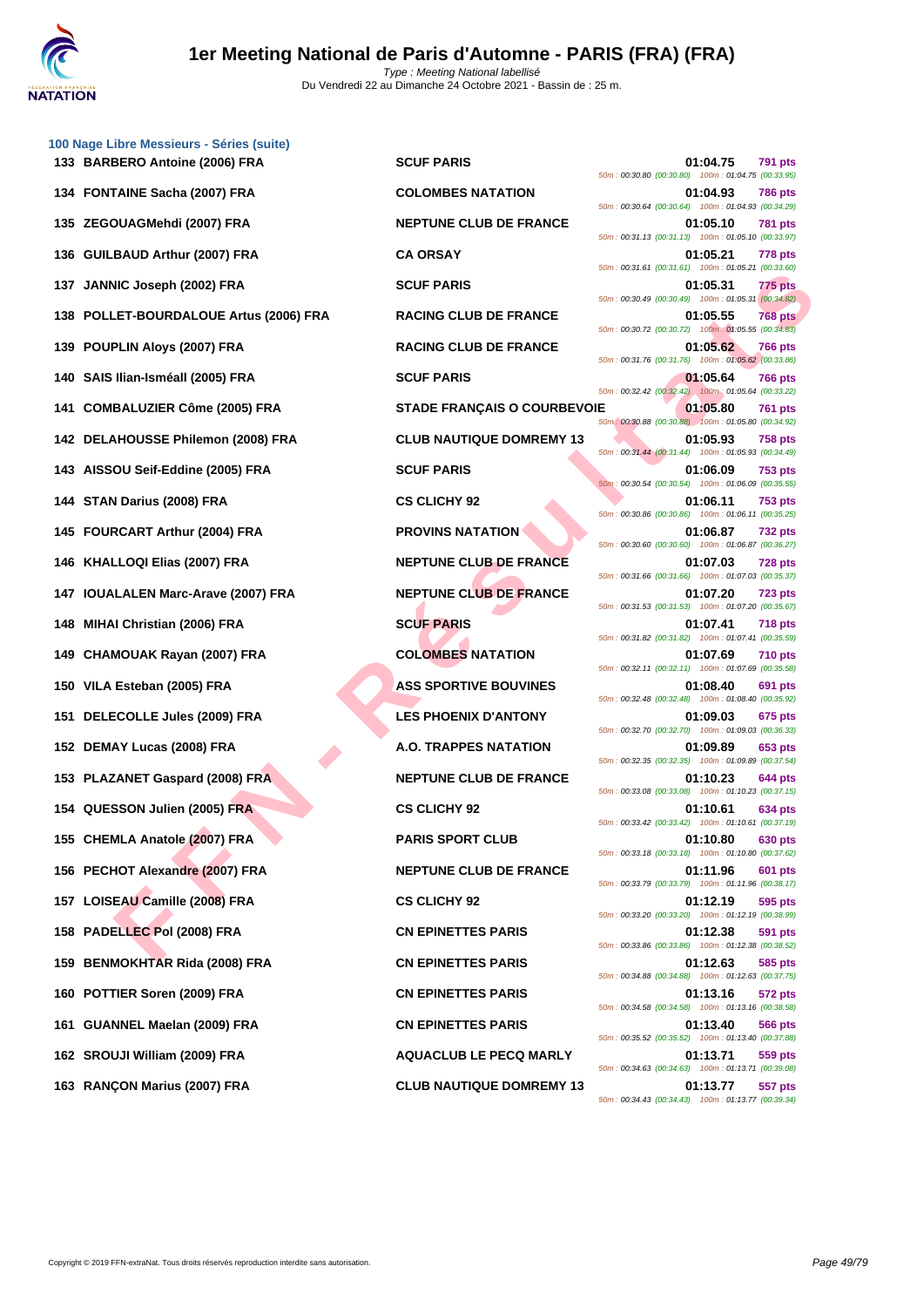### 100 Nage Libre Messieurs - Séries (suite)

| Place | Nom | Club | Temps | Points | Splits |
|---|---|---|---|---|---|
| 133 | BARBERO Antoine (2006) FRA | SCUF PARIS | 01:04.75 | 791 pts | 50m : 00:30.80 (00:30.80) 100m : 01:04.75 (00:33.95) |
| 134 | FONTAINE Sacha (2007) FRA | COLOMBES NATATION | 01:04.93 | 786 pts | 50m : 00:30.64 (00:30.64) 100m : 01:04.93 (00:34.29) |
| 135 | ZEGOUAGMehdi (2007) FRA | NEPTUNE CLUB DE FRANCE | 01:05.10 | 781 pts | 50m : 00:31.13 (00:31.13) 100m : 01:05.10 (00:33.97) |
| 136 | GUILBAUD Arthur (2007) FRA | CA ORSAY | 01:05.21 | 778 pts | 50m : 00:31.61 (00:31.61) 100m : 01:05.21 (00:33.60) |
| 137 | JANNIC Joseph (2002) FRA | SCUF PARIS | 01:05.31 | 775 pts | 50m : 00:30.49 (00:30.49) 100m : 01:05.31 (00:34.82) |
| 138 | POLLET-BOURDALOUE Artus (2006) FRA | RACING CLUB DE FRANCE | 01:05.55 | 768 pts | 50m : 00:30.72 (00:30.72) 100m : 01:05.55 (00:34.83) |
| 139 | POUPLIN Aloys (2007) FRA | RACING CLUB DE FRANCE | 01:05.62 | 766 pts | 50m : 00:31.76 (00:31.76) 100m : 01:05.62 (00:33.86) |
| 140 | SAIS Ilian-Isméall (2005) FRA | SCUF PARIS | 01:05.64 | 766 pts | 50m : 00:32.42 (00:32.42) 100m : 01:05.64 (00:33.22) |
| 141 | COMBALUZIER Côme (2005) FRA | STADE FRANÇAIS O COURBEVOIE | 01:05.80 | 761 pts | 50m : 00:30.88 (00:30.88) 100m : 01:05.80 (00:34.92) |
| 142 | DELAHOUSSE Philemon (2008) FRA | CLUB NAUTIQUE DOMREMY 13 | 01:05.93 | 758 pts | 50m : 00:31.44 (00:31.44) 100m : 01:05.93 (00:34.49) |
| 143 | AISSOU Seif-Eddine (2005) FRA | SCUF PARIS | 01:06.09 | 753 pts | 50m : 00:30.54 (00:30.54) 100m : 01:06.09 (00:35.55) |
| 144 | STAN Darius (2008) FRA | CS CLICHY 92 | 01:06.11 | 753 pts | 50m : 00:30.86 (00:30.86) 100m : 01:06.11 (00:35.25) |
| 145 | FOURCART Arthur (2004) FRA | PROVINS NATATION | 01:06.87 | 732 pts | 50m : 00:30.60 (00:30.60) 100m : 01:06.87 (00:36.27) |
| 146 | KHALLOQI Elias (2007) FRA | NEPTUNE CLUB DE FRANCE | 01:07.03 | 728 pts | 50m : 00:31.66 (00:31.66) 100m : 01:07.03 (00:35.37) |
| 147 | IOUALALEN Marc-Arave (2007) FRA | NEPTUNE CLUB DE FRANCE | 01:07.20 | 723 pts | 50m : 00:31.53 (00:31.53) 100m : 01:07.20 (00:35.67) |
| 148 | MIHAI Christian (2006) FRA | SCUF PARIS | 01:07.41 | 718 pts | 50m : 00:31.82 (00:31.82) 100m : 01:07.41 (00:35.59) |
| 149 | CHAMOUAK Rayan (2007) FRA | COLOMBES NATATION | 01:07.69 | 710 pts | 50m : 00:32.11 (00:32.11) 100m : 01:07.69 (00:35.58) |
| 150 | VILA Esteban (2005) FRA | ASS SPORTIVE BOUVINES | 01:08.40 | 691 pts | 50m : 00:32.48 (00:32.48) 100m : 01:08.40 (00:35.92) |
| 151 | DELECOLLE Jules (2009) FRA | LES PHOENIX D'ANTONY | 01:09.03 | 675 pts | 50m : 00:32.70 (00:32.70) 100m : 01:09.03 (00:36.33) |
| 152 | DEMAY Lucas (2008) FRA | A.O. TRAPPES NATATION | 01:09.89 | 653 pts | 50m : 00:32.35 (00:32.35) 100m : 01:09.89 (00:37.54) |
| 153 | PLAZANET Gaspard (2008) FRA | NEPTUNE CLUB DE FRANCE | 01:10.23 | 644 pts | 50m : 00:33.08 (00:33.08) 100m : 01:10.23 (00:37.15) |
| 154 | QUESSON Julien (2005) FRA | CS CLICHY 92 | 01:10.61 | 634 pts | 50m : 00:33.42 (00:33.42) 100m : 01:10.61 (00:37.19) |
| 155 | CHEMLA Anatole (2007) FRA | PARIS SPORT CLUB | 01:10.80 | 630 pts | 50m : 00:33.18 (00:33.18) 100m : 01:10.80 (00:37.62) |
| 156 | PECHOT Alexandre (2007) FRA | NEPTUNE CLUB DE FRANCE | 01:11.96 | 601 pts | 50m : 00:33.79 (00:33.79) 100m : 01:11.96 (00:38.17) |
| 157 | LOISEAU Camille (2008) FRA | CS CLICHY 92 | 01:12.19 | 595 pts | 50m : 00:33.20 (00:33.20) 100m : 01:12.19 (00:38.99) |
| 158 | PADELLEC Pol (2008) FRA | CN EPINETTES PARIS | 01:12.38 | 591 pts | 50m : 00:33.86 (00:33.86) 100m : 01:12.38 (00:38.52) |
| 159 | BENMOKHTAR Rida (2008) FRA | CN EPINETTES PARIS | 01:12.63 | 585 pts | 50m : 00:34.88 (00:34.88) 100m : 01:12.63 (00:37.75) |
| 160 | POTTIER Soren (2009) FRA | CN EPINETTES PARIS | 01:13.16 | 572 pts | 50m : 00:34.58 (00:34.58) 100m : 01:13.16 (00:38.58) |
| 161 | GUANNEL Maelan (2009) FRA | CN EPINETTES PARIS | 01:13.40 | 566 pts | 50m : 00:35.52 (00:35.52) 100m : 01:13.40 (00:37.88) |
| 162 | SROUJI William (2009) FRA | AQUACLUB LE PECQ MARLY | 01:13.71 | 559 pts | 50m : 00:34.63 (00:34.63) 100m : 01:13.71 (00:39.08) |
| 163 | RANÇON Marius (2007) FRA | CLUB NAUTIQUE DOMREMY 13 | 01:13.77 | 557 pts | 50m : 00:34.43 (00:34.43) 100m : 01:13.77 (00:39.34) |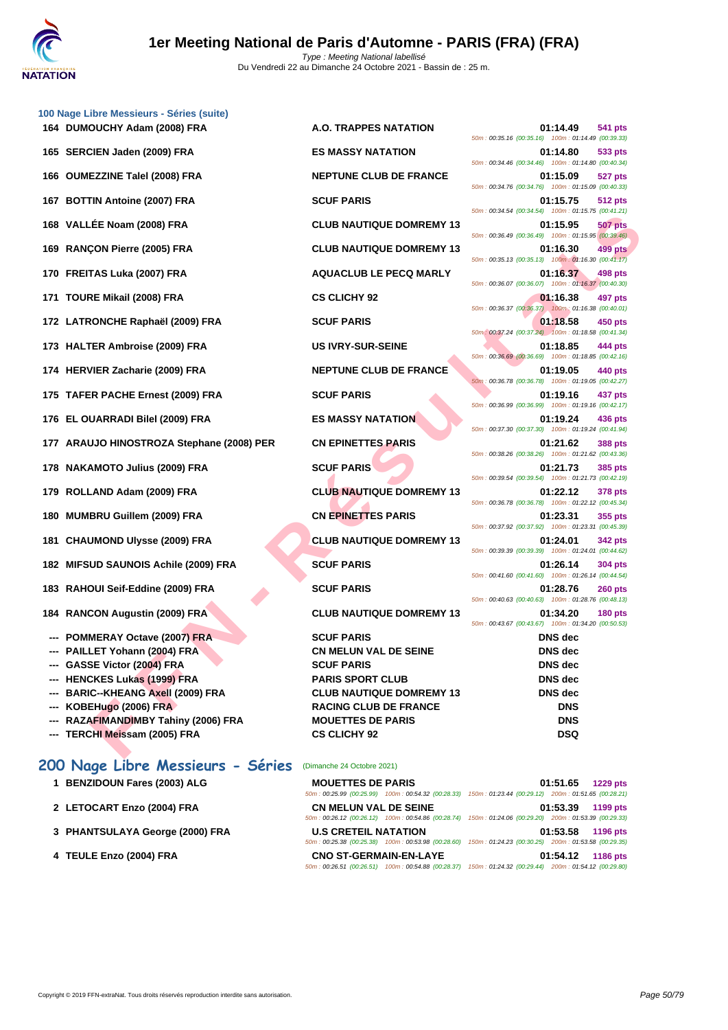# 1er Meeting National de Paris d'Automne - PARIS (FRA) (FRA)

*Type : Meeting National labellisé*
Du Vendredi 22 au Dimanche 24 Octobre 2021 - Bassin de : 25 m.

### 100 Nage Libre Messieurs - Séries (suite)

| Pl. | Nom | Club | Temps | Points | Splits |
|---|---|---|---|---|---|
| 164 | DUMOUCHY Adam (2008) FRA | A.O. TRAPPES NATATION | 01:14.49 | 541 pts | 50m : 00:35.16 (00:35.16) 100m : 01:14.49 (00:39.33) |
| 165 | SERCIEN Jaden (2009) FRA | ES MASSY NATATION | 01:14.80 | 533 pts | 50m : 00:34.46 (00:34.46) 100m : 01:14.80 (00:40.34) |
| 166 | OUMEZZINE Talel (2008) FRA | NEPTUNE CLUB DE FRANCE | 01:15.09 | 527 pts | 50m : 00:34.76 (00:34.76) 100m : 01:15.09 (00:40.33) |
| 167 | BOTTIN Antoine (2007) FRA | SCUF PARIS | 01:15.75 | 512 pts | 50m : 00:34.54 (00:34.54) 100m : 01:15.75 (00:41.21) |
| 168 | VALLÉE Noam (2008) FRA | CLUB NAUTIQUE DOMREMY 13 | 01:15.95 | 507 pts | 50m : 00:36.49 (00:36.49) 100m : 01:15.95 (00:39.46) |
| 169 | RANÇON Pierre (2005) FRA | CLUB NAUTIQUE DOMREMY 13 | 01:16.30 | 499 pts | 50m : 00:35.13 (00:35.13) 100m : 01:16.30 (00:41.17) |
| 170 | FREITAS Luka (2007) FRA | AQUACLUB LE PECQ MARLY | 01:16.37 | 498 pts | 50m : 00:36.07 (00:36.07) 100m : 01:16.37 (00:40.30) |
| 171 | TOURE Mikail (2008) FRA | CS CLICHY 92 | 01:16.38 | 497 pts | 50m : 00:36.37 (00:36.37) 100m : 01:16.38 (00:40.01) |
| 172 | LATRONCHE Raphaël (2009) FRA | SCUF PARIS | 01:18.58 | 450 pts | 50m : 00:37.24 (00:37.24) 100m : 01:18.58 (00:41.34) |
| 173 | HALTER Ambroise (2009) FRA | US IVRY-SUR-SEINE | 01:18.85 | 444 pts | 50m : 00:36.69 (00:36.69) 100m : 01:18.85 (00:42.16) |
| 174 | HERVIER Zacharie (2009) FRA | NEPTUNE CLUB DE FRANCE | 01:19.05 | 440 pts | 50m : 00:36.78 (00:36.78) 100m : 01:19.05 (00:42.27) |
| 175 | TAFER PACHE Ernest (2009) FRA | SCUF PARIS | 01:19.16 | 437 pts | 50m : 00:36.99 (00:36.99) 100m : 01:19.16 (00:42.17) |
| 176 | EL OUARRADI Bilel (2009) FRA | ES MASSY NATATION | 01:19.24 | 436 pts | 50m : 00:37.30 (00:37.30) 100m : 01:19.24 (00:41.94) |
| 177 | ARAUJO HINOSTROZA Stephane (2008) PER | CN EPINETTES PARIS | 01:21.62 | 388 pts | 50m : 00:38.26 (00:38.26) 100m : 01:21.62 (00:43.36) |
| 178 | NAKAMOTO Julius (2009) FRA | SCUF PARIS | 01:21.73 | 385 pts | 50m : 00:39.54 (00:39.54) 100m : 01:21.73 (00:42.19) |
| 179 | ROLLAND Adam (2009) FRA | CLUB NAUTIQUE DOMREMY 13 | 01:22.12 | 378 pts | 50m : 00:36.78 (00:36.78) 100m : 01:22.12 (00:45.34) |
| 180 | MUMBRU Guillem (2009) FRA | CN EPINETTES PARIS | 01:23.31 | 355 pts | 50m : 00:37.92 (00:37.92) 100m : 01:23.31 (00:45.39) |
| 181 | CHAUMOND Ulysse (2009) FRA | CLUB NAUTIQUE DOMREMY 13 | 01:24.01 | 342 pts | 50m : 00:39.39 (00:39.39) 100m : 01:24.01 (00:44.62) |
| 182 | MIFSUD SAUNOIS Achile (2009) FRA | SCUF PARIS | 01:26.14 | 304 pts | 50m : 00:41.60 (00:41.60) 100m : 01:26.14 (00:44.54) |
| 183 | RAHOUI Seif-Eddine (2009) FRA | SCUF PARIS | 01:28.76 | 260 pts | 50m : 00:40.63 (00:40.63) 100m : 01:28.76 (00:48.13) |
| 184 | RANCON Augustin (2009) FRA | CLUB NAUTIQUE DOMREMY 13 | 01:34.20 | 180 pts | 50m : 00:43.67 (00:43.67) 100m : 01:34.20 (00:50.53) |
| --- | POMMERAY Octave (2007) FRA | SCUF PARIS | DNS dec | | |
| --- | PAILLET Yohann (2004) FRA | CN MELUN VAL DE SEINE | DNS dec | | |
| --- | GASSE Victor (2004) FRA | SCUF PARIS | DNS dec | | |
| --- | HENCKES Lukas (1999) FRA | PARIS SPORT CLUB | DNS dec | | |
| --- | BARIC--KHEANG Axell (2009) FRA | CLUB NAUTIQUE DOMREMY 13 | DNS dec | | |
| --- | KOBEHugo (2006) FRA | RACING CLUB DE FRANCE | DNS | | |
| --- | RAZAFIMANDIMBY Tahiny (2006) FRA | MOUETTES DE PARIS | DNS | | |
| --- | TERCHI Meissam (2005) FRA | CS CLICHY 92 | DSQ | | |

## 200 Nage Libre Messieurs - Séries (Dimanche 24 Octobre 2021)

| Pl. | Nom | Club | Temps | Points | Splits |
|---|---|---|---|---|---|
| 1 | BENZIDOUN Fares (2003) ALG | MOUETTES DE PARIS | 01:51.65 | 1229 pts | 50m : 00:25.99 (00:25.99) 100m : 00:54.32 (00:28.33) 150m : 01:23.44 (00:29.12) 200m : 01:51.65 (00:28.21) |
| 2 | LETOCART Enzo (2004) FRA | CN MELUN VAL DE SEINE | 01:53.39 | 1199 pts | 50m : 00:26.12 (00:26.12) 100m : 00:54.86 (00:28.74) 150m : 01:24.06 (00:29.20) 200m : 01:53.39 (00:29.33) |
| 3 | PHANTSULAYA George (2000) FRA | U.S CRETEIL NATATION | 01:53.58 | 1196 pts | 50m : 00:25.38 (00:25.38) 100m : 00:53.98 (00:28.60) 150m : 01:24.23 (00:30.25) 200m : 01:53.58 (00:29.35) |
| 4 | TEULE Enzo (2004) FRA | CNO ST-GERMAIN-EN-LAYE | 01:54.12 | 1186 pts | 50m : 00:26.51 (00:26.51) 100m : 00:54.88 (00:28.37) 150m : 01:24.32 (00:29.44) 200m : 01:54.12 (00:29.80) |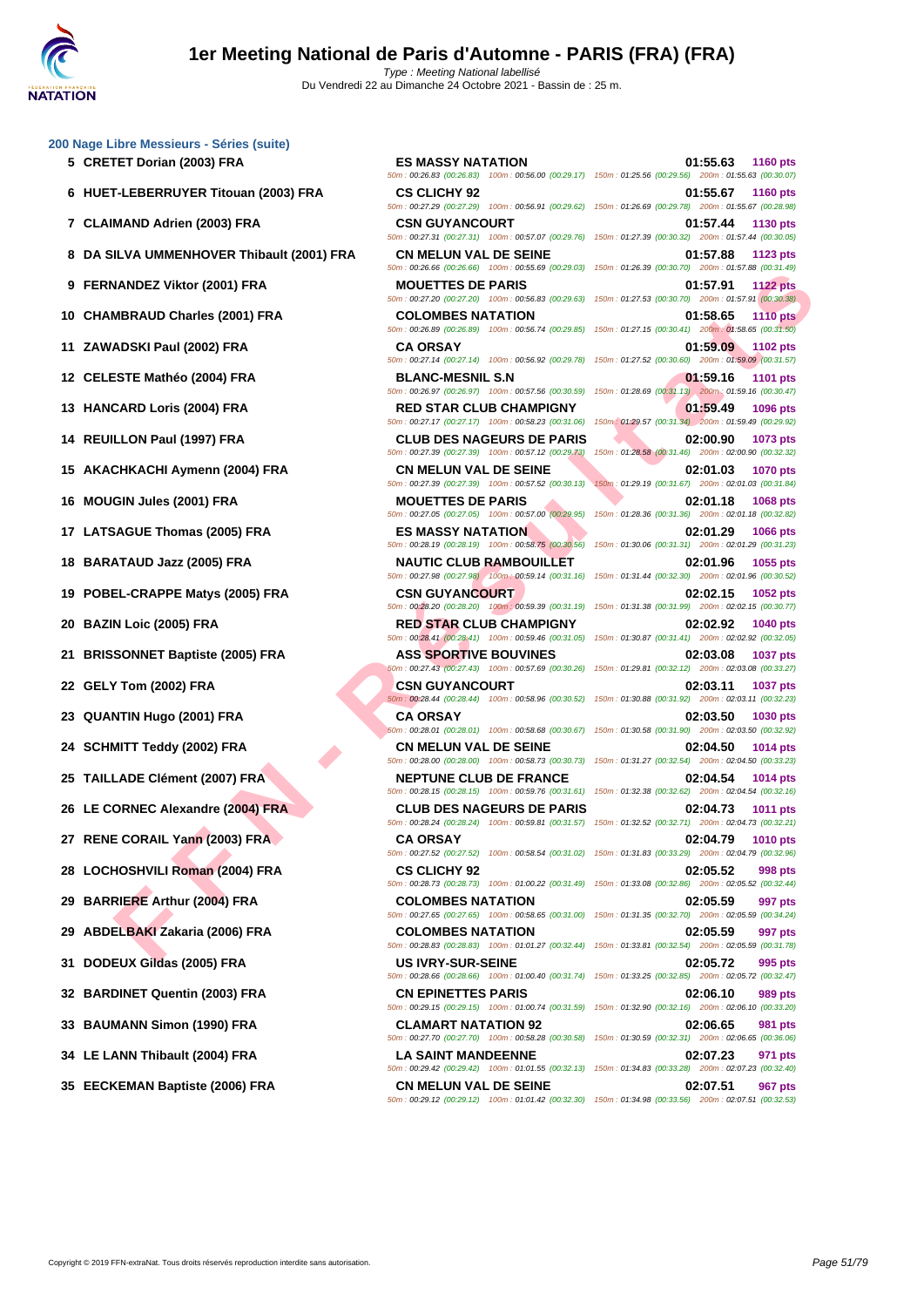# 1er Meeting National de Paris d'Automne - PARIS (FRA) (FRA)

Type : Meeting National labellisé
Du Vendredi 22 au Dimanche 24 Octobre 2021 - Bassin de : 25 m.

## 200 Nage Libre Messieurs - Séries (suite)

| Rg | Nom | Club | Temps | Points |
|---|---|---|---|---|
| 5 | CRETET Dorian (2003) FRA | ES MASSY NATATION | 01:55.63 | 1160 pts |
| | | 50m : 00:26.83 (00:26.83) 100m : 00:56.00 (00:29.17) 150m : 01:25.56 (00:29.56) 200m : 01:55.63 (00:30.07) | | |
| 6 | HUET-LEBERRUYER Titouan (2003) FRA | CS CLICHY 92 | 01:55.67 | 1160 pts |
| | | 50m : 00:27.29 (00:27.29) 100m : 00:56.91 (00:29.62) 150m : 01:26.69 (00:29.78) 200m : 01:55.67 (00:28.98) | | |
| 7 | CLAIMAND Adrien (2003) FRA | CSN GUYANCOURT | 01:57.44 | 1130 pts |
| | | 50m : 00:27.31 (00:27.31) 100m : 00:57.07 (00:29.76) 150m : 01:27.39 (00:30.32) 200m : 01:57.44 (00:30.05) | | |
| 8 | DA SILVA UMMENHOVER Thibault (2001) FRA | CN MELUN VAL DE SEINE | 01:57.88 | 1123 pts |
| | | 50m : 00:26.66 (00:26.66) 100m : 00:55.69 (00:29.03) 150m : 01:26.39 (00:30.70) 200m : 01:57.88 (00:31.49) | | |
| 9 | FERNANDEZ Viktor (2001) FRA | MOUETTES DE PARIS | 01:57.91 | 1122 pts |
| | | 50m : 00:27.20 (00:27.20) 100m : 00:56.83 (00:29.63) 150m : 01:27.53 (00:30.70) 200m : 01:57.91 (00:30.38) | | |
| 10 | CHAMBRAUD Charles (2001) FRA | COLOMBES NATATION | 01:58.65 | 1110 pts |
| | | 50m : 00:26.89 (00:26.89) 100m : 00:56.74 (00:29.85) 150m : 01:27.15 (00:30.41) 200m : 01:58.65 (00:31.50) | | |
| 11 | ZAWADSKI Paul (2002) FRA | CA ORSAY | 01:59.09 | 1102 pts |
| | | 50m : 00:27.14 (00:27.14) 100m : 00:56.92 (00:29.78) 150m : 01:27.52 (00:30.60) 200m : 01:59.09 (00:31.57) | | |
| 12 | CELESTE Mathéo (2004) FRA | BLANC-MESNIL S.N | 01:59.16 | 1101 pts |
| | | 50m : 00:26.97 (00:26.97) 100m : 00:57.56 (00:30.59) 150m : 01:28.69 (00:31.13) 200m : 01:59.16 (00:30.47) | | |
| 13 | HANCARD Loris (2004) FRA | RED STAR CLUB CHAMPIGNY | 01:59.49 | 1096 pts |
| | | 50m : 00:27.17 (00:27.17) 100m : 00:58.23 (00:31.06) 150m : 01:29.57 (00:31.34) 200m : 01:59.49 (00:29.92) | | |
| 14 | REUILLON Paul (1997) FRA | CLUB DES NAGEURS DE PARIS | 02:00.90 | 1073 pts |
| | | 50m : 00:27.39 (00:27.39) 100m : 00:57.12 (00:29.73) 150m : 01:28.58 (00:31.46) 200m : 02:00.90 (00:32.32) | | |
| 15 | AKACHKACHI Aymenn (2004) FRA | CN MELUN VAL DE SEINE | 02:01.03 | 1070 pts |
| | | 50m : 00:27.39 (00:27.39) 100m : 00:57.52 (00:30.13) 150m : 01:29.19 (00:31.67) 200m : 02:01.03 (00:31.84) | | |
| 16 | MOUGIN Jules (2001) FRA | MOUETTES DE PARIS | 02:01.18 | 1068 pts |
| | | 50m : 00:27.05 (00:27.05) 100m : 00:57.00 (00:29.95) 150m : 01:28.36 (00:31.36) 200m : 02:01.18 (00:32.82) | | |
| 17 | LATSAGUE Thomas (2005) FRA | ES MASSY NATATION | 02:01.29 | 1066 pts |
| | | 50m : 00:28.19 (00:28.19) 100m : 00:58.75 (00:30.56) 150m : 01:30.06 (00:31.31) 200m : 02:01.29 (00:31.23) | | |
| 18 | BARATAUD Jazz (2005) FRA | NAUTIC CLUB RAMBOUILLET | 02:01.96 | 1055 pts |
| | | 50m : 00:27.98 (00:27.98) 100m : 00:59.14 (00:31.16) 150m : 01:31.44 (00:32.30) 200m : 02:01.96 (00:30.52) | | |
| 19 | POBEL-CRAPPE Matys (2005) FRA | CSN GUYANCOURT | 02:02.15 | 1052 pts |
| | | 50m : 00:28.20 (00:28.20) 100m : 00:59.39 (00:31.19) 150m : 01:31.38 (00:31.99) 200m : 02:02.15 (00:30.77) | | |
| 20 | BAZIN Loic (2005) FRA | RED STAR CLUB CHAMPIGNY | 02:02.92 | 1040 pts |
| | | 50m : 00:28.41 (00:28.41) 100m : 00:59.46 (00:31.05) 150m : 01:30.87 (00:31.41) 200m : 02:02.92 (00:32.05) | | |
| 21 | BRISSONNET Baptiste (2005) FRA | ASS SPORTIVE BOUVINES | 02:03.08 | 1037 pts |
| | | 50m : 00:27.43 (00:27.43) 100m : 00:57.69 (00:30.26) 150m : 01:29.81 (00:32.12) 200m : 02:03.08 (00:33.27) | | |
| 22 | GELY Tom (2002) FRA | CSN GUYANCOURT | 02:03.11 | 1037 pts |
| | | 50m : 00:28.44 (00:28.44) 100m : 00:58.96 (00:30.52) 150m : 01:30.88 (00:31.92) 200m : 02:03.11 (00:32.23) | | |
| 23 | QUANTIN Hugo (2001) FRA | CA ORSAY | 02:03.50 | 1030 pts |
| | | 50m : 00:28.01 (00:28.01) 100m : 00:58.68 (00:30.67) 150m : 01:30.58 (00:31.90) 200m : 02:03.50 (00:32.92) | | |
| 24 | SCHMITT Teddy (2002) FRA | CN MELUN VAL DE SEINE | 02:04.50 | 1014 pts |
| | | 50m : 00:28.00 (00:28.00) 100m : 00:58.73 (00:30.73) 150m : 01:31.27 (00:32.54) 200m : 02:04.50 (00:33.23) | | |
| 25 | TAILLADE Clément (2007) FRA | NEPTUNE CLUB DE FRANCE | 02:04.54 | 1014 pts |
| | | 50m : 00:28.15 (00:28.15) 100m : 00:59.76 (00:31.61) 150m : 01:32.38 (00:32.62) 200m : 02:04.54 (00:32.16) | | |
| 26 | LE CORNEC Alexandre (2004) FRA | CLUB DES NAGEURS DE PARIS | 02:04.73 | 1011 pts |
| | | 50m : 00:28.24 (00:28.24) 100m : 00:59.81 (00:31.57) 150m : 01:32.52 (00:32.71) 200m : 02:04.73 (00:32.21) | | |
| 27 | RENE CORAIL Yann (2003) FRA | CA ORSAY | 02:04.79 | 1010 pts |
| | | 50m : 00:27.52 (00:27.52) 100m : 00:58.54 (00:31.02) 150m : 01:31.83 (00:33.29) 200m : 02:04.79 (00:32.96) | | |
| 28 | LOCHOSHVILI Roman (2004) FRA | CS CLICHY 92 | 02:05.52 | 998 pts |
| | | 50m : 00:28.73 (00:28.73) 100m : 01:00.22 (00:31.49) 150m : 01:33.08 (00:32.86) 200m : 02:05.52 (00:32.44) | | |
| 29 | BARRIERE Arthur (2004) FRA | COLOMBES NATATION | 02:05.59 | 997 pts |
| | | 50m : 00:27.65 (00:27.65) 100m : 00:58.65 (00:31.00) 150m : 01:31.35 (00:32.70) 200m : 02:05.59 (00:34.24) | | |
| 29 | ABDELBAKI Zakaria (2006) FRA | COLOMBES NATATION | 02:05.59 | 997 pts |
| | | 50m : 00:28.83 (00:28.83) 100m : 01:01.27 (00:32.44) 150m : 01:33.81 (00:32.54) 200m : 02:05.59 (00:31.78) | | |
| 31 | DODEUX Gildas (2005) FRA | US IVRY-SUR-SEINE | 02:05.72 | 995 pts |
| | | 50m : 00:28.66 (00:28.66) 100m : 01:00.40 (00:31.74) 150m : 01:33.25 (00:32.85) 200m : 02:05.72 (00:32.47) | | |
| 32 | BARDINET Quentin (2003) FRA | CN EPINETTES PARIS | 02:06.10 | 989 pts |
| | | 50m : 00:29.15 (00:29.15) 100m : 01:00.74 (00:31.59) 150m : 01:32.90 (00:32.16) 200m : 02:06.10 (00:33.20) | | |
| 33 | BAUMANN Simon (1990) FRA | CLAMART NATATION 92 | 02:06.65 | 981 pts |
| | | 50m : 00:27.70 (00:27.70) 100m : 00:58.28 (00:30.58) 150m : 01:30.59 (00:32.31) 200m : 02:06.65 (00:36.06) | | |
| 34 | LE LANN Thibault (2004) FRA | LA SAINT MANDEENNE | 02:07.23 | 971 pts |
| | | 50m : 00:29.42 (00:29.42) 100m : 01:01.55 (00:32.13) 150m : 01:34.83 (00:33.28) 200m : 02:07.23 (00:32.40) | | |
| 35 | EECKEMAN Baptiste (2006) FRA | CN MELUN VAL DE SEINE | 02:07.51 | 967 pts |
| | | 50m : 00:29.12 (00:29.12) 100m : 01:01.42 (00:32.30) 150m : 01:34.98 (00:33.56) 200m : 02:07.51 (00:32.53) | | |

Copyright © 2019 FFN-extraNat. Tous droits réservés reproduction interdite sans autorisation.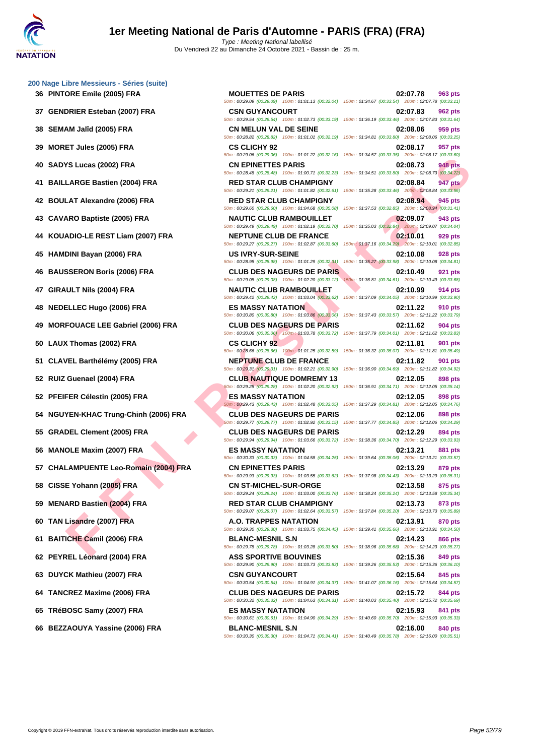# 1er Meeting National de Paris d'Automne - PARIS (FRA) (FRA)

Type : Meeting National labellisé
Du Vendredi 22 au Dimanche 24 Octobre 2021 - Bassin de : 25 m.

## 200 Nage Libre Messieurs - Séries (suite)

| Rang | Nom | Club | Temps | Points |
|---|---|---|---|---|
| 36 | PINTORE Emile (2005) FRA | MOUETTES DE PARIS | 02:07.78 | 963 pts |
| | | 50m : 00:29.09 (00:29.09) 100m : 01:01.13 (00:32.04) 150m : 01:34.67 (00:33.54) 200m : 02:07.78 (00:33.11) | | |
| 37 | GENDRIER Esteban (2007) FRA | CSN GUYANCOURT | 02:07.83 | 962 pts |
| | | 50m : 00:29.54 (00:29.54) 100m : 01:02.73 (00:33.19) 150m : 01:36.19 (00:33.46) 200m : 02:07.83 (00:31.64) | | |
| 38 | SEMAM Jalîd (2005) FRA | CN MELUN VAL DE SEINE | 02:08.06 | 959 pts |
| | | 50m : 00:28.82 (00:28.82) 100m : 01:01.01 (00:32.19) 150m : 01:34.81 (00:33.80) 200m : 02:08.06 (00:33.25) | | |
| 39 | MORET Jules (2005) FRA | CS CLICHY 92 | 02:08.17 | 957 pts |
| | | 50m : 00:29.06 (00:29.06) 100m : 01:01.22 (00:32.16) 150m : 01:34.57 (00:33.35) 200m : 02:08.17 (00:33.60) | | |
| 40 | SADYS Lucas (2002) FRA | CN EPINETTES PARIS | 02:08.73 | 948 pts |
| | | 50m : 00:28.48 (00:28.48) 100m : 01:00.71 (00:32.23) 150m : 01:34.51 (00:33.80) 200m : 02:08.73 (00:34.22) | | |
| 41 | BAILLARGE Bastien (2004) FRA | RED STAR CLUB CHAMPIGNY | 02:08.84 | 947 pts |
| | | 50m : 00:29.21 (00:29.21) 100m : 01:01.82 (00:32.61) 150m : 01:35.28 (00:33.46) 200m : 02:08.84 (00:33.56) | | |
| 42 | BOULAT Alexandre (2006) FRA | RED STAR CLUB CHAMPIGNY | 02:08.94 | 945 pts |
| | | 50m : 00:29.60 (00:29.60) 100m : 01:04.68 (00:35.08) 150m : 01:37.53 (00:32.85) 200m : 02:08.94 (00:31.41) | | |
| 43 | CAVARO Baptiste (2005) FRA | NAUTIC CLUB RAMBOUILLET | 02:09.07 | 943 pts |
| | | 50m : 00:29.49 (00:29.49) 100m : 01:02.19 (00:32.70) 150m : 01:35.03 (00:32.84) 200m : 02:09.07 (00:34.04) | | |
| 44 | KOUADIO-LE REST Liam (2007) FRA | NEPTUNE CLUB DE FRANCE | 02:10.01 | 929 pts |
| | | 50m : 00:29.27 (00:29.27) 100m : 01:02.87 (00:33.60) 150m : 01:37.16 (00:34.29) 200m : 02:10.01 (00:32.85) | | |
| 45 | HAMDINI Bayan (2006) FRA | US IVRY-SUR-SEINE | 02:10.08 | 928 pts |
| | | 50m : 00:28.98 (00:28.98) 100m : 01:01.29 (00:32.31) 150m : 01:35.27 (00:33.98) 200m : 02:10.08 (00:34.81) | | |
| 46 | BAUSSERON Boris (2006) FRA | CLUB DES NAGEURS DE PARIS | 02:10.49 | 921 pts |
| | | 50m : 00:29.08 (00:29.08) 100m : 01:02.20 (00:33.12) 150m : 01:36.81 (00:34.61) 200m : 02:10.49 (00:33.68) | | |
| 47 | GIRAULT Nils (2004) FRA | NAUTIC CLUB RAMBOUILLET | 02:10.99 | 914 pts |
| | | 50m : 00:29.42 (00:29.42) 100m : 01:03.04 (00:33.62) 150m : 01:37.09 (00:34.05) 200m : 02:10.99 (00:33.90) | | |
| 48 | NEDELLEC Hugo (2006) FRA | ES MASSY NATATION | 02:11.22 | 910 pts |
| | | 50m : 00:30.80 (00:30.80) 100m : 01:03.86 (00:33.06) 150m : 01:37.43 (00:33.57) 200m : 02:11.22 (00:33.79) | | |
| 49 | MORFOUACE LEE Gabriel (2006) FRA | CLUB DES NAGEURS DE PARIS | 02:11.62 | 904 pts |
| | | 50m : 00:30.06 (00:30.06) 100m : 01:03.78 (00:33.72) 150m : 01:37.79 (00:34.01) 200m : 02:11.62 (00:33.83) | | |
| 50 | LAUX Thomas (2002) FRA | CS CLICHY 92 | 02:11.81 | 901 pts |
| | | 50m : 00:28.66 (00:28.66) 100m : 01:01.25 (00:32.59) 150m : 01:36.32 (00:35.07) 200m : 02:11.81 (00:35.49) | | |
| 51 | CLAVEL Barthélémy (2005) FRA | NEPTUNE CLUB DE FRANCE | 02:11.82 | 901 pts |
| | | 50m : 00:29.31 (00:29.31) 100m : 01:02.21 (00:32.90) 150m : 01:36.90 (00:34.69) 200m : 02:11.82 (00:34.92) | | |
| 52 | RUIZ Guenael (2004) FRA | CLUB NAUTIQUE DOMREMY 13 | 02:12.05 | 898 pts |
| | | 50m : 00:29.28 (00:29.28) 100m : 01:02.20 (00:32.92) 150m : 01:36.91 (00:34.71) 200m : 02:12.05 (00:35.14) | | |
| 52 | PFEIFER Célestin (2005) FRA | ES MASSY NATATION | 02:12.05 | 898 pts |
| | | 50m : 00:29.43 (00:29.43) 100m : 01:02.48 (00:33.05) 150m : 01:37.29 (00:34.81) 200m : 02:12.05 (00:34.76) | | |
| 54 | NGUYEN-KHAC Trung-Chinh (2006) FRA | CLUB DES NAGEURS DE PARIS | 02:12.06 | 898 pts |
| | | 50m : 00:29.77 (00:29.77) 100m : 01:02.92 (00:33.15) 150m : 01:37.77 (00:34.85) 200m : 02:12.06 (00:34.29) | | |
| 55 | GRADEL Clement (2005) FRA | CLUB DES NAGEURS DE PARIS | 02:12.29 | 894 pts |
| | | 50m : 00:29.94 (00:29.94) 100m : 01:03.66 (00:33.72) 150m : 01:38.36 (00:34.70) 200m : 02:12.29 (00:33.93) | | |
| 56 | MANOLE Maxim (2007) FRA | ES MASSY NATATION | 02:13.21 | 881 pts |
| | | 50m : 00:30.33 (00:30.33) 100m : 01:04.58 (00:34.25) 150m : 01:39.64 (00:35.06) 200m : 02:13.21 (00:33.57) | | |
| 57 | CHALAMPUENTE Leo-Romain (2004) FRA | CN EPINETTES PARIS | 02:13.29 | 879 pts |
| | | 50m : 00:29.93 (00:29.93) 100m : 01:03.55 (00:33.62) 150m : 01:37.98 (00:34.43) 200m : 02:13.29 (00:35.31) | | |
| 58 | CISSE Yohann (2005) FRA | CN ST-MICHEL-SUR-ORGE | 02:13.58 | 875 pts |
| | | 50m : 00:29.24 (00:29.24) 100m : 01:03.00 (00:33.76) 150m : 01:38.24 (00:35.24) 200m : 02:13.58 (00:35.34) | | |
| 59 | MENARD Bastien (2004) FRA | RED STAR CLUB CHAMPIGNY | 02:13.73 | 873 pts |
| | | 50m : 00:29.07 (00:29.07) 100m : 01:02.64 (00:33.57) 150m : 01:37.84 (00:35.20) 200m : 02:13.73 (00:35.89) | | |
| 60 | TAN Lisandre (2007) FRA | A.O. TRAPPES NATATION | 02:13.91 | 870 pts |
| | | 50m : 00:29.30 (00:29.30) 100m : 01:03.75 (00:34.45) 150m : 01:39.41 (00:35.66) 200m : 02:13.91 (00:34.50) | | |
| 61 | BAITICHE Camil (2006) FRA | BLANC-MESNIL S.N | 02:14.23 | 866 pts |
| | | 50m : 00:29.78 (00:29.78) 100m : 01:03.28 (00:33.50) 150m : 01:38.96 (00:35.68) 200m : 02:14.23 (00:35.27) | | |
| 62 | PEYREL Léonard (2004) FRA | ASS SPORTIVE BOUVINES | 02:15.36 | 849 pts |
| | | 50m : 00:29.90 (00:29.90) 100m : 01:03.73 (00:33.83) 150m : 01:39.26 (00:35.53) 200m : 02:15.36 (00:36.10) | | |
| 63 | DUYCK Mathieu (2007) FRA | CSN GUYANCOURT | 02:15.64 | 845 pts |
| | | 50m : 00:30.54 (00:30.54) 100m : 01:04.91 (00:34.37) 150m : 01:41.07 (00:36.16) 200m : 02:15.64 (00:34.57) | | |
| 64 | TANCREZ Maxime (2006) FRA | CLUB DES NAGEURS DE PARIS | 02:15.72 | 844 pts |
| | | 50m : 00:30.32 (00:30.32) 100m : 01:04.63 (00:34.31) 150m : 01:40.03 (00:35.40) 200m : 02:15.72 (00:35.69) | | |
| 65 | TRéBOSC Samy (2007) FRA | ES MASSY NATATION | 02:15.93 | 841 pts |
| | | 50m : 00:30.61 (00:30.61) 100m : 01:04.90 (00:34.29) 150m : 01:40.60 (00:35.70) 200m : 02:15.93 (00:35.33) | | |
| 66 | BEZZAOUYA Yassine (2006) FRA | BLANC-MESNIL S.N | 02:16.00 | 840 pts |
| | | 50m : 00:30.30 (00:30.30) 100m : 01:04.71 (00:34.41) 150m : 01:40.49 (00:35.78) 200m : 02:16.00 (00:35.51) | | |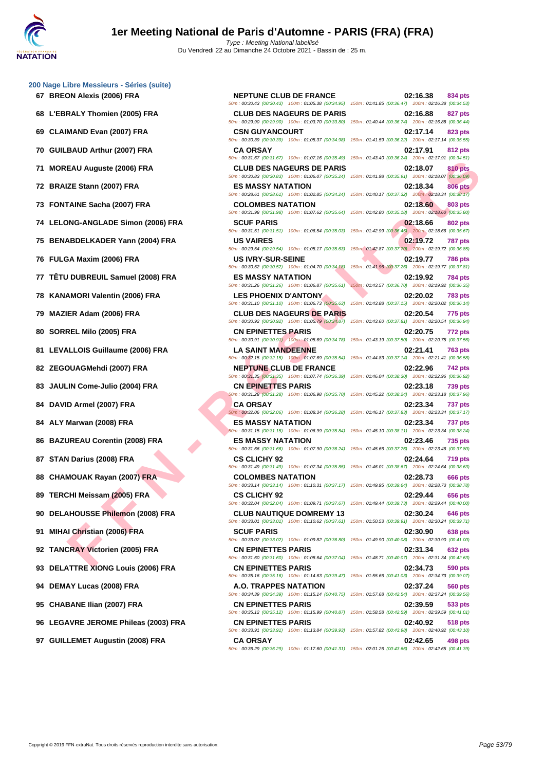## 200 Nage Libre Messieurs - Séries (suite)

| Rang | Nom | Club | Temps | Points |
|---|---|---|---|---|
| 67 | BREON Alexis (2006) FRA | NEPTUNE CLUB DE FRANCE | 02:16.38 | 834 pts |
| | | 50m : 00:30.43 (00:30.43) 100m : 01:05.38 (00:34.95) 150m : 01:41.85 (00:36.47) 200m : 02:16.38 (00:34.53) | | |
| 68 | L'EBRALY Thomien (2005) FRA | CLUB DES NAGEURS DE PARIS | 02:16.88 | 827 pts |
| | | 50m : 00:29.90 (00:29.90) 100m : 01:03.70 (00:33.80) 150m : 01:40.44 (00:36.74) 200m : 02:16.88 (00:36.44) | | |
| 69 | CLAIMAND Evan (2007) FRA | CSN GUYANCOURT | 02:17.14 | 823 pts |
| | | 50m : 00:30.39 (00:30.39) 100m : 01:05.37 (00:34.98) 150m : 01:41.59 (00:36.22) 200m : 02:17.14 (00:35.55) | | |
| 70 | GUILBAUD Arthur (2007) FRA | CA ORSAY | 02:17.91 | 812 pts |
| | | 50m : 00:31.67 (00:31.67) 100m : 01:07.16 (00:35.49) 150m : 01:43.40 (00:36.24) 200m : 02:17.91 (00:34.51) | | |
| 71 | MOREAU Auguste (2006) FRA | CLUB DES NAGEURS DE PARIS | 02:18.07 | 810 pts |
| | | 50m : 00:30.83 (00:30.83) 100m : 01:06.07 (00:35.24) 150m : 01:41.98 (00:35.91) 200m : 02:18.07 (00:36.09) | | |
| 72 | BRAIZE Stann (2007) FRA | ES MASSY NATATION | 02:18.34 | 806 pts |
| | | 50m : 00:28.61 (00:28.61) 100m : 01:02.85 (00:34.24) 150m : 01:40.17 (00:37.32) 200m : 02:18.34 (00:38.17) | | |
| 73 | FONTAINE Sacha (2007) FRA | COLOMBES NATATION | 02:18.60 | 803 pts |
| | | 50m : 00:31.98 (00:31.98) 100m : 01:07.62 (00:35.64) 150m : 01:42.80 (00:35.18) 200m : 02:18.60 (00:35.80) | | |
| 74 | LELONG-ANGLADE Simon (2006) FRA | SCUF PARIS | 02:18.66 | 802 pts |
| | | 50m : 00:31.51 (00:31.51) 100m : 01:06.54 (00:35.03) 150m : 01:42.99 (00:36.45) 200m : 02:18.66 (00:35.67) | | |
| 75 | BENABDELKADER Yann (2004) FRA | US VAIRES | 02:19.72 | 787 pts |
| | | 50m : 00:29.54 (00:29.54) 100m : 01:05.17 (00:35.63) 150m : 01:42.87 (00:37.70) 200m : 02:19.72 (00:36.85) | | |
| 76 | FULGA Maxim (2006) FRA | US IVRY-SUR-SEINE | 02:19.77 | 786 pts |
| | | 50m : 00:30.52 (00:30.52) 100m : 01:04.70 (00:34.18) 150m : 01:41.96 (00:37.26) 200m : 02:19.77 (00:37.81) | | |
| 77 | TÊTU DUBREUIL Samuel (2008) FRA | ES MASSY NATATION | 02:19.92 | 784 pts |
| | | 50m : 00:31.26 (00:31.26) 100m : 01:06.87 (00:35.61) 150m : 01:43.57 (00:36.70) 200m : 02:19.92 (00:36.35) | | |
| 78 | KANAMORI Valentin (2006) FRA | LES PHOENIX D'ANTONY | 02:20.02 | 783 pts |
| | | 50m : 00:31.10 (00:31.10) 100m : 01:06.73 (00:35.63) 150m : 01:43.88 (00:37.15) 200m : 02:20.02 (00:36.14) | | |
| 79 | MAZIER Adam (2006) FRA | CLUB DES NAGEURS DE PARIS | 02:20.54 | 775 pts |
| | | 50m : 00:30.92 (00:30.92) 100m : 01:05.79 (00:34.87) 150m : 01:43.60 (00:37.81) 200m : 02:20.54 (00:36.94) | | |
| 80 | SORREL Milo (2005) FRA | CN EPINETTES PARIS | 02:20.75 | 772 pts |
| | | 50m : 00:30.91 (00:30.91) 100m : 01:05.69 (00:34.78) 150m : 01:43.19 (00:37.50) 200m : 02:20.75 (00:37.56) | | |
| 81 | LEVALLOIS Guillaume (2006) FRA | LA SAINT MANDEENNE | 02:21.41 | 763 pts |
| | | 50m : 00:32.15 (00:32.15) 100m : 01:07.69 (00:35.54) 150m : 01:44.83 (00:37.14) 200m : 02:21.41 (00:36.58) | | |
| 82 | ZEGOUAGMehdi (2007) FRA | NEPTUNE CLUB DE FRANCE | 02:22.96 | 742 pts |
| | | 50m : 00:31.35 (00:31.35) 100m : 01:07.74 (00:36.39) 150m : 01:46.04 (00:38.30) 200m : 02:22.96 (00:36.92) | | |
| 83 | JAULIN Come-Julio (2004) FRA | CN EPINETTES PARIS | 02:23.18 | 739 pts |
| | | 50m : 00:31.28 (00:31.28) 100m : 01:06.98 (00:35.70) 150m : 01:45.22 (00:38.24) 200m : 02:23.18 (00:37.96) | | |
| 84 | DAVID Armel (2007) FRA | CA ORSAY | 02:23.34 | 737 pts |
| | | 50m : 00:32.06 (00:32.06) 100m : 01:08.34 (00:36.28) 150m : 01:46.17 (00:37.83) 200m : 02:23.34 (00:37.17) | | |
| 84 | ALY Marwan (2008) FRA | ES MASSY NATATION | 02:23.34 | 737 pts |
| | | 50m : 00:31.15 (00:31.15) 100m : 01:06.99 (00:35.84) 150m : 01:45.10 (00:38.11) 200m : 02:23.34 (00:38.24) | | |
| 86 | BAZUREAU Corentin (2008) FRA | ES MASSY NATATION | 02:23.46 | 735 pts |
| | | 50m : 00:31.66 (00:31.66) 100m : 01:07.90 (00:36.24) 150m : 01:45.66 (00:37.76) 200m : 02:23.46 (00:37.80) | | |
| 87 | STAN Darius (2008) FRA | CS CLICHY 92 | 02:24.64 | 719 pts |
| | | 50m : 00:31.49 (00:31.49) 100m : 01:07.34 (00:35.85) 150m : 01:46.01 (00:38.67) 200m : 02:24.64 (00:38.63) | | |
| 88 | CHAMOUAK Rayan (2007) FRA | COLOMBES NATATION | 02:28.73 | 666 pts |
| | | 50m : 00:33.14 (00:33.14) 100m : 01:10.31 (00:37.17) 150m : 01:49.95 (00:39.64) 200m : 02:28.73 (00:38.78) | | |
| 89 | TERCHI Meissam (2005) FRA | CS CLICHY 92 | 02:29.44 | 656 pts |
| | | 50m : 00:32.04 (00:32.04) 100m : 01:09.71 (00:37.67) 150m : 01:49.44 (00:39.73) 200m : 02:29.44 (00:40.00) | | |
| 90 | DELAHOUSSE Philemon (2008) FRA | CLUB NAUTIQUE DOMREMY 13 | 02:30.24 | 646 pts |
| | | 50m : 00:33.01 (00:33.01) 100m : 01:10.62 (00:37.61) 150m : 01:50.53 (00:39.91) 200m : 02:30.24 (00:39.71) | | |
| 91 | MIHAI Christian (2006) FRA | SCUF PARIS | 02:30.90 | 638 pts |
| | | 50m : 00:33.02 (00:33.02) 100m : 01:09.82 (00:36.80) 150m : 01:49.90 (00:40.08) 200m : 02:30.90 (00:41.00) | | |
| 92 | TANCRAY Victorien (2005) FRA | CN EPINETTES PARIS | 02:31.34 | 632 pts |
| | | 50m : 00:31.60 (00:31.60) 100m : 01:08.64 (00:37.04) 150m : 01:48.71 (00:40.07) 200m : 02:31.34 (00:42.63) | | |
| 93 | DELATTRE XIONG Louis (2006) FRA | CN EPINETTES PARIS | 02:34.73 | 590 pts |
| | | 50m : 00:35.16 (00:35.16) 100m : 01:14.63 (00:39.47) 150m : 01:55.66 (00:41.03) 200m : 02:34.73 (00:39.07) | | |
| 94 | DEMAY Lucas (2008) FRA | A.O. TRAPPES NATATION | 02:37.24 | 560 pts |
| | | 50m : 00:34.39 (00:34.39) 100m : 01:15.14 (00:40.75) 150m : 01:57.68 (00:42.54) 200m : 02:37.24 (00:39.56) | | |
| 95 | CHABANE Ilian (2007) FRA | CN EPINETTES PARIS | 02:39.59 | 533 pts |
| | | 50m : 00:35.12 (00:35.12) 100m : 01:15.99 (00:40.87) 150m : 01:58.58 (00:42.59) 200m : 02:39.59 (00:41.01) | | |
| 96 | LEGAVRE JEROME Phileas (2003) FRA | CN EPINETTES PARIS | 02:40.92 | 518 pts |
| | | 50m : 00:33.91 (00:33.91) 100m : 01:13.84 (00:39.93) 150m : 01:57.82 (00:43.98) 200m : 02:40.92 (00:43.10) | | |
| 97 | GUILLEMET Augustin (2008) FRA | CA ORSAY | 02:42.65 | 498 pts |
| | | 50m : 00:36.29 (00:36.29) 100m : 01:17.60 (00:41.31) 150m : 02:01.26 (00:43.66) 200m : 02:42.65 (00:41.39) | | |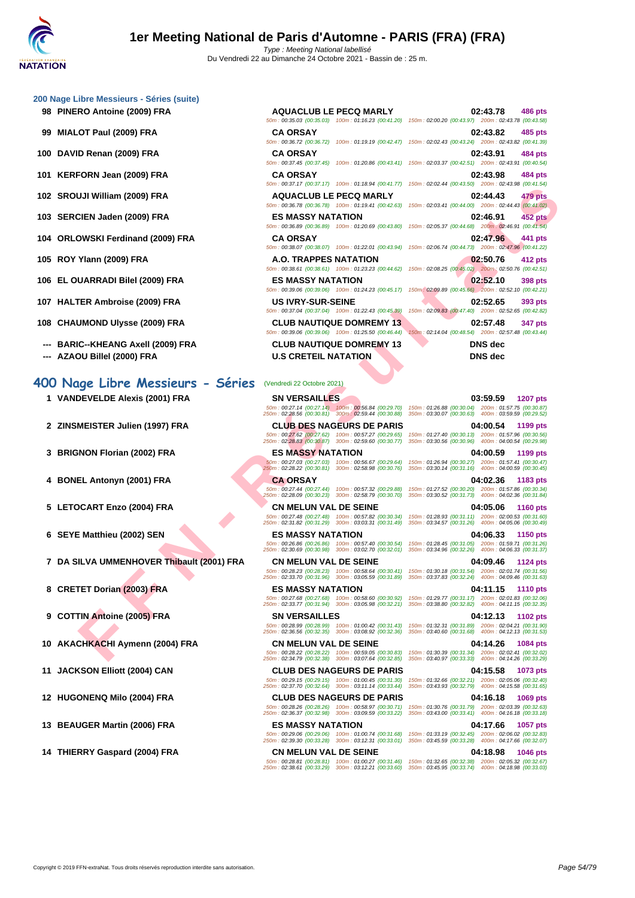### 200 Nage Libre Messieurs - Séries (suite)

| Rang | Nom | Club | Temps | Points |
|---|---|---|---|---|
| 98 | PINERO Antoine (2009) FRA | AQUACLUB LE PECQ MARLY | 02:43.78 | 486 pts |
| | 50m : 00:35.03 (00:35.03) 100m : 01:16.23 (00:41.20) 150m : 02:00.20 (00:43.97) 200m : 02:43.78 (00:43.58) | | | |
| 99 | MIALOT Paul (2009) FRA | CA ORSAY | 02:43.82 | 485 pts |
| | 50m : 00:36.72 (00:36.72) 100m : 01:19.19 (00:42.47) 150m : 02:02.43 (00:43.24) 200m : 02:43.82 (00:41.39) | | | |
| 100 | DAVID Renan (2009) FRA | CA ORSAY | 02:43.91 | 484 pts |
| | 50m : 00:37.45 (00:37.45) 100m : 01:20.86 (00:43.41) 150m : 02:03.37 (00:42.51) 200m : 02:43.91 (00:40.54) | | | |
| 101 | KERFORN Jean (2009) FRA | CA ORSAY | 02:43.98 | 484 pts |
| | 50m : 00:37.17 (00:37.17) 100m : 01:18.94 (00:41.77) 150m : 02:02.44 (00:43.50) 200m : 02:43.98 (00:41.54) | | | |
| 102 | SROUJI William (2009) FRA | AQUACLUB LE PECQ MARLY | 02:44.43 | 479 pts |
| | 50m : 00:36.78 (00:36.78) 100m : 01:19.41 (00:42.63) 150m : 02:03.41 (00:44.00) 200m : 02:44.43 (00:41.02) | | | |
| 103 | SERCIEN Jaden (2009) FRA | ES MASSY NATATION | 02:46.91 | 452 pts |
| | 50m : 00:36.89 (00:36.89) 100m : 01:20.69 (00:43.80) 150m : 02:05.37 (00:44.68) 200m : 02:46.91 (00:41.54) | | | |
| 104 | ORLOWSKI Ferdinand (2009) FRA | CA ORSAY | 02:47.96 | 441 pts |
| | 50m : 00:38.07 (00:38.07) 100m : 01:22.01 (00:43.94) 150m : 02:06.74 (00:44.73) 200m : 02:47.96 (00:41.22) | | | |
| 105 | ROY Ylann (2009) FRA | A.O. TRAPPES NATATION | 02:50.76 | 412 pts |
| | 50m : 00:38.61 (00:38.61) 100m : 01:23.23 (00:44.62) 150m : 02:08.25 (00:45.02) 200m : 02:50.76 (00:42.51) | | | |
| 106 | EL OUARRADI Bilel (2009) FRA | ES MASSY NATATION | 02:52.10 | 398 pts |
| | 50m : 00:39.06 (00:39.06) 100m : 01:24.23 (00:45.17) 150m : 02:09.89 (00:45.66) 200m : 02:52.10 (00:42.21) | | | |
| 107 | HALTER Ambroise (2009) FRA | US IVRY-SUR-SEINE | 02:52.65 | 393 pts |
| | 50m : 00:37.04 (00:37.04) 100m : 01:22.43 (00:45.39) 150m : 02:09.83 (00:47.40) 200m : 02:52.65 (00:42.82) | | | |
| 108 | CHAUMOND Ulysse (2009) FRA | CLUB NAUTIQUE DOMREMY 13 | 02:57.48 | 347 pts |
| | 50m : 00:39.06 (00:39.06) 100m : 01:25.50 (00:46.44) 150m : 02:14.04 (00:48.54) 200m : 02:57.48 (00:43.44) | | | |
| --- | BARIC--KHEANG Axell (2009) FRA | CLUB NAUTIQUE DOMREMY 13 | DNS dec | |
| --- | AZAOU Billel (2000) FRA | U.S CRETEIL NATATION | DNS dec | |

## 400 Nage Libre Messieurs - Séries (Vendredi 22 Octobre 2021)

| Rang | Nom | Club | Temps | Points |
|---|---|---|---|---|
| 1 | VANDEVELDE Alexis (2001) FRA | SN VERSAILLES | 03:59.59 | 1207 pts |
| | 50m : 00:27.14 (00:27.14) 100m : 00:56.84 (00:29.70) 150m : 01:26.88 (00:30.04) 200m : 01:57.75 (00:30.87) 250m : 02:28.56 (00:30.81) 300m : 02:59.44 (00:30.88) 350m : 03:30.07 (00:30.63) 400m : 03:59.59 (00:29.52) | | | |
| 2 | ZINSMEISTER Julien (1997) FRA | CLUB DES NAGEURS DE PARIS | 04:00.54 | 1199 pts |
| | 50m : 00:27.62 (00:27.62) 100m : 00:57.27 (00:29.65) 150m : 01:27.40 (00:30.13) 200m : 01:57.96 (00:30.56) 250m : 02:28.83 (00:30.87) 300m : 02:59.60 (00:30.77) 350m : 03:30.56 (00:30.96) 400m : 04:00.54 (00:29.98) | | | |
| 3 | BRIGNON Florian (2002) FRA | ES MASSY NATATION | 04:00.59 | 1199 pts |
| | 50m : 00:27.03 (00:27.03) 100m : 00:56.67 (00:29.64) 150m : 01:26.94 (00:30.27) 200m : 01:57.41 (00:30.47) 250m : 02:28.22 (00:30.81) 300m : 02:58.98 (00:30.76) 350m : 03:30.14 (00:31.16) 400m : 04:00.59 (00:30.45) | | | |
| 4 | BONEL Antonyn (2001) FRA | CA ORSAY | 04:02.36 | 1183 pts |
| | 50m : 00:27.44 (00:27.44) 100m : 00:57.32 (00:29.88) 150m : 01:27.52 (00:30.20) 200m : 01:57.86 (00:30.34) 250m : 02:28.09 (00:30.23) 300m : 02:58.79 (00:30.70) 350m : 03:30.52 (00:31.73) 400m : 04:02.36 (00:31.84) | | | |
| 5 | LETOCART Enzo (2004) FRA | CN MELUN VAL DE SEINE | 04:05.06 | 1160 pts |
| | 50m : 00:27.48 (00:27.48) 100m : 00:57.82 (00:30.34) 150m : 01:28.93 (00:31.11) 200m : 02:00.53 (00:31.60) 250m : 02:31.82 (00:31.29) 300m : 03:03.31 (00:31.49) 350m : 03:34.57 (00:31.26) 400m : 04:05.06 (00:30.49) | | | |
| 6 | SEYE Matthieu (2002) SEN | ES MASSY NATATION | 04:06.33 | 1150 pts |
| | 50m : 00:26.86 (00:26.86) 100m : 00:57.40 (00:30.54) 150m : 01:28.45 (00:31.05) 200m : 01:59.71 (00:31.26) 250m : 02:30.69 (00:30.98) 300m : 03:02.70 (00:32.01) 350m : 03:34.96 (00:32.26) 400m : 04:06.33 (00:31.37) | | | |
| 7 | DA SILVA UMMENHOVER Thibault (2001) FRA | CN MELUN VAL DE SEINE | 04:09.46 | 1124 pts |
| | 50m : 00:28.23 (00:28.23) 100m : 00:58.64 (00:30.41) 150m : 01:30.18 (00:31.54) 200m : 02:01.74 (00:31.56) 250m : 02:33.70 (00:31.96) 300m : 03:05.59 (00:31.89) 350m : 03:37.83 (00:32.24) 400m : 04:09.46 (00:31.63) | | | |
| 8 | CRETET Dorian (2003) FRA | ES MASSY NATATION | 04:11.15 | 1110 pts |
| | 50m : 00:27.68 (00:27.68) 100m : 00:58.60 (00:30.92) 150m : 01:29.77 (00:31.17) 200m : 02:01.83 (00:32.06) 250m : 02:33.77 (00:31.94) 300m : 03:05.98 (00:32.21) 350m : 03:38.80 (00:32.82) 400m : 04:11.15 (00:32.35) | | | |
| 9 | COTTIN Antoine (2005) FRA | SN VERSAILLES | 04:12.13 | 1102 pts |
| | 50m : 00:28.99 (00:28.99) 100m : 01:00.42 (00:31.43) 150m : 01:32.31 (00:31.89) 200m : 02:04.21 (00:31.90) 250m : 02:36.56 (00:32.35) 300m : 03:08.92 (00:32.36) 350m : 03:40.60 (00:31.68) 400m : 04:12.13 (00:31.53) | | | |
| 10 | AKACHKACHI Aymenn (2004) FRA | CN MELUN VAL DE SEINE | 04:14.26 | 1084 pts |
| | 50m : 00:28.22 (00:28.22) 100m : 00:59.05 (00:30.83) 150m : 01:30.39 (00:31.34) 200m : 02:02.41 (00:32.02) 250m : 02:34.79 (00:32.38) 300m : 03:07.64 (00:32.85) 350m : 03:40.97 (00:33.33) 400m : 04:14.26 (00:33.29) | | | |
| 11 | JACKSON Elliott (2004) CAN | CLUB DES NAGEURS DE PARIS | 04:15.58 | 1073 pts |
| | 50m : 00:29.15 (00:29.15) 100m : 01:00.45 (00:31.30) 150m : 01:32.66 (00:32.21) 200m : 02:05.06 (00:32.40) 250m : 02:37.70 (00:32.64) 300m : 03:11.14 (00:33.44) 350m : 03:43.93 (00:32.79) 400m : 04:15.58 (00:31.65) | | | |
| 12 | HUGONENQ Milo (2004) FRA | CLUB DES NAGEURS DE PARIS | 04:16.18 | 1069 pts |
| | 50m : 00:28.26 (00:28.26) 100m : 00:58.97 (00:30.71) 150m : 01:30.76 (00:31.79) 200m : 02:03.39 (00:32.63) 250m : 02:36.37 (00:32.98) 300m : 03:09.59 (00:33.22) 350m : 03:43.00 (00:33.41) 400m : 04:16.18 (00:33.18) | | | |
| 13 | BEAUGER Martin (2006) FRA | ES MASSY NATATION | 04:17.66 | 1057 pts |
| | 50m : 00:29.06 (00:29.06) 100m : 01:00.74 (00:31.68) 150m : 01:33.19 (00:32.45) 200m : 02:06.02 (00:32.83) 250m : 02:39.30 (00:33.28) 300m : 03:12.31 (00:33.01) 350m : 03:45.59 (00:33.28) 400m : 04:17.66 (00:32.07) | | | |
| 14 | THIERRY Gaspard (2004) FRA | CN MELUN VAL DE SEINE | 04:18.98 | 1046 pts |
| | 50m : 00:28.81 (00:28.81) 100m : 01:00.27 (00:31.46) 150m : 01:32.65 (00:32.38) 200m : 02:05.32 (00:32.67) 250m : 02:38.61 (00:33.29) 300m : 03:12.21 (00:33.60) 350m : 03:45.95 (00:33.74) 400m : 04:18.98 (00:33.03) | | | |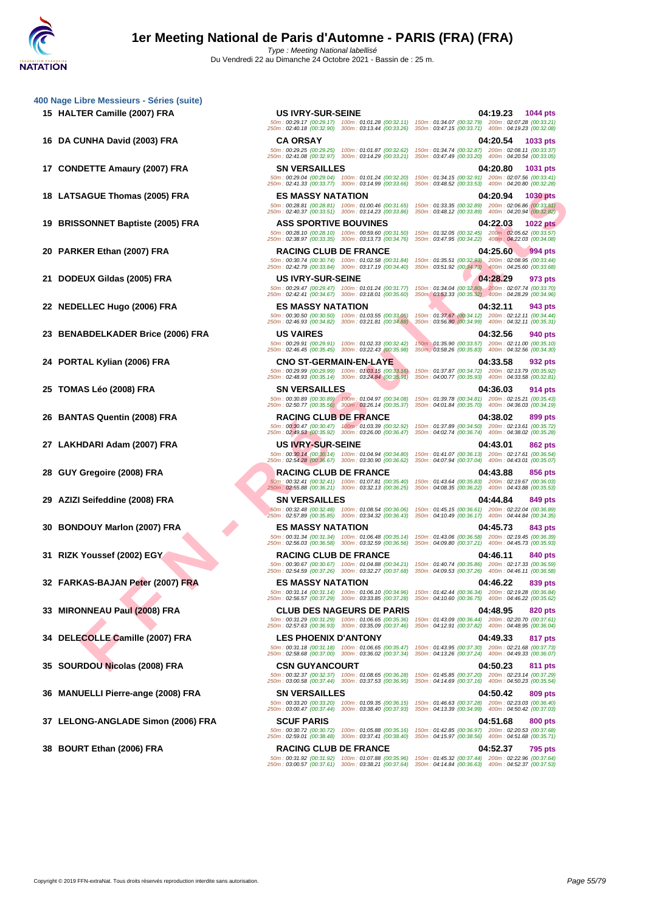## 400 Nage Libre Messieurs - Séries (suite)

| Rang | Nageur | Club | Temps | Points |
|---|---|---|---|---|
| 15 | HALTER Camille (2007) FRA | US IVRY-SUR-SEINE | 04:19.23 | 1044 pts |
| | | 50m : 00:29.17 (00:29.17) 100m : 01:01.28 (00:32.11) 150m : 01:34.07 (00:32.79) 200m : 02:07.28 (00:33.21) 250m : 02:40.18 (00:32.90) 300m : 03:13.44 (00:33.26) 350m : 03:47.15 (00:33.71) 400m : 04:19.23 (00:32.08) | | |
| 16 | DA CUNHA David (2003) FRA | CA ORSAY | 04:20.54 | 1033 pts |
| | | 50m : 00:29.25 (00:29.25) 100m : 01:01.87 (00:32.62) 150m : 01:34.74 (00:32.87) 200m : 02:08.11 (00:33.37) 250m : 02:41.08 (00:32.97) 300m : 03:14.29 (00:33.21) 350m : 03:47.49 (00:33.20) 400m : 04:20.54 (00:33.05) | | |
| 17 | CONDETTE Amaury (2007) FRA | SN VERSAILLES | 04:20.80 | 1031 pts |
| | | 50m : 00:29.04 (00:29.04) 100m : 01:01.24 (00:32.20) 150m : 01:34.15 (00:32.91) 200m : 02:07.56 (00:33.41) 250m : 02:41.33 (00:33.77) 300m : 03:14.99 (00:33.66) 350m : 03:48.52 (00:33.53) 400m : 04:20.80 (00:32.28) | | |
| 18 | LATSAGUE Thomas (2005) FRA | ES MASSY NATATION | 04:20.94 | 1030 pts |
| | | 50m : 00:28.81 (00:28.81) 100m : 01:00.46 (00:31.65) 150m : 01:33.35 (00:32.89) 200m : 02:06.86 (00:33.51) 250m : 02:40.37 (00:33.51) 300m : 03:14.23 (00:33.86) 350m : 03:48.12 (00:33.89) 400m : 04:20.94 (00:32.82) | | |
| 19 | BRISSONNET Baptiste (2005) FRA | ASS SPORTIVE BOUVINES | 04:22.03 | 1022 pts |
| | | 50m : 00:28.10 (00:28.10) 100m : 00:59.60 (00:31.50) 150m : 01:32.05 (00:32.45) 200m : 02:05.62 (00:33.57) 250m : 02:38.97 (00:33.35) 300m : 03:13.73 (00:34.76) 350m : 03:47.95 (00:34.22) 400m : 04:22.03 (00:34.08) | | |
| 20 | PARKER Ethan (2007) FRA | RACING CLUB DE FRANCE | 04:25.60 | 994 pts |
| | | 50m : 00:30.74 (00:30.74) 100m : 01:02.58 (00:31.84) 150m : 01:35.51 (00:32.93) 200m : 02:08.95 (00:33.44) 250m : 02:42.79 (00:33.84) 300m : 03:17.19 (00:34.40) 350m : 03:51.92 (00:34.73) 400m : 04:25.60 (00:33.68) | | |
| 21 | DODEUX Gildas (2005) FRA | US IVRY-SUR-SEINE | 04:28.29 | 973 pts |
| | | 50m : 00:29.47 (00:29.47) 100m : 01:01.24 (00:31.77) 150m : 01:34.04 (00:32.80) 200m : 02:07.74 (00:33.70) 250m : 02:42.41 (00:34.67) 300m : 03:18.01 (00:35.60) 350m : 03:53.33 (00:35.32) 400m : 04:28.29 (00:34.96) | | |
| 22 | NEDELLEC Hugo (2006) FRA | ES MASSY NATATION | 04:32.11 | 943 pts |
| | | 50m : 00:30.50 (00:30.50) 100m : 01:03.55 (00:33.05) 150m : 01:37.67 (00:34.12) 200m : 02:12.11 (00:34.44) 250m : 02:46.93 (00:34.82) 300m : 03:21.81 (00:34.88) 350m : 03:56.80 (00:34.99) 400m : 04:32.11 (00:35.31) | | |
| 23 | BENABDELKADER Brice (2006) FRA | US VAIRES | 04:32.56 | 940 pts |
| | | 50m : 00:29.91 (00:29.91) 100m : 01:02.33 (00:32.42) 150m : 01:35.90 (00:33.57) 200m : 02:11.00 (00:35.10) 250m : 02:46.45 (00:35.45) 300m : 03:22.43 (00:35.98) 350m : 03:58.26 (00:35.83) 400m : 04:32.56 (00:34.30) | | |
| 24 | PORTAL Kylian (2006) FRA | CNO ST-GERMAIN-EN-LAYE | 04:33.58 | 932 pts |
| | | 50m : 00:29.99 (00:29.99) 100m : 01:03.15 (00:33.16) 150m : 01:37.87 (00:34.72) 200m : 02:13.79 (00:35.92) 250m : 02:48.93 (00:35.14) 300m : 03:24.84 (00:35.91) 350m : 04:00.77 (00:35.93) 400m : 04:33.58 (00:32.81) | | |
| 25 | TOMAS Léo (2008) FRA | SN VERSAILLES | 04:36.03 | 914 pts |
| | | 50m : 00:30.89 (00:30.89) 100m : 01:04.97 (00:34.08) 150m : 01:39.78 (00:34.81) 200m : 02:15.21 (00:35.43) 250m : 02:50.77 (00:35.56) 300m : 03:26.14 (00:35.37) 350m : 04:01.84 (00:35.70) 400m : 04:36.03 (00:34.19) | | |
| 26 | BANTAS Quentin (2008) FRA | RACING CLUB DE FRANCE | 04:38.02 | 899 pts |
| | | 50m : 00:30.47 (00:30.47) 100m : 01:03.39 (00:32.92) 150m : 01:37.89 (00:34.50) 200m : 02:13.61 (00:35.72) 250m : 02:49.53 (00:35.92) 300m : 03:26.00 (00:36.47) 350m : 04:02.74 (00:36.74) 400m : 04:38.02 (00:35.28) | | |
| 27 | LAKHDARI Adam (2007) FRA | US IVRY-SUR-SEINE | 04:43.01 | 862 pts |
| | | 50m : 00:30.14 (00:30.14) 100m : 01:04.94 (00:34.80) 150m : 01:41.07 (00:36.13) 200m : 02:17.61 (00:36.54) 250m : 02:54.28 (00:36.67) 300m : 03:30.90 (00:36.62) 350m : 04:07.94 (00:37.04) 400m : 04:43.01 (00:35.07) | | |
| 28 | GUY Gregoire (2008) FRA | RACING CLUB DE FRANCE | 04:43.88 | 856 pts |
| | | 50m : 00:32.41 (00:32.41) 100m : 01:07.81 (00:35.40) 150m : 01:43.64 (00:35.83) 200m : 02:19.67 (00:36.03) 250m : 02:55.88 (00:36.21) 300m : 03:32.13 (00:36.25) 350m : 04:08.35 (00:36.22) 400m : 04:43.88 (00:35.53) | | |
| 29 | AZIZI Seifeddine (2008) FRA | SN VERSAILLES | 04:44.84 | 849 pts |
| | | 50m : 00:32.48 (00:32.48) 100m : 01:08.54 (00:36.06) 150m : 01:45.15 (00:36.61) 200m : 02:22.04 (00:36.89) 250m : 02:57.89 (00:35.85) 300m : 03:34.32 (00:36.43) 350m : 04:10.49 (00:36.17) 400m : 04:44.84 (00:34.35) | | |
| 30 | BONDOUY Marlon (2007) FRA | ES MASSY NATATION | 04:45.73 | 843 pts |
| | | 50m : 00:31.34 (00:31.34) 100m : 01:06.48 (00:35.14) 150m : 01:43.06 (00:36.58) 200m : 02:19.45 (00:36.39) 250m : 02:56.03 (00:36.58) 300m : 03:32.59 (00:36.56) 350m : 04:09.80 (00:37.21) 400m : 04:45.73 (00:35.93) | | |
| 31 | RIZK Youssef (2002) EGY | RACING CLUB DE FRANCE | 04:46.11 | 840 pts |
| | | 50m : 00:30.67 (00:30.67) 100m : 01:04.88 (00:34.21) 150m : 01:40.74 (00:35.86) 200m : 02:17.33 (00:36.59) 250m : 02:54.59 (00:37.26) 300m : 03:32.27 (00:37.68) 350m : 04:09.53 (00:37.26) 400m : 04:46.11 (00:36.58) | | |
| 32 | FARKAS-BAJAN Peter (2007) FRA | ES MASSY NATATION | 04:46.22 | 839 pts |
| | | 50m : 00:31.14 (00:31.14) 100m : 01:06.10 (00:34.96) 150m : 01:42.44 (00:36.34) 200m : 02:19.28 (00:36.84) 250m : 02:56.57 (00:37.29) 300m : 03:33.85 (00:37.28) 350m : 04:10.60 (00:36.75) 400m : 04:46.22 (00:35.62) | | |
| 33 | MIRONNEAU Paul (2008) FRA | CLUB DES NAGEURS DE PARIS | 04:48.95 | 820 pts |
| | | 50m : 00:31.29 (00:31.29) 100m : 01:06.65 (00:35.36) 150m : 01:43.09 (00:36.44) 200m : 02:20.70 (00:37.61) 250m : 02:57.63 (00:36.93) 300m : 03:35.09 (00:37.46) 350m : 04:12.91 (00:37.82) 400m : 04:48.95 (00:36.04) | | |
| 34 | DELECOLLE Camille (2007) FRA | LES PHOENIX D'ANTONY | 04:49.33 | 817 pts |
| | | 50m : 00:31.18 (00:31.18) 100m : 01:06.65 (00:35.47) 150m : 01:43.95 (00:37.30) 200m : 02:21.68 (00:37.73) 250m : 02:58.68 (00:37.00) 300m : 03:36.02 (00:37.34) 350m : 04:13.26 (00:37.24) 400m : 04:49.33 (00:36.07) | | |
| 35 | SOURDOU Nicolas (2008) FRA | CSN GUYANCOURT | 04:50.23 | 811 pts |
| | | 50m : 00:32.37 (00:32.37) 100m : 01:08.65 (00:36.28) 150m : 01:45.85 (00:37.20) 200m : 02:23.14 (00:37.29) 250m : 03:00.58 (00:37.44) 300m : 03:37.53 (00:36.95) 350m : 04:14.69 (00:37.16) 400m : 04:50.23 (00:35.54) | | |
| 36 | MANUELLI Pierre-ange (2008) FRA | SN VERSAILLES | 04:50.42 | 809 pts |
| | | 50m : 00:33.20 (00:33.20) 100m : 01:09.35 (00:36.15) 150m : 01:46.63 (00:37.28) 200m : 02:23.03 (00:36.40) 250m : 03:00.47 (00:37.44) 300m : 03:38.40 (00:37.93) 350m : 04:13.39 (00:34.99) 400m : 04:50.42 (00:37.03) | | |
| 37 | LELONG-ANGLADE Simon (2006) FRA | SCUF PARIS | 04:51.68 | 800 pts |
| | | 50m : 00:30.72 (00:30.72) 100m : 01:05.88 (00:35.16) 150m : 01:42.85 (00:36.97) 200m : 02:20.53 (00:37.68) 250m : 02:59.01 (00:38.48) 300m : 03:37.41 (00:38.40) 350m : 04:15.97 (00:38.56) 400m : 04:51.68 (00:35.71) | | |
| 38 | BOURT Ethan (2006) FRA | RACING CLUB DE FRANCE | 04:52.37 | 795 pts |
| | | 50m : 00:31.92 (00:31.92) 100m : 01:07.88 (00:35.96) 150m : 01:45.32 (00:37.44) 200m : 02:22.96 (00:37.64) 250m : 03:00.57 (00:37.61) 300m : 03:38.21 (00:37.64) 350m : 04:14.84 (00:36.63) 400m : 04:52.37 (00:37.53) | | |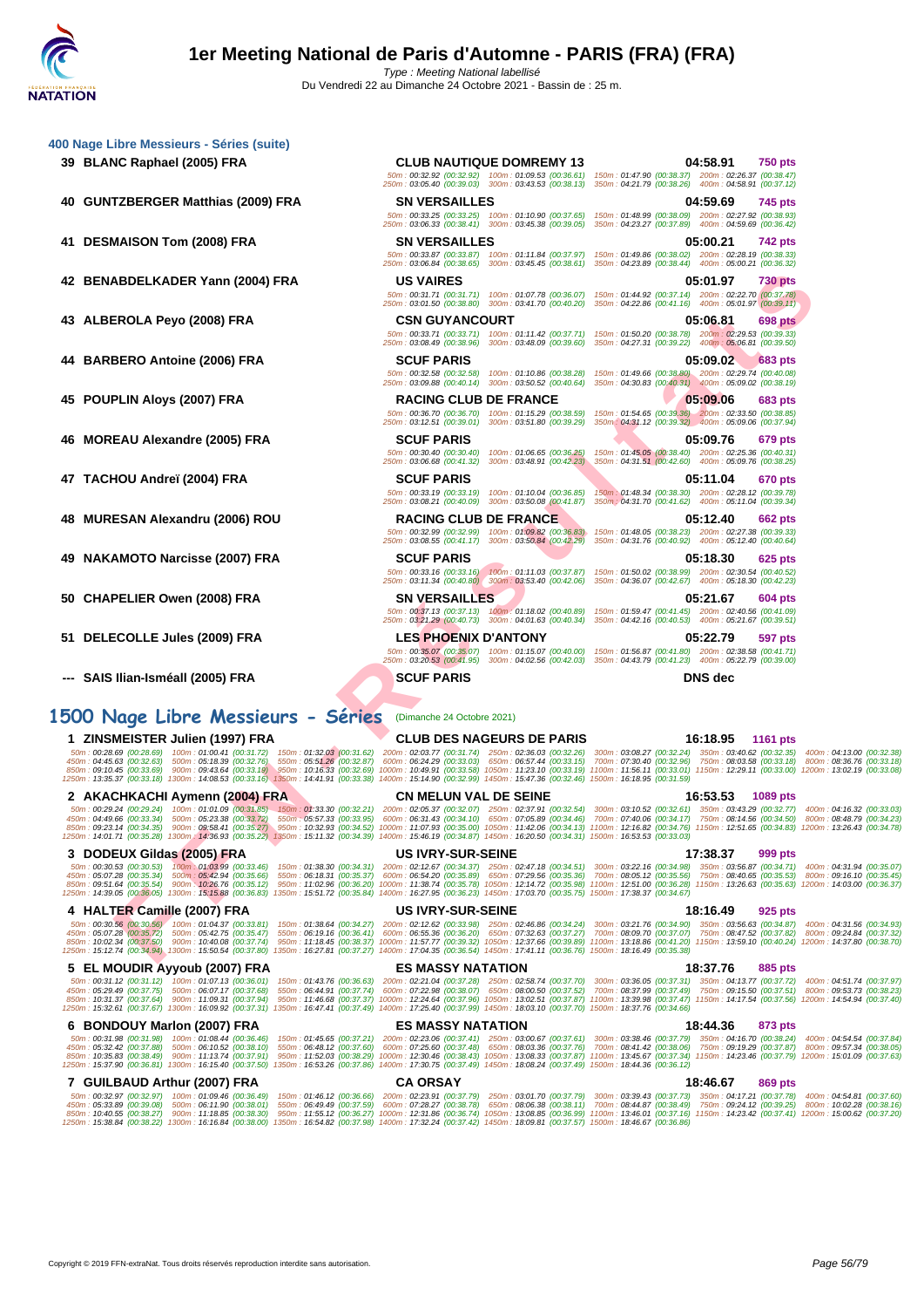## 400 Nage Libre Messieurs - Séries (suite)

**39 BLANC Raphael (2005) FRA** — CLUB NAUTIQUE DOMREMY 13 — 04:58.91 — 750 pts
50m : 00:32.92 (00:32.92) 100m : 01:09.53 (00:36.61) 150m : 01:47.90 (00:38.37) 200m : 02:26.37 (00:38.47)
250m : 03:05.40 (00:39.03) 300m : 03:43.53 (00:38.13) 350m : 04:21.79 (00:38.26) 400m : 04:58.91 (00:37.12)

**40 GUNTZBERGER Matthias (2009) FRA** — SN VERSAILLES — 04:59.69 — 745 pts
50m : 00:33.25 (00:33.25) 100m : 01:10.90 (00:37.65) 150m : 01:48.99 (00:38.09) 200m : 02:27.92 (00:38.93)
250m : 03:06.33 (00:38.41) 300m : 03:45.38 (00:39.05) 350m : 04:23.27 (00:37.89) 400m : 04:59.69 (00:36.42)

**41 DESMAISON Tom (2008) FRA** — SN VERSAILLES — 05:00.21 — 742 pts
50m : 00:33.87 (00:33.87) 100m : 01:11.84 (00:37.97) 150m : 01:49.86 (00:38.02) 200m : 02:28.19 (00:38.33)
250m : 03:06.84 (00:38.65) 300m : 03:45.45 (00:38.61) 350m : 04:23.89 (00:38.44) 400m : 05:00.21 (00:36.32)

**42 BENABDELKADER Yann (2004) FRA** — US VAIRES — 05:01.97 — 730 pts
50m : 00:31.71 (00:31.71) 100m : 01:07.78 (00:36.07) 150m : 01:44.92 (00:37.14) 200m : 02:22.70 (00:37.78)
250m : 03:01.50 (00:38.80) 300m : 03:41.70 (00:40.20) 350m : 04:22.86 (00:41.16) 400m : 05:01.97 (00:39.11)

**43 ALBEROLA Peyo (2008) FRA** — CSN GUYANCOURT — 05:06.81 — 698 pts
50m : 00:33.71 (00:33.71) 100m : 01:11.42 (00:37.71) 150m : 01:50.20 (00:38.78) 200m : 02:29.53 (00:39.33)
250m : 03:08.49 (00:38.96) 300m : 03:48.09 (00:39.60) 350m : 04:27.31 (00:39.22) 400m : 05:06.81 (00:39.50)

**44 BARBERO Antoine (2006) FRA** — SCUF PARIS — 05:09.02 — 683 pts
50m : 00:32.58 (00:32.58) 100m : 01:10.86 (00:38.28) 150m : 01:49.66 (00:38.80) 200m : 02:29.74 (00:40.08)
250m : 03:09.88 (00:40.14) 300m : 03:50.52 (00:40.64) 350m : 04:30.83 (00:40.31) 400m : 05:09.02 (00:38.19)

**45 POUPLIN Aloys (2007) FRA** — RACING CLUB DE FRANCE — 05:09.06 — 683 pts
50m : 00:36.70 (00:36.70) 100m : 01:15.29 (00:38.59) 150m : 01:54.65 (00:39.36) 200m : 02:33.50 (00:38.85)
250m : 03:12.51 (00:39.01) 300m : 03:51.80 (00:39.29) 350m : 04:31.12 (00:39.32) 400m : 05:09.06 (00:37.94)

**46 MOREAU Alexandre (2005) FRA** — SCUF PARIS — 05:09.76 — 679 pts
50m : 00:30.40 (00:30.40) 100m : 01:06.65 (00:36.25) 150m : 01:45.05 (00:38.40) 200m : 02:25.36 (00:40.31)
250m : 03:06.68 (00:41.32) 300m : 03:48.91 (00:42.23) 350m : 04:31.51 (00:42.60) 400m : 05:09.76 (00:38.25)

**47 TACHOU Andreï (2004) FRA** — SCUF PARIS — 05:11.04 — 670 pts
50m : 00:33.19 (00:33.19) 100m : 01:10.04 (00:36.85) 150m : 01:48.34 (00:38.30) 200m : 02:28.12 (00:39.78)
250m : 03:08.21 (00:40.09) 300m : 03:50.08 (00:41.87) 350m : 04:31.70 (00:41.62) 400m : 05:11.04 (00:39.34)

**48 MURESAN Alexandru (2006) ROU** — RACING CLUB DE FRANCE — 05:12.40 — 662 pts
50m : 00:32.99 (00:32.99) 100m : 01:09.82 (00:36.83) 150m : 01:48.05 (00:38.23) 200m : 02:27.38 (00:39.33)
250m : 03:08.55 (00:41.17) 300m : 03:50.84 (00:42.29) 350m : 04:31.76 (00:40.92) 400m : 05:12.40 (00:40.64)

**49 NAKAMOTO Narcisse (2007) FRA** — SCUF PARIS — 05:18.30 — 625 pts
50m : 00:33.16 (00:33.16) 100m : 01:11.03 (00:37.87) 150m : 01:50.02 (00:38.99) 200m : 02:30.54 (00:40.52)
250m : 03:11.34 (00:40.80) 300m : 03:53.40 (00:42.06) 350m : 04:36.07 (00:42.67) 400m : 05:18.30 (00:42.23)

**50 CHAPELIER Owen (2008) FRA** — SN VERSAILLES — 05:21.67 — 604 pts
50m : 00:37.13 (00:37.13) 100m : 01:18.02 (00:40.89) 150m : 01:59.47 (00:41.45) 200m : 02:40.56 (00:41.09)
250m : 03:21.29 (00:40.73) 300m : 04:01.63 (00:40.34) 350m : 04:42.16 (00:40.53) 400m : 05:21.67 (00:39.51)

**51 DELECOLLE Jules (2009) FRA** — LES PHOENIX D'ANTONY — 05:22.79 — 597 pts
50m : 00:35.07 (00:35.07) 100m : 01:15.07 (00:40.00) 150m : 01:56.87 (00:41.80) 200m : 02:38.58 (00:41.71)
250m : 03:20.53 (00:41.95) 300m : 04:02.56 (00:42.03) 350m : 04:43.79 (00:41.23) 400m : 05:22.79 (00:39.00)

**--- SAIS Ilian-Isméall (2005) FRA** — SCUF PARIS — DNS dec

# 1500 Nage Libre Messieurs - Séries (Dimanche 24 Octobre 2021)

**1 ZINSMEISTER Julien (1997) FRA** — CLUB DES NAGEURS DE PARIS — 16:18.95 — 1161 pts
50m : 00:28.69 (00:28.69) 100m : 01:00.41 (00:31.72) 150m : 01:32.03 (00:31.62) 200m : 02:03.77 (00:31.74) 250m : 02:36.03 (00:32.26) 300m : 03:08.27 (00:32.24) 350m : 03:40.62 (00:32.35) 400m : 04:13.00 (00:32.38)
450m : 04:45.63 (00:32.63) 500m : 05:18.39 (00:32.76) 550m : 05:51.26 (00:32.87) 600m : 06:24.29 (00:33.03) 650m : 06:57.44 (00:33.15) 700m : 07:30.40 (00:32.96) 750m : 08:03.58 (00:33.18) 800m : 08:36.76 (00:33.18)
850m : 09:10.45 (00:33.69) 900m : 09:43.64 (00:33.19) 950m : 10:16.33 (00:32.69) 1000m : 10:49.91 (00:33.58) 1050m : 11:23.10 (00:33.19) 1100m : 11:56.11 (00:33.01) 1150m : 12:29.11 (00:33.00) 1200m : 13:02.19 (00:33.08)
1250m : 13:35.37 (00:33.18) 1300m : 14:08.53 (00:33.16) 1350m : 14:41.91 (00:33.38) 1400m : 15:14.90 (00:32.99) 1450m : 15:47.36 (00:32.46) 1500m : 16:18.95 (00:31.59)

**2 AKACHKACHI Aymenn (2004) FRA** — CN MELUN VAL DE SEINE — 16:53.53 — 1089 pts
50m : 00:29.24 (00:29.24) 100m : 01:01.09 (00:31.85) 150m : 01:33.30 (00:32.21) 200m : 02:05.37 (00:32.07) 250m : 02:37.91 (00:32.54) 300m : 03:10.52 (00:32.61) 350m : 03:43.29 (00:32.77) 400m : 04:16.32 (00:33.03)
450m : 04:49.66 (00:33.34) 500m : 05:23.38 (00:33.72) 550m : 05:57.33 (00:33.95) 600m : 06:31.43 (00:34.10) 650m : 07:05.89 (00:34.46) 700m : 07:40.06 (00:34.17) 750m : 08:14.56 (00:34.50) 800m : 08:48.79 (00:34.23)
850m : 09:23.14 (00:34.35) 900m : 09:58.41 (00:35.27) 950m : 10:32.93 (00:34.52) 1000m : 11:07.93 (00:35.00) 1050m : 11:42.06 (00:34.13) 1100m : 12:16.82 (00:34.76) 1150m : 12:51.65 (00:34.83) 1200m : 13:26.43 (00:34.78)
1250m : 14:01.71 (00:35.28) 1300m : 14:36.93 (00:35.22) 1350m : 15:11.32 (00:34.39) 1400m : 15:46.19 (00:34.87) 1450m : 16:20.50 (00:34.31) 1500m : 16:53.53 (00:33.03)

**3 DODEUX Gildas (2005) FRA** — US IVRY-SUR-SEINE — 17:38.37 — 999 pts
50m : 00:30.53 (00:30.53) 100m : 01:03.99 (00:33.46) 150m : 01:38.30 (00:34.31) 200m : 02:12.67 (00:34.37) 250m : 02:47.18 (00:34.51) 300m : 03:22.16 (00:34.98) 350m : 03:56.87 (00:34.71) 400m : 04:31.94 (00:35.07)
450m : 05:07.28 (00:35.34) 500m : 05:42.94 (00:35.66) 550m : 06:18.31 (00:35.37) 600m : 06:54.20 (00:35.89) 650m : 07:29.56 (00:35.36) 700m : 08:05.12 (00:35.56) 750m : 08:40.65 (00:35.53) 800m : 09:16.10 (00:35.45)
850m : 09:51.64 (00:35.54) 900m : 10:26.76 (00:35.12) 950m : 11:02.96 (00:36.20) 1000m : 11:38.74 (00:35.78) 1050m : 12:14.72 (00:35.98) 1100m : 12:51.00 (00:36.28) 1150m : 13:26.63 (00:35.63) 1200m : 14:03.00 (00:36.37)
1250m : 14:39.05 (00:36.05) 1300m : 15:15.88 (00:36.83) 1350m : 15:51.72 (00:35.84) 1400m : 16:27.95 (00:36.23) 1450m : 17:03.70 (00:35.75) 1500m : 17:38.37 (00:34.67)

**4 HALTER Camille (2007) FRA** — US IVRY-SUR-SEINE — 18:16.49 — 925 pts
50m : 00:30.56 (00:30.56) 100m : 01:04.37 (00:33.81) 150m : 01:38.64 (00:34.27) 200m : 02:12.62 (00:33.98) 250m : 02:46.86 (00:34.24) 300m : 03:21.76 (00:34.90) 350m : 03:56.63 (00:34.87) 400m : 04:31.56 (00:34.93)
450m : 05:07.28 (00:35.72) 500m : 05:42.75 (00:35.47) 550m : 06:19.16 (00:36.41) 600m : 06:55.36 (00:36.20) 650m : 07:32.63 (00:37.27) 700m : 08:09.70 (00:37.07) 750m : 08:47.52 (00:37.82) 800m : 09:24.84 (00:37.32)
850m : 10:02.34 (00:37.50) 900m : 10:40.08 (00:37.74) 950m : 11:18.45 (00:38.37) 1000m : 11:57.77 (00:39.32) 1050m : 12:37.66 (00:39.89) 1100m : 13:18.86 (00:41.20) 1150m : 13:59.10 (00:40.24) 1200m : 14:37.80 (00:38.70)
1250m : 15:12.74 (00:34.94) 1300m : 15:50.54 (00:37.80) 1350m : 16:27.81 (00:37.27) 1400m : 17:04.35 (00:36.54) 1450m : 17:41.11 (00:36.76) 1500m : 18:16.49 (00:35.38)

**5 EL MOUDIR Ayyoub (2007) FRA** — ES MASSY NATATION — 18:37.76 — 885 pts
50m : 00:31.12 (00:31.12) 100m : 01:07.13 (00:36.01) 150m : 01:43.76 (00:36.63) 200m : 02:21.04 (00:37.28) 250m : 02:58.74 (00:37.70) 300m : 03:36.05 (00:37.31) 350m : 04:13.77 (00:37.72) 400m : 04:51.74 (00:37.97)
450m : 05:29.49 (00:37.75) 500m : 06:07.17 (00:37.68) 550m : 06:44.91 (00:37.74) 600m : 07:22.98 (00:38.07) 650m : 08:00.50 (00:37.52) 700m : 08:37.99 (00:37.49) 750m : 09:15.50 (00:37.51) 800m : 09:53.73 (00:38.23)
850m : 10:31.37 (00:37.64) 900m : 11:09.31 (00:37.94) 950m : 11:46.68 (00:37.37) 1000m : 12:24.64 (00:37.96) 1050m : 13:02.51 (00:37.87) 1100m : 13:39.98 (00:37.47) 1150m : 14:17.54 (00:37.56) 1200m : 14:54.94 (00:37.40)
1250m : 15:32.61 (00:37.67) 1300m : 16:09.92 (00:37.31) 1350m : 16:47.41 (00:37.49) 1400m : 17:25.40 (00:37.99) 1450m : 18:03.10 (00:37.70) 1500m : 18:37.76 (00:34.66)

**6 BONDOUY Marlon (2007) FRA** — ES MASSY NATATION — 18:44.36 — 873 pts
50m : 00:31.98 (00:31.98) 100m : 01:08.44 (00:36.46) 150m : 01:45.65 (00:37.21) 200m : 02:23.06 (00:37.41) 250m : 03:00.67 (00:37.61) 300m : 03:38.46 (00:37.79) 350m : 04:16.70 (00:38.24) 400m : 04:54.54 (00:37.84)
450m : 05:32.42 (00:37.88) 500m : 06:10.52 (00:38.10) 550m : 06:48.12 (00:37.60) 600m : 07:25.60 (00:37.48) 650m : 08:03.36 (00:37.76) 700m : 08:41.42 (00:38.06) 750m : 09:19.29 (00:37.87) 800m : 09:57.34 (00:38.05)
850m : 10:35.83 (00:38.49) 900m : 11:13.74 (00:37.91) 950m : 11:52.03 (00:38.29) 1000m : 12:30.46 (00:38.43) 1050m : 13:08.33 (00:37.87) 1100m : 13:45.67 (00:37.34) 1150m : 14:23.46 (00:37.79) 1200m : 15:01.09 (00:37.63)
1250m : 15:37.90 (00:36.81) 1300m : 16:15.40 (00:37.50) 1350m : 16:53.26 (00:37.86) 1400m : 17:30.75 (00:37.49) 1450m : 18:08.24 (00:37.49) 1500m : 18:44.36 (00:36.12)

**7 GUILBAUD Arthur (2007) FRA** — CA ORSAY — 18:46.67 — 869 pts
50m : 00:32.97 (00:32.97) 100m : 01:09.46 (00:36.49) 150m : 01:46.12 (00:36.66) 200m : 02:23.91 (00:37.79) 250m : 03:01.70 (00:37.79) 300m : 03:39.43 (00:37.73) 350m : 04:17.21 (00:37.78) 400m : 04:54.81 (00:37.60)
450m : 05:33.89 (00:39.08) 500m : 06:11.90 (00:38.01) 550m : 06:49.49 (00:37.59) 600m : 07:28.27 (00:38.78) 650m : 08:06.38 (00:38.11) 700m : 08:44.87 (00:38.49) 750m : 09:24.12 (00:39.25) 800m : 10:02.28 (00:38.16)
850m : 10:40.55 (00:38.27) 900m : 11:18.85 (00:38.30) 950m : 11:55.12 (00:36.27) 1000m : 12:31.86 (00:36.74) 1050m : 13:08.85 (00:36.99) 1100m : 13:46.01 (00:37.16) 1150m : 14:23.42 (00:37.41) 1200m : 15:00.62 (00:37.20)
1250m : 15:38.84 (00:38.22) 1300m : 16:16.84 (00:38.00) 1350m : 16:54.82 (00:37.98) 1400m : 17:32.24 (00:37.42) 1450m : 18:09.81 (00:37.57) 1500m : 18:46.67 (00:36.86)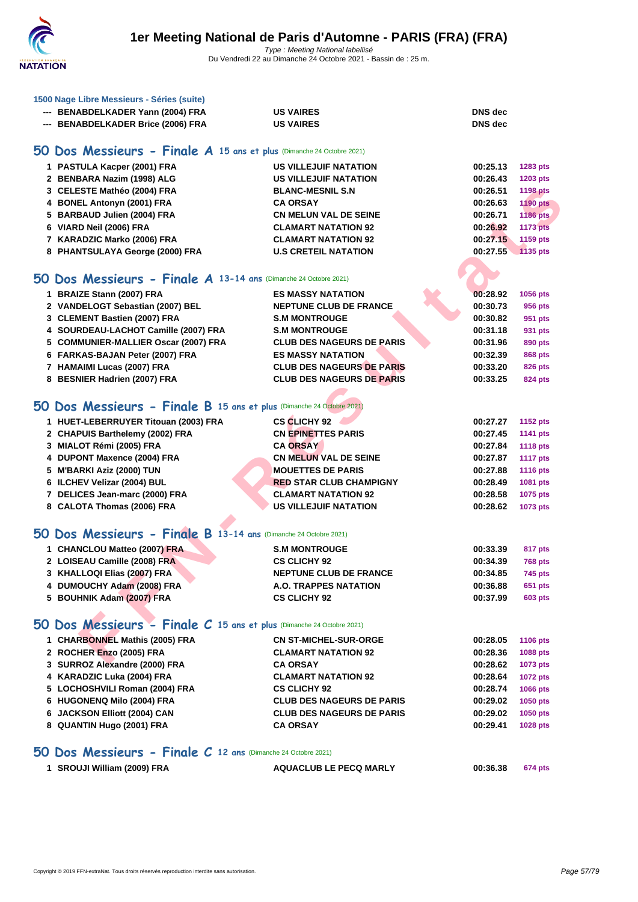# 1er Meeting National de Paris d'Automne - PARIS (FRA) (FRA)

*Type : Meeting National labellisé*
Du Vendredi 22 au Dimanche 24 Octobre 2021 - Bassin de : 25 m.

### 1500 Nage Libre Messieurs - Séries (suite)

| | | | |
|---|---|---|---|
| --- | BENABDELKADER Yann (2004) FRA | US VAIRES | DNS dec |
| --- | BENABDELKADER Brice (2006) FRA | US VAIRES | DNS dec |

## 50 Dos Messieurs - Finale A 15 ans et plus (Dimanche 24 Octobre 2021)

| | | | | |
|---|---|---|---|---|
| 1 | PASTULA Kacper (2001) FRA | US VILLEJUIF NATATION | 00:25.13 | 1283 pts |
| 2 | BENBARA Nazim (1998) ALG | US VILLEJUIF NATATION | 00:26.43 | 1203 pts |
| 3 | CELESTE Mathéo (2004) FRA | BLANC-MESNIL S.N | 00:26.51 | 1198 pts |
| 4 | BONEL Antonyn (2001) FRA | CA ORSAY | 00:26.63 | 1190 pts |
| 5 | BARBAUD Julien (2004) FRA | CN MELUN VAL DE SEINE | 00:26.71 | 1186 pts |
| 6 | VIARD Neil (2006) FRA | CLAMART NATATION 92 | 00:26.92 | 1173 pts |
| 7 | KARADZIC Marko (2006) FRA | CLAMART NATATION 92 | 00:27.15 | 1159 pts |
| 8 | PHANTSULAYA George (2000) FRA | U.S CRETEIL NATATION | 00:27.55 | 1135 pts |

## 50 Dos Messieurs - Finale A 13-14 ans (Dimanche 24 Octobre 2021)

| | | | | |
|---|---|---|---|---|
| 1 | BRAIZE Stann (2007) FRA | ES MASSY NATATION | 00:28.92 | 1056 pts |
| 2 | VANDELOGT Sebastian (2007) BEL | NEPTUNE CLUB DE FRANCE | 00:30.73 | 956 pts |
| 3 | CLEMENT Bastien (2007) FRA | S.M MONTROUGE | 00:30.82 | 951 pts |
| 4 | SOURDEAU-LACHOT Camille (2007) FRA | S.M MONTROUGE | 00:31.18 | 931 pts |
| 5 | COMMUNIER-MALLIER Oscar (2007) FRA | CLUB DES NAGEURS DE PARIS | 00:31.96 | 890 pts |
| 6 | FARKAS-BAJAN Peter (2007) FRA | ES MASSY NATATION | 00:32.39 | 868 pts |
| 7 | HAMAIMI Lucas (2007) FRA | CLUB DES NAGEURS DE PARIS | 00:33.20 | 826 pts |
| 8 | BESNIER Hadrien (2007) FRA | CLUB DES NAGEURS DE PARIS | 00:33.25 | 824 pts |

## 50 Dos Messieurs - Finale B 15 ans et plus (Dimanche 24 Octobre 2021)

| | | | | |
|---|---|---|---|---|
| 1 | HUET-LEBERRUYER Titouan (2003) FRA | CS CLICHY 92 | 00:27.27 | 1152 pts |
| 2 | CHAPUIS Barthelemy (2002) FRA | CN EPINETTES PARIS | 00:27.45 | 1141 pts |
| 3 | MIALOT Rémi (2005) FRA | CA ORSAY | 00:27.84 | 1118 pts |
| 4 | DUPONT Maxence (2004) FRA | CN MELUN VAL DE SEINE | 00:27.87 | 1117 pts |
| 5 | M'BARKI Aziz (2000) TUN | MOUETTES DE PARIS | 00:27.88 | 1116 pts |
| 6 | ILCHEV Velizar (2004) BUL | RED STAR CLUB CHAMPIGNY | 00:28.49 | 1081 pts |
| 7 | DELICES Jean-marc (2000) FRA | CLAMART NATATION 92 | 00:28.58 | 1075 pts |
| 8 | CALOTA Thomas (2006) FRA | US VILLEJUIF NATATION | 00:28.62 | 1073 pts |

## 50 Dos Messieurs - Finale B 13-14 ans (Dimanche 24 Octobre 2021)

| | | | | |
|---|---|---|---|---|
| 1 | CHANCLOU Matteo (2007) FRA | S.M MONTROUGE | 00:33.39 | 817 pts |
| 2 | LOISEAU Camille (2008) FRA | CS CLICHY 92 | 00:34.39 | 768 pts |
| 3 | KHALLOQI Elias (2007) FRA | NEPTUNE CLUB DE FRANCE | 00:34.85 | 745 pts |
| 4 | DUMOUCHY Adam (2008) FRA | A.O. TRAPPES NATATION | 00:36.88 | 651 pts |
| 5 | BOUHNIK Adam (2007) FRA | CS CLICHY 92 | 00:37.99 | 603 pts |

## 50 Dos Messieurs - Finale C 15 ans et plus (Dimanche 24 Octobre 2021)

| | | | | |
|---|---|---|---|---|
| 1 | CHARBONNEL Mathis (2005) FRA | CN ST-MICHEL-SUR-ORGE | 00:28.05 | 1106 pts |
| 2 | ROCHER Enzo (2005) FRA | CLAMART NATATION 92 | 00:28.36 | 1088 pts |
| 3 | SURROZ Alexandre (2000) FRA | CA ORSAY | 00:28.62 | 1073 pts |
| 4 | KARADZIC Luka (2004) FRA | CLAMART NATATION 92 | 00:28.64 | 1072 pts |
| 5 | LOCHOSHVILI Roman (2004) FRA | CS CLICHY 92 | 00:28.74 | 1066 pts |
| 6 | HUGONENQ Milo (2004) FRA | CLUB DES NAGEURS DE PARIS | 00:29.02 | 1050 pts |
| 6 | JACKSON Elliott (2004) CAN | CLUB DES NAGEURS DE PARIS | 00:29.02 | 1050 pts |
| 8 | QUANTIN Hugo (2001) FRA | CA ORSAY | 00:29.41 | 1028 pts |

## 50 Dos Messieurs - Finale C 12 ans (Dimanche 24 Octobre 2021)

| | | | | |
|---|---|---|---|---|
| 1 | SROUJI William (2009) FRA | AQUACLUB LE PECQ MARLY | 00:36.38 | 674 pts |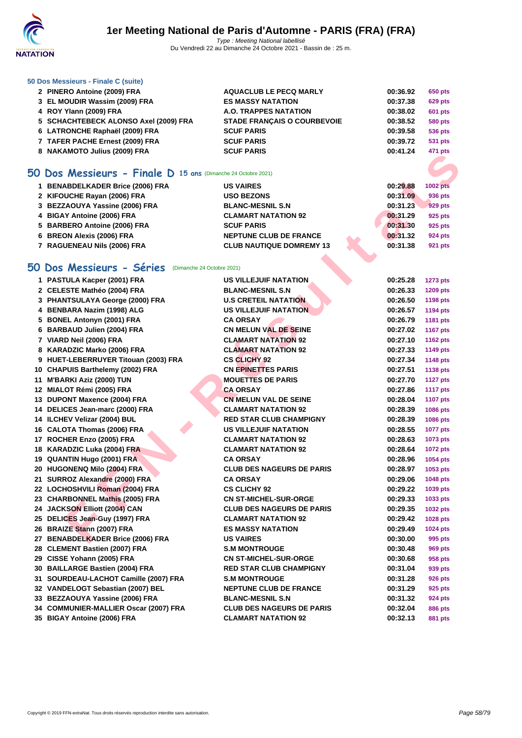### 50 Dos Messieurs - Finale C (suite)

| | | | | |
|---|---|---|---|---|
| 2 | PINERO Antoine (2009) FRA | AQUACLUB LE PECQ MARLY | 00:36.92 | 650 pts |
| 3 | EL MOUDIR Wassim (2009) FRA | ES MASSY NATATION | 00:37.38 | 629 pts |
| 4 | ROY Ylann (2009) FRA | A.O. TRAPPES NATATION | 00:38.02 | 601 pts |
| 5 | SCHACHTEBECK ALONSO Axel (2009) FRA | STADE FRANÇAIS O COURBEVOIE | 00:38.52 | 580 pts |
| 6 | LATRONCHE Raphaël (2009) FRA | SCUF PARIS | 00:39.58 | 536 pts |
| 7 | TAFER PACHE Ernest (2009) FRA | SCUF PARIS | 00:39.72 | 531 pts |
| 8 | NAKAMOTO Julius (2009) FRA | SCUF PARIS | 00:41.24 | 471 pts |

## 50 Dos Messieurs - Finale D 15 ans (Dimanche 24 Octobre 2021)

| | | | | |
|---|---|---|---|---|
| 1 | BENABDELKADER Brice (2006) FRA | US VAIRES | 00:29.88 | 1002 pts |
| 2 | KIFOUCHE Rayan (2006) FRA | USO BEZONS | 00:31.09 | 936 pts |
| 3 | BEZZAOUYA Yassine (2006) FRA | BLANC-MESNIL S.N | 00:31.23 | 929 pts |
| 4 | BIGAY Antoine (2006) FRA | CLAMART NATATION 92 | 00:31.29 | 925 pts |
| 5 | BARBERO Antoine (2006) FRA | SCUF PARIS | 00:31.30 | 925 pts |
| 6 | BREON Alexis (2006) FRA | NEPTUNE CLUB DE FRANCE | 00:31.32 | 924 pts |
| 7 | RAGUENEAU Nils (2006) FRA | CLUB NAUTIQUE DOMREMY 13 | 00:31.38 | 921 pts |

## 50 Dos Messieurs - Séries (Dimanche 24 Octobre 2021)

| | | | | |
|---|---|---|---|---|
| 1 | PASTULA Kacper (2001) FRA | US VILLEJUIF NATATION | 00:25.28 | 1273 pts |
| 2 | CELESTE Mathéo (2004) FRA | BLANC-MESNIL S.N | 00:26.33 | 1209 pts |
| 3 | PHANTSULAYA George (2000) FRA | U.S CRETEIL NATATION | 00:26.50 | 1198 pts |
| 4 | BENBARA Nazim (1998) ALG | US VILLEJUIF NATATION | 00:26.57 | 1194 pts |
| 5 | BONEL Antonyn (2001) FRA | CA ORSAY | 00:26.79 | 1181 pts |
| 6 | BARBAUD Julien (2004) FRA | CN MELUN VAL DE SEINE | 00:27.02 | 1167 pts |
| 7 | VIARD Neil (2006) FRA | CLAMART NATATION 92 | 00:27.10 | 1162 pts |
| 8 | KARADZIC Marko (2006) FRA | CLAMART NATATION 92 | 00:27.33 | 1149 pts |
| 9 | HUET-LEBERRUYER Titouan (2003) FRA | CS CLICHY 92 | 00:27.34 | 1148 pts |
| 10 | CHAPUIS Barthelemy (2002) FRA | CN EPINETTES PARIS | 00:27.51 | 1138 pts |
| 11 | M'BARKI Aziz (2000) TUN | MOUETTES DE PARIS | 00:27.70 | 1127 pts |
| 12 | MIALOT Rémi (2005) FRA | CA ORSAY | 00:27.86 | 1117 pts |
| 13 | DUPONT Maxence (2004) FRA | CN MELUN VAL DE SEINE | 00:28.04 | 1107 pts |
| 14 | DELICES Jean-marc (2000) FRA | CLAMART NATATION 92 | 00:28.39 | 1086 pts |
| 14 | ILCHEV Velizar (2004) BUL | RED STAR CLUB CHAMPIGNY | 00:28.39 | 1086 pts |
| 16 | CALOTA Thomas (2006) FRA | US VILLEJUIF NATATION | 00:28.55 | 1077 pts |
| 17 | ROCHER Enzo (2005) FRA | CLAMART NATATION 92 | 00:28.63 | 1073 pts |
| 18 | KARADZIC Luka (2004) FRA | CLAMART NATATION 92 | 00:28.64 | 1072 pts |
| 19 | QUANTIN Hugo (2001) FRA | CA ORSAY | 00:28.96 | 1054 pts |
| 20 | HUGONENQ Milo (2004) FRA | CLUB DES NAGEURS DE PARIS | 00:28.97 | 1053 pts |
| 21 | SURROZ Alexandre (2000) FRA | CA ORSAY | 00:29.06 | 1048 pts |
| 22 | LOCHOSHVILI Roman (2004) FRA | CS CLICHY 92 | 00:29.22 | 1039 pts |
| 23 | CHARBONNEL Mathis (2005) FRA | CN ST-MICHEL-SUR-ORGE | 00:29.33 | 1033 pts |
| 24 | JACKSON Elliott (2004) CAN | CLUB DES NAGEURS DE PARIS | 00:29.35 | 1032 pts |
| 25 | DELICES Jean-Guy (1997) FRA | CLAMART NATATION 92 | 00:29.42 | 1028 pts |
| 26 | BRAIZE Stann (2007) FRA | ES MASSY NATATION | 00:29.49 | 1024 pts |
| 27 | BENABDELKADER Brice (2006) FRA | US VAIRES | 00:30.00 | 995 pts |
| 28 | CLEMENT Bastien (2007) FRA | S.M MONTROUGE | 00:30.48 | 969 pts |
| 29 | CISSE Yohann (2005) FRA | CN ST-MICHEL-SUR-ORGE | 00:30.68 | 958 pts |
| 30 | BAILLARGE Bastien (2004) FRA | RED STAR CLUB CHAMPIGNY | 00:31.04 | 939 pts |
| 31 | SOURDEAU-LACHOT Camille (2007) FRA | S.M MONTROUGE | 00:31.28 | 926 pts |
| 32 | VANDELOGT Sebastian (2007) BEL | NEPTUNE CLUB DE FRANCE | 00:31.29 | 925 pts |
| 33 | BEZZAOUYA Yassine (2006) FRA | BLANC-MESNIL S.N | 00:31.32 | 924 pts |
| 34 | COMMUNIER-MALLIER Oscar (2007) FRA | CLUB DES NAGEURS DE PARIS | 00:32.04 | 886 pts |
| 35 | BIGAY Antoine (2006) FRA | CLAMART NATATION 92 | 00:32.13 | 881 pts |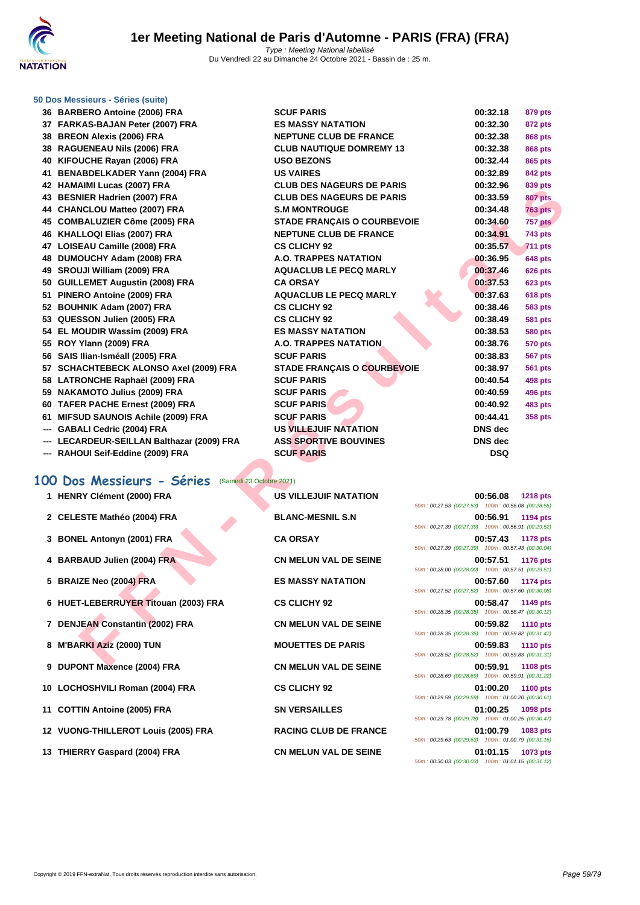### 50 Dos Messieurs - Séries (suite)

| Pl. | Nom | Club | Temps | Points |
|---|---|---|---|---|
| 36 | BARBERO Antoine (2006) FRA | SCUF PARIS | 00:32.18 | 879 pts |
| 37 | FARKAS-BAJAN Peter (2007) FRA | ES MASSY NATATION | 00:32.30 | 872 pts |
| 38 | BREON Alexis (2006) FRA | NEPTUNE CLUB DE FRANCE | 00:32.38 | 868 pts |
| 38 | RAGUENEAU Nils (2006) FRA | CLUB NAUTIQUE DOMREMY 13 | 00:32.38 | 868 pts |
| 40 | KIFOUCHE Rayan (2006) FRA | USO BEZONS | 00:32.44 | 865 pts |
| 41 | BENABDELKADER Yann (2004) FRA | US VAIRES | 00:32.89 | 842 pts |
| 42 | HAMAIMI Lucas (2007) FRA | CLUB DES NAGEURS DE PARIS | 00:32.96 | 839 pts |
| 43 | BESNIER Hadrien (2007) FRA | CLUB DES NAGEURS DE PARIS | 00:33.59 | 807 pts |
| 44 | CHANCLOU Matteo (2007) FRA | S.M MONTROUGE | 00:34.48 | 763 pts |
| 45 | COMBALUZIER Côme (2005) FRA | STADE FRANÇAIS O COURBEVOIE | 00:34.60 | 757 pts |
| 46 | KHALLOQI Elias (2007) FRA | NEPTUNE CLUB DE FRANCE | 00:34.91 | 743 pts |
| 47 | LOISEAU Camille (2008) FRA | CS CLICHY 92 | 00:35.57 | 711 pts |
| 48 | DUMOUCHY Adam (2008) FRA | A.O. TRAPPES NATATION | 00:36.95 | 648 pts |
| 49 | SROUJI William (2009) FRA | AQUACLUB LE PECQ MARLY | 00:37.46 | 626 pts |
| 50 | GUILLEMET Augustin (2008) FRA | CA ORSAY | 00:37.53 | 623 pts |
| 51 | PINERO Antoine (2009) FRA | AQUACLUB LE PECQ MARLY | 00:37.63 | 618 pts |
| 52 | BOUHNIK Adam (2007) FRA | CS CLICHY 92 | 00:38.46 | 583 pts |
| 53 | QUESSON Julien (2005) FRA | CS CLICHY 92 | 00:38.49 | 581 pts |
| 54 | EL MOUDIR Wassim (2009) FRA | ES MASSY NATATION | 00:38.53 | 580 pts |
| 55 | ROY Ylann (2009) FRA | A.O. TRAPPES NATATION | 00:38.76 | 570 pts |
| 56 | SAIS Ilian-Isméall (2005) FRA | SCUF PARIS | 00:38.83 | 567 pts |
| 57 | SCHACHTEBECK ALONSO Axel (2009) FRA | STADE FRANÇAIS O COURBEVOIE | 00:38.97 | 561 pts |
| 58 | LATRONCHE Raphaël (2009) FRA | SCUF PARIS | 00:40.54 | 498 pts |
| 59 | NAKAMOTO Julius (2009) FRA | SCUF PARIS | 00:40.59 | 496 pts |
| 60 | TAFER PACHE Ernest (2009) FRA | SCUF PARIS | 00:40.92 | 483 pts |
| 61 | MIFSUD SAUNOIS Achile (2009) FRA | SCUF PARIS | 00:44.41 | 358 pts |
| --- | GABALI Cedric (2004) FRA | US VILLEJUIF NATATION | DNS dec | |
| --- | LECARDEUR-SEILLAN Balthazar (2009) FRA | ASS SPORTIVE BOUVINES | DNS dec | |
| --- | RAHOUI Seif-Eddine (2009) FRA | SCUF PARIS | DSQ | |

## 100 Dos Messieurs - Séries (Samedi 23 Octobre 2021)

| Pl. | Nom | Club | Temps | Points | Splits |
|---|---|---|---|---|---|
| 1 | HENRY Clément (2000) FRA | US VILLEJUIF NATATION | 00:56.08 | 1218 pts | 50m : 00:27.53 (00:27.53) 100m : 00:56.08 (00:28.55) |
| 2 | CELESTE Mathéo (2004) FRA | BLANC-MESNIL S.N | 00:56.91 | 1194 pts | 50m : 00:27.39 (00:27.39) 100m : 00:56.91 (00:29.52) |
| 3 | BONEL Antonyn (2001) FRA | CA ORSAY | 00:57.43 | 1178 pts | 50m : 00:27.39 (00:27.39) 100m : 00:57.43 (00:30.04) |
| 4 | BARBAUD Julien (2004) FRA | CN MELUN VAL DE SEINE | 00:57.51 | 1176 pts | 50m : 00:28.00 (00:28.00) 100m : 00:57.51 (00:29.51) |
| 5 | BRAIZE Neo (2004) FRA | ES MASSY NATATION | 00:57.60 | 1174 pts | 50m : 00:27.52 (00:27.52) 100m : 00:57.60 (00:30.08) |
| 6 | HUET-LEBERRUYER Titouan (2003) FRA | CS CLICHY 92 | 00:58.47 | 1149 pts | 50m : 00:28.35 (00:28.35) 100m : 00:58.47 (00:30.12) |
| 7 | DENJEAN Constantin (2002) FRA | CN MELUN VAL DE SEINE | 00:59.82 | 1110 pts | 50m : 00:28.35 (00:28.35) 100m : 00:59.82 (00:31.47) |
| 8 | M'BARKI Aziz (2000) TUN | MOUETTES DE PARIS | 00:59.83 | 1110 pts | 50m : 00:28.52 (00:28.52) 100m : 00:59.83 (00:31.31) |
| 9 | DUPONT Maxence (2004) FRA | CN MELUN VAL DE SEINE | 00:59.91 | 1108 pts | 50m : 00:28.69 (00:28.69) 100m : 00:59.91 (00:31.22) |
| 10 | LOCHOSHVILI Roman (2004) FRA | CS CLICHY 92 | 01:00.20 | 1100 pts | 50m : 00:29.59 (00:29.59) 100m : 01:00.20 (00:30.61) |
| 11 | COTTIN Antoine (2005) FRA | SN VERSAILLES | 01:00.25 | 1098 pts | 50m : 00:29.78 (00:29.78) 100m : 01:00.25 (00:30.47) |
| 12 | VUONG-THILLEROT Louis (2005) FRA | RACING CLUB DE FRANCE | 01:00.79 | 1083 pts | 50m : 00:29.63 (00:29.63) 100m : 01:00.79 (00:31.16) |
| 13 | THIERRY Gaspard (2004) FRA | CN MELUN VAL DE SEINE | 01:01.15 | 1073 pts | 50m : 00:30.03 (00:30.03) 100m : 01:01.15 (00:31.12) |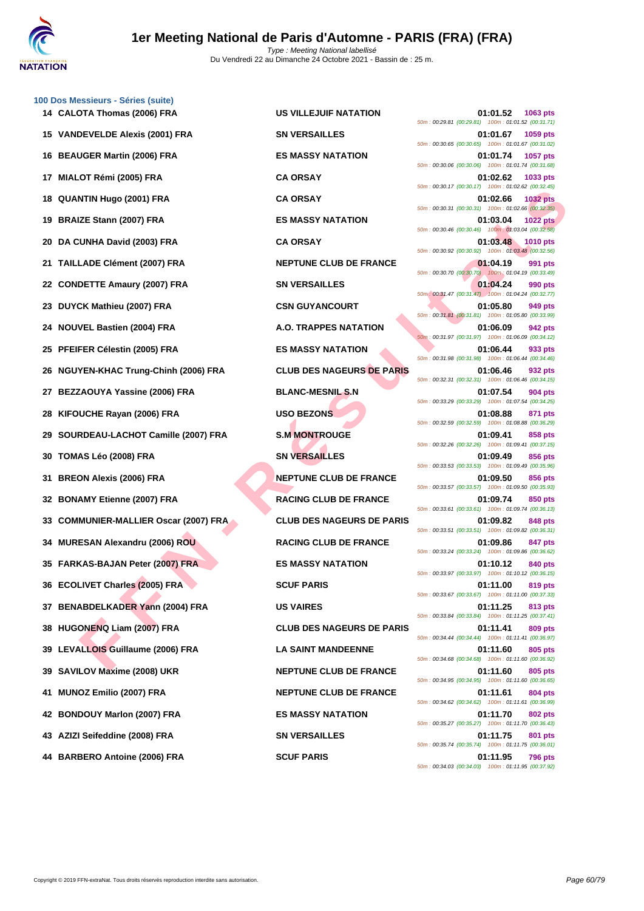## 100 Dos Messieurs - Séries (suite)

| Rang | Nom | Club | Temps | Points | Splits |
|---|---|---|---|---|---|
| 14 | CALOTA Thomas (2006) FRA | US VILLEJUIF NATATION | 01:01.52 | 1063 pts | 50m : 00:29.81 (00:29.81) 100m : 01:01.52 (00:31.71) |
| 15 | VANDEVELDE Alexis (2001) FRA | SN VERSAILLES | 01:01.67 | 1059 pts | 50m : 00:30.65 (00:30.65) 100m : 01:01.67 (00:31.02) |
| 16 | BEAUGER Martin (2006) FRA | ES MASSY NATATION | 01:01.74 | 1057 pts | 50m : 00:30.06 (00:30.06) 100m : 01:01.74 (00:31.68) |
| 17 | MIALOT Rémi (2005) FRA | CA ORSAY | 01:02.62 | 1033 pts | 50m : 00:30.17 (00:30.17) 100m : 01:02.62 (00:32.45) |
| 18 | QUANTIN Hugo (2001) FRA | CA ORSAY | 01:02.66 | 1032 pts | 50m : 00:30.31 (00:30.31) 100m : 01:02.66 (00:32.35) |
| 19 | BRAIZE Stann (2007) FRA | ES MASSY NATATION | 01:03.04 | 1022 pts | 50m : 00:30.46 (00:30.46) 100m : 01:03.04 (00:32.58) |
| 20 | DA CUNHA David (2003) FRA | CA ORSAY | 01:03.48 | 1010 pts | 50m : 00:30.92 (00:30.92) 100m : 01:03.48 (00:32.56) |
| 21 | TAILLADE Clément (2007) FRA | NEPTUNE CLUB DE FRANCE | 01:04.19 | 991 pts | 50m : 00:30.70 (00:30.70) 100m : 01:04.19 (00:33.49) |
| 22 | CONDETTE Amaury (2007) FRA | SN VERSAILLES | 01:04.24 | 990 pts | 50m : 00:31.47 (00:31.47) 100m : 01:04.24 (00:32.77) |
| 23 | DUYCK Mathieu (2007) FRA | CSN GUYANCOURT | 01:05.80 | 949 pts | 50m : 00:31.81 (00:31.81) 100m : 01:05.80 (00:33.99) |
| 24 | NOUVEL Bastien (2004) FRA | A.O. TRAPPES NATATION | 01:06.09 | 942 pts | 50m : 00:31.97 (00:31.97) 100m : 01:06.09 (00:34.12) |
| 25 | PFEIFER Célestin (2005) FRA | ES MASSY NATATION | 01:06.44 | 933 pts | 50m : 00:31.98 (00:31.98) 100m : 01:06.44 (00:34.46) |
| 26 | NGUYEN-KHAC Trung-Chinh (2006) FRA | CLUB DES NAGEURS DE PARIS | 01:06.46 | 932 pts | 50m : 00:32.31 (00:32.31) 100m : 01:06.46 (00:34.15) |
| 27 | BEZZAOUYA Yassine (2006) FRA | BLANC-MESNIL S.N | 01:07.54 | 904 pts | 50m : 00:33.29 (00:33.29) 100m : 01:07.54 (00:34.25) |
| 28 | KIFOUCHE Rayan (2006) FRA | USO BEZONS | 01:08.88 | 871 pts | 50m : 00:32.59 (00:32.59) 100m : 01:08.88 (00:36.29) |
| 29 | SOURDEAU-LACHOT Camille (2007) FRA | S.M MONTROUGE | 01:09.41 | 858 pts | 50m : 00:32.26 (00:32.26) 100m : 01:09.41 (00:37.15) |
| 30 | TOMAS Léo (2008) FRA | SN VERSAILLES | 01:09.49 | 856 pts | 50m : 00:33.53 (00:33.53) 100m : 01:09.49 (00:35.96) |
| 31 | BREON Alexis (2006) FRA | NEPTUNE CLUB DE FRANCE | 01:09.50 | 856 pts | 50m : 00:33.57 (00:33.57) 100m : 01:09.50 (00:35.93) |
| 32 | BONAMY Etienne (2007) FRA | RACING CLUB DE FRANCE | 01:09.74 | 850 pts | 50m : 00:33.61 (00:33.61) 100m : 01:09.74 (00:36.13) |
| 33 | COMMUNIER-MALLIER Oscar (2007) FRA | CLUB DES NAGEURS DE PARIS | 01:09.82 | 848 pts | 50m : 00:33.51 (00:33.51) 100m : 01:09.82 (00:36.31) |
| 34 | MURESAN Alexandru (2006) ROU | RACING CLUB DE FRANCE | 01:09.86 | 847 pts | 50m : 00:33.24 (00:33.24) 100m : 01:09.86 (00:36.62) |
| 35 | FARKAS-BAJAN Peter (2007) FRA | ES MASSY NATATION | 01:10.12 | 840 pts | 50m : 00:33.97 (00:33.97) 100m : 01:10.12 (00:36.15) |
| 36 | ECOLIVET Charles (2005) FRA | SCUF PARIS | 01:11.00 | 819 pts | 50m : 00:33.67 (00:33.67) 100m : 01:11.00 (00:37.33) |
| 37 | BENABDELKADER Yann (2004) FRA | US VAIRES | 01:11.25 | 813 pts | 50m : 00:33.84 (00:33.84) 100m : 01:11.25 (00:37.41) |
| 38 | HUGONENQ Liam (2007) FRA | CLUB DES NAGEURS DE PARIS | 01:11.41 | 809 pts | 50m : 00:34.44 (00:34.44) 100m : 01:11.41 (00:36.97) |
| 39 | LEVALLOIS Guillaume (2006) FRA | LA SAINT MANDEENNE | 01:11.60 | 805 pts | 50m : 00:34.68 (00:34.68) 100m : 01:11.60 (00:36.92) |
| 39 | SAVILOV Maxime (2008) UKR | NEPTUNE CLUB DE FRANCE | 01:11.60 | 805 pts | 50m : 00:34.95 (00:34.95) 100m : 01:11.60 (00:36.65) |
| 41 | MUNOZ Emilio (2007) FRA | NEPTUNE CLUB DE FRANCE | 01:11.61 | 804 pts | 50m : 00:34.62 (00:34.62) 100m : 01:11.61 (00:36.99) |
| 42 | BONDOUY Marlon (2007) FRA | ES MASSY NATATION | 01:11.70 | 802 pts | 50m : 00:35.27 (00:35.27) 100m : 01:11.70 (00:36.43) |
| 43 | AZIZI Seifeddine (2008) FRA | SN VERSAILLES | 01:11.75 | 801 pts | 50m : 00:35.74 (00:35.74) 100m : 01:11.75 (00:36.01) |
| 44 | BARBERO Antoine (2006) FRA | SCUF PARIS | 01:11.95 | 796 pts | 50m : 00:34.03 (00:34.03) 100m : 01:11.95 (00:37.92) |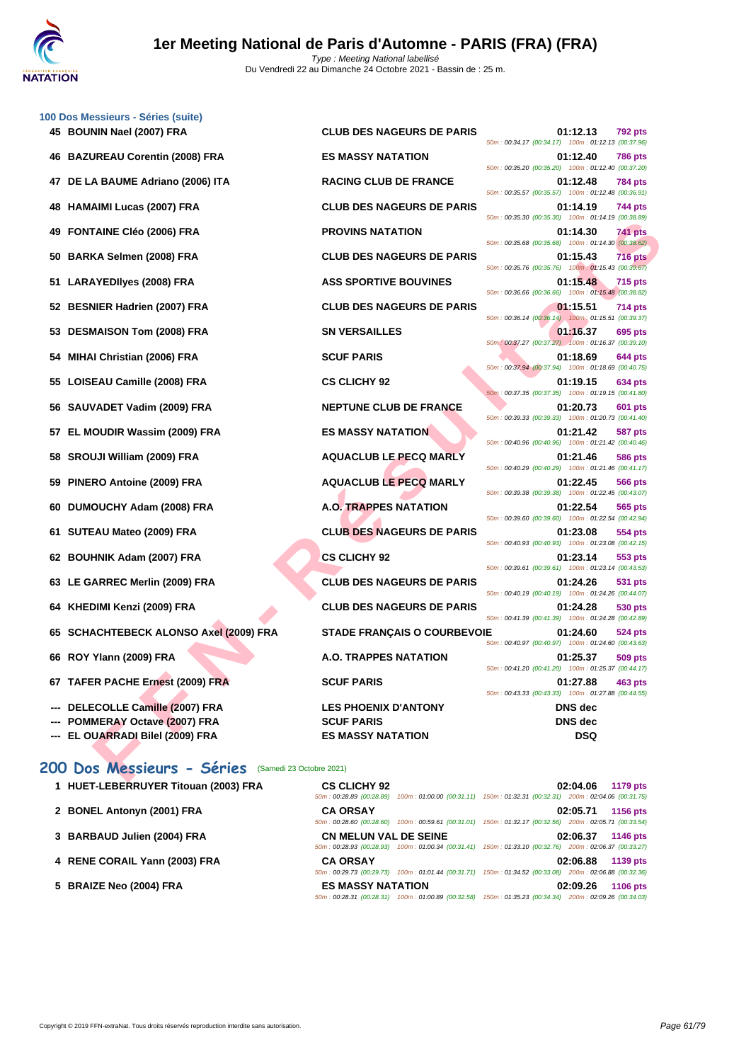### 100 Dos Messieurs - Séries (suite)

| Rang | Nom | Club | Temps | Points | Splits |
|---|---|---|---|---|---|
| 45 | BOUNIN Nael (2007) FRA | CLUB DES NAGEURS DE PARIS | 01:12.13 | 792 pts | 50m : 00:34.17 (00:34.17) 100m : 01:12.13 (00:37.96) |
| 46 | BAZUREAU Corentin (2008) FRA | ES MASSY NATATION | 01:12.40 | 786 pts | 50m : 00:35.20 (00:35.20) 100m : 01:12.40 (00:37.20) |
| 47 | DE LA BAUME Adriano (2006) ITA | RACING CLUB DE FRANCE | 01:12.48 | 784 pts | 50m : 00:35.57 (00:35.57) 100m : 01:12.48 (00:36.91) |
| 48 | HAMAIMI Lucas (2007) FRA | CLUB DES NAGEURS DE PARIS | 01:14.19 | 744 pts | 50m : 00:35.30 (00:35.30) 100m : 01:14.19 (00:38.89) |
| 49 | FONTAINE Cléo (2006) FRA | PROVINS NATATION | 01:14.30 | 741 pts | 50m : 00:35.68 (00:35.68) 100m : 01:14.30 (00:38.62) |
| 50 | BARKA Selmen (2008) FRA | CLUB DES NAGEURS DE PARIS | 01:15.43 | 716 pts | 50m : 00:35.76 (00:35.76) 100m : 01:15.43 (00:39.67) |
| 51 | LARAYEDIlyes (2008) FRA | ASS SPORTIVE BOUVINES | 01:15.48 | 715 pts | 50m : 00:36.66 (00:36.66) 100m : 01:15.48 (00:38.82) |
| 52 | BESNIER Hadrien (2007) FRA | CLUB DES NAGEURS DE PARIS | 01:15.51 | 714 pts | 50m : 00:36.14 (00:36.14) 100m : 01:15.51 (00:39.37) |
| 53 | DESMAISON Tom (2008) FRA | SN VERSAILLES | 01:16.37 | 695 pts | 50m : 00:37.27 (00:37.27) 100m : 01:16.37 (00:39.10) |
| 54 | MIHAI Christian (2006) FRA | SCUF PARIS | 01:18.69 | 644 pts | 50m : 00:37.94 (00:37.94) 100m : 01:18.69 (00:40.75) |
| 55 | LOISEAU Camille (2008) FRA | CS CLICHY 92 | 01:19.15 | 634 pts | 50m : 00:37.35 (00:37.35) 100m : 01:19.15 (00:41.80) |
| 56 | SAUVADET Vadim (2009) FRA | NEPTUNE CLUB DE FRANCE | 01:20.73 | 601 pts | 50m : 00:39.33 (00:39.33) 100m : 01:20.73 (00:41.40) |
| 57 | EL MOUDIR Wassim (2009) FRA | ES MASSY NATATION | 01:21.42 | 587 pts | 50m : 00:40.96 (00:40.96) 100m : 01:21.42 (00:40.46) |
| 58 | SROUJI William (2009) FRA | AQUACLUB LE PECQ MARLY | 01:21.46 | 586 pts | 50m : 00:40.29 (00:40.29) 100m : 01:21.46 (00:41.17) |
| 59 | PINERO Antoine (2009) FRA | AQUACLUB LE PECQ MARLY | 01:22.45 | 566 pts | 50m : 00:39.38 (00:39.38) 100m : 01:22.45 (00:43.07) |
| 60 | DUMOUCHY Adam (2008) FRA | A.O. TRAPPES NATATION | 01:22.54 | 565 pts | 50m : 00:39.60 (00:39.60) 100m : 01:22.54 (00:42.94) |
| 61 | SUTEAU Mateo (2009) FRA | CLUB DES NAGEURS DE PARIS | 01:23.08 | 554 pts | 50m : 00:40.93 (00:40.93) 100m : 01:23.08 (00:42.15) |
| 62 | BOUHNIK Adam (2007) FRA | CS CLICHY 92 | 01:23.14 | 553 pts | 50m : 00:39.61 (00:39.61) 100m : 01:23.14 (00:43.53) |
| 63 | LE GARREC Merlin (2009) FRA | CLUB DES NAGEURS DE PARIS | 01:24.26 | 531 pts | 50m : 00:40.19 (00:40.19) 100m : 01:24.26 (00:44.07) |
| 64 | KHEDIMI Kenzi (2009) FRA | CLUB DES NAGEURS DE PARIS | 01:24.28 | 530 pts | 50m : 00:41.39 (00:41.39) 100m : 01:24.28 (00:42.89) |
| 65 | SCHACHTEBECK ALONSO Axel (2009) FRA | STADE FRANÇAIS O COURBEVOIE | 01:24.60 | 524 pts | 50m : 00:40.97 (00:40.97) 100m : 01:24.60 (00:43.63) |
| 66 | ROY Ylann (2009) FRA | A.O. TRAPPES NATATION | 01:25.37 | 509 pts | 50m : 00:41.20 (00:41.20) 100m : 01:25.37 (00:44.17) |
| 67 | TAFER PACHE Ernest (2009) FRA | SCUF PARIS | 01:27.88 | 463 pts | 50m : 00:43.33 (00:43.33) 100m : 01:27.88 (00:44.55) |
| --- | DELECOLLE Camille (2007) FRA | LES PHOENIX D'ANTONY | DNS dec | | |
| --- | POMMERAY Octave (2007) FRA | SCUF PARIS | DNS dec | | |
| --- | EL OUARRADI Bilel (2009) FRA | ES MASSY NATATION | DSQ | | |

## 200 Dos Messieurs - Séries (Samedi 23 Octobre 2021)

| Rang | Nom | Club | Temps | Points | Splits |
|---|---|---|---|---|---|
| 1 | HUET-LEBERRUYER Titouan (2003) FRA | CS CLICHY 92 | 02:04.06 | 1179 pts | 50m : 00:28.89 (00:28.89) 100m : 01:00.00 (00:31.11) 150m : 01:32.31 (00:32.31) 200m : 02:04.06 (00:31.75) |
| 2 | BONEL Antonyn (2001) FRA | CA ORSAY | 02:05.71 | 1156 pts | 50m : 00:28.60 (00:28.60) 100m : 00:59.61 (00:31.01) 150m : 01:32.17 (00:32.56) 200m : 02:05.71 (00:33.54) |
| 3 | BARBAUD Julien (2004) FRA | CN MELUN VAL DE SEINE | 02:06.37 | 1146 pts | 50m : 00:28.93 (00:28.93) 100m : 01:00.34 (00:31.41) 150m : 01:33.10 (00:32.76) 200m : 02:06.37 (00:33.27) |
| 4 | RENE CORAIL Yann (2003) FRA | CA ORSAY | 02:06.88 | 1139 pts | 50m : 00:29.73 (00:29.73) 100m : 01:01.44 (00:31.71) 150m : 01:34.52 (00:33.08) 200m : 02:06.88 (00:32.36) |
| 5 | BRAIZE Neo (2004) FRA | ES MASSY NATATION | 02:09.26 | 1106 pts | 50m : 00:28.31 (00:28.31) 100m : 01:00.89 (00:32.58) 150m : 01:35.23 (00:34.34) 200m : 02:09.26 (00:34.03) |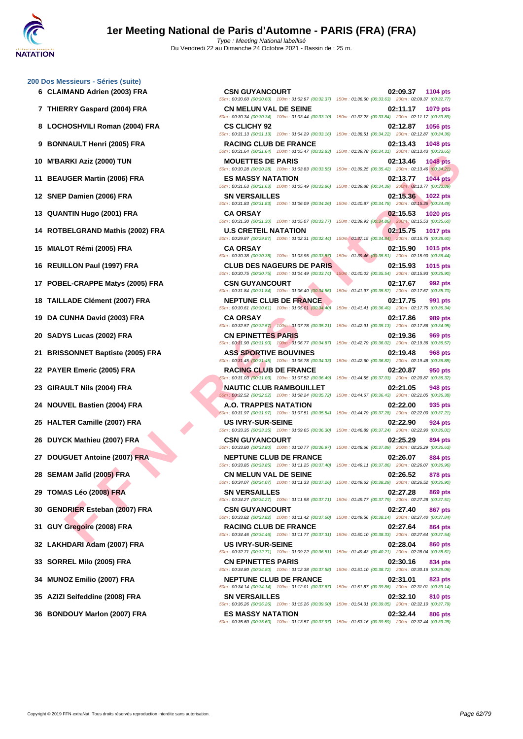# 1er Meeting National de Paris d'Automne - PARIS (FRA) (FRA)

*Type : Meeting National labellisé*
Du Vendredi 22 au Dimanche 24 Octobre 2021 - Bassin de : 25 m.

## 200 Dos Messieurs - Séries (suite)

| Pl. | Nom | Club | Temps | Points |
|---|---|---|---|---|
| 6 | CLAIMAND Adrien (2003) FRA | CSN GUYANCOURT | 02:09.37 | 1104 pts |
| | 50m : 00:30.60 (00:30.60) 100m : 01:02.97 (00:32.37) 150m : 01:36.60 (00:33.63) 200m : 02:09.37 (00:32.77) | | | |
| 7 | THIERRY Gaspard (2004) FRA | CN MELUN VAL DE SEINE | 02:11.17 | 1079 pts |
| | 50m : 00:30.34 (00:30.34) 100m : 01:03.44 (00:33.10) 150m : 01:37.28 (00:33.84) 200m : 02:11.17 (00:33.89) | | | |
| 8 | LOCHOSHVILI Roman (2004) FRA | CS CLICHY 92 | 02:12.87 | 1056 pts |
| | 50m : 00:31.13 (00:31.13) 100m : 01:04.29 (00:33.16) 150m : 01:38.51 (00:34.22) 200m : 02:12.87 (00:34.36) | | | |
| 9 | BONNAULT Henri (2005) FRA | RACING CLUB DE FRANCE | 02:13.43 | 1048 pts |
| | 50m : 00:31.64 (00:31.64) 100m : 01:05.47 (00:33.83) 150m : 01:39.78 (00:34.31) 200m : 02:13.43 (00:33.65) | | | |
| 10 | M'BARKI Aziz (2000) TUN | MOUETTES DE PARIS | 02:13.46 | 1048 pts |
| | 50m : 00:30.28 (00:30.28) 100m : 01:03.83 (00:33.55) 150m : 01:39.25 (00:35.42) 200m : 02:13.46 (00:34.21) | | | |
| 11 | BEAUGER Martin (2006) FRA | ES MASSY NATATION | 02:13.77 | 1044 pts |
| | 50m : 00:31.63 (00:31.63) 100m : 01:05.49 (00:33.86) 150m : 01:39.88 (00:34.39) 200m : 02:13.77 (00:33.89) | | | |
| 12 | SNEP Damien (2006) FRA | SN VERSAILLES | 02:15.36 | 1022 pts |
| | 50m : 00:31.83 (00:31.83) 100m : 01:06.09 (00:34.26) 150m : 01:40.87 (00:34.78) 200m : 02:15.36 (00:34.49) | | | |
| 13 | QUANTIN Hugo (2001) FRA | CA ORSAY | 02:15.53 | 1020 pts |
| | 50m : 00:31.30 (00:31.30) 100m : 01:05.07 (00:33.77) 150m : 01:39.93 (00:34.86) 200m : 02:15.53 (00:35.60) | | | |
| 14 | ROTBELGRAND Mathis (2002) FRA | U.S CRETEIL NATATION | 02:15.75 | 1017 pts |
| | 50m : 00:29.87 (00:29.87) 100m : 01:02.31 (00:32.44) 150m : 01:37.15 (00:34.84) 200m : 02:15.75 (00:38.60) | | | |
| 15 | MIALOT Rémi (2005) FRA | CA ORSAY | 02:15.90 | 1015 pts |
| | 50m : 00:30.38 (00:30.38) 100m : 01:03.95 (00:33.57) 150m : 01:39.46 (00:35.51) 200m : 02:15.90 (00:36.44) | | | |
| 16 | REUILLON Paul (1997) FRA | CLUB DES NAGEURS DE PARIS | 02:15.93 | 1015 pts |
| | 50m : 00:30.75 (00:30.75) 100m : 01:04.49 (00:33.74) 150m : 01:40.03 (00:35.54) 200m : 02:15.93 (00:35.90) | | | |
| 17 | POBEL-CRAPPE Matys (2005) FRA | CSN GUYANCOURT | 02:17.67 | 992 pts |
| | 50m : 00:31.84 (00:31.84) 100m : 01:06.40 (00:34.56) 150m : 01:41.97 (00:35.57) 200m : 02:17.67 (00:35.70) | | | |
| 18 | TAILLADE Clément (2007) FRA | NEPTUNE CLUB DE FRANCE | 02:17.75 | 991 pts |
| | 50m : 00:30.61 (00:30.61) 100m : 01:05.01 (00:34.40) 150m : 01:41.41 (00:36.40) 200m : 02:17.75 (00:36.34) | | | |
| 19 | DA CUNHA David (2003) FRA | CA ORSAY | 02:17.86 | 989 pts |
| | 50m : 00:32.57 (00:32.57) 100m : 01:07.78 (00:35.21) 150m : 01:42.91 (00:35.13) 200m : 02:17.86 (00:34.95) | | | |
| 20 | SADYS Lucas (2002) FRA | CN EPINETTES PARIS | 02:19.36 | 969 pts |
| | 50m : 00:31.90 (00:31.90) 100m : 01:06.77 (00:34.87) 150m : 01:42.79 (00:36.02) 200m : 02:19.36 (00:36.57) | | | |
| 21 | BRISSONNET Baptiste (2005) FRA | ASS SPORTIVE BOUVINES | 02:19.48 | 968 pts |
| | 50m : 00:31.45 (00:31.45) 100m : 01:05.78 (00:34.33) 150m : 01:42.60 (00:36.82) 200m : 02:19.48 (00:36.88) | | | |
| 22 | PAYER Emeric (2005) FRA | RACING CLUB DE FRANCE | 02:20.87 | 950 pts |
| | 50m : 00:31.03 (00:31.03) 100m : 01:07.52 (00:36.49) 150m : 01:44.55 (00:37.03) 200m : 02:20.87 (00:36.32) | | | |
| 23 | GIRAULT Nils (2004) FRA | NAUTIC CLUB RAMBOUILLET | 02:21.05 | 948 pts |
| | 50m : 00:32.52 (00:32.52) 100m : 01:08.24 (00:35.72) 150m : 01:44.67 (00:36.43) 200m : 02:21.05 (00:36.38) | | | |
| 24 | NOUVEL Bastien (2004) FRA | A.O. TRAPPES NATATION | 02:22.00 | 935 pts |
| | 50m : 00:31.97 (00:31.97) 100m : 01:07.51 (00:35.54) 150m : 01:44.79 (00:37.28) 200m : 02:22.00 (00:37.21) | | | |
| 25 | HALTER Camille (2007) FRA | US IVRY-SUR-SEINE | 02:22.90 | 924 pts |
| | 50m : 00:33.35 (00:33.35) 100m : 01:09.65 (00:36.30) 150m : 01:46.89 (00:37.24) 200m : 02:22.90 (00:36.01) | | | |
| 26 | DUYCK Mathieu (2007) FRA | CSN GUYANCOURT | 02:25.29 | 894 pts |
| | 50m : 00:33.80 (00:33.80) 100m : 01:10.77 (00:36.97) 150m : 01:48.66 (00:37.89) 200m : 02:25.29 (00:36.63) | | | |
| 27 | DOUGUET Antoine (2007) FRA | NEPTUNE CLUB DE FRANCE | 02:26.07 | 884 pts |
| | 50m : 00:33.85 (00:33.85) 100m : 01:11.25 (00:37.40) 150m : 01:49.11 (00:37.86) 200m : 02:26.07 (00:36.96) | | | |
| 28 | SEMAM Jalîd (2005) FRA | CN MELUN VAL DE SEINE | 02:26.52 | 878 pts |
| | 50m : 00:34.07 (00:34.07) 100m : 01:11.33 (00:37.26) 150m : 01:49.62 (00:38.29) 200m : 02:26.52 (00:36.90) | | | |
| 29 | TOMAS Léo (2008) FRA | SN VERSAILLES | 02:27.28 | 869 pts |
| | 50m : 00:34.27 (00:34.27) 100m : 01:11.98 (00:37.71) 150m : 01:49.77 (00:37.79) 200m : 02:27.28 (00:37.51) | | | |
| 30 | GENDRIER Esteban (2007) FRA | CSN GUYANCOURT | 02:27.40 | 867 pts |
| | 50m : 00:33.82 (00:33.82) 100m : 01:11.42 (00:37.60) 150m : 01:49.56 (00:38.14) 200m : 02:27.40 (00:37.84) | | | |
| 31 | GUY Gregoire (2008) FRA | RACING CLUB DE FRANCE | 02:27.64 | 864 pts |
| | 50m : 00:34.46 (00:34.46) 100m : 01:11.77 (00:37.31) 150m : 01:50.10 (00:38.33) 200m : 02:27.64 (00:37.54) | | | |
| 32 | LAKHDARI Adam (2007) FRA | US IVRY-SUR-SEINE | 02:28.04 | 860 pts |
| | 50m : 00:32.71 (00:32.71) 100m : 01:09.22 (00:36.51) 150m : 01:49.43 (00:40.21) 200m : 02:28.04 (00:38.61) | | | |
| 33 | SORREL Milo (2005) FRA | CN EPINETTES PARIS | 02:30.16 | 834 pts |
| | 50m : 00:34.80 (00:34.80) 100m : 01:12.38 (00:37.58) 150m : 01:51.10 (00:38.72) 200m : 02:30.16 (00:39.06) | | | |
| 34 | MUNOZ Emilio (2007) FRA | NEPTUNE CLUB DE FRANCE | 02:31.01 | 823 pts |
| | 50m : 00:34.14 (00:34.14) 100m : 01:12.01 (00:37.87) 150m : 01:51.87 (00:39.86) 200m : 02:31.01 (00:39.14) | | | |
| 35 | AZIZI Seifeddine (2008) FRA | SN VERSAILLES | 02:32.10 | 810 pts |
| | 50m : 00:36.26 (00:36.26) 100m : 01:15.26 (00:39.00) 150m : 01:54.31 (00:39.05) 200m : 02:32.10 (00:37.79) | | | |
| 36 | BONDOUY Marlon (2007) FRA | ES MASSY NATATION | 02:32.44 | 806 pts |
| | 50m : 00:35.60 (00:35.60) 100m : 01:13.57 (00:37.97) 150m : 01:53.16 (00:39.59) 200m : 02:32.44 (00:39.28) | | | |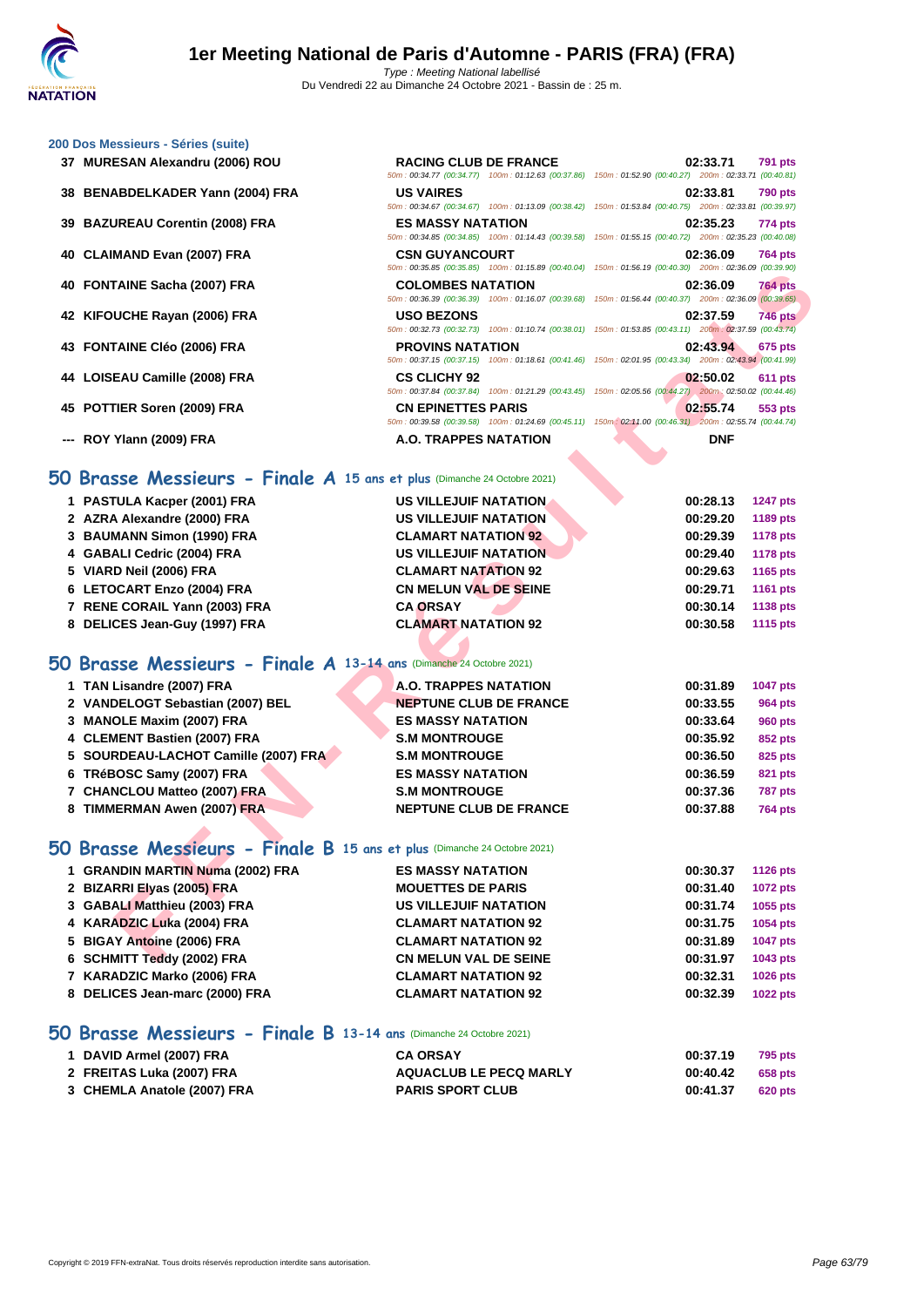## 200 Dos Messieurs - Séries (suite)

| Rang | Nageur | Club | Temps | Points |
|---|---|---|---|---|
| 37 | MURESAN Alexandru (2006) ROU | RACING CLUB DE FRANCE | 02:33.71 | 791 pts |
| | | 50m : 00:34.77 (00:34.77) 100m : 01:12.63 (00:37.86) 150m : 01:52.90 (00:40.27) 200m : 02:33.71 (00:40.81) | | |
| 38 | BENABDELKADER Yann (2004) FRA | US VAIRES | 02:33.81 | 790 pts |
| | | 50m : 00:34.67 (00:34.67) 100m : 01:13.09 (00:38.42) 150m : 01:53.84 (00:40.75) 200m : 02:33.81 (00:39.97) | | |
| 39 | BAZUREAU Corentin (2008) FRA | ES MASSY NATATION | 02:35.23 | 774 pts |
| | | 50m : 00:34.85 (00:34.85) 100m : 01:14.43 (00:39.58) 150m : 01:55.15 (00:40.72) 200m : 02:35.23 (00:40.08) | | |
| 40 | CLAIMAND Evan (2007) FRA | CSN GUYANCOURT | 02:36.09 | 764 pts |
| | | 50m : 00:35.85 (00:35.85) 100m : 01:15.89 (00:40.04) 150m : 01:56.19 (00:40.30) 200m : 02:36.09 (00:39.90) | | |
| 40 | FONTAINE Sacha (2007) FRA | COLOMBES NATATION | 02:36.09 | 764 pts |
| | | 50m : 00:36.39 (00:36.39) 100m : 01:16.07 (00:39.68) 150m : 01:56.44 (00:40.37) 200m : 02:36.09 (00:39.65) | | |
| 42 | KIFOUCHE Rayan (2006) FRA | USO BEZONS | 02:37.59 | 746 pts |
| | | 50m : 00:32.73 (00:32.73) 100m : 01:10.74 (00:38.01) 150m : 01:53.85 (00:43.11) 200m : 02:37.59 (00:43.74) | | |
| 43 | FONTAINE Cléo (2006) FRA | PROVINS NATATION | 02:43.94 | 675 pts |
| | | 50m : 00:37.15 (00:37.15) 100m : 01:18.61 (00:41.46) 150m : 02:01.95 (00:43.34) 200m : 02:43.94 (00:41.99) | | |
| 44 | LOISEAU Camille (2008) FRA | CS CLICHY 92 | 02:50.02 | 611 pts |
| | | 50m : 00:37.84 (00:37.84) 100m : 01:21.29 (00:43.45) 150m : 02:05.56 (00:44.27) 200m : 02:50.02 (00:44.46) | | |
| 45 | POTTIER Soren (2009) FRA | CN EPINETTES PARIS | 02:55.74 | 553 pts |
| | | 50m : 00:39.58 (00:39.58) 100m : 01:24.69 (00:45.11) 150m : 02:11.00 (00:46.31) 200m : 02:55.74 (00:44.74) | | |
| --- | ROY Ylann (2009) FRA | A.O. TRAPPES NATATION | DNF | |

## 50 Brasse Messieurs - Finale A 15 ans et plus (Dimanche 24 Octobre 2021)

| Rang | Nageur | Club | Temps | Points |
|---|---|---|---|---|
| 1 | PASTULA Kacper (2001) FRA | US VILLEJUIF NATATION | 00:28.13 | 1247 pts |
| 2 | AZRA Alexandre (2000) FRA | US VILLEJUIF NATATION | 00:29.20 | 1189 pts |
| 3 | BAUMANN Simon (1990) FRA | CLAMART NATATION 92 | 00:29.39 | 1178 pts |
| 4 | GABALI Cedric (2004) FRA | US VILLEJUIF NATATION | 00:29.40 | 1178 pts |
| 5 | VIARD Neil (2006) FRA | CLAMART NATATION 92 | 00:29.63 | 1165 pts |
| 6 | LETOCART Enzo (2004) FRA | CN MELUN VAL DE SEINE | 00:29.71 | 1161 pts |
| 7 | RENE CORAIL Yann (2003) FRA | CA ORSAY | 00:30.14 | 1138 pts |
| 8 | DELICES Jean-Guy (1997) FRA | CLAMART NATATION 92 | 00:30.58 | 1115 pts |

## 50 Brasse Messieurs - Finale A 13-14 ans (Dimanche 24 Octobre 2021)

| Rang | Nageur | Club | Temps | Points |
|---|---|---|---|---|
| 1 | TAN Lisandre (2007) FRA | A.O. TRAPPES NATATION | 00:31.89 | 1047 pts |
| 2 | VANDELOGT Sebastian (2007) BEL | NEPTUNE CLUB DE FRANCE | 00:33.55 | 964 pts |
| 3 | MANOLE Maxim (2007) FRA | ES MASSY NATATION | 00:33.64 | 960 pts |
| 4 | CLEMENT Bastien (2007) FRA | S.M MONTROUGE | 00:35.92 | 852 pts |
| 5 | SOURDEAU-LACHOT Camille (2007) FRA | S.M MONTROUGE | 00:36.50 | 825 pts |
| 6 | TRéBOSC Samy (2007) FRA | ES MASSY NATATION | 00:36.59 | 821 pts |
| 7 | CHANCLOU Matteo (2007) FRA | S.M MONTROUGE | 00:37.36 | 787 pts |
| 8 | TIMMERMAN Awen (2007) FRA | NEPTUNE CLUB DE FRANCE | 00:37.88 | 764 pts |

## 50 Brasse Messieurs - Finale B 15 ans et plus (Dimanche 24 Octobre 2021)

| Rang | Nageur | Club | Temps | Points |
|---|---|---|---|---|
| 1 | GRANDIN MARTIN Numa (2002) FRA | ES MASSY NATATION | 00:30.37 | 1126 pts |
| 2 | BIZARRI Elyas (2005) FRA | MOUETTES DE PARIS | 00:31.40 | 1072 pts |
| 3 | GABALI Matthieu (2003) FRA | US VILLEJUIF NATATION | 00:31.74 | 1055 pts |
| 4 | KARADZIC Luka (2004) FRA | CLAMART NATATION 92 | 00:31.75 | 1054 pts |
| 5 | BIGAY Antoine (2006) FRA | CLAMART NATATION 92 | 00:31.89 | 1047 pts |
| 6 | SCHMITT Teddy (2002) FRA | CN MELUN VAL DE SEINE | 00:31.97 | 1043 pts |
| 7 | KARADZIC Marko (2006) FRA | CLAMART NATATION 92 | 00:32.31 | 1026 pts |
| 8 | DELICES Jean-marc (2000) FRA | CLAMART NATATION 92 | 00:32.39 | 1022 pts |

## 50 Brasse Messieurs - Finale B 13-14 ans (Dimanche 24 Octobre 2021)

| Rang | Nageur | Club | Temps | Points |
|---|---|---|---|---|
| 1 | DAVID Armel (2007) FRA | CA ORSAY | 00:37.19 | 795 pts |
| 2 | FREITAS Luka (2007) FRA | AQUACLUB LE PECQ MARLY | 00:40.42 | 658 pts |
| 3 | CHEMLA Anatole (2007) FRA | PARIS SPORT CLUB | 00:41.37 | 620 pts |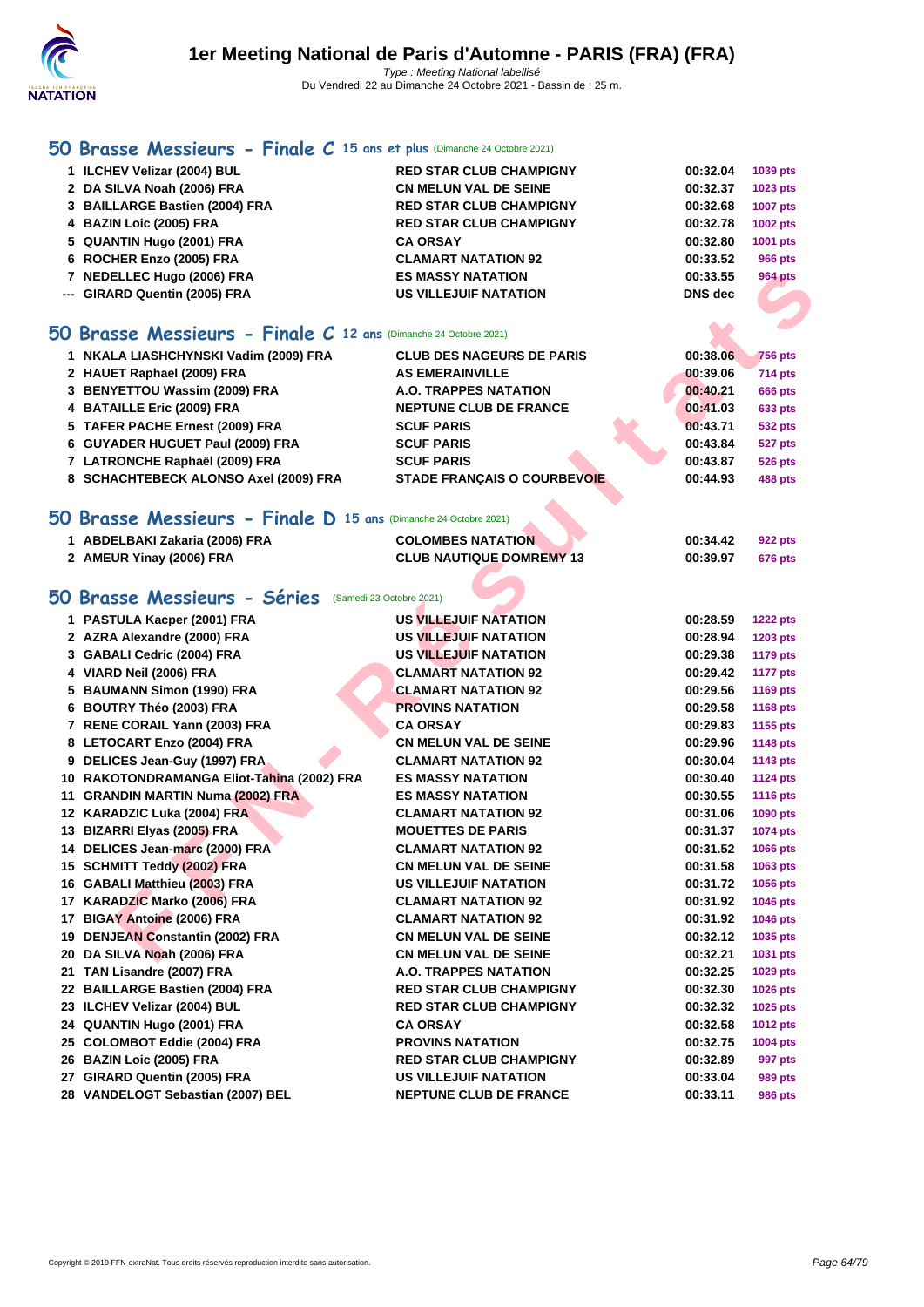## 50 Brasse Messieurs - Finale C 15 ans et plus (Dimanche 24 Octobre 2021)

| | | | | |
|---|---|---|---|---|
| 1 | ILCHEV Velizar (2004) BUL | RED STAR CLUB CHAMPIGNY | 00:32.04 | 1039 pts |
| 2 | DA SILVA Noah (2006) FRA | CN MELUN VAL DE SEINE | 00:32.37 | 1023 pts |
| 3 | BAILLARGE Bastien (2004) FRA | RED STAR CLUB CHAMPIGNY | 00:32.68 | 1007 pts |
| 4 | BAZIN Loic (2005) FRA | RED STAR CLUB CHAMPIGNY | 00:32.78 | 1002 pts |
| 5 | QUANTIN Hugo (2001) FRA | CA ORSAY | 00:32.80 | 1001 pts |
| 6 | ROCHER Enzo (2005) FRA | CLAMART NATATION 92 | 00:33.52 | 966 pts |
| 7 | NEDELLEC Hugo (2006) FRA | ES MASSY NATATION | 00:33.55 | 964 pts |
| --- | GIRARD Quentin (2005) FRA | US VILLEJUIF NATATION | DNS dec | |

## 50 Brasse Messieurs - Finale C 12 ans (Dimanche 24 Octobre 2021)

| | | | | |
|---|---|---|---|---|
| 1 | NKALA LIASHCHYNSKI Vadim (2009) FRA | CLUB DES NAGEURS DE PARIS | 00:38.06 | 756 pts |
| 2 | HAUET Raphael (2009) FRA | AS EMERAINVILLE | 00:39.06 | 714 pts |
| 3 | BENYETTOU Wassim (2009) FRA | A.O. TRAPPES NATATION | 00:40.21 | 666 pts |
| 4 | BATAILLE Eric (2009) FRA | NEPTUNE CLUB DE FRANCE | 00:41.03 | 633 pts |
| 5 | TAFER PACHE Ernest (2009) FRA | SCUF PARIS | 00:43.71 | 532 pts |
| 6 | GUYADER HUGUET Paul (2009) FRA | SCUF PARIS | 00:43.84 | 527 pts |
| 7 | LATRONCHE Raphaël (2009) FRA | SCUF PARIS | 00:43.87 | 526 pts |
| 8 | SCHACHTEBECK ALONSO Axel (2009) FRA | STADE FRANÇAIS O COURBEVOIE | 00:44.93 | 488 pts |

## 50 Brasse Messieurs - Finale D 15 ans (Dimanche 24 Octobre 2021)

| | | | | |
|---|---|---|---|---|
| 1 | ABDELBAKI Zakaria (2006) FRA | COLOMBES NATATION | 00:34.42 | 922 pts |
| 2 | AMEUR Yinay (2006) FRA | CLUB NAUTIQUE DOMREMY 13 | 00:39.97 | 676 pts |

## 50 Brasse Messieurs - Séries (Samedi 23 Octobre 2021)

| | | | | |
|---|---|---|---|---|
| 1 | PASTULA Kacper (2001) FRA | US VILLEJUIF NATATION | 00:28.59 | 1222 pts |
| 2 | AZRA Alexandre (2000) FRA | US VILLEJUIF NATATION | 00:28.94 | 1203 pts |
| 3 | GABALI Cedric (2004) FRA | US VILLEJUIF NATATION | 00:29.38 | 1179 pts |
| 4 | VIARD Neil (2006) FRA | CLAMART NATATION 92 | 00:29.42 | 1177 pts |
| 5 | BAUMANN Simon (1990) FRA | CLAMART NATATION 92 | 00:29.56 | 1169 pts |
| 6 | BOUTRY Théo (2003) FRA | PROVINS NATATION | 00:29.58 | 1168 pts |
| 7 | RENE CORAIL Yann (2003) FRA | CA ORSAY | 00:29.83 | 1155 pts |
| 8 | LETOCART Enzo (2004) FRA | CN MELUN VAL DE SEINE | 00:29.96 | 1148 pts |
| 9 | DELICES Jean-Guy (1997) FRA | CLAMART NATATION 92 | 00:30.04 | 1143 pts |
| 10 | RAKOTONDRAMANGA Eliot-Tahina (2002) FRA | ES MASSY NATATION | 00:30.40 | 1124 pts |
| 11 | GRANDIN MARTIN Numa (2002) FRA | ES MASSY NATATION | 00:30.55 | 1116 pts |
| 12 | KARADZIC Luka (2004) FRA | CLAMART NATATION 92 | 00:31.06 | 1090 pts |
| 13 | BIZARRI Elyas (2005) FRA | MOUETTES DE PARIS | 00:31.37 | 1074 pts |
| 14 | DELICES Jean-marc (2000) FRA | CLAMART NATATION 92 | 00:31.52 | 1066 pts |
| 15 | SCHMITT Teddy (2002) FRA | CN MELUN VAL DE SEINE | 00:31.58 | 1063 pts |
| 16 | GABALI Matthieu (2003) FRA | US VILLEJUIF NATATION | 00:31.72 | 1056 pts |
| 17 | KARADZIC Marko (2006) FRA | CLAMART NATATION 92 | 00:31.92 | 1046 pts |
| 17 | BIGAY Antoine (2006) FRA | CLAMART NATATION 92 | 00:31.92 | 1046 pts |
| 19 | DENJEAN Constantin (2002) FRA | CN MELUN VAL DE SEINE | 00:32.12 | 1035 pts |
| 20 | DA SILVA Noah (2006) FRA | CN MELUN VAL DE SEINE | 00:32.21 | 1031 pts |
| 21 | TAN Lisandre (2007) FRA | A.O. TRAPPES NATATION | 00:32.25 | 1029 pts |
| 22 | BAILLARGE Bastien (2004) FRA | RED STAR CLUB CHAMPIGNY | 00:32.30 | 1026 pts |
| 23 | ILCHEV Velizar (2004) BUL | RED STAR CLUB CHAMPIGNY | 00:32.32 | 1025 pts |
| 24 | QUANTIN Hugo (2001) FRA | CA ORSAY | 00:32.58 | 1012 pts |
| 25 | COLOMBOT Eddie (2004) FRA | PROVINS NATATION | 00:32.75 | 1004 pts |
| 26 | BAZIN Loic (2005) FRA | RED STAR CLUB CHAMPIGNY | 00:32.89 | 997 pts |
| 27 | GIRARD Quentin (2005) FRA | US VILLEJUIF NATATION | 00:33.04 | 989 pts |
| 28 | VANDELOGT Sebastian (2007) BEL | NEPTUNE CLUB DE FRANCE | 00:33.11 | 986 pts |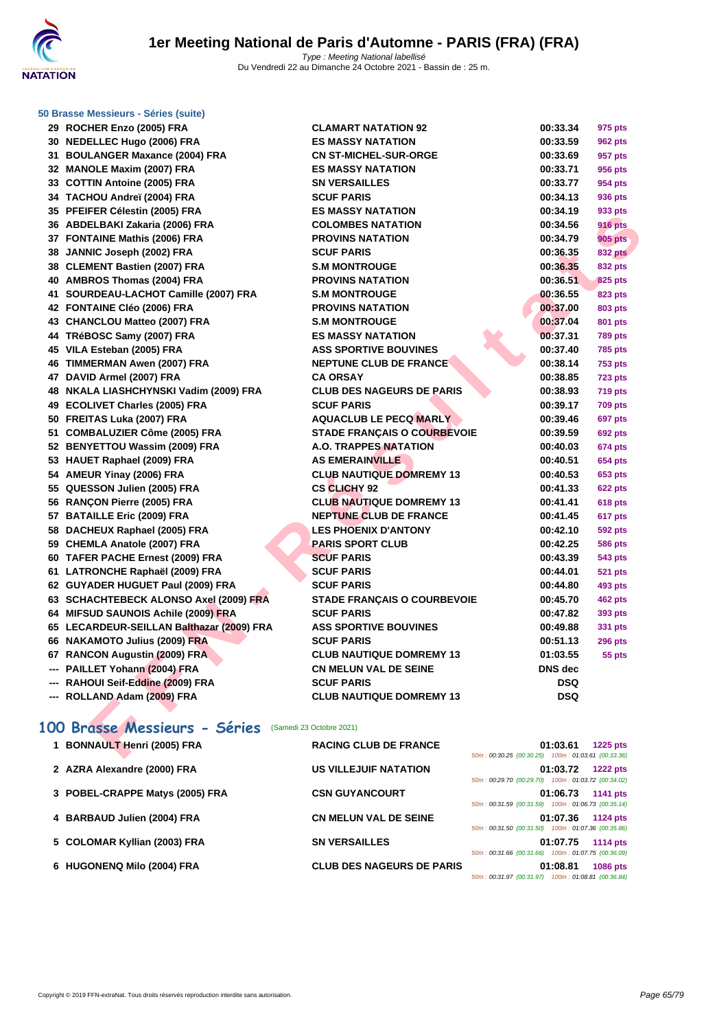### 50 Brasse Messieurs - Séries (suite)

| | | | | |
|---|---|---|---|---|
| 29 | ROCHER Enzo (2005) FRA | CLAMART NATATION 92 | 00:33.34 | 975 pts |
| 30 | NEDELLEC Hugo (2006) FRA | ES MASSY NATATION | 00:33.59 | 962 pts |
| 31 | BOULANGER Maxance (2004) FRA | CN ST-MICHEL-SUR-ORGE | 00:33.69 | 957 pts |
| 32 | MANOLE Maxim (2007) FRA | ES MASSY NATATION | 00:33.71 | 956 pts |
| 33 | COTTIN Antoine (2005) FRA | SN VERSAILLES | 00:33.77 | 954 pts |
| 34 | TACHOU Andreï (2004) FRA | SCUF PARIS | 00:34.13 | 936 pts |
| 35 | PFEIFER Célestin (2005) FRA | ES MASSY NATATION | 00:34.19 | 933 pts |
| 36 | ABDELBAKI Zakaria (2006) FRA | COLOMBES NATATION | 00:34.56 | 916 pts |
| 37 | FONTAINE Mathis (2006) FRA | PROVINS NATATION | 00:34.79 | 905 pts |
| 38 | JANNIC Joseph (2002) FRA | SCUF PARIS | 00:36.35 | 832 pts |
| 38 | CLEMENT Bastien (2007) FRA | S.M MONTROUGE | 00:36.35 | 832 pts |
| 40 | AMBROS Thomas (2004) FRA | PROVINS NATATION | 00:36.51 | 825 pts |
| 41 | SOURDEAU-LACHOT Camille (2007) FRA | S.M MONTROUGE | 00:36.55 | 823 pts |
| 42 | FONTAINE Cléo (2006) FRA | PROVINS NATATION | 00:37.00 | 803 pts |
| 43 | CHANCLOU Matteo (2007) FRA | S.M MONTROUGE | 00:37.04 | 801 pts |
| 44 | TRéBOSC Samy (2007) FRA | ES MASSY NATATION | 00:37.31 | 789 pts |
| 45 | VILA Esteban (2005) FRA | ASS SPORTIVE BOUVINES | 00:37.40 | 785 pts |
| 46 | TIMMERMAN Awen (2007) FRA | NEPTUNE CLUB DE FRANCE | 00:38.14 | 753 pts |
| 47 | DAVID Armel (2007) FRA | CA ORSAY | 00:38.85 | 723 pts |
| 48 | NKALA LIASHCHYNSKI Vadim (2009) FRA | CLUB DES NAGEURS DE PARIS | 00:38.93 | 719 pts |
| 49 | ECOLIVET Charles (2005) FRA | SCUF PARIS | 00:39.17 | 709 pts |
| 50 | FREITAS Luka (2007) FRA | AQUACLUB LE PECQ MARLY | 00:39.46 | 697 pts |
| 51 | COMBALUZIER Côme (2005) FRA | STADE FRANÇAIS O COURBEVOIE | 00:39.59 | 692 pts |
| 52 | BENYETTOU Wassim (2009) FRA | A.O. TRAPPES NATATION | 00:40.03 | 674 pts |
| 53 | HAUET Raphael (2009) FRA | AS EMERAINVILLE | 00:40.51 | 654 pts |
| 54 | AMEUR Yinay (2006) FRA | CLUB NAUTIQUE DOMREMY 13 | 00:40.53 | 653 pts |
| 55 | QUESSON Julien (2005) FRA | CS CLICHY 92 | 00:41.33 | 622 pts |
| 56 | RANÇON Pierre (2005) FRA | CLUB NAUTIQUE DOMREMY 13 | 00:41.41 | 618 pts |
| 57 | BATAILLE Eric (2009) FRA | NEPTUNE CLUB DE FRANCE | 00:41.45 | 617 pts |
| 58 | DACHEUX Raphael (2005) FRA | LES PHOENIX D'ANTONY | 00:42.10 | 592 pts |
| 59 | CHEMLA Anatole (2007) FRA | PARIS SPORT CLUB | 00:42.25 | 586 pts |
| 60 | TAFER PACHE Ernest (2009) FRA | SCUF PARIS | 00:43.39 | 543 pts |
| 61 | LATRONCHE Raphaël (2009) FRA | SCUF PARIS | 00:44.01 | 521 pts |
| 62 | GUYADER HUGUET Paul (2009) FRA | SCUF PARIS | 00:44.80 | 493 pts |
| 63 | SCHACHTEBECK ALONSO Axel (2009) FRA | STADE FRANÇAIS O COURBEVOIE | 00:45.70 | 462 pts |
| 64 | MIFSUD SAUNOIS Achile (2009) FRA | SCUF PARIS | 00:47.82 | 393 pts |
| 65 | LECARDEUR-SEILLAN Balthazar (2009) FRA | ASS SPORTIVE BOUVINES | 00:49.88 | 331 pts |
| 66 | NAKAMOTO Julius (2009) FRA | SCUF PARIS | 00:51.13 | 296 pts |
| 67 | RANCON Augustin (2009) FRA | CLUB NAUTIQUE DOMREMY 13 | 01:03.55 | 55 pts |
| --- | PAILLET Yohann (2004) FRA | CN MELUN VAL DE SEINE | DNS dec | |
| --- | RAHOUI Seif-Eddine (2009) FRA | SCUF PARIS | DSQ | |
| --- | ROLLAND Adam (2009) FRA | CLUB NAUTIQUE DOMREMY 13 | DSQ | |

## 100 Brasse Messieurs - Séries (Samedi 23 Octobre 2021)

| | | | | | |
|---|---|---|---|---|---|
| 1 | BONNAULT Henri (2005) FRA | RACING CLUB DE FRANCE | 01:03.61 | 1225 pts | 50m : 00:30.25 (00:30.25) 100m : 01:03.61 (00:33.36) |
| 2 | AZRA Alexandre (2000) FRA | US VILLEJUIF NATATION | 01:03.72 | 1222 pts | 50m : 00:29.70 (00:29.70) 100m : 01:03.72 (00:34.02) |
| 3 | POBEL-CRAPPE Matys (2005) FRA | CSN GUYANCOURT | 01:06.73 | 1141 pts | 50m : 00:31.59 (00:31.59) 100m : 01:06.73 (00:35.14) |
| 4 | BARBAUD Julien (2004) FRA | CN MELUN VAL DE SEINE | 01:07.36 | 1124 pts | 50m : 00:31.50 (00:31.50) 100m : 01:07.36 (00:35.86) |
| 5 | COLOMAR Kyllian (2003) FRA | SN VERSAILLES | 01:07.75 | 1114 pts | 50m : 00:31.66 (00:31.66) 100m : 01:07.75 (00:36.09) |
| 6 | HUGONENQ Milo (2004) FRA | CLUB DES NAGEURS DE PARIS | 01:08.81 | 1086 pts | 50m : 00:31.97 (00:31.97) 100m : 01:08.81 (00:36.84) |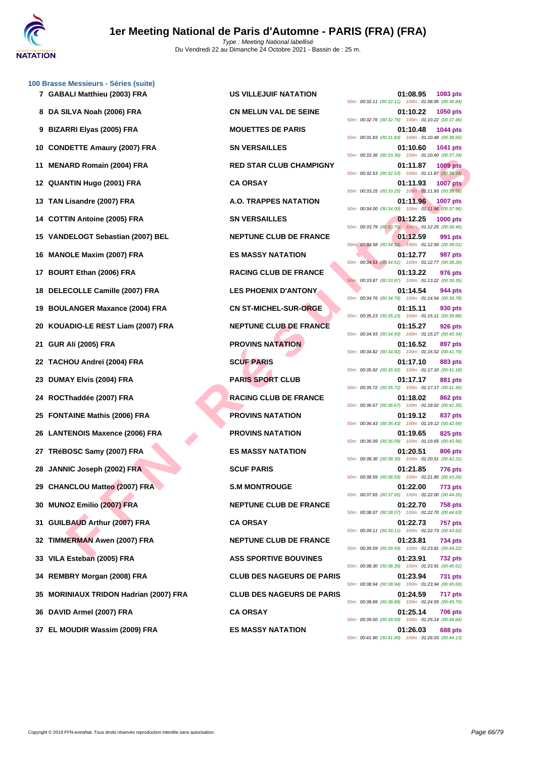### 100 Brasse Messieurs - Séries (suite)

| Place | Nom | Club | Temps | Points | Splits |
|---|---|---|---|---|---|
| 7 | GABALI Matthieu (2003) FRA | US VILLEJUIF NATATION | 01:08.95 | 1083 pts | 50m : 00:32.11 (00:32.11) 100m : 01:08.95 (00:36.84) |
| 8 | DA SILVA Noah (2006) FRA | CN MELUN VAL DE SEINE | 01:10.22 | 1050 pts | 50m : 00:32.76 (00:32.76) 100m : 01:10.22 (00:37.46) |
| 9 | BIZARRI Elyas (2005) FRA | MOUETTES DE PARIS | 01:10.48 | 1044 pts | 50m : 00:31.83 (00:31.83) 100m : 01:10.48 (00:38.65) |
| 10 | CONDETTE Amaury (2007) FRA | SN VERSAILLES | 01:10.60 | 1041 pts | 50m : 00:33.36 (00:33.36) 100m : 01:10.60 (00:37.24) |
| 11 | MENARD Romain (2004) FRA | RED STAR CLUB CHAMPIGNY | 01:11.87 | 1009 pts | 50m : 00:32.53 (00:32.53) 100m : 01:11.87 (00:39.34) |
| 12 | QUANTIN Hugo (2001) FRA | CA ORSAY | 01:11.93 | 1007 pts | 50m : 00:33.25 (00:33.25) 100m : 01:11.93 (00:38.68) |
| 13 | TAN Lisandre (2007) FRA | A.O. TRAPPES NATATION | 01:11.96 | 1007 pts | 50m : 00:34.00 (00:34.00) 100m : 01:11.96 (00:37.96) |
| 14 | COTTIN Antoine (2005) FRA | SN VERSAILLES | 01:12.25 | 1000 pts | 50m : 00:33.79 (00:33.79) 100m : 01:12.25 (00:38.46) |
| 15 | VANDELOGT Sebastian (2007) BEL | NEPTUNE CLUB DE FRANCE | 01:12.59 | 991 pts | 50m : 00:34.58 (00:34.58) 100m : 01:12.59 (00:38.01) |
| 16 | MANOLE Maxim (2007) FRA | ES MASSY NATATION | 01:12.77 | 987 pts | 50m : 00:34.51 (00:34.51) 100m : 01:12.77 (00:38.26) |
| 17 | BOURT Ethan (2006) FRA | RACING CLUB DE FRANCE | 01:13.22 | 976 pts | 50m : 00:33.87 (00:33.87) 100m : 01:13.22 (00:39.35) |
| 18 | DELECOLLE Camille (2007) FRA | LES PHOENIX D'ANTONY | 01:14.54 | 944 pts | 50m : 00:34.76 (00:34.76) 100m : 01:14.54 (00:39.78) |
| 19 | BOULANGER Maxance (2004) FRA | CN ST-MICHEL-SUR-ORGE | 01:15.11 | 930 pts | 50m : 00:35.23 (00:35.23) 100m : 01:15.11 (00:39.88) |
| 20 | KOUADIO-LE REST Liam (2007) FRA | NEPTUNE CLUB DE FRANCE | 01:15.27 | 926 pts | 50m : 00:34.93 (00:34.93) 100m : 01:15.27 (00:40.34) |
| 21 | GUR Ali (2005) FRA | PROVINS NATATION | 01:16.52 | 897 pts | 50m : 00:34.82 (00:34.82) 100m : 01:16.52 (00:41.70) |
| 22 | TACHOU Andreï (2004) FRA | SCUF PARIS | 01:17.10 | 883 pts | 50m : 00:35.92 (00:35.92) 100m : 01:17.10 (00:41.18) |
| 23 | DUMAY Elvis (2004) FRA | PARIS SPORT CLUB | 01:17.17 | 881 pts | 50m : 00:35.72 (00:35.72) 100m : 01:17.17 (00:41.45) |
| 24 | ROCThaddée (2007) FRA | RACING CLUB DE FRANCE | 01:18.02 | 862 pts | 50m : 00:36.67 (00:36.67) 100m : 01:18.02 (00:41.35) |
| 25 | FONTAINE Mathis (2006) FRA | PROVINS NATATION | 01:19.12 | 837 pts | 50m : 00:36.43 (00:36.43) 100m : 01:19.12 (00:42.69) |
| 26 | LANTENOIS Maxence (2006) FRA | PROVINS NATATION | 01:19.65 | 825 pts | 50m : 00:36.09 (00:36.09) 100m : 01:19.65 (00:43.56) |
| 27 | TRéBOSC Samy (2007) FRA | ES MASSY NATATION | 01:20.51 | 806 pts | 50m : 00:38.30 (00:38.30) 100m : 01:20.51 (00:42.21) |
| 28 | JANNIC Joseph (2002) FRA | SCUF PARIS | 01:21.85 | 776 pts | 50m : 00:38.59 (00:38.59) 100m : 01:21.85 (00:43.26) |
| 29 | CHANCLOU Matteo (2007) FRA | S.M MONTROUGE | 01:22.00 | 773 pts | 50m : 00:37.65 (00:37.65) 100m : 01:22.00 (00:44.35) |
| 30 | MUNOZ Emilio (2007) FRA | NEPTUNE CLUB DE FRANCE | 01:22.70 | 758 pts | 50m : 00:38.07 (00:38.07) 100m : 01:22.70 (00:44.63) |
| 31 | GUILBAUD Arthur (2007) FRA | CA ORSAY | 01:22.73 | 757 pts | 50m : 00:39.11 (00:39.11) 100m : 01:22.73 (00:43.62) |
| 32 | TIMMERMAN Awen (2007) FRA | NEPTUNE CLUB DE FRANCE | 01:23.81 | 734 pts | 50m : 00:39.59 (00:39.59) 100m : 01:23.81 (00:44.22) |
| 33 | VILA Esteban (2005) FRA | ASS SPORTIVE BOUVINES | 01:23.91 | 732 pts | 50m : 00:38.30 (00:38.30) 100m : 01:23.91 (00:45.61) |
| 34 | REMBRY Morgan (2008) FRA | CLUB DES NAGEURS DE PARIS | 01:23.94 | 731 pts | 50m : 00:38.94 (00:38.94) 100m : 01:23.94 (00:45.00) |
| 35 | MORINIAUX TRIDON Hadrian (2007) FRA | CLUB DES NAGEURS DE PARIS | 01:24.59 | 717 pts | 50m : 00:38.89 (00:38.89) 100m : 01:24.59 (00:45.70) |
| 36 | DAVID Armel (2007) FRA | CA ORSAY | 01:25.14 | 706 pts | 50m : 00:39.50 (00:39.50) 100m : 01:25.14 (00:45.64) |
| 37 | EL MOUDIR Wassim (2009) FRA | ES MASSY NATATION | 01:26.03 | 688 pts | 50m : 00:41.90 (00:41.90) 100m : 01:26.03 (00:44.13) |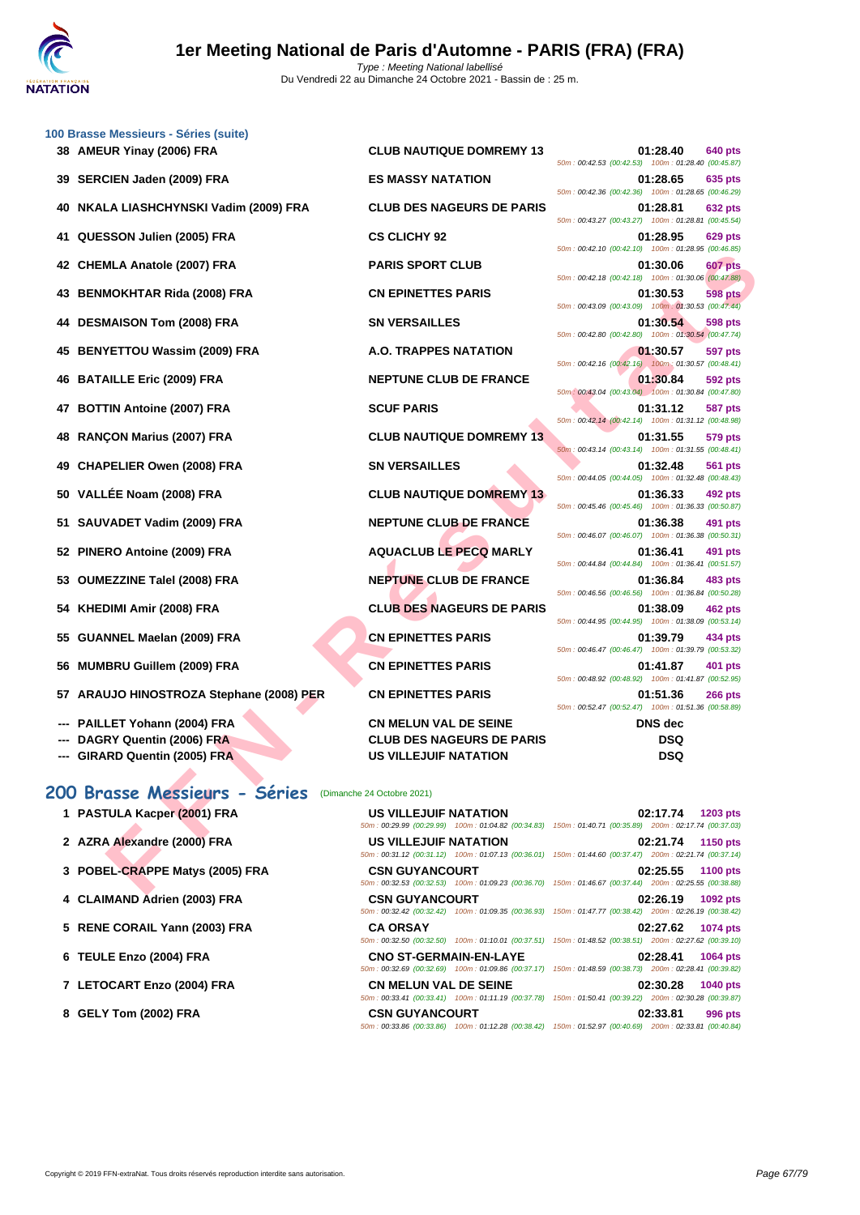# 1er Meeting National de Paris d'Automne - PARIS (FRA) (FRA)

Type : Meeting National labellisé
Du Vendredi 22 au Dimanche 24 Octobre 2021 - Bassin de : 25 m.

### 100 Brasse Messieurs - Séries (suite)

| Rang | Nom | Club | Temps | Points | Splits |
|---|---|---|---|---|---|
| 38 | AMEUR Yinay (2006) FRA | CLUB NAUTIQUE DOMREMY 13 | 01:28.40 | 640 pts | 50m : 00:42.53 (00:42.53) 100m : 01:28.40 (00:45.87) |
| 39 | SERCIEN Jaden (2009) FRA | ES MASSY NATATION | 01:28.65 | 635 pts | 50m : 00:42.36 (00:42.36) 100m : 01:28.65 (00:46.29) |
| 40 | NKALA LIASHCHYNSKI Vadim (2009) FRA | CLUB DES NAGEURS DE PARIS | 01:28.81 | 632 pts | 50m : 00:43.27 (00:43.27) 100m : 01:28.81 (00:45.54) |
| 41 | QUESSON Julien (2005) FRA | CS CLICHY 92 | 01:28.95 | 629 pts | 50m : 00:42.10 (00:42.10) 100m : 01:28.95 (00:46.85) |
| 42 | CHEMLA Anatole (2007) FRA | PARIS SPORT CLUB | 01:30.06 | 607 pts | 50m : 00:42.18 (00:42.18) 100m : 01:30.06 (00:47.88) |
| 43 | BENMOKHTAR Rida (2008) FRA | CN EPINETTES PARIS | 01:30.53 | 598 pts | 50m : 00:43.09 (00:43.09) 100m : 01:30.53 (00:47.44) |
| 44 | DESMAISON Tom (2008) FRA | SN VERSAILLES | 01:30.54 | 598 pts | 50m : 00:42.80 (00:42.80) 100m : 01:30.54 (00:47.74) |
| 45 | BENYETTOU Wassim (2009) FRA | A.O. TRAPPES NATATION | 01:30.57 | 597 pts | 50m : 00:42.16 (00:42.16) 100m : 01:30.57 (00:48.41) |
| 46 | BATAILLE Eric (2009) FRA | NEPTUNE CLUB DE FRANCE | 01:30.84 | 592 pts | 50m : 00:43.04 (00:43.04) 100m : 01:30.84 (00:47.80) |
| 47 | BOTTIN Antoine (2007) FRA | SCUF PARIS | 01:31.12 | 587 pts | 50m : 00:42.14 (00:42.14) 100m : 01:31.12 (00:48.98) |
| 48 | RANÇON Marius (2007) FRA | CLUB NAUTIQUE DOMREMY 13 | 01:31.55 | 579 pts | 50m : 00:43.14 (00:43.14) 100m : 01:31.55 (00:48.41) |
| 49 | CHAPELIER Owen (2008) FRA | SN VERSAILLES | 01:32.48 | 561 pts | 50m : 00:44.05 (00:44.05) 100m : 01:32.48 (00:48.43) |
| 50 | VALLÉE Noam (2008) FRA | CLUB NAUTIQUE DOMREMY 13 | 01:36.33 | 492 pts | 50m : 00:45.46 (00:45.46) 100m : 01:36.33 (00:50.87) |
| 51 | SAUVADET Vadim (2009) FRA | NEPTUNE CLUB DE FRANCE | 01:36.38 | 491 pts | 50m : 00:46.07 (00:46.07) 100m : 01:36.38 (00:50.31) |
| 52 | PINERO Antoine (2009) FRA | AQUACLUB LE PECQ MARLY | 01:36.41 | 491 pts | 50m : 00:44.84 (00:44.84) 100m : 01:36.41 (00:51.57) |
| 53 | OUMEZZINE Talel (2008) FRA | NEPTUNE CLUB DE FRANCE | 01:36.84 | 483 pts | 50m : 00:46.56 (00:46.56) 100m : 01:36.84 (00:50.28) |
| 54 | KHEDIMI Amir (2008) FRA | CLUB DES NAGEURS DE PARIS | 01:38.09 | 462 pts | 50m : 00:44.95 (00:44.95) 100m : 01:38.09 (00:53.14) |
| 55 | GUANNEL Maelan (2009) FRA | CN EPINETTES PARIS | 01:39.79 | 434 pts | 50m : 00:46.47 (00:46.47) 100m : 01:39.79 (00:53.32) |
| 56 | MUMBRU Guillem (2009) FRA | CN EPINETTES PARIS | 01:41.87 | 401 pts | 50m : 00:48.92 (00:48.92) 100m : 01:41.87 (00:52.95) |
| 57 | ARAUJO HINOSTROZA Stephane (2008) PER | CN EPINETTES PARIS | 01:51.36 | 266 pts | 50m : 00:52.47 (00:52.47) 100m : 01:51.36 (00:58.89) |
| --- | PAILLET Yohann (2004) FRA | CN MELUN VAL DE SEINE | DNS dec | | |
| --- | DAGRY Quentin (2006) FRA | CLUB DES NAGEURS DE PARIS | DSQ | | |
| --- | GIRARD Quentin (2005) FRA | US VILLEJUIF NATATION | DSQ | | |

## 200 Brasse Messieurs - Séries (Dimanche 24 Octobre 2021)

| Rang | Nom | Club | Temps | Points | Splits |
|---|---|---|---|---|---|
| 1 | PASTULA Kacper (2001) FRA | US VILLEJUIF NATATION | 02:17.74 | 1203 pts | 50m : 00:29.99 (00:29.99) 100m : 01:04.82 (00:34.83) 150m : 01:40.71 (00:35.89) 200m : 02:17.74 (00:37.03) |
| 2 | AZRA Alexandre (2000) FRA | US VILLEJUIF NATATION | 02:21.74 | 1150 pts | 50m : 00:31.12 (00:31.12) 100m : 01:07.13 (00:36.01) 150m : 01:44.60 (00:37.47) 200m : 02:21.74 (00:37.14) |
| 3 | POBEL-CRAPPE Matys (2005) FRA | CSN GUYANCOURT | 02:25.55 | 1100 pts | 50m : 00:32.53 (00:32.53) 100m : 01:09.23 (00:36.70) 150m : 01:46.67 (00:37.44) 200m : 02:25.55 (00:38.88) |
| 4 | CLAIMAND Adrien (2003) FRA | CSN GUYANCOURT | 02:26.19 | 1092 pts | 50m : 00:32.42 (00:32.42) 100m : 01:09.35 (00:36.93) 150m : 01:47.77 (00:38.42) 200m : 02:26.19 (00:38.42) |
| 5 | RENE CORAIL Yann (2003) FRA | CA ORSAY | 02:27.62 | 1074 pts | 50m : 00:32.50 (00:32.50) 100m : 01:10.01 (00:37.51) 150m : 01:48.52 (00:38.51) 200m : 02:27.62 (00:39.10) |
| 6 | TEULE Enzo (2004) FRA | CNO ST-GERMAIN-EN-LAYE | 02:28.41 | 1064 pts | 50m : 00:32.69 (00:32.69) 100m : 01:09.86 (00:37.17) 150m : 01:48.59 (00:38.73) 200m : 02:28.41 (00:39.82) |
| 7 | LETOCART Enzo (2004) FRA | CN MELUN VAL DE SEINE | 02:30.28 | 1040 pts | 50m : 00:33.41 (00:33.41) 100m : 01:11.19 (00:37.78) 150m : 01:50.41 (00:39.22) 200m : 02:30.28 (00:39.87) |
| 8 | GELY Tom (2002) FRA | CSN GUYANCOURT | 02:33.81 | 996 pts | 50m : 00:33.86 (00:33.86) 100m : 01:12.28 (00:38.42) 150m : 01:52.97 (00:40.69) 200m : 02:33.81 (00:40.84) |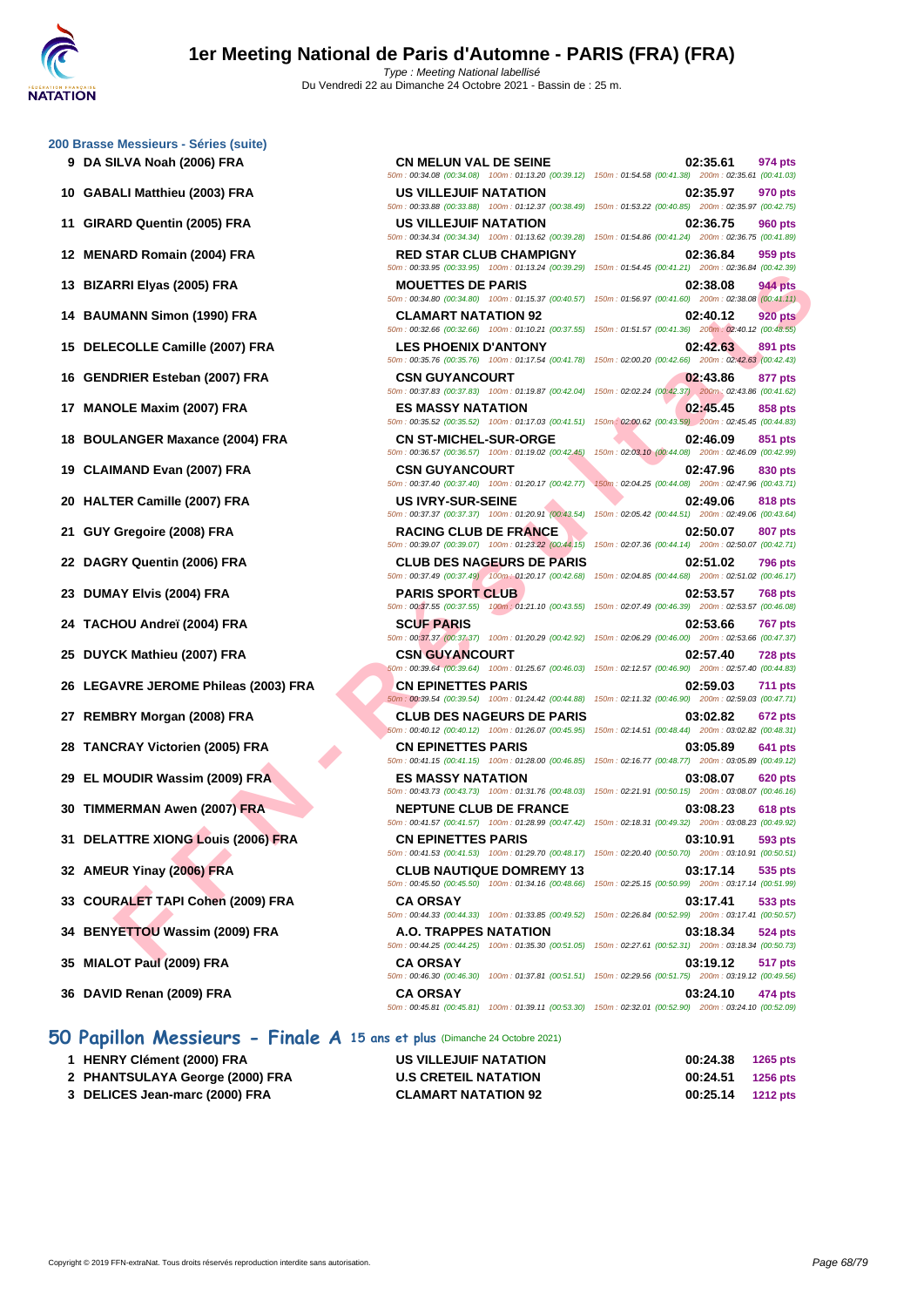### 200 Brasse Messieurs - Séries (suite)

| Rang | Nom | Club | Temps | Points |
|---|---|---|---|---|
| 9 | DA SILVA Noah (2006) FRA | CN MELUN VAL DE SEINE | 02:35.61 | 974 pts |
| | | 50m : 00:34.08 (00:34.08) 100m : 01:13.20 (00:39.12) 150m : 01:54.58 (00:41.38) 200m : 02:35.61 (00:41.03) | | |
| 10 | GABALI Matthieu (2003) FRA | US VILLEJUIF NATATION | 02:35.97 | 970 pts |
| | | 50m : 00:33.88 (00:33.88) 100m : 01:12.37 (00:38.49) 150m : 01:53.22 (00:40.85) 200m : 02:35.97 (00:42.75) | | |
| 11 | GIRARD Quentin (2005) FRA | US VILLEJUIF NATATION | 02:36.75 | 960 pts |
| | | 50m : 00:34.34 (00:34.34) 100m : 01:13.62 (00:39.28) 150m : 01:54.86 (00:41.24) 200m : 02:36.75 (00:41.89) | | |
| 12 | MENARD Romain (2004) FRA | RED STAR CLUB CHAMPIGNY | 02:36.84 | 959 pts |
| | | 50m : 00:33.95 (00:33.95) 100m : 01:13.24 (00:39.29) 150m : 01:54.45 (00:41.21) 200m : 02:36.84 (00:42.39) | | |
| 13 | BIZARRI Elyas (2005) FRA | MOUETTES DE PARIS | 02:38.08 | 944 pts |
| | | 50m : 00:34.80 (00:34.80) 100m : 01:15.37 (00:40.57) 150m : 01:56.97 (00:41.60) 200m : 02:38.08 (00:41.11) | | |
| 14 | BAUMANN Simon (1990) FRA | CLAMART NATATION 92 | 02:40.12 | 920 pts |
| | | 50m : 00:32.66 (00:32.66) 100m : 01:10.21 (00:37.55) 150m : 01:51.57 (00:41.36) 200m : 02:40.12 (00:48.55) | | |
| 15 | DELECOLLE Camille (2007) FRA | LES PHOENIX D'ANTONY | 02:42.63 | 891 pts |
| | | 50m : 00:35.76 (00:35.76) 100m : 01:17.54 (00:41.78) 150m : 02:00.20 (00:42.66) 200m : 02:42.63 (00:42.43) | | |
| 16 | GENDRIER Esteban (2007) FRA | CSN GUYANCOURT | 02:43.86 | 877 pts |
| | | 50m : 00:37.83 (00:37.83) 100m : 01:19.87 (00:42.04) 150m : 02:02.24 (00:42.37) 200m : 02:43.86 (00:41.62) | | |
| 17 | MANOLE Maxim (2007) FRA | ES MASSY NATATION | 02:45.45 | 858 pts |
| | | 50m : 00:35.52 (00:35.52) 100m : 01:17.03 (00:41.51) 150m : 02:00.62 (00:43.59) 200m : 02:45.45 (00:44.83) | | |
| 18 | BOULANGER Maxance (2004) FRA | CN ST-MICHEL-SUR-ORGE | 02:46.09 | 851 pts |
| | | 50m : 00:36.57 (00:36.57) 100m : 01:19.02 (00:42.45) 150m : 02:03.10 (00:44.08) 200m : 02:46.09 (00:42.99) | | |
| 19 | CLAIMAND Evan (2007) FRA | CSN GUYANCOURT | 02:47.96 | 830 pts |
| | | 50m : 00:37.40 (00:37.40) 100m : 01:20.17 (00:42.77) 150m : 02:04.25 (00:44.08) 200m : 02:47.96 (00:43.71) | | |
| 20 | HALTER Camille (2007) FRA | US IVRY-SUR-SEINE | 02:49.06 | 818 pts |
| | | 50m : 00:37.37 (00:37.37) 100m : 01:20.91 (00:43.54) 150m : 02:05.42 (00:44.51) 200m : 02:49.06 (00:43.64) | | |
| 21 | GUY Gregoire (2008) FRA | RACING CLUB DE FRANCE | 02:50.07 | 807 pts |
| | | 50m : 00:39.07 (00:39.07) 100m : 01:23.22 (00:44.15) 150m : 02:07.36 (00:44.14) 200m : 02:50.07 (00:42.71) | | |
| 22 | DAGRY Quentin (2006) FRA | CLUB DES NAGEURS DE PARIS | 02:51.02 | 796 pts |
| | | 50m : 00:37.49 (00:37.49) 100m : 01:20.17 (00:42.68) 150m : 02:04.85 (00:44.68) 200m : 02:51.02 (00:46.17) | | |
| 23 | DUMAY Elvis (2004) FRA | PARIS SPORT CLUB | 02:53.57 | 768 pts |
| | | 50m : 00:37.55 (00:37.55) 100m : 01:21.10 (00:43.55) 150m : 02:07.49 (00:46.39) 200m : 02:53.57 (00:46.08) | | |
| 24 | TACHOU Andreï (2004) FRA | SCUF PARIS | 02:53.66 | 767 pts |
| | | 50m : 00:37.37 (00:37.37) 100m : 01:20.29 (00:42.92) 150m : 02:06.29 (00:46.00) 200m : 02:53.66 (00:47.37) | | |
| 25 | DUYCK Mathieu (2007) FRA | CSN GUYANCOURT | 02:57.40 | 728 pts |
| | | 50m : 00:39.64 (00:39.64) 100m : 01:25.67 (00:46.03) 150m : 02:12.57 (00:46.90) 200m : 02:57.40 (00:44.83) | | |
| 26 | LEGAVRE JEROME Phileas (2003) FRA | CN EPINETTES PARIS | 02:59.03 | 711 pts |
| | | 50m : 00:39.54 (00:39.54) 100m : 01:24.42 (00:44.88) 150m : 02:11.32 (00:46.90) 200m : 02:59.03 (00:47.71) | | |
| 27 | REMBRY Morgan (2008) FRA | CLUB DES NAGEURS DE PARIS | 03:02.82 | 672 pts |
| | | 50m : 00:40.12 (00:40.12) 100m : 01:26.07 (00:45.95) 150m : 02:14.51 (00:48.44) 200m : 03:02.82 (00:48.31) | | |
| 28 | TANCRAY Victorien (2005) FRA | CN EPINETTES PARIS | 03:05.89 | 641 pts |
| | | 50m : 00:41.15 (00:41.15) 100m : 01:28.00 (00:46.85) 150m : 02:16.77 (00:48.77) 200m : 03:05.89 (00:49.12) | | |
| 29 | EL MOUDIR Wassim (2009) FRA | ES MASSY NATATION | 03:08.07 | 620 pts |
| | | 50m : 00:43.73 (00:43.73) 100m : 01:31.76 (00:48.03) 150m : 02:21.91 (00:50.15) 200m : 03:08.07 (00:46.16) | | |
| 30 | TIMMERMAN Awen (2007) FRA | NEPTUNE CLUB DE FRANCE | 03:08.23 | 618 pts |
| | | 50m : 00:41.57 (00:41.57) 100m : 01:28.99 (00:47.42) 150m : 02:18.31 (00:49.32) 200m : 03:08.23 (00:49.92) | | |
| 31 | DELATTRE XIONG Louis (2006) FRA | CN EPINETTES PARIS | 03:10.91 | 593 pts |
| | | 50m : 00:41.53 (00:41.53) 100m : 01:29.70 (00:48.17) 150m : 02:20.40 (00:50.70) 200m : 03:10.91 (00:50.51) | | |
| 32 | AMEUR Yinay (2006) FRA | CLUB NAUTIQUE DOMREMY 13 | 03:17.14 | 535 pts |
| | | 50m : 00:45.50 (00:45.50) 100m : 01:34.16 (00:48.66) 150m : 02:25.15 (00:50.99) 200m : 03:17.14 (00:51.99) | | |
| 33 | COURALET TAPI Cohen (2009) FRA | CA ORSAY | 03:17.41 | 533 pts |
| | | 50m : 00:44.33 (00:44.33) 100m : 01:33.85 (00:49.52) 150m : 02:26.84 (00:52.99) 200m : 03:17.41 (00:50.57) | | |
| 34 | BENYETTOU Wassim (2009) FRA | A.O. TRAPPES NATATION | 03:18.34 | 524 pts |
| | | 50m : 00:44.25 (00:44.25) 100m : 01:35.30 (00:51.05) 150m : 02:27.61 (00:52.31) 200m : 03:18.34 (00:50.73) | | |
| 35 | MIALOT Paul (2009) FRA | CA ORSAY | 03:19.12 | 517 pts |
| | | 50m : 00:46.30 (00:46.30) 100m : 01:37.81 (00:51.51) 150m : 02:29.56 (00:51.75) 200m : 03:19.12 (00:49.56) | | |
| 36 | DAVID Renan (2009) FRA | CA ORSAY | 03:24.10 | 474 pts |
| | | 50m : 00:45.81 (00:45.81) 100m : 01:39.11 (00:53.30) 150m : 02:32.01 (00:52.90) 200m : 03:24.10 (00:52.09) | | |

## 50 Papillon Messieurs - Finale A 15 ans et plus (Dimanche 24 Octobre 2021)

| Rang | Nom | Club | Temps | Points |
|---|---|---|---|---|
| 1 | HENRY Clément (2000) FRA | US VILLEJUIF NATATION | 00:24.38 | 1265 pts |
| 2 | PHANTSULAYA George (2000) FRA | U.S CRETEIL NATATION | 00:24.51 | 1256 pts |
| 3 | DELICES Jean-marc (2000) FRA | CLAMART NATATION 92 | 00:25.14 | 1212 pts |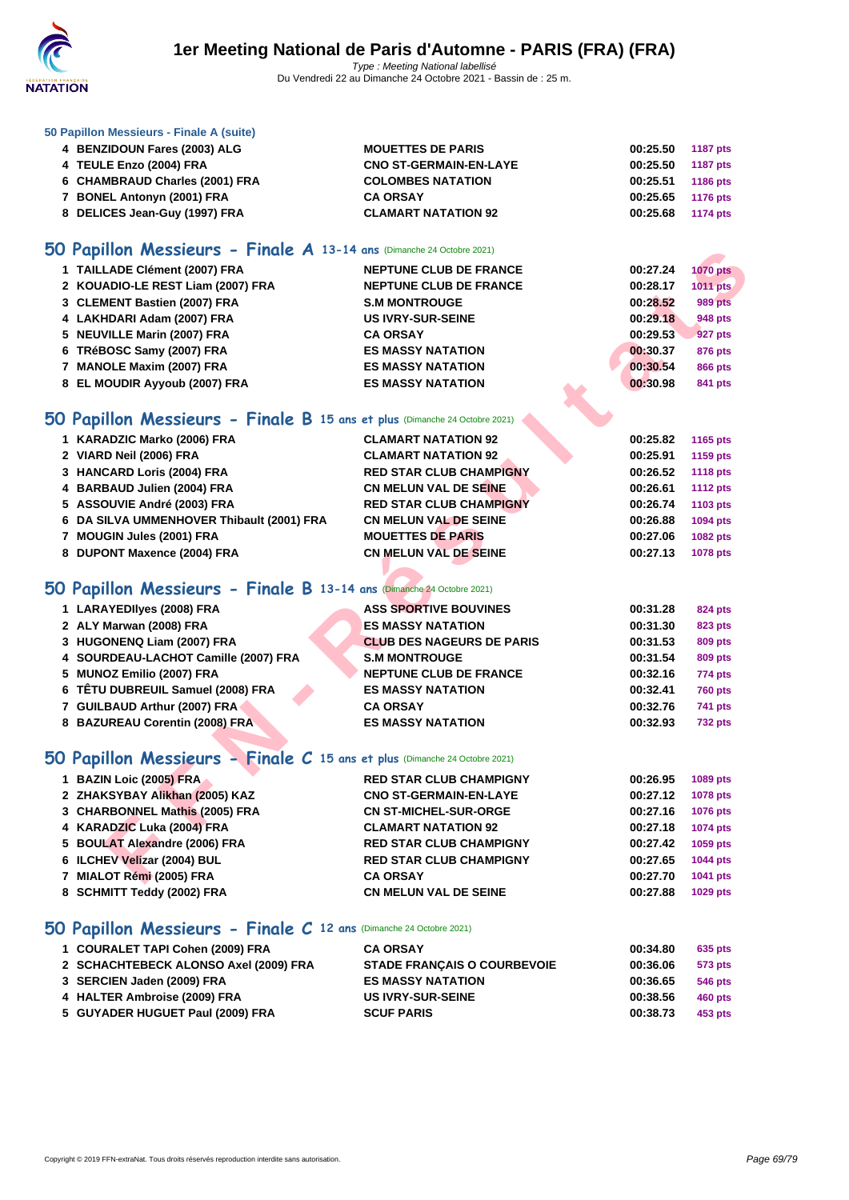### 50 Papillon Messieurs - Finale A (suite)

| | | | | |
|---|---|---|---|---|
| 4 | BENZIDOUN Fares (2003) ALG | MOUETTES DE PARIS | 00:25.50 | 1187 pts |
| 4 | TEULE Enzo (2004) FRA | CNO ST-GERMAIN-EN-LAYE | 00:25.50 | 1187 pts |
| 6 | CHAMBRAUD Charles (2001) FRA | COLOMBES NATATION | 00:25.51 | 1186 pts |
| 7 | BONEL Antonyn (2001) FRA | CA ORSAY | 00:25.65 | 1176 pts |
| 8 | DELICES Jean-Guy (1997) FRA | CLAMART NATATION 92 | 00:25.68 | 1174 pts |

## 50 Papillon Messieurs - Finale A 13-14 ans (Dimanche 24 Octobre 2021)

| | | | | |
|---|---|---|---|---|
| 1 | TAILLADE Clément (2007) FRA | NEPTUNE CLUB DE FRANCE | 00:27.24 | 1070 pts |
| 2 | KOUADIO-LE REST Liam (2007) FRA | NEPTUNE CLUB DE FRANCE | 00:28.17 | 1011 pts |
| 3 | CLEMENT Bastien (2007) FRA | S.M MONTROUGE | 00:28.52 | 989 pts |
| 4 | LAKHDARI Adam (2007) FRA | US IVRY-SUR-SEINE | 00:29.18 | 948 pts |
| 5 | NEUVILLE Marin (2007) FRA | CA ORSAY | 00:29.53 | 927 pts |
| 6 | TRéBOSC Samy (2007) FRA | ES MASSY NATATION | 00:30.37 | 876 pts |
| 7 | MANOLE Maxim (2007) FRA | ES MASSY NATATION | 00:30.54 | 866 pts |
| 8 | EL MOUDIR Ayyoub (2007) FRA | ES MASSY NATATION | 00:30.98 | 841 pts |

## 50 Papillon Messieurs - Finale B 15 ans et plus (Dimanche 24 Octobre 2021)

| | | | | |
|---|---|---|---|---|
| 1 | KARADZIC Marko (2006) FRA | CLAMART NATATION 92 | 00:25.82 | 1165 pts |
| 2 | VIARD Neil (2006) FRA | CLAMART NATATION 92 | 00:25.91 | 1159 pts |
| 3 | HANCARD Loris (2004) FRA | RED STAR CLUB CHAMPIGNY | 00:26.52 | 1118 pts |
| 4 | BARBAUD Julien (2004) FRA | CN MELUN VAL DE SEINE | 00:26.61 | 1112 pts |
| 5 | ASSOUVIE André (2003) FRA | RED STAR CLUB CHAMPIGNY | 00:26.74 | 1103 pts |
| 6 | DA SILVA UMMENHOVER Thibault (2001) FRA | CN MELUN VAL DE SEINE | 00:26.88 | 1094 pts |
| 7 | MOUGIN Jules (2001) FRA | MOUETTES DE PARIS | 00:27.06 | 1082 pts |
| 8 | DUPONT Maxence (2004) FRA | CN MELUN VAL DE SEINE | 00:27.13 | 1078 pts |

## 50 Papillon Messieurs - Finale B 13-14 ans (Dimanche 24 Octobre 2021)

| | | | | |
|---|---|---|---|---|
| 1 | LARAYEDIlyes (2008) FRA | ASS SPORTIVE BOUVINES | 00:31.28 | 824 pts |
| 2 | ALY Marwan (2008) FRA | ES MASSY NATATION | 00:31.30 | 823 pts |
| 3 | HUGONENQ Liam (2007) FRA | CLUB DES NAGEURS DE PARIS | 00:31.53 | 809 pts |
| 4 | SOURDEAU-LACHOT Camille (2007) FRA | S.M MONTROUGE | 00:31.54 | 809 pts |
| 5 | MUNOZ Emilio (2007) FRA | NEPTUNE CLUB DE FRANCE | 00:32.16 | 774 pts |
| 6 | TÊTU DUBREUIL Samuel (2008) FRA | ES MASSY NATATION | 00:32.41 | 760 pts |
| 7 | GUILBAUD Arthur (2007) FRA | CA ORSAY | 00:32.76 | 741 pts |
| 8 | BAZUREAU Corentin (2008) FRA | ES MASSY NATATION | 00:32.93 | 732 pts |

## 50 Papillon Messieurs - Finale C 15 ans et plus (Dimanche 24 Octobre 2021)

| | | | | |
|---|---|---|---|---|
| 1 | BAZIN Loic (2005) FRA | RED STAR CLUB CHAMPIGNY | 00:26.95 | 1089 pts |
| 2 | ZHAKSYBAY Alikhan (2005) KAZ | CNO ST-GERMAIN-EN-LAYE | 00:27.12 | 1078 pts |
| 3 | CHARBONNEL Mathis (2005) FRA | CN ST-MICHEL-SUR-ORGE | 00:27.16 | 1076 pts |
| 4 | KARADZIC Luka (2004) FRA | CLAMART NATATION 92 | 00:27.18 | 1074 pts |
| 5 | BOULAT Alexandre (2006) FRA | RED STAR CLUB CHAMPIGNY | 00:27.42 | 1059 pts |
| 6 | ILCHEV Velizar (2004) BUL | RED STAR CLUB CHAMPIGNY | 00:27.65 | 1044 pts |
| 7 | MIALOT Rémi (2005) FRA | CA ORSAY | 00:27.70 | 1041 pts |
| 8 | SCHMITT Teddy (2002) FRA | CN MELUN VAL DE SEINE | 00:27.88 | 1029 pts |

## 50 Papillon Messieurs - Finale C 12 ans (Dimanche 24 Octobre 2021)

| | | | | |
|---|---|---|---|---|
| 1 | COURTALET TAPI Cohen (2009) FRA | CA ORSAY | 00:34.80 | 635 pts |
| 2 | SCHACHTEBECK ALONSO Axel (2009) FRA | STADE FRANÇAIS O COURBEVOIE | 00:36.06 | 573 pts |
| 3 | SERCIEN Jaden (2009) FRA | ES MASSY NATATION | 00:36.65 | 546 pts |
| 4 | HALTER Ambroise (2009) FRA | US IVRY-SUR-SEINE | 00:38.56 | 460 pts |
| 5 | GUYADER HUGUET Paul (2009) FRA | SCUF PARIS | 00:38.73 | 453 pts |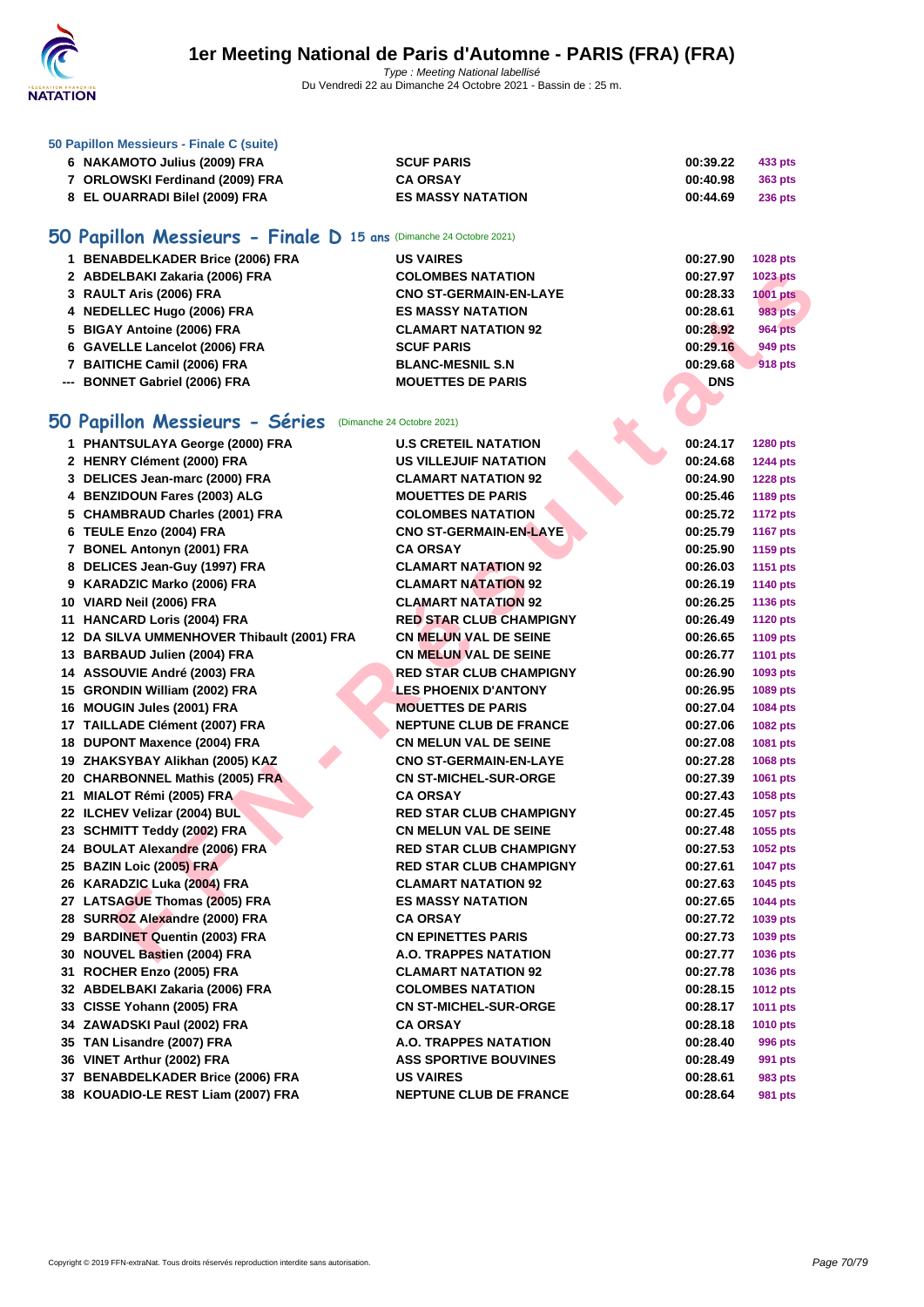## 50 Papillon Messieurs - Finale C (suite)

| | | | |
|---|---|---|---|
| 6 NAKAMOTO Julius (2009) FRA | SCUF PARIS | 00:39.22 | 433 pts |
| 7 ORLOWSKI Ferdinand (2009) FRA | CA ORSAY | 00:40.98 | 363 pts |
| 8 EL OUARRADI Bilel (2009) FRA | ES MASSY NATATION | 00:44.69 | 236 pts |

## 50 Papillon Messieurs - Finale D 15 ans (Dimanche 24 Octobre 2021)

| | | | |
|---|---|---|---|
| 1 BENABDELKADER Brice (2006) FRA | US VAIRES | 00:27.90 | 1028 pts |
| 2 ABDELBAKI Zakaria (2006) FRA | COLOMBES NATATION | 00:27.97 | 1023 pts |
| 3 RAULT Aris (2006) FRA | CNO ST-GERMAIN-EN-LAYE | 00:28.33 | 1001 pts |
| 4 NEDELLEC Hugo (2006) FRA | ES MASSY NATATION | 00:28.61 | 983 pts |
| 5 BIGAY Antoine (2006) FRA | CLAMART NATATION 92 | 00:28.92 | 964 pts |
| 6 GAVELLE Lancelot (2006) FRA | SCUF PARIS | 00:29.16 | 949 pts |
| 7 BAITICHE Camil (2006) FRA | BLANC-MESNIL S.N | 00:29.68 | 918 pts |
| --- BONNET Gabriel (2006) FRA | MOUETTES DE PARIS | DNS | |

## 50 Papillon Messieurs - Séries (Dimanche 24 Octobre 2021)

| | | | |
|---|---|---|---|
| 1 PHANTSULAYA George (2000) FRA | U.S CRETEIL NATATION | 00:24.17 | 1280 pts |
| 2 HENRY Clément (2000) FRA | US VILLEJUIF NATATION | 00:24.68 | 1244 pts |
| 3 DELICES Jean-marc (2000) FRA | CLAMART NATATION 92 | 00:24.90 | 1228 pts |
| 4 BENZIDOUN Fares (2003) ALG | MOUETTES DE PARIS | 00:25.46 | 1189 pts |
| 5 CHAMBRAUD Charles (2001) FRA | COLOMBES NATATION | 00:25.72 | 1172 pts |
| 6 TEULE Enzo (2004) FRA | CNO ST-GERMAIN-EN-LAYE | 00:25.79 | 1167 pts |
| 7 BONEL Antonyn (2001) FRA | CA ORSAY | 00:25.90 | 1159 pts |
| 8 DELICES Jean-Guy (1997) FRA | CLAMART NATATION 92 | 00:26.03 | 1151 pts |
| 9 KARADZIC Marko (2006) FRA | CLAMART NATATION 92 | 00:26.19 | 1140 pts |
| 10 VIARD Neil (2006) FRA | CLAMART NATATION 92 | 00:26.25 | 1136 pts |
| 11 HANCARD Loris (2004) FRA | RED STAR CLUB CHAMPIGNY | 00:26.49 | 1120 pts |
| 12 DA SILVA UMMENHOVER Thibault (2001) FRA | CN MELUN VAL DE SEINE | 00:26.65 | 1109 pts |
| 13 BARBAUD Julien (2004) FRA | CN MELUN VAL DE SEINE | 00:26.77 | 1101 pts |
| 14 ASSOUVIE André (2003) FRA | RED STAR CLUB CHAMPIGNY | 00:26.90 | 1093 pts |
| 15 GRONDIN William (2002) FRA | LES PHOENIX D'ANTONY | 00:26.95 | 1089 pts |
| 16 MOUGIN Jules (2001) FRA | MOUETTES DE PARIS | 00:27.04 | 1084 pts |
| 17 TAILLADE Clément (2007) FRA | NEPTUNE CLUB DE FRANCE | 00:27.06 | 1082 pts |
| 18 DUPONT Maxence (2004) FRA | CN MELUN VAL DE SEINE | 00:27.08 | 1081 pts |
| 19 ZHAKSYBAY Alikhan (2005) KAZ | CNO ST-GERMAIN-EN-LAYE | 00:27.28 | 1068 pts |
| 20 CHARBONNEL Mathis (2005) FRA | CN ST-MICHEL-SUR-ORGE | 00:27.39 | 1061 pts |
| 21 MIALOT Rémi (2005) FRA | CA ORSAY | 00:27.43 | 1058 pts |
| 22 ILCHEV Velizar (2004) BUL | RED STAR CLUB CHAMPIGNY | 00:27.45 | 1057 pts |
| 23 SCHMITT Teddy (2002) FRA | CN MELUN VAL DE SEINE | 00:27.48 | 1055 pts |
| 24 BOULAT Alexandre (2006) FRA | RED STAR CLUB CHAMPIGNY | 00:27.53 | 1052 pts |
| 25 BAZIN Loic (2005) FRA | RED STAR CLUB CHAMPIGNY | 00:27.61 | 1047 pts |
| 26 KARADZIC Luka (2004) FRA | CLAMART NATATION 92 | 00:27.63 | 1045 pts |
| 27 LATSAGUE Thomas (2005) FRA | ES MASSY NATATION | 00:27.65 | 1044 pts |
| 28 SURROZ Alexandre (2000) FRA | CA ORSAY | 00:27.72 | 1039 pts |
| 29 BARDINET Quentin (2003) FRA | CN EPINETTES PARIS | 00:27.73 | 1039 pts |
| 30 NOUVEL Bastien (2004) FRA | A.O. TRAPPES NATATION | 00:27.77 | 1036 pts |
| 31 ROCHER Enzo (2005) FRA | CLAMART NATATION 92 | 00:27.78 | 1036 pts |
| 32 ABDELBAKI Zakaria (2006) FRA | COLOMBES NATATION | 00:28.15 | 1012 pts |
| 33 CISSE Yohann (2005) FRA | CN ST-MICHEL-SUR-ORGE | 00:28.17 | 1011 pts |
| 34 ZAWADSKI Paul (2002) FRA | CA ORSAY | 00:28.18 | 1010 pts |
| 35 TAN Lisandre (2007) FRA | A.O. TRAPPES NATATION | 00:28.40 | 996 pts |
| 36 VINET Arthur (2002) FRA | ASS SPORTIVE BOUVINES | 00:28.49 | 991 pts |
| 37 BENABDELKADER Brice (2006) FRA | US VAIRES | 00:28.61 | 983 pts |
| 38 KOUADIO-LE REST Liam (2007) FRA | NEPTUNE CLUB DE FRANCE | 00:28.64 | 981 pts |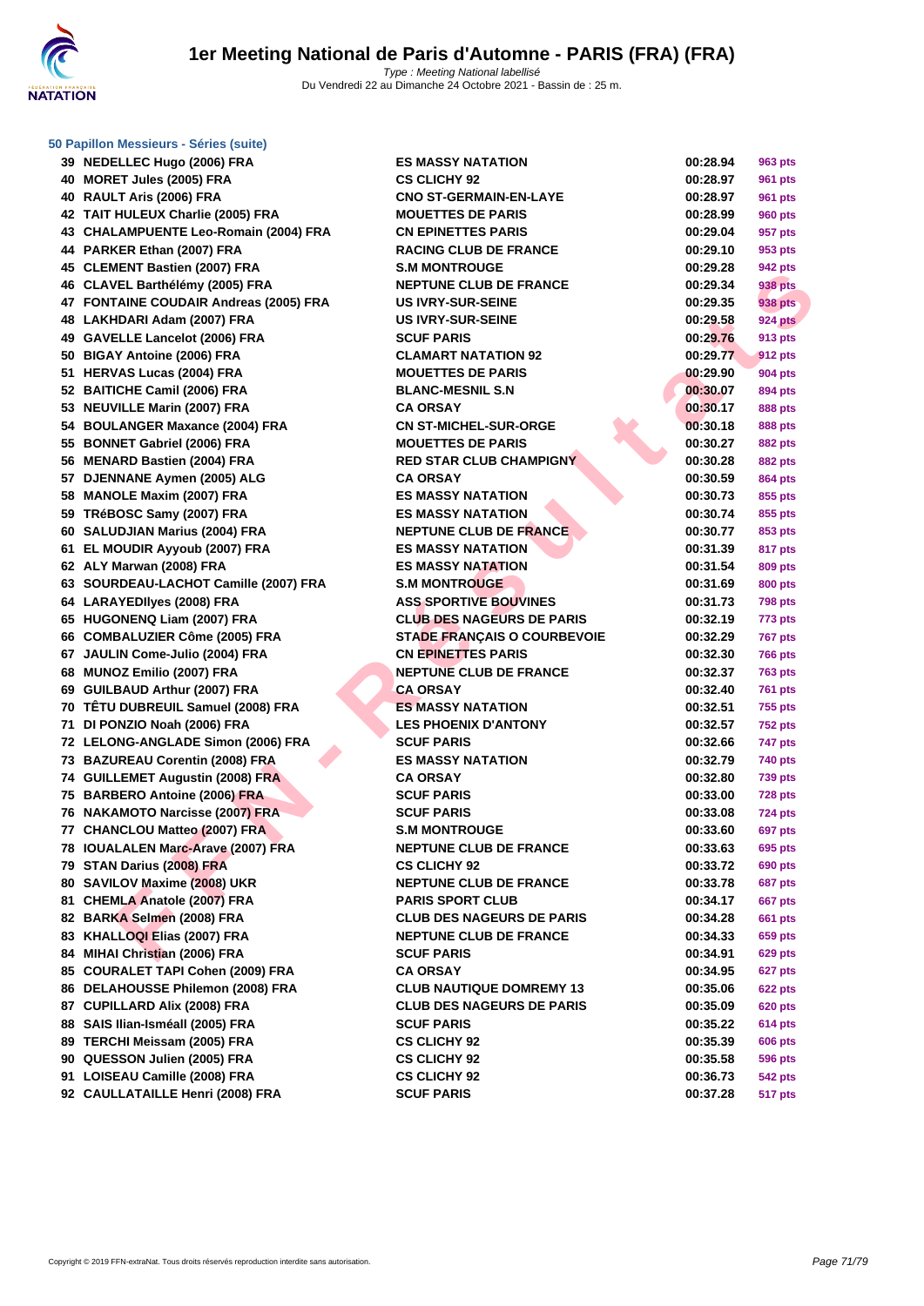# 1er Meeting National de Paris d'Automne - PARIS (FRA) (FRA)

*Type : Meeting National labellisé*
Du Vendredi 22 au Dimanche 24 Octobre 2021 - Bassin de : 25 m.

### 50 Papillon Messieurs - Séries (suite)

| | | | | |
|---|---|---|---|---|
| 39 | NEDELLEC Hugo (2006) FRA | ES MASSY NATATION | 00:28.94 | 963 pts |
| 40 | MORET Jules (2005) FRA | CS CLICHY 92 | 00:28.97 | 961 pts |
| 40 | RAULT Aris (2006) FRA | CNO ST-GERMAIN-EN-LAYE | 00:28.97 | 961 pts |
| 42 | TAIT HULEUX Charlie (2005) FRA | MOUETTES DE PARIS | 00:28.99 | 960 pts |
| 43 | CHALAMPUENTE Leo-Romain (2004) FRA | CN EPINETTES PARIS | 00:29.04 | 957 pts |
| 44 | PARKER Ethan (2007) FRA | RACING CLUB DE FRANCE | 00:29.10 | 953 pts |
| 45 | CLEMENT Bastien (2007) FRA | S.M MONTROUGE | 00:29.28 | 942 pts |
| 46 | CLAVEL Barthélémy (2005) FRA | NEPTUNE CLUB DE FRANCE | 00:29.34 | 938 pts |
| 47 | FONTAINE COUDAIR Andreas (2005) FRA | US IVRY-SUR-SEINE | 00:29.35 | 938 pts |
| 48 | LAKHDARI Adam (2007) FRA | US IVRY-SUR-SEINE | 00:29.58 | 924 pts |
| 49 | GAVELLE Lancelot (2006) FRA | SCUF PARIS | 00:29.76 | 913 pts |
| 50 | BIGAY Antoine (2006) FRA | CLAMART NATATION 92 | 00:29.77 | 912 pts |
| 51 | HERVAS Lucas (2004) FRA | MOUETTES DE PARIS | 00:29.90 | 904 pts |
| 52 | BAITICHE Camil (2006) FRA | BLANC-MESNIL S.N | 00:30.07 | 894 pts |
| 53 | NEUVILLE Marin (2007) FRA | CA ORSAY | 00:30.17 | 888 pts |
| 54 | BOULANGER Maxance (2004) FRA | CN ST-MICHEL-SUR-ORGE | 00:30.18 | 888 pts |
| 55 | BONNET Gabriel (2006) FRA | MOUETTES DE PARIS | 00:30.27 | 882 pts |
| 56 | MENARD Bastien (2004) FRA | RED STAR CLUB CHAMPIGNY | 00:30.28 | 882 pts |
| 57 | DJENNANE Aymen (2005) ALG | CA ORSAY | 00:30.59 | 864 pts |
| 58 | MANOLE Maxim (2007) FRA | ES MASSY NATATION | 00:30.73 | 855 pts |
| 59 | TRéBOSC Samy (2007) FRA | ES MASSY NATATION | 00:30.74 | 855 pts |
| 60 | SALUDJIAN Marius (2004) FRA | NEPTUNE CLUB DE FRANCE | 00:30.77 | 853 pts |
| 61 | EL MOUDIR Ayyoub (2007) FRA | ES MASSY NATATION | 00:31.39 | 817 pts |
| 62 | ALY Marwan (2008) FRA | ES MASSY NATATION | 00:31.54 | 809 pts |
| 63 | SOURDEAU-LACHOT Camille (2007) FRA | S.M MONTROUGE | 00:31.69 | 800 pts |
| 64 | LARAYEDIlyes (2008) FRA | ASS SPORTIVE BOUVINES | 00:31.73 | 798 pts |
| 65 | HUGONENQ Liam (2007) FRA | CLUB DES NAGEURS DE PARIS | 00:32.19 | 773 pts |
| 66 | COMBALUZIER Côme (2005) FRA | STADE FRANÇAIS O COURBEVOIE | 00:32.29 | 767 pts |
| 67 | JAULIN Come-Julio (2004) FRA | CN EPINETTES PARIS | 00:32.30 | 766 pts |
| 68 | MUNOZ Emilio (2007) FRA | NEPTUNE CLUB DE FRANCE | 00:32.37 | 763 pts |
| 69 | GUILBAUD Arthur (2007) FRA | CA ORSAY | 00:32.40 | 761 pts |
| 70 | TÊTU DUBREUIL Samuel (2008) FRA | ES MASSY NATATION | 00:32.51 | 755 pts |
| 71 | DI PONZIO Noah (2006) FRA | LES PHOENIX D'ANTONY | 00:32.57 | 752 pts |
| 72 | LELONG-ANGLADE Simon (2006) FRA | SCUF PARIS | 00:32.66 | 747 pts |
| 73 | BAZUREAU Corentin (2008) FRA | ES MASSY NATATION | 00:32.79 | 740 pts |
| 74 | GUILLEMET Augustin (2008) FRA | CA ORSAY | 00:32.80 | 739 pts |
| 75 | BARBERO Antoine (2006) FRA | SCUF PARIS | 00:33.00 | 728 pts |
| 76 | NAKAMOTO Narcisse (2007) FRA | SCUF PARIS | 00:33.08 | 724 pts |
| 77 | CHANCLOU Matteo (2007) FRA | S.M MONTROUGE | 00:33.60 | 697 pts |
| 78 | IOUALALEN Marc-Arave (2007) FRA | NEPTUNE CLUB DE FRANCE | 00:33.63 | 695 pts |
| 79 | STAN Darius (2008) FRA | CS CLICHY 92 | 00:33.72 | 690 pts |
| 80 | SAVILOV Maxime (2008) UKR | NEPTUNE CLUB DE FRANCE | 00:33.78 | 687 pts |
| 81 | CHEMLA Anatole (2007) FRA | PARIS SPORT CLUB | 00:34.17 | 667 pts |
| 82 | BARKA Selmen (2008) FRA | CLUB DES NAGEURS DE PARIS | 00:34.28 | 661 pts |
| 83 | KHALLOQI Elias (2007) FRA | NEPTUNE CLUB DE FRANCE | 00:34.33 | 659 pts |
| 84 | MIHAI Christian (2006) FRA | SCUF PARIS | 00:34.91 | 629 pts |
| 85 | COURALET TAPI Cohen (2009) FRA | CA ORSAY | 00:34.95 | 627 pts |
| 86 | DELAHOUSSE Philemon (2008) FRA | CLUB NAUTIQUE DOMREMY 13 | 00:35.06 | 622 pts |
| 87 | CUPILLARD Alix (2008) FRA | CLUB DES NAGEURS DE PARIS | 00:35.09 | 620 pts |
| 88 | SAIS Ilian-Isméall (2005) FRA | SCUF PARIS | 00:35.22 | 614 pts |
| 89 | TERCHI Meissam (2005) FRA | CS CLICHY 92 | 00:35.39 | 606 pts |
| 90 | QUESSON Julien (2005) FRA | CS CLICHY 92 | 00:35.58 | 596 pts |
| 91 | LOISEAU Camille (2008) FRA | CS CLICHY 92 | 00:36.73 | 542 pts |
| 92 | CAULLATAILLE Henri (2008) FRA | SCUF PARIS | 00:37.28 | 517 pts |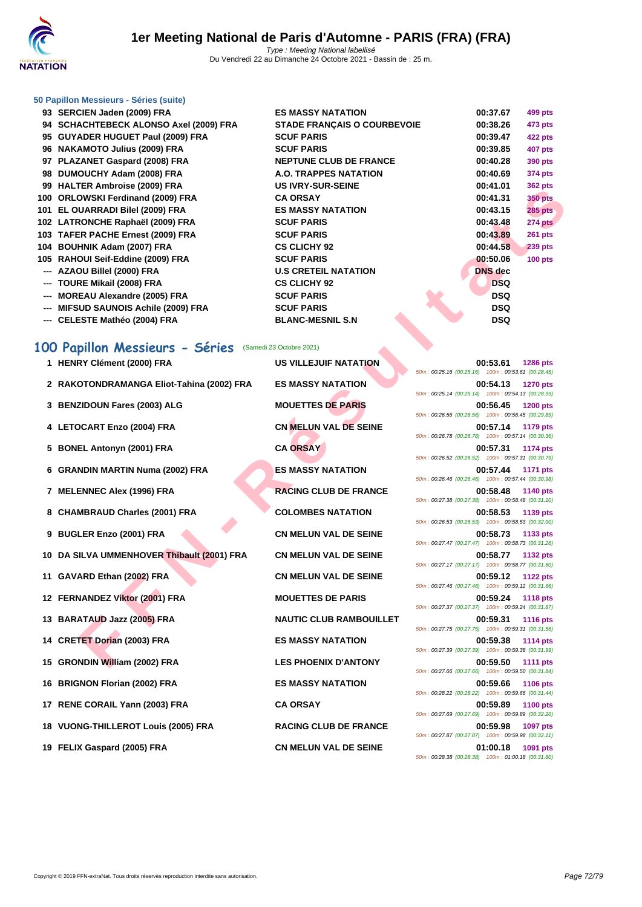### 50 Papillon Messieurs - Séries (suite)

| | | | | |
|---|---|---|---|---|
| 93 | SERCIEN Jaden (2009) FRA | ES MASSY NATATION | 00:37.67 | 499 pts |
| 94 | SCHACHTEBECK ALONSO Axel (2009) FRA | STADE FRANÇAIS O COURBEVOIE | 00:38.26 | 473 pts |
| 95 | GUYADER HUGUET Paul (2009) FRA | SCUF PARIS | 00:39.47 | 422 pts |
| 96 | NAKAMOTO Julius (2009) FRA | SCUF PARIS | 00:39.85 | 407 pts |
| 97 | PLAZANET Gaspard (2008) FRA | NEPTUNE CLUB DE FRANCE | 00:40.28 | 390 pts |
| 98 | DUMOUCHY Adam (2008) FRA | A.O. TRAPPES NATATION | 00:40.69 | 374 pts |
| 99 | HALTER Ambroise (2009) FRA | US IVRY-SUR-SEINE | 00:41.01 | 362 pts |
| 100 | ORLOWSKI Ferdinand (2009) FRA | CA ORSAY | 00:41.31 | 350 pts |
| 101 | EL OUARRADI Bilel (2009) FRA | ES MASSY NATATION | 00:43.15 | 285 pts |
| 102 | LATRONCHE Raphaël (2009) FRA | SCUF PARIS | 00:43.48 | 274 pts |
| 103 | TAFER PACHE Ernest (2009) FRA | SCUF PARIS | 00:43.89 | 261 pts |
| 104 | BOUHNIK Adam (2007) FRA | CS CLICHY 92 | 00:44.58 | 239 pts |
| 105 | RAHOUI Seif-Eddine (2009) FRA | SCUF PARIS | 00:50.06 | 100 pts |
| --- | AZAOU Billel (2000) FRA | U.S CRETEIL NATATION | DNS dec | |
| --- | TOURE Mikail (2008) FRA | CS CLICHY 92 | DSQ | |
| --- | MOREAU Alexandre (2005) FRA | SCUF PARIS | DSQ | |
| --- | MIFSUD SAUNOIS Achile (2009) FRA | SCUF PARIS | DSQ | |
| --- | CELESTE Mathéo (2004) FRA | BLANC-MESNIL S.N | DSQ | |

## 100 Papillon Messieurs - Séries (Samedi 23 Octobre 2021)

| | | | | | |
|---|---|---|---|---|---|
| 1 | HENRY Clément (2000) FRA | US VILLEJUIF NATATION | 00:53.61 | 1286 pts | 50m : 00:25.16 (00:25.16) 100m : 00:53.61 (00:28.45) |
| 2 | RAKOTONDRAMANGA Eliot-Tahina (2002) FRA | ES MASSY NATATION | 00:54.13 | 1270 pts | 50m : 00:25.14 (00:25.14) 100m : 00:54.13 (00:28.99) |
| 3 | BENZIDOUN Fares (2003) ALG | MOUETTES DE PARIS | 00:56.45 | 1200 pts | 50m : 00:26.56 (00:26.56) 100m : 00:56.45 (00:29.89) |
| 4 | LETOCART Enzo (2004) FRA | CN MELUN VAL DE SEINE | 00:57.14 | 1179 pts | 50m : 00:26.78 (00:26.78) 100m : 00:57.14 (00:30.36) |
| 5 | BONEL Antonyn (2001) FRA | CA ORSAY | 00:57.31 | 1174 pts | 50m : 00:26.52 (00:26.52) 100m : 00:57.31 (00:30.79) |
| 6 | GRANDIN MARTIN Numa (2002) FRA | ES MASSY NATATION | 00:57.44 | 1171 pts | 50m : 00:26.46 (00:26.46) 100m : 00:57.44 (00:30.98) |
| 7 | MELENNEC Alex (1996) FRA | RACING CLUB DE FRANCE | 00:58.48 | 1140 pts | 50m : 00:27.38 (00:27.38) 100m : 00:58.48 (00:31.10) |
| 8 | CHAMBRAUD Charles (2001) FRA | COLOMBES NATATION | 00:58.53 | 1139 pts | 50m : 00:26.53 (00:26.53) 100m : 00:58.53 (00:32.00) |
| 9 | BUGLER Enzo (2001) FRA | CN MELUN VAL DE SEINE | 00:58.73 | 1133 pts | 50m : 00:27.47 (00:27.47) 100m : 00:58.73 (00:31.26) |
| 10 | DA SILVA UMMENHOVER Thibault (2001) FRA | CN MELUN VAL DE SEINE | 00:58.77 | 1132 pts | 50m : 00:27.17 (00:27.17) 100m : 00:58.77 (00:31.60) |
| 11 | GAVARD Ethan (2002) FRA | CN MELUN VAL DE SEINE | 00:59.12 | 1122 pts | 50m : 00:27.46 (00:27.46) 100m : 00:59.12 (00:31.66) |
| 12 | FERNANDEZ Viktor (2001) FRA | MOUETTES DE PARIS | 00:59.24 | 1118 pts | 50m : 00:27.37 (00:27.37) 100m : 00:59.24 (00:31.87) |
| 13 | BARATAUD Jazz (2005) FRA | NAUTIC CLUB RAMBOUILLET | 00:59.31 | 1116 pts | 50m : 00:27.75 (00:27.75) 100m : 00:59.31 (00:31.56) |
| 14 | CRETET Dorian (2003) FRA | ES MASSY NATATION | 00:59.38 | 1114 pts | 50m : 00:27.39 (00:27.39) 100m : 00:59.38 (00:31.99) |
| 15 | GRONDIN William (2002) FRA | LES PHOENIX D'ANTONY | 00:59.50 | 1111 pts | 50m : 00:27.66 (00:27.66) 100m : 00:59.50 (00:31.84) |
| 16 | BRIGNON Florian (2002) FRA | ES MASSY NATATION | 00:59.66 | 1106 pts | 50m : 00:28.22 (00:28.22) 100m : 00:59.66 (00:31.44) |
| 17 | RENE CORAIL Yann (2003) FRA | CA ORSAY | 00:59.89 | 1100 pts | 50m : 00:27.69 (00:27.69) 100m : 00:59.89 (00:32.20) |
| 18 | VUONG-THILLEROT Louis (2005) FRA | RACING CLUB DE FRANCE | 00:59.98 | 1097 pts | 50m : 00:27.87 (00:27.87) 100m : 00:59.98 (00:32.11) |
| 19 | FELIX Gaspard (2005) FRA | CN MELUN VAL DE SEINE | 01:00.18 | 1091 pts | 50m : 00:28.38 (00:28.38) 100m : 01:00.18 (00:31.80) |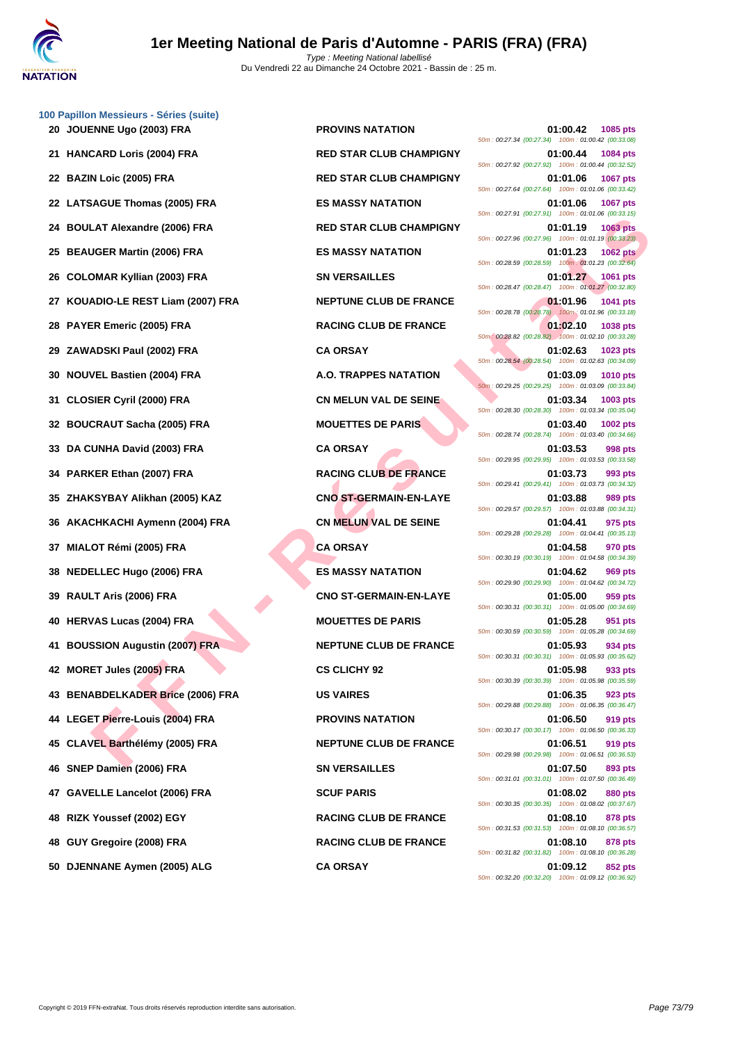# 1er Meeting National de Paris d'Automne - PARIS (FRA) (FRA)

Type : Meeting National labellisé
Du Vendredi 22 au Dimanche 24 Octobre 2021 - Bassin de : 25 m.

### 100 Papillon Messieurs - Séries (suite)

| Rang | Nom | Club | Temps | Points | Splits |
|---|---|---|---|---|---|
| 20 | JOUENNE Ugo (2003) FRA | PROVINS NATATION | 01:00.42 | 1085 pts | 50m : 00:27.34 (00:27.34) 100m : 01:00.42 (00:33.08) |
| 21 | HANCARD Loris (2004) FRA | RED STAR CLUB CHAMPIGNY | 01:00.44 | 1084 pts | 50m : 00:27.92 (00:27.92) 100m : 01:00.44 (00:32.52) |
| 22 | BAZIN Loic (2005) FRA | RED STAR CLUB CHAMPIGNY | 01:01.06 | 1067 pts | 50m : 00:27.64 (00:27.64) 100m : 01:01.06 (00:33.42) |
| 22 | LATSAGUE Thomas (2005) FRA | ES MASSY NATATION | 01:01.06 | 1067 pts | 50m : 00:27.91 (00:27.91) 100m : 01:01.06 (00:33.15) |
| 24 | BOULAT Alexandre (2006) FRA | RED STAR CLUB CHAMPIGNY | 01:01.19 | 1063 pts | 50m : 00:27.96 (00:27.96) 100m : 01:01.19 (00:33.23) |
| 25 | BEAUGER Martin (2006) FRA | ES MASSY NATATION | 01:01.23 | 1062 pts | 50m : 00:28.59 (00:28.59) 100m : 01:01.23 (00:32.64) |
| 26 | COLOMAR Kyllian (2003) FRA | SN VERSAILLES | 01:01.27 | 1061 pts | 50m : 00:28.47 (00:28.47) 100m : 01:01.27 (00:32.80) |
| 27 | KOUADIO-LE REST Liam (2007) FRA | NEPTUNE CLUB DE FRANCE | 01:01.96 | 1041 pts | 50m : 00:28.78 (00:28.78) 100m : 01:01.96 (00:33.18) |
| 28 | PAYER Emeric (2005) FRA | RACING CLUB DE FRANCE | 01:02.10 | 1038 pts | 50m : 00:28.82 (00:28.82) 100m : 01:02.10 (00:33.28) |
| 29 | ZAWADSKI Paul (2002) FRA | CA ORSAY | 01:02.63 | 1023 pts | 50m : 00:28.54 (00:28.54) 100m : 01:02.63 (00:34.09) |
| 30 | NOUVEL Bastien (2004) FRA | A.O. TRAPPES NATATION | 01:03.09 | 1010 pts | 50m : 00:29.25 (00:29.25) 100m : 01:03.09 (00:33.84) |
| 31 | CLOSIER Cyril (2000) FRA | CN MELUN VAL DE SEINE | 01:03.34 | 1003 pts | 50m : 00:28.30 (00:28.30) 100m : 01:03.34 (00:35.04) |
| 32 | BOUCRAUT Sacha (2005) FRA | MOUETTES DE PARIS | 01:03.40 | 1002 pts | 50m : 00:28.74 (00:28.74) 100m : 01:03.40 (00:34.66) |
| 33 | DA CUNHA David (2003) FRA | CA ORSAY | 01:03.53 | 998 pts | 50m : 00:29.95 (00:29.95) 100m : 01:03.53 (00:33.58) |
| 34 | PARKER Ethan (2007) FRA | RACING CLUB DE FRANCE | 01:03.73 | 993 pts | 50m : 00:29.41 (00:29.41) 100m : 01:03.73 (00:34.32) |
| 35 | ZHAKSYBAY Alikhan (2005) KAZ | CNO ST-GERMAIN-EN-LAYE | 01:03.88 | 989 pts | 50m : 00:29.57 (00:29.57) 100m : 01:03.88 (00:34.31) |
| 36 | AKACHKACHI Aymenn (2004) FRA | CN MELUN VAL DE SEINE | 01:04.41 | 975 pts | 50m : 00:29.28 (00:29.28) 100m : 01:04.41 (00:35.13) |
| 37 | MIALOT Rémi (2005) FRA | CA ORSAY | 01:04.58 | 970 pts | 50m : 00:30.19 (00:30.19) 100m : 01:04.58 (00:34.39) |
| 38 | NEDELLEC Hugo (2006) FRA | ES MASSY NATATION | 01:04.62 | 969 pts | 50m : 00:29.90 (00:29.90) 100m : 01:04.62 (00:34.72) |
| 39 | RAULT Aris (2006) FRA | CNO ST-GERMAIN-EN-LAYE | 01:05.00 | 959 pts | 50m : 00:30.31 (00:30.31) 100m : 01:05.00 (00:34.69) |
| 40 | HERVAS Lucas (2004) FRA | MOUETTES DE PARIS | 01:05.28 | 951 pts | 50m : 00:30.59 (00:30.59) 100m : 01:05.28 (00:34.69) |
| 41 | BOUSSION Augustin (2007) FRA | NEPTUNE CLUB DE FRANCE | 01:05.93 | 934 pts | 50m : 00:30.31 (00:30.31) 100m : 01:05.93 (00:35.62) |
| 42 | MORET Jules (2005) FRA | CS CLICHY 92 | 01:05.98 | 933 pts | 50m : 00:30.39 (00:30.39) 100m : 01:05.98 (00:35.59) |
| 43 | BENABDELKADER Brice (2006) FRA | US VAIRES | 01:06.35 | 923 pts | 50m : 00:29.88 (00:29.88) 100m : 01:06.35 (00:36.47) |
| 44 | LEGET Pierre-Louis (2004) FRA | PROVINS NATATION | 01:06.50 | 919 pts | 50m : 00:30.17 (00:30.17) 100m : 01:06.50 (00:36.33) |
| 45 | CLAVEL Barthélémy (2005) FRA | NEPTUNE CLUB DE FRANCE | 01:06.51 | 919 pts | 50m : 00:29.98 (00:29.98) 100m : 01:06.51 (00:36.53) |
| 46 | SNEP Damien (2006) FRA | SN VERSAILLES | 01:07.50 | 893 pts | 50m : 00:31.01 (00:31.01) 100m : 01:07.50 (00:36.49) |
| 47 | GAVELLE Lancelot (2006) FRA | SCUF PARIS | 01:08.02 | 880 pts | 50m : 00:30.35 (00:30.35) 100m : 01:08.02 (00:37.67) |
| 48 | RIZK Youssef (2002) EGY | RACING CLUB DE FRANCE | 01:08.10 | 878 pts | 50m : 00:31.53 (00:31.53) 100m : 01:08.10 (00:36.57) |
| 48 | GUY Gregoire (2008) FRA | RACING CLUB DE FRANCE | 01:08.10 | 878 pts | 50m : 00:31.82 (00:31.82) 100m : 01:08.10 (00:36.28) |
| 50 | DJENNANE Aymen (2005) ALG | CA ORSAY | 01:09.12 | 852 pts | 50m : 00:32.20 (00:32.20) 100m : 01:09.12 (00:36.92) |

Copyright © 2019 FFN-extraNat. Tous droits réservés reproduction interdite sans autorisation.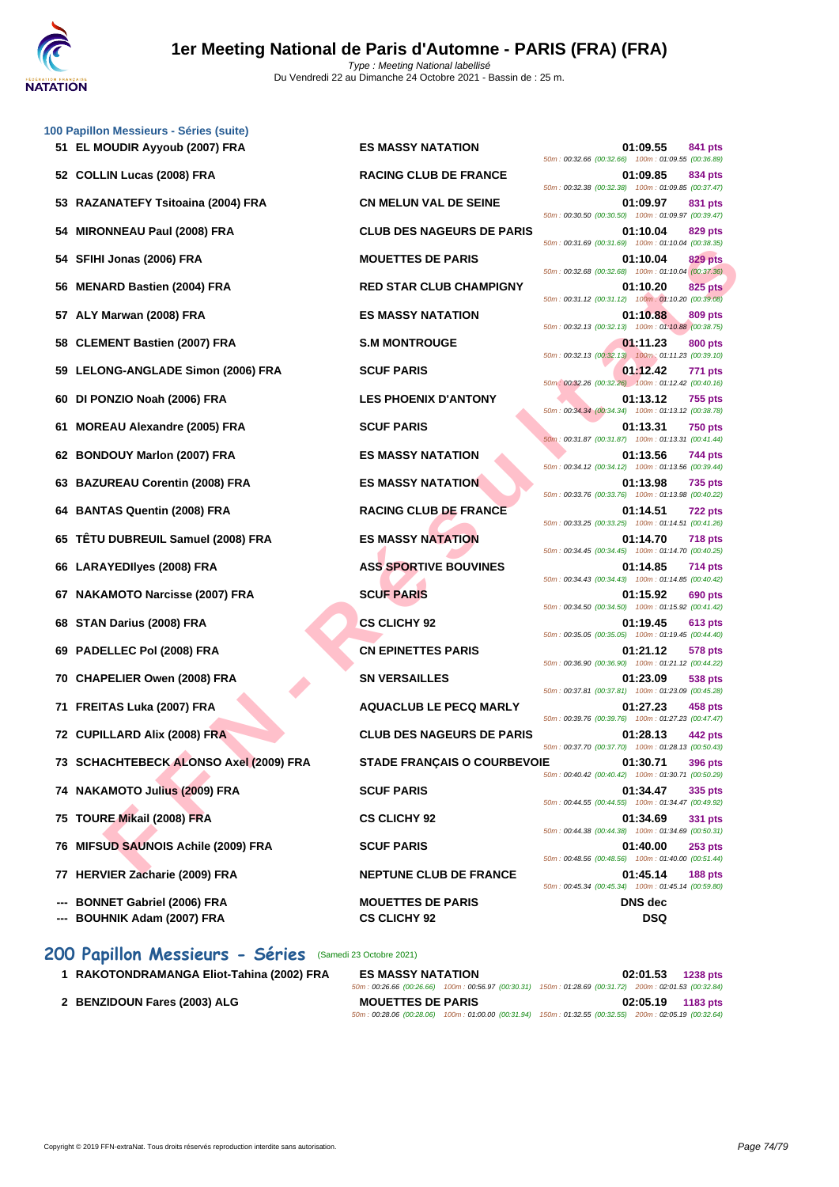### 100 Papillon Messieurs - Séries (suite)

| Rang | Nom | Club | Temps | Points | Splits |
|---|---|---|---|---|---|
| 51 | EL MOUDIR Ayyoub (2007) FRA | ES MASSY NATATION | 01:09.55 | 841 pts | 50m : 00:32.66 (00:32.66) 100m : 01:09.55 (00:36.89) |
| 52 | COLLIN Lucas (2008) FRA | RACING CLUB DE FRANCE | 01:09.85 | 834 pts | 50m : 00:32.38 (00:32.38) 100m : 01:09.85 (00:37.47) |
| 53 | RAZANATEFY Tsitoaina (2004) FRA | CN MELUN VAL DE SEINE | 01:09.97 | 831 pts | 50m : 00:30.50 (00:30.50) 100m : 01:09.97 (00:39.47) |
| 54 | MIRONNEAU Paul (2008) FRA | CLUB DES NAGEURS DE PARIS | 01:10.04 | 829 pts | 50m : 00:31.69 (00:31.69) 100m : 01:10.04 (00:38.35) |
| 54 | SFIHI Jonas (2006) FRA | MOUETTES DE PARIS | 01:10.04 | 829 pts | 50m : 00:32.68 (00:32.68) 100m : 01:10.04 (00:37.36) |
| 56 | MENARD Bastien (2004) FRA | RED STAR CLUB CHAMPIGNY | 01:10.20 | 825 pts | 50m : 00:31.12 (00:31.12) 100m : 01:10.20 (00:39.08) |
| 57 | ALY Marwan (2008) FRA | ES MASSY NATATION | 01:10.88 | 809 pts | 50m : 00:32.13 (00:32.13) 100m : 01:10.88 (00:38.75) |
| 58 | CLEMENT Bastien (2007) FRA | S.M MONTROUGE | 01:11.23 | 800 pts | 50m : 00:32.13 (00:32.13) 100m : 01:11.23 (00:39.10) |
| 59 | LELONG-ANGLADE Simon (2006) FRA | SCUF PARIS | 01:12.42 | 771 pts | 50m : 00:32.26 (00:32.26) 100m : 01:12.42 (00:40.16) |
| 60 | DI PONZIO Noah (2006) FRA | LES PHOENIX D'ANTONY | 01:13.12 | 755 pts | 50m : 00:34.34 (00:34.34) 100m : 01:13.12 (00:38.78) |
| 61 | MOREAU Alexandre (2005) FRA | SCUF PARIS | 01:13.31 | 750 pts | 50m : 00:31.87 (00:31.87) 100m : 01:13.31 (00:41.44) |
| 62 | BONDOUY Marlon (2007) FRA | ES MASSY NATATION | 01:13.56 | 744 pts | 50m : 00:34.12 (00:34.12) 100m : 01:13.56 (00:39.44) |
| 63 | BAZUREAU Corentin (2008) FRA | ES MASSY NATATION | 01:13.98 | 735 pts | 50m : 00:33.76 (00:33.76) 100m : 01:13.98 (00:40.22) |
| 64 | BANTAS Quentin (2008) FRA | RACING CLUB DE FRANCE | 01:14.51 | 722 pts | 50m : 00:33.25 (00:33.25) 100m : 01:14.51 (00:41.26) |
| 65 | TÊTU DUBREUIL Samuel (2008) FRA | ES MASSY NATATION | 01:14.70 | 718 pts | 50m : 00:34.45 (00:34.45) 100m : 01:14.70 (00:40.25) |
| 66 | LARAYEDIlyes (2008) FRA | ASS SPORTIVE BOUVINES | 01:14.85 | 714 pts | 50m : 00:34.43 (00:34.43) 100m : 01:14.85 (00:40.42) |
| 67 | NAKAMOTO Narcisse (2007) FRA | SCUF PARIS | 01:15.92 | 690 pts | 50m : 00:34.50 (00:34.50) 100m : 01:15.92 (00:41.42) |
| 68 | STAN Darius (2008) FRA | CS CLICHY 92 | 01:19.45 | 613 pts | 50m : 00:35.05 (00:35.05) 100m : 01:19.45 (00:44.40) |
| 69 | PADELLEC Pol (2008) FRA | CN EPINETTES PARIS | 01:21.12 | 578 pts | 50m : 00:36.90 (00:36.90) 100m : 01:21.12 (00:44.22) |
| 70 | CHAPELIER Owen (2008) FRA | SN VERSAILLES | 01:23.09 | 538 pts | 50m : 00:37.81 (00:37.81) 100m : 01:23.09 (00:45.28) |
| 71 | FREITAS Luka (2007) FRA | AQUACLUB LE PECQ MARLY | 01:27.23 | 458 pts | 50m : 00:39.76 (00:39.76) 100m : 01:27.23 (00:47.47) |
| 72 | CUPILLARD Alix (2008) FRA | CLUB DES NAGEURS DE PARIS | 01:28.13 | 442 pts | 50m : 00:37.70 (00:37.70) 100m : 01:28.13 (00:50.43) |
| 73 | SCHACHTEBECK ALONSO Axel (2009) FRA | STADE FRANÇAIS O COURBEVOIE | 01:30.71 | 396 pts | 50m : 00:40.42 (00:40.42) 100m : 01:30.71 (00:50.29) |
| 74 | NAKAMOTO Julius (2009) FRA | SCUF PARIS | 01:34.47 | 335 pts | 50m : 00:44.55 (00:44.55) 100m : 01:34.47 (00:49.92) |
| 75 | TOURE Mikail (2008) FRA | CS CLICHY 92 | 01:34.69 | 331 pts | 50m : 00:44.38 (00:44.38) 100m : 01:34.69 (00:50.31) |
| 76 | MIFSUD SAUNOIS Achile (2009) FRA | SCUF PARIS | 01:40.00 | 253 pts | 50m : 00:48.56 (00:48.56) 100m : 01:40.00 (00:51.44) |
| 77 | HERVIER Zacharie (2009) FRA | NEPTUNE CLUB DE FRANCE | 01:45.14 | 188 pts | 50m : 00:45.34 (00:45.34) 100m : 01:45.14 (00:59.80) |
| --- | BONNET Gabriel (2006) FRA | MOUETTES DE PARIS | DNS dec | | |
| --- | BOUHNIK Adam (2007) FRA | CS CLICHY 92 | DSQ | | |

## 200 Papillon Messieurs - Séries (Samedi 23 Octobre 2021)

| Rang | Nom | Club | Temps | Points | Splits |
|---|---|---|---|---|---|
| 1 | RAKOTONDRAMANGA Eliot-Tahina (2002) FRA | ES MASSY NATATION | 02:01.53 | 1238 pts | 50m : 00:26.66 (00:26.66) 100m : 00:56.97 (00:30.31) 150m : 01:28.69 (00:31.72) 200m : 02:01.53 (00:32.84) |
| 2 | BENZIDOUN Fares (2003) ALG | MOUETTES DE PARIS | 02:05.19 | 1183 pts | 50m : 00:28.06 (00:28.06) 100m : 01:00.00 (00:31.94) 150m : 01:32.55 (00:32.55) 200m : 02:05.19 (00:32.64) |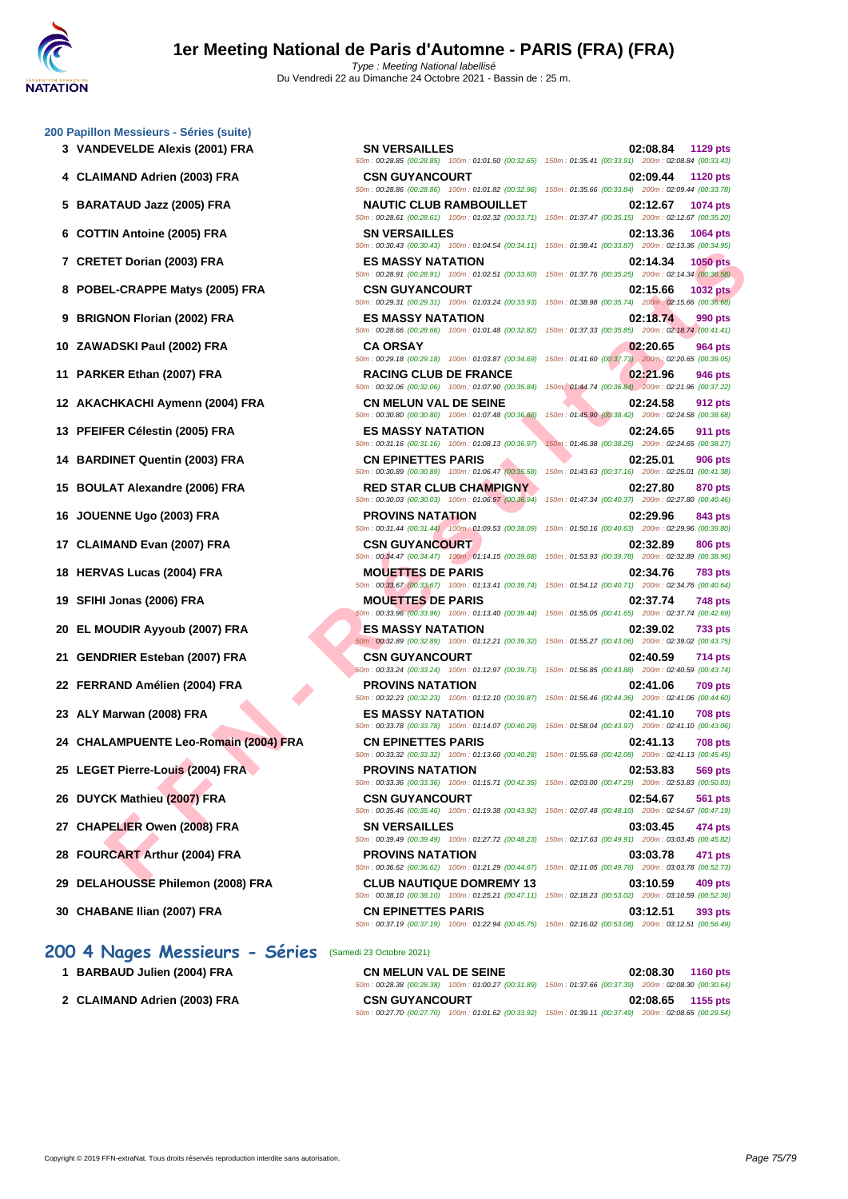### 200 Papillon Messieurs - Séries (suite)

| Rang | Nom | Club | Temps | Points |
|---|---|---|---|---|
| 3 | VANDEVELDE Alexis (2001) FRA | SN VERSAILLES | 02:08.84 | 1129 pts |
| | | 50m : 00:28.85 (00:28.85) 100m : 01:01.50 (00:32.65) 150m : 01:35.41 (00:33.91) 200m : 02:08.84 (00:33.43) | | |
| 4 | CLAIMAND Adrien (2003) FRA | CSN GUYANCOURT | 02:09.44 | 1120 pts |
| | | 50m : 00:28.86 (00:28.86) 100m : 01:01.82 (00:32.96) 150m : 01:35.66 (00:33.84) 200m : 02:09.44 (00:33.78) | | |
| 5 | BARATAUD Jazz (2005) FRA | NAUTIC CLUB RAMBOUILLET | 02:12.67 | 1074 pts |
| | | 50m : 00:28.61 (00:28.61) 100m : 01:02.32 (00:33.71) 150m : 01:37.47 (00:35.15) 200m : 02:12.67 (00:35.20) | | |
| 6 | COTTIN Antoine (2005) FRA | SN VERSAILLES | 02:13.36 | 1064 pts |
| | | 50m : 00:30.43 (00:30.43) 100m : 01:04.54 (00:34.11) 150m : 01:38.41 (00:33.87) 200m : 02:13.36 (00:34.95) | | |
| 7 | CRETET Dorian (2003) FRA | ES MASSY NATATION | 02:14.34 | 1050 pts |
| | | 50m : 00:28.91 (00:28.91) 100m : 01:02.51 (00:33.60) 150m : 01:37.76 (00:35.25) 200m : 02:14.34 (00:36.58) | | |
| 8 | POBEL-CRAPPE Matys (2005) FRA | CSN GUYANCOURT | 02:15.66 | 1032 pts |
| | | 50m : 00:29.31 (00:29.31) 100m : 01:03.24 (00:33.93) 150m : 01:38.98 (00:35.74) 200m : 02:15.66 (00:36.68) | | |
| 9 | BRIGNON Florian (2002) FRA | ES MASSY NATATION | 02:18.74 | 990 pts |
| | | 50m : 00:28.66 (00:28.66) 100m : 01:01.48 (00:32.82) 150m : 01:37.33 (00:35.85) 200m : 02:18.74 (00:41.41) | | |
| 10 | ZAWADSKI Paul (2002) FRA | CA ORSAY | 02:20.65 | 964 pts |
| | | 50m : 00:29.18 (00:29.18) 100m : 01:03.87 (00:34.69) 150m : 01:41.60 (00:37.73) 200m : 02:20.65 (00:39.05) | | |
| 11 | PARKER Ethan (2007) FRA | RACING CLUB DE FRANCE | 02:21.96 | 946 pts |
| | | 50m : 00:32.06 (00:32.06) 100m : 01:07.90 (00:35.84) 150m : 01:44.74 (00:36.84) 200m : 02:21.96 (00:37.22) | | |
| 12 | AKACHKACHI Aymenn (2004) FRA | CN MELUN VAL DE SEINE | 02:24.58 | 912 pts |
| | | 50m : 00:30.80 (00:30.80) 100m : 01:07.48 (00:36.68) 150m : 01:45.90 (00:38.42) 200m : 02:24.58 (00:38.68) | | |
| 13 | PFEIFER Célestin (2005) FRA | ES MASSY NATATION | 02:24.65 | 911 pts |
| | | 50m : 00:31.16 (00:31.16) 100m : 01:08.13 (00:36.97) 150m : 01:46.38 (00:38.25) 200m : 02:24.65 (00:38.27) | | |
| 14 | BARDINET Quentin (2003) FRA | CN EPINETTES PARIS | 02:25.01 | 906 pts |
| | | 50m : 00:30.89 (00:30.89) 100m : 01:06.47 (00:35.58) 150m : 01:43.63 (00:37.16) 200m : 02:25.01 (00:41.38) | | |
| 15 | BOULAT Alexandre (2006) FRA | RED STAR CLUB CHAMPIGNY | 02:27.80 | 870 pts |
| | | 50m : 00:30.03 (00:30.03) 100m : 01:06.97 (00:36.94) 150m : 01:47.34 (00:40.37) 200m : 02:27.80 (00:40.46) | | |
| 16 | JOUENNE Ugo (2003) FRA | PROVINS NATATION | 02:29.96 | 843 pts |
| | | 50m : 00:31.44 (00:31.44) 100m : 01:09.53 (00:38.09) 150m : 01:50.16 (00:40.63) 200m : 02:29.96 (00:39.80) | | |
| 17 | CLAIMAND Evan (2007) FRA | CSN GUYANCOURT | 02:32.89 | 806 pts |
| | | 50m : 00:34.47 (00:34.47) 100m : 01:14.15 (00:39.68) 150m : 01:53.93 (00:39.78) 200m : 02:32.89 (00:38.96) | | |
| 18 | HERVAS Lucas (2004) FRA | MOUETTES DE PARIS | 02:34.76 | 783 pts |
| | | 50m : 00:33.67 (00:33.67) 100m : 01:13.41 (00:39.74) 150m : 01:54.12 (00:40.71) 200m : 02:34.76 (00:40.64) | | |
| 19 | SFIHI Jonas (2006) FRA | MOUETTES DE PARIS | 02:37.74 | 748 pts |
| | | 50m : 00:33.96 (00:33.96) 100m : 01:13.40 (00:39.44) 150m : 01:55.05 (00:41.65) 200m : 02:37.74 (00:42.69) | | |
| 20 | EL MOUDIR Ayyoub (2007) FRA | ES MASSY NATATION | 02:39.02 | 733 pts |
| | | 50m : 00:32.89 (00:32.89) 100m : 01:12.21 (00:39.32) 150m : 01:55.27 (00:43.06) 200m : 02:39.02 (00:43.75) | | |
| 21 | GENDRIER Esteban (2007) FRA | CSN GUYANCOURT | 02:40.59 | 714 pts |
| | | 50m : 00:33.24 (00:33.24) 100m : 01:12.97 (00:39.73) 150m : 01:56.85 (00:43.88) 200m : 02:40.59 (00:43.74) | | |
| 22 | FERRAND Amélien (2004) FRA | PROVINS NATATION | 02:41.06 | 709 pts |
| | | 50m : 00:32.23 (00:32.23) 100m : 01:12.10 (00:39.87) 150m : 01:56.46 (00:44.36) 200m : 02:41.06 (00:44.60) | | |
| 23 | ALY Marwan (2008) FRA | ES MASSY NATATION | 02:41.10 | 708 pts |
| | | 50m : 00:33.78 (00:33.78) 100m : 01:14.07 (00:40.29) 150m : 01:58.04 (00:43.97) 200m : 02:41.10 (00:43.06) | | |
| 24 | CHALAMPUENTE Leo-Romain (2004) FRA | CN EPINETTES PARIS | 02:41.13 | 708 pts |
| | | 50m : 00:33.32 (00:33.32) 100m : 01:13.60 (00:40.28) 150m : 01:55.68 (00:42.08) 200m : 02:41.13 (00:45.45) | | |
| 25 | LEGET Pierre-Louis (2004) FRA | PROVINS NATATION | 02:53.83 | 569 pts |
| | | 50m : 00:33.36 (00:33.36) 100m : 01:15.71 (00:42.35) 150m : 02:03.00 (00:47.29) 200m : 02:53.83 (00:50.83) | | |
| 26 | DUYCK Mathieu (2007) FRA | CSN GUYANCOURT | 02:54.67 | 561 pts |
| | | 50m : 00:35.46 (00:35.46) 100m : 01:19.38 (00:43.92) 150m : 02:07.48 (00:48.10) 200m : 02:54.67 (00:47.19) | | |
| 27 | CHAPELIER Owen (2008) FRA | SN VERSAILLES | 03:03.45 | 474 pts |
| | | 50m : 00:39.49 (00:39.49) 100m : 01:27.72 (00:48.23) 150m : 02:17.63 (00:49.91) 200m : 03:03.45 (00:45.82) | | |
| 28 | FOURCART Arthur (2004) FRA | PROVINS NATATION | 03:03.78 | 471 pts |
| | | 50m : 00:36.62 (00:36.62) 100m : 01:21.29 (00:44.67) 150m : 02:11.05 (00:49.76) 200m : 03:03.78 (00:52.73) | | |
| 29 | DELAHOUSSE Philemon (2008) FRA | CLUB NAUTIQUE DOMREMY 13 | 03:10.59 | 409 pts |
| | | 50m : 00:38.10 (00:38.10) 100m : 01:25.21 (00:47.11) 150m : 02:18.23 (00:53.02) 200m : 03:10.59 (00:52.36) | | |
| 30 | CHABANE Ilian (2007) FRA | CN EPINETTES PARIS | 03:12.51 | 393 pts |
| | | 50m : 00:37.19 (00:37.19) 100m : 01:22.94 (00:45.75) 150m : 02:16.02 (00:53.08) 200m : 03:12.51 (00:56.49) | | |

## 200 4 Nages Messieurs - Séries (Samedi 23 Octobre 2021)

| Rang | Nom | Club | Temps | Points |
|---|---|---|---|---|
| 1 | BARBAUD Julien (2004) FRA | CN MELUN VAL DE SEINE | 02:08.30 | 1160 pts |
| | | 50m : 00:28.38 (00:28.38) 100m : 01:00.27 (00:31.89) 150m : 01:37.66 (00:37.39) 200m : 02:08.30 (00:30.64) | | |
| 2 | CLAIMAND Adrien (2003) FRA | CSN GUYANCOURT | 02:08.65 | 1155 pts |
| | | 50m : 00:27.70 (00:27.70) 100m : 01:01.62 (00:33.92) 150m : 01:39.11 (00:37.49) 200m : 02:08.65 (00:29.54) | | |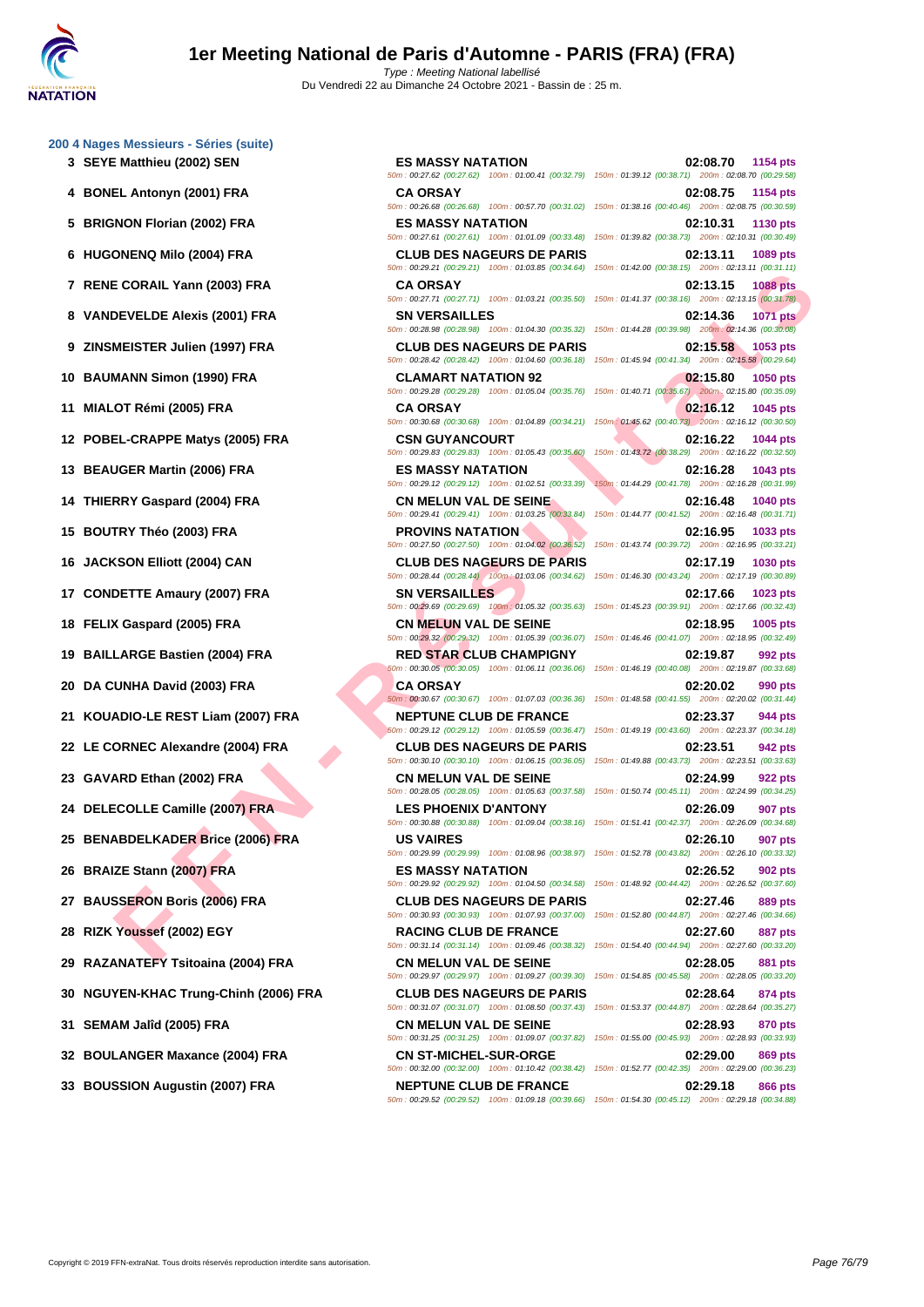# 1er Meeting National de Paris d'Automne - PARIS (FRA) (FRA)

Type : Meeting National labellisé
Du Vendredi 22 au Dimanche 24 Octobre 2021 - Bassin de : 25 m.

## 200 4 Nages Messieurs - Séries (suite)

| Rang | Nom | Club | Temps | Points |
|---|---|---|---|---|
| 3 | SEYE Matthieu (2002) SEN | ES MASSY NATATION | 02:08.70 | 1154 pts |
| | | 50m : 00:27.62 (00:27.62) 100m : 01:00.41 (00:32.79) 150m : 01:39.12 (00:38.71) 200m : 02:08.70 (00:29.58) | | |
| 4 | BONEL Antonyn (2001) FRA | CA ORSAY | 02:08.75 | 1154 pts |
| | | 50m : 00:26.68 (00:26.68) 100m : 00:57.70 (00:31.02) 150m : 01:38.16 (00:40.46) 200m : 02:08.75 (00:30.59) | | |
| 5 | BRIGNON Florian (2002) FRA | ES MASSY NATATION | 02:10.31 | 1130 pts |
| | | 50m : 00:27.61 (00:27.61) 100m : 01:01.09 (00:33.48) 150m : 01:39.82 (00:38.73) 200m : 02:10.31 (00:30.49) | | |
| 6 | HUGONENQ Milo (2004) FRA | CLUB DES NAGEURS DE PARIS | 02:13.11 | 1089 pts |
| | | 50m : 00:29.21 (00:29.21) 100m : 01:03.85 (00:34.64) 150m : 01:42.00 (00:38.15) 200m : 02:13.11 (00:31.11) | | |
| 7 | RENE CORAIL Yann (2003) FRA | CA ORSAY | 02:13.15 | 1088 pts |
| | | 50m : 00:27.71 (00:27.71) 100m : 01:03.21 (00:35.50) 150m : 01:41.37 (00:38.16) 200m : 02:13.15 (00:31.78) | | |
| 8 | VANDEVELDE Alexis (2001) FRA | SN VERSAILLES | 02:14.36 | 1071 pts |
| | | 50m : 00:28.98 (00:28.98) 100m : 01:04.30 (00:35.32) 150m : 01:44.28 (00:39.98) 200m : 02:14.36 (00:30.08) | | |
| 9 | ZINSMEISTER Julien (1997) FRA | CLUB DES NAGEURS DE PARIS | 02:15.58 | 1053 pts |
| | | 50m : 00:28.42 (00:28.42) 100m : 01:04.60 (00:36.18) 150m : 01:45.94 (00:41.34) 200m : 02:15.58 (00:29.64) | | |
| 10 | BAUMANN Simon (1990) FRA | CLAMART NATATION 92 | 02:15.80 | 1050 pts |
| | | 50m : 00:29.28 (00:29.28) 100m : 01:05.04 (00:35.76) 150m : 01:40.71 (00:35.67) 200m : 02:15.80 (00:35.09) | | |
| 11 | MIALOT Rémi (2005) FRA | CA ORSAY | 02:16.12 | 1045 pts |
| | | 50m : 00:30.68 (00:30.68) 100m : 01:04.89 (00:34.21) 150m : 01:45.62 (00:40.73) 200m : 02:16.12 (00:30.50) | | |
| 12 | POBEL-CRAPPE Matys (2005) FRA | CSN GUYANCOURT | 02:16.22 | 1044 pts |
| | | 50m : 00:29.83 (00:29.83) 100m : 01:05.43 (00:35.60) 150m : 01:43.72 (00:38.29) 200m : 02:16.22 (00:32.50) | | |
| 13 | BEAUGER Martin (2006) FRA | ES MASSY NATATION | 02:16.28 | 1043 pts |
| | | 50m : 00:29.12 (00:29.12) 100m : 01:02.51 (00:33.39) 150m : 01:44.29 (00:41.78) 200m : 02:16.28 (00:31.99) | | |
| 14 | THIERRY Gaspard (2004) FRA | CN MELUN VAL DE SEINE | 02:16.48 | 1040 pts |
| | | 50m : 00:29.41 (00:29.41) 100m : 01:03.25 (00:33.84) 150m : 01:44.77 (00:41.52) 200m : 02:16.48 (00:31.71) | | |
| 15 | BOUTRY Théo (2003) FRA | PROVINS NATATION | 02:16.95 | 1033 pts |
| | | 50m : 00:27.50 (00:27.50) 100m : 01:04.02 (00:36.52) 150m : 01:43.74 (00:39.72) 200m : 02:16.95 (00:33.21) | | |
| 16 | JACKSON Elliott (2004) CAN | CLUB DES NAGEURS DE PARIS | 02:17.19 | 1030 pts |
| | | 50m : 00:28.44 (00:28.44) 100m : 01:03.06 (00:34.62) 150m : 01:46.30 (00:43.24) 200m : 02:17.19 (00:30.89) | | |
| 17 | CONDETTE Amaury (2007) FRA | SN VERSAILLES | 02:17.66 | 1023 pts |
| | | 50m : 00:29.69 (00:29.69) 100m : 01:05.32 (00:35.63) 150m : 01:45.23 (00:39.91) 200m : 02:17.66 (00:32.43) | | |
| 18 | FELIX Gaspard (2005) FRA | CN MELUN VAL DE SEINE | 02:18.95 | 1005 pts |
| | | 50m : 00:29.32 (00:29.32) 100m : 01:05.39 (00:36.07) 150m : 01:46.46 (00:41.07) 200m : 02:18.95 (00:32.49) | | |
| 19 | BAILLARGE Bastien (2004) FRA | RED STAR CLUB CHAMPIGNY | 02:19.87 | 992 pts |
| | | 50m : 00:30.05 (00:30.05) 100m : 01:06.11 (00:36.06) 150m : 01:46.19 (00:40.08) 200m : 02:19.87 (00:33.68) | | |
| 20 | DA CUNHA David (2003) FRA | CA ORSAY | 02:20.02 | 990 pts |
| | | 50m : 00:30.67 (00:30.67) 100m : 01:07.03 (00:36.36) 150m : 01:48.58 (00:41.55) 200m : 02:20.02 (00:31.44) | | |
| 21 | KOUADIO-LE REST Liam (2007) FRA | NEPTUNE CLUB DE FRANCE | 02:23.37 | 944 pts |
| | | 50m : 00:29.12 (00:29.12) 100m : 01:05.59 (00:36.47) 150m : 01:49.19 (00:43.60) 200m : 02:23.37 (00:34.18) | | |
| 22 | LE CORNEC Alexandre (2004) FRA | CLUB DES NAGEURS DE PARIS | 02:23.51 | 942 pts |
| | | 50m : 00:30.10 (00:30.10) 100m : 01:06.15 (00:36.05) 150m : 01:49.88 (00:43.73) 200m : 02:23.51 (00:33.63) | | |
| 23 | GAVARD Ethan (2002) FRA | CN MELUN VAL DE SEINE | 02:24.99 | 922 pts |
| | | 50m : 00:28.05 (00:28.05) 100m : 01:05.63 (00:37.58) 150m : 01:50.74 (00:45.11) 200m : 02:24.99 (00:34.25) | | |
| 24 | DELECOLLE Camille (2007) FRA | LES PHOENIX D'ANTONY | 02:26.09 | 907 pts |
| | | 50m : 00:30.88 (00:30.88) 100m : 01:09.04 (00:38.16) 150m : 01:51.41 (00:42.37) 200m : 02:26.09 (00:34.68) | | |
| 25 | BENABDELKADER Brice (2006) FRA | US VAIRES | 02:26.10 | 907 pts |
| | | 50m : 00:29.99 (00:29.99) 100m : 01:08.96 (00:38.97) 150m : 01:52.78 (00:43.82) 200m : 02:26.10 (00:33.32) | | |
| 26 | BRAIZE Stann (2007) FRA | ES MASSY NATATION | 02:26.52 | 902 pts |
| | | 50m : 00:29.92 (00:29.92) 100m : 01:04.50 (00:34.58) 150m : 01:48.92 (00:44.42) 200m : 02:26.52 (00:37.60) | | |
| 27 | BAUSSERON Boris (2006) FRA | CLUB DES NAGEURS DE PARIS | 02:27.46 | 889 pts |
| | | 50m : 00:30.93 (00:30.93) 100m : 01:07.93 (00:37.00) 150m : 01:52.80 (00:44.87) 200m : 02:27.46 (00:34.66) | | |
| 28 | RIZK Youssef (2002) EGY | RACING CLUB DE FRANCE | 02:27.60 | 887 pts |
| | | 50m : 00:31.14 (00:31.14) 100m : 01:09.46 (00:38.32) 150m : 01:54.40 (00:44.94) 200m : 02:27.60 (00:33.20) | | |
| 29 | RAZANATEFY Tsitoaina (2004) FRA | CN MELUN VAL DE SEINE | 02:28.05 | 881 pts |
| | | 50m : 00:29.97 (00:29.97) 100m : 01:09.27 (00:39.30) 150m : 01:54.85 (00:45.58) 200m : 02:28.05 (00:33.20) | | |
| 30 | NGUYEN-KHAC Trung-Chinh (2006) FRA | CLUB DES NAGEURS DE PARIS | 02:28.64 | 874 pts |
| | | 50m : 00:31.07 (00:31.07) 100m : 01:08.50 (00:37.43) 150m : 01:53.37 (00:44.87) 200m : 02:28.64 (00:35.27) | | |
| 31 | SEMAM Jalîd (2005) FRA | CN MELUN VAL DE SEINE | 02:28.93 | 870 pts |
| | | 50m : 00:31.25 (00:31.25) 100m : 01:09.07 (00:37.82) 150m : 01:55.00 (00:45.93) 200m : 02:28.93 (00:33.93) | | |
| 32 | BOULANGER Maxance (2004) FRA | CN ST-MICHEL-SUR-ORGE | 02:29.00 | 869 pts |
| | | 50m : 00:32.00 (00:32.00) 100m : 01:10.42 (00:38.42) 150m : 01:52.77 (00:42.35) 200m : 02:29.00 (00:36.23) | | |
| 33 | BOUSSION Augustin (2007) FRA | NEPTUNE CLUB DE FRANCE | 02:29.18 | 866 pts |
| | | 50m : 00:29.52 (00:29.52) 100m : 01:09.18 (00:39.66) 150m : 01:54.30 (00:45.12) 200m : 02:29.18 (00:34.88) | | |

Copyright © 2019 FFN-extraNat. Tous droits réservés reproduction interdite sans autorisation.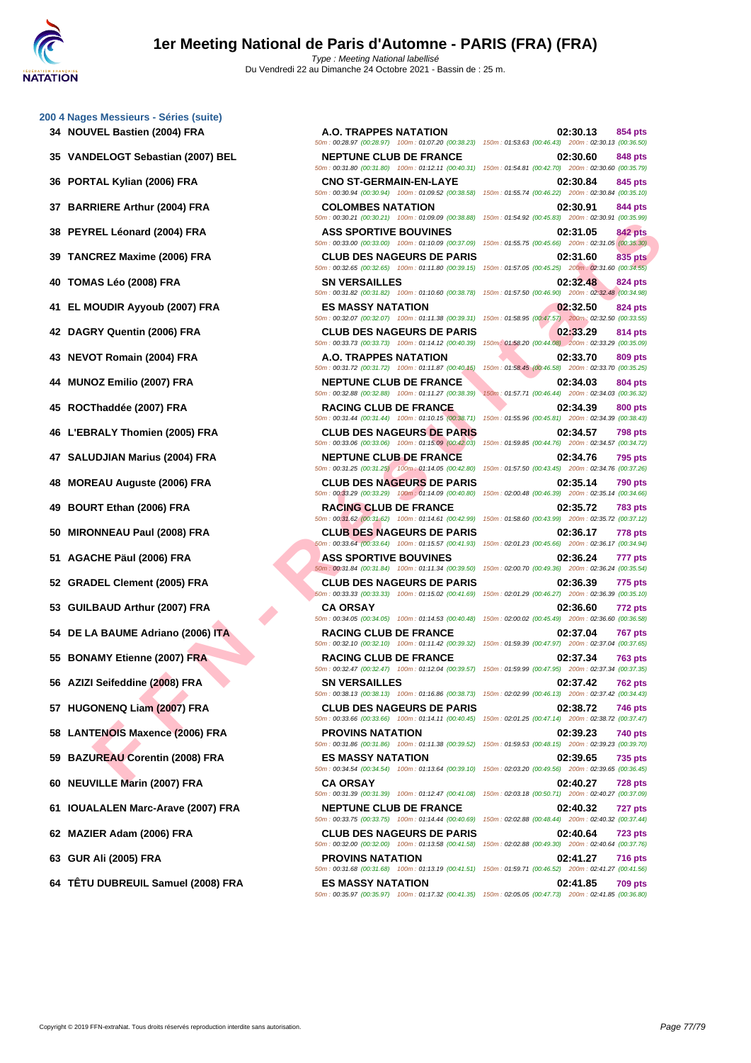# 1er Meeting National de Paris d'Automne - PARIS (FRA) (FRA)

Type : Meeting National labellisé
Du Vendredi 22 au Dimanche 24 Octobre 2021 - Bassin de : 25 m.

## 200 4 Nages Messieurs - Séries (suite)

| Place | Nom | Club | Temps | Points | Splits |
|---|---|---|---|---|---|
| 34 | NOUVEL Bastien (2004) FRA | A.O. TRAPPES NATATION | 02:30.13 | 854 pts | 50m : 00:28.97 (00:28.97) 100m : 01:07.20 (00:38.23) 150m : 01:53.63 (00:46.43) 200m : 02:30.13 (00:36.50) |
| 35 | VANDELOGT Sebastian (2007) BEL | NEPTUNE CLUB DE FRANCE | 02:30.60 | 848 pts | 50m : 00:31.80 (00:31.80) 100m : 01:12.11 (00:40.31) 150m : 01:54.81 (00:42.70) 200m : 02:30.60 (00:35.79) |
| 36 | PORTAL Kylian (2006) FRA | CNO ST-GERMAIN-EN-LAYE | 02:30.84 | 845 pts | 50m : 00:30.94 (00:30.94) 100m : 01:09.52 (00:38.58) 150m : 01:55.74 (00:46.22) 200m : 02:30.84 (00:35.10) |
| 37 | BARRIERE Arthur (2004) FRA | COLOMBES NATATION | 02:30.91 | 844 pts | 50m : 00:30.21 (00:30.21) 100m : 01:09.09 (00:38.88) 150m : 01:54.92 (00:45.83) 200m : 02:30.91 (00:35.99) |
| 38 | PEYREL Léonard (2004) FRA | ASS SPORTIVE BOUVINES | 02:31.05 | 842 pts | 50m : 00:33.00 (00:33.00) 100m : 01:10.09 (00:37.09) 150m : 01:55.75 (00:45.66) 200m : 02:31.05 (00:35.30) |
| 39 | TANCREZ Maxime (2006) FRA | CLUB DES NAGEURS DE PARIS | 02:31.60 | 835 pts | 50m : 00:32.65 (00:32.65) 100m : 01:11.80 (00:39.15) 150m : 01:57.05 (00:45.25) 200m : 02:31.60 (00:34.55) |
| 40 | TOMAS Léo (2008) FRA | SN VERSAILLES | 02:32.48 | 824 pts | 50m : 00:31.82 (00:31.82) 100m : 01:10.60 (00:38.78) 150m : 01:57.50 (00:46.90) 200m : 02:32.48 (00:34.98) |
| 41 | EL MOUDIR Ayyoub (2007) FRA | ES MASSY NATATION | 02:32.50 | 824 pts | 50m : 00:32.07 (00:32.07) 100m : 01:11.38 (00:39.31) 150m : 01:58.95 (00:47.57) 200m : 02:32.50 (00:33.55) |
| 42 | DAGRY Quentin (2006) FRA | CLUB DES NAGEURS DE PARIS | 02:33.29 | 814 pts | 50m : 00:33.73 (00:33.73) 100m : 01:14.12 (00:40.39) 150m : 01:58.20 (00:44.08) 200m : 02:33.29 (00:35.09) |
| 43 | NEVOT Romain (2004) FRA | A.O. TRAPPES NATATION | 02:33.70 | 809 pts | 50m : 00:31.72 (00:31.72) 100m : 01:11.87 (00:40.15) 150m : 01:58.45 (00:46.58) 200m : 02:33.70 (00:35.25) |
| 44 | MUNOZ Emilio (2007) FRA | NEPTUNE CLUB DE FRANCE | 02:34.03 | 804 pts | 50m : 00:32.88 (00:32.88) 100m : 01:11.27 (00:38.39) 150m : 01:57.71 (00:46.44) 200m : 02:34.03 (00:36.32) |
| 45 | ROCThaddée (2007) FRA | RACING CLUB DE FRANCE | 02:34.39 | 800 pts | 50m : 00:31.44 (00:31.44) 100m : 01:10.15 (00:38.71) 150m : 01:55.96 (00:45.81) 200m : 02:34.39 (00:38.43) |
| 46 | L'EBRALY Thomien (2005) FRA | CLUB DES NAGEURS DE PARIS | 02:34.57 | 798 pts | 50m : 00:33.06 (00:33.06) 100m : 01:15.09 (00:42.03) 150m : 01:59.85 (00:44.76) 200m : 02:34.57 (00:34.72) |
| 47 | SALUDJIAN Marius (2004) FRA | NEPTUNE CLUB DE FRANCE | 02:34.76 | 795 pts | 50m : 00:31.25 (00:31.25) 100m : 01:14.05 (00:42.80) 150m : 01:57.50 (00:43.45) 200m : 02:34.76 (00:37.26) |
| 48 | MOREAU Auguste (2006) FRA | CLUB DES NAGEURS DE PARIS | 02:35.14 | 790 pts | 50m : 00:33.29 (00:33.29) 100m : 01:14.09 (00:40.80) 150m : 02:00.48 (00:46.39) 200m : 02:35.14 (00:34.66) |
| 49 | BOURT Ethan (2006) FRA | RACING CLUB DE FRANCE | 02:35.72 | 783 pts | 50m : 00:31.62 (00:31.62) 100m : 01:14.61 (00:42.99) 150m : 01:58.60 (00:43.99) 200m : 02:35.72 (00:37.12) |
| 50 | MIRONNEAU Paul (2008) FRA | CLUB DES NAGEURS DE PARIS | 02:36.17 | 778 pts | 50m : 00:33.64 (00:33.64) 100m : 01:15.57 (00:41.93) 150m : 02:01.23 (00:45.66) 200m : 02:36.17 (00:34.94) |
| 51 | AGACHE Päul (2006) FRA | ASS SPORTIVE BOUVINES | 02:36.24 | 777 pts | 50m : 00:31.84 (00:31.84) 100m : 01:11.34 (00:39.50) 150m : 02:00.70 (00:49.36) 200m : 02:36.24 (00:35.54) |
| 52 | GRADEL Clement (2005) FRA | CLUB DES NAGEURS DE PARIS | 02:36.39 | 775 pts | 50m : 00:33.33 (00:33.33) 100m : 01:15.02 (00:41.69) 150m : 02:01.29 (00:46.27) 200m : 02:36.39 (00:35.10) |
| 53 | GUILBAUD Arthur (2007) FRA | CA ORSAY | 02:36.60 | 772 pts | 50m : 00:34.05 (00:34.05) 100m : 01:14.53 (00:40.48) 150m : 02:00.02 (00:45.49) 200m : 02:36.60 (00:36.58) |
| 54 | DE LA BAUME Adriano (2006) ITA | RACING CLUB DE FRANCE | 02:37.04 | 767 pts | 50m : 00:32.10 (00:32.10) 100m : 01:11.42 (00:39.32) 150m : 01:59.39 (00:47.97) 200m : 02:37.04 (00:37.65) |
| 55 | BONAMY Etienne (2007) FRA | RACING CLUB DE FRANCE | 02:37.34 | 763 pts | 50m : 00:32.47 (00:32.47) 100m : 01:12.04 (00:39.57) 150m : 01:59.99 (00:47.95) 200m : 02:37.34 (00:37.35) |
| 56 | AZIZI Seifeddine (2008) FRA | SN VERSAILLES | 02:37.42 | 762 pts | 50m : 00:38.13 (00:38.13) 100m : 01:16.86 (00:38.73) 150m : 02:02.99 (00:46.13) 200m : 02:37.42 (00:34.43) |
| 57 | HUGONENQ Liam (2007) FRA | CLUB DES NAGEURS DE PARIS | 02:38.72 | 746 pts | 50m : 00:33.66 (00:33.66) 100m : 01:14.11 (00:40.45) 150m : 02:01.25 (00:47.14) 200m : 02:38.72 (00:37.47) |
| 58 | LANTENOIS Maxence (2006) FRA | PROVINS NATATION | 02:39.23 | 740 pts | 50m : 00:31.86 (00:31.86) 100m : 01:11.38 (00:39.52) 150m : 01:59.53 (00:48.15) 200m : 02:39.23 (00:39.70) |
| 59 | BAZUREAU Corentin (2008) FRA | ES MASSY NATATION | 02:39.65 | 735 pts | 50m : 00:34.54 (00:34.54) 100m : 01:13.64 (00:39.10) 150m : 02:03.20 (00:49.56) 200m : 02:39.65 (00:36.45) |
| 60 | NEUVILLE Marin (2007) FRA | CA ORSAY | 02:40.27 | 728 pts | 50m : 00:31.39 (00:31.39) 100m : 01:12.47 (00:41.08) 150m : 02:03.18 (00:50.71) 200m : 02:40.27 (00:37.09) |
| 61 | IOUALALEN Marc-Arave (2007) FRA | NEPTUNE CLUB DE FRANCE | 02:40.32 | 727 pts | 50m : 00:33.75 (00:33.75) 100m : 01:14.44 (00:40.69) 150m : 02:02.88 (00:48.44) 200m : 02:40.32 (00:37.44) |
| 62 | MAZIER Adam (2006) FRA | CLUB DES NAGEURS DE PARIS | 02:40.64 | 723 pts | 50m : 00:32.00 (00:32.00) 100m : 01:13.58 (00:41.58) 150m : 02:02.88 (00:49.30) 200m : 02:40.64 (00:37.76) |
| 63 | GUR Ali (2005) FRA | PROVINS NATATION | 02:41.27 | 716 pts | 50m : 00:31.68 (00:31.68) 100m : 01:13.19 (00:41.51) 150m : 01:59.71 (00:46.52) 200m : 02:41.27 (00:41.56) |
| 64 | TÊTU DUBREUIL Samuel (2008) FRA | ES MASSY NATATION | 02:41.85 | 709 pts | 50m : 00:35.97 (00:35.97) 100m : 01:17.32 (00:41.35) 150m : 02:05.05 (00:47.73) 200m : 02:41.85 (00:36.80) |

Copyright © 2019 FFN-extraNat. Tous droits réservés reproduction interdite sans autorisation.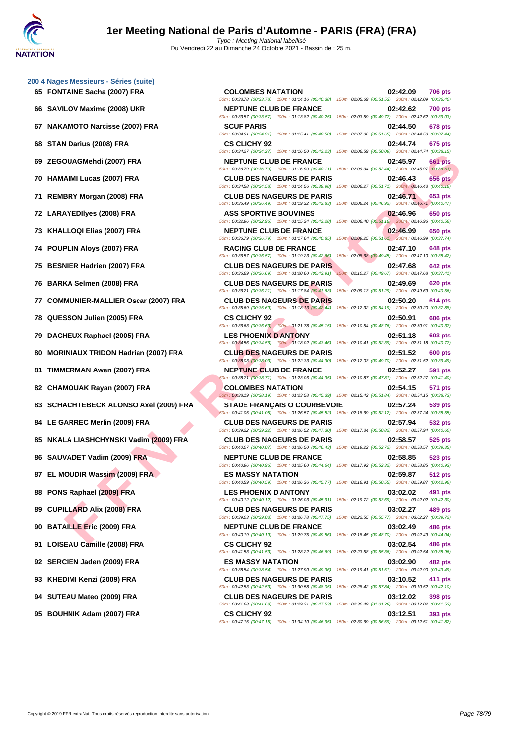## 200 4 Nages Messieurs - Séries (suite)

| Rg | Nom | Club | Temps | Points |
|---|---|---|---|---|
| 65 | FONTAINE Sacha (2007) FRA | COLOMBES NATATION | 02:42.09 | 706 pts |
| | | 50m : 00:33.78 (00:33.78) 100m : 01:14.16 (00:40.38) 150m : 02:05.69 (00:51.53) 200m : 02:42.09 (00:36.40) | | |
| 66 | SAVILOV Maxime (2008) UKR | NEPTUNE CLUB DE FRANCE | 02:42.62 | 700 pts |
| | | 50m : 00:33.57 (00:33.57) 100m : 01:13.82 (00:40.25) 150m : 02:03.59 (00:49.77) 200m : 02:42.62 (00:39.03) | | |
| 67 | NAKAMOTO Narcisse (2007) FRA | SCUF PARIS | 02:44.50 | 678 pts |
| | | 50m : 00:34.91 (00:34.91) 100m : 01:15.41 (00:40.50) 150m : 02:07.06 (00:51.65) 200m : 02:44.50 (00:37.44) | | |
| 68 | STAN Darius (2008) FRA | CS CLICHY 92 | 02:44.74 | 675 pts |
| | | 50m : 00:34.27 (00:34.27) 100m : 01:16.50 (00:42.23) 150m : 02:06.59 (00:50.09) 200m : 02:44.74 (00:38.15) | | |
| 69 | ZEGOUAGMehdi (2007) FRA | NEPTUNE CLUB DE FRANCE | 02:45.97 | 661 pts |
| | | 50m : 00:36.79 (00:36.79) 100m : 01:16.90 (00:40.11) 150m : 02:09.34 (00:52.44) 200m : 02:45.97 (00:36.63) | | |
| 70 | HAMAIMI Lucas (2007) FRA | CLUB DES NAGEURS DE PARIS | 02:46.43 | 656 pts |
| | | 50m : 00:34.58 (00:34.58) 100m : 01:14.56 (00:39.98) 150m : 02:06.27 (00:51.71) 200m : 02:46.43 (00:40.16) | | |
| 71 | REMBRY Morgan (2008) FRA | CLUB DES NAGEURS DE PARIS | 02:46.71 | 653 pts |
| | | 50m : 00:36.49 (00:36.49) 100m : 01:19.32 (00:42.83) 150m : 02:06.24 (00:46.92) 200m : 02:46.71 (00:40.47) | | |
| 72 | LARAYEDIlyes (2008) FRA | ASS SPORTIVE BOUVINES | 02:46.96 | 650 pts |
| | | 50m : 00:32.96 (00:32.96) 100m : 01:15.24 (00:42.28) 150m : 02:06.40 (00:51.16) 200m : 02:46.96 (00:40.56) | | |
| 73 | KHALLOQI Elias (2007) FRA | NEPTUNE CLUB DE FRANCE | 02:46.99 | 650 pts |
| | | 50m : 00:36.79 (00:36.79) 100m : 01:17.64 (00:40.85) 150m : 02:09.25 (00:51.61) 200m : 02:46.99 (00:37.74) | | |
| 74 | POUPLIN Aloys (2007) FRA | RACING CLUB DE FRANCE | 02:47.10 | 648 pts |
| | | 50m : 00:36.57 (00:36.57) 100m : 01:19.23 (00:42.66) 150m : 02:08.68 (00:49.45) 200m : 02:47.10 (00:38.42) | | |
| 75 | BESNIER Hadrien (2007) FRA | CLUB DES NAGEURS DE PARIS | 02:47.68 | 642 pts |
| | | 50m : 00:36.69 (00:36.69) 100m : 01:20.60 (00:43.91) 150m : 02:10.27 (00:49.67) 200m : 02:47.68 (00:37.41) | | |
| 76 | BARKA Selmen (2008) FRA | CLUB DES NAGEURS DE PARIS | 02:49.69 | 620 pts |
| | | 50m : 00:36.21 (00:36.21) 100m : 01:17.84 (00:41.63) 150m : 02:09.13 (00:51.29) 200m : 02:49.69 (00:40.56) | | |
| 77 | COMMUNIER-MALLIER Oscar (2007) FRA | CLUB DES NAGEURS DE PARIS | 02:50.20 | 614 pts |
| | | 50m : 00:35.69 (00:35.69) 100m : 01:18.13 (00:42.44) 150m : 02:12.32 (00:54.19) 200m : 02:50.20 (00:37.88) | | |
| 78 | QUESSON Julien (2005) FRA | CS CLICHY 92 | 02:50.91 | 606 pts |
| | | 50m : 00:36.63 (00:36.63) 100m : 01:21.78 (00:45.15) 150m : 02:10.54 (00:48.76) 200m : 02:50.91 (00:40.37) | | |
| 79 | DACHEUX Raphael (2005) FRA | LES PHOENIX D'ANTONY | 02:51.18 | 603 pts |
| | | 50m : 00:34.56 (00:34.56) 100m : 01:18.02 (00:43.46) 150m : 02:10.41 (00:52.39) 200m : 02:51.18 (00:40.77) | | |
| 80 | MORINIAUX TRIDON Hadrian (2007) FRA | CLUB DES NAGEURS DE PARIS | 02:51.52 | 600 pts |
| | | 50m : 00:38.03 (00:38.03) 100m : 01:22.33 (00:44.30) 150m : 02:12.03 (00:49.70) 200m : 02:51.52 (00:39.49) | | |
| 81 | TIMMERMAN Awen (2007) FRA | NEPTUNE CLUB DE FRANCE | 02:52.27 | 591 pts |
| | | 50m : 00:38.71 (00:38.71) 100m : 01:23.06 (00:44.35) 150m : 02:10.87 (00:47.81) 200m : 02:52.27 (00:41.40) | | |
| 82 | CHAMOUAK Rayan (2007) FRA | COLOMBES NATATION | 02:54.15 | 571 pts |
| | | 50m : 00:38.19 (00:38.19) 100m : 01:23.58 (00:45.39) 150m : 02:15.42 (00:51.84) 200m : 02:54.15 (00:38.73) | | |
| 83 | SCHACHTEBECK ALONSO Axel (2009) FRA | STADE FRANÇAIS O COURBEVOIE | 02:57.24 | 539 pts |
| | | 50m : 00:41.05 (00:41.05) 100m : 01:26.57 (00:45.52) 150m : 02:18.69 (00:52.12) 200m : 02:57.24 (00:38.55) | | |
| 84 | LE GARREC Merlin (2009) FRA | CLUB DES NAGEURS DE PARIS | 02:57.94 | 532 pts |
| | | 50m : 00:39.22 (00:39.22) 100m : 01:26.52 (00:47.30) 150m : 02:17.34 (00:50.82) 200m : 02:57.94 (00:40.60) | | |
| 85 | NKALA LIASHCHYNSKI Vadim (2009) FRA | CLUB DES NAGEURS DE PARIS | 02:58.57 | 525 pts |
| | | 50m : 00:40.07 (00:40.07) 100m : 01:26.50 (00:46.43) 150m : 02:19.22 (00:52.72) 200m : 02:58.57 (00:39.35) | | |
| 86 | SAUVADET Vadim (2009) FRA | NEPTUNE CLUB DE FRANCE | 02:58.85 | 523 pts |
| | | 50m : 00:40.96 (00:40.96) 100m : 01:25.60 (00:44.64) 150m : 02:17.92 (00:52.32) 200m : 02:58.85 (00:40.93) | | |
| 87 | EL MOUDIR Wassim (2009) FRA | ES MASSY NATATION | 02:59.87 | 512 pts |
| | | 50m : 00:40.59 (00:40.59) 100m : 01:26.36 (00:45.77) 150m : 02:16.91 (00:50.55) 200m : 02:59.87 (00:42.96) | | |
| 88 | PONS Raphael (2009) FRA | LES PHOENIX D'ANTONY | 03:02.02 | 491 pts |
| | | 50m : 00:40.12 (00:40.12) 100m : 01:26.03 (00:45.91) 150m : 02:19.72 (00:53.69) 200m : 03:02.02 (00:42.30) | | |
| 89 | CUPILLARD Alix (2008) FRA | CLUB DES NAGEURS DE PARIS | 03:02.27 | 489 pts |
| | | 50m : 00:39.03 (00:39.03) 100m : 01:26.78 (00:47.75) 150m : 02:22.55 (00:55.77) 200m : 03:02.27 (00:39.72) | | |
| 90 | BATAILLE Eric (2009) FRA | NEPTUNE CLUB DE FRANCE | 03:02.49 | 486 pts |
| | | 50m : 00:40.19 (00:40.19) 100m : 01:29.75 (00:49.56) 150m : 02:18.45 (00:48.70) 200m : 03:02.49 (00:44.04) | | |
| 91 | LOISEAU Camille (2008) FRA | CS CLICHY 92 | 03:02.54 | 486 pts |
| | | 50m : 00:41.53 (00:41.53) 100m : 01:28.22 (00:46.69) 150m : 02:23.58 (00:55.36) 200m : 03:02.54 (00:38.96) | | |
| 92 | SERCIEN Jaden (2009) FRA | ES MASSY NATATION | 03:02.90 | 482 pts |
| | | 50m : 00:38.54 (00:38.54) 100m : 01:27.90 (00:49.36) 150m : 02:19.41 (00:51.51) 200m : 03:02.90 (00:43.49) | | |
| 93 | KHEDIMI Kenzi (2009) FRA | CLUB DES NAGEURS DE PARIS | 03:10.52 | 411 pts |
| | | 50m : 00:42.53 (00:42.53) 100m : 01:30.58 (00:48.05) 150m : 02:28.42 (00:57.84) 200m : 03:10.52 (00:42.10) | | |
| 94 | SUTEAU Mateo (2009) FRA | CLUB DES NAGEURS DE PARIS | 03:12.02 | 398 pts |
| | | 50m : 00:41.68 (00:41.68) 100m : 01:29.21 (00:47.53) 150m : 02:30.49 (01:01.28) 200m : 03:12.02 (00:41.53) | | |
| 95 | BOUHNIK Adam (2007) FRA | CS CLICHY 92 | 03:12.51 | 393 pts |
| | | 50m : 00:47.15 (00:47.15) 100m : 01:34.10 (00:46.95) 150m : 02:30.69 (00:56.59) 200m : 03:12.51 (00:41.82) | | |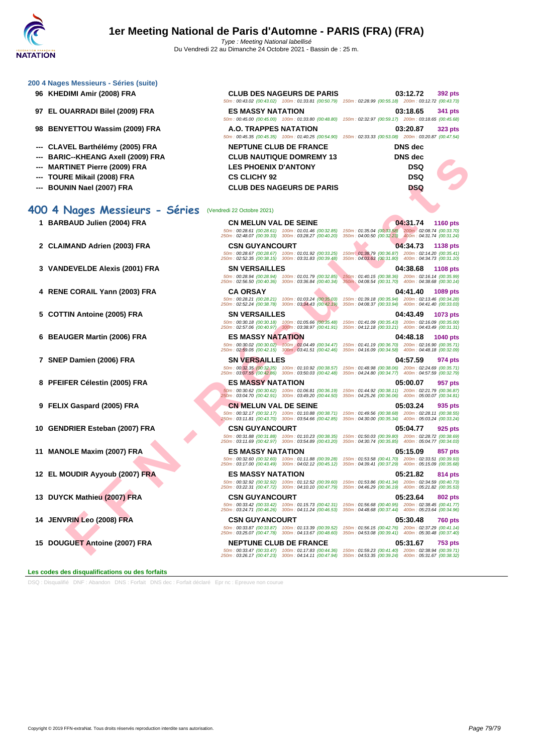### 200 4 Nages Messieurs - Séries (suite)

| | | | | |
|---|---|---|---|---|
| 96 | KHEDIMI Amir (2008) FRA | CLUB DES NAGEURS DE PARIS | 03:12.72 | 392 pts |
| | | 50m : 00:43.02 (00:43.02) 100m : 01:33.81 (00:50.79) 150m : 02:28.99 (00:55.18) 200m : 03:12.72 (00:43.73) | | |
| 97 | EL OUARRADI Bilel (2009) FRA | ES MASSY NATATION | 03:18.65 | 341 pts |
| | | 50m : 00:45.00 (00:45.00) 100m : 01:33.80 (00:48.80) 150m : 02:32.97 (00:59.17) 200m : 03:18.65 (00:45.68) | | |
| 98 | BENYETTOU Wassim (2009) FRA | A.O. TRAPPES NATATION | 03:20.87 | 323 pts |
| | | 50m : 00:45.35 (00:45.35) 100m : 01:40.25 (00:54.90) 150m : 02:33.33 (00:53.08) 200m : 03:20.87 (00:47.54) | | |
| --- | CLAVEL Barthélémy (2005) FRA | NEPTUNE CLUB DE FRANCE | DNS dec | |
| --- | BARIC--KHEANG Axell (2009) FRA | CLUB NAUTIQUE DOMREMY 13 | DNS dec | |
| --- | MARTINET Pierre (2009) FRA | LES PHOENIX D'ANTONY | DSQ | |
| --- | TOURE Mikail (2008) FRA | CS CLICHY 92 | DSQ | |
| --- | BOUNIN Nael (2007) FRA | CLUB DES NAGEURS DE PARIS | DSQ | |

## 400 4 Nages Messieurs - Séries (Vendredi 22 Octobre 2021)

| | | | | |
|---|---|---|---|---|
| 1 | BARBAUD Julien (2004) FRA | CN MELUN VAL DE SEINE | 04:31.74 | 1160 pts |
| | | 50m : 00:28.61 (00:28.61) 100m : 01:01.46 (00:32.85) 150m : 01:35.04 (00:33.58) 200m : 02:08.74 (00:33.70) 250m : 02:48.07 (00:39.33) 300m : 03:28.27 (00:40.20) 350m : 04:00.50 (00:32.23) 400m : 04:31.74 (00:31.24) | | |
| 2 | CLAIMAND Adrien (2003) FRA | CSN GUYANCOURT | 04:34.73 | 1138 pts |
| | | 50m : 00:28.67 (00:28.67) 100m : 01:01.92 (00:33.25) 150m : 01:38.79 (00:36.87) 200m : 02:14.20 (00:35.41) 250m : 02:52.35 (00:38.15) 300m : 03:31.83 (00:39.48) 350m : 04:03.63 (00:31.80) 400m : 04:34.73 (00:31.10) | | |
| 3 | VANDEVELDE Alexis (2001) FRA | SN VERSAILLES | 04:38.68 | 1108 pts |
| | | 50m : 00:28.94 (00:28.94) 100m : 01:01.79 (00:32.85) 150m : 01:40.15 (00:38.36) 200m : 02:16.14 (00:35.99) 250m : 02:56.50 (00:40.36) 300m : 03:36.84 (00:40.34) 350m : 04:08.54 (00:31.70) 400m : 04:38.68 (00:30.14) | | |
| 4 | RENE CORAIL Yann (2003) FRA | CA ORSAY | 04:41.40 | 1089 pts |
| | | 50m : 00:28.21 (00:28.21) 100m : 01:03.24 (00:35.03) 150m : 01:39.18 (00:35.94) 200m : 02:13.46 (00:34.28) 250m : 02:52.24 (00:38.78) 300m : 03:34.43 (00:42.19) 350m : 04:08.37 (00:33.94) 400m : 04:41.40 (00:33.03) | | |
| 5 | COTTIN Antoine (2005) FRA | SN VERSAILLES | 04:43.49 | 1073 pts |
| | | 50m : 00:30.18 (00:30.18) 100m : 01:05.66 (00:35.48) 150m : 01:41.09 (00:35.43) 200m : 02:16.09 (00:35.00) 250m : 02:57.06 (00:40.97) 300m : 03:38.97 (00:41.91) 350m : 04:12.18 (00:33.21) 400m : 04:43.49 (00:31.31) | | |
| 6 | BEAUGER Martin (2006) FRA | ES MASSY NATATION | 04:48.18 | 1040 pts |
| | | 50m : 00:30.02 (00:30.02) 100m : 01:04.49 (00:34.47) 150m : 01:41.19 (00:36.70) 200m : 02:16.90 (00:35.71) 250m : 02:59.05 (00:42.15) 300m : 03:41.51 (00:42.46) 350m : 04:16.09 (00:34.58) 400m : 04:48.18 (00:32.09) | | |
| 7 | SNEP Damien (2006) FRA | SN VERSAILLES | 04:57.59 | 974 pts |
| | | 50m : 00:32.35 (00:32.35) 100m : 01:10.92 (00:38.57) 150m : 01:48.98 (00:38.06) 200m : 02:24.69 (00:35.71) 250m : 03:07.55 (00:42.86) 300m : 03:50.03 (00:42.48) 350m : 04:24.80 (00:34.77) 400m : 04:57.59 (00:32.79) | | |
| 8 | PFEIFER Célestin (2005) FRA | ES MASSY NATATION | 05:00.07 | 957 pts |
| | | 50m : 00:30.62 (00:30.62) 100m : 01:06.81 (00:36.19) 150m : 01:44.92 (00:38.11) 200m : 02:21.79 (00:36.87) 250m : 03:04.70 (00:42.91) 300m : 03:49.20 (00:44.50) 350m : 04:25.26 (00:36.06) 400m : 05:00.07 (00:34.81) | | |
| 9 | FELIX Gaspard (2005) FRA | CN MELUN VAL DE SEINE | 05:03.24 | 935 pts |
| | | 50m : 00:32.17 (00:32.17) 100m : 01:10.88 (00:38.71) 150m : 01:49.56 (00:38.68) 200m : 02:28.11 (00:38.55) 250m : 03:11.81 (00:43.70) 300m : 03:54.66 (00:42.85) 350m : 04:30.00 (00:35.34) 400m : 05:03.24 (00:33.24) | | |
| 10 | GENDRIER Esteban (2007) FRA | CSN GUYANCOURT | 05:04.77 | 925 pts |
| | | 50m : 00:31.88 (00:31.88) 100m : 01:10.23 (00:38.35) 150m : 01:50.03 (00:39.80) 200m : 02:28.72 (00:38.69) 250m : 03:11.69 (00:42.97) 300m : 03:54.89 (00:43.20) 350m : 04:30.74 (00:35.85) 400m : 05:04.77 (00:34.03) | | |
| 11 | MANOLE Maxim (2007) FRA | ES MASSY NATATION | 05:15.09 | 857 pts |
| | | 50m : 00:32.60 (00:32.60) 100m : 01:11.88 (00:39.28) 150m : 01:53.58 (00:41.70) 200m : 02:33.51 (00:39.93) 250m : 03:17.00 (00:43.49) 300m : 04:02.12 (00:45.12) 350m : 04:39.41 (00:37.29) 400m : 05:15.09 (00:35.68) | | |
| 12 | EL MOUDIR Ayyoub (2007) FRA | ES MASSY NATATION | 05:21.82 | 814 pts |
| | | 50m : 00:32.92 (00:32.92) 100m : 01:12.52 (00:39.60) 150m : 01:53.86 (00:41.34) 200m : 02:34.59 (00:40.73) 250m : 03:22.31 (00:47.72) 300m : 04:10.10 (00:47.79) 350m : 04:46.29 (00:36.19) 400m : 05:21.82 (00:35.53) | | |
| 13 | DUYCK Mathieu (2007) FRA | CSN GUYANCOURT | 05:23.64 | 802 pts |
| | | 50m : 00:33.42 (00:33.42) 100m : 01:15.73 (00:42.31) 150m : 01:56.68 (00:40.95) 200m : 02:38.45 (00:41.77) 250m : 03:24.71 (00:46.26) 300m : 04:11.24 (00:46.53) 350m : 04:48.68 (00:37.44) 400m : 05:23.64 (00:34.96) | | |
| 14 | JENVRIN Leo (2008) FRA | CSN GUYANCOURT | 05:30.48 | 760 pts |
| | | 50m : 00:33.87 (00:33.87) 100m : 01:13.39 (00:39.52) 150m : 01:56.15 (00:42.76) 200m : 02:37.29 (00:41.14) 250m : 03:25.07 (00:47.78) 300m : 04:13.67 (00:48.60) 350m : 04:53.08 (00:39.41) 400m : 05:30.48 (00:37.40) | | |
| 15 | DOUGUET Antoine (2007) FRA | NEPTUNE CLUB DE FRANCE | 05:31.67 | 753 pts |
| | | 50m : 00:33.47 (00:33.47) 100m : 01:17.83 (00:44.36) 150m : 01:59.23 (00:41.40) 200m : 02:38.94 (00:39.71) 250m : 03:26.17 (00:47.23) 300m : 04:14.11 (00:47.94) 350m : 04:53.35 (00:39.24) 400m : 05:31.67 (00:38.32) | | |

**Les codes des disqualifications ou des forfaits**

DSQ : Disqualifié DNF : Abandon DNS : Forfait DNS dec : Forfait déclaré Epr nc : Epreuve non courue